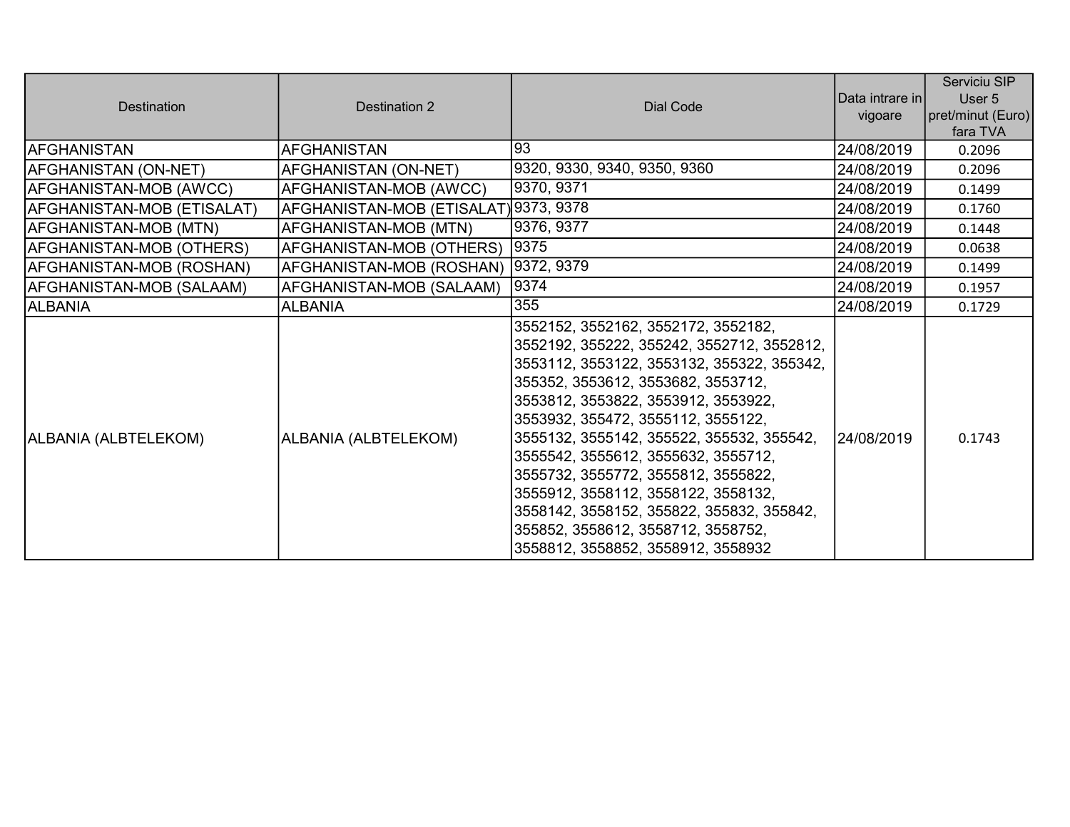| Destination | Destination 2 | Dial Code | Data intrare in vigoare | Serviciu SIP User 5 pret/minut (Euro) fara TVA |
|---|---|---|---|---|
| AFGHANISTAN | AFGHANISTAN | 93 | 24/08/2019 | 0.2096 |
| AFGHANISTAN (ON-NET) | AFGHANISTAN (ON-NET) | 9320, 9330, 9340, 9350, 9360 | 24/08/2019 | 0.2096 |
| AFGHANISTAN-MOB (AWCC) | AFGHANISTAN-MOB (AWCC) | 9370, 9371 | 24/08/2019 | 0.1499 |
| AFGHANISTAN-MOB (ETISALAT) | AFGHANISTAN-MOB (ETISALAT) | 9373, 9378 | 24/08/2019 | 0.1760 |
| AFGHANISTAN-MOB (MTN) | AFGHANISTAN-MOB (MTN) | 9376, 9377 | 24/08/2019 | 0.1448 |
| AFGHANISTAN-MOB (OTHERS) | AFGHANISTAN-MOB (OTHERS) | 9375 | 24/08/2019 | 0.0638 |
| AFGHANISTAN-MOB (ROSHAN) | AFGHANISTAN-MOB (ROSHAN) | 9372, 9379 | 24/08/2019 | 0.1499 |
| AFGHANISTAN-MOB (SALAAM) | AFGHANISTAN-MOB (SALAAM) | 9374 | 24/08/2019 | 0.1957 |
| ALBANIA | ALBANIA | 355 | 24/08/2019 | 0.1729 |
| ALBANIA (ALBTELEKOM) | ALBANIA (ALBTELEKOM) | 3552152, 3552162, 3552172, 3552182, 3552192, 355222, 355242, 3552712, 3552812, 3553112, 3553122, 3553132, 355322, 355342, 355352, 3553612, 3553682, 3553712, 3553812, 3553822, 3553912, 3553922, 3553932, 355472, 3555112, 3555122, 3555132, 3555142, 355522, 355532, 355542, 3555542, 3555612, 3555632, 3555712, 3555732, 3555772, 3555812, 3555822, 3555912, 3558112, 3558122, 3558132, 3558142, 3558152, 355822, 355832, 355842, 355852, 3558612, 3558712, 3558752, 3558812, 3558852, 3558912, 3558932 | 24/08/2019 | 0.1743 |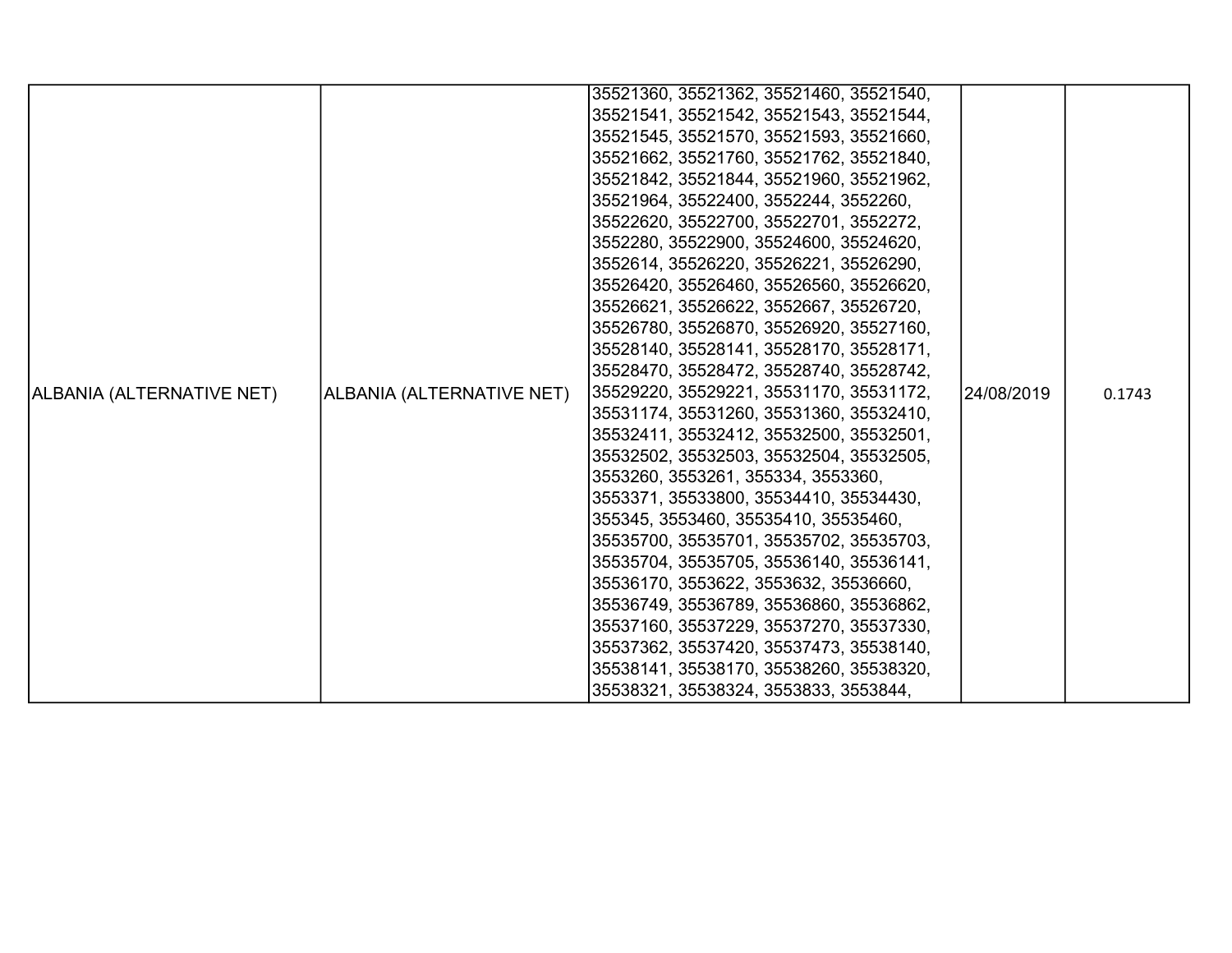| | | | | |
|---|---|---|---|---|
| ALBANIA (ALTERNATIVE NET) | ALBANIA (ALTERNATIVE NET) | 35521360, 35521362, 35521460, 35521540, 35521541, 35521542, 35521543, 35521544, 35521545, 35521570, 35521593, 35521660, 35521662, 35521760, 35521762, 35521840, 35521842, 35521844, 35521960, 35521962, 35521964, 35522400, 3552244, 3552260, 35522620, 35522700, 35522701, 3552272, 3552280, 35522900, 35524600, 35524620, 3552614, 35526220, 35526221, 35526290, 35526420, 35526460, 35526560, 35526620, 35526621, 35526622, 3552667, 35526720, 35526780, 35526870, 35526920, 35527160, 35528140, 35528141, 35528170, 35528171, 35528470, 35528472, 35528740, 35528742, 35529220, 35529221, 35531170, 35531172, 35531174, 35531260, 35531360, 35532410, 35532411, 35532412, 35532500, 35532501, 35532502, 35532503, 35532504, 35532505, 3553260, 3553261, 355334, 3553360, 3553371, 35533800, 35534410, 35534430, 355345, 3553460, 35535410, 35535460, 35535700, 35535701, 35535702, 35535703, 35535704, 35535705, 35536140, 35536141, 35536170, 3553622, 3553632, 35536660, 35536749, 35536789, 35536860, 35536862, 35537160, 35537229, 35537270, 35537330, 35537362, 35537420, 35537473, 35538140, 35538141, 35538170, 35538260, 35538320, 35538321, 35538324, 3553833, 3553844, | 24/08/2019 | 0.1743 |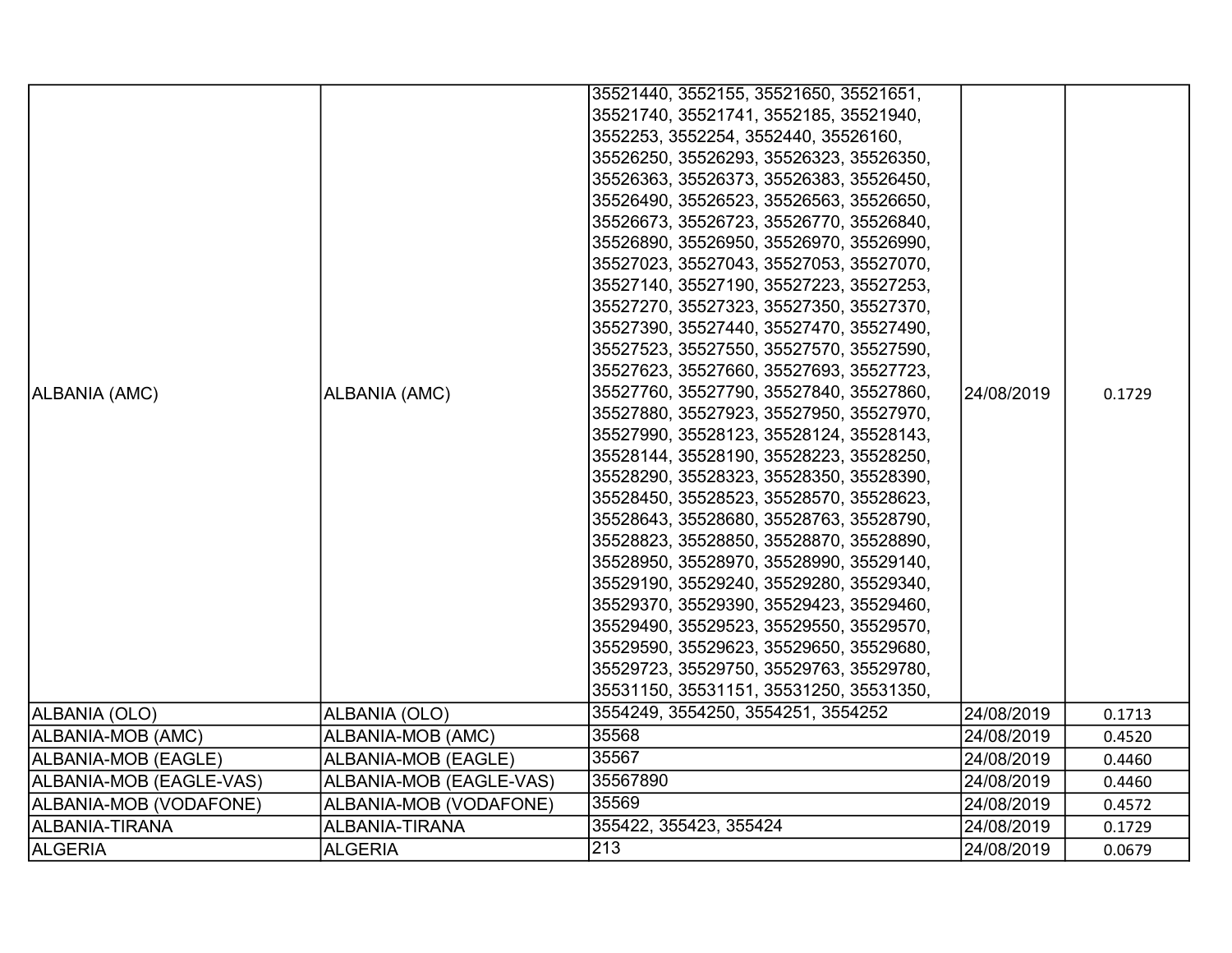| | | | | |
|---|---|---|---|---|
| ALBANIA (AMC) | ALBANIA (AMC) | 35521440, 3552155, 35521650, 35521651, 35521740, 35521741, 3552185, 35521940, 3552253, 3552254, 3552440, 35526160, 35526250, 35526293, 35526323, 35526350, 35526363, 35526373, 35526383, 35526450, 35526490, 35526523, 35526563, 35526650, 35526673, 35526723, 35526770, 35526840, 35526890, 35526950, 35526970, 35526990, 35527023, 35527043, 35527053, 35527070, 35527140, 35527190, 35527223, 35527253, 35527270, 35527323, 35527350, 35527370, 35527390, 35527440, 35527470, 35527490, 35527523, 35527550, 35527570, 35527590, 35527623, 35527660, 35527693, 35527723, 35527760, 35527790, 35527840, 35527860, 35527880, 35527923, 35527950, 35527970, 35527990, 35528123, 35528124, 35528143, 35528144, 35528190, 35528223, 35528250, 35528290, 35528323, 35528350, 35528390, 35528450, 35528523, 35528570, 35528623, 35528643, 35528680, 35528763, 35528790, 35528823, 35528850, 35528870, 35528890, 35528950, 35528970, 35528990, 35529140, 35529190, 35529240, 35529280, 35529340, 35529370, 35529390, 35529423, 35529460, 35529490, 35529523, 35529550, 35529570, 35529590, 35529623, 35529650, 35529680, 35529723, 35529750, 35529763, 35529780, 35531150, 35531151, 35531250, 35531350, | 24/08/2019 | 0.1729 |
| ALBANIA (OLO) | ALBANIA (OLO) | 3554249, 3554250, 3554251, 3554252 | 24/08/2019 | 0.1713 |
| ALBANIA-MOB (AMC) | ALBANIA-MOB (AMC) | 35568 | 24/08/2019 | 0.4520 |
| ALBANIA-MOB (EAGLE) | ALBANIA-MOB (EAGLE) | 35567 | 24/08/2019 | 0.4460 |
| ALBANIA-MOB (EAGLE-VAS) | ALBANIA-MOB (EAGLE-VAS) | 35567890 | 24/08/2019 | 0.4460 |
| ALBANIA-MOB (VODAFONE) | ALBANIA-MOB (VODAFONE) | 35569 | 24/08/2019 | 0.4572 |
| ALBANIA-TIRANA | ALBANIA-TIRANA | 355422, 355423, 355424 | 24/08/2019 | 0.1729 |
| ALGERIA | ALGERIA | 213 | 24/08/2019 | 0.0679 |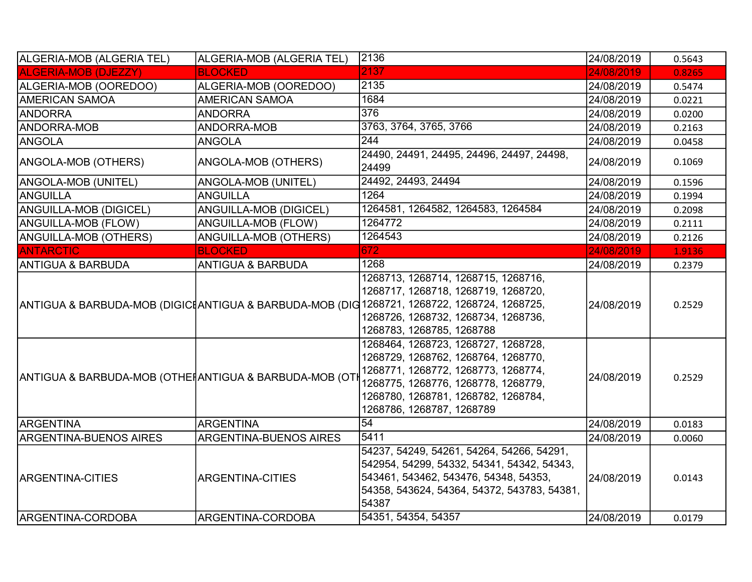| | | | | |
|---|---|---|---|---|
| ALGERIA-MOB (ALGERIA TEL) | ALGERIA-MOB (ALGERIA TEL) | 2136 | 24/08/2019 | 0.5643 |
| ALGERIA-MOB (DJEZZY) | BLOCKED | 2137 | 24/08/2019 | 0.8265 |
| ALGERIA-MOB (OOREDOO) | ALGERIA-MOB (OOREDOO) | 2135 | 24/08/2019 | 0.5474 |
| AMERICAN SAMOA | AMERICAN SAMOA | 1684 | 24/08/2019 | 0.0221 |
| ANDORRA | ANDORRA | 376 | 24/08/2019 | 0.0200 |
| ANDORRA-MOB | ANDORRA-MOB | 3763, 3764, 3765, 3766 | 24/08/2019 | 0.2163 |
| ANGOLA | ANGOLA | 244 | 24/08/2019 | 0.0458 |
| ANGOLA-MOB (OTHERS) | ANGOLA-MOB (OTHERS) | 24490, 24491, 24495, 24496, 24497, 24498, 24499 | 24/08/2019 | 0.1069 |
| ANGOLA-MOB (UNITEL) | ANGOLA-MOB (UNITEL) | 24492, 24493, 24494 | 24/08/2019 | 0.1596 |
| ANGUILLA | ANGUILLA | 1264 | 24/08/2019 | 0.1994 |
| ANGUILLA-MOB (DIGICEL) | ANGUILLA-MOB (DIGICEL) | 1264581, 1264582, 1264583, 1264584 | 24/08/2019 | 0.2098 |
| ANGUILLA-MOB (FLOW) | ANGUILLA-MOB (FLOW) | 1264772 | 24/08/2019 | 0.2111 |
| ANGUILLA-MOB (OTHERS) | ANGUILLA-MOB (OTHERS) | 1264543 | 24/08/2019 | 0.2126 |
| ANTARCTIC | BLOCKED | 672 | 24/08/2019 | 1.9136 |
| ANTIGUA & BARBUDA | ANTIGUA & BARBUDA | 1268 | 24/08/2019 | 0.2379 |
| ANTIGUA & BARBUDA-MOB (DIGICE | ANTIGUA & BARBUDA-MOB (DIG | 1268713, 1268714, 1268715, 1268716, 1268717, 1268718, 1268719, 1268720, 1268721, 1268722, 1268724, 1268725, 1268726, 1268732, 1268734, 1268736, 1268783, 1268785, 1268788 | 24/08/2019 | 0.2529 |
| ANTIGUA & BARBUDA-MOB (OTHE | ANTIGUA & BARBUDA-MOB (OTH | 1268464, 1268723, 1268727, 1268728, 1268729, 1268762, 1268764, 1268770, 1268771, 1268772, 1268773, 1268774, 1268775, 1268776, 1268778, 1268779, 1268780, 1268781, 1268782, 1268784, 1268786, 1268787, 1268789 | 24/08/2019 | 0.2529 |
| ARGENTINA | ARGENTINA | 54 | 24/08/2019 | 0.0183 |
| ARGENTINA-BUENOS AIRES | ARGENTINA-BUENOS AIRES | 5411 | 24/08/2019 | 0.0060 |
| ARGENTINA-CITIES | ARGENTINA-CITIES | 54237, 54249, 54261, 54264, 54266, 54291, 542954, 54299, 54332, 54341, 54342, 54343, 543461, 543462, 543476, 54348, 54353, 54358, 543624, 54364, 54372, 543783, 54381, 54387 | 24/08/2019 | 0.0143 |
| ARGENTINA-CORDOBA | ARGENTINA-CORDOBA | 54351, 54354, 54357 | 24/08/2019 | 0.0179 |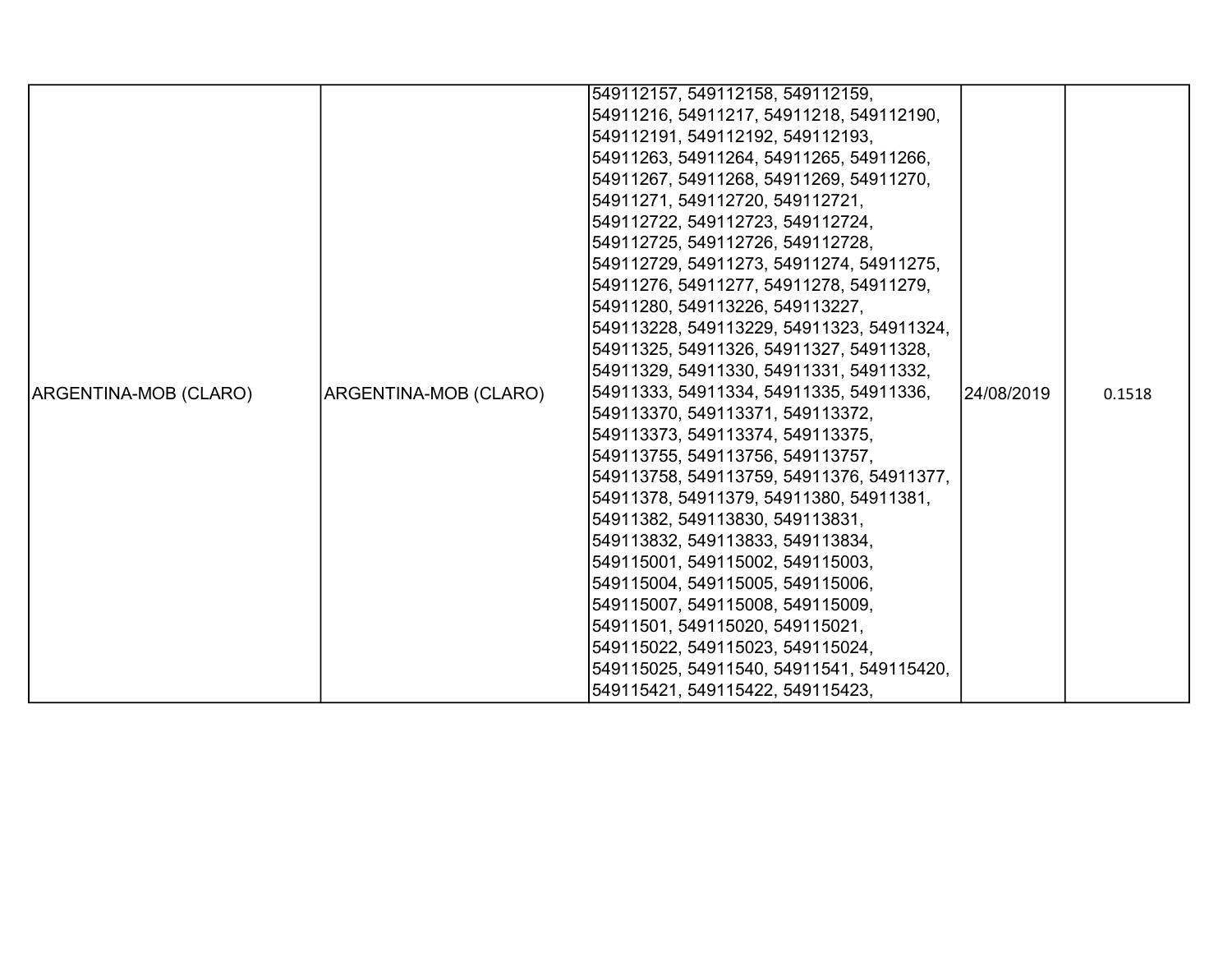| | | | | |
|---|---|---|---|---|
| ARGENTINA-MOB (CLARO) | ARGENTINA-MOB (CLARO) | 549112157, 549112158, 549112159, 54911216, 54911217, 54911218, 549112190, 549112191, 549112192, 549112193, 54911263, 54911264, 54911265, 54911266, 54911267, 54911268, 54911269, 54911270, 54911271, 549112720, 549112721, 549112722, 549112723, 549112724, 549112725, 549112726, 549112728, 549112729, 54911273, 54911274, 54911275, 54911276, 54911277, 54911278, 54911279, 54911280, 549113226, 549113227, 549113228, 549113229, 54911323, 54911324, 54911325, 54911326, 54911327, 54911328, 54911329, 54911330, 54911331, 54911332, 54911333, 54911334, 54911335, 54911336, 549113370, 549113371, 549113372, 549113373, 549113374, 549113375, 549113755, 549113756, 549113757, 549113758, 549113759, 54911376, 54911377, 54911378, 54911379, 54911380, 54911381, 54911382, 549113830, 549113831, 549113832, 549113833, 549113834, 549115001, 549115002, 549115003, 549115004, 549115005, 549115006, 549115007, 549115008, 549115009, 54911501, 549115020, 549115021, 549115022, 549115023, 549115024, 549115025, 54911540, 54911541, 549115420, 549115421, 549115422, 549115423, | 24/08/2019 | 0.1518 |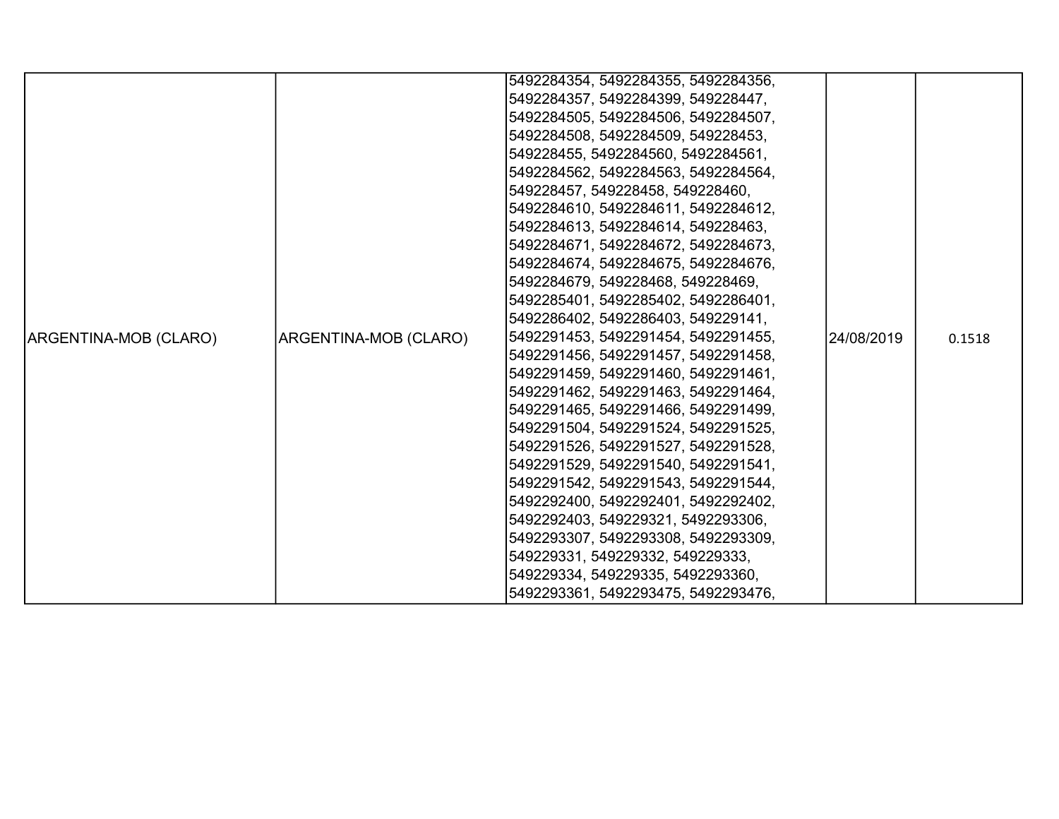| ARGENTINA-MOB (CLARO) | ARGENTINA-MOB (CLARO) | 5492284354, 5492284355, 5492284356, 5492284357, 5492284399, 549228447, 5492284505, 5492284506, 5492284507, 5492284508, 5492284509, 549228453, 549228455, 5492284560, 5492284561, 5492284562, 5492284563, 5492284564, 549228457, 549228458, 549228460, 5492284610, 5492284611, 5492284612, 5492284613, 5492284614, 549228463, 5492284671, 5492284672, 5492284673, 5492284674, 5492284675, 5492284676, 5492284679, 549228468, 549228469, 5492285401, 5492285402, 5492286401, 5492286402, 5492286403, 549229141, 5492291453, 5492291454, 5492291455, 5492291456, 5492291457, 5492291458, 5492291459, 5492291460, 5492291461, 5492291462, 5492291463, 5492291464, 5492291465, 5492291466, 5492291499, 5492291504, 5492291524, 5492291525, 5492291526, 5492291527, 5492291528, 5492291529, 5492291540, 5492291541, 5492291542, 5492291543, 5492291544, 5492292400, 5492292401, 5492292402, 5492292403, 549229321, 5492293306, 5492293307, 5492293308, 5492293309, 549229331, 549229332, 549229333, 549229334, 549229335, 5492293360, 5492293361, 5492293475, 5492293476, | 24/08/2019 | 0.1518 |
|---|---|---|---|---|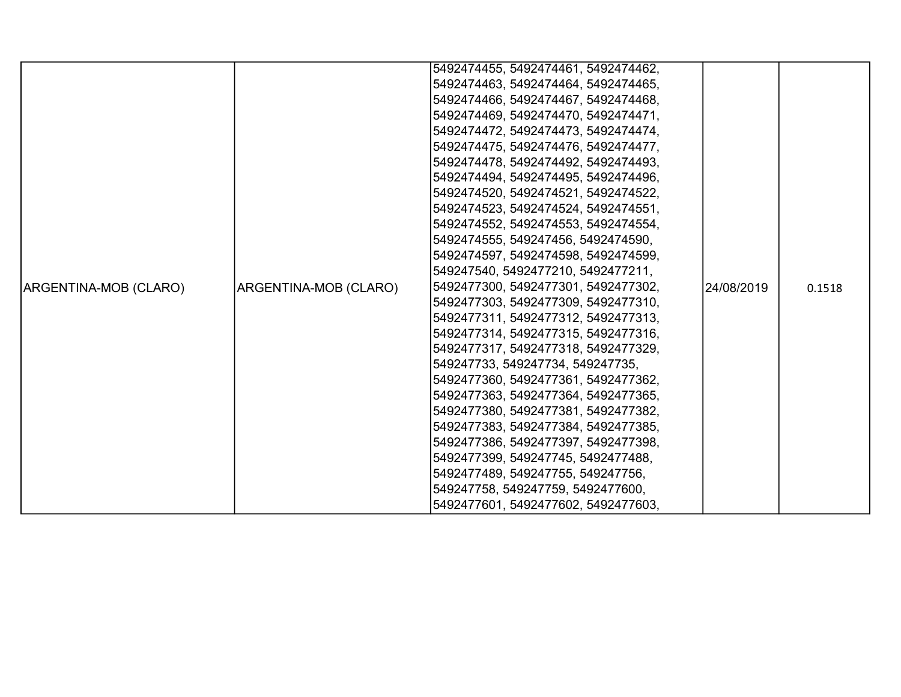| ARGENTINA-MOB (CLARO) | ARGENTINA-MOB (CLARO) | 5492474455, 5492474461, 5492474462, 5492474463, 5492474464, 5492474465, 5492474466, 5492474467, 5492474468, 5492474469, 5492474470, 5492474471, 5492474472, 5492474473, 5492474474, 5492474475, 5492474476, 5492474477, 5492474478, 5492474492, 5492474493, 5492474494, 5492474495, 5492474496, 5492474520, 5492474521, 5492474522, 5492474523, 5492474524, 5492474551, 5492474552, 5492474553, 5492474554, 5492474555, 549247456, 5492474590, 5492474597, 5492474598, 5492474599, 549247540, 5492477210, 5492477211, 5492477300, 5492477301, 5492477302, 5492477303, 5492477309, 5492477310, 5492477311, 5492477312, 5492477313, 5492477314, 5492477315, 5492477316, 5492477317, 5492477318, 5492477329, 549247733, 549247734, 549247735, 5492477360, 5492477361, 5492477362, 5492477363, 5492477364, 5492477365, 5492477380, 5492477381, 5492477382, 5492477383, 5492477384, 5492477385, 5492477386, 5492477397, 5492477398, 5492477399, 549247745, 5492477488, 5492477489, 549247755, 549247756, 549247758, 549247759, 5492477600, 5492477601, 5492477602, 5492477603, | 24/08/2019 | 0.1518 |
|---|---|---|---|---|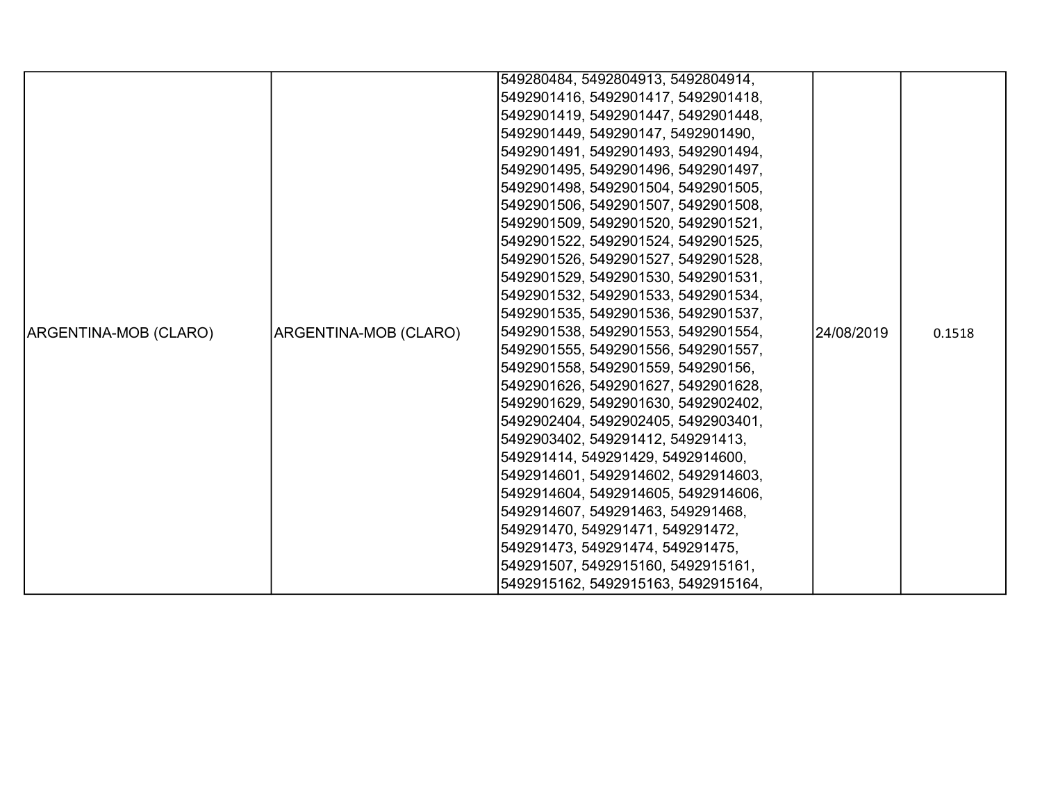| | | | | |
|---|---|---|---|---|
| ARGENTINA-MOB (CLARO) | ARGENTINA-MOB (CLARO) | 549280484, 5492804913, 5492804914, 5492901416, 5492901417, 5492901418, 5492901419, 5492901447, 5492901448, 5492901449, 549290147, 5492901490, 5492901491, 5492901493, 5492901494, 5492901495, 5492901496, 5492901497, 5492901498, 5492901504, 5492901505, 5492901506, 5492901507, 5492901508, 5492901509, 5492901520, 5492901521, 5492901522, 5492901524, 5492901525, 5492901526, 5492901527, 5492901528, 5492901529, 5492901530, 5492901531, 5492901532, 5492901533, 5492901534, 5492901535, 5492901536, 5492901537, 5492901538, 5492901553, 5492901554, 5492901555, 5492901556, 5492901557, 5492901558, 5492901559, 549290156, 5492901626, 5492901627, 5492901628, 5492901629, 5492901630, 5492902402, 5492902404, 5492902405, 5492903401, 5492903402, 549291412, 549291413, 549291414, 549291429, 5492914600, 5492914601, 5492914602, 5492914603, 5492914604, 5492914605, 5492914606, 5492914607, 549291463, 549291468, 549291470, 549291471, 549291472, 549291473, 549291474, 549291475, 549291507, 5492915160, 5492915161, 5492915162, 5492915163, 5492915164, | 24/08/2019 | 0.1518 |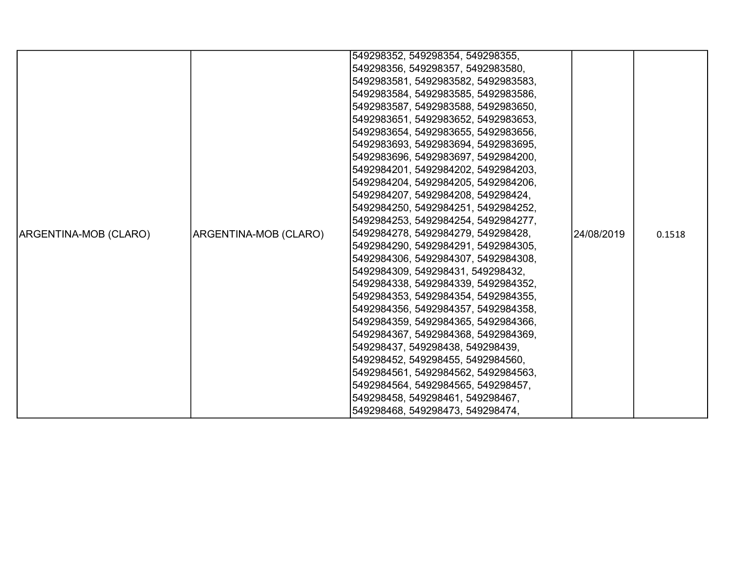| ARGENTINA-MOB (CLARO) | ARGENTINA-MOB (CLARO) | 549298352, 549298354, 549298355, 549298356, 549298357, 5492983580, 5492983581, 5492983582, 5492983583, 5492983584, 5492983585, 5492983586, 5492983587, 5492983588, 5492983650, 5492983651, 5492983652, 5492983653, 5492983654, 5492983655, 5492983656, 5492983693, 5492983694, 5492983695, 5492983696, 5492983697, 5492984200, 5492984201, 5492984202, 5492984203, 5492984204, 5492984205, 5492984206, 5492984207, 5492984208, 549298424, 5492984250, 5492984251, 5492984252, 5492984253, 5492984254, 5492984277, 5492984278, 5492984279, 549298428, 5492984290, 5492984291, 5492984305, 5492984306, 5492984307, 5492984308, 5492984309, 549298431, 549298432, 5492984338, 5492984339, 5492984352, 5492984353, 5492984354, 5492984355, 5492984356, 5492984357, 5492984358, 5492984359, 5492984365, 5492984366, 5492984367, 5492984368, 5492984369, 549298437, 549298438, 549298439, 549298452, 549298455, 5492984560, 5492984561, 5492984562, 5492984563, 5492984564, 5492984565, 549298457, 549298458, 549298461, 549298467, 549298468, 549298473, 549298474, | 24/08/2019 | 0.1518 |
|---|---|---|---|---|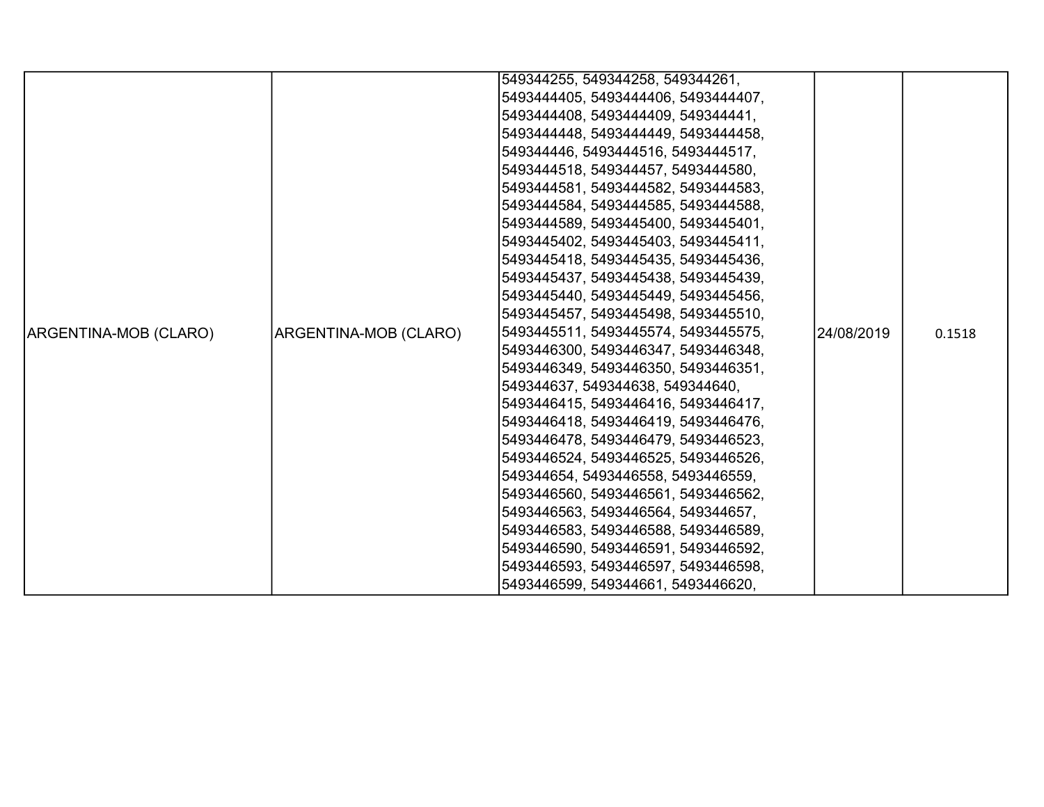| ARGENTINA-MOB (CLARO) | ARGENTINA-MOB (CLARO) | 549344255, 549344258, 549344261, 5493444405, 5493444406, 5493444407, 5493444408, 5493444409, 549344441, 5493444448, 5493444449, 5493444458, 549344446, 5493444516, 5493444517, 5493444518, 549344457, 5493444580, 5493444581, 5493444582, 5493444583, 5493444584, 5493444585, 5493444588, 5493444589, 5493445400, 5493445401, 5493445402, 5493445403, 5493445411, 5493445418, 5493445435, 5493445436, 5493445437, 5493445438, 5493445439, 5493445440, 5493445449, 5493445456, 5493445457, 5493445498, 5493445510, 5493445511, 5493445574, 5493445575, 5493446300, 5493446347, 5493446348, 5493446349, 5493446350, 5493446351, 549344637, 549344638, 549344640, 5493446415, 5493446416, 5493446417, 5493446418, 5493446419, 5493446476, 5493446478, 5493446479, 5493446523, 5493446524, 5493446525, 5493446526, 549344654, 5493446558, 5493446559, 5493446560, 5493446561, 5493446562, 5493446563, 5493446564, 549344657, 5493446583, 5493446588, 5493446589, 5493446590, 5493446591, 5493446592, 5493446593, 5493446597, 5493446598, 5493446599, 549344661, 5493446620, | 24/08/2019 | 0.1518 |
|---|---|---|---|---|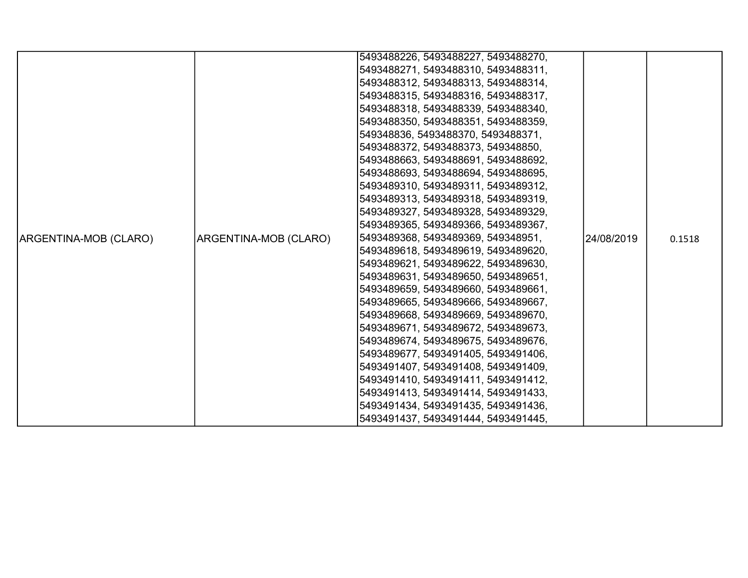| ARGENTINA-MOB (CLARO) | ARGENTINA-MOB (CLARO) | 5493488226, 5493488227, 5493488270, 5493488271, 5493488310, 5493488311, 5493488312, 5493488313, 5493488314, 5493488315, 5493488316, 5493488317, 5493488318, 5493488339, 5493488340, 5493488350, 5493488351, 5493488359, 549348836, 5493488370, 5493488371, 5493488372, 5493488373, 549348850, 5493488663, 5493488691, 5493488692, 5493488693, 5493488694, 5493488695, 5493489310, 5493489311, 5493489312, 5493489313, 5493489318, 5493489319, 5493489327, 5493489328, 5493489329, 5493489365, 5493489366, 5493489367, 5493489368, 5493489369, 549348951, 5493489618, 5493489619, 5493489620, 5493489621, 5493489622, 5493489630, 5493489631, 5493489650, 5493489651, 5493489659, 5493489660, 5493489661, 5493489665, 5493489666, 5493489667, 5493489668, 5493489669, 5493489670, 5493489671, 5493489672, 5493489673, 5493489674, 5493489675, 5493489676, 5493489677, 5493491405, 5493491406, 5493491407, 5493491408, 5493491409, 5493491410, 5493491411, 5493491412, 5493491413, 5493491414, 5493491433, 5493491434, 5493491435, 5493491436, 5493491437, 5493491444, 5493491445, | 24/08/2019 | 0.1518 |
|---|---|---|---|---|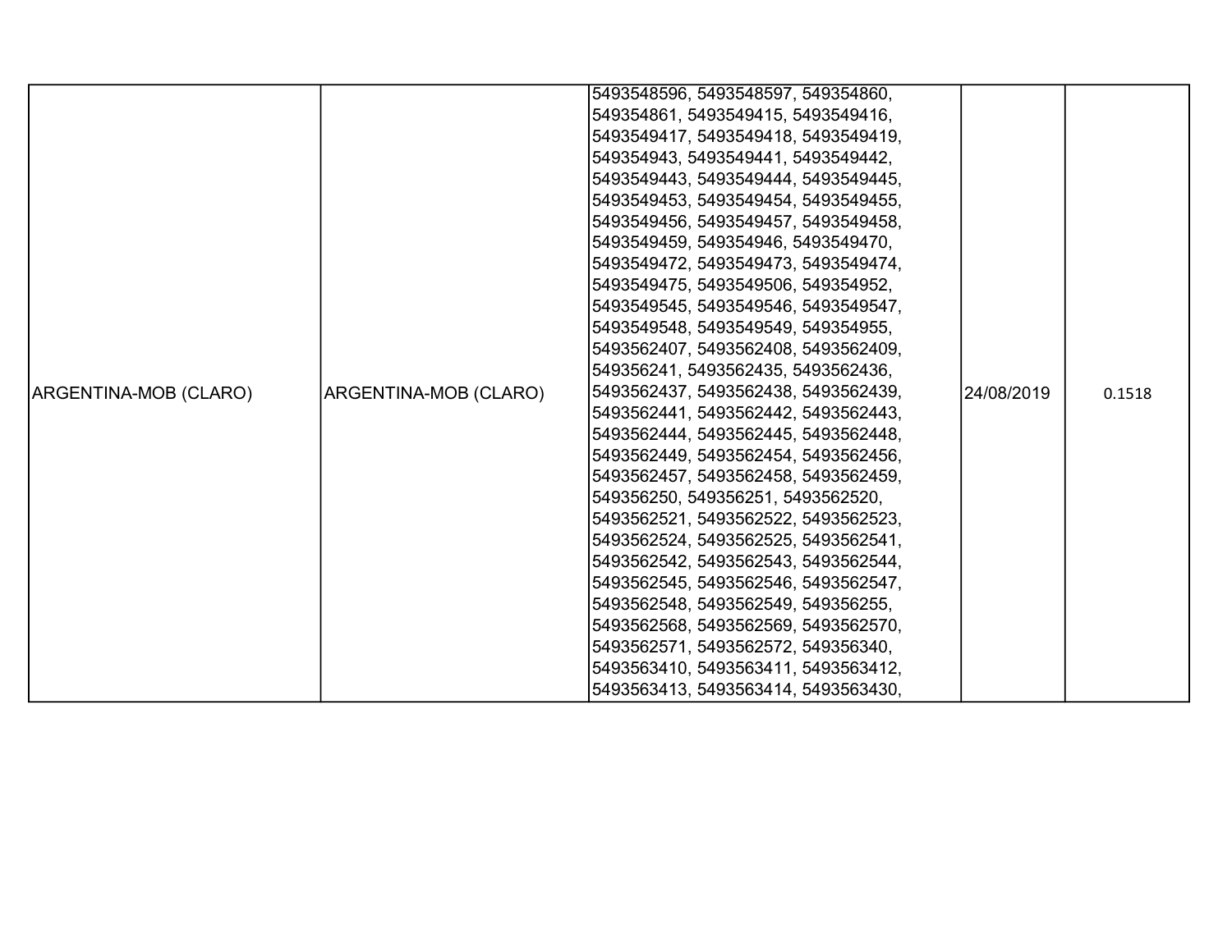| | | | | |
|---|---|---|---|---|
| ARGENTINA-MOB (CLARO) | ARGENTINA-MOB (CLARO) | 5493548596, 5493548597, 549354860, 549354861, 5493549415, 5493549416, 5493549417, 5493549418, 5493549419, 549354943, 5493549441, 5493549442, 5493549443, 5493549444, 5493549445, 5493549453, 5493549454, 5493549455, 5493549456, 5493549457, 5493549458, 5493549459, 549354946, 5493549470, 5493549472, 5493549473, 5493549474, 5493549475, 5493549506, 549354952, 5493549545, 5493549546, 5493549547, 5493549548, 5493549549, 549354955, 5493562407, 5493562408, 5493562409, 549356241, 5493562435, 5493562436, 5493562437, 5493562438, 5493562439, 5493562441, 5493562442, 5493562443, 5493562444, 5493562445, 5493562448, 5493562449, 5493562454, 5493562456, 5493562457, 5493562458, 5493562459, 549356250, 549356251, 5493562520, 5493562521, 5493562522, 5493562523, 5493562524, 5493562525, 5493562541, 5493562542, 5493562543, 5493562544, 5493562545, 5493562546, 5493562547, 5493562548, 5493562549, 549356255, 5493562568, 5493562569, 5493562570, 5493562571, 5493562572, 549356340, 5493563410, 5493563411, 5493563412, 5493563413, 5493563414, 5493563430, | 24/08/2019 | 0.1518 |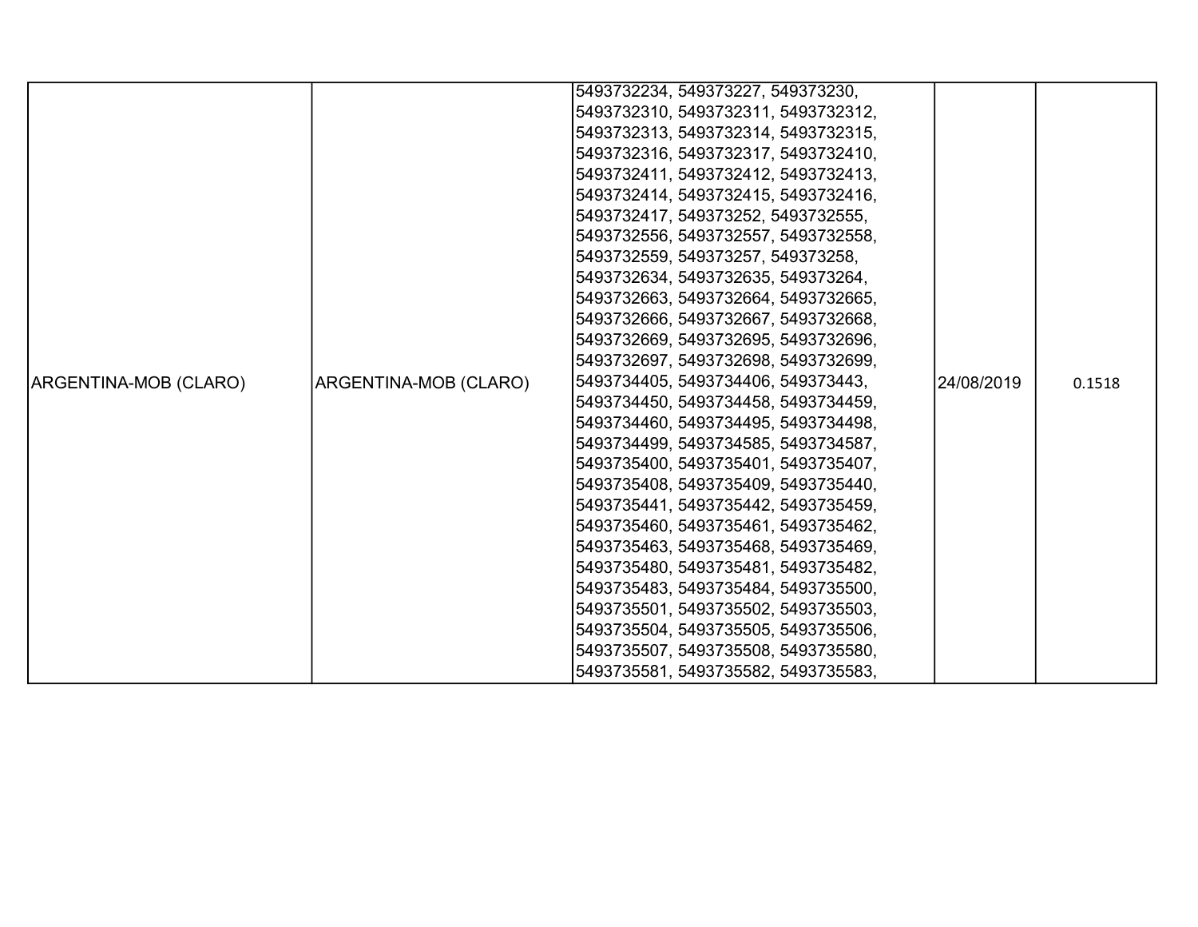| ARGENTINA-MOB (CLARO) | ARGENTINA-MOB (CLARO) | 5493732234, 549373227, 549373230, 5493732310, 5493732311, 5493732312, 5493732313, 5493732314, 5493732315, 5493732316, 5493732317, 5493732410, 5493732411, 5493732412, 5493732413, 5493732414, 5493732415, 5493732416, 5493732417, 549373252, 5493732555, 5493732556, 5493732557, 5493732558, 5493732559, 549373257, 549373258, 5493732634, 5493732635, 549373264, 5493732663, 5493732664, 5493732665, 5493732666, 5493732667, 5493732668, 5493732669, 5493732695, 5493732696, 5493732697, 5493732698, 5493732699, 5493734405, 5493734406, 549373443, 5493734450, 5493734458, 5493734459, 5493734460, 5493734495, 5493734498, 5493734499, 5493734585, 5493734587, 5493735400, 5493735401, 5493735407, 5493735408, 5493735409, 5493735440, 5493735441, 5493735442, 5493735459, 5493735460, 5493735461, 5493735462, 5493735463, 5493735468, 5493735469, 5493735480, 5493735481, 5493735482, 5493735483, 5493735484, 5493735500, 5493735501, 5493735502, 5493735503, 5493735504, 5493735505, 5493735506, 5493735507, 5493735508, 5493735580, 5493735581, 5493735582, 5493735583, | 24/08/2019 | 0.1518 |
|---|---|---|---|---|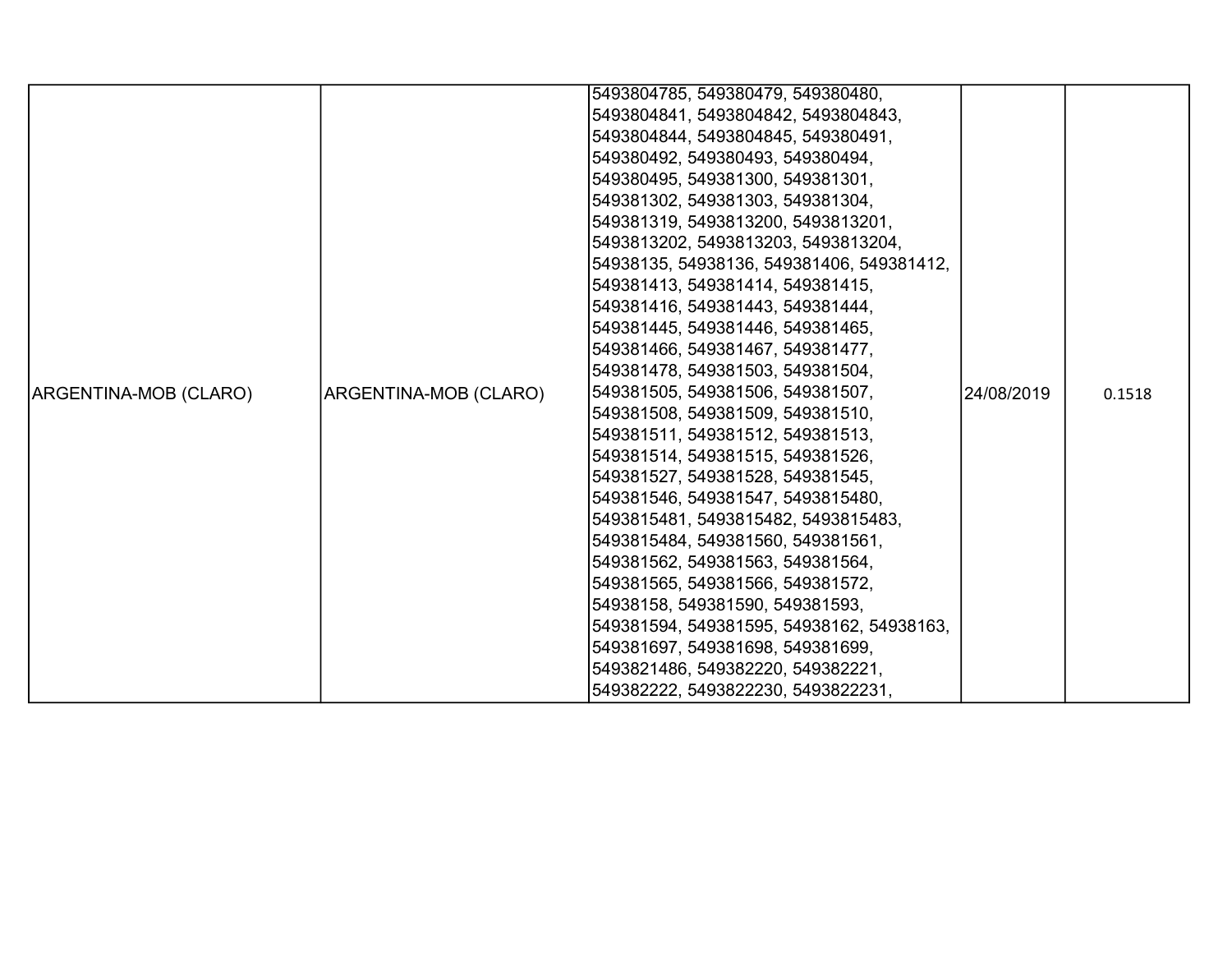| ARGENTINA-MOB (CLARO) | ARGENTINA-MOB (CLARO) | 5493804785, 549380479, 549380480, 5493804841, 5493804842, 5493804843, 5493804844, 5493804845, 549380491, 549380492, 549380493, 549380494, 549380495, 549381300, 549381301, 549381302, 549381303, 549381304, 549381319, 5493813200, 5493813201, 5493813202, 5493813203, 5493813204, 54938135, 54938136, 549381406, 549381412, 549381413, 549381414, 549381415, 549381416, 549381443, 549381444, 549381445, 549381446, 549381465, 549381466, 549381467, 549381477, 549381478, 549381503, 549381504, 549381505, 549381506, 549381507, 549381508, 549381509, 549381510, 549381511, 549381512, 549381513, 549381514, 549381515, 549381526, 549381527, 549381528, 549381545, 549381546, 549381547, 5493815480, 5493815481, 5493815482, 5493815483, 5493815484, 549381560, 549381561, 549381562, 549381563, 549381564, 549381565, 549381566, 549381572, 54938158, 549381590, 549381593, 549381594, 549381595, 54938162, 54938163, 549381697, 549381698, 549381699, 5493821486, 549382220, 549382221, 549382222, 5493822230, 5493822231, | 24/08/2019 | 0.1518 |
|---|---|---|---|---|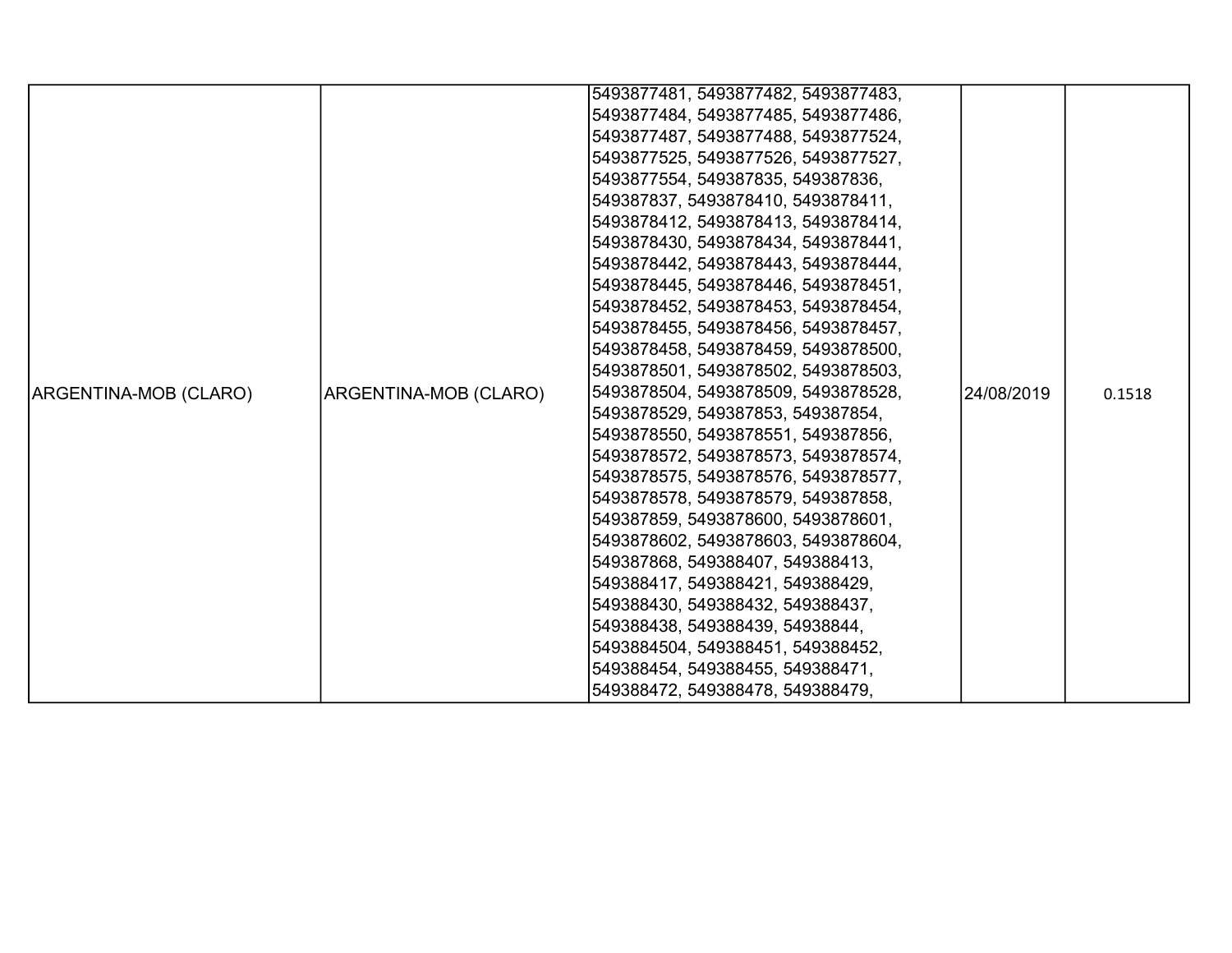| ARGENTINA-MOB (CLARO) | ARGENTINA-MOB (CLARO) | 5493877481, 5493877482, 5493877483, 5493877484, 5493877485, 5493877486, 5493877487, 5493877488, 5493877524, 5493877525, 5493877526, 5493877527, 5493877554, 549387835, 549387836, 549387837, 5493878410, 5493878411, 5493878412, 5493878413, 5493878414, 5493878430, 5493878434, 5493878441, 5493878442, 5493878443, 5493878444, 5493878445, 5493878446, 5493878451, 5493878452, 5493878453, 5493878454, 5493878455, 5493878456, 5493878457, 5493878458, 5493878459, 5493878500, 5493878501, 5493878502, 5493878503, 5493878504, 5493878509, 5493878528, 5493878529, 549387853, 549387854, 5493878550, 5493878551, 549387856, 5493878572, 5493878573, 5493878574, 5493878575, 5493878576, 5493878577, 5493878578, 5493878579, 549387858, 549387859, 5493878600, 5493878601, 5493878602, 5493878603, 5493878604, 549387868, 549388407, 549388413, 549388417, 549388421, 549388429, 549388430, 549388432, 549388437, 549388438, 549388439, 54938844, 5493884504, 549388451, 549388452, 549388454, 549388455, 549388471, 549388472, 549388478, 549388479, | 24/08/2019 | 0.1518 |
|---|---|---|---|---|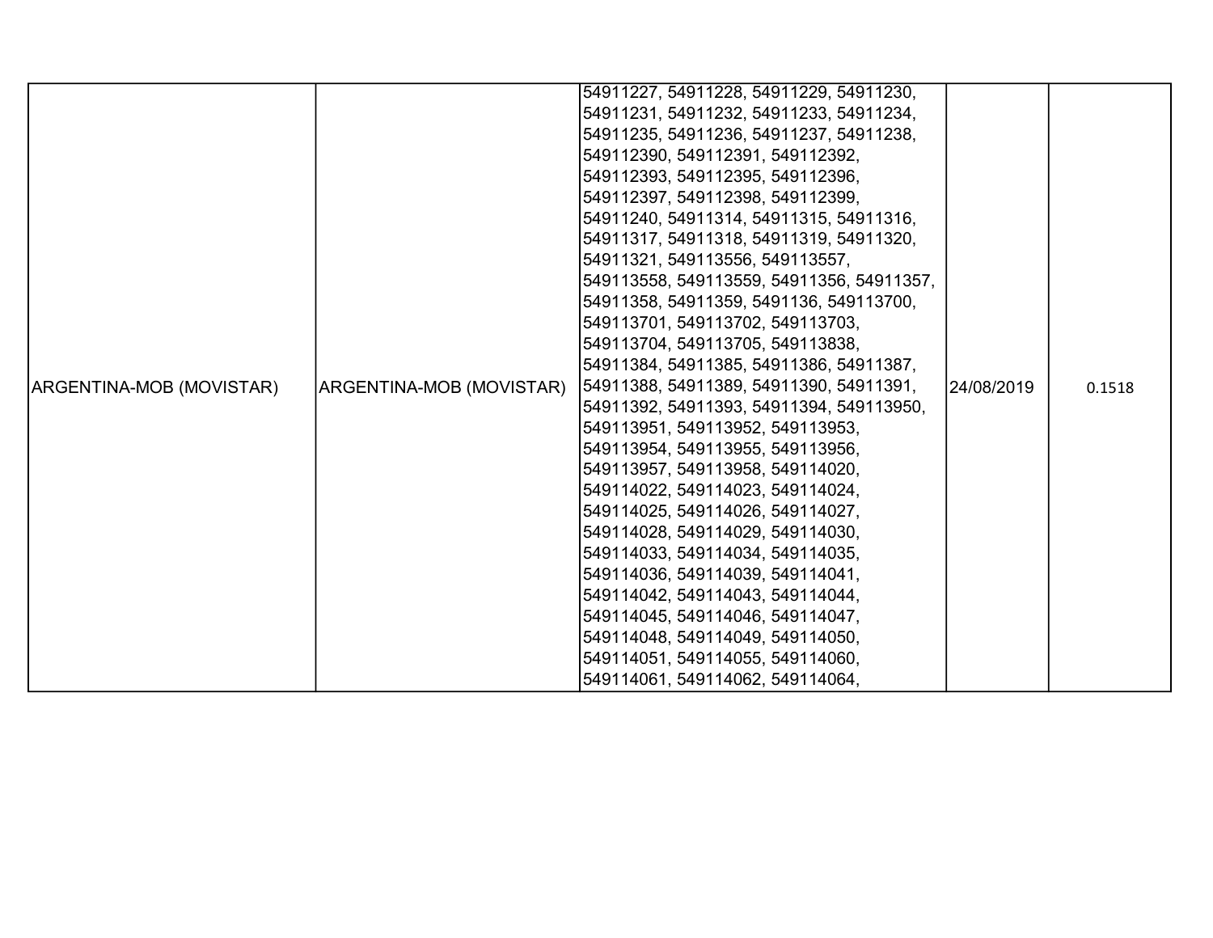| | | | | |
|---|---|---|---|---|
| ARGENTINA-MOB (MOVISTAR) | ARGENTINA-MOB (MOVISTAR) | 54911227, 54911228, 54911229, 54911230, 54911231, 54911232, 54911233, 54911234, 54911235, 54911236, 54911237, 54911238, 549112390, 549112391, 549112392, 549112393, 549112395, 549112396, 549112397, 549112398, 549112399, 54911240, 54911314, 54911315, 54911316, 54911317, 54911318, 54911319, 54911320, 54911321, 549113556, 549113557, 549113558, 549113559, 54911356, 54911357, 54911358, 54911359, 5491136, 549113700, 549113701, 549113702, 549113703, 549113704, 549113705, 549113838, 54911384, 54911385, 54911386, 54911387, 54911388, 54911389, 54911390, 54911391, 54911392, 54911393, 54911394, 549113950, 549113951, 549113952, 549113953, 549113954, 549113955, 549113956, 549113957, 549113958, 549114020, 549114022, 549114023, 549114024, 549114025, 549114026, 549114027, 549114028, 549114029, 549114030, 549114033, 549114034, 549114035, 549114036, 549114039, 549114041, 549114042, 549114043, 549114044, 549114045, 549114046, 549114047, 549114048, 549114049, 549114050, 549114051, 549114055, 549114060, 549114061, 549114062, 549114064, | 24/08/2019 | 0.1518 |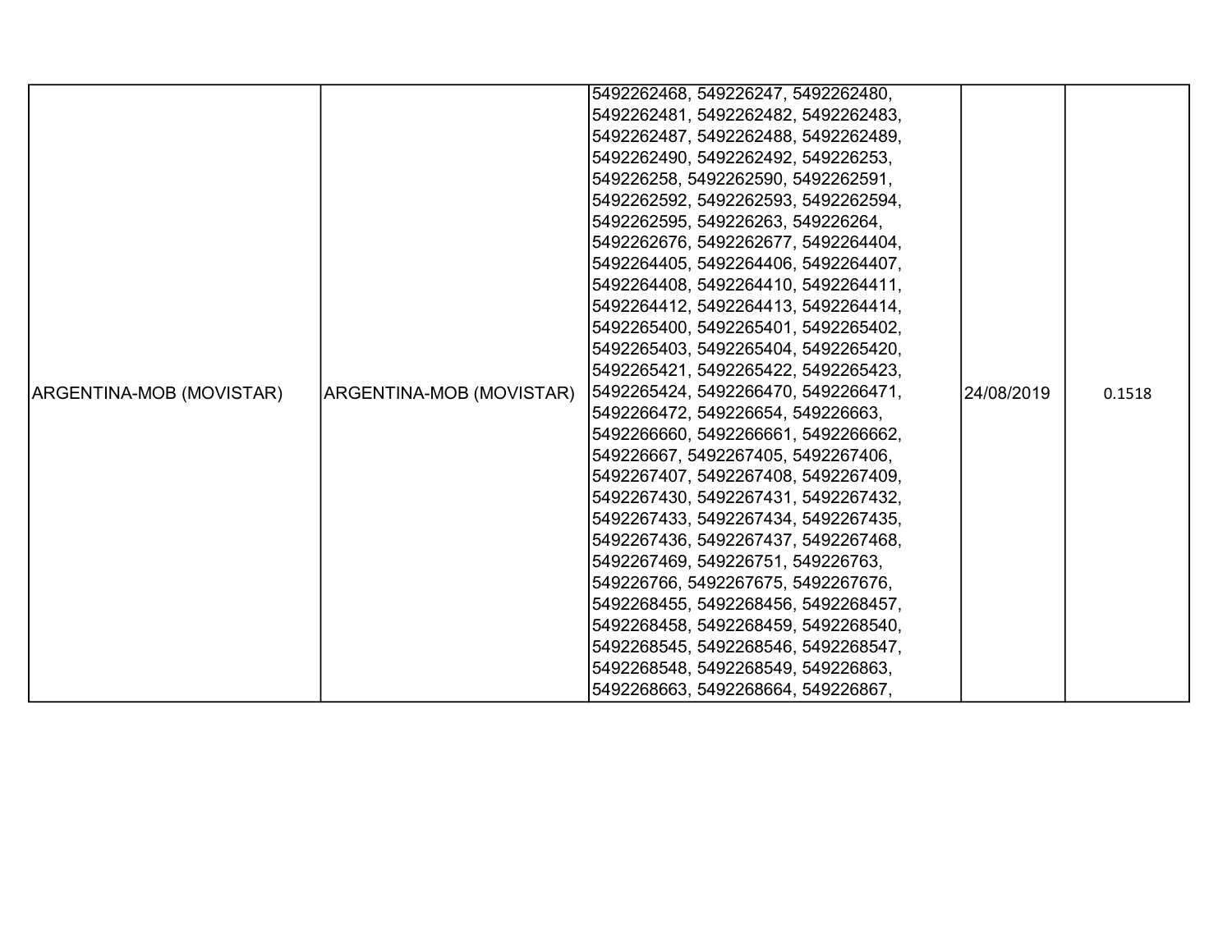| ARGENTINA-MOB (MOVISTAR) | ARGENTINA-MOB (MOVISTAR) | 5492262468, 549226247, 5492262480, 5492262481, 5492262482, 5492262483, 5492262487, 5492262488, 5492262489, 5492262490, 5492262492, 549226253, 549226258, 5492262590, 5492262591, 5492262592, 5492262593, 5492262594, 5492262595, 549226263, 549226264, 5492262676, 5492262677, 5492264404, 5492264405, 5492264406, 5492264407, 5492264408, 5492264410, 5492264411, 5492264412, 5492264413, 5492264414, 5492265400, 5492265401, 5492265402, 5492265403, 5492265404, 5492265420, 5492265421, 5492265422, 5492265423, 5492265424, 5492266470, 5492266471, 5492266472, 549226654, 549226663, 5492266660, 5492266661, 5492266662, 549226667, 5492267405, 5492267406, 5492267407, 5492267408, 5492267409, 5492267430, 5492267431, 5492267432, 5492267433, 5492267434, 5492267435, 5492267436, 5492267437, 5492267468, 5492267469, 549226751, 549226763, 549226766, 5492267675, 5492267676, 5492268455, 5492268456, 5492268457, 5492268458, 5492268459, 5492268540, 5492268545, 5492268546, 5492268547, 5492268548, 5492268549, 549226863, 5492268663, 5492268664, 549226867, | 24/08/2019 | 0.1518 |
|---|---|---|---|---|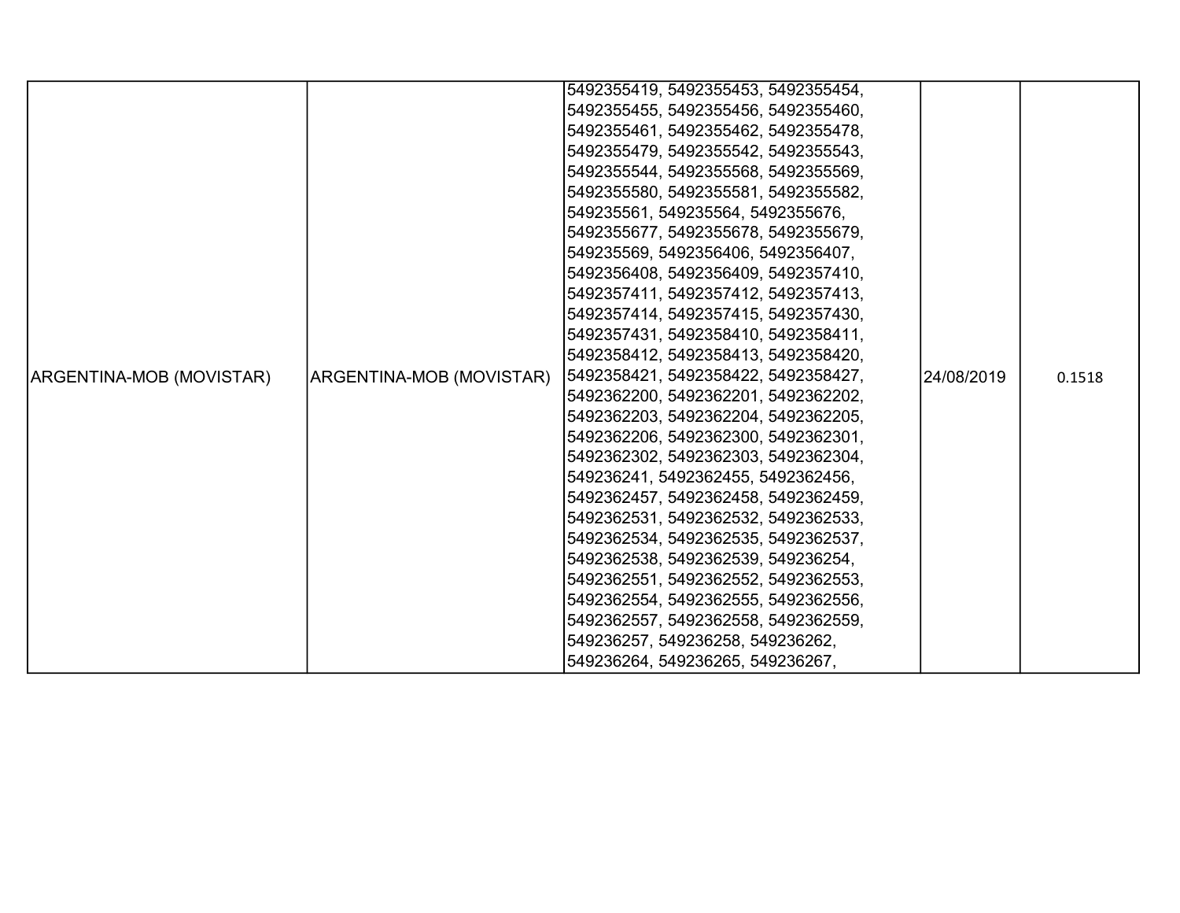| ARGENTINA-MOB (MOVISTAR) | ARGENTINA-MOB (MOVISTAR) | 5492355419, 5492355453, 5492355454, 5492355455, 5492355456, 5492355460, 5492355461, 5492355462, 5492355478, 5492355479, 5492355542, 5492355543, 5492355544, 5492355568, 5492355569, 5492355580, 5492355581, 5492355582, 549235561, 549235564, 5492355676, 5492355677, 5492355678, 5492355679, 549235569, 5492356406, 5492356407, 5492356408, 5492356409, 5492357410, 5492357411, 5492357412, 5492357413, 5492357414, 5492357415, 5492357430, 5492357431, 5492358410, 5492358411, 5492358412, 5492358413, 5492358420, 5492358421, 5492358422, 5492358427, 5492362200, 5492362201, 5492362202, 5492362203, 5492362204, 5492362205, 5492362206, 5492362300, 5492362301, 5492362302, 5492362303, 5492362304, 549236241, 5492362455, 5492362456, 5492362457, 5492362458, 5492362459, 5492362531, 5492362532, 5492362533, 5492362534, 5492362535, 5492362537, 5492362538, 5492362539, 549236254, 5492362551, 5492362552, 5492362553, 5492362554, 5492362555, 5492362556, 5492362557, 5492362558, 5492362559, 549236257, 549236258, 549236262, 549236264, 549236265, 549236267, | 24/08/2019 | 0.1518 |
|---|---|---|---|---|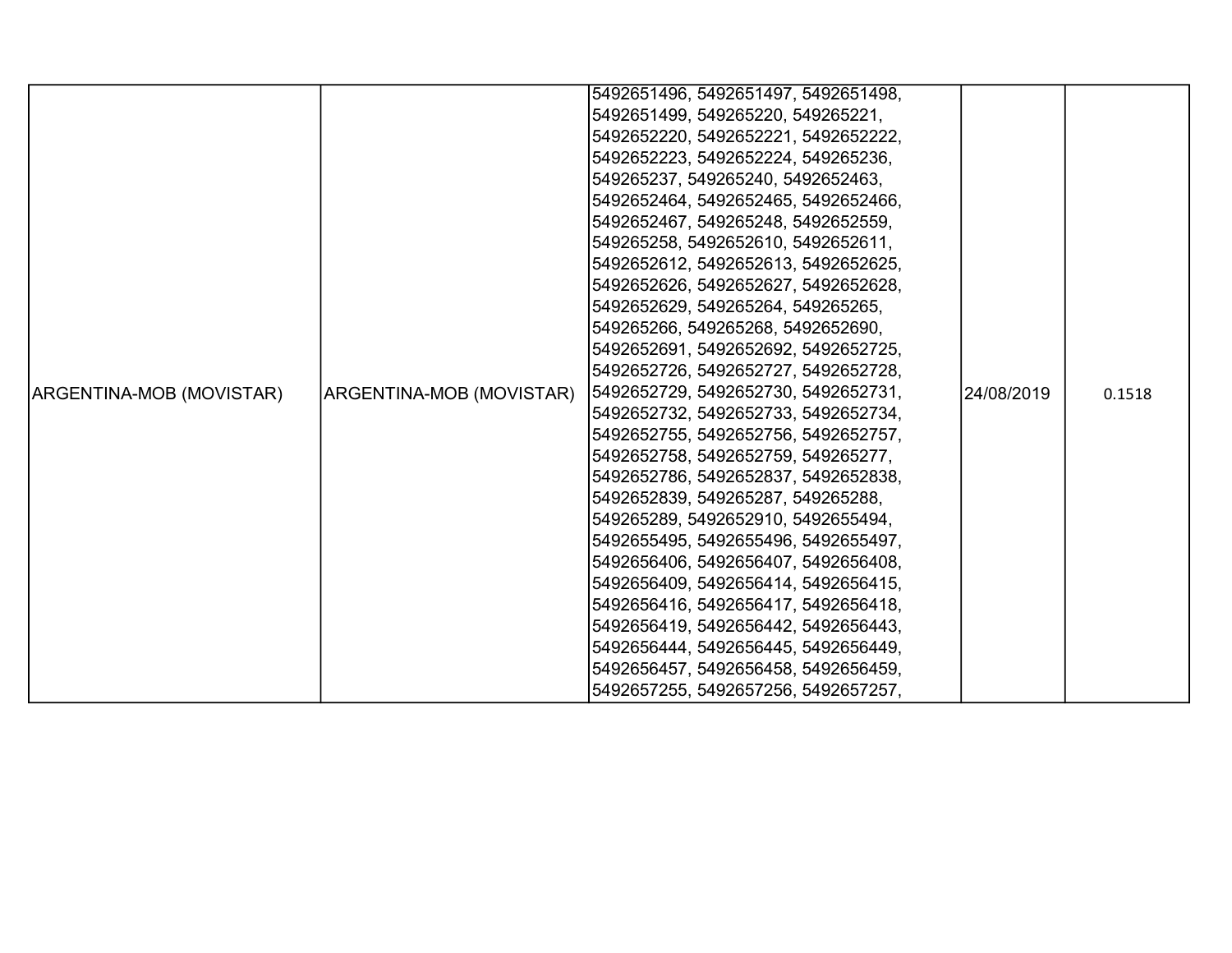| ARGENTINA-MOB (MOVISTAR) | ARGENTINA-MOB (MOVISTAR) | 5492651496, 5492651497, 5492651498, 5492651499, 549265220, 549265221, 5492652220, 5492652221, 5492652222, 5492652223, 5492652224, 549265236, 549265237, 549265240, 5492652463, 5492652464, 5492652465, 5492652466, 5492652467, 549265248, 5492652559, 549265258, 5492652610, 5492652611, 5492652612, 5492652613, 5492652625, 5492652626, 5492652627, 5492652628, 5492652629, 549265264, 549265265, 549265266, 549265268, 5492652690, 5492652691, 5492652692, 5492652725, 5492652726, 5492652727, 5492652728, 5492652729, 5492652730, 5492652731, 5492652732, 5492652733, 5492652734, 5492652755, 5492652756, 5492652757, 5492652758, 5492652759, 549265277, 5492652786, 5492652837, 5492652838, 5492652839, 549265287, 549265288, 549265289, 5492652910, 5492655494, 5492655495, 5492655496, 5492655497, 5492656406, 5492656407, 5492656408, 5492656409, 5492656414, 5492656415, 5492656416, 5492656417, 5492656418, 5492656419, 5492656442, 5492656443, 5492656444, 5492656445, 5492656449, 5492656457, 5492656458, 5492656459, 5492657255, 5492657256, 5492657257, | 24/08/2019 | 0.1518 |
|---|---|---|---|---|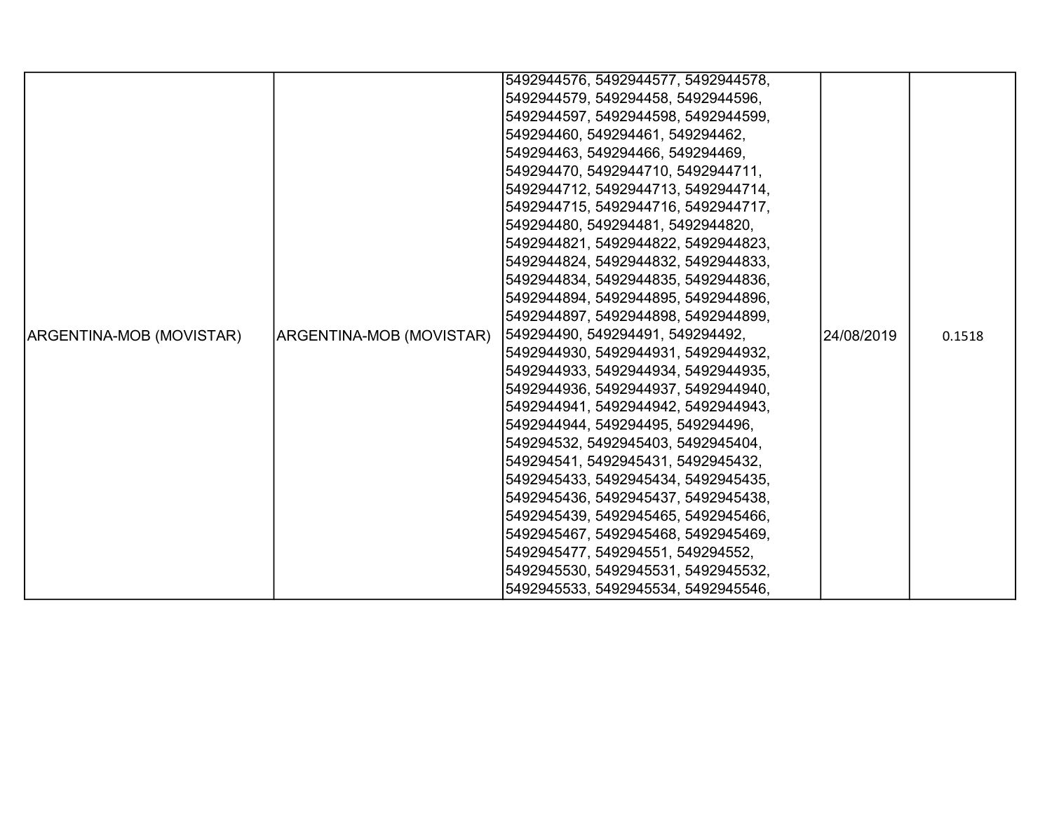| ARGENTINA-MOB (MOVISTAR) | ARGENTINA-MOB (MOVISTAR) | 5492944576, 5492944577, 5492944578, 5492944579, 549294458, 5492944596, 5492944597, 5492944598, 5492944599, 549294460, 549294461, 549294462, 549294463, 549294466, 549294469, 549294470, 5492944710, 5492944711, 5492944712, 5492944713, 5492944714, 5492944715, 5492944716, 5492944717, 549294480, 549294481, 5492944820, 5492944821, 5492944822, 5492944823, 5492944824, 5492944832, 5492944833, 5492944834, 5492944835, 5492944836, 5492944894, 5492944895, 5492944896, 5492944897, 5492944898, 5492944899, 549294490, 549294491, 549294492, 5492944930, 5492944931, 5492944932, 5492944933, 5492944934, 5492944935, 5492944936, 5492944937, 5492944940, 5492944941, 5492944942, 5492944943, 5492944944, 549294495, 549294496, 549294532, 5492945403, 5492945404, 549294541, 5492945431, 5492945432, 5492945433, 5492945434, 5492945435, 5492945436, 5492945437, 5492945438, 5492945439, 5492945465, 5492945466, 5492945467, 5492945468, 5492945469, 5492945477, 549294551, 549294552, 5492945530, 5492945531, 5492945532, 5492945533, 5492945534, 5492945546, | 24/08/2019 | 0.1518 |
|---|---|---|---|---|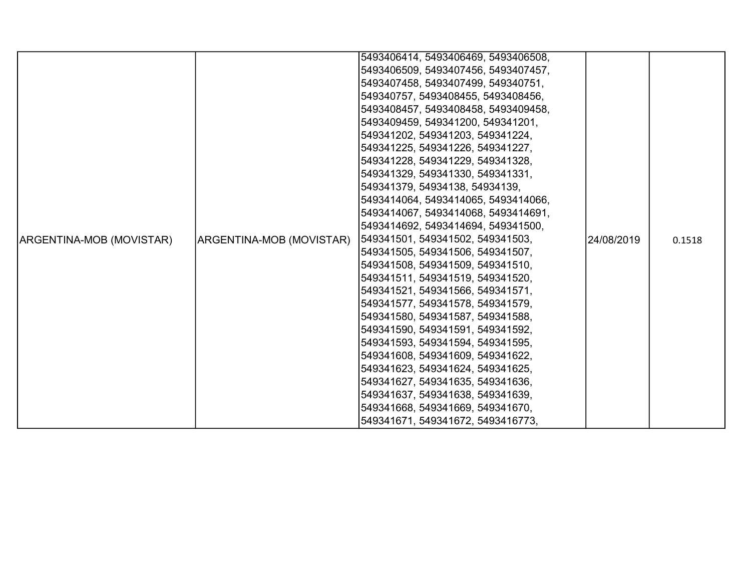| ARGENTINA-MOB (MOVISTAR) | ARGENTINA-MOB (MOVISTAR) | 5493406414, 5493406469, 5493406508, 5493406509, 5493407456, 5493407457, 5493407458, 5493407499, 549340751, 549340757, 5493408455, 5493408456, 5493408457, 5493408458, 5493409458, 5493409459, 549341200, 549341201, 549341202, 549341203, 549341224, 549341225, 549341226, 549341227, 549341228, 549341229, 549341328, 549341329, 549341330, 549341331, 549341379, 54934138, 54934139, 5493414064, 5493414065, 5493414066, 5493414067, 5493414068, 5493414691, 5493414692, 5493414694, 549341500, 549341501, 549341502, 549341503, 549341505, 549341506, 549341507, 549341508, 549341509, 549341510, 549341511, 549341519, 549341520, 549341521, 549341566, 549341571, 549341577, 549341578, 549341579, 549341580, 549341587, 549341588, 549341590, 549341591, 549341592, 549341593, 549341594, 549341595, 549341608, 549341609, 549341622, 549341623, 549341624, 549341625, 549341627, 549341635, 549341636, 549341637, 549341638, 549341639, 549341668, 549341669, 549341670, 549341671, 549341672, 5493416773, | 24/08/2019 | 0.1518 |
|---|---|---|---|---|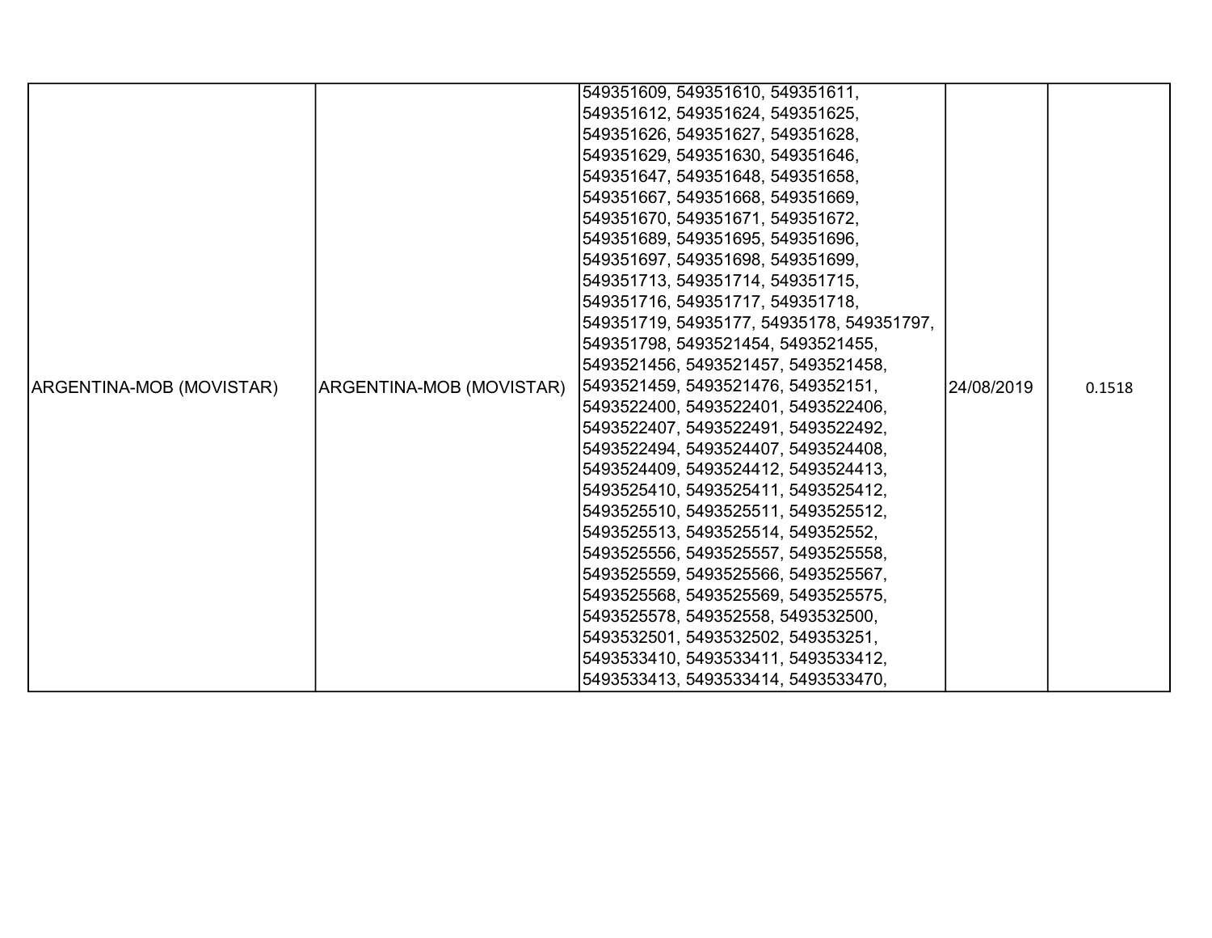| | | | | |
|---|---|---|---|---|
| ARGENTINA-MOB (MOVISTAR) | ARGENTINA-MOB (MOVISTAR) | 549351609, 549351610, 549351611, 549351612, 549351624, 549351625, 549351626, 549351627, 549351628, 549351629, 549351630, 549351646, 549351647, 549351648, 549351658, 549351667, 549351668, 549351669, 549351670, 549351671, 549351672, 549351689, 549351695, 549351696, 549351697, 549351698, 549351699, 549351713, 549351714, 549351715, 549351716, 549351717, 549351718, 549351719, 54935177, 54935178, 549351797, 549351798, 5493521454, 5493521455, 5493521456, 5493521457, 5493521458, 5493521459, 5493521476, 549352151, 5493522400, 5493522401, 5493522406, 5493522407, 5493522491, 5493522492, 5493522494, 5493524407, 5493524408, 5493524409, 5493524412, 5493524413, 5493525410, 5493525411, 5493525412, 5493525510, 5493525511, 5493525512, 5493525513, 5493525514, 549352552, 5493525556, 5493525557, 5493525558, 5493525559, 5493525566, 5493525567, 5493525568, 5493525569, 5493525575, 5493525578, 549352558, 5493532500, 5493532501, 5493532502, 549353251, 5493533410, 5493533411, 5493533412, 5493533413, 5493533414, 5493533470, | 24/08/2019 | 0.1518 |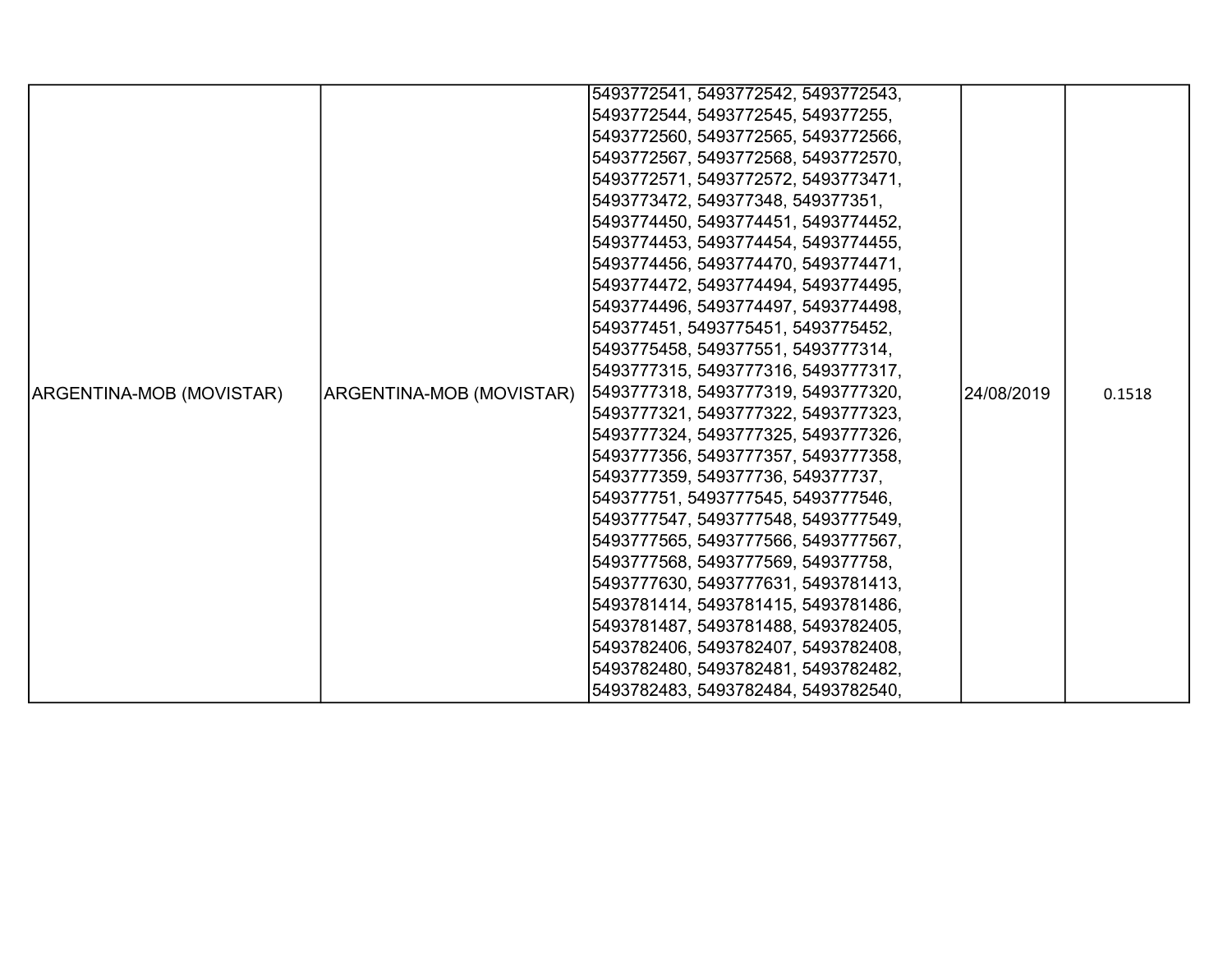| ARGENTINA-MOB (MOVISTAR) | ARGENTINA-MOB (MOVISTAR) | 5493772541, 5493772542, 5493772543, 5493772544, 5493772545, 549377255, 5493772560, 5493772565, 5493772566, 5493772567, 5493772568, 5493772570, 5493772571, 5493772572, 5493773471, 5493773472, 549377348, 549377351, 5493774450, 5493774451, 5493774452, 5493774453, 5493774454, 5493774455, 5493774456, 5493774470, 5493774471, 5493774472, 5493774494, 5493774495, 5493774496, 5493774497, 5493774498, 549377451, 5493775451, 5493775452, 5493775458, 549377551, 5493777314, 5493777315, 5493777316, 5493777317, 5493777318, 5493777319, 5493777320, 5493777321, 5493777322, 5493777323, 5493777324, 5493777325, 5493777326, 5493777356, 5493777357, 5493777358, 5493777359, 549377736, 549377737, 549377751, 5493777545, 5493777546, 5493777547, 5493777548, 5493777549, 5493777565, 5493777566, 5493777567, 5493777568, 5493777569, 549377758, 5493777630, 5493777631, 5493781413, 5493781414, 5493781415, 5493781486, 5493781487, 5493781488, 5493782405, 5493782406, 5493782407, 5493782408, 5493782480, 5493782481, 5493782482, 5493782483, 5493782484, 5493782540, | 24/08/2019 | 0.1518 |
|---|---|---|---|---|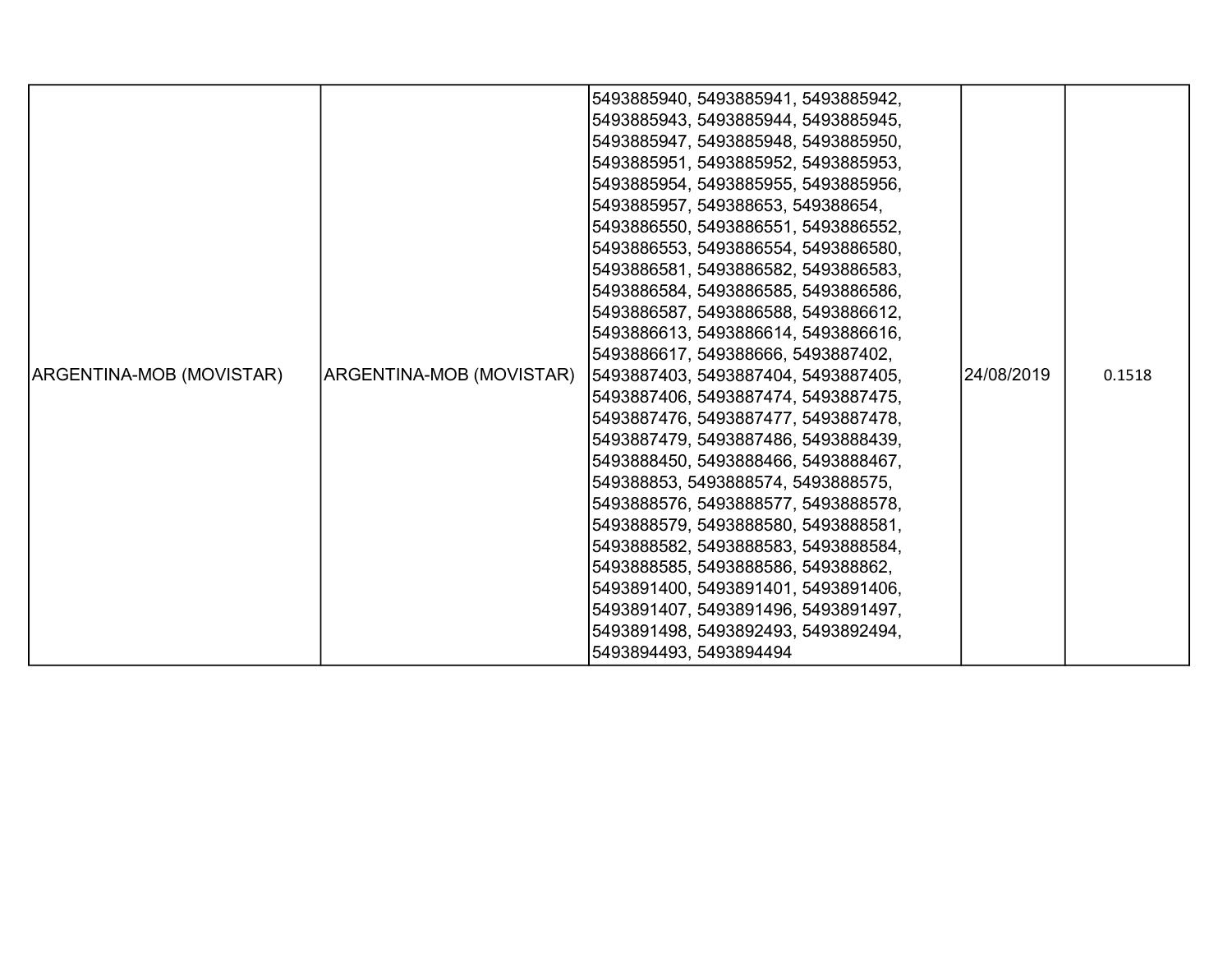| | | | | |
|---|---|---|---|---|
| ARGENTINA-MOB (MOVISTAR) | ARGENTINA-MOB (MOVISTAR) | 5493885940, 5493885941, 5493885942, 5493885943, 5493885944, 5493885945, 5493885947, 5493885948, 5493885950, 5493885951, 5493885952, 5493885953, 5493885954, 5493885955, 5493885956, 5493885957, 549388653, 549388654, 5493886550, 5493886551, 5493886552, 5493886553, 5493886554, 5493886580, 5493886581, 5493886582, 5493886583, 5493886584, 5493886585, 5493886586, 5493886587, 5493886588, 5493886612, 5493886613, 5493886614, 5493886616, 5493886617, 549388666, 5493887402, 5493887403, 5493887404, 5493887405, 5493887406, 5493887474, 5493887475, 5493887476, 5493887477, 5493887478, 5493887479, 5493887486, 5493888439, 5493888450, 5493888466, 5493888467, 549388853, 5493888574, 5493888575, 5493888576, 5493888577, 5493888578, 5493888579, 5493888580, 5493888581, 5493888582, 5493888583, 5493888584, 5493888585, 5493888586, 549388862, 5493891400, 5493891401, 5493891406, 5493891407, 5493891496, 5493891497, 5493891498, 5493892493, 5493892494, 5493894493, 5493894494 | 24/08/2019 | 0.1518 |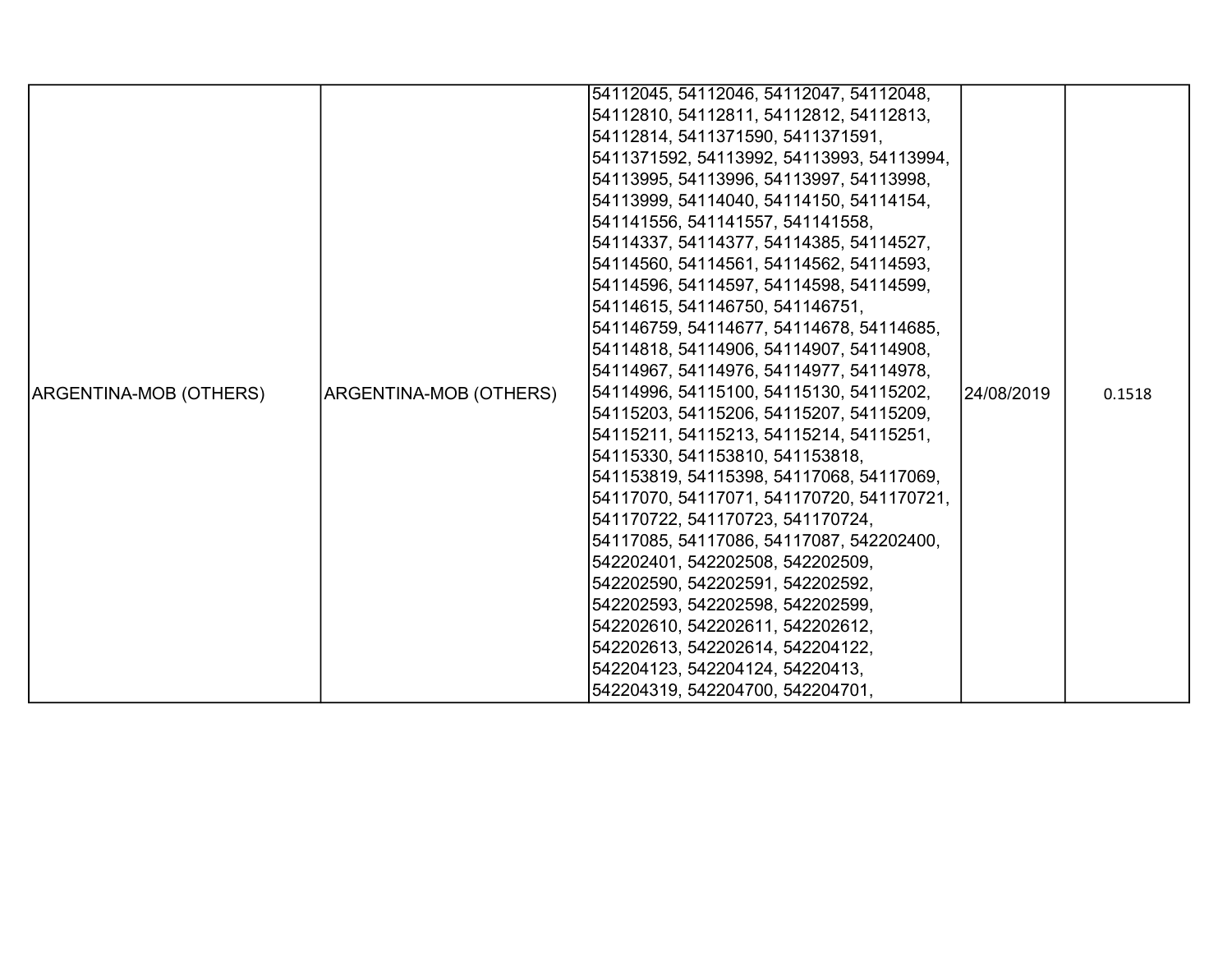| ARGENTINA-MOB (OTHERS) | ARGENTINA-MOB (OTHERS) | 54112045, 54112046, 54112047, 54112048, 54112810, 54112811, 54112812, 54112813, 54112814, 5411371590, 5411371591, 5411371592, 54113992, 54113993, 54113994, 54113995, 54113996, 54113997, 54113998, 54113999, 54114040, 54114150, 54114154, 541141556, 541141557, 541141558, 54114337, 54114377, 54114385, 54114527, 54114560, 54114561, 54114562, 54114593, 54114596, 54114597, 54114598, 54114599, 54114615, 541146750, 541146751, 541146759, 54114677, 54114678, 54114685, 54114818, 54114906, 54114907, 54114908, 54114967, 54114976, 54114977, 54114978, 54114996, 54115100, 54115130, 54115202, 54115203, 54115206, 54115207, 54115209, 54115211, 54115213, 54115214, 54115251, 54115330, 541153810, 541153818, 541153819, 54115398, 54117068, 54117069, 54117070, 54117071, 541170720, 541170721, 541170722, 541170723, 541170724, 54117085, 54117086, 54117087, 542202400, 542202401, 542202508, 542202509, 542202590, 542202591, 542202592, 542202593, 542202598, 542202599, 542202610, 542202611, 542202612, 542202613, 542202614, 542204122, 542204123, 542204124, 54220413, 542204319, 542204700, 542204701, | 24/08/2019 | 0.1518 |
|---|---|---|---|---|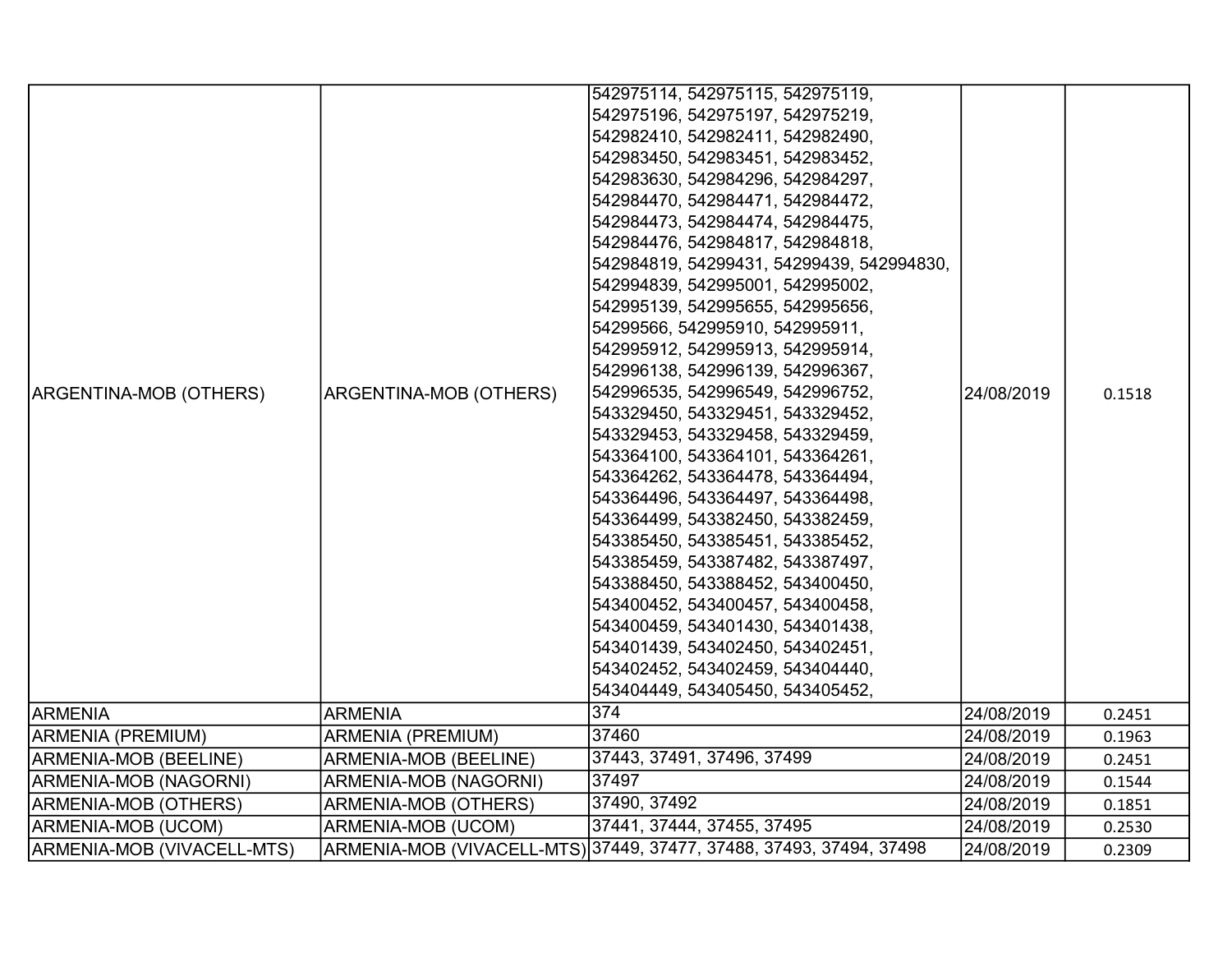| | | | | |
|---|---|---|---|---|
| ARGENTINA-MOB (OTHERS) | ARGENTINA-MOB (OTHERS) | 542975114, 542975115, 542975119, 542975196, 542975197, 542975219, 542982410, 542982411, 542982490, 542983450, 542983451, 542983452, 542983630, 542984296, 542984297, 542984470, 542984471, 542984472, 542984473, 542984474, 542984475, 542984476, 542984817, 542984818, 542984819, 54299431, 54299439, 542994830, 542994839, 542995001, 542995002, 542995139, 542995655, 542995656, 54299566, 542995910, 542995911, 542995912, 542995913, 542995914, 542996138, 542996139, 542996367, 542996535, 542996549, 542996752, 543329450, 543329451, 543329452, 543329453, 543329458, 543329459, 543364100, 543364101, 543364261, 543364262, 543364478, 543364494, 543364496, 543364497, 543364498, 543364499, 543382450, 543382459, 543385450, 543385451, 543385452, 543385459, 543387482, 543387497, 543388450, 543388452, 543400450, 543400452, 543400457, 543400458, 543400459, 543401430, 543401438, 543401439, 543402450, 543402451, 543402452, 543402459, 543404440, 543404449, 543405450, 543405452, | 24/08/2019 | 0.1518 |
| ARMENIA | ARMENIA | 374 | 24/08/2019 | 0.2451 |
| ARMENIA (PREMIUM) | ARMENIA (PREMIUM) | 37460 | 24/08/2019 | 0.1963 |
| ARMENIA-MOB (BEELINE) | ARMENIA-MOB (BEELINE) | 37443, 37491, 37496, 37499 | 24/08/2019 | 0.2451 |
| ARMENIA-MOB (NAGORNI) | ARMENIA-MOB (NAGORNI) | 37497 | 24/08/2019 | 0.1544 |
| ARMENIA-MOB (OTHERS) | ARMENIA-MOB (OTHERS) | 37490, 37492 | 24/08/2019 | 0.1851 |
| ARMENIA-MOB (UCOM) | ARMENIA-MOB (UCOM) | 37441, 37444, 37455, 37495 | 24/08/2019 | 0.2530 |
| ARMENIA-MOB (VIVACELL-MTS) | ARMENIA-MOB (VIVACELL-MTS) | 37449, 37477, 37488, 37493, 37494, 37498 | 24/08/2019 | 0.2309 |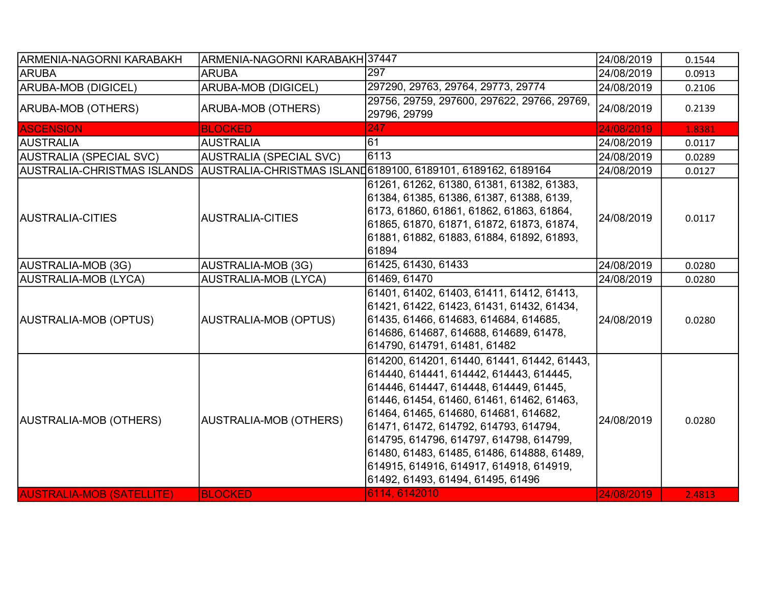| ARMENIA-NAGORNI KARABAKH | ARMENIA-NAGORNI KARABAKH | 37447 | 24/08/2019 | 0.1544 |
|---|---|---|---|---|
| ARUBA | ARUBA | 297 | 24/08/2019 | 0.0913 |
| ARUBA-MOB (DIGICEL) | ARUBA-MOB (DIGICEL) | 297290, 29763, 29764, 29773, 29774 | 24/08/2019 | 0.2106 |
| ARUBA-MOB (OTHERS) | ARUBA-MOB (OTHERS) | 29756, 29759, 297600, 297622, 29766, 29769, 29796, 29799 | 24/08/2019 | 0.2139 |
| ASCENSION | BLOCKED | 247 | 24/08/2019 | 1.8381 |
| AUSTRALIA | AUSTRALIA | 61 | 24/08/2019 | 0.0117 |
| AUSTRALIA (SPECIAL SVC) | AUSTRALIA (SPECIAL SVC) | 6113 | 24/08/2019 | 0.0289 |
| AUSTRALIA-CHRISTMAS ISLANDS | AUSTRALIA-CHRISTMAS ISLAND | 6189100, 6189101, 6189162, 6189164 | 24/08/2019 | 0.0127 |
| AUSTRALIA-CITIES | AUSTRALIA-CITIES | 61261, 61262, 61380, 61381, 61382, 61383, 61384, 61385, 61386, 61387, 61388, 6139, 6173, 61860, 61861, 61862, 61863, 61864, 61865, 61870, 61871, 61872, 61873, 61874, 61881, 61882, 61883, 61884, 61892, 61893, 61894 | 24/08/2019 | 0.0117 |
| AUSTRALIA-MOB (3G) | AUSTRALIA-MOB (3G) | 61425, 61430, 61433 | 24/08/2019 | 0.0280 |
| AUSTRALIA-MOB (LYCA) | AUSTRALIA-MOB (LYCA) | 61469, 61470 | 24/08/2019 | 0.0280 |
| AUSTRALIA-MOB (OPTUS) | AUSTRALIA-MOB (OPTUS) | 61401, 61402, 61403, 61411, 61412, 61413, 61421, 61422, 61423, 61431, 61432, 61434, 61435, 61466, 614683, 614684, 614685, 614686, 614687, 614688, 614689, 61478, 614790, 614791, 61481, 61482 | 24/08/2019 | 0.0280 |
| AUSTRALIA-MOB (OTHERS) | AUSTRALIA-MOB (OTHERS) | 614200, 614201, 61440, 61441, 61442, 61443, 614440, 614441, 614442, 614443, 614445, 614446, 614447, 614448, 614449, 61445, 61446, 61454, 61460, 61461, 61462, 61463, 61464, 61465, 614680, 614681, 614682, 61471, 61472, 614792, 614793, 614794, 614795, 614796, 614797, 614798, 614799, 61480, 61483, 61485, 61486, 614888, 61489, 614915, 614916, 614917, 614918, 614919, 61492, 61493, 61494, 61495, 61496 | 24/08/2019 | 0.0280 |
| AUSTRALIA-MOB (SATELLITE) | BLOCKED | 6114, 6142010 | 24/08/2019 | 2.4813 |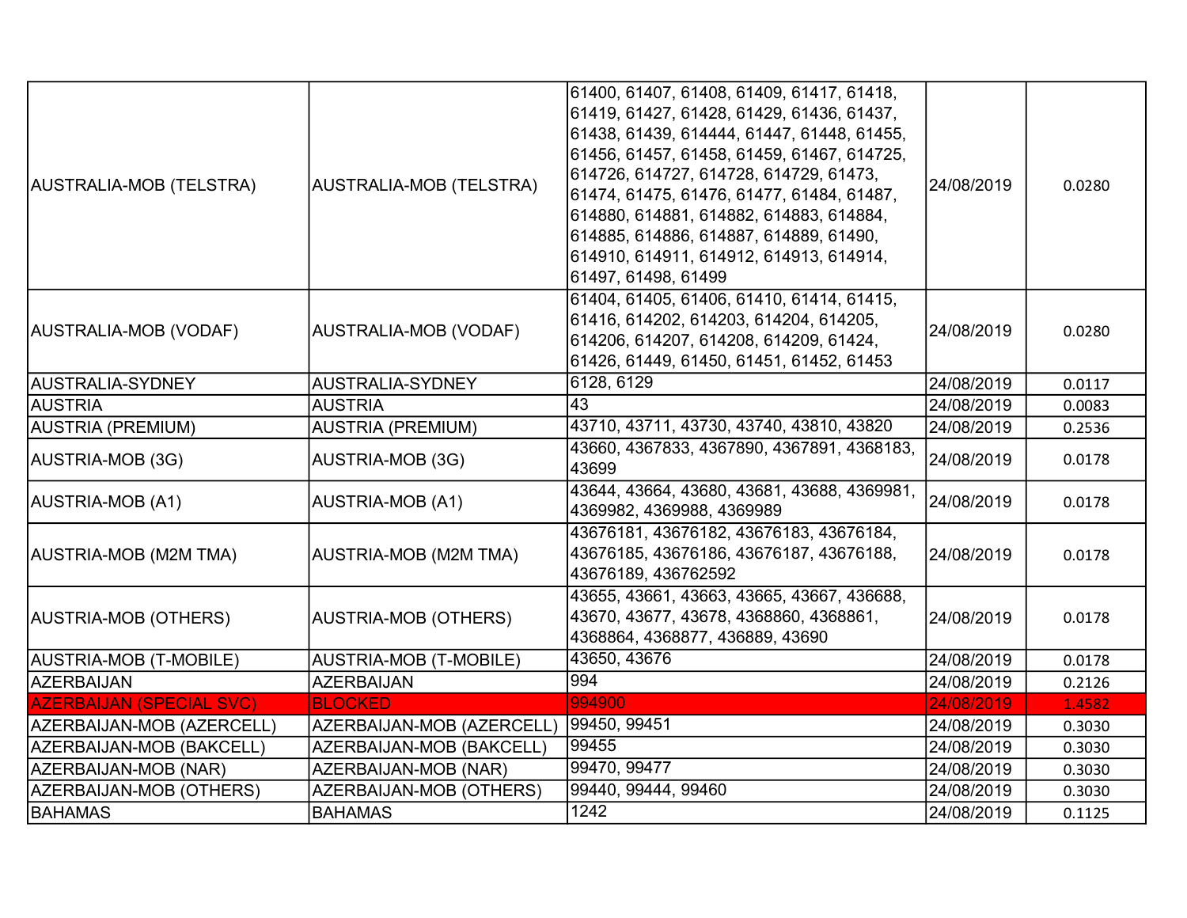| | | | | |
|---|---|---|---|---|
| AUSTRALIA-MOB (TELSTRA) | AUSTRALIA-MOB (TELSTRA) | 61400, 61407, 61408, 61409, 61417, 61418, 61419, 61427, 61428, 61429, 61436, 61437, 61438, 61439, 614444, 61447, 61448, 61455, 61456, 61457, 61458, 61459, 61467, 614725, 614726, 614727, 614728, 614729, 61473, 61474, 61475, 61476, 61477, 61484, 61487, 614880, 614881, 614882, 614883, 614884, 614885, 614886, 614887, 614889, 61490, 614910, 614911, 614912, 614913, 614914, 61497, 61498, 61499 | 24/08/2019 | 0.0280 |
| AUSTRALIA-MOB (VODAF) | AUSTRALIA-MOB (VODAF) | 61404, 61405, 61406, 61410, 61414, 61415, 61416, 614202, 614203, 614204, 614205, 614206, 614207, 614208, 614209, 61424, 61426, 61449, 61450, 61451, 61452, 61453 | 24/08/2019 | 0.0280 |
| AUSTRALIA-SYDNEY | AUSTRALIA-SYDNEY | 6128, 6129 | 24/08/2019 | 0.0117 |
| AUSTRIA | AUSTRIA | 43 | 24/08/2019 | 0.0083 |
| AUSTRIA (PREMIUM) | AUSTRIA (PREMIUM) | 43710, 43711, 43730, 43740, 43810, 43820 | 24/08/2019 | 0.2536 |
| AUSTRIA-MOB (3G) | AUSTRIA-MOB (3G) | 43660, 4367833, 4367890, 4367891, 4368183, 43699 | 24/08/2019 | 0.0178 |
| AUSTRIA-MOB (A1) | AUSTRIA-MOB (A1) | 43644, 43664, 43680, 43681, 43688, 4369981, 4369982, 4369988, 4369989 | 24/08/2019 | 0.0178 |
| AUSTRIA-MOB (M2M TMA) | AUSTRIA-MOB (M2M TMA) | 43676181, 43676182, 43676183, 43676184, 43676185, 43676186, 43676187, 43676188, 43676189, 436762592 | 24/08/2019 | 0.0178 |
| AUSTRIA-MOB (OTHERS) | AUSTRIA-MOB (OTHERS) | 43655, 43661, 43663, 43665, 43667, 436688, 43670, 43677, 43678, 4368860, 4368861, 4368864, 4368877, 436889, 43690 | 24/08/2019 | 0.0178 |
| AUSTRIA-MOB (T-MOBILE) | AUSTRIA-MOB (T-MOBILE) | 43650, 43676 | 24/08/2019 | 0.0178 |
| AZERBAIJAN | AZERBAIJAN | 994 | 24/08/2019 | 0.2126 |
| AZERBAIJAN (SPECIAL SVC) | BLOCKED | 994900 | 24/08/2019 | 1.4582 |
| AZERBAIJAN-MOB (AZERCELL) | AZERBAIJAN-MOB (AZERCELL) | 99450, 99451 | 24/08/2019 | 0.3030 |
| AZERBAIJAN-MOB (BAKCELL) | AZERBAIJAN-MOB (BAKCELL) | 99455 | 24/08/2019 | 0.3030 |
| AZERBAIJAN-MOB (NAR) | AZERBAIJAN-MOB (NAR) | 99470, 99477 | 24/08/2019 | 0.3030 |
| AZERBAIJAN-MOB (OTHERS) | AZERBAIJAN-MOB (OTHERS) | 99440, 99444, 99460 | 24/08/2019 | 0.3030 |
| BAHAMAS | BAHAMAS | 1242 | 24/08/2019 | 0.1125 |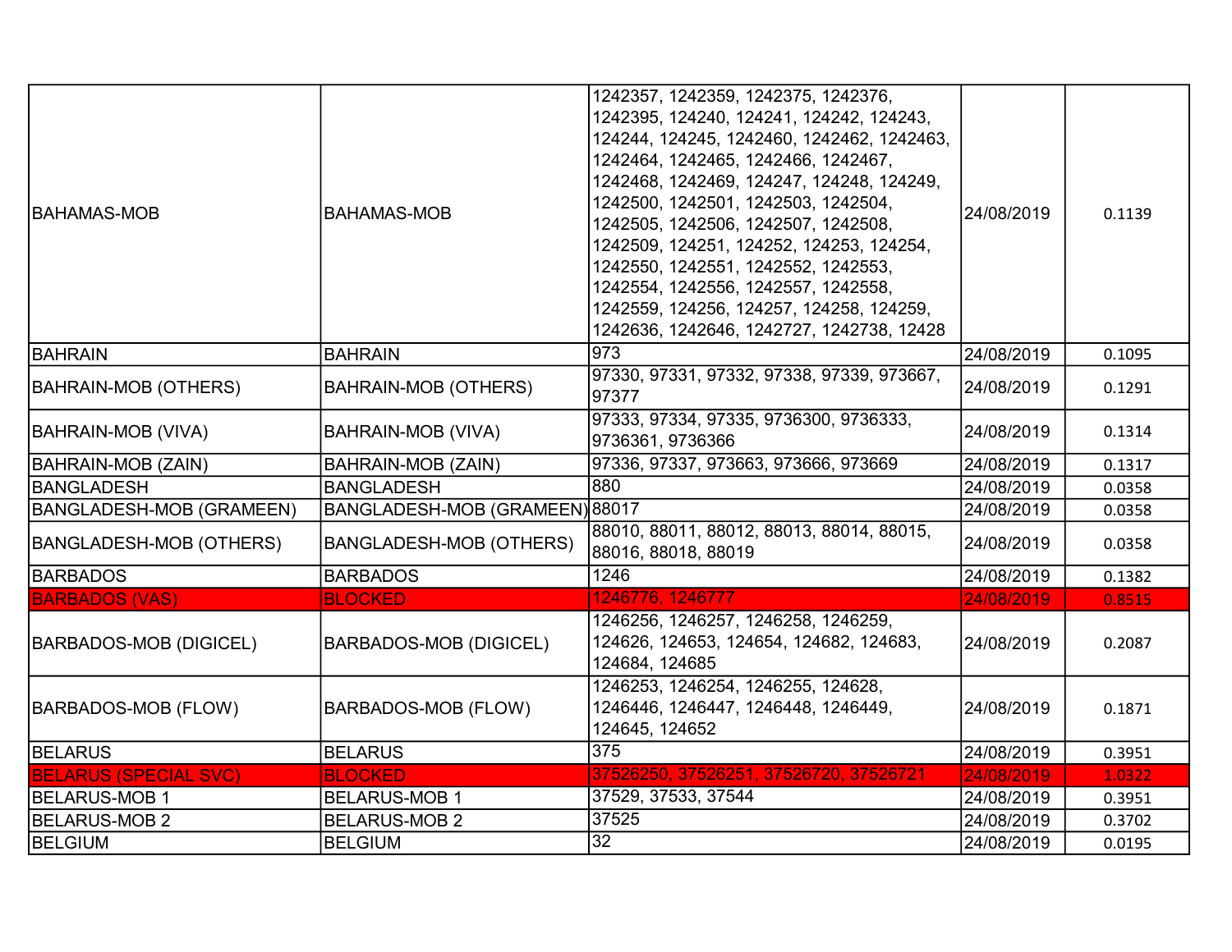| | | | | |
|---|---|---|---|---|
| BAHAMAS-MOB | BAHAMAS-MOB | 1242357, 1242359, 1242375, 1242376, 1242395, 124240, 124241, 124242, 124243, 124244, 124245, 1242460, 1242462, 1242463, 1242464, 1242465, 1242466, 1242467, 1242468, 1242469, 124247, 124248, 124249, 1242500, 1242501, 1242503, 1242504, 1242505, 1242506, 1242507, 1242508, 1242509, 124251, 124252, 124253, 124254, 1242550, 1242551, 1242552, 1242553, 1242554, 1242556, 1242557, 1242558, 1242559, 124256, 124257, 124258, 124259, 1242636, 1242646, 1242727, 1242738, 12428 | 24/08/2019 | 0.1139 |
| BAHRAIN | BAHRAIN | 973 | 24/08/2019 | 0.1095 |
| BAHRAIN-MOB (OTHERS) | BAHRAIN-MOB (OTHERS) | 97330, 97331, 97332, 97338, 97339, 973667, 97377 | 24/08/2019 | 0.1291 |
| BAHRAIN-MOB (VIVA) | BAHRAIN-MOB (VIVA) | 97333, 97334, 97335, 9736300, 9736333, 9736361, 9736366 | 24/08/2019 | 0.1314 |
| BAHRAIN-MOB (ZAIN) | BAHRAIN-MOB (ZAIN) | 97336, 97337, 973663, 973666, 973669 | 24/08/2019 | 0.1317 |
| BANGLADESH | BANGLADESH | 880 | 24/08/2019 | 0.0358 |
| BANGLADESH-MOB (GRAMEEN) | BANGLADESH-MOB (GRAMEEN) | 88017 | 24/08/2019 | 0.0358 |
| BANGLADESH-MOB (OTHERS) | BANGLADESH-MOB (OTHERS) | 88010, 88011, 88012, 88013, 88014, 88015, 88016, 88018, 88019 | 24/08/2019 | 0.0358 |
| BARBADOS | BARBADOS | 1246 | 24/08/2019 | 0.1382 |
| BARBADOS (VAS) | BLOCKED | 1246776, 1246777 | 24/08/2019 | 0.8515 |
| BARBADOS-MOB (DIGICEL) | BARBADOS-MOB (DIGICEL) | 1246256, 1246257, 1246258, 1246259, 124626, 124653, 124654, 124682, 124683, 124684, 124685 | 24/08/2019 | 0.2087 |
| BARBADOS-MOB (FLOW) | BARBADOS-MOB (FLOW) | 1246253, 1246254, 1246255, 124628, 1246446, 1246447, 1246448, 1246449, 124645, 124652 | 24/08/2019 | 0.1871 |
| BELARUS | BELARUS | 375 | 24/08/2019 | 0.3951 |
| BELARUS (SPECIAL SVC) | BLOCKED | 37526250, 37526251, 37526720, 37526721 | 24/08/2019 | 1.0322 |
| BELARUS-MOB 1 | BELARUS-MOB 1 | 37529, 37533, 37544 | 24/08/2019 | 0.3951 |
| BELARUS-MOB 2 | BELARUS-MOB 2 | 37525 | 24/08/2019 | 0.3702 |
| BELGIUM | BELGIUM | 32 | 24/08/2019 | 0.0195 |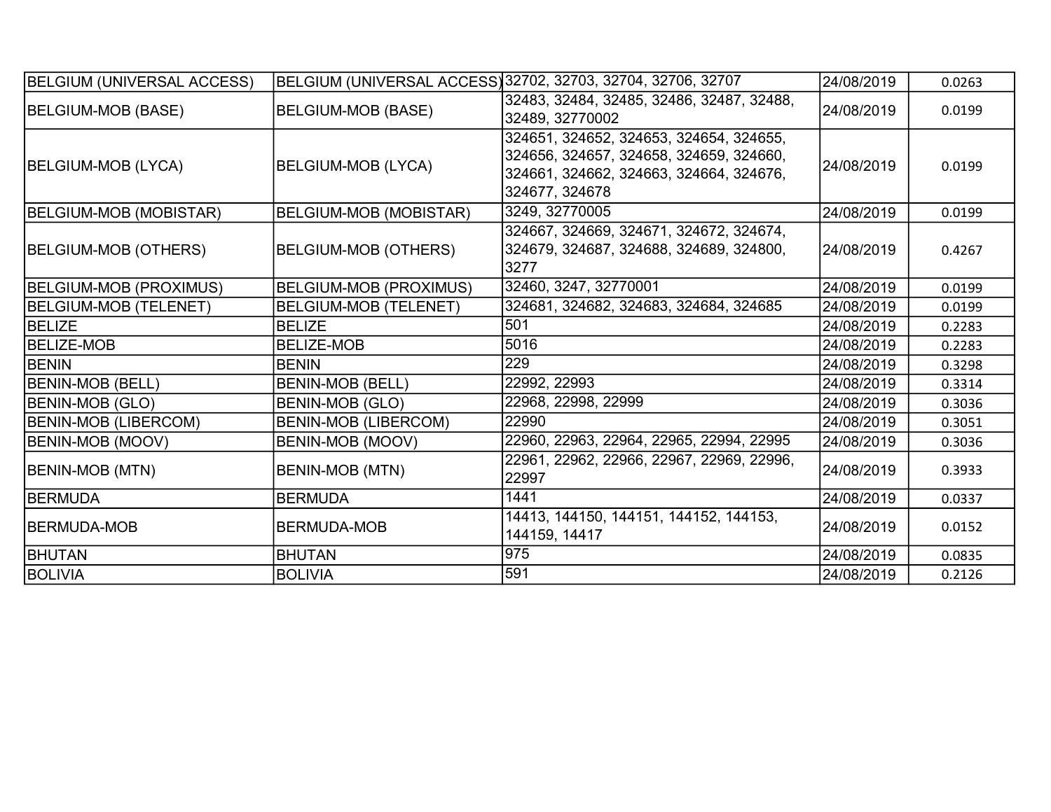| | | | | |
|---|---|---|---|---|
| BELGIUM (UNIVERSAL ACCESS) | BELGIUM (UNIVERSAL ACCESS) | 32702, 32703, 32704, 32706, 32707 | 24/08/2019 | 0.0263 |
| BELGIUM-MOB (BASE) | BELGIUM-MOB (BASE) | 32483, 32484, 32485, 32486, 32487, 32488, 32489, 32770002 | 24/08/2019 | 0.0199 |
| BELGIUM-MOB (LYCA) | BELGIUM-MOB (LYCA) | 324651, 324652, 324653, 324654, 324655, 324656, 324657, 324658, 324659, 324660, 324661, 324662, 324663, 324664, 324676, 324677, 324678 | 24/08/2019 | 0.0199 |
| BELGIUM-MOB (MOBISTAR) | BELGIUM-MOB (MOBISTAR) | 3249, 32770005 | 24/08/2019 | 0.0199 |
| BELGIUM-MOB (OTHERS) | BELGIUM-MOB (OTHERS) | 324667, 324669, 324671, 324672, 324674, 324679, 324687, 324688, 324689, 324800, 3277 | 24/08/2019 | 0.4267 |
| BELGIUM-MOB (PROXIMUS) | BELGIUM-MOB (PROXIMUS) | 32460, 3247, 32770001 | 24/08/2019 | 0.0199 |
| BELGIUM-MOB (TELENET) | BELGIUM-MOB (TELENET) | 324681, 324682, 324683, 324684, 324685 | 24/08/2019 | 0.0199 |
| BELIZE | BELIZE | 501 | 24/08/2019 | 0.2283 |
| BELIZE-MOB | BELIZE-MOB | 5016 | 24/08/2019 | 0.2283 |
| BENIN | BENIN | 229 | 24/08/2019 | 0.3298 |
| BENIN-MOB (BELL) | BENIN-MOB (BELL) | 22992, 22993 | 24/08/2019 | 0.3314 |
| BENIN-MOB (GLO) | BENIN-MOB (GLO) | 22968, 22998, 22999 | 24/08/2019 | 0.3036 |
| BENIN-MOB (LIBERCOM) | BENIN-MOB (LIBERCOM) | 22990 | 24/08/2019 | 0.3051 |
| BENIN-MOB (MOOV) | BENIN-MOB (MOOV) | 22960, 22963, 22964, 22965, 22994, 22995 | 24/08/2019 | 0.3036 |
| BENIN-MOB (MTN) | BENIN-MOB (MTN) | 22961, 22962, 22966, 22967, 22969, 22996, 22997 | 24/08/2019 | 0.3933 |
| BERMUDA | BERMUDA | 1441 | 24/08/2019 | 0.0337 |
| BERMUDA-MOB | BERMUDA-MOB | 14413, 144150, 144151, 144152, 144153, 144159, 14417 | 24/08/2019 | 0.0152 |
| BHUTAN | BHUTAN | 975 | 24/08/2019 | 0.0835 |
| BOLIVIA | BOLIVIA | 591 | 24/08/2019 | 0.2126 |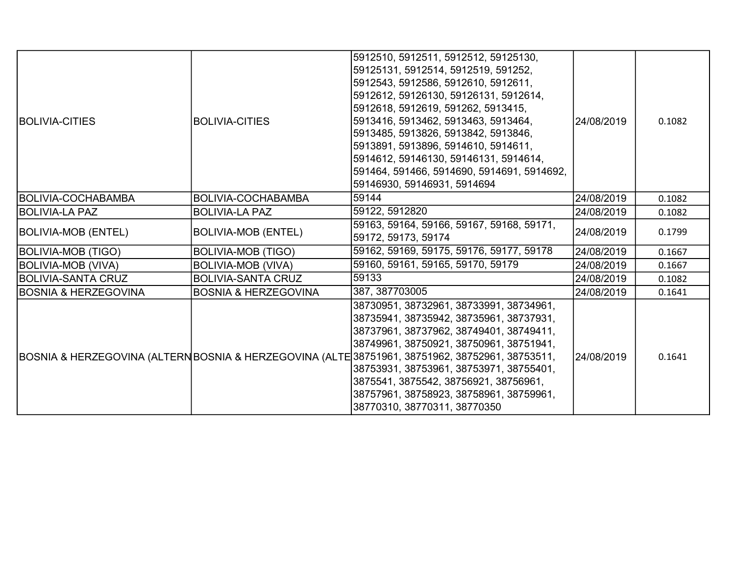| | | | | |
|---|---|---|---|---|
| BOLIVIA-CITIES | BOLIVIA-CITIES | 5912510, 5912511, 5912512, 59125130, 59125131, 5912514, 5912519, 591252, 5912543, 5912586, 5912610, 5912611, 5912612, 59126130, 59126131, 5912614, 5912618, 5912619, 591262, 5913415, 5913416, 5913462, 5913463, 5913464, 5913485, 5913826, 5913842, 5913846, 5913891, 5913896, 5914610, 5914611, 5914612, 59146130, 59146131, 5914614, 591464, 591466, 5914690, 5914691, 5914692, 59146930, 59146931, 5914694 | 24/08/2019 | 0.1082 |
| BOLIVIA-COCHABAMBA | BOLIVIA-COCHABAMBA | 59144 | 24/08/2019 | 0.1082 |
| BOLIVIA-LA PAZ | BOLIVIA-LA PAZ | 59122, 5912820 | 24/08/2019 | 0.1082 |
| BOLIVIA-MOB (ENTEL) | BOLIVIA-MOB (ENTEL) | 59163, 59164, 59166, 59167, 59168, 59171, 59172, 59173, 59174 | 24/08/2019 | 0.1799 |
| BOLIVIA-MOB (TIGO) | BOLIVIA-MOB (TIGO) | 59162, 59169, 59175, 59176, 59177, 59178 | 24/08/2019 | 0.1667 |
| BOLIVIA-MOB (VIVA) | BOLIVIA-MOB (VIVA) | 59160, 59161, 59165, 59170, 59179 | 24/08/2019 | 0.1667 |
| BOLIVIA-SANTA CRUZ | BOLIVIA-SANTA CRUZ | 59133 | 24/08/2019 | 0.1082 |
| BOSNIA & HERZEGOVINA | BOSNIA & HERZEGOVINA | 387, 387703005 | 24/08/2019 | 0.1641 |
| BOSNIA & HERZEGOVINA (ALTERN | BOSNIA & HERZEGOVINA (ALTE | 38730951, 38732961, 38733991, 38734961, 38735941, 38735942, 38735961, 38737931, 38737961, 38737962, 38749401, 38749411, 38749961, 38750921, 38750961, 38751941, 38751961, 38751962, 38752961, 38753511, 38753931, 38753961, 38753971, 38755401, 3875541, 3875542, 38756921, 38756961, 38757961, 38758923, 38758961, 38759961, 38770310, 38770311, 38770350 | 24/08/2019 | 0.1641 |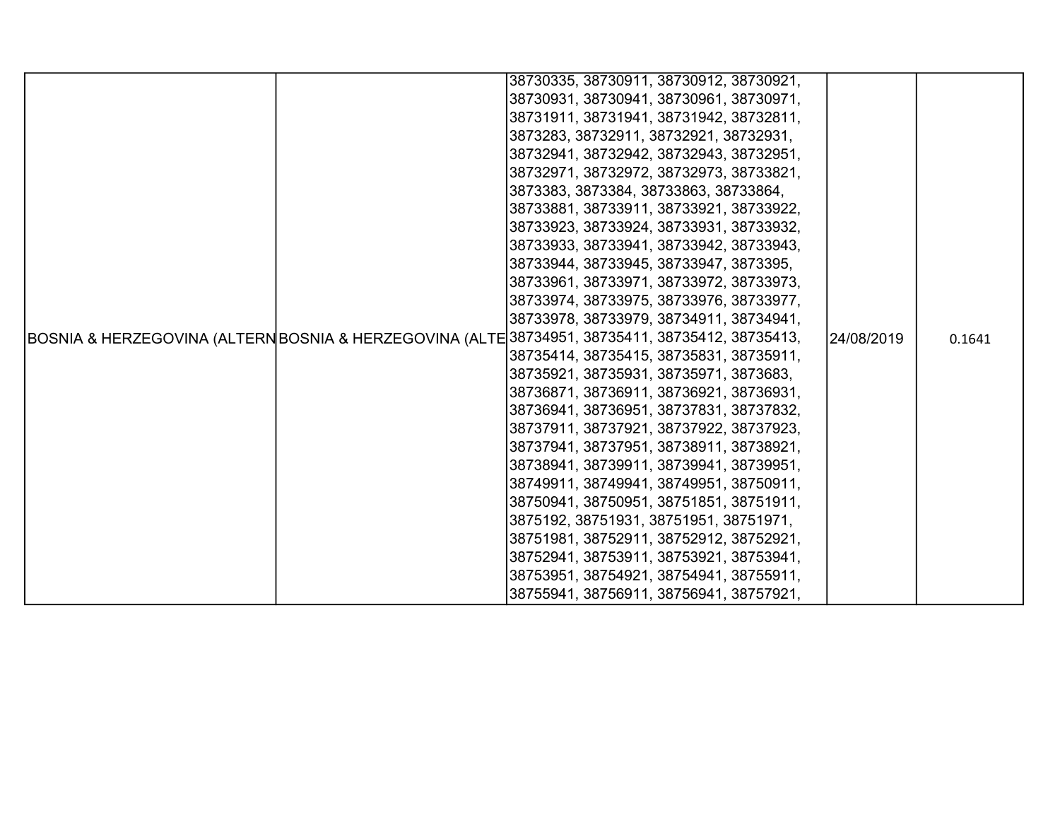| | | | | |
|---|---|---|---|---|
| BOSNIA & HERZEGOVINA (ALTERN | BOSNIA & HERZEGOVINA (ALTE | 38730335, 38730911, 38730912, 38730921, 38730931, 38730941, 38730961, 38730971, 38731911, 38731941, 38731942, 38732811, 3873283, 38732911, 38732921, 38732931, 38732941, 38732942, 38732943, 38732951, 38732971, 38732972, 38732973, 38733821, 3873383, 3873384, 38733863, 38733864, 38733881, 38733911, 38733921, 38733922, 38733923, 38733924, 38733931, 38733932, 38733933, 38733941, 38733942, 38733943, 38733944, 38733945, 38733947, 3873395, 38733961, 38733971, 38733972, 38733973, 38733974, 38733975, 38733976, 38733977, 38733978, 38733979, 38734911, 38734941, 38734951, 38735411, 38735412, 38735413, 38735414, 38735415, 38735831, 38735911, 38735921, 38735931, 38735971, 3873683, 38736871, 38736911, 38736921, 38736931, 38736941, 38736951, 38737831, 38737832, 38737911, 38737921, 38737922, 38737923, 38737941, 38737951, 38738911, 38738921, 38738941, 38739911, 38739941, 38739951, 38749911, 38749941, 38749951, 38750911, 38750941, 38750951, 38751851, 38751911, 3875192, 38751931, 38751951, 38751971, 38751981, 38752911, 38752912, 38752921, 38752941, 38753911, 38753921, 38753941, 38753951, 38754921, 38754941, 38755911, 38755941, 38756911, 38756941, 38757921, | 24/08/2019 | 0.1641 |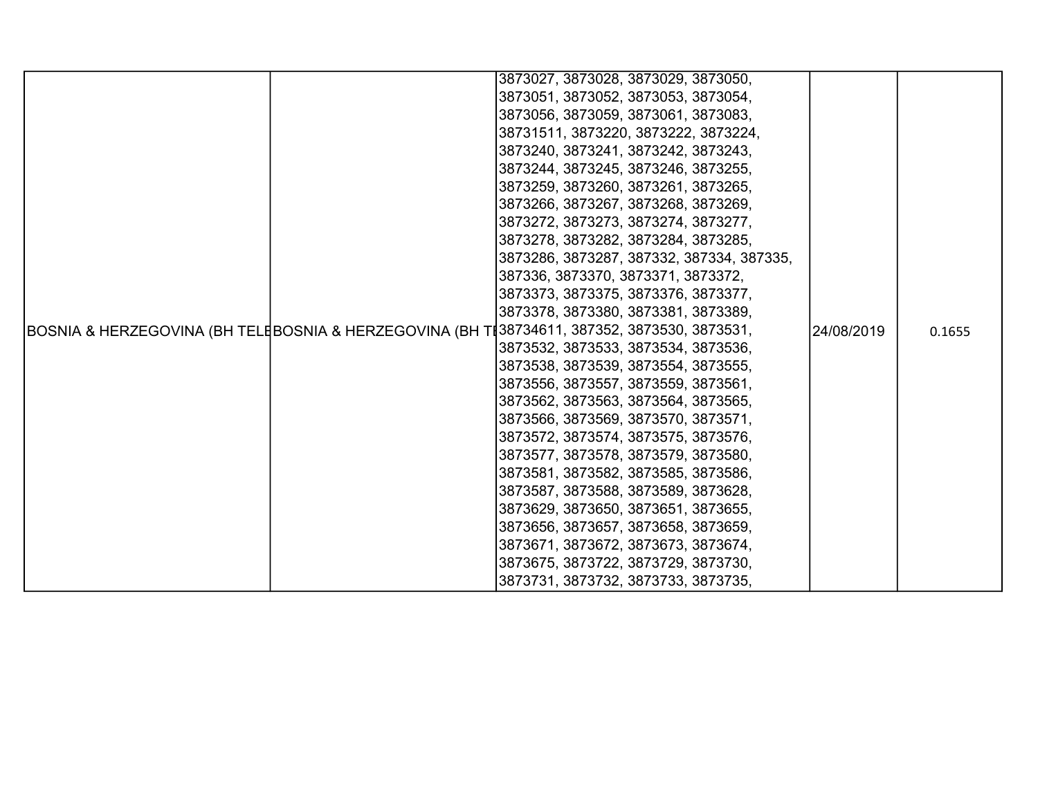| | | | | |
|---|---|---|---|---|
| BOSNIA & HERZEGOVINA (BH TELE | BOSNIA & HERZEGOVINA (BH TE | 3873027, 3873028, 3873029, 3873050, 3873051, 3873052, 3873053, 3873054, 3873056, 3873059, 3873061, 3873083, 38731511, 3873220, 3873222, 3873224, 3873240, 3873241, 3873242, 3873243, 3873244, 3873245, 3873246, 3873255, 3873259, 3873260, 3873261, 3873265, 3873266, 3873267, 3873268, 3873269, 3873272, 3873273, 3873274, 3873277, 3873278, 3873282, 3873284, 3873285, 3873286, 3873287, 387332, 387334, 387335, 387336, 3873370, 3873371, 3873372, 3873373, 3873375, 3873376, 3873377, 3873378, 3873380, 3873381, 3873389, 38734611, 387352, 3873530, 3873531, 3873532, 3873533, 3873534, 3873536, 3873538, 3873539, 3873554, 3873555, 3873556, 3873557, 3873559, 3873561, 3873562, 3873563, 3873564, 3873565, 3873566, 3873569, 3873570, 3873571, 3873572, 3873574, 3873575, 3873576, 3873577, 3873578, 3873579, 3873580, 3873581, 3873582, 3873585, 3873586, 3873587, 3873588, 3873589, 3873628, 3873629, 3873650, 3873651, 3873655, 3873656, 3873657, 3873658, 3873659, 3873671, 3873672, 3873673, 3873674, 3873675, 3873722, 3873729, 3873730, 3873731, 3873732, 3873733, 3873735, | 24/08/2019 | 0.1655 |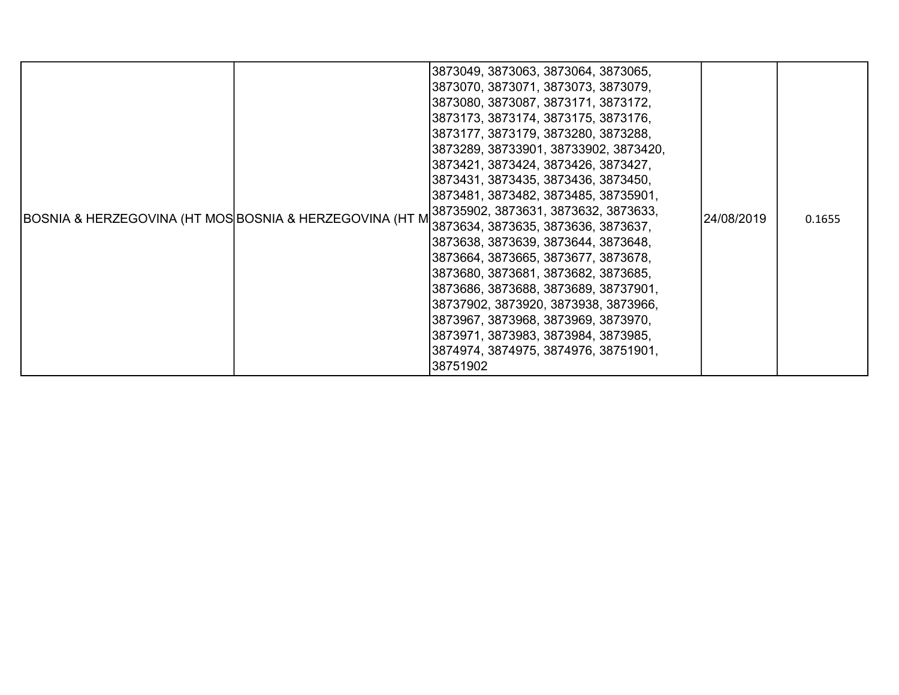| BOSNIA & HERZEGOVINA (HT MOS | BOSNIA & HERZEGOVINA (HT M | 3873049, 3873063, 3873064, 3873065, 3873070, 3873071, 3873073, 3873079, 3873080, 3873087, 3873171, 3873172, 3873173, 3873174, 3873175, 3873176, 3873177, 3873179, 3873280, 3873288, 3873289, 38733901, 38733902, 3873420, 3873421, 3873424, 3873426, 3873427, 3873431, 3873435, 3873436, 3873450, 3873481, 3873482, 3873485, 38735901, 38735902, 3873631, 3873632, 3873633, 3873634, 3873635, 3873636, 3873637, 3873638, 3873639, 3873644, 3873648, 3873664, 3873665, 3873677, 3873678, 3873680, 3873681, 3873682, 3873685, 3873686, 3873688, 3873689, 38737901, 38737902, 3873920, 3873938, 3873966, 3873967, 3873968, 3873969, 3873970, 3873971, 3873983, 3873984, 3873985, 3874974, 3874975, 3874976, 38751901, 38751902 | 24/08/2019 | 0.1655 |
|---|---|---|---|---|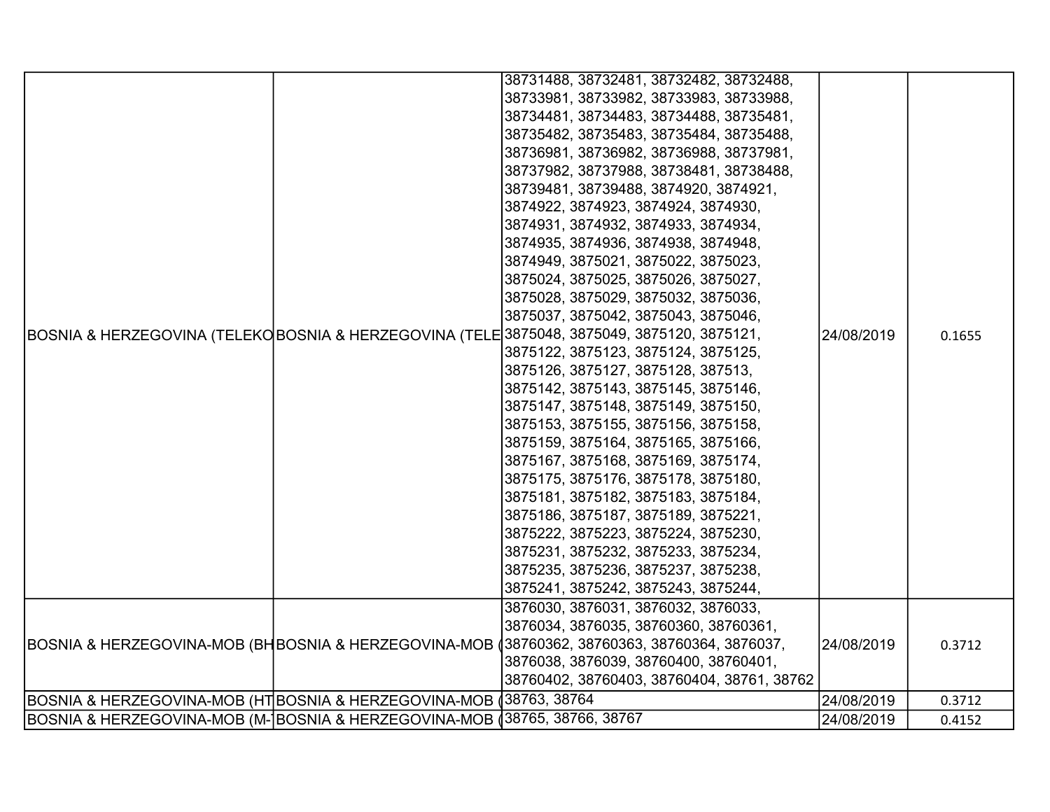| | | | | |
|---|---|---|---|---|
| BOSNIA & HERZEGOVINA (TELEKO | BOSNIA & HERZEGOVINA (TELE | 38731488, 38732481, 38732482, 38732488, 38733981, 38733982, 38733983, 38733988, 38734481, 38734483, 38734488, 38735481, 38735482, 38735483, 38735484, 38735488, 38736981, 38736982, 38736988, 38737981, 38737982, 38737988, 38738481, 38738488, 38739481, 38739488, 3874920, 3874921, 3874922, 3874923, 3874924, 3874930, 3874931, 3874932, 3874933, 3874934, 3874935, 3874936, 3874938, 3874948, 3874949, 3875021, 3875022, 3875023, 3875024, 3875025, 3875026, 3875027, 3875028, 3875029, 3875032, 3875036, 3875037, 3875042, 3875043, 3875046, 3875048, 3875049, 3875120, 3875121, 3875122, 3875123, 3875124, 3875125, 3875126, 3875127, 3875128, 387513, 3875142, 3875143, 3875145, 3875146, 3875147, 3875148, 3875149, 3875150, 3875153, 3875155, 3875156, 3875158, 3875159, 3875164, 3875165, 3875166, 3875167, 3875168, 3875169, 3875174, 3875175, 3875176, 3875178, 3875180, 3875181, 3875182, 3875183, 3875184, 3875186, 3875187, 3875189, 3875221, 3875222, 3875223, 3875224, 3875230, 3875231, 3875232, 3875233, 3875234, 3875235, 3875236, 3875237, 3875238, 3875241, 3875242, 3875243, 3875244, | 24/08/2019 | 0.1655 |
| BOSNIA & HERZEGOVINA-MOB (BH | BOSNIA & HERZEGOVINA-MOB ( | 3876030, 3876031, 3876032, 3876033, 3876034, 3876035, 38760360, 38760361, 38760362, 38760363, 38760364, 3876037, 3876038, 3876039, 38760400, 38760401, 38760402, 38760403, 38760404, 38761, 38762 | 24/08/2019 | 0.3712 |
| BOSNIA & HERZEGOVINA-MOB (HT | BOSNIA & HERZEGOVINA-MOB ( | 38763, 38764 | 24/08/2019 | 0.3712 |
| BOSNIA & HERZEGOVINA-MOB (M- | BOSNIA & HERZEGOVINA-MOB ( | 38765, 38766, 38767 | 24/08/2019 | 0.4152 |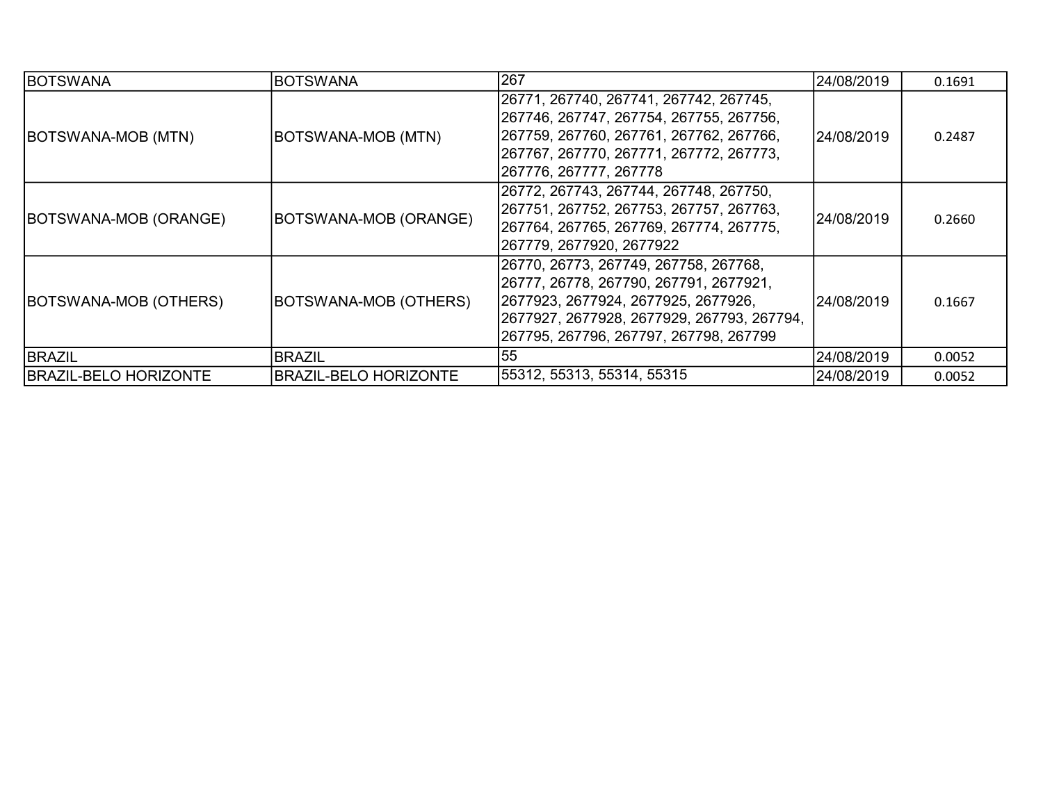| BOTSWANA | BOTSWANA | 267 | 24/08/2019 | 0.1691 |
|---|---|---|---|---|
| BOTSWANA-MOB (MTN) | BOTSWANA-MOB (MTN) | 26771, 267740, 267741, 267742, 267745, 267746, 267747, 267754, 267755, 267756, 267759, 267760, 267761, 267762, 267766, 267767, 267770, 267771, 267772, 267773, 267776, 267777, 267778 | 24/08/2019 | 0.2487 |
| BOTSWANA-MOB (ORANGE) | BOTSWANA-MOB (ORANGE) | 26772, 267743, 267744, 267748, 267750, 267751, 267752, 267753, 267757, 267763, 267764, 267765, 267769, 267774, 267775, 267779, 2677920, 2677922 | 24/08/2019 | 0.2660 |
| BOTSWANA-MOB (OTHERS) | BOTSWANA-MOB (OTHERS) | 26770, 26773, 267749, 267758, 267768, 26777, 26778, 267790, 267791, 2677921, 2677923, 2677924, 2677925, 2677926, 2677927, 2677928, 2677929, 267793, 267794, 267795, 267796, 267797, 267798, 267799 | 24/08/2019 | 0.1667 |
| BRAZIL | BRAZIL | 55 | 24/08/2019 | 0.0052 |
| BRAZIL-BELO HORIZONTE | BRAZIL-BELO HORIZONTE | 55312, 55313, 55314, 55315 | 24/08/2019 | 0.0052 |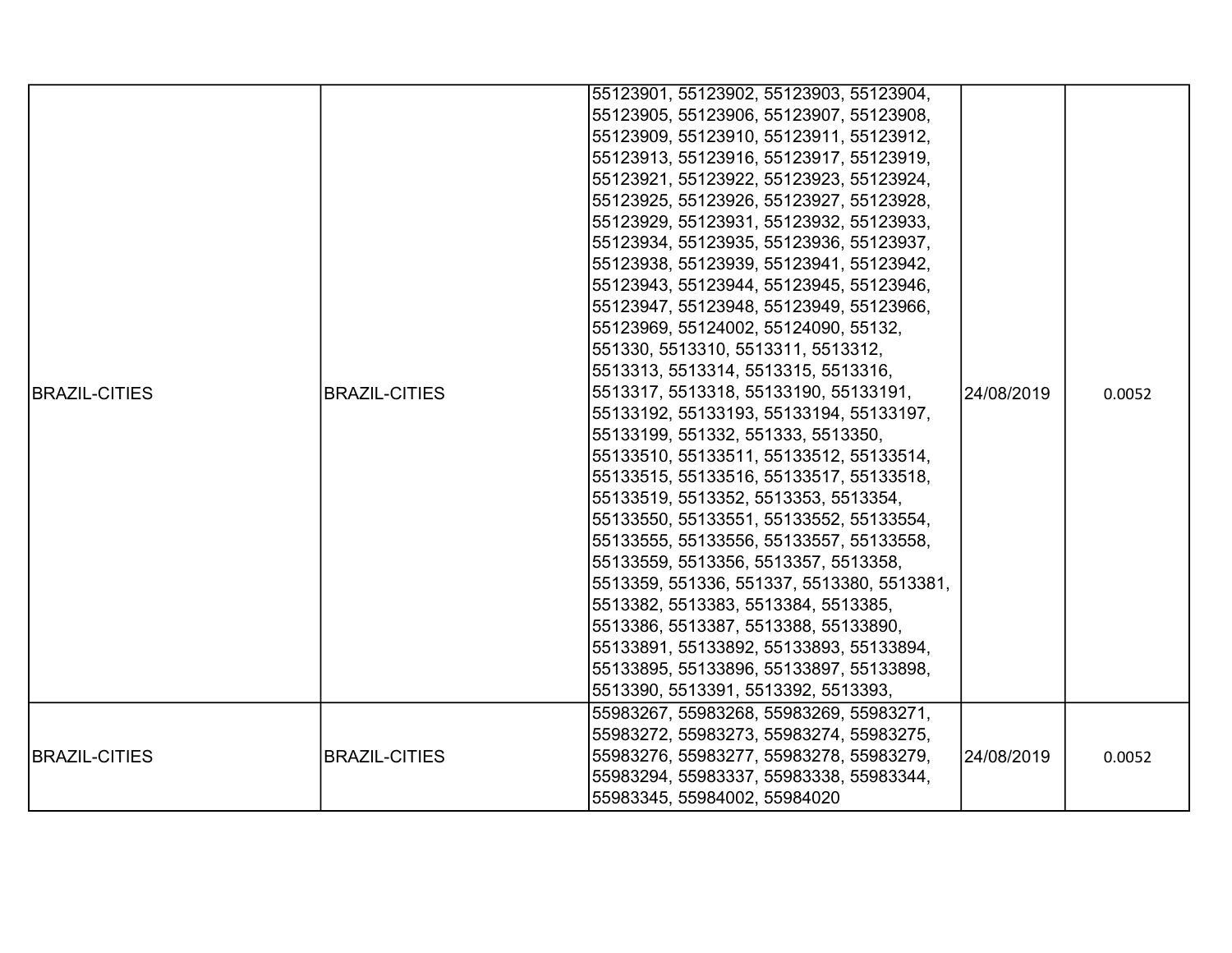| | | | | |
|---|---|---|---|---|
| BRAZIL-CITIES | BRAZIL-CITIES | 55123901, 55123902, 55123903, 55123904, 55123905, 55123906, 55123907, 55123908, 55123909, 55123910, 55123911, 55123912, 55123913, 55123916, 55123917, 55123919, 55123921, 55123922, 55123923, 55123924, 55123925, 55123926, 55123927, 55123928, 55123929, 55123931, 55123932, 55123933, 55123934, 55123935, 55123936, 55123937, 55123938, 55123939, 55123941, 55123942, 55123943, 55123944, 55123945, 55123946, 55123947, 55123948, 55123949, 55123966, 55123969, 55124002, 55124090, 55132, 551330, 5513310, 5513311, 5513312, 5513313, 5513314, 5513315, 5513316, 5513317, 5513318, 55133190, 55133191, 55133192, 55133193, 55133194, 55133197, 55133199, 551332, 551333, 5513350, 55133510, 55133511, 55133512, 55133514, 55133515, 55133516, 55133517, 55133518, 55133519, 5513352, 5513353, 5513354, 55133550, 55133551, 55133552, 55133554, 55133555, 55133556, 55133557, 55133558, 55133559, 5513356, 5513357, 5513358, 5513359, 551336, 551337, 5513380, 5513381, 5513382, 5513383, 5513384, 5513385, 5513386, 5513387, 5513388, 55133890, 55133891, 55133892, 55133893, 55133894, 55133895, 55133896, 55133897, 55133898, 5513390, 5513391, 5513392, 5513393, | 24/08/2019 | 0.0052 |
| BRAZIL-CITIES | BRAZIL-CITIES | 55983267, 55983268, 55983269, 55983271, 55983272, 55983273, 55983274, 55983275, 55983276, 55983277, 55983278, 55983279, 55983294, 55983337, 55983338, 55983344, 55983345, 55984002, 55984020 | 24/08/2019 | 0.0052 |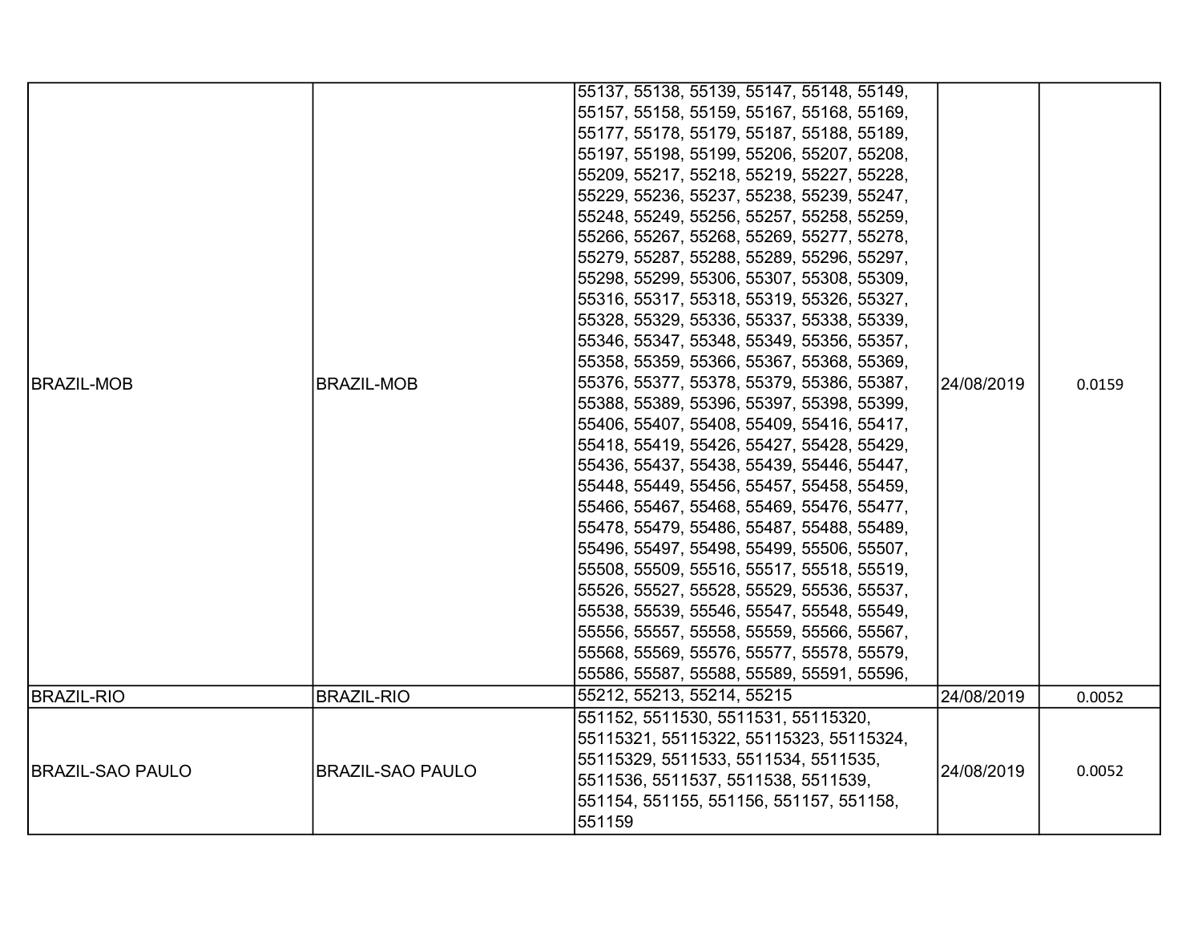| BRAZIL-MOB | BRAZIL-MOB | 55137, 55138, 55139, 55147, 55148, 55149, 55157, 55158, 55159, 55167, 55168, 55169, 55177, 55178, 55179, 55187, 55188, 55189, 55197, 55198, 55199, 55206, 55207, 55208, 55209, 55217, 55218, 55219, 55227, 55228, 55229, 55236, 55237, 55238, 55239, 55247, 55248, 55249, 55256, 55257, 55258, 55259, 55266, 55267, 55268, 55269, 55277, 55278, 55279, 55287, 55288, 55289, 55296, 55297, 55298, 55299, 55306, 55307, 55308, 55309, 55316, 55317, 55318, 55319, 55326, 55327, 55328, 55329, 55336, 55337, 55338, 55339, 55346, 55347, 55348, 55349, 55356, 55357, 55358, 55359, 55366, 55367, 55368, 55369, 55376, 55377, 55378, 55379, 55386, 55387, 55388, 55389, 55396, 55397, 55398, 55399, 55406, 55407, 55408, 55409, 55416, 55417, 55418, 55419, 55426, 55427, 55428, 55429, 55436, 55437, 55438, 55439, 55446, 55447, 55448, 55449, 55456, 55457, 55458, 55459, 55466, 55467, 55468, 55469, 55476, 55477, 55478, 55479, 55486, 55487, 55488, 55489, 55496, 55497, 55498, 55499, 55506, 55507, 55508, 55509, 55516, 55517, 55518, 55519, 55526, 55527, 55528, 55529, 55536, 55537, 55538, 55539, 55546, 55547, 55548, 55549, 55556, 55557, 55558, 55559, 55566, 55567, 55568, 55569, 55576, 55577, 55578, 55579, 55586, 55587, 55588, 55589, 55591, 55596, | 24/08/2019 | 0.0159 |
|---|---|---|---|---|
| BRAZIL-RIO | BRAZIL-RIO | 55212, 55213, 55214, 55215 | 24/08/2019 | 0.0052 |
| BRAZIL-SAO PAULO | BRAZIL-SAO PAULO | 551152, 5511530, 5511531, 55115320, 55115321, 55115322, 55115323, 55115324, 55115329, 5511533, 5511534, 5511535, 5511536, 5511537, 5511538, 5511539, 551154, 551155, 551156, 551157, 551158, 551159 | 24/08/2019 | 0.0052 |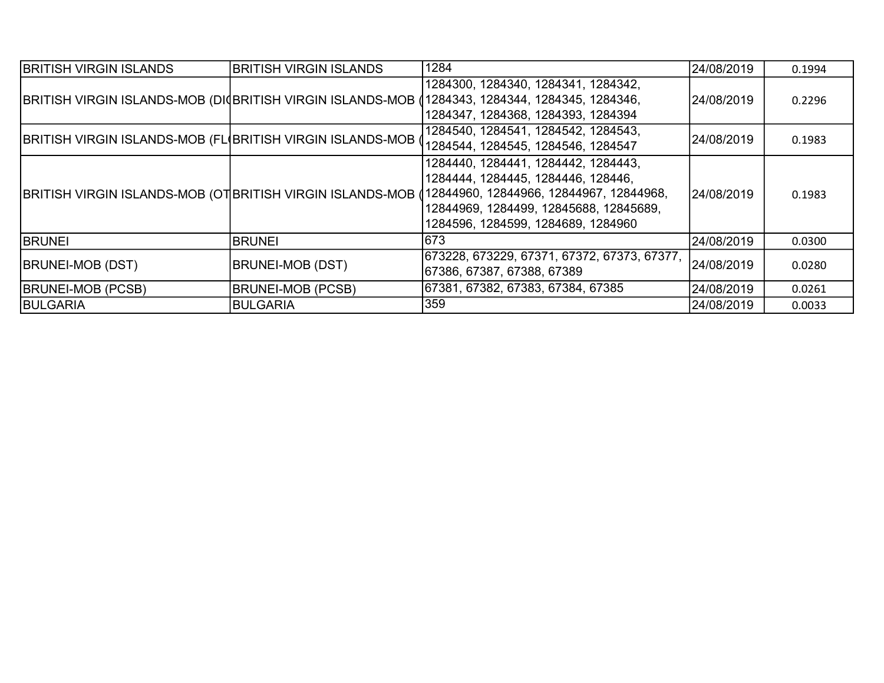| BRITISH VIRGIN ISLANDS | BRITISH VIRGIN ISLANDS | 1284 | 24/08/2019 | 0.1994 |
|---|---|---|---|---|
| BRITISH VIRGIN ISLANDS-MOB (DI | BRITISH VIRGIN ISLANDS-MOB ( | 1284300, 1284340, 1284341, 1284342, 1284343, 1284344, 1284345, 1284346, 1284347, 1284368, 1284393, 1284394 | 24/08/2019 | 0.2296 |
| BRITISH VIRGIN ISLANDS-MOB (FL | BRITISH VIRGIN ISLANDS-MOB ( | 1284540, 1284541, 1284542, 1284543, 1284544, 1284545, 1284546, 1284547 | 24/08/2019 | 0.1983 |
| BRITISH VIRGIN ISLANDS-MOB (OT | BRITISH VIRGIN ISLANDS-MOB ( | 1284440, 1284441, 1284442, 1284443, 1284444, 1284445, 1284446, 128446, 12844960, 12844966, 12844967, 12844968, 12844969, 1284499, 12845688, 12845689, 1284596, 1284599, 1284689, 1284960 | 24/08/2019 | 0.1983 |
| BRUNEI | BRUNEI | 673 | 24/08/2019 | 0.0300 |
| BRUNEI-MOB (DST) | BRUNEI-MOB (DST) | 673228, 673229, 67371, 67372, 67373, 67377, 67386, 67387, 67388, 67389 | 24/08/2019 | 0.0280 |
| BRUNEI-MOB (PCSB) | BRUNEI-MOB (PCSB) | 67381, 67382, 67383, 67384, 67385 | 24/08/2019 | 0.0261 |
| BULGARIA | BULGARIA | 359 | 24/08/2019 | 0.0033 |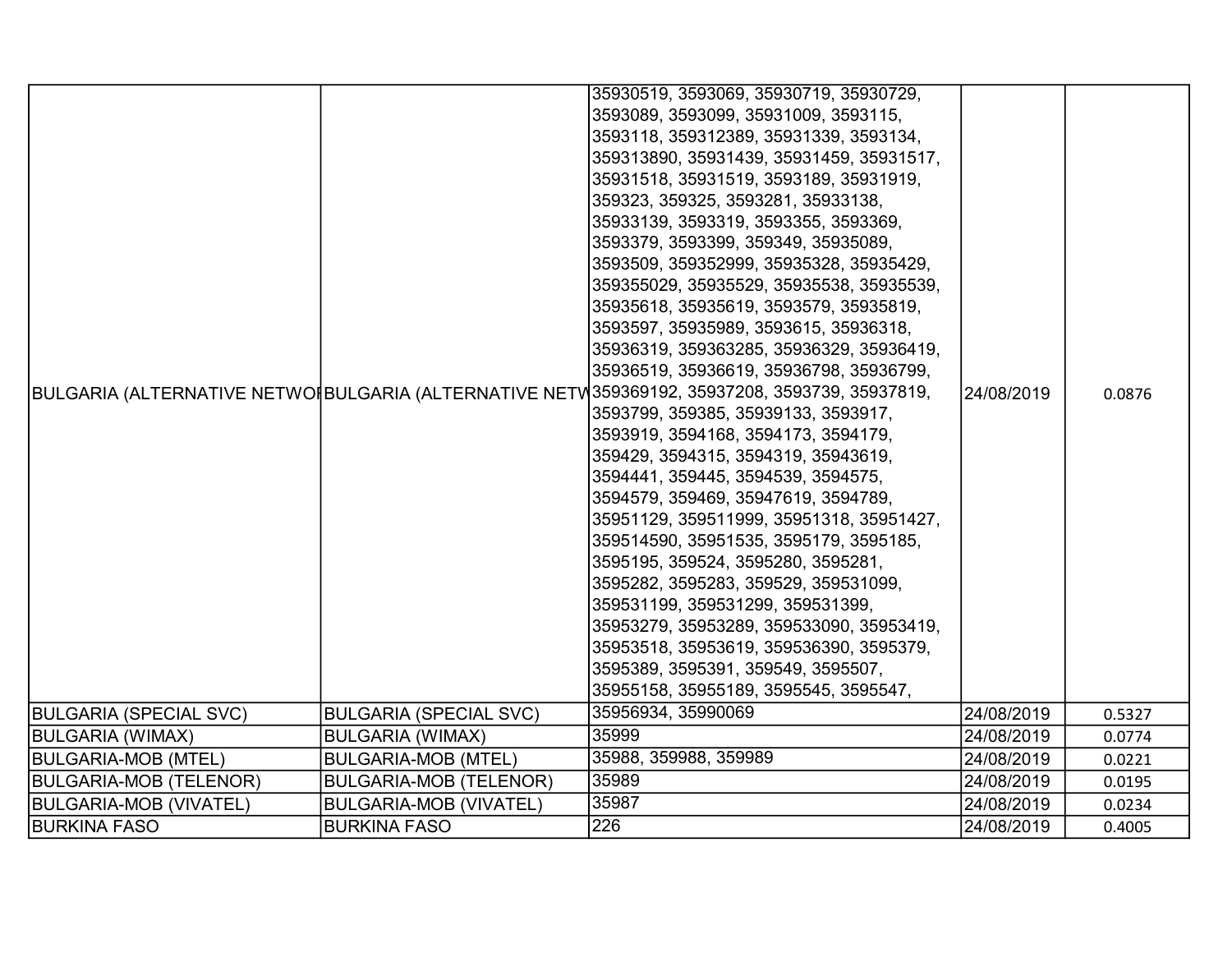| | | | | |
|---|---|---|---|---|
| BULGARIA (ALTERNATIVE NETWO | BULGARIA (ALTERNATIVE NETW | 35930519, 3593069, 35930719, 35930729, 3593089, 3593099, 35931009, 3593115, 3593118, 359312389, 35931339, 3593134, 359313890, 35931439, 35931459, 35931517, 35931518, 35931519, 3593189, 35931919, 359323, 359325, 3593281, 35933138, 35933139, 3593319, 3593355, 3593369, 3593379, 3593399, 359349, 35935089, 3593509, 359352999, 35935328, 35935429, 359355029, 35935529, 35935538, 35935539, 35935618, 35935619, 3593579, 35935819, 3593597, 35935989, 3593615, 35936318, 35936319, 359363285, 35936329, 35936419, 35936519, 35936619, 35936798, 35936799, 359369192, 35937208, 3593739, 35937819, 3593799, 359385, 35939133, 3593917, 3593919, 3594168, 3594173, 3594179, 359429, 3594315, 3594319, 35943619, 3594441, 359445, 3594539, 3594575, 3594579, 359469, 35947619, 3594789, 35951129, 359511999, 35951318, 35951427, 359514590, 35951535, 3595179, 3595185, 3595195, 359524, 3595280, 3595281, 3595282, 3595283, 359529, 359531099, 359531199, 359531299, 359531399, 35953279, 35953289, 359533090, 35953419, 35953518, 35953619, 359536390, 3595379, 3595389, 3595391, 359549, 3595507, 35955158, 35955189, 3595545, 3595547, | 24/08/2019 | 0.0876 |
| BULGARIA (SPECIAL SVC) | BULGARIA (SPECIAL SVC) | 35956934, 35990069 | 24/08/2019 | 0.5327 |
| BULGARIA (WIMAX) | BULGARIA (WIMAX) | 35999 | 24/08/2019 | 0.0774 |
| BULGARIA-MOB (MTEL) | BULGARIA-MOB (MTEL) | 35988, 359988, 359989 | 24/08/2019 | 0.0221 |
| BULGARIA-MOB (TELENOR) | BULGARIA-MOB (TELENOR) | 35989 | 24/08/2019 | 0.0195 |
| BULGARIA-MOB (VIVATEL) | BULGARIA-MOB (VIVATEL) | 35987 | 24/08/2019 | 0.0234 |
| BURKINA FASO | BURKINA FASO | 226 | 24/08/2019 | 0.4005 |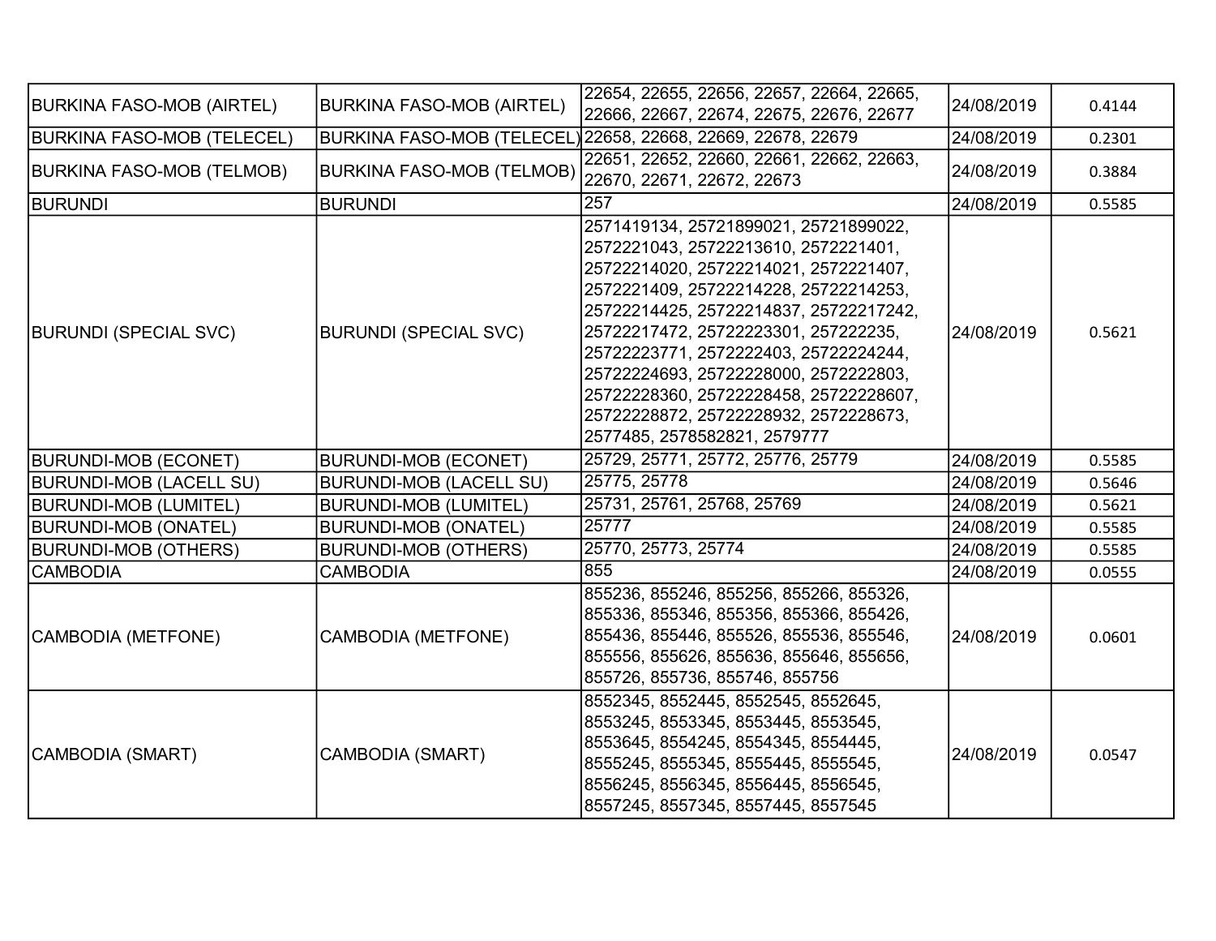| | | | | |
|---|---|---|---|---|
| BURKINA FASO-MOB (AIRTEL) | BURKINA FASO-MOB (AIRTEL) | 22654, 22655, 22656, 22657, 22664, 22665, 22666, 22667, 22674, 22675, 22676, 22677 | 24/08/2019 | 0.4144 |
| BURKINA FASO-MOB (TELECEL) | BURKINA FASO-MOB (TELECEL) | 22658, 22668, 22669, 22678, 22679 | 24/08/2019 | 0.2301 |
| BURKINA FASO-MOB (TELMOB) | BURKINA FASO-MOB (TELMOB) | 22651, 22652, 22660, 22661, 22662, 22663, 22670, 22671, 22672, 22673 | 24/08/2019 | 0.3884 |
| BURUNDI | BURUNDI | 257 | 24/08/2019 | 0.5585 |
| BURUNDI (SPECIAL SVC) | BURUNDI (SPECIAL SVC) | 2571419134, 25721899021, 25721899022, 2572221043, 25722213610, 2572221401, 25722214020, 25722214021, 2572221407, 2572221409, 25722214228, 25722214253, 25722214425, 25722214837, 25722217242, 25722217472, 25722223301, 257222235, 25722223771, 2572222403, 25722224244, 25722224693, 25722228000, 2572222803, 25722228360, 25722228458, 25722228607, 25722228872, 25722228932, 2572228673, 2577485, 2578582821, 2579777 | 24/08/2019 | 0.5621 |
| BURUNDI-MOB (ECONET) | BURUNDI-MOB (ECONET) | 25729, 25771, 25772, 25776, 25779 | 24/08/2019 | 0.5585 |
| BURUNDI-MOB (LACELL SU) | BURUNDI-MOB (LACELL SU) | 25775, 25778 | 24/08/2019 | 0.5646 |
| BURUNDI-MOB (LUMITEL) | BURUNDI-MOB (LUMITEL) | 25731, 25761, 25768, 25769 | 24/08/2019 | 0.5621 |
| BURUNDI-MOB (ONATEL) | BURUNDI-MOB (ONATEL) | 25777 | 24/08/2019 | 0.5585 |
| BURUNDI-MOB (OTHERS) | BURUNDI-MOB (OTHERS) | 25770, 25773, 25774 | 24/08/2019 | 0.5585 |
| CAMBODIA | CAMBODIA | 855 | 24/08/2019 | 0.0555 |
| CAMBODIA (METFONE) | CAMBODIA (METFONE) | 855236, 855246, 855256, 855266, 855326, 855336, 855346, 855356, 855366, 855426, 855436, 855446, 855526, 855536, 855546, 855556, 855626, 855636, 855646, 855656, 855726, 855736, 855746, 855756 | 24/08/2019 | 0.0601 |
| CAMBODIA (SMART) | CAMBODIA (SMART) | 8552345, 8552445, 8552545, 8552645, 8553245, 8553345, 8553445, 8553545, 8553645, 8554245, 8554345, 8554445, 8555245, 8555345, 8555445, 8555545, 8556245, 8556345, 8556445, 8556545, 8557245, 8557345, 8557445, 8557545 | 24/08/2019 | 0.0547 |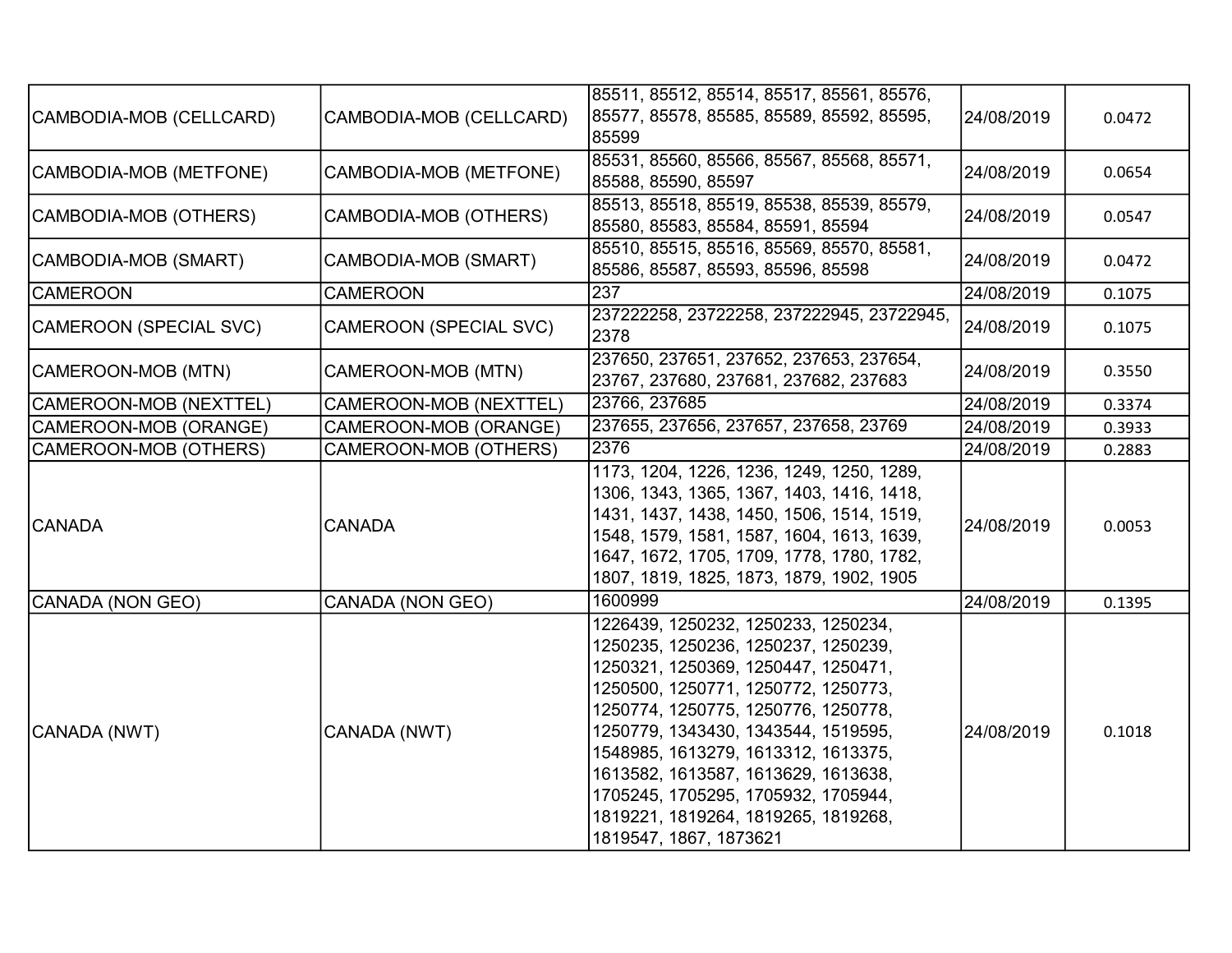| CAMBODIA-MOB (CELLCARD) | CAMBODIA-MOB (CELLCARD) | 85511, 85512, 85514, 85517, 85561, 85576, 85577, 85578, 85585, 85589, 85592, 85595, 85599 | 24/08/2019 | 0.0472 |
|---|---|---|---|---|
| CAMBODIA-MOB (METFONE) | CAMBODIA-MOB (METFONE) | 85531, 85560, 85566, 85567, 85568, 85571, 85588, 85590, 85597 | 24/08/2019 | 0.0654 |
| CAMBODIA-MOB (OTHERS) | CAMBODIA-MOB (OTHERS) | 85513, 85518, 85519, 85538, 85539, 85579, 85580, 85583, 85584, 85591, 85594 | 24/08/2019 | 0.0547 |
| CAMBODIA-MOB (SMART) | CAMBODIA-MOB (SMART) | 85510, 85515, 85516, 85569, 85570, 85581, 85586, 85587, 85593, 85596, 85598 | 24/08/2019 | 0.0472 |
| CAMEROON | CAMEROON | 237 | 24/08/2019 | 0.1075 |
| CAMEROON (SPECIAL SVC) | CAMEROON (SPECIAL SVC) | 237222258, 23722258, 237222945, 23722945, 2378 | 24/08/2019 | 0.1075 |
| CAMEROON-MOB (MTN) | CAMEROON-MOB (MTN) | 237650, 237651, 237652, 237653, 237654, 23767, 237680, 237681, 237682, 237683 | 24/08/2019 | 0.3550 |
| CAMEROON-MOB (NEXTTEL) | CAMEROON-MOB (NEXTTEL) | 23766, 237685 | 24/08/2019 | 0.3374 |
| CAMEROON-MOB (ORANGE) | CAMEROON-MOB (ORANGE) | 237655, 237656, 237657, 237658, 23769 | 24/08/2019 | 0.3933 |
| CAMEROON-MOB (OTHERS) | CAMEROON-MOB (OTHERS) | 2376 | 24/08/2019 | 0.2883 |
| CANADA | CANADA | 1173, 1204, 1226, 1236, 1249, 1250, 1289, 1306, 1343, 1365, 1367, 1403, 1416, 1418, 1431, 1437, 1438, 1450, 1506, 1514, 1519, 1548, 1579, 1581, 1587, 1604, 1613, 1639, 1647, 1672, 1705, 1709, 1778, 1780, 1782, 1807, 1819, 1825, 1873, 1879, 1902, 1905 | 24/08/2019 | 0.0053 |
| CANADA (NON GEO) | CANADA (NON GEO) | 1600999 | 24/08/2019 | 0.1395 |
| CANADA (NWT) | CANADA (NWT) | 1226439, 1250232, 1250233, 1250234, 1250235, 1250236, 1250237, 1250239, 1250321, 1250369, 1250447, 1250471, 1250500, 1250771, 1250772, 1250773, 1250774, 1250775, 1250776, 1250778, 1250779, 1343430, 1343544, 1519595, 1548985, 1613279, 1613312, 1613375, 1613582, 1613587, 1613629, 1613638, 1705245, 1705295, 1705932, 1705944, 1819221, 1819264, 1819265, 1819268, 1819547, 1867, 1873621 | 24/08/2019 | 0.1018 |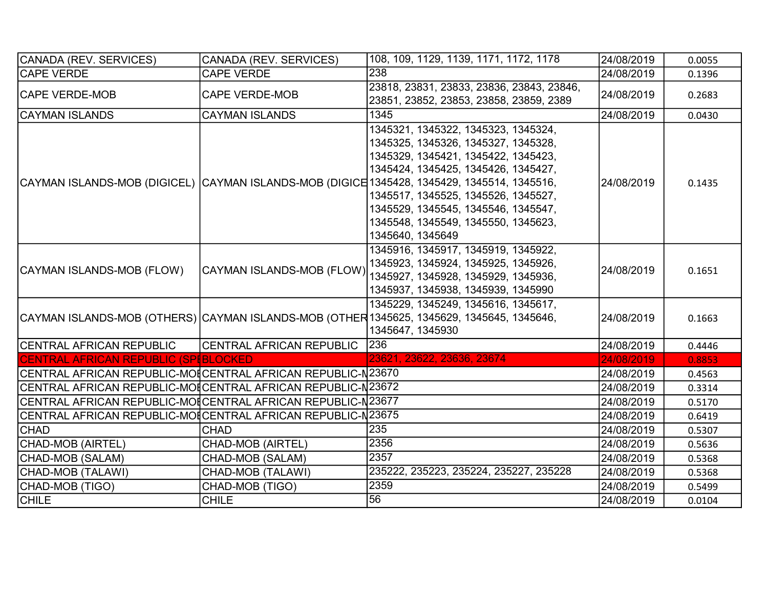| CANADA (REV. SERVICES) | CANADA (REV. SERVICES) | 108, 109, 1129, 1139, 1171, 1172, 1178 | 24/08/2019 | 0.0055 |
|---|---|---|---|---|
| CAPE VERDE | CAPE VERDE | 238 | 24/08/2019 | 0.1396 |
| CAPE VERDE-MOB | CAPE VERDE-MOB | 23818, 23831, 23833, 23836, 23843, 23846, 23851, 23852, 23853, 23858, 23859, 2389 | 24/08/2019 | 0.2683 |
| CAYMAN ISLANDS | CAYMAN ISLANDS | 1345 | 24/08/2019 | 0.0430 |
| CAYMAN ISLANDS-MOB (DIGICEL) | CAYMAN ISLANDS-MOB (DIGICE | 1345321, 1345322, 1345323, 1345324, 1345325, 1345326, 1345327, 1345328, 1345329, 1345421, 1345422, 1345423, 1345424, 1345425, 1345426, 1345427, 1345428, 1345429, 1345514, 1345516, 1345517, 1345525, 1345526, 1345527, 1345529, 1345545, 1345546, 1345547, 1345548, 1345549, 1345550, 1345623, 1345640, 1345649 | 24/08/2019 | 0.1435 |
| CAYMAN ISLANDS-MOB (FLOW) | CAYMAN ISLANDS-MOB (FLOW) | 1345916, 1345917, 1345919, 1345922, 1345923, 1345924, 1345925, 1345926, 1345927, 1345928, 1345929, 1345936, 1345937, 1345938, 1345939, 1345990 | 24/08/2019 | 0.1651 |
| CAYMAN ISLANDS-MOB (OTHERS) | CAYMAN ISLANDS-MOB (OTHER | 1345229, 1345249, 1345616, 1345617, 1345625, 1345629, 1345645, 1345646, 1345647, 1345930 | 24/08/2019 | 0.1663 |
| CENTRAL AFRICAN REPUBLIC | CENTRAL AFRICAN REPUBLIC | 236 | 24/08/2019 | 0.4446 |
| CENTRAL AFRICAN REPUBLIC (SPE | BLOCKED | 23621, 23622, 23636, 23674 | 24/08/2019 | 0.8853 |
| CENTRAL AFRICAN REPUBLIC-MOE | CENTRAL AFRICAN REPUBLIC-M | 23670 | 24/08/2019 | 0.4563 |
| CENTRAL AFRICAN REPUBLIC-MOE | CENTRAL AFRICAN REPUBLIC-M | 23672 | 24/08/2019 | 0.3314 |
| CENTRAL AFRICAN REPUBLIC-MOE | CENTRAL AFRICAN REPUBLIC-M | 23677 | 24/08/2019 | 0.5170 |
| CENTRAL AFRICAN REPUBLIC-MOE | CENTRAL AFRICAN REPUBLIC-M | 23675 | 24/08/2019 | 0.6419 |
| CHAD | CHAD | 235 | 24/08/2019 | 0.5307 |
| CHAD-MOB (AIRTEL) | CHAD-MOB (AIRTEL) | 2356 | 24/08/2019 | 0.5636 |
| CHAD-MOB (SALAM) | CHAD-MOB (SALAM) | 2357 | 24/08/2019 | 0.5368 |
| CHAD-MOB (TALAWI) | CHAD-MOB (TALAWI) | 235222, 235223, 235224, 235227, 235228 | 24/08/2019 | 0.5368 |
| CHAD-MOB (TIGO) | CHAD-MOB (TIGO) | 2359 | 24/08/2019 | 0.5499 |
| CHILE | CHILE | 56 | 24/08/2019 | 0.0104 |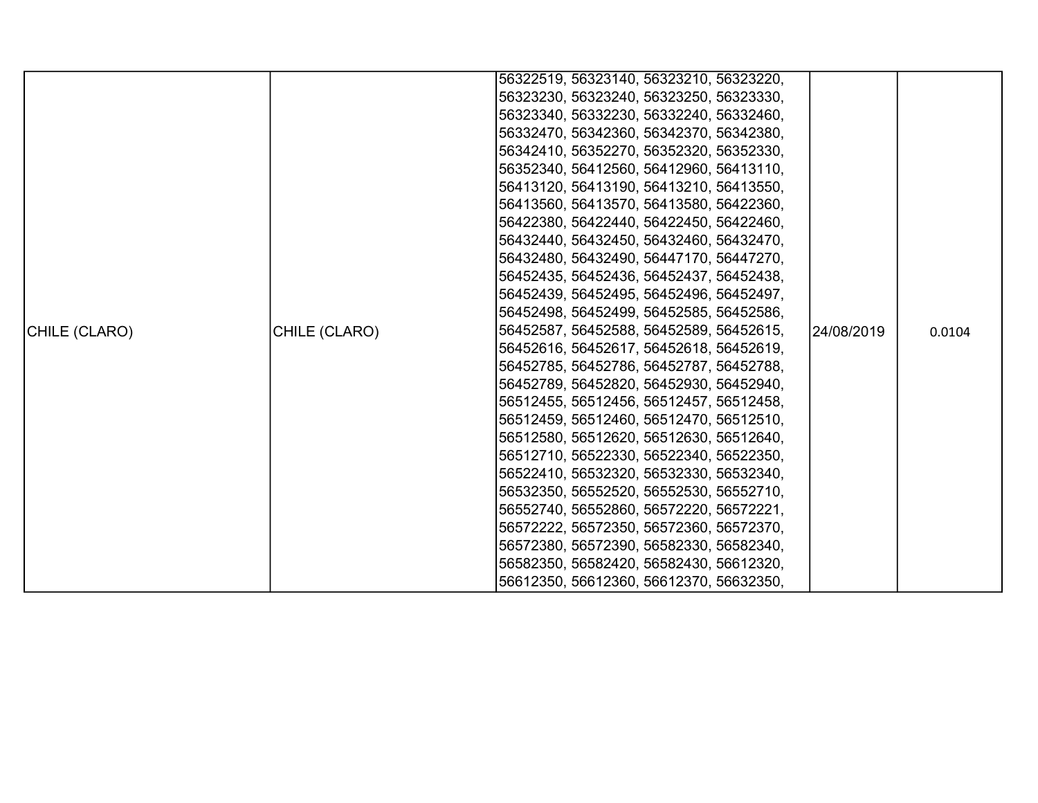| | | | | |
|---|---|---|---|---|
| CHILE (CLARO) | CHILE (CLARO) | 56322519, 56323140, 56323210, 56323220, 56323230, 56323240, 56323250, 56323330, 56323340, 56332230, 56332240, 56332460, 56332470, 56342360, 56342370, 56342380, 56342410, 56352270, 56352320, 56352330, 56352340, 56412560, 56412960, 56413110, 56413120, 56413190, 56413210, 56413550, 56413560, 56413570, 56413580, 56422360, 56422380, 56422440, 56422450, 56422460, 56432440, 56432450, 56432460, 56432470, 56432480, 56432490, 56447170, 56447270, 56452435, 56452436, 56452437, 56452438, 56452439, 56452495, 56452496, 56452497, 56452498, 56452499, 56452585, 56452586, 56452587, 56452588, 56452589, 56452615, 56452616, 56452617, 56452618, 56452619, 56452785, 56452786, 56452787, 56452788, 56452789, 56452820, 56452930, 56452940, 56512455, 56512456, 56512457, 56512458, 56512459, 56512460, 56512470, 56512510, 56512580, 56512620, 56512630, 56512640, 56512710, 56522330, 56522340, 56522350, 56522410, 56532320, 56532330, 56532340, 56532350, 56552520, 56552530, 56552710, 56552740, 56552860, 56572220, 56572221, 56572222, 56572350, 56572360, 56572370, 56572380, 56572390, 56582330, 56582340, 56582350, 56582420, 56582430, 56612320, 56612350, 56612360, 56612370, 56632350, | 24/08/2019 | 0.0104 |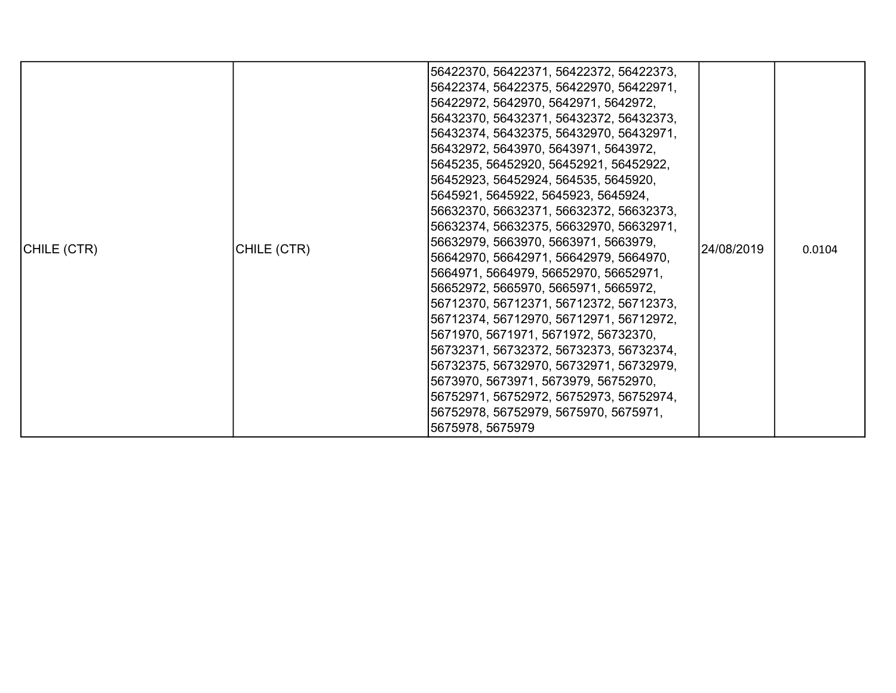| CHILE (CTR) | CHILE (CTR) | 56422370, 56422371, 56422372, 56422373, 56422374, 56422375, 56422970, 56422971, 56422972, 5642970, 5642971, 5642972, 56432370, 56432371, 56432372, 56432373, 56432374, 56432375, 56432970, 56432971, 56432972, 5643970, 5643971, 5643972, 5645235, 56452920, 56452921, 56452922, 56452923, 56452924, 564535, 5645920, 5645921, 5645922, 5645923, 5645924, 56632370, 56632371, 56632372, 56632373, 56632374, 56632375, 56632970, 56632971, 56632979, 5663970, 5663971, 5663979, 56642970, 56642971, 56642979, 5664970, 5664971, 5664979, 56652970, 56652971, 56652972, 5665970, 5665971, 5665972, 56712370, 56712371, 56712372, 56712373, 56712374, 56712970, 56712971, 56712972, 5671970, 5671971, 5671972, 56732370, 56732371, 56732372, 56732373, 56732374, 56732375, 56732970, 56732971, 56732979, 5673970, 5673971, 5673979, 56752970, 56752971, 56752972, 56752973, 56752974, 56752978, 56752979, 5675970, 5675971, 5675978, 5675979 | 24/08/2019 | 0.0104 |
|---|---|---|---|---|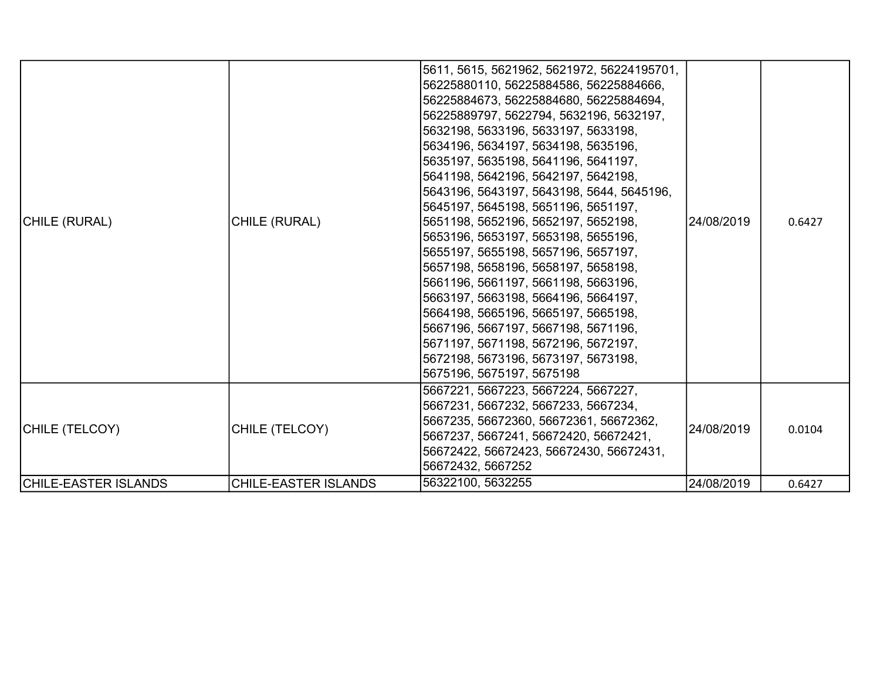| | | | | |
|---|---|---|---|---|
| CHILE (RURAL) | CHILE (RURAL) | 5611, 5615, 5621962, 5621972, 56224195701, 56225880110, 56225884586, 56225884666, 56225884673, 56225884680, 56225884694, 56225889797, 5622794, 5632196, 5632197, 5632198, 5633196, 5633197, 5633198, 5634196, 5634197, 5634198, 5635196, 5635197, 5635198, 5641196, 5641197, 5641198, 5642196, 5642197, 5642198, 5643196, 5643197, 5643198, 5644, 5645196, 5645197, 5645198, 5651196, 5651197, 5651198, 5652196, 5652197, 5652198, 5653196, 5653197, 5653198, 5655196, 5655197, 5655198, 5657196, 5657197, 5657198, 5658196, 5658197, 5658198, 5661196, 5661197, 5661198, 5663196, 5663197, 5663198, 5664196, 5664197, 5664198, 5665196, 5665197, 5665198, 5667196, 5667197, 5667198, 5671196, 5671197, 5671198, 5672196, 5672197, 5672198, 5673196, 5673197, 5673198, 5675196, 5675197, 5675198 | 24/08/2019 | 0.6427 |
| CHILE (TELCOY) | CHILE (TELCOY) | 5667221, 5667223, 5667224, 5667227, 5667231, 5667232, 5667233, 5667234, 5667235, 56672360, 56672361, 56672362, 5667237, 5667241, 56672420, 56672421, 56672422, 56672423, 56672430, 56672431, 56672432, 5667252 | 24/08/2019 | 0.0104 |
| CHILE-EASTER ISLANDS | CHILE-EASTER ISLANDS | 56322100, 5632255 | 24/08/2019 | 0.6427 |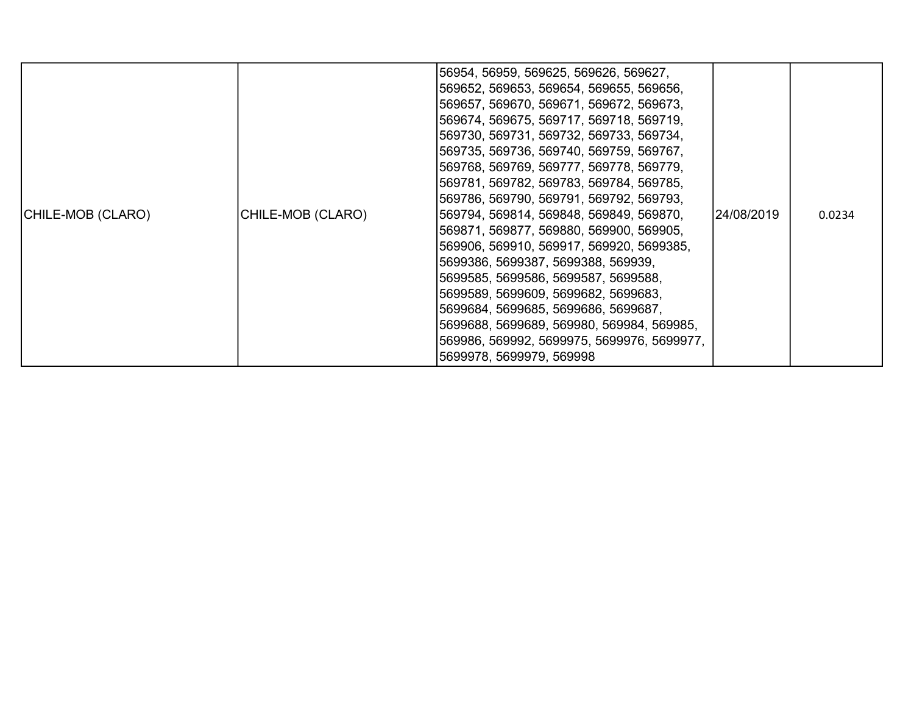| | | | | |
|---|---|---|---|---|
| CHILE-MOB (CLARO) | CHILE-MOB (CLARO) | 56954, 56959, 569625, 569626, 569627, 569652, 569653, 569654, 569655, 569656, 569657, 569670, 569671, 569672, 569673, 569674, 569675, 569717, 569718, 569719, 569730, 569731, 569732, 569733, 569734, 569735, 569736, 569740, 569759, 569767, 569768, 569769, 569777, 569778, 569779, 569781, 569782, 569783, 569784, 569785, 569786, 569790, 569791, 569792, 569793, 569794, 569814, 569848, 569849, 569870, 569871, 569877, 569880, 569900, 569905, 569906, 569910, 569917, 569920, 5699385, 5699386, 5699387, 5699388, 569939, 5699585, 5699586, 5699587, 5699588, 5699589, 5699609, 5699682, 5699683, 5699684, 5699685, 5699686, 5699687, 5699688, 5699689, 569980, 569984, 569985, 569986, 569992, 5699975, 5699976, 5699977, 5699978, 5699979, 569998 | 24/08/2019 | 0.0234 |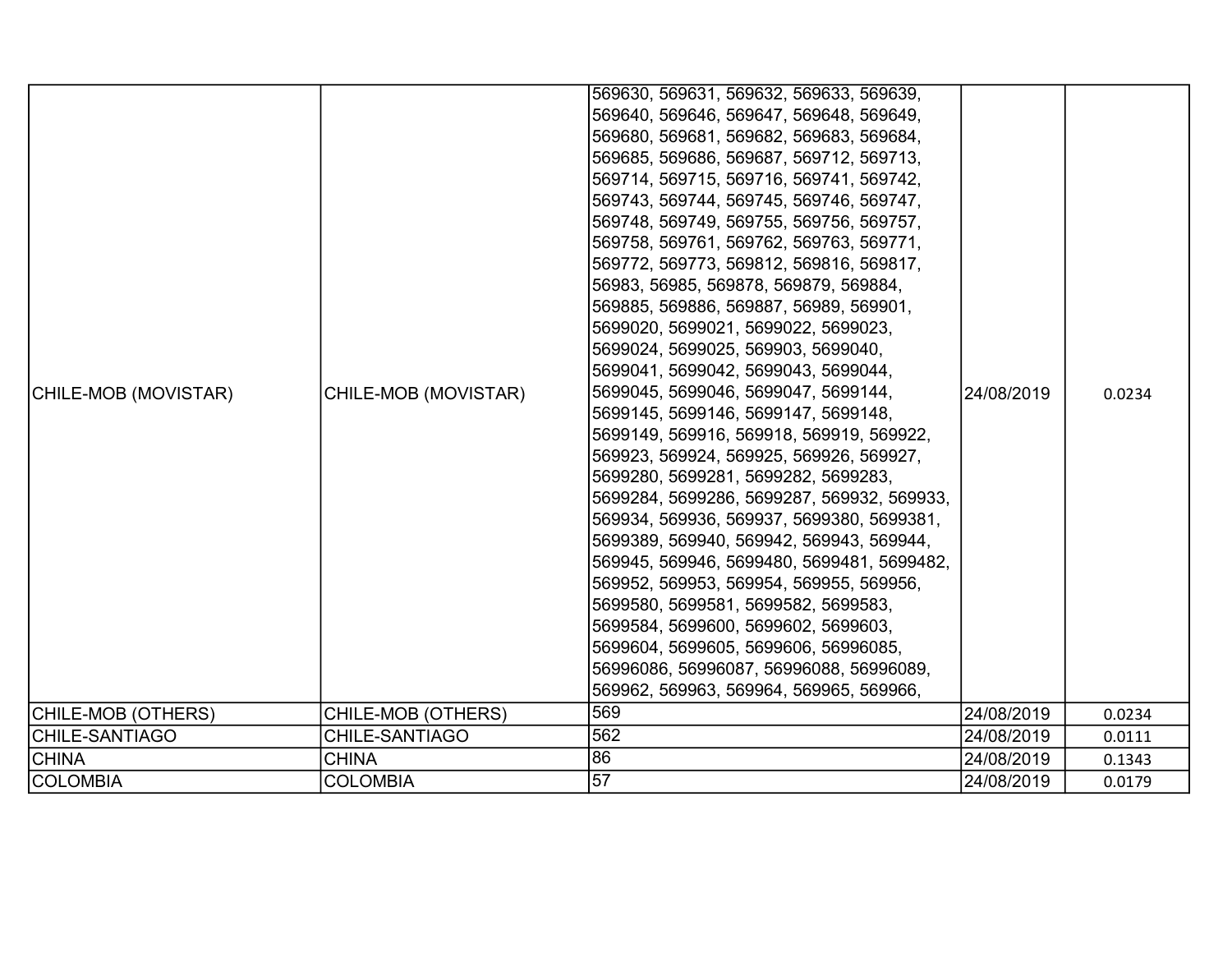| | | | | |
|---|---|---|---|---|
| CHILE-MOB (MOVISTAR) | CHILE-MOB (MOVISTAR) | 569630, 569631, 569632, 569633, 569639, 569640, 569646, 569647, 569648, 569649, 569680, 569681, 569682, 569683, 569684, 569685, 569686, 569687, 569712, 569713, 569714, 569715, 569716, 569741, 569742, 569743, 569744, 569745, 569746, 569747, 569748, 569749, 569755, 569756, 569757, 569758, 569761, 569762, 569763, 569771, 569772, 569773, 569812, 569816, 569817, 56983, 56985, 569878, 569879, 569884, 569885, 569886, 569887, 56989, 569901, 5699020, 5699021, 5699022, 5699023, 5699024, 5699025, 569903, 5699040, 5699041, 5699042, 5699043, 5699044, 5699045, 5699046, 5699047, 5699144, 5699145, 5699146, 5699147, 5699148, 5699149, 569916, 569918, 569919, 569922, 569923, 569924, 569925, 569926, 569927, 5699280, 5699281, 5699282, 5699283, 5699284, 5699286, 5699287, 569932, 569933, 569934, 569936, 569937, 5699380, 5699381, 5699389, 569940, 569942, 569943, 569944, 569945, 569946, 5699480, 5699481, 5699482, 569952, 569953, 569954, 569955, 569956, 5699580, 5699581, 5699582, 5699583, 5699584, 5699600, 5699602, 5699603, 5699604, 5699605, 5699606, 56996085, 56996086, 56996087, 56996088, 56996089, 569962, 569963, 569964, 569965, 569966, | 24/08/2019 | 0.0234 |
| CHILE-MOB (OTHERS) | CHILE-MOB (OTHERS) | 569 | 24/08/2019 | 0.0234 |
| CHILE-SANTIAGO | CHILE-SANTIAGO | 562 | 24/08/2019 | 0.0111 |
| CHINA | CHINA | 86 | 24/08/2019 | 0.1343 |
| COLOMBIA | COLOMBIA | 57 | 24/08/2019 | 0.0179 |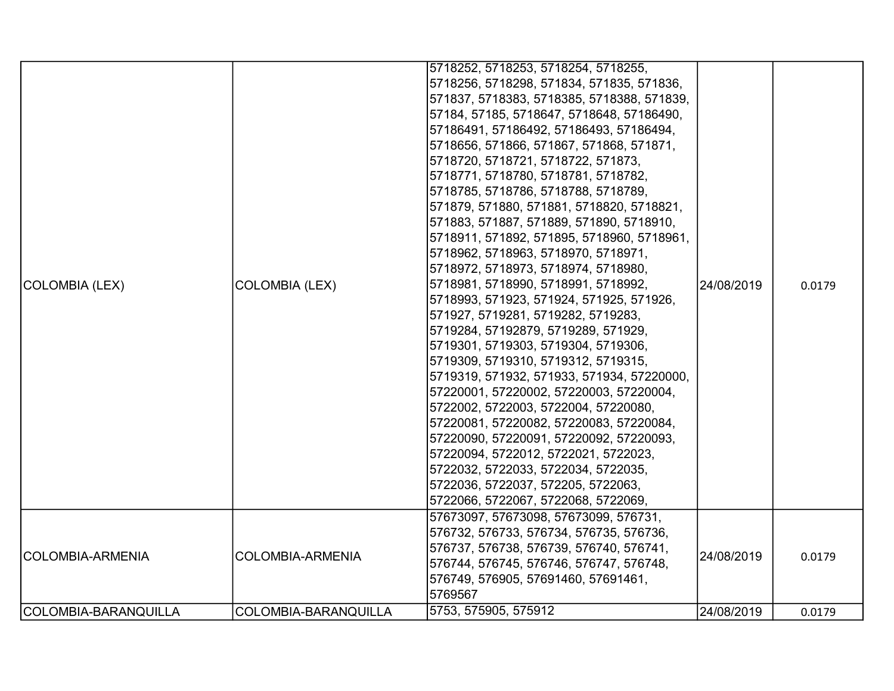| | | | | |
|---|---|---|---|---|
| COLOMBIA (LEX) | COLOMBIA (LEX) | 5718252, 5718253, 5718254, 5718255, 5718256, 5718298, 571834, 571835, 571836, 571837, 5718383, 5718385, 5718388, 571839, 57184, 57185, 5718647, 5718648, 57186490, 57186491, 57186492, 57186493, 57186494, 5718656, 571866, 571867, 571868, 571871, 5718720, 5718721, 5718722, 571873, 5718771, 5718780, 5718781, 5718782, 5718785, 5718786, 5718788, 5718789, 571879, 571880, 571881, 5718820, 5718821, 571883, 571887, 571889, 571890, 5718910, 5718911, 571892, 571895, 5718960, 5718961, 5718962, 5718963, 5718970, 5718971, 5718972, 5718973, 5718974, 5718980, 5718981, 5718990, 5718991, 5718992, 5718993, 571923, 571924, 571925, 571926, 571927, 5719281, 5719282, 5719283, 5719284, 57192879, 5719289, 571929, 5719301, 5719303, 5719304, 5719306, 5719309, 5719310, 5719312, 5719315, 5719319, 571932, 571933, 571934, 57220000, 57220001, 57220002, 57220003, 57220004, 5722002, 5722003, 5722004, 57220080, 57220081, 57220082, 57220083, 57220084, 57220090, 57220091, 57220092, 57220093, 57220094, 5722012, 5722021, 5722023, 5722032, 5722033, 5722034, 5722035, 5722036, 5722037, 572205, 5722063, 5722066, 5722067, 5722068, 5722069, | 24/08/2019 | 0.0179 |
| COLOMBIA-ARMENIA | COLOMBIA-ARMENIA | 57673097, 57673098, 57673099, 576731, 576732, 576733, 576734, 576735, 576736, 576737, 576738, 576739, 576740, 576741, 576744, 576745, 576746, 576747, 576748, 576749, 576905, 57691460, 57691461, 5769567 | 24/08/2019 | 0.0179 |
| COLOMBIA-BARANQUILLA | COLOMBIA-BARANQUILLA | 5753, 575905, 575912 | 24/08/2019 | 0.0179 |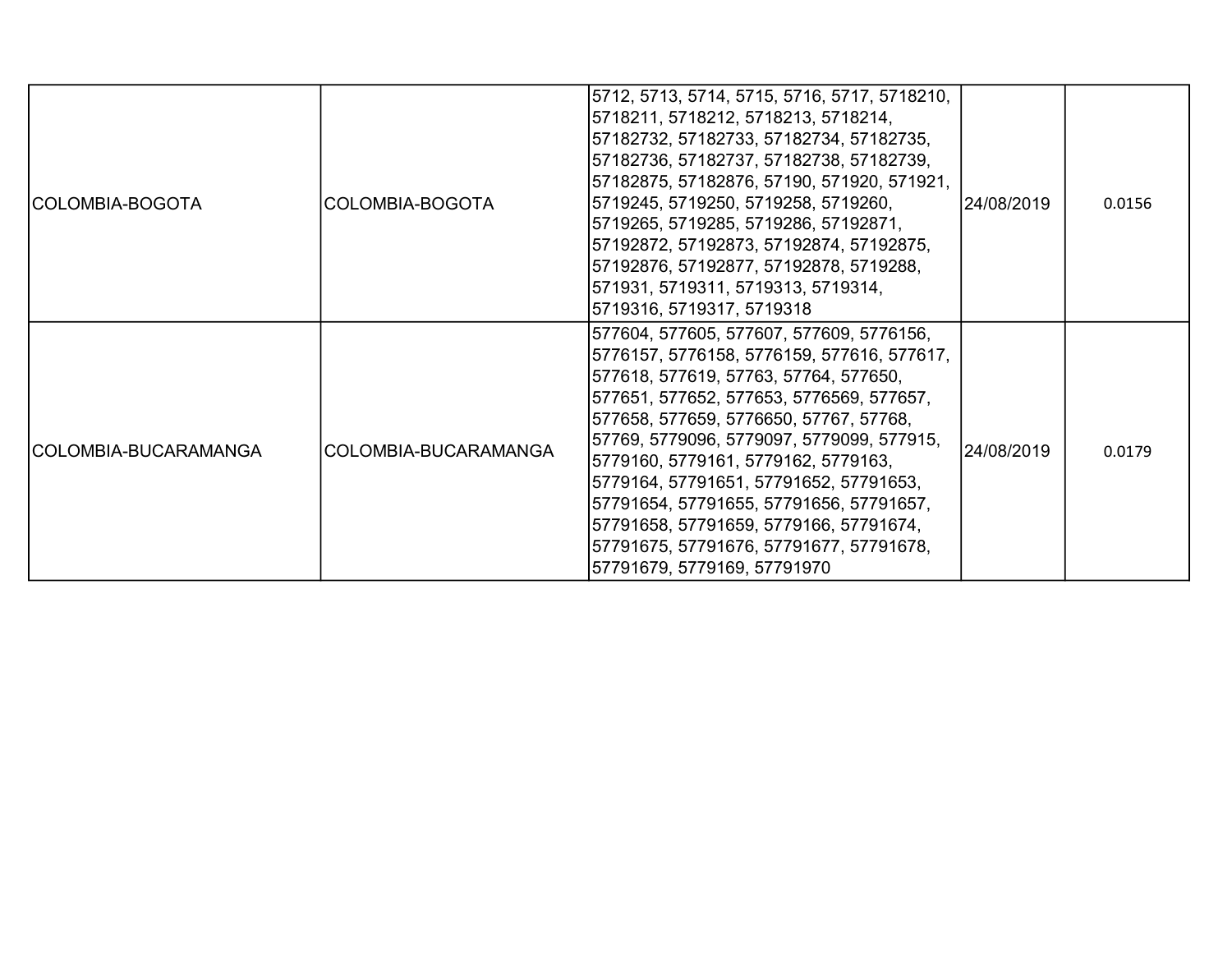| | | | | |
|---|---|---|---|---|
| COLOMBIA-BOGOTA | COLOMBIA-BOGOTA | 5712, 5713, 5714, 5715, 5716, 5717, 5718210, 5718211, 5718212, 5718213, 5718214, 57182732, 57182733, 57182734, 57182735, 57182736, 57182737, 57182738, 57182739, 57182875, 57182876, 57190, 571920, 571921, 5719245, 5719250, 5719258, 5719260, 5719265, 5719285, 5719286, 57192871, 57192872, 57192873, 57192874, 57192875, 57192876, 57192877, 57192878, 5719288, 571931, 5719311, 5719313, 5719314, 5719316, 5719317, 5719318 | 24/08/2019 | 0.0156 |
| COLOMBIA-BUCARAMANGA | COLOMBIA-BUCARAMANGA | 577604, 577605, 577607, 577609, 5776156, 5776157, 5776158, 5776159, 577616, 577617, 577618, 577619, 57763, 57764, 577650, 577651, 577652, 577653, 5776569, 577657, 577658, 577659, 5776650, 57767, 57768, 57769, 5779096, 5779097, 5779099, 577915, 5779160, 5779161, 5779162, 5779163, 5779164, 57791651, 57791652, 57791653, 57791654, 57791655, 57791656, 57791657, 57791658, 57791659, 5779166, 57791674, 57791675, 57791676, 57791677, 57791678, 57791679, 5779169, 57791970 | 24/08/2019 | 0.0179 |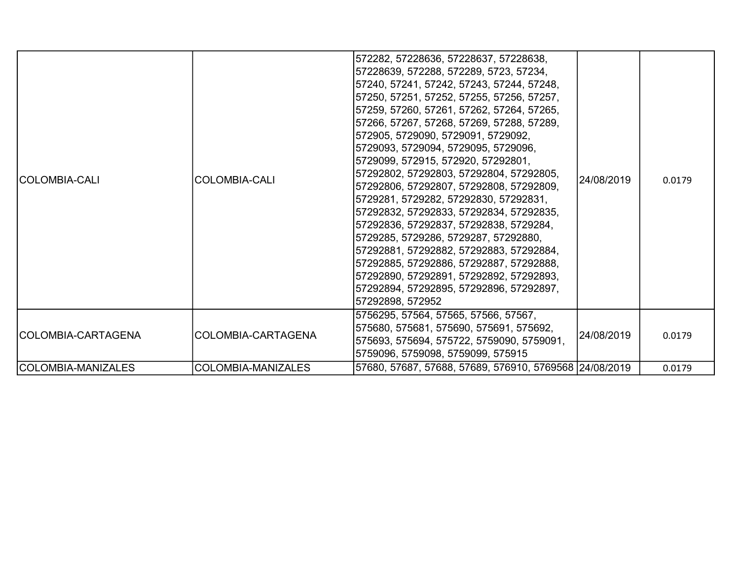| | | | | |
|---|---|---|---|---|
| COLOMBIA-CALI | COLOMBIA-CALI | 572282, 57228636, 57228637, 57228638, 57228639, 572288, 572289, 5723, 57234, 57240, 57241, 57242, 57243, 57244, 57248, 57250, 57251, 57252, 57255, 57256, 57257, 57259, 57260, 57261, 57262, 57264, 57265, 57266, 57267, 57268, 57269, 57288, 57289, 572905, 5729090, 5729091, 5729092, 5729093, 5729094, 5729095, 5729096, 5729099, 572915, 572920, 57292801, 57292802, 57292803, 57292804, 57292805, 57292806, 57292807, 57292808, 57292809, 5729281, 5729282, 57292830, 57292831, 57292832, 57292833, 57292834, 57292835, 57292836, 57292837, 57292838, 5729284, 5729285, 5729286, 5729287, 57292880, 57292881, 57292882, 57292883, 57292884, 57292885, 57292886, 57292887, 57292888, 57292890, 57292891, 57292892, 57292893, 57292894, 57292895, 57292896, 57292897, 57292898, 572952 | 24/08/2019 | 0.0179 |
| COLOMBIA-CARTAGENA | COLOMBIA-CARTAGENA | 5756295, 57564, 57565, 57566, 57567, 575680, 575681, 575690, 575691, 575692, 575693, 575694, 575722, 5759090, 5759091, 5759096, 5759098, 5759099, 575915 | 24/08/2019 | 0.0179 |
| COLOMBIA-MANIZALES | COLOMBIA-MANIZALES | 57680, 57687, 57688, 57689, 576910, 5769568 | 24/08/2019 | 0.0179 |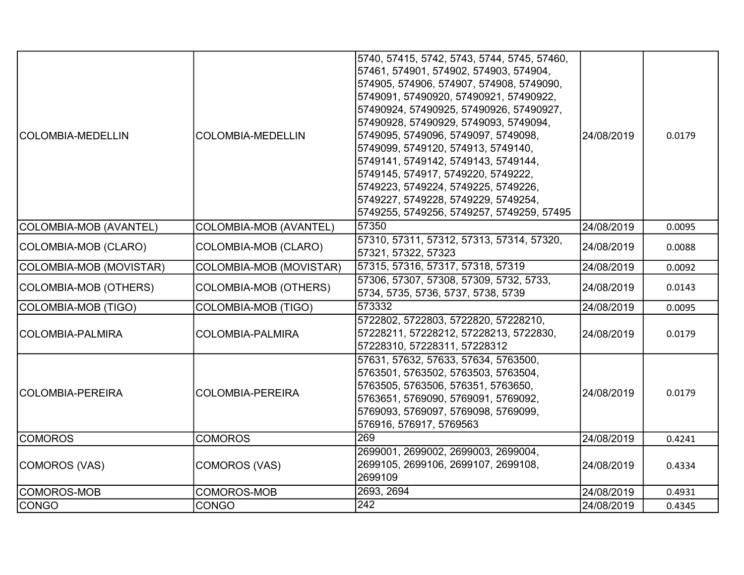| | | | | |
|---|---|---|---|---|
| COLOMBIA-MEDELLIN | COLOMBIA-MEDELLIN | 5740, 57415, 5742, 5743, 5744, 5745, 57460, 57461, 574901, 574902, 574903, 574904, 574905, 574906, 574907, 574908, 5749090, 5749091, 57490920, 57490921, 57490922, 57490924, 57490925, 57490926, 57490927, 57490928, 57490929, 5749093, 5749094, 5749095, 5749096, 5749097, 5749098, 5749099, 5749120, 574913, 5749140, 5749141, 5749142, 5749143, 5749144, 5749145, 574917, 5749220, 5749222, 5749223, 5749224, 5749225, 5749226, 5749227, 5749228, 5749229, 5749254, 5749255, 5749256, 5749257, 5749259, 57495 | 24/08/2019 | 0.0179 |
| COLOMBIA-MOB (AVANTEL) | COLOMBIA-MOB (AVANTEL) | 57350 | 24/08/2019 | 0.0095 |
| COLOMBIA-MOB (CLARO) | COLOMBIA-MOB (CLARO) | 57310, 57311, 57312, 57313, 57314, 57320, 57321, 57322, 57323 | 24/08/2019 | 0.0088 |
| COLOMBIA-MOB (MOVISTAR) | COLOMBIA-MOB (MOVISTAR) | 57315, 57316, 57317, 57318, 57319 | 24/08/2019 | 0.0092 |
| COLOMBIA-MOB (OTHERS) | COLOMBIA-MOB (OTHERS) | 57306, 57307, 57308, 57309, 5732, 5733, 5734, 5735, 5736, 5737, 5738, 5739 | 24/08/2019 | 0.0143 |
| COLOMBIA-MOB (TIGO) | COLOMBIA-MOB (TIGO) | 573332 | 24/08/2019 | 0.0095 |
| COLOMBIA-PALMIRA | COLOMBIA-PALMIRA | 5722802, 5722803, 5722820, 57228210, 57228211, 57228212, 57228213, 5722830, 57228310, 57228311, 57228312 | 24/08/2019 | 0.0179 |
| COLOMBIA-PEREIRA | COLOMBIA-PEREIRA | 57631, 57632, 57633, 57634, 5763500, 5763501, 5763502, 5763503, 5763504, 5763505, 5763506, 576351, 5763650, 5763651, 5769090, 5769091, 5769092, 5769093, 5769097, 5769098, 5769099, 576916, 576917, 5769563 | 24/08/2019 | 0.0179 |
| COMOROS | COMOROS | 269 | 24/08/2019 | 0.4241 |
| COMOROS (VAS) | COMOROS (VAS) | 2699001, 2699002, 2699003, 2699004, 2699105, 2699106, 2699107, 2699108, 2699109 | 24/08/2019 | 0.4334 |
| COMOROS-MOB | COMOROS-MOB | 2693, 2694 | 24/08/2019 | 0.4931 |
| CONGO | CONGO | 242 | 24/08/2019 | 0.4345 |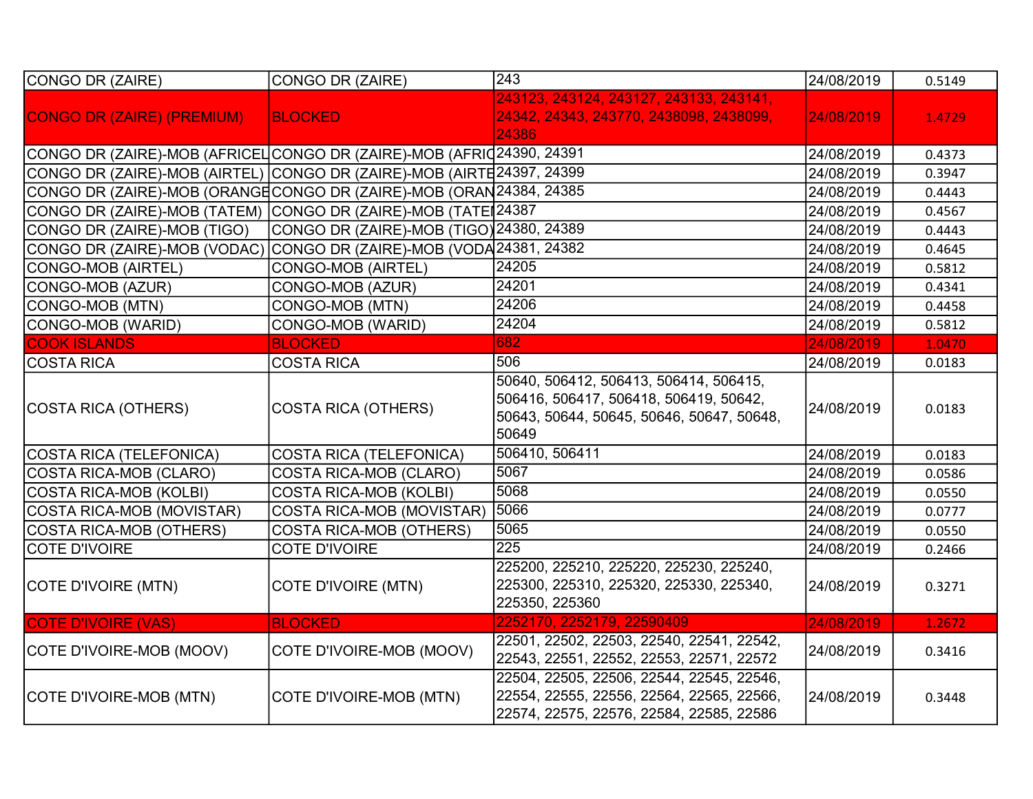| | | | | |
|---|---|---|---|---|
| CONGO DR (ZAIRE) | CONGO DR (ZAIRE) | 243 | 24/08/2019 | 0.5149 |
| CONGO DR (ZAIRE) (PREMIUM) | BLOCKED | 243123, 243124, 243127, 243133, 243141, 24342, 24343, 243770, 2438098, 2438099, 24386 | 24/08/2019 | 1.4729 |
| CONGO DR (ZAIRE)-MOB (AFRICEL | CONGO DR (ZAIRE)-MOB (AFRIC | 24390, 24391 | 24/08/2019 | 0.4373 |
| CONGO DR (ZAIRE)-MOB (AIRTEL) | CONGO DR (ZAIRE)-MOB (AIRTE | 24397, 24399 | 24/08/2019 | 0.3947 |
| CONGO DR (ZAIRE)-MOB (ORANGE | CONGO DR (ZAIRE)-MOB (ORAN | 24384, 24385 | 24/08/2019 | 0.4443 |
| CONGO DR (ZAIRE)-MOB (TATEM) | CONGO DR (ZAIRE)-MOB (TATE | 24387 | 24/08/2019 | 0.4567 |
| CONGO DR (ZAIRE)-MOB (TIGO) | CONGO DR (ZAIRE)-MOB (TIGO) | 24380, 24389 | 24/08/2019 | 0.4443 |
| CONGO DR (ZAIRE)-MOB (VODAC) | CONGO DR (ZAIRE)-MOB (VODA | 24381, 24382 | 24/08/2019 | 0.4645 |
| CONGO-MOB (AIRTEL) | CONGO-MOB (AIRTEL) | 24205 | 24/08/2019 | 0.5812 |
| CONGO-MOB (AZUR) | CONGO-MOB (AZUR) | 24201 | 24/08/2019 | 0.4341 |
| CONGO-MOB (MTN) | CONGO-MOB (MTN) | 24206 | 24/08/2019 | 0.4458 |
| CONGO-MOB (WARID) | CONGO-MOB (WARID) | 24204 | 24/08/2019 | 0.5812 |
| COOK ISLANDS | BLOCKED | 682 | 24/08/2019 | 1.0470 |
| COSTA RICA | COSTA RICA | 506 | 24/08/2019 | 0.0183 |
| COSTA RICA (OTHERS) | COSTA RICA (OTHERS) | 50640, 506412, 506413, 506414, 506415, 506416, 506417, 506418, 506419, 50642, 50643, 50644, 50645, 50646, 50647, 50648, 50649 | 24/08/2019 | 0.0183 |
| COSTA RICA (TELEFONICA) | COSTA RICA (TELEFONICA) | 506410, 506411 | 24/08/2019 | 0.0183 |
| COSTA RICA-MOB (CLARO) | COSTA RICA-MOB (CLARO) | 5067 | 24/08/2019 | 0.0586 |
| COSTA RICA-MOB (KOLBI) | COSTA RICA-MOB (KOLBI) | 5068 | 24/08/2019 | 0.0550 |
| COSTA RICA-MOB (MOVISTAR) | COSTA RICA-MOB (MOVISTAR) | 5066 | 24/08/2019 | 0.0777 |
| COSTA RICA-MOB (OTHERS) | COSTA RICA-MOB (OTHERS) | 5065 | 24/08/2019 | 0.0550 |
| COTE D'IVOIRE | COTE D'IVOIRE | 225 | 24/08/2019 | 0.2466 |
| COTE D'IVOIRE (MTN) | COTE D'IVOIRE (MTN) | 225200, 225210, 225220, 225230, 225240, 225300, 225310, 225320, 225330, 225340, 225350, 225360 | 24/08/2019 | 0.3271 |
| COTE D'IVOIRE (VAS) | BLOCKED | 2252170, 2252179, 22590409 | 24/08/2019 | 1.2672 |
| COTE D'IVOIRE-MOB (MOOV) | COTE D'IVOIRE-MOB (MOOV) | 22501, 22502, 22503, 22540, 22541, 22542, 22543, 22551, 22552, 22553, 22571, 22572 | 24/08/2019 | 0.3416 |
| COTE D'IVOIRE-MOB (MTN) | COTE D'IVOIRE-MOB (MTN) | 22504, 22505, 22506, 22544, 22545, 22546, 22554, 22555, 22556, 22564, 22565, 22566, 22574, 22575, 22576, 22584, 22585, 22586 | 24/08/2019 | 0.3448 |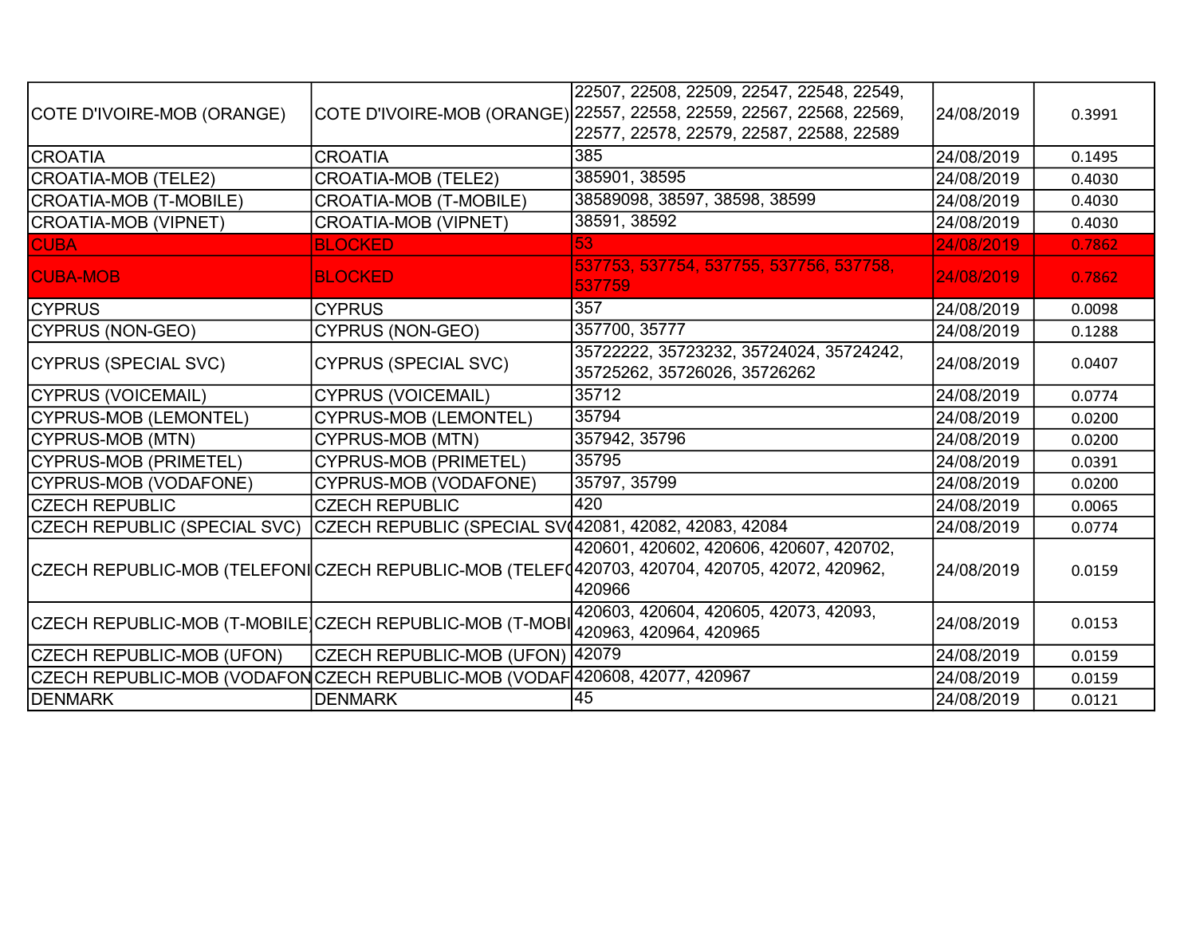| | | | | |
|---|---|---|---|---|
| COTE D'IVOIRE-MOB (ORANGE) | COTE D'IVOIRE-MOB (ORANGE) | 22507, 22508, 22509, 22547, 22548, 22549, 22557, 22558, 22559, 22567, 22568, 22569, 22577, 22578, 22579, 22587, 22588, 22589 | 24/08/2019 | 0.3991 |
| CROATIA | CROATIA | 385 | 24/08/2019 | 0.1495 |
| CROATIA-MOB (TELE2) | CROATIA-MOB (TELE2) | 385901, 38595 | 24/08/2019 | 0.4030 |
| CROATIA-MOB (T-MOBILE) | CROATIA-MOB (T-MOBILE) | 38589098, 38597, 38598, 38599 | 24/08/2019 | 0.4030 |
| CROATIA-MOB (VIPNET) | CROATIA-MOB (VIPNET) | 38591, 38592 | 24/08/2019 | 0.4030 |
| CUBA | BLOCKED | 53 | 24/08/2019 | 0.7862 |
| CUBA-MOB | BLOCKED | 537753, 537754, 537755, 537756, 537758, 537759 | 24/08/2019 | 0.7862 |
| CYPRUS | CYPRUS | 357 | 24/08/2019 | 0.0098 |
| CYPRUS (NON-GEO) | CYPRUS (NON-GEO) | 357700, 35777 | 24/08/2019 | 0.1288 |
| CYPRUS (SPECIAL SVC) | CYPRUS (SPECIAL SVC) | 35722222, 35723232, 35724024, 35724242, 35725262, 35726026, 35726262 | 24/08/2019 | 0.0407 |
| CYPRUS (VOICEMAIL) | CYPRUS (VOICEMAIL) | 35712 | 24/08/2019 | 0.0774 |
| CYPRUS-MOB (LEMONTEL) | CYPRUS-MOB (LEMONTEL) | 35794 | 24/08/2019 | 0.0200 |
| CYPRUS-MOB (MTN) | CYPRUS-MOB (MTN) | 357942, 35796 | 24/08/2019 | 0.0200 |
| CYPRUS-MOB (PRIMETEL) | CYPRUS-MOB (PRIMETEL) | 35795 | 24/08/2019 | 0.0391 |
| CYPRUS-MOB (VODAFONE) | CYPRUS-MOB (VODAFONE) | 35797, 35799 | 24/08/2019 | 0.0200 |
| CZECH REPUBLIC | CZECH REPUBLIC | 420 | 24/08/2019 | 0.0065 |
| CZECH REPUBLIC (SPECIAL SVC) | CZECH REPUBLIC (SPECIAL SV( | 42081, 42082, 42083, 42084 | 24/08/2019 | 0.0774 |
| CZECH REPUBLIC-MOB (TELEFONI | CZECH REPUBLIC-MOB (TELEF( | 420601, 420602, 420606, 420607, 420702, 420703, 420704, 420705, 42072, 420962, 420966 | 24/08/2019 | 0.0159 |
| CZECH REPUBLIC-MOB (T-MOBILE) | CZECH REPUBLIC-MOB (T-MOBI | 420603, 420604, 420605, 42073, 42093, 420963, 420964, 420965 | 24/08/2019 | 0.0153 |
| CZECH REPUBLIC-MOB (UFON) | CZECH REPUBLIC-MOB (UFON) | 42079 | 24/08/2019 | 0.0159 |
| CZECH REPUBLIC-MOB (VODAFON | CZECH REPUBLIC-MOB (VODAF | 420608, 42077, 420967 | 24/08/2019 | 0.0159 |
| DENMARK | DENMARK | 45 | 24/08/2019 | 0.0121 |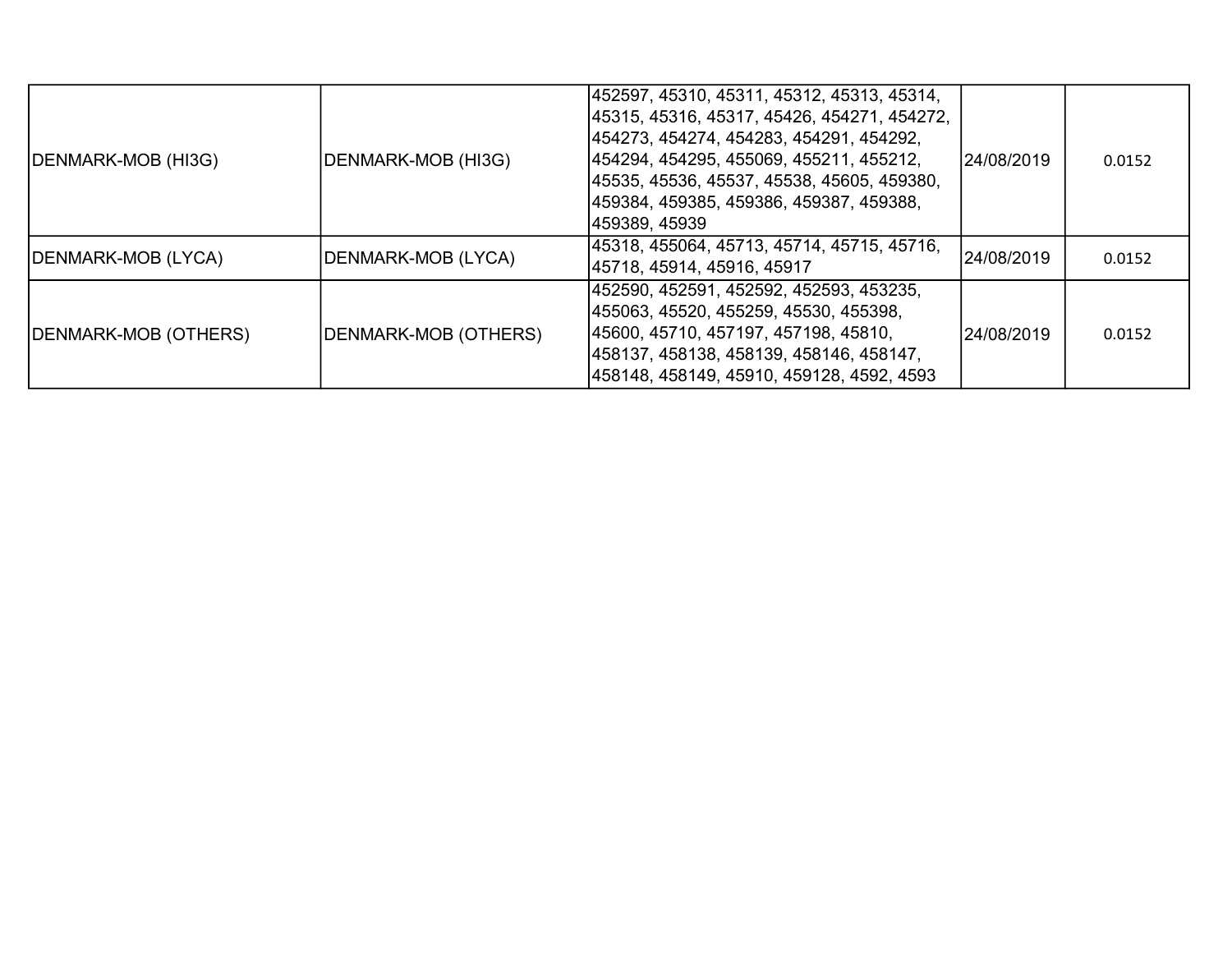| | | | | |
|---|---|---|---|---|
| DENMARK-MOB (HI3G) | DENMARK-MOB (HI3G) | 452597, 45310, 45311, 45312, 45313, 45314, 45315, 45316, 45317, 45426, 454271, 454272, 454273, 454274, 454283, 454291, 454292, 454294, 454295, 455069, 455211, 455212, 45535, 45536, 45537, 45538, 45605, 459380, 459384, 459385, 459386, 459387, 459388, 459389, 45939 | 24/08/2019 | 0.0152 |
| DENMARK-MOB (LYCA) | DENMARK-MOB (LYCA) | 45318, 455064, 45713, 45714, 45715, 45716, 45718, 45914, 45916, 45917 | 24/08/2019 | 0.0152 |
| DENMARK-MOB (OTHERS) | DENMARK-MOB (OTHERS) | 452590, 452591, 452592, 452593, 453235, 455063, 45520, 455259, 45530, 455398, 45600, 45710, 457197, 457198, 45810, 458137, 458138, 458139, 458146, 458147, 458148, 458149, 45910, 459128, 4592, 4593 | 24/08/2019 | 0.0152 |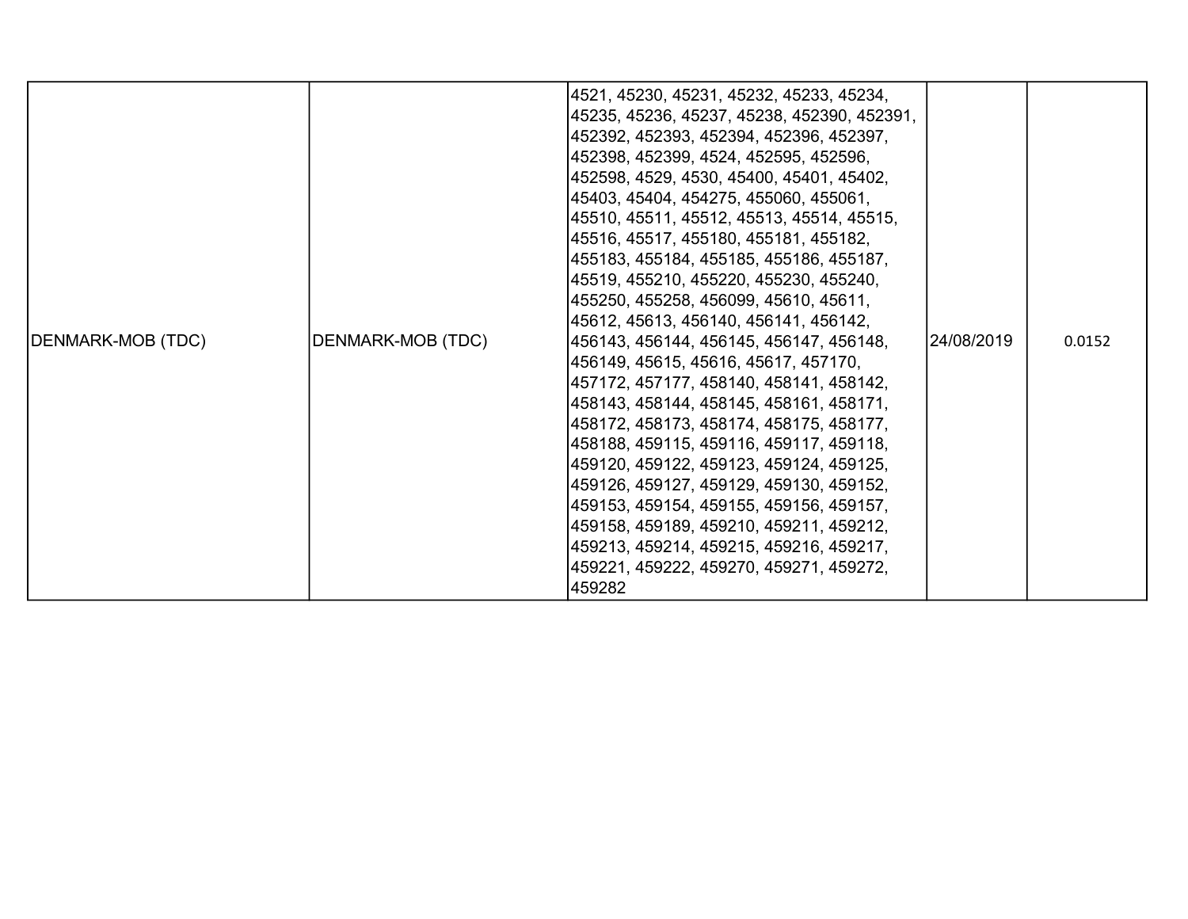| | | | | |
|---|---|---|---|---|
| DENMARK-MOB (TDC) | DENMARK-MOB (TDC) | 4521, 45230, 45231, 45232, 45233, 45234, 45235, 45236, 45237, 45238, 452390, 452391, 452392, 452393, 452394, 452396, 452397, 452398, 452399, 4524, 452595, 452596, 452598, 4529, 4530, 45400, 45401, 45402, 45403, 45404, 454275, 455060, 455061, 45510, 45511, 45512, 45513, 45514, 45515, 45516, 45517, 455180, 455181, 455182, 455183, 455184, 455185, 455186, 455187, 45519, 455210, 455220, 455230, 455240, 455250, 455258, 456099, 45610, 45611, 45612, 45613, 456140, 456141, 456142, 456143, 456144, 456145, 456147, 456148, 456149, 45615, 45616, 45617, 457170, 457172, 457177, 458140, 458141, 458142, 458143, 458144, 458145, 458161, 458171, 458172, 458173, 458174, 458175, 458177, 458188, 459115, 459116, 459117, 459118, 459120, 459122, 459123, 459124, 459125, 459126, 459127, 459129, 459130, 459152, 459153, 459154, 459155, 459156, 459157, 459158, 459189, 459210, 459211, 459212, 459213, 459214, 459215, 459216, 459217, 459221, 459222, 459270, 459271, 459272, 459282 | 24/08/2019 | 0.0152 |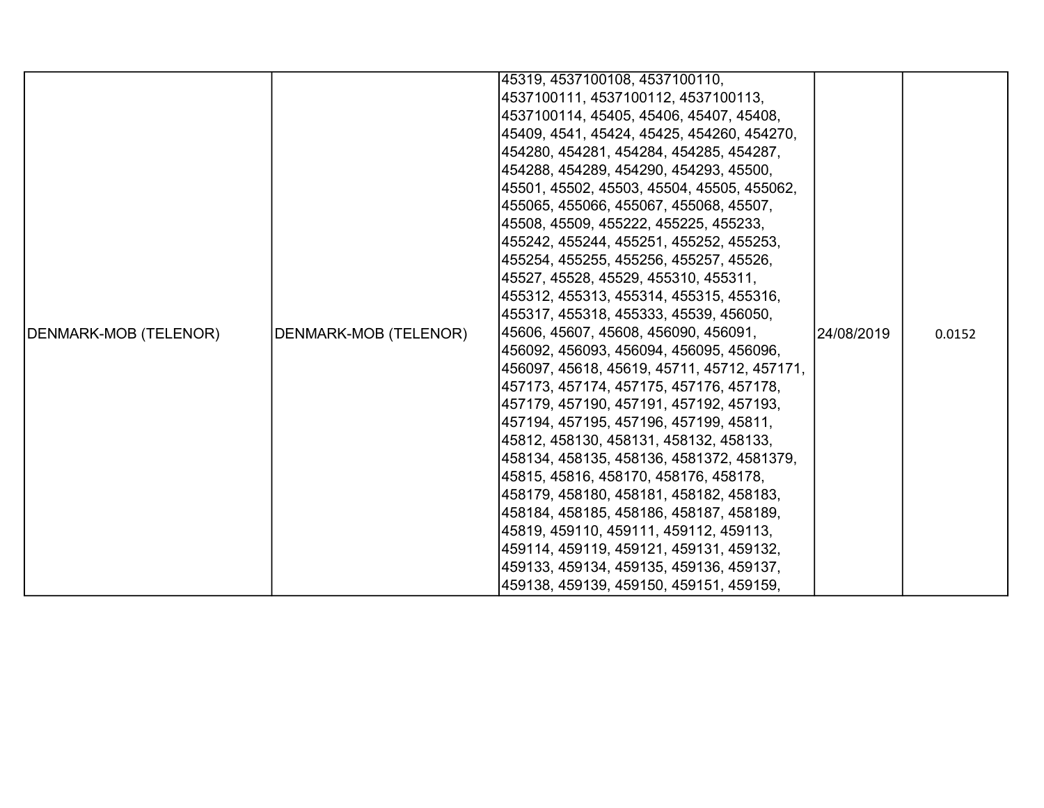| DENMARK-MOB (TELENOR) | DENMARK-MOB (TELENOR) | 45319, 4537100108, 4537100110, 4537100111, 4537100112, 4537100113, 4537100114, 45405, 45406, 45407, 45408, 45409, 4541, 45424, 45425, 454260, 454270, 454280, 454281, 454284, 454285, 454287, 454288, 454289, 454290, 454293, 45500, 45501, 45502, 45503, 45504, 45505, 455062, 455065, 455066, 455067, 455068, 45507, 45508, 45509, 455222, 455225, 455233, 455242, 455244, 455251, 455252, 455253, 455254, 455255, 455256, 455257, 45526, 45527, 45528, 45529, 455310, 455311, 455312, 455313, 455314, 455315, 455316, 455317, 455318, 455333, 45539, 456050, 45606, 45607, 45608, 456090, 456091, 456092, 456093, 456094, 456095, 456096, 456097, 45618, 45619, 45711, 45712, 457171, 457173, 457174, 457175, 457176, 457178, 457179, 457190, 457191, 457192, 457193, 457194, 457195, 457196, 457199, 45811, 45812, 458130, 458131, 458132, 458133, 458134, 458135, 458136, 4581372, 4581379, 45815, 45816, 458170, 458176, 458178, 458179, 458180, 458181, 458182, 458183, 458184, 458185, 458186, 458187, 458189, 45819, 459110, 459111, 459112, 459113, 459114, 459119, 459121, 459131, 459132, 459133, 459134, 459135, 459136, 459137, 459138, 459139, 459150, 459151, 459159, | 24/08/2019 | 0.0152 |
|---|---|---|---|---|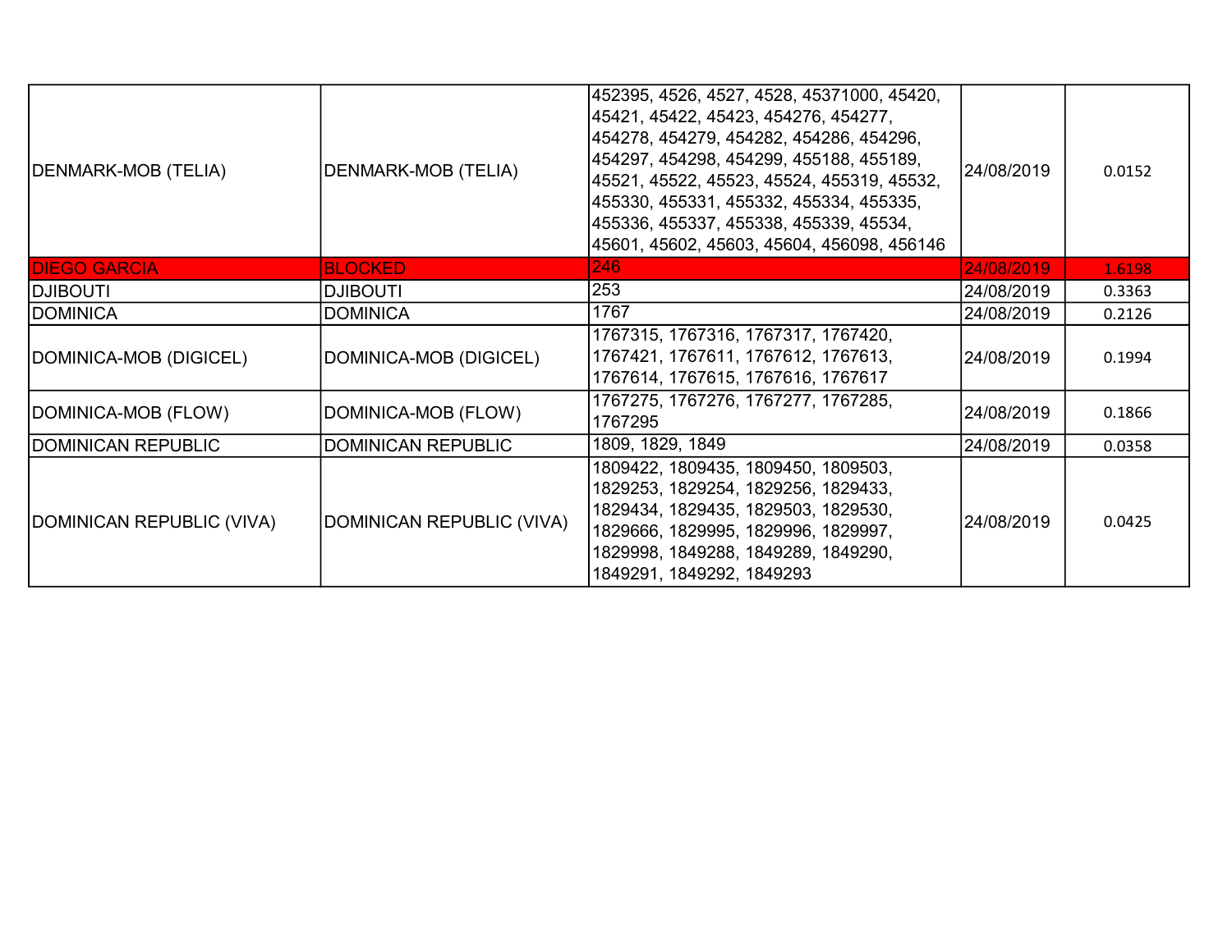| | | | | |
|---|---|---|---|---|
| DENMARK-MOB (TELIA) | DENMARK-MOB (TELIA) | 452395, 4526, 4527, 4528, 45371000, 45420, 45421, 45422, 45423, 454276, 454277, 454278, 454279, 454282, 454286, 454296, 454297, 454298, 454299, 455188, 455189, 45521, 45522, 45523, 45524, 455319, 45532, 455330, 455331, 455332, 455334, 455335, 455336, 455337, 455338, 455339, 45534, 45601, 45602, 45603, 45604, 456098, 456146 | 24/08/2019 | 0.0152 |
| DIEGO GARCIA | BLOCKED | 246 | 24/08/2019 | 1.6198 |
| DJIBOUTI | DJIBOUTI | 253 | 24/08/2019 | 0.3363 |
| DOMINICA | DOMINICA | 1767 | 24/08/2019 | 0.2126 |
| DOMINICA-MOB (DIGICEL) | DOMINICA-MOB (DIGICEL) | 1767315, 1767316, 1767317, 1767420, 1767421, 1767611, 1767612, 1767613, 1767614, 1767615, 1767616, 1767617 | 24/08/2019 | 0.1994 |
| DOMINICA-MOB (FLOW) | DOMINICA-MOB (FLOW) | 1767275, 1767276, 1767277, 1767285, 1767295 | 24/08/2019 | 0.1866 |
| DOMINICAN REPUBLIC | DOMINICAN REPUBLIC | 1809, 1829, 1849 | 24/08/2019 | 0.0358 |
| DOMINICAN REPUBLIC (VIVA) | DOMINICAN REPUBLIC (VIVA) | 1809422, 1809435, 1809450, 1809503, 1829253, 1829254, 1829256, 1829433, 1829434, 1829435, 1829503, 1829530, 1829666, 1829995, 1829996, 1829997, 1829998, 1849288, 1849289, 1849290, 1849291, 1849292, 1849293 | 24/08/2019 | 0.0425 |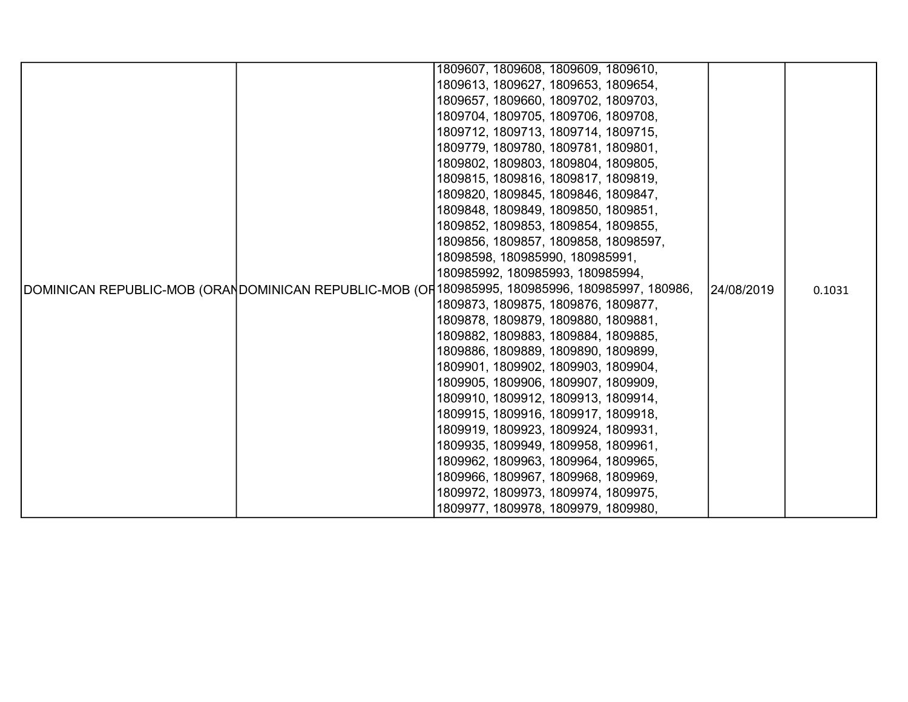| | | | | |
|---|---|---|---|---|
| DOMINICAN REPUBLIC-MOB (ORAN | DOMINICAN REPUBLIC-MOB (OF | 1809607, 1809608, 1809609, 1809610, 1809613, 1809627, 1809653, 1809654, 1809657, 1809660, 1809702, 1809703, 1809704, 1809705, 1809706, 1809708, 1809712, 1809713, 1809714, 1809715, 1809779, 1809780, 1809781, 1809801, 1809802, 1809803, 1809804, 1809805, 1809815, 1809816, 1809817, 1809819, 1809820, 1809845, 1809846, 1809847, 1809848, 1809849, 1809850, 1809851, 1809852, 1809853, 1809854, 1809855, 1809856, 1809857, 1809858, 18098597, 18098598, 180985990, 180985991, 180985992, 180985993, 180985994, 180985995, 180985996, 180985997, 180986, 1809873, 1809875, 1809876, 1809877, 1809878, 1809879, 1809880, 1809881, 1809882, 1809883, 1809884, 1809885, 1809886, 1809889, 1809890, 1809899, 1809901, 1809902, 1809903, 1809904, 1809905, 1809906, 1809907, 1809909, 1809910, 1809912, 1809913, 1809914, 1809915, 1809916, 1809917, 1809918, 1809919, 1809923, 1809924, 1809931, 1809935, 1809949, 1809958, 1809961, 1809962, 1809963, 1809964, 1809965, 1809966, 1809967, 1809968, 1809969, 1809972, 1809973, 1809974, 1809975, 1809977, 1809978, 1809979, 1809980, | 24/08/2019 | 0.1031 |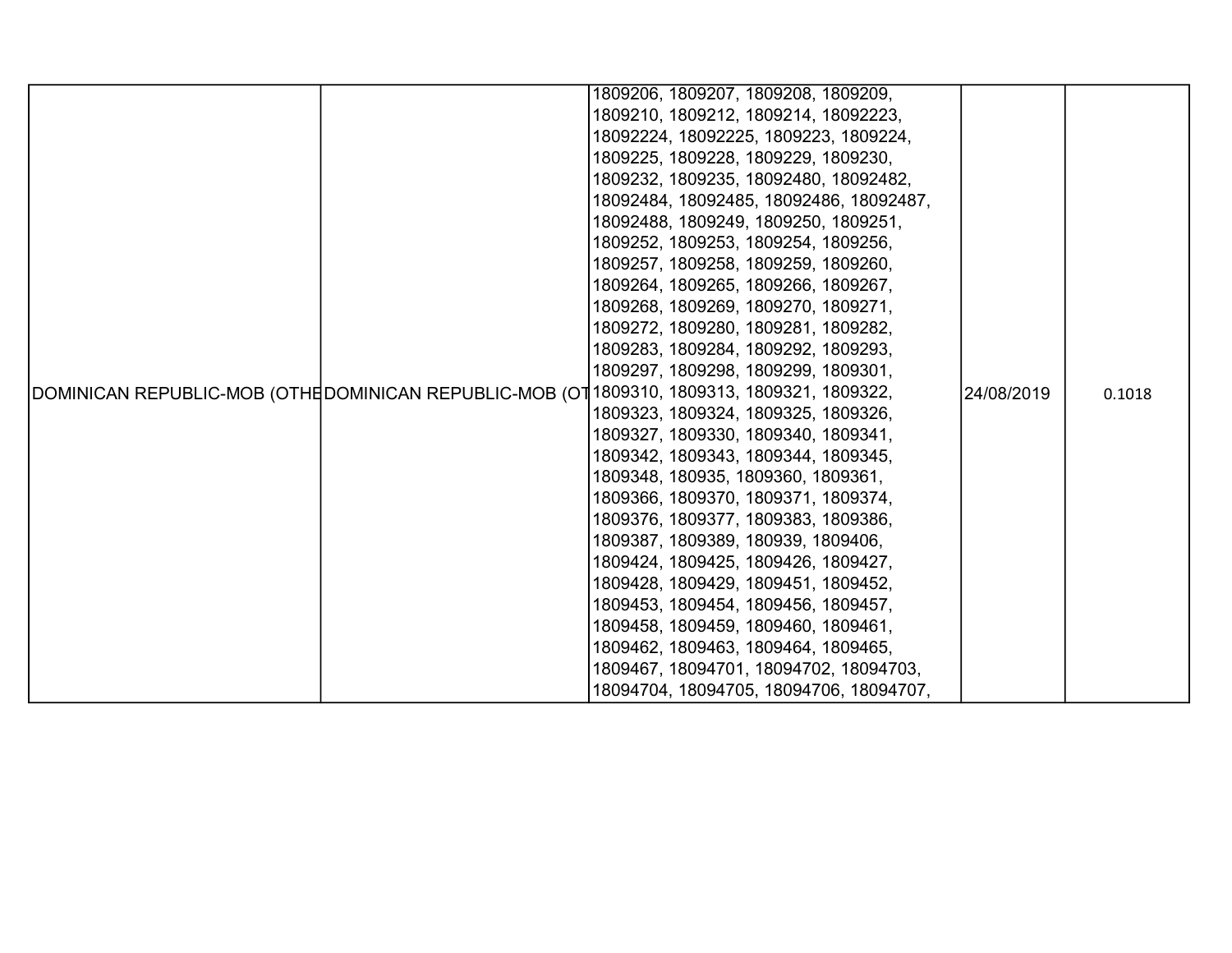| | | | | |
|---|---|---|---|---|
| DOMINICAN REPUBLIC-MOB (OTHE | DOMINICAN REPUBLIC-MOB (OT | 1809206, 1809207, 1809208, 1809209, 1809210, 1809212, 1809214, 18092223, 18092224, 18092225, 1809223, 1809224, 1809225, 1809228, 1809229, 1809230, 1809232, 1809235, 18092480, 18092482, 18092484, 18092485, 18092486, 18092487, 18092488, 1809249, 1809250, 1809251, 1809252, 1809253, 1809254, 1809256, 1809257, 1809258, 1809259, 1809260, 1809264, 1809265, 1809266, 1809267, 1809268, 1809269, 1809270, 1809271, 1809272, 1809280, 1809281, 1809282, 1809283, 1809284, 1809292, 1809293, 1809297, 1809298, 1809299, 1809301, 1809310, 1809313, 1809321, 1809322, 1809323, 1809324, 1809325, 1809326, 1809327, 1809330, 1809340, 1809341, 1809342, 1809343, 1809344, 1809345, 1809348, 180935, 1809360, 1809361, 1809366, 1809370, 1809371, 1809374, 1809376, 1809377, 1809383, 1809386, 1809387, 1809389, 180939, 1809406, 1809424, 1809425, 1809426, 1809427, 1809428, 1809429, 1809451, 1809452, 1809453, 1809454, 1809456, 1809457, 1809458, 1809459, 1809460, 1809461, 1809462, 1809463, 1809464, 1809465, 1809467, 18094701, 18094702, 18094703, 18094704, 18094705, 18094706, 18094707, | 24/08/2019 | 0.1018 |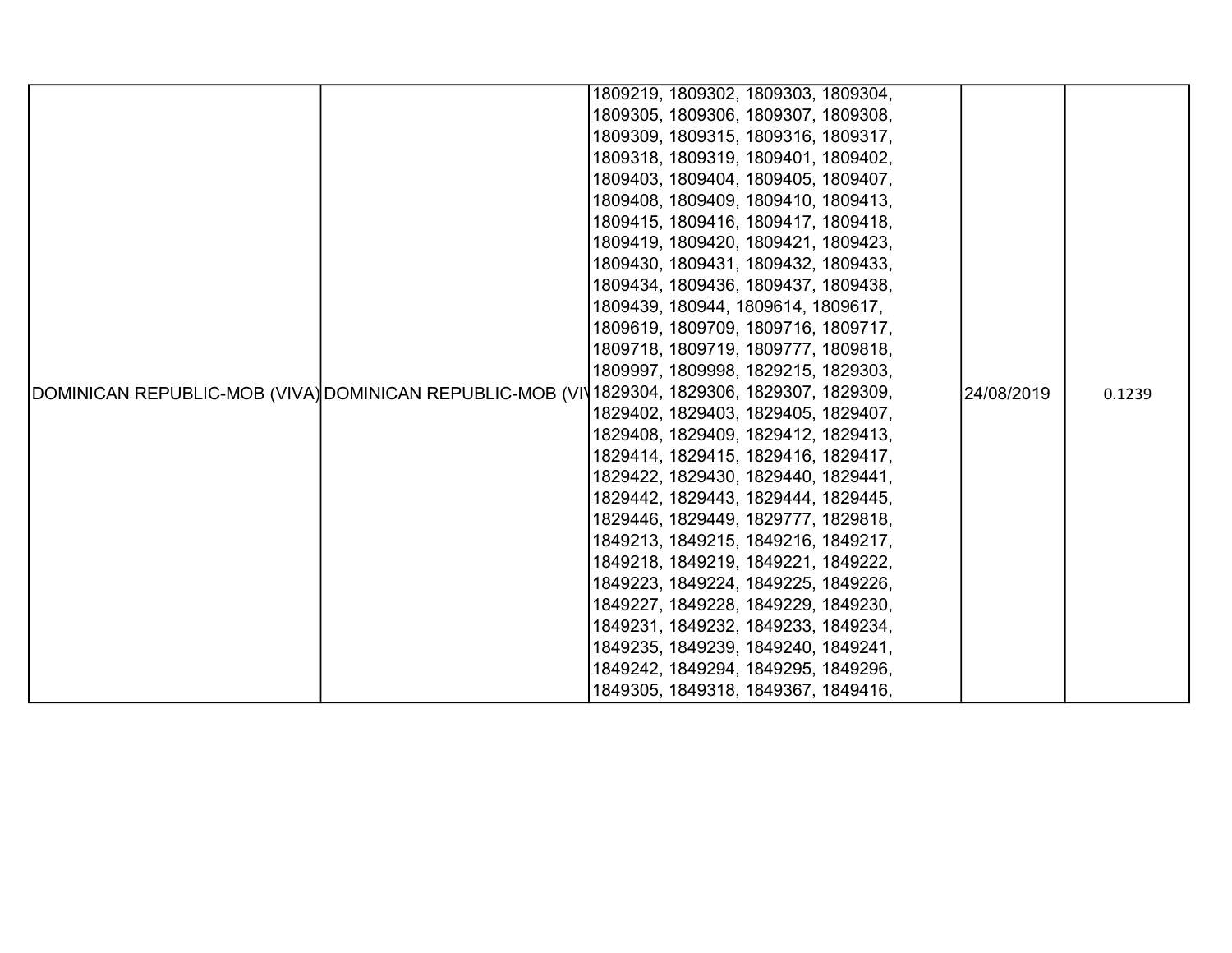| | | | | |
|---|---|---|---|---|
| DOMINICAN REPUBLIC-MOB (VIVA) | DOMINICAN REPUBLIC-MOB (VI | 1809219, 1809302, 1809303, 1809304, 1809305, 1809306, 1809307, 1809308, 1809309, 1809315, 1809316, 1809317, 1809318, 1809319, 1809401, 1809402, 1809403, 1809404, 1809405, 1809407, 1809408, 1809409, 1809410, 1809413, 1809415, 1809416, 1809417, 1809418, 1809419, 1809420, 1809421, 1809423, 1809430, 1809431, 1809432, 1809433, 1809434, 1809436, 1809437, 1809438, 1809439, 180944, 1809614, 1809617, 1809619, 1809709, 1809716, 1809717, 1809718, 1809719, 1809777, 1809818, 1809997, 1809998, 1829215, 1829303, 1829304, 1829306, 1829307, 1829309, 1829402, 1829403, 1829405, 1829407, 1829408, 1829409, 1829412, 1829413, 1829414, 1829415, 1829416, 1829417, 1829422, 1829430, 1829440, 1829441, 1829442, 1829443, 1829444, 1829445, 1829446, 1829449, 1829777, 1829818, 1849213, 1849215, 1849216, 1849217, 1849218, 1849219, 1849221, 1849222, 1849223, 1849224, 1849225, 1849226, 1849227, 1849228, 1849229, 1849230, 1849231, 1849232, 1849233, 1849234, 1849235, 1849239, 1849240, 1849241, 1849242, 1849294, 1849295, 1849296, 1849305, 1849318, 1849367, 1849416, | 24/08/2019 | 0.1239 |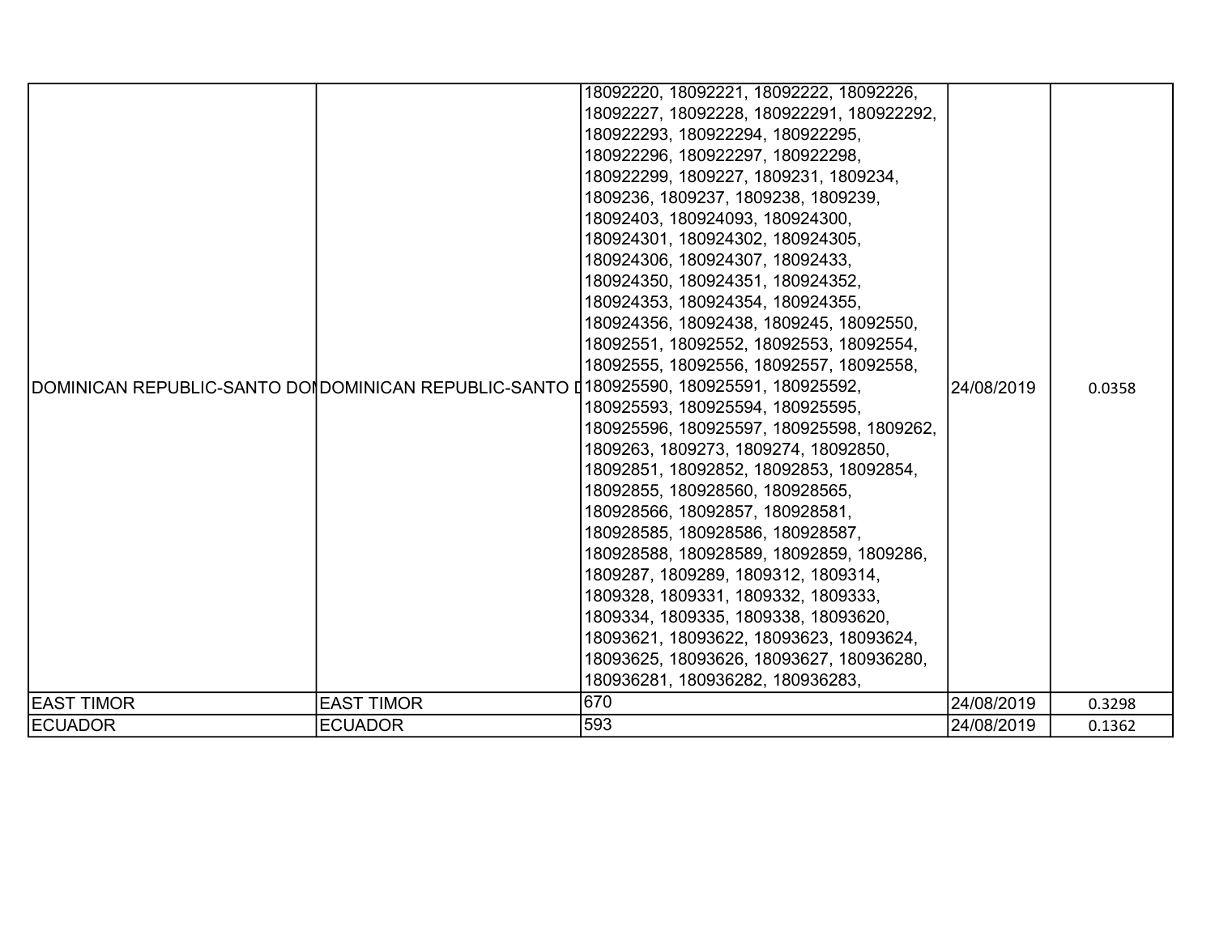| | | | | |
|---|---|---|---|---|
| DOMINICAN REPUBLIC-SANTO DOI | DOMINICAN REPUBLIC-SANTO D | 18092220, 18092221, 18092222, 18092226, 18092227, 18092228, 180922291, 180922292, 180922293, 180922294, 180922295, 180922296, 180922297, 180922298, 180922299, 1809227, 1809231, 1809234, 1809236, 1809237, 1809238, 1809239, 18092403, 180924093, 180924300, 180924301, 180924302, 180924305, 180924306, 180924307, 18092433, 180924350, 180924351, 180924352, 180924353, 180924354, 180924355, 180924356, 18092438, 1809245, 18092550, 18092551, 18092552, 18092553, 18092554, 18092555, 18092556, 18092557, 18092558, 180925590, 180925591, 180925592, 180925593, 180925594, 180925595, 180925596, 180925597, 180925598, 1809262, 1809263, 1809273, 1809274, 18092850, 18092851, 18092852, 18092853, 18092854, 18092855, 180928560, 180928565, 180928566, 18092857, 180928581, 180928585, 180928586, 180928587, 180928588, 180928589, 18092859, 1809286, 1809287, 1809289, 1809312, 1809314, 1809328, 1809331, 1809332, 1809333, 1809334, 1809335, 1809338, 18093620, 18093621, 18093622, 18093623, 18093624, 18093625, 18093626, 18093627, 180936280, 180936281, 180936282, 180936283, | 24/08/2019 | 0.0358 |
| EAST TIMOR | EAST TIMOR | 670 | 24/08/2019 | 0.3298 |
| ECUADOR | ECUADOR | 593 | 24/08/2019 | 0.1362 |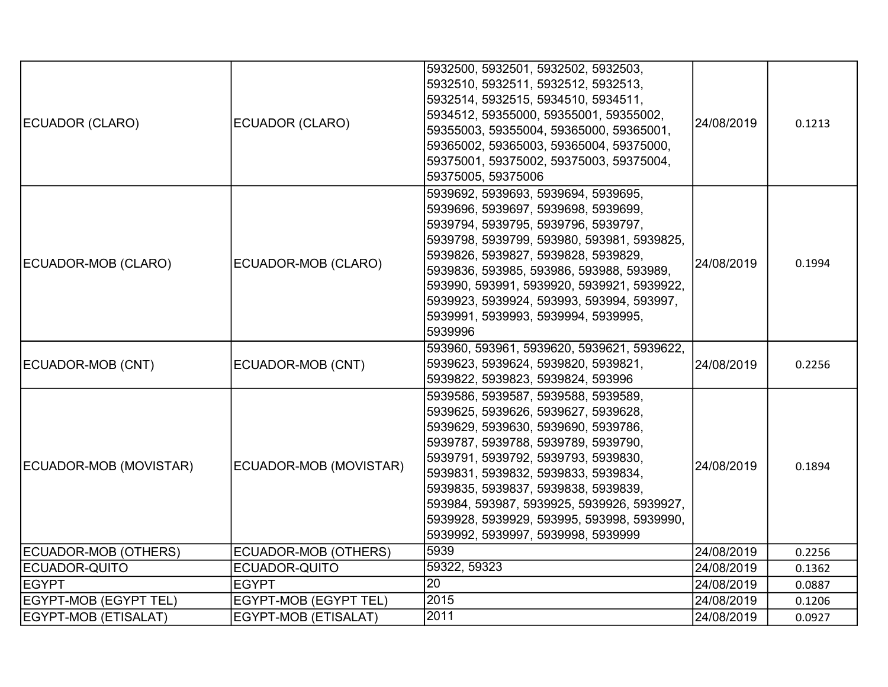| ECUADOR (CLARO) | ECUADOR (CLARO) | 5932500, 5932501, 5932502, 5932503, 5932510, 5932511, 5932512, 5932513, 5932514, 5932515, 5934510, 5934511, 5934512, 59355000, 59355001, 59355002, 59355003, 59355004, 59365000, 59365001, 59365002, 59365003, 59365004, 59375000, 59375001, 59375002, 59375003, 59375004, 59375005, 59375006 | 24/08/2019 | 0.1213 |
|---|---|---|---|---|
| ECUADOR-MOB (CLARO) | ECUADOR-MOB (CLARO) | 5939692, 5939693, 5939694, 5939695, 5939696, 5939697, 5939698, 5939699, 5939794, 5939795, 5939796, 5939797, 5939798, 5939799, 593980, 593981, 5939825, 5939826, 5939827, 5939828, 5939829, 5939836, 593985, 593986, 593988, 593989, 593990, 593991, 5939920, 5939921, 5939922, 5939923, 5939924, 593993, 593994, 593997, 5939991, 5939993, 5939994, 5939995, 5939996 | 24/08/2019 | 0.1994 |
| ECUADOR-MOB (CNT) | ECUADOR-MOB (CNT) | 593960, 593961, 5939620, 5939621, 5939622, 5939623, 5939624, 5939820, 5939821, 5939822, 5939823, 5939824, 593996 | 24/08/2019 | 0.2256 |
| ECUADOR-MOB (MOVISTAR) | ECUADOR-MOB (MOVISTAR) | 5939586, 5939587, 5939588, 5939589, 5939625, 5939626, 5939627, 5939628, 5939629, 5939630, 5939690, 5939786, 5939787, 5939788, 5939789, 5939790, 5939791, 5939792, 5939793, 5939830, 5939831, 5939832, 5939833, 5939834, 5939835, 5939837, 5939838, 5939839, 593984, 593987, 5939925, 5939926, 5939927, 5939928, 5939929, 593995, 593998, 5939990, 5939992, 5939997, 5939998, 5939999 | 24/08/2019 | 0.1894 |
| ECUADOR-MOB (OTHERS) | ECUADOR-MOB (OTHERS) | 5939 | 24/08/2019 | 0.2256 |
| ECUADOR-QUITO | ECUADOR-QUITO | 59322, 59323 | 24/08/2019 | 0.1362 |
| EGYPT | EGYPT | 20 | 24/08/2019 | 0.0887 |
| EGYPT-MOB (EGYPT TEL) | EGYPT-MOB (EGYPT TEL) | 2015 | 24/08/2019 | 0.1206 |
| EGYPT-MOB (ETISALAT) | EGYPT-MOB (ETISALAT) | 2011 | 24/08/2019 | 0.0927 |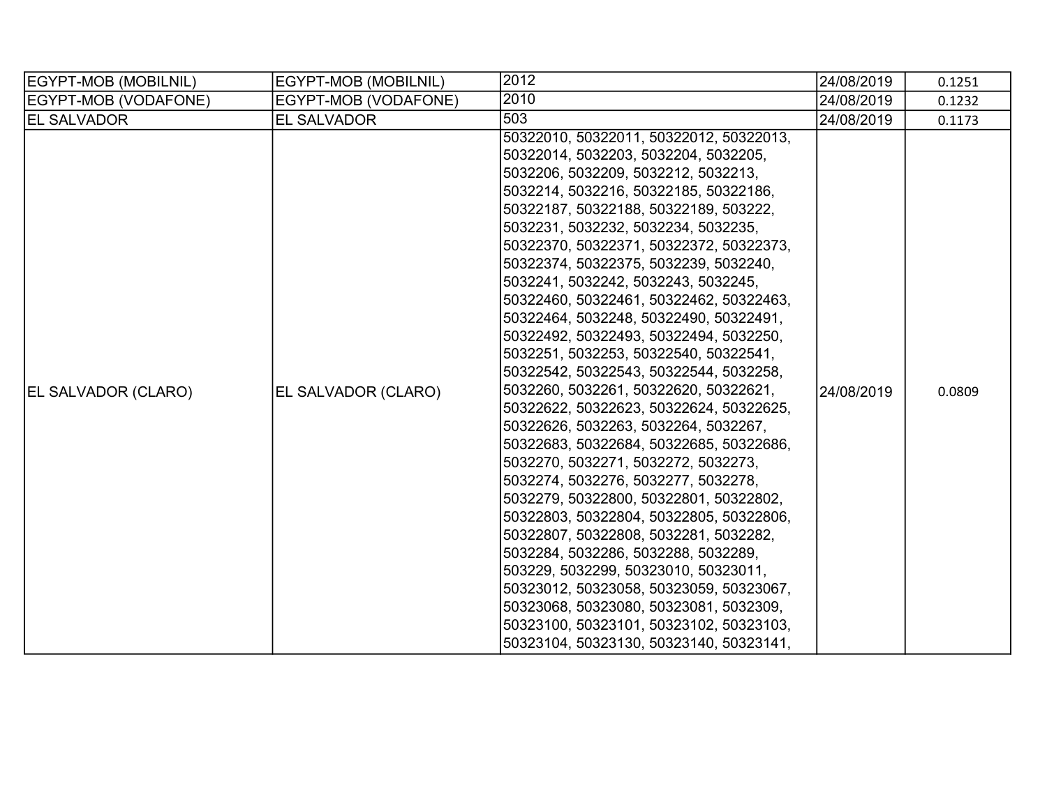| | | | | |
|---|---|---|---|---|
| EGYPT-MOB (MOBILNIL) | EGYPT-MOB (MOBILNIL) | 2012 | 24/08/2019 | 0.1251 |
| EGYPT-MOB (VODAFONE) | EGYPT-MOB (VODAFONE) | 2010 | 24/08/2019 | 0.1232 |
| EL SALVADOR | EL SALVADOR | 503 | 24/08/2019 | 0.1173 |
| EL SALVADOR (CLARO) | EL SALVADOR (CLARO) | 50322010, 50322011, 50322012, 50322013, 50322014, 5032203, 5032204, 5032205, 5032206, 5032209, 5032212, 5032213, 5032214, 5032216, 50322185, 50322186, 50322187, 50322188, 50322189, 503222, 5032231, 5032232, 5032234, 5032235, 50322370, 50322371, 50322372, 50322373, 50322374, 50322375, 5032239, 5032240, 5032241, 5032242, 5032243, 5032245, 50322460, 50322461, 50322462, 50322463, 50322464, 5032248, 50322490, 50322491, 50322492, 50322493, 50322494, 5032250, 5032251, 5032253, 50322540, 50322541, 50322542, 50322543, 50322544, 5032258, 5032260, 5032261, 50322620, 50322621, 50322622, 50322623, 50322624, 50322625, 50322626, 5032263, 5032264, 5032267, 50322683, 50322684, 50322685, 50322686, 5032270, 5032271, 5032272, 5032273, 5032274, 5032276, 5032277, 5032278, 5032279, 50322800, 50322801, 50322802, 50322803, 50322804, 50322805, 50322806, 50322807, 50322808, 5032281, 5032282, 5032284, 5032286, 5032288, 5032289, 503229, 5032299, 50323010, 50323011, 50323012, 50323058, 50323059, 50323067, 50323068, 50323080, 50323081, 5032309, 50323100, 50323101, 50323102, 50323103, 50323104, 50323130, 50323140, 50323141, | 24/08/2019 | 0.0809 |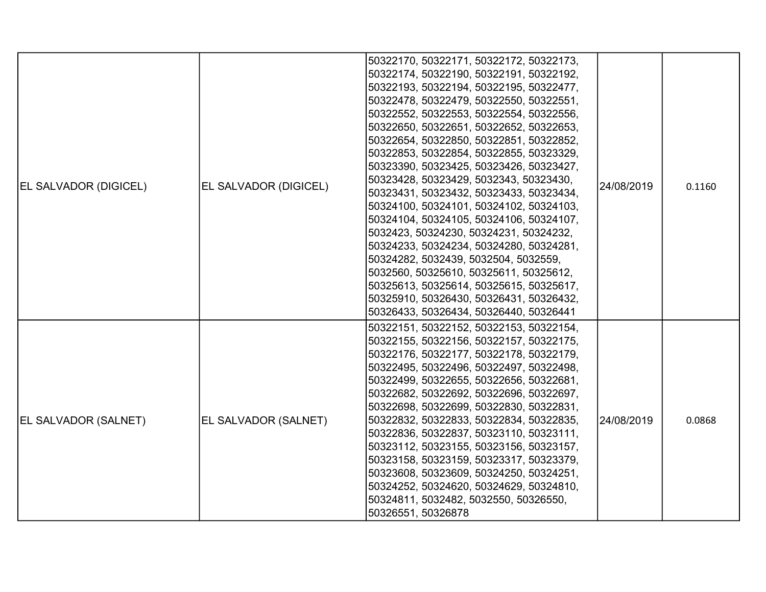| | | | | |
|---|---|---|---|---|
| EL SALVADOR (DIGICEL) | EL SALVADOR (DIGICEL) | 50322170, 50322171, 50322172, 50322173, 50322174, 50322190, 50322191, 50322192, 50322193, 50322194, 50322195, 50322477, 50322478, 50322479, 50322550, 50322551, 50322552, 50322553, 50322554, 50322556, 50322650, 50322651, 50322652, 50322653, 50322654, 50322850, 50322851, 50322852, 50322853, 50322854, 50322855, 50323329, 50323390, 50323425, 50323426, 50323427, 50323428, 50323429, 5032343, 50323430, 50323431, 50323432, 50323433, 50323434, 50324100, 50324101, 50324102, 50324103, 50324104, 50324105, 50324106, 50324107, 5032423, 50324230, 50324231, 50324232, 50324233, 50324234, 50324280, 50324281, 50324282, 5032439, 5032504, 5032559, 5032560, 50325610, 50325611, 50325612, 50325613, 50325614, 50325615, 50325617, 50325910, 50326430, 50326431, 50326432, 50326433, 50326434, 50326440, 50326441 | 24/08/2019 | 0.1160 |
| EL SALVADOR (SALNET) | EL SALVADOR (SALNET) | 50322151, 50322152, 50322153, 50322154, 50322155, 50322156, 50322157, 50322175, 50322176, 50322177, 50322178, 50322179, 50322495, 50322496, 50322497, 50322498, 50322499, 50322655, 50322656, 50322681, 50322682, 50322692, 50322696, 50322697, 50322698, 50322699, 50322830, 50322831, 50322832, 50322833, 50322834, 50322835, 50322836, 50322837, 50323110, 50323111, 50323112, 50323155, 50323156, 50323157, 50323158, 50323159, 50323317, 50323379, 50323608, 50323609, 50324250, 50324251, 50324252, 50324620, 50324629, 50324810, 50324811, 5032482, 5032550, 50326550, 50326551, 50326878 | 24/08/2019 | 0.0868 |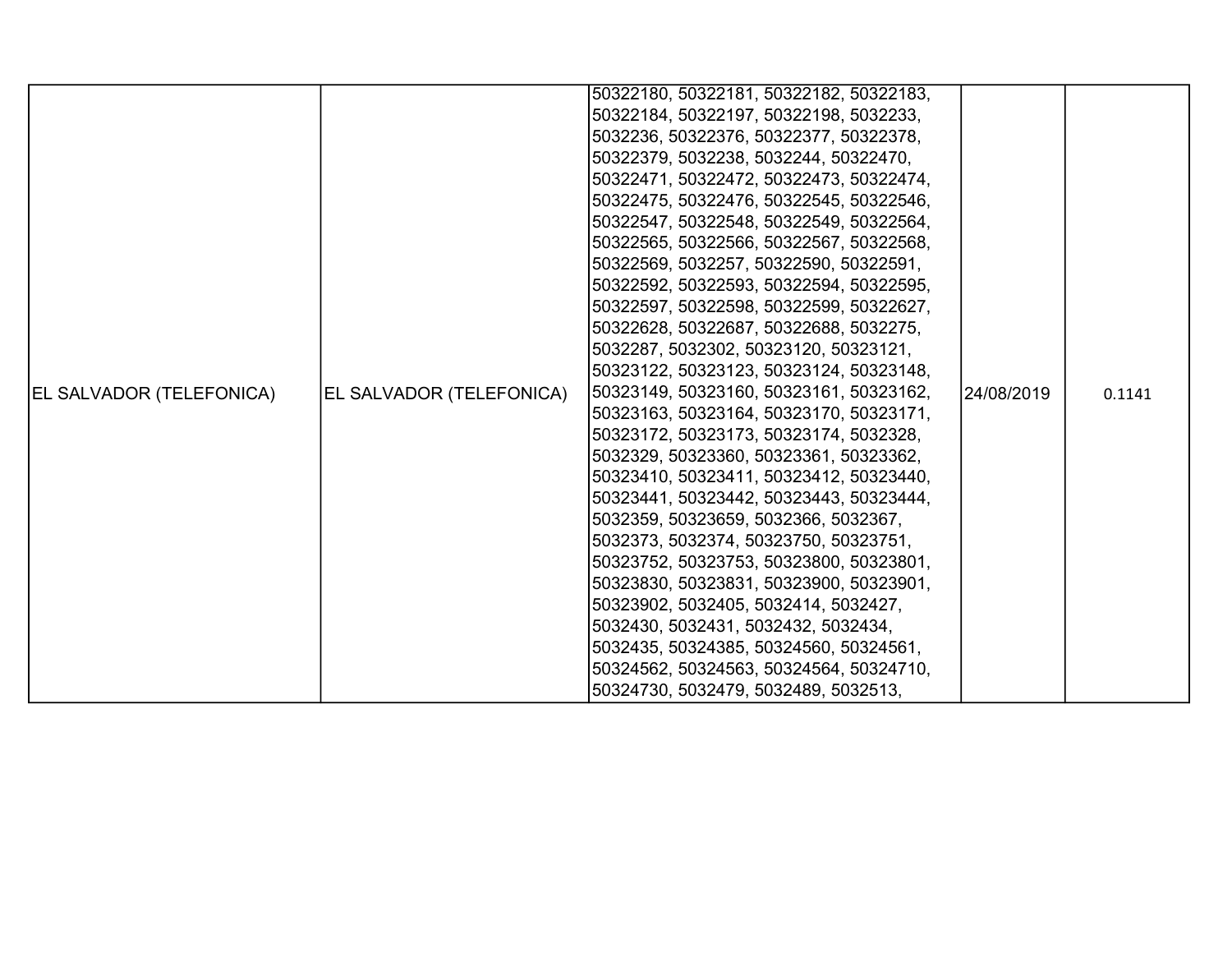| | | | | |
|---|---|---|---|---|
| EL SALVADOR (TELEFONICA) | EL SALVADOR (TELEFONICA) | 50322180, 50322181, 50322182, 50322183, 50322184, 50322197, 50322198, 5032233, 5032236, 50322376, 50322377, 50322378, 50322379, 5032238, 5032244, 50322470, 50322471, 50322472, 50322473, 50322474, 50322475, 50322476, 50322545, 50322546, 50322547, 50322548, 50322549, 50322564, 50322565, 50322566, 50322567, 50322568, 50322569, 5032257, 50322590, 50322591, 50322592, 50322593, 50322594, 50322595, 50322597, 50322598, 50322599, 50322627, 50322628, 50322687, 50322688, 5032275, 5032287, 5032302, 50323120, 50323121, 50323122, 50323123, 50323124, 50323148, 50323149, 50323160, 50323161, 50323162, 50323163, 50323164, 50323170, 50323171, 50323172, 50323173, 50323174, 5032328, 5032329, 50323360, 50323361, 50323362, 50323410, 50323411, 50323412, 50323440, 50323441, 50323442, 50323443, 50323444, 5032359, 50323659, 5032366, 5032367, 5032373, 5032374, 50323750, 50323751, 50323752, 50323753, 50323800, 50323801, 50323830, 50323831, 50323900, 50323901, 50323902, 5032405, 5032414, 5032427, 5032430, 5032431, 5032432, 5032434, 5032435, 50324385, 50324560, 50324561, 50324562, 50324563, 50324564, 50324710, 50324730, 5032479, 5032489, 5032513, | 24/08/2019 | 0.1141 |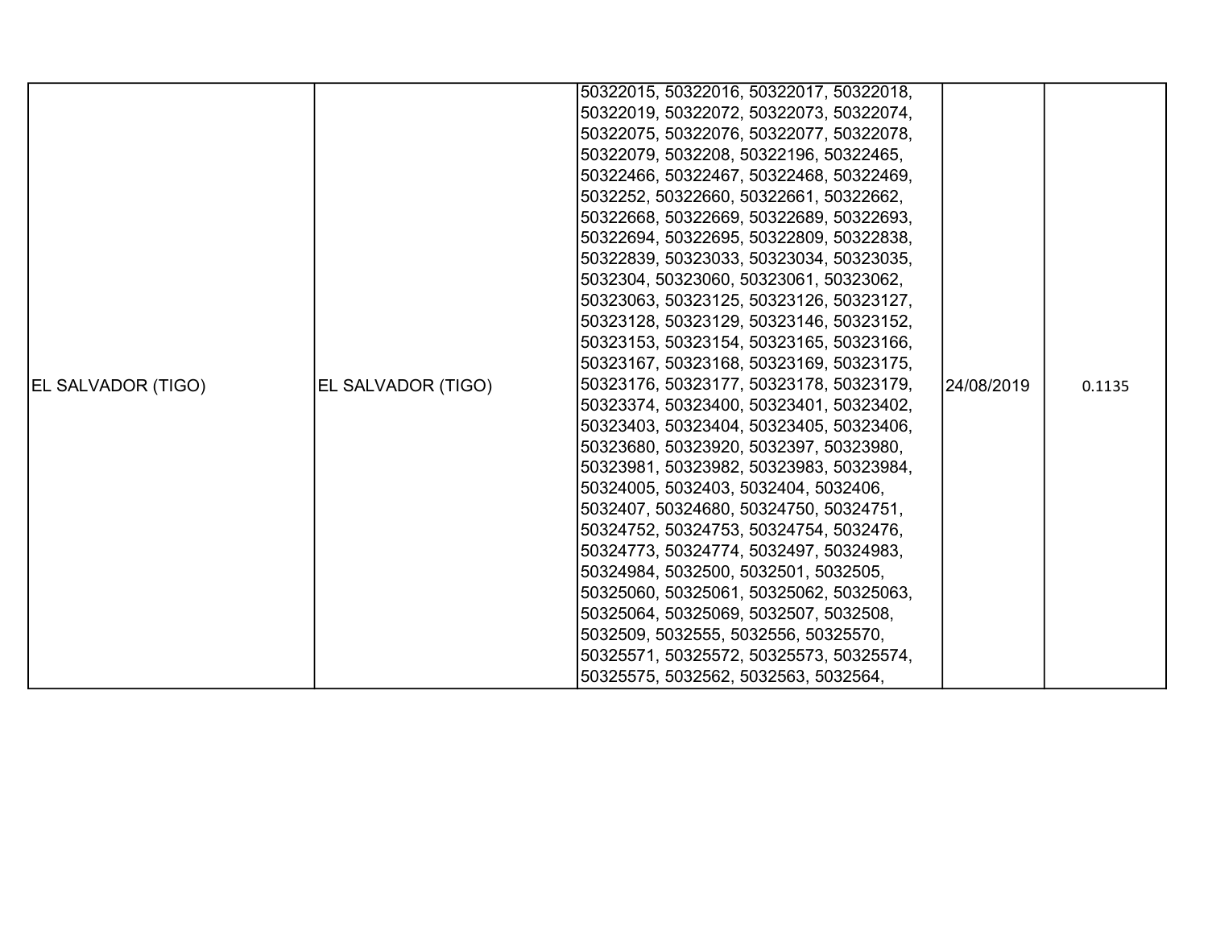| | | | | |
|---|---|---|---|---|
| EL SALVADOR (TIGO) | EL SALVADOR (TIGO) | 50322015, 50322016, 50322017, 50322018, 50322019, 50322072, 50322073, 50322074, 50322075, 50322076, 50322077, 50322078, 50322079, 5032208, 50322196, 50322465, 50322466, 50322467, 50322468, 50322469, 5032252, 50322660, 50322661, 50322662, 50322668, 50322669, 50322689, 50322693, 50322694, 50322695, 50322809, 50322838, 50322839, 50323033, 50323034, 50323035, 5032304, 50323060, 50323061, 50323062, 50323063, 50323125, 50323126, 50323127, 50323128, 50323129, 50323146, 50323152, 50323153, 50323154, 50323165, 50323166, 50323167, 50323168, 50323169, 50323175, 50323176, 50323177, 50323178, 50323179, 50323374, 50323400, 50323401, 50323402, 50323403, 50323404, 50323405, 50323406, 50323680, 50323920, 5032397, 50323980, 50323981, 50323982, 50323983, 50323984, 50324005, 5032403, 5032404, 5032406, 5032407, 50324680, 50324750, 50324751, 50324752, 50324753, 50324754, 5032476, 50324773, 50324774, 5032497, 50324983, 50324984, 5032500, 5032501, 5032505, 50325060, 50325061, 50325062, 50325063, 50325064, 50325069, 5032507, 5032508, 5032509, 5032555, 5032556, 50325570, 50325571, 50325572, 50325573, 50325574, 50325575, 5032562, 5032563, 5032564, | 24/08/2019 | 0.1135 |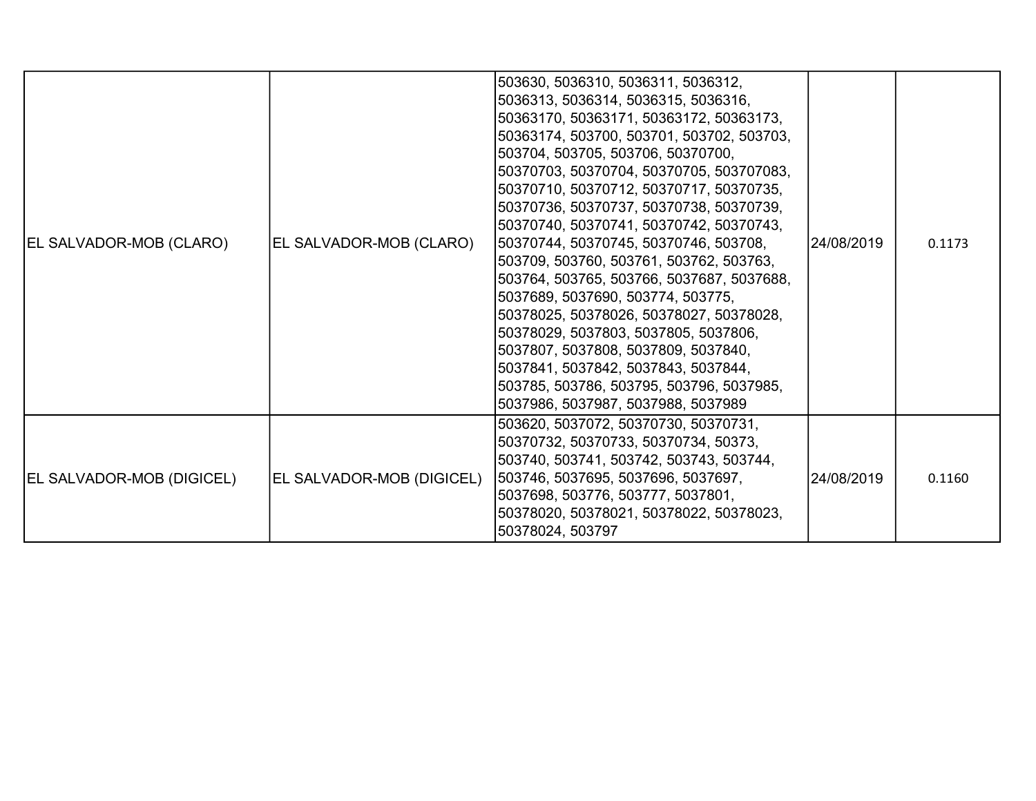| | | | | |
|---|---|---|---|---|
| EL SALVADOR-MOB (CLARO) | EL SALVADOR-MOB (CLARO) | 503630, 5036310, 5036311, 5036312, 5036313, 5036314, 5036315, 5036316, 50363170, 50363171, 50363172, 50363173, 50363174, 503700, 503701, 503702, 503703, 503704, 503705, 503706, 50370700, 50370703, 50370704, 50370705, 503707083, 50370710, 50370712, 50370717, 50370735, 50370736, 50370737, 50370738, 50370739, 50370740, 50370741, 50370742, 50370743, 50370744, 50370745, 50370746, 503708, 503709, 503760, 503761, 503762, 503763, 503764, 503765, 503766, 5037687, 5037688, 5037689, 5037690, 503774, 503775, 50378025, 50378026, 50378027, 50378028, 50378029, 5037803, 5037805, 5037806, 5037807, 5037808, 5037809, 5037840, 5037841, 5037842, 5037843, 5037844, 503785, 503786, 503795, 503796, 5037985, 5037986, 5037987, 5037988, 5037989 | 24/08/2019 | 0.1173 |
| EL SALVADOR-MOB (DIGICEL) | EL SALVADOR-MOB (DIGICEL) | 503620, 5037072, 50370730, 50370731, 50370732, 50370733, 50370734, 50373, 503740, 503741, 503742, 503743, 503744, 503746, 5037695, 5037696, 5037697, 5037698, 503776, 503777, 5037801, 50378020, 50378021, 50378022, 50378023, 50378024, 503797 | 24/08/2019 | 0.1160 |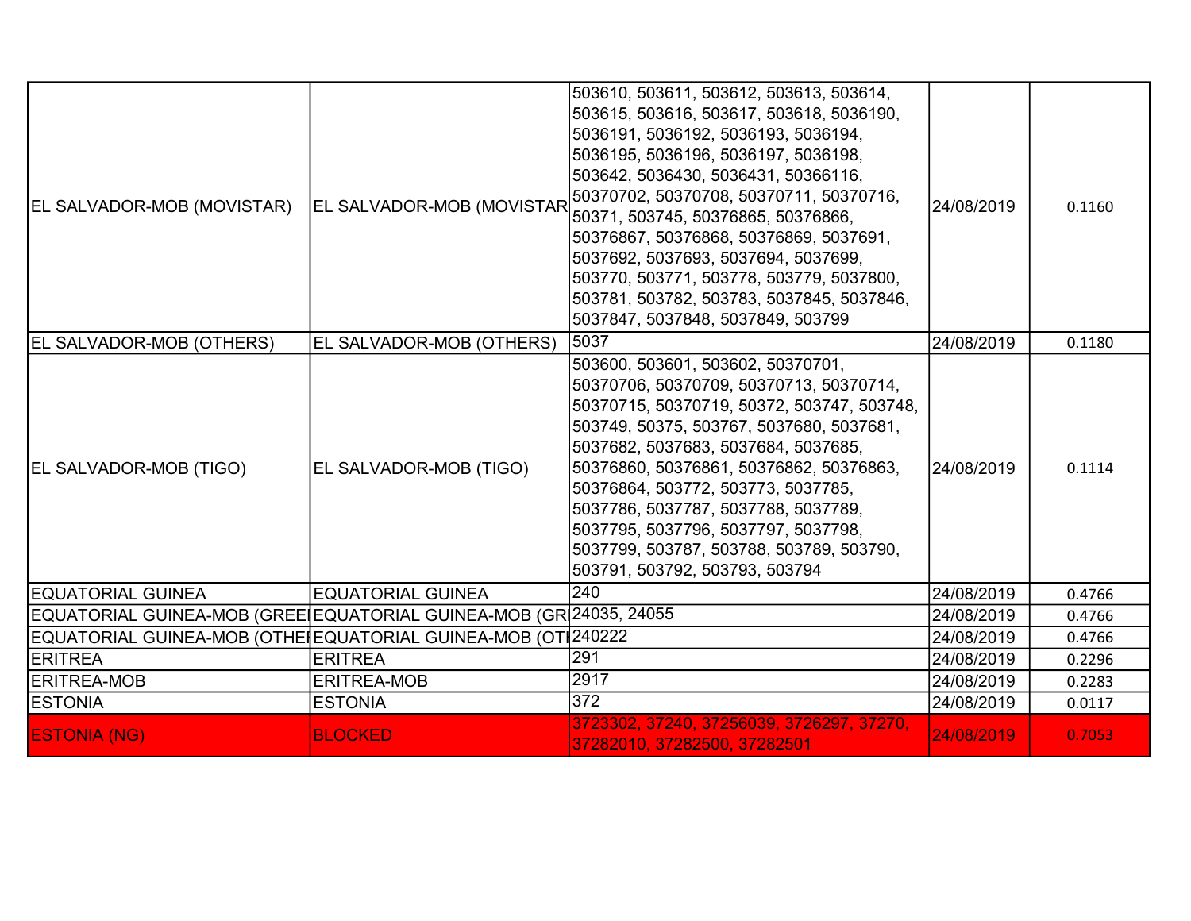| | | | | |
|---|---|---|---|---|
| EL SALVADOR-MOB (MOVISTAR) | EL SALVADOR-MOB (MOVISTAR | 503610, 503611, 503612, 503613, 503614, 503615, 503616, 503617, 503618, 5036190, 5036191, 5036192, 5036193, 5036194, 5036195, 5036196, 5036197, 5036198, 503642, 5036430, 5036431, 50366116, 50370702, 50370708, 50370711, 50370716, 50371, 503745, 50376865, 50376866, 50376867, 50376868, 50376869, 5037691, 5037692, 5037693, 5037694, 5037699, 503770, 503771, 503778, 503779, 5037800, 503781, 503782, 503783, 5037845, 5037846, 5037847, 5037848, 5037849, 503799 | 24/08/2019 | 0.1160 |
| EL SALVADOR-MOB (OTHERS) | EL SALVADOR-MOB (OTHERS) | 5037 | 24/08/2019 | 0.1180 |
| EL SALVADOR-MOB (TIGO) | EL SALVADOR-MOB (TIGO) | 503600, 503601, 503602, 50370701, 50370706, 50370709, 50370713, 50370714, 50370715, 50370719, 50372, 503747, 503748, 503749, 50375, 503767, 5037680, 5037681, 5037682, 5037683, 5037684, 5037685, 50376860, 50376861, 50376862, 50376863, 50376864, 503772, 503773, 5037785, 5037786, 5037787, 5037788, 5037789, 5037795, 5037796, 5037797, 5037798, 5037799, 503787, 503788, 503789, 503790, 503791, 503792, 503793, 503794 | 24/08/2019 | 0.1114 |
| EQUATORIAL GUINEA | EQUATORIAL GUINEA | 240 | 24/08/2019 | 0.4766 |
| EQUATORIAL GUINEA-MOB (GREE | EQUATORIAL GUINEA-MOB (GR | 24035, 24055 | 24/08/2019 | 0.4766 |
| EQUATORIAL GUINEA-MOB (OTHE | EQUATORIAL GUINEA-MOB (OT | 240222 | 24/08/2019 | 0.4766 |
| ERITREA | ERITREA | 291 | 24/08/2019 | 0.2296 |
| ERITREA-MOB | ERITREA-MOB | 2917 | 24/08/2019 | 0.2283 |
| ESTONIA | ESTONIA | 372 | 24/08/2019 | 0.0117 |
| ESTONIA (NG) | BLOCKED | 3723302, 37240, 37256039, 3726297, 37270, 37282010, 37282500, 37282501 | 24/08/2019 | 0.7053 |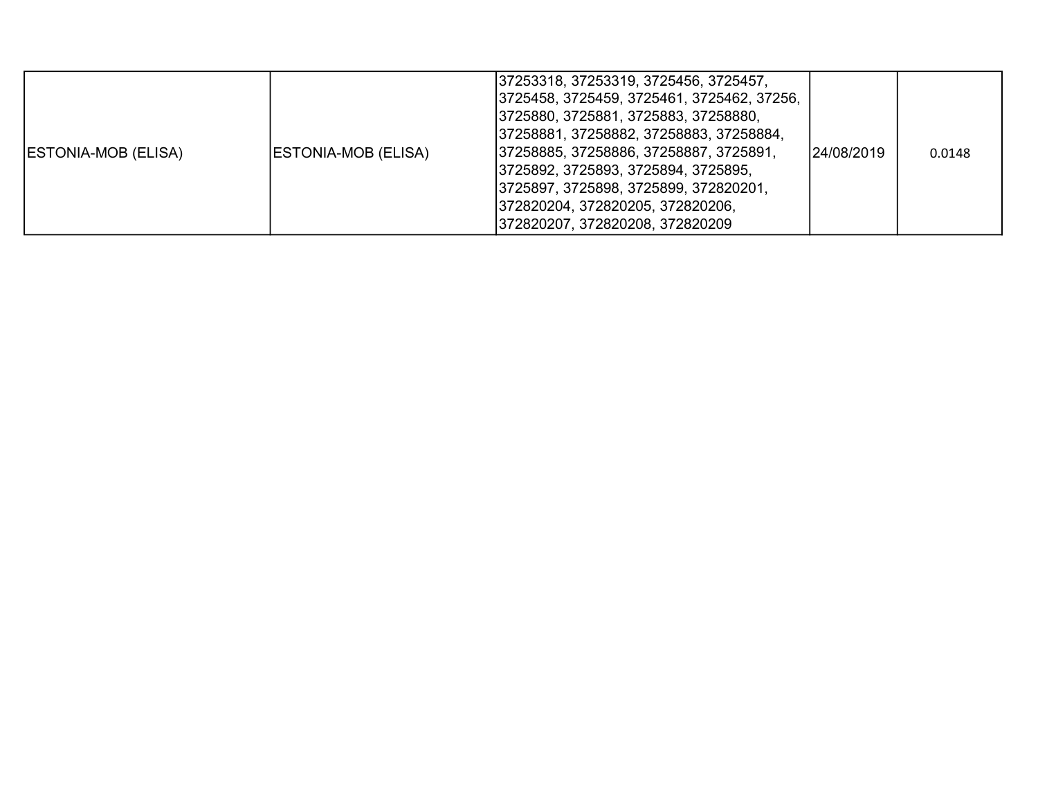| ESTONIA-MOB (ELISA) | ESTONIA-MOB (ELISA) | 37253318, 37253319, 3725456, 3725457, 3725458, 3725459, 3725461, 3725462, 37256, 3725880, 3725881, 3725883, 37258880, 37258881, 37258882, 37258883, 37258884, 37258885, 37258886, 37258887, 3725891, 3725892, 3725893, 3725894, 3725895, 3725897, 3725898, 3725899, 372820201, 372820204, 372820205, 372820206, 372820207, 372820208, 372820209 | 24/08/2019 | 0.0148 |
|---|---|---|---|---|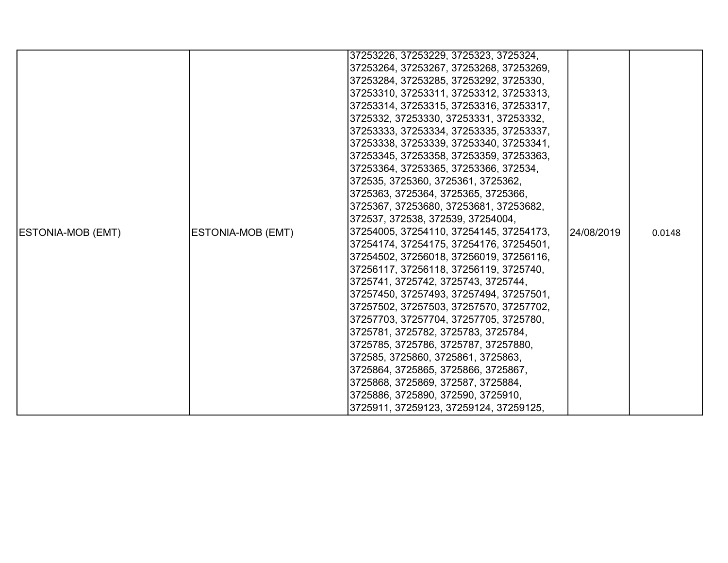| | | | | |
|---|---|---|---|---|
| ESTONIA-MOB (EMT) | ESTONIA-MOB (EMT) | 37253226, 37253229, 3725323, 3725324, 37253264, 37253267, 37253268, 37253269, 37253284, 37253285, 37253292, 3725330, 37253310, 37253311, 37253312, 37253313, 37253314, 37253315, 37253316, 37253317, 3725332, 37253330, 37253331, 37253332, 37253333, 37253334, 37253335, 37253337, 37253338, 37253339, 37253340, 37253341, 37253345, 37253358, 37253359, 37253363, 37253364, 37253365, 37253366, 372534, 372535, 3725360, 3725361, 3725362, 3725363, 3725364, 3725365, 3725366, 3725367, 37253680, 37253681, 37253682, 372537, 372538, 372539, 37254004, 37254005, 37254110, 37254145, 37254173, 37254174, 37254175, 37254176, 37254501, 37254502, 37256018, 37256019, 37256116, 37256117, 37256118, 37256119, 3725740, 3725741, 3725742, 3725743, 3725744, 37257450, 37257493, 37257494, 37257501, 37257502, 37257503, 37257570, 37257702, 37257703, 37257704, 37257705, 3725780, 3725781, 3725782, 3725783, 3725784, 3725785, 3725786, 3725787, 37257880, 372585, 3725860, 3725861, 3725863, 3725864, 3725865, 3725866, 3725867, 3725868, 3725869, 372587, 3725884, 3725886, 3725890, 372590, 3725910, 3725911, 37259123, 37259124, 37259125, | 24/08/2019 | 0.0148 |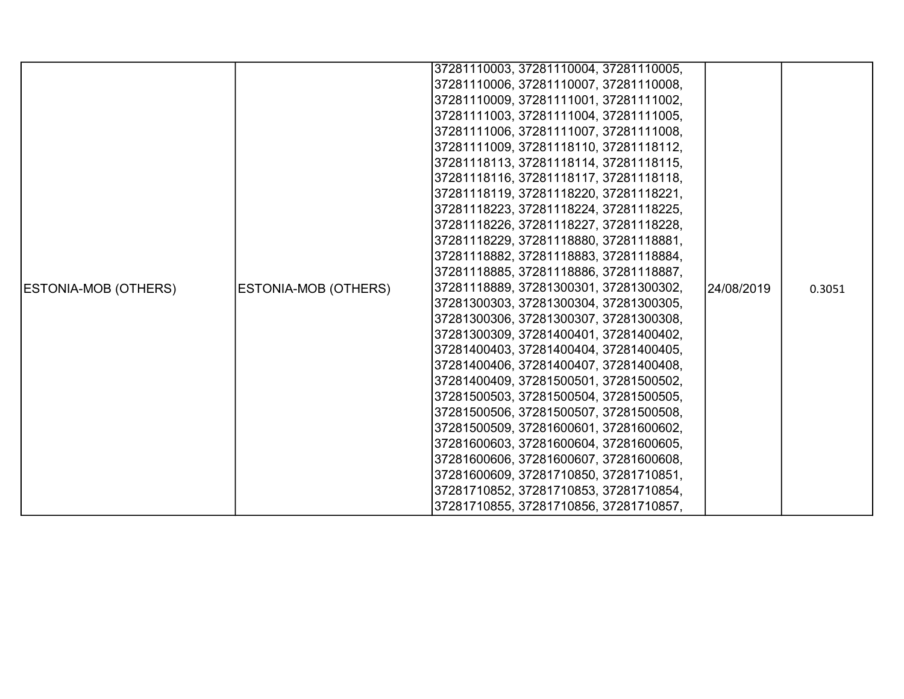| | | | | |
|---|---|---|---|---|
| ESTONIA-MOB (OTHERS) | ESTONIA-MOB (OTHERS) | 37281110003, 37281110004, 37281110005, 37281110006, 37281110007, 37281110008, 37281110009, 37281111001, 37281111002, 37281111003, 37281111004, 37281111005, 37281111006, 37281111007, 37281111008, 37281111009, 37281118110, 37281118112, 37281118113, 37281118114, 37281118115, 37281118116, 37281118117, 37281118118, 37281118119, 37281118220, 37281118221, 37281118223, 37281118224, 37281118225, 37281118226, 37281118227, 37281118228, 37281118229, 37281118880, 37281118881, 37281118882, 37281118883, 37281118884, 37281118885, 37281118886, 37281118887, 37281118889, 37281300301, 37281300302, 37281300303, 37281300304, 37281300305, 37281300306, 37281300307, 37281300308, 37281300309, 37281400401, 37281400402, 37281400403, 37281400404, 37281400405, 37281400406, 37281400407, 37281400408, 37281400409, 37281500501, 37281500502, 37281500503, 37281500504, 37281500505, 37281500506, 37281500507, 37281500508, 37281500509, 37281600601, 37281600602, 37281600603, 37281600604, 37281600605, 37281600606, 37281600607, 37281600608, 37281600609, 37281710850, 37281710851, 37281710852, 37281710853, 37281710854, 37281710855, 37281710856, 37281710857, | 24/08/2019 | 0.3051 |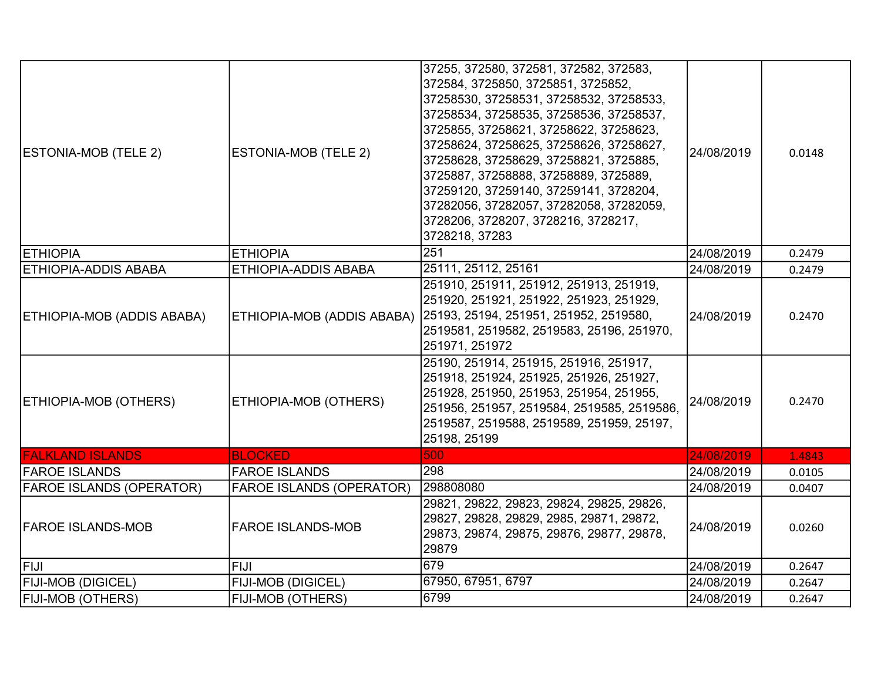| | | | | |
|---|---|---|---|---|
| ESTONIA-MOB (TELE 2) | ESTONIA-MOB (TELE 2) | 37255, 372580, 372581, 372582, 372583, 372584, 3725850, 3725851, 3725852, 37258530, 37258531, 37258532, 37258533, 37258534, 37258535, 37258536, 37258537, 3725855, 37258621, 37258622, 37258623, 37258624, 37258625, 37258626, 37258627, 37258628, 37258629, 37258821, 3725885, 3725887, 37258888, 37258889, 3725889, 37259120, 37259140, 37259141, 3728204, 37282056, 37282057, 37282058, 37282059, 3728206, 3728207, 3728216, 3728217, 3728218, 37283 | 24/08/2019 | 0.0148 |
| ETHIOPIA | ETHIOPIA | 251 | 24/08/2019 | 0.2479 |
| ETHIOPIA-ADDIS ABABA | ETHIOPIA-ADDIS ABABA | 25111, 25112, 25161 | 24/08/2019 | 0.2479 |
| ETHIOPIA-MOB (ADDIS ABABA) | ETHIOPIA-MOB (ADDIS ABABA) | 251910, 251911, 251912, 251913, 251919, 251920, 251921, 251922, 251923, 251929, 25193, 25194, 251951, 251952, 2519580, 2519581, 2519582, 2519583, 25196, 251970, 251971, 251972 | 24/08/2019 | 0.2470 |
| ETHIOPIA-MOB (OTHERS) | ETHIOPIA-MOB (OTHERS) | 25190, 251914, 251915, 251916, 251917, 251918, 251924, 251925, 251926, 251927, 251928, 251950, 251953, 251954, 251955, 251956, 251957, 2519584, 2519585, 2519586, 2519587, 2519588, 2519589, 251959, 25197, 25198, 25199 | 24/08/2019 | 0.2470 |
| FALKLAND ISLANDS | BLOCKED | 500 | 24/08/2019 | 1.4843 |
| FAROE ISLANDS | FAROE ISLANDS | 298 | 24/08/2019 | 0.0105 |
| FAROE ISLANDS (OPERATOR) | FAROE ISLANDS (OPERATOR) | 298808080 | 24/08/2019 | 0.0407 |
| FAROE ISLANDS-MOB | FAROE ISLANDS-MOB | 29821, 29822, 29823, 29824, 29825, 29826, 29827, 29828, 29829, 2985, 29871, 29872, 29873, 29874, 29875, 29876, 29877, 29878, 29879 | 24/08/2019 | 0.0260 |
| FIJI | FIJI | 679 | 24/08/2019 | 0.2647 |
| FIJI-MOB (DIGICEL) | FIJI-MOB (DIGICEL) | 67950, 67951, 6797 | 24/08/2019 | 0.2647 |
| FIJI-MOB (OTHERS) | FIJI-MOB (OTHERS) | 6799 | 24/08/2019 | 0.2647 |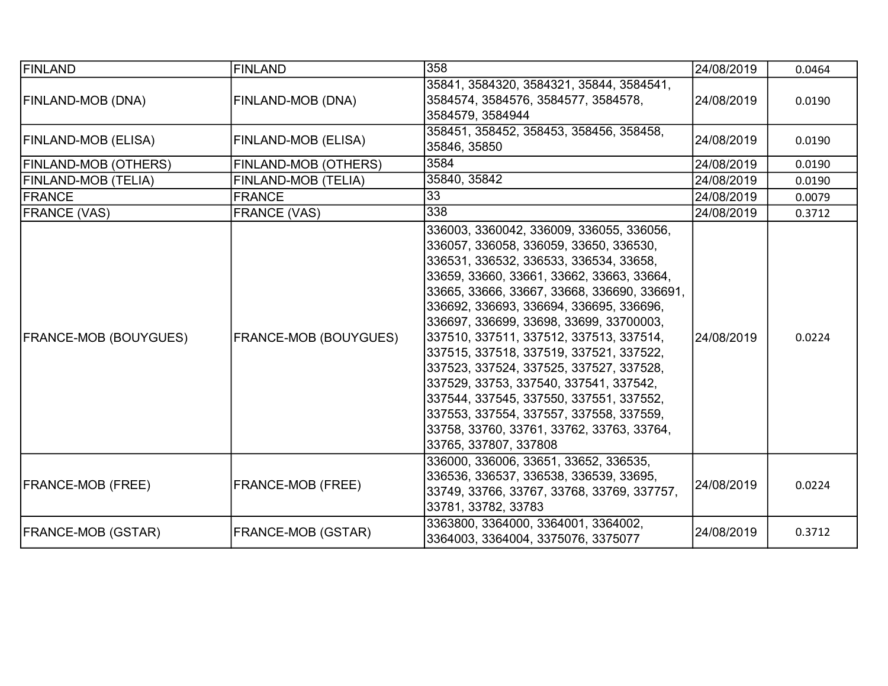| | | | | |
|---|---|---|---|---|
| FINLAND | FINLAND | 358 | 24/08/2019 | 0.0464 |
| FINLAND-MOB (DNA) | FINLAND-MOB (DNA) | 35841, 3584320, 3584321, 35844, 3584541, 3584574, 3584576, 3584577, 3584578, 3584579, 3584944 | 24/08/2019 | 0.0190 |
| FINLAND-MOB (ELISA) | FINLAND-MOB (ELISA) | 358451, 358452, 358453, 358456, 358458, 35846, 35850 | 24/08/2019 | 0.0190 |
| FINLAND-MOB (OTHERS) | FINLAND-MOB (OTHERS) | 3584 | 24/08/2019 | 0.0190 |
| FINLAND-MOB (TELIA) | FINLAND-MOB (TELIA) | 35840, 35842 | 24/08/2019 | 0.0190 |
| FRANCE | FRANCE | 33 | 24/08/2019 | 0.0079 |
| FRANCE (VAS) | FRANCE (VAS) | 338 | 24/08/2019 | 0.3712 |
| FRANCE-MOB (BOUYGUES) | FRANCE-MOB (BOUYGUES) | 336003, 3360042, 336009, 336055, 336056, 336057, 336058, 336059, 33650, 336530, 336531, 336532, 336533, 336534, 33658, 33659, 33660, 33661, 33662, 33663, 33664, 33665, 33666, 33667, 33668, 336690, 336691, 336692, 336693, 336694, 336695, 336696, 336697, 336699, 33698, 33699, 33700003, 337510, 337511, 337512, 337513, 337514, 337515, 337518, 337519, 337521, 337522, 337523, 337524, 337525, 337527, 337528, 337529, 33753, 337540, 337541, 337542, 337544, 337545, 337550, 337551, 337552, 337553, 337554, 337557, 337558, 337559, 33758, 33760, 33761, 33762, 33763, 33764, 33765, 337807, 337808 | 24/08/2019 | 0.0224 |
| FRANCE-MOB (FREE) | FRANCE-MOB (FREE) | 336000, 336006, 33651, 33652, 336535, 336536, 336537, 336538, 336539, 33695, 33749, 33766, 33767, 33768, 33769, 337757, 33781, 33782, 33783 | 24/08/2019 | 0.0224 |
| FRANCE-MOB (GSTAR) | FRANCE-MOB (GSTAR) | 3363800, 3364000, 3364001, 3364002, 3364003, 3364004, 3375076, 3375077 | 24/08/2019 | 0.3712 |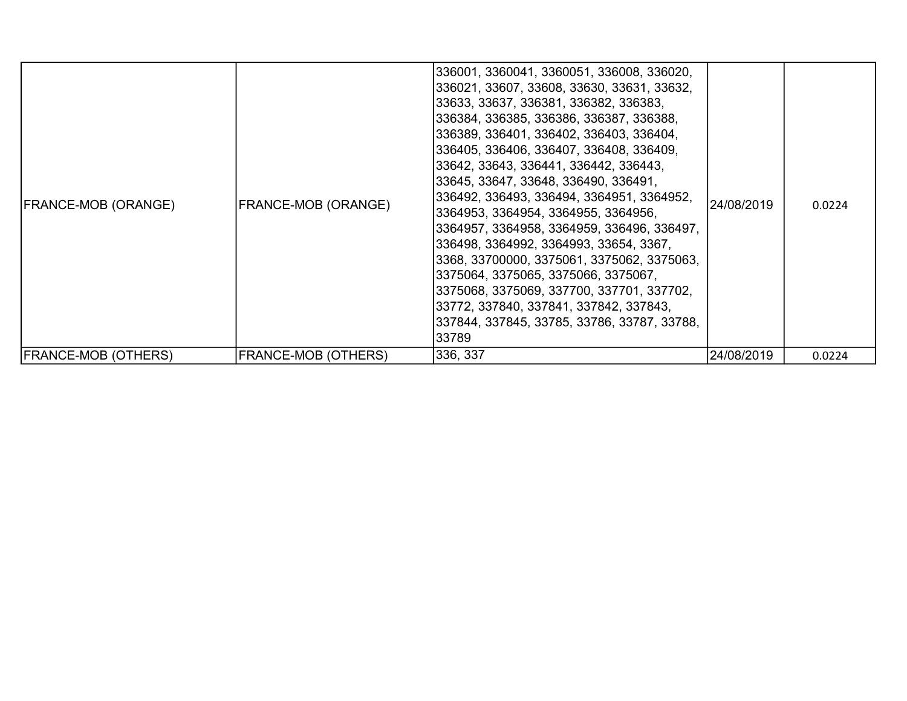| | | | | |
|---|---|---|---|---|
| FRANCE-MOB (ORANGE) | FRANCE-MOB (ORANGE) | 336001, 3360041, 3360051, 336008, 336020, 336021, 33607, 33608, 33630, 33631, 33632, 33633, 33637, 336381, 336382, 336383, 336384, 336385, 336386, 336387, 336388, 336389, 336401, 336402, 336403, 336404, 336405, 336406, 336407, 336408, 336409, 33642, 33643, 336441, 336442, 336443, 33645, 33647, 33648, 336490, 336491, 336492, 336493, 336494, 3364951, 3364952, 3364953, 3364954, 3364955, 3364956, 3364957, 3364958, 3364959, 336496, 336497, 336498, 3364992, 3364993, 33654, 3367, 3368, 33700000, 3375061, 3375062, 3375063, 3375064, 3375065, 3375066, 3375067, 3375068, 3375069, 337700, 337701, 337702, 33772, 337840, 337841, 337842, 337843, 337844, 337845, 33785, 33786, 33787, 33788, 33789 | 24/08/2019 | 0.0224 |
| FRANCE-MOB (OTHERS) | FRANCE-MOB (OTHERS) | 336, 337 | 24/08/2019 | 0.0224 |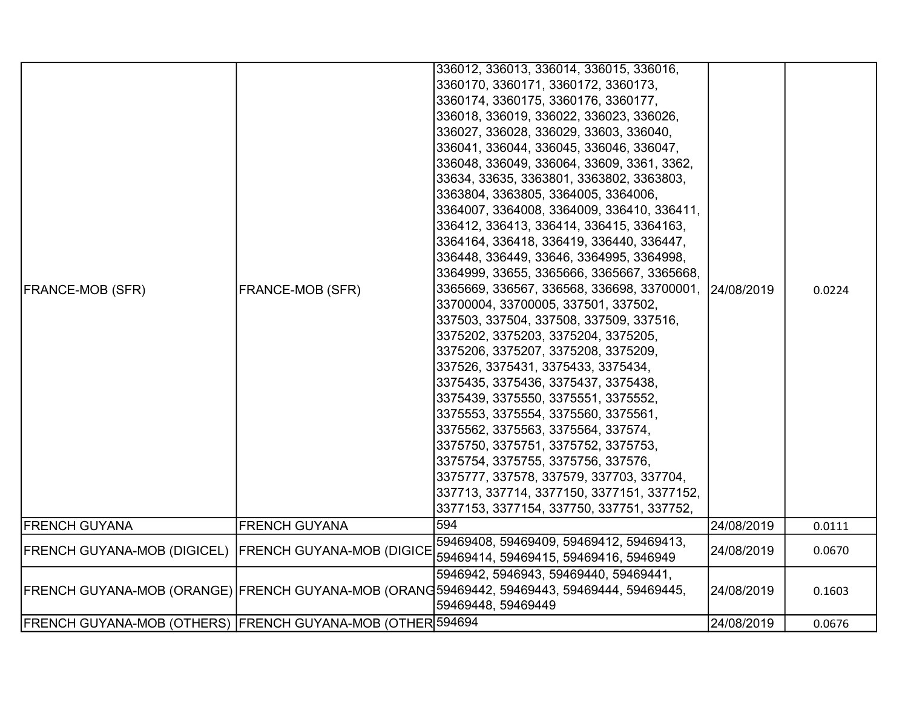| | | | | |
|---|---|---|---|---|
| FRANCE-MOB (SFR) | FRANCE-MOB (SFR) | 336012, 336013, 336014, 336015, 336016, 3360170, 3360171, 3360172, 3360173, 3360174, 3360175, 3360176, 3360177, 336018, 336019, 336022, 336023, 336026, 336027, 336028, 336029, 33603, 336040, 336041, 336044, 336045, 336046, 336047, 336048, 336049, 336064, 33609, 3361, 3362, 33634, 33635, 3363801, 3363802, 3363803, 3363804, 3363805, 3364005, 3364006, 3364007, 3364008, 3364009, 336410, 336411, 336412, 336413, 336414, 336415, 3364163, 3364164, 336418, 336419, 336440, 336447, 336448, 336449, 33646, 3364995, 3364998, 3364999, 33655, 3365666, 3365667, 3365668, 3365669, 336567, 336568, 336698, 33700001, 33700004, 33700005, 337501, 337502, 337503, 337504, 337508, 337509, 337516, 3375202, 3375203, 3375204, 3375205, 3375206, 3375207, 3375208, 3375209, 337526, 3375431, 3375433, 3375434, 3375435, 3375436, 3375437, 3375438, 3375439, 3375550, 3375551, 3375552, 3375553, 3375554, 3375560, 3375561, 3375562, 3375563, 3375564, 337574, 3375750, 3375751, 3375752, 3375753, 3375754, 3375755, 3375756, 337576, 3375777, 337578, 337579, 337703, 337704, 337713, 337714, 3377150, 3377151, 3377152, 3377153, 3377154, 337750, 337751, 337752, | 24/08/2019 | 0.0224 |
| FRENCH GUYANA | FRENCH GUYANA | 594 | 24/08/2019 | 0.0111 |
| FRENCH GUYANA-MOB (DIGICEL) | FRENCH GUYANA-MOB (DIGICE | 59469408, 59469409, 59469412, 59469413, 59469414, 59469415, 59469416, 5946949 | 24/08/2019 | 0.0670 |
| FRENCH GUYANA-MOB (ORANGE) | FRENCH GUYANA-MOB (ORANG | 5946942, 5946943, 59469440, 59469441, 59469442, 59469443, 59469444, 59469445, 59469448, 59469449 | 24/08/2019 | 0.1603 |
| FRENCH GUYANA-MOB (OTHERS) | FRENCH GUYANA-MOB (OTHER | 594694 | 24/08/2019 | 0.0676 |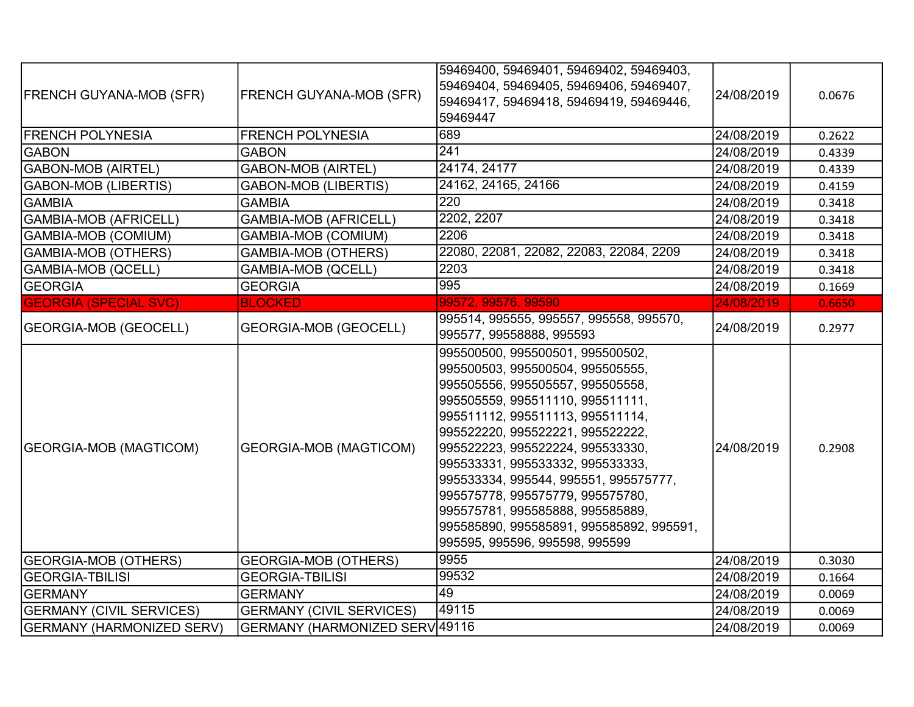| | | | | |
|---|---|---|---|---|
| FRENCH GUYANA-MOB (SFR) | FRENCH GUYANA-MOB (SFR) | 59469400, 59469401, 59469402, 59469403, 59469404, 59469405, 59469406, 59469407, 59469417, 59469418, 59469419, 59469446, 59469447 | 24/08/2019 | 0.0676 |
| FRENCH POLYNESIA | FRENCH POLYNESIA | 689 | 24/08/2019 | 0.2622 |
| GABON | GABON | 241 | 24/08/2019 | 0.4339 |
| GABON-MOB (AIRTEL) | GABON-MOB (AIRTEL) | 24174, 24177 | 24/08/2019 | 0.4339 |
| GABON-MOB (LIBERTIS) | GABON-MOB (LIBERTIS) | 24162, 24165, 24166 | 24/08/2019 | 0.4159 |
| GAMBIA | GAMBIA | 220 | 24/08/2019 | 0.3418 |
| GAMBIA-MOB (AFRICELL) | GAMBIA-MOB (AFRICELL) | 2202, 2207 | 24/08/2019 | 0.3418 |
| GAMBIA-MOB (COMIUM) | GAMBIA-MOB (COMIUM) | 2206 | 24/08/2019 | 0.3418 |
| GAMBIA-MOB (OTHERS) | GAMBIA-MOB (OTHERS) | 22080, 22081, 22082, 22083, 22084, 2209 | 24/08/2019 | 0.3418 |
| GAMBIA-MOB (QCELL) | GAMBIA-MOB (QCELL) | 2203 | 24/08/2019 | 0.3418 |
| GEORGIA | GEORGIA | 995 | 24/08/2019 | 0.1669 |
| GEORGIA (SPECIAL SVC) | BLOCKED | 99572, 99576, 99590 | 24/08/2019 | 0.6650 |
| GEORGIA-MOB (GEOCELL) | GEORGIA-MOB (GEOCELL) | 995514, 995555, 995557, 995558, 995570, 995577, 99558888, 995593 | 24/08/2019 | 0.2977 |
| GEORGIA-MOB (MAGTICOM) | GEORGIA-MOB (MAGTICOM) | 995500500, 995500501, 995500502, 995500503, 995500504, 995505555, 995505556, 995505557, 995505558, 995505559, 995511110, 995511111, 995511112, 995511113, 995511114, 995522220, 995522221, 995522222, 995522223, 995522224, 995533330, 995533331, 995533332, 995533333, 995533334, 995544, 995551, 995575777, 995575778, 995575779, 995575780, 995575781, 995585888, 995585889, 995585890, 995585891, 995585892, 995591, 995595, 995596, 995598, 995599 | 24/08/2019 | 0.2908 |
| GEORGIA-MOB (OTHERS) | GEORGIA-MOB (OTHERS) | 9955 | 24/08/2019 | 0.3030 |
| GEORGIA-TBILISI | GEORGIA-TBILISI | 99532 | 24/08/2019 | 0.1664 |
| GERMANY | GERMANY | 49 | 24/08/2019 | 0.0069 |
| GERMANY (CIVIL SERVICES) | GERMANY (CIVIL SERVICES) | 49115 | 24/08/2019 | 0.0069 |
| GERMANY (HARMONIZED SERV) | GERMANY (HARMONIZED SERV | 49116 | 24/08/2019 | 0.0069 |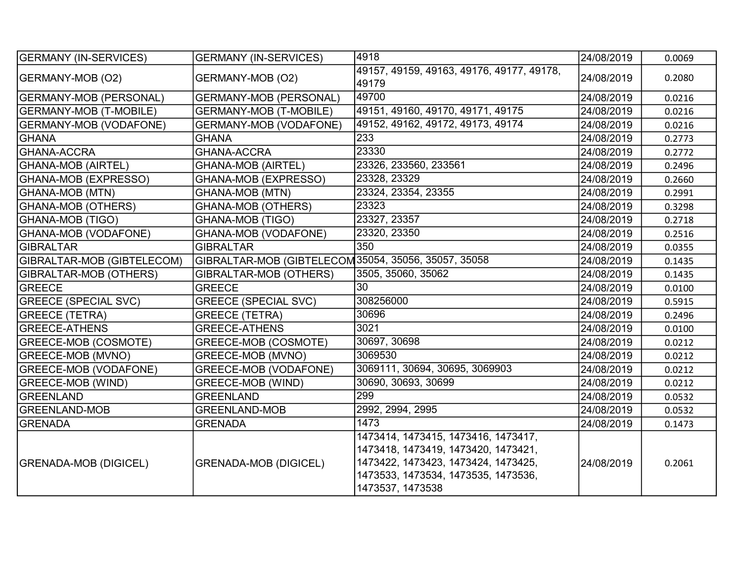| | | | | |
|---|---|---|---|---|
| GERMANY (IN-SERVICES) | GERMANY (IN-SERVICES) | 4918 | 24/08/2019 | 0.0069 |
| GERMANY-MOB (O2) | GERMANY-MOB (O2) | 49157, 49159, 49163, 49176, 49177, 49178, 49179 | 24/08/2019 | 0.2080 |
| GERMANY-MOB (PERSONAL) | GERMANY-MOB (PERSONAL) | 49700 | 24/08/2019 | 0.0216 |
| GERMANY-MOB (T-MOBILE) | GERMANY-MOB (T-MOBILE) | 49151, 49160, 49170, 49171, 49175 | 24/08/2019 | 0.0216 |
| GERMANY-MOB (VODAFONE) | GERMANY-MOB (VODAFONE) | 49152, 49162, 49172, 49173, 49174 | 24/08/2019 | 0.0216 |
| GHANA | GHANA | 233 | 24/08/2019 | 0.2773 |
| GHANA-ACCRA | GHANA-ACCRA | 23330 | 24/08/2019 | 0.2772 |
| GHANA-MOB (AIRTEL) | GHANA-MOB (AIRTEL) | 23326, 233560, 233561 | 24/08/2019 | 0.2496 |
| GHANA-MOB (EXPRESSO) | GHANA-MOB (EXPRESSO) | 23328, 23329 | 24/08/2019 | 0.2660 |
| GHANA-MOB (MTN) | GHANA-MOB (MTN) | 23324, 23354, 23355 | 24/08/2019 | 0.2991 |
| GHANA-MOB (OTHERS) | GHANA-MOB (OTHERS) | 23323 | 24/08/2019 | 0.3298 |
| GHANA-MOB (TIGO) | GHANA-MOB (TIGO) | 23327, 23357 | 24/08/2019 | 0.2718 |
| GHANA-MOB (VODAFONE) | GHANA-MOB (VODAFONE) | 23320, 23350 | 24/08/2019 | 0.2516 |
| GIBRALTAR | GIBRALTAR | 350 | 24/08/2019 | 0.0355 |
| GIBRALTAR-MOB (GIBTELECOM) | GIBRALTAR-MOB (GIBTELECOM | 35054, 35056, 35057, 35058 | 24/08/2019 | 0.1435 |
| GIBRALTAR-MOB (OTHERS) | GIBRALTAR-MOB (OTHERS) | 3505, 35060, 35062 | 24/08/2019 | 0.1435 |
| GREECE | GREECE | 30 | 24/08/2019 | 0.0100 |
| GREECE (SPECIAL SVC) | GREECE (SPECIAL SVC) | 308256000 | 24/08/2019 | 0.5915 |
| GREECE (TETRA) | GREECE (TETRA) | 30696 | 24/08/2019 | 0.2496 |
| GREECE-ATHENS | GREECE-ATHENS | 3021 | 24/08/2019 | 0.0100 |
| GREECE-MOB (COSMOTE) | GREECE-MOB (COSMOTE) | 30697, 30698 | 24/08/2019 | 0.0212 |
| GREECE-MOB (MVNO) | GREECE-MOB (MVNO) | 3069530 | 24/08/2019 | 0.0212 |
| GREECE-MOB (VODAFONE) | GREECE-MOB (VODAFONE) | 3069111, 30694, 30695, 3069903 | 24/08/2019 | 0.0212 |
| GREECE-MOB (WIND) | GREECE-MOB (WIND) | 30690, 30693, 30699 | 24/08/2019 | 0.0212 |
| GREENLAND | GREENLAND | 299 | 24/08/2019 | 0.0532 |
| GREENLAND-MOB | GREENLAND-MOB | 2992, 2994, 2995 | 24/08/2019 | 0.0532 |
| GRENADA | GRENADA | 1473 | 24/08/2019 | 0.1473 |
| GRENADA-MOB (DIGICEL) | GRENADA-MOB (DIGICEL) | 1473414, 1473415, 1473416, 1473417, 1473418, 1473419, 1473420, 1473421, 1473422, 1473423, 1473424, 1473425, 1473533, 1473534, 1473535, 1473536, 1473537, 1473538 | 24/08/2019 | 0.2061 |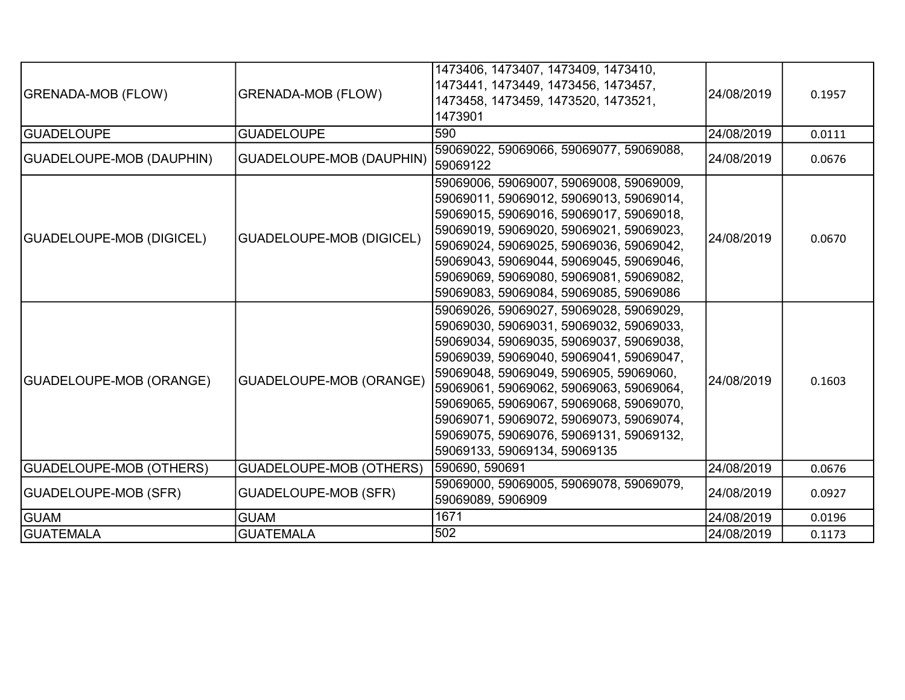| | | | | |
|---|---|---|---|---|
| GRENADA-MOB (FLOW) | GRENADA-MOB (FLOW) | 1473406, 1473407, 1473409, 1473410, 1473441, 1473449, 1473456, 1473457, 1473458, 1473459, 1473520, 1473521, 1473901 | 24/08/2019 | 0.1957 |
| GUADELOUPE | GUADELOUPE | 590 | 24/08/2019 | 0.0111 |
| GUADELOUPE-MOB (DAUPHIN) | GUADELOUPE-MOB (DAUPHIN) | 59069022, 59069066, 59069077, 59069088, 59069122 | 24/08/2019 | 0.0676 |
| GUADELOUPE-MOB (DIGICEL) | GUADELOUPE-MOB (DIGICEL) | 59069006, 59069007, 59069008, 59069009, 59069011, 59069012, 59069013, 59069014, 59069015, 59069016, 59069017, 59069018, 59069019, 59069020, 59069021, 59069023, 59069024, 59069025, 59069036, 59069042, 59069043, 59069044, 59069045, 59069046, 59069069, 59069080, 59069081, 59069082, 59069083, 59069084, 59069085, 59069086 | 24/08/2019 | 0.0670 |
| GUADELOUPE-MOB (ORANGE) | GUADELOUPE-MOB (ORANGE) | 59069026, 59069027, 59069028, 59069029, 59069030, 59069031, 59069032, 59069033, 59069034, 59069035, 59069037, 59069038, 59069039, 59069040, 59069041, 59069047, 59069048, 59069049, 5906905, 59069060, 59069061, 59069062, 59069063, 59069064, 59069065, 59069067, 59069068, 59069070, 59069071, 59069072, 59069073, 59069074, 59069075, 59069076, 59069131, 59069132, 59069133, 59069134, 59069135 | 24/08/2019 | 0.1603 |
| GUADELOUPE-MOB (OTHERS) | GUADELOUPE-MOB (OTHERS) | 590690, 590691 | 24/08/2019 | 0.0676 |
| GUADELOUPE-MOB (SFR) | GUADELOUPE-MOB (SFR) | 59069000, 59069005, 59069078, 59069079, 59069089, 5906909 | 24/08/2019 | 0.0927 |
| GUAM | GUAM | 1671 | 24/08/2019 | 0.0196 |
| GUATEMALA | GUATEMALA | 502 | 24/08/2019 | 0.1173 |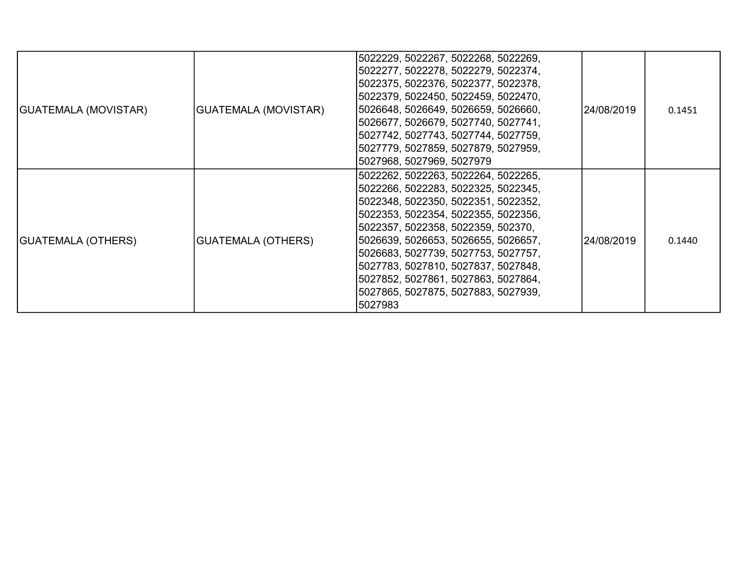| | | | | |
|---|---|---|---|---|
| GUATEMALA (MOVISTAR) | GUATEMALA (MOVISTAR) | 5022229, 5022267, 5022268, 5022269, 5022277, 5022278, 5022279, 5022374, 5022375, 5022376, 5022377, 5022378, 5022379, 5022450, 5022459, 5022470, 5026648, 5026649, 5026659, 5026660, 5026677, 5026679, 5027740, 5027741, 5027742, 5027743, 5027744, 5027759, 5027779, 5027859, 5027879, 5027959, 5027968, 5027969, 5027979 | 24/08/2019 | 0.1451 |
| GUATEMALA (OTHERS) | GUATEMALA (OTHERS) | 5022262, 5022263, 5022264, 5022265, 5022266, 5022283, 5022325, 5022345, 5022348, 5022350, 5022351, 5022352, 5022353, 5022354, 5022355, 5022356, 5022357, 5022358, 5022359, 502370, 5026639, 5026653, 5026655, 5026657, 5026683, 5027739, 5027753, 5027757, 5027783, 5027810, 5027837, 5027848, 5027852, 5027861, 5027863, 5027864, 5027865, 5027875, 5027883, 5027939, 5027983 | 24/08/2019 | 0.1440 |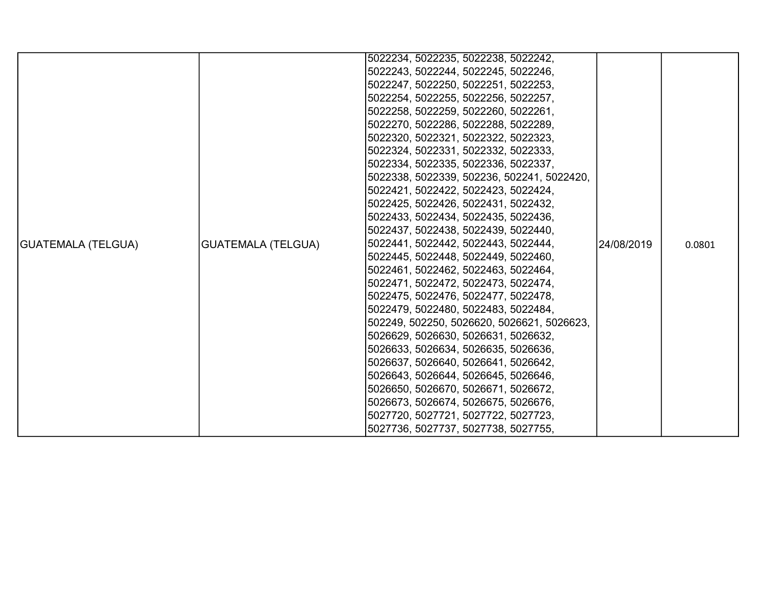| GUATEMALA (TELGUA) | GUATEMALA (TELGUA) | 5022234, 5022235, 5022238, 5022242, 5022243, 5022244, 5022245, 5022246, 5022247, 5022250, 5022251, 5022253, 5022254, 5022255, 5022256, 5022257, 5022258, 5022259, 5022260, 5022261, 5022270, 5022286, 5022288, 5022289, 5022320, 5022321, 5022322, 5022323, 5022324, 5022331, 5022332, 5022333, 5022334, 5022335, 5022336, 5022337, 5022338, 5022339, 502236, 502241, 5022420, 5022421, 5022422, 5022423, 5022424, 5022425, 5022426, 5022431, 5022432, 5022433, 5022434, 5022435, 5022436, 5022437, 5022438, 5022439, 5022440, 5022441, 5022442, 5022443, 5022444, 5022445, 5022448, 5022449, 5022460, 5022461, 5022462, 5022463, 5022464, 5022471, 5022472, 5022473, 5022474, 5022475, 5022476, 5022477, 5022478, 5022479, 5022480, 5022483, 5022484, 502249, 502250, 5026620, 5026621, 5026623, 5026629, 5026630, 5026631, 5026632, 5026633, 5026634, 5026635, 5026636, 5026637, 5026640, 5026641, 5026642, 5026643, 5026644, 5026645, 5026646, 5026650, 5026670, 5026671, 5026672, 5026673, 5026674, 5026675, 5026676, 5027720, 5027721, 5027722, 5027723, 5027736, 5027737, 5027738, 5027755, | 24/08/2019 | 0.0801 |
|---|---|---|---|---|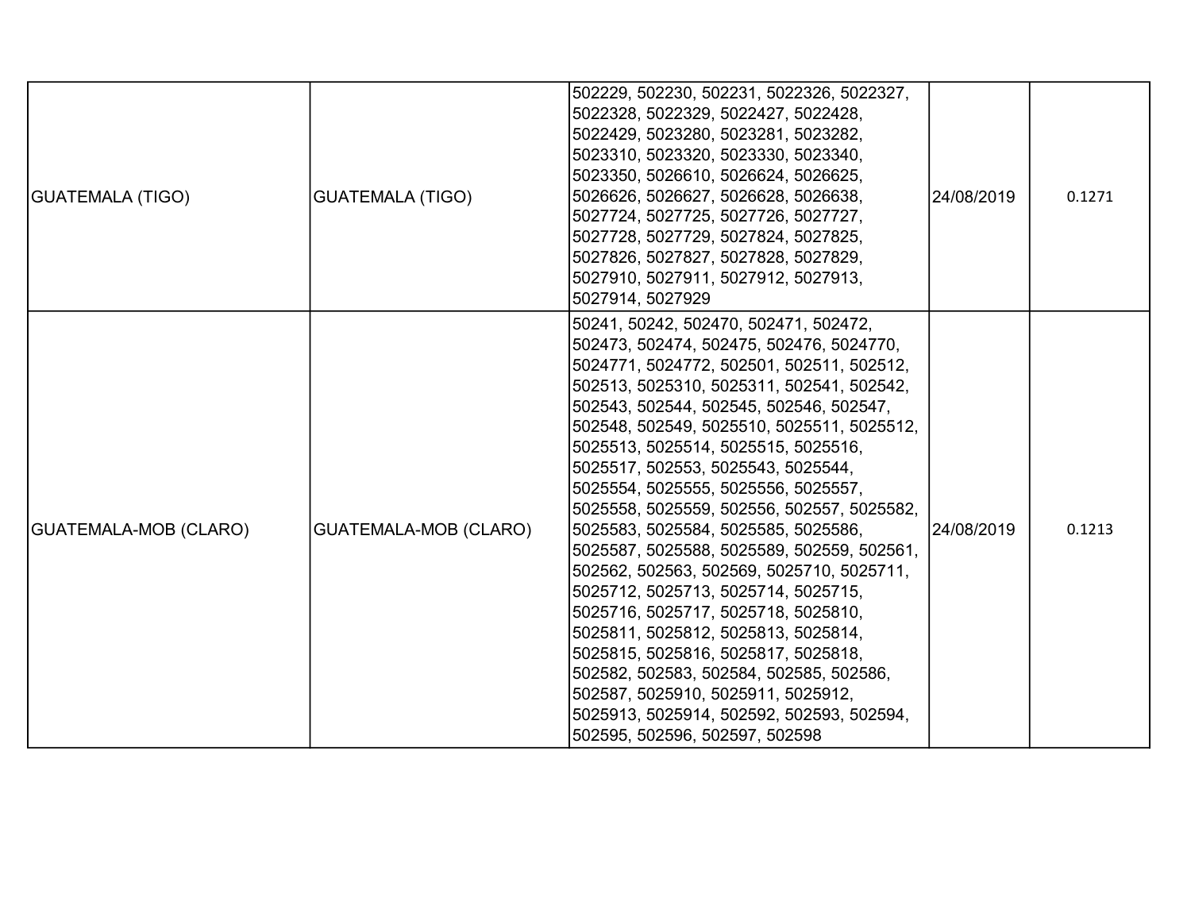| | | | | |
|---|---|---|---|---|
| GUATEMALA (TIGO) | GUATEMALA (TIGO) | 502229, 502230, 502231, 5022326, 5022327, 5022328, 5022329, 5022427, 5022428, 5022429, 5023280, 5023281, 5023282, 5023310, 5023320, 5023330, 5023340, 5023350, 5026610, 5026624, 5026625, 5026626, 5026627, 5026628, 5026638, 5027724, 5027725, 5027726, 5027727, 5027728, 5027729, 5027824, 5027825, 5027826, 5027827, 5027828, 5027829, 5027910, 5027911, 5027912, 5027913, 5027914, 5027929 | 24/08/2019 | 0.1271 |
| GUATEMALA-MOB (CLARO) | GUATEMALA-MOB (CLARO) | 50241, 50242, 502470, 502471, 502472, 502473, 502474, 502475, 502476, 5024770, 5024771, 5024772, 502501, 502511, 502512, 502513, 5025310, 5025311, 502541, 502542, 502543, 502544, 502545, 502546, 502547, 502548, 502549, 5025510, 5025511, 5025512, 5025513, 5025514, 5025515, 5025516, 5025517, 502553, 5025543, 5025544, 5025554, 5025555, 5025556, 5025557, 5025558, 5025559, 502556, 502557, 5025582, 5025583, 5025584, 5025585, 5025586, 5025587, 5025588, 5025589, 502559, 502561, 502562, 502563, 502569, 5025710, 5025711, 5025712, 5025713, 5025714, 5025715, 5025716, 5025717, 5025718, 5025810, 5025811, 5025812, 5025813, 5025814, 5025815, 5025816, 5025817, 5025818, 502582, 502583, 502584, 502585, 502586, 502587, 5025910, 5025911, 5025912, 5025913, 5025914, 502592, 502593, 502594, 502595, 502596, 502597, 502598 | 24/08/2019 | 0.1213 |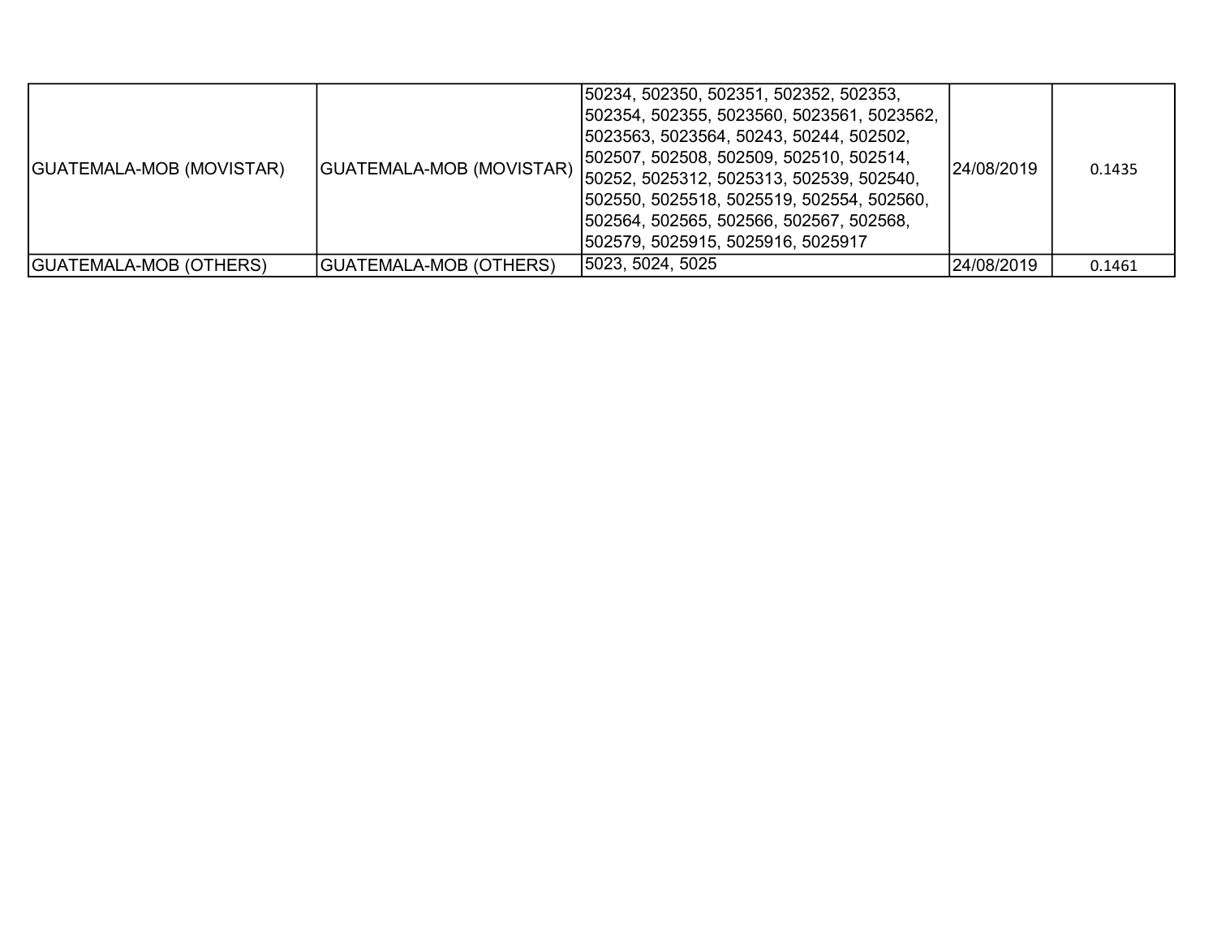| | | | | |
|---|---|---|---|---|
| GUATEMALA-MOB (MOVISTAR) | GUATEMALA-MOB (MOVISTAR) | 50234, 502350, 502351, 502352, 502353, 502354, 502355, 5023560, 5023561, 5023562, 5023563, 5023564, 50243, 50244, 502502, 502507, 502508, 502509, 502510, 502514, 50252, 5025312, 5025313, 502539, 502540, 502550, 5025518, 5025519, 502554, 502560, 502564, 502565, 502566, 502567, 502568, 502579, 5025915, 5025916, 5025917 | 24/08/2019 | 0.1435 |
| GUATEMALA-MOB (OTHERS) | GUATEMALA-MOB (OTHERS) | 5023, 5024, 5025 | 24/08/2019 | 0.1461 |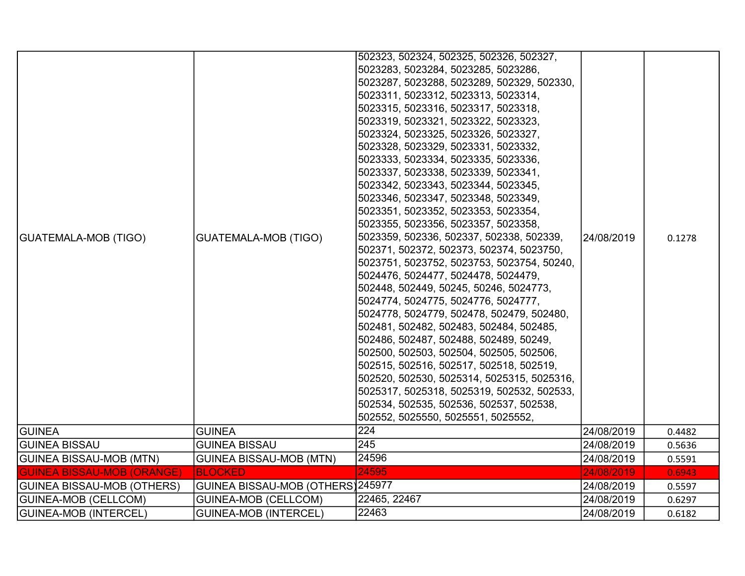| | | | | |
|---|---|---|---|---|
| GUATEMALA-MOB (TIGO) | GUATEMALA-MOB (TIGO) | 502323, 502324, 502325, 502326, 502327, 5023283, 5023284, 5023285, 5023286, 5023287, 5023288, 5023289, 502329, 502330, 5023311, 5023312, 5023313, 5023314, 5023315, 5023316, 5023317, 5023318, 5023319, 5023321, 5023322, 5023323, 5023324, 5023325, 5023326, 5023327, 5023328, 5023329, 5023331, 5023332, 5023333, 5023334, 5023335, 5023336, 5023337, 5023338, 5023339, 5023341, 5023342, 5023343, 5023344, 5023345, 5023346, 5023347, 5023348, 5023349, 5023351, 5023352, 5023353, 5023354, 5023355, 5023356, 5023357, 5023358, 5023359, 502336, 502337, 502338, 502339, 502371, 502372, 502373, 502374, 5023750, 5023751, 5023752, 5023753, 5023754, 50240, 5024476, 5024477, 5024478, 5024479, 502448, 502449, 50245, 50246, 5024773, 5024774, 5024775, 5024776, 5024777, 5024778, 5024779, 502478, 502479, 502480, 502481, 502482, 502483, 502484, 502485, 502486, 502487, 502488, 502489, 50249, 502500, 502503, 502504, 502505, 502506, 502515, 502516, 502517, 502518, 502519, 502520, 502530, 5025314, 5025315, 5025316, 5025317, 5025318, 5025319, 502532, 502533, 502534, 502535, 502536, 502537, 502538, 502552, 5025550, 5025551, 5025552, | 24/08/2019 | 0.1278 |
| GUINEA | GUINEA | 224 | 24/08/2019 | 0.4482 |
| GUINEA BISSAU | GUINEA BISSAU | 245 | 24/08/2019 | 0.5636 |
| GUINEA BISSAU-MOB (MTN) | GUINEA BISSAU-MOB (MTN) | 24596 | 24/08/2019 | 0.5591 |
| GUINEA BISSAU-MOB (ORANGE) | BLOCKED | 24595 | 24/08/2019 | 0.6943 |
| GUINEA BISSAU-MOB (OTHERS) | GUINEA BISSAU-MOB (OTHERS) | 245977 | 24/08/2019 | 0.5597 |
| GUINEA-MOB (CELLCOM) | GUINEA-MOB (CELLCOM) | 22465, 22467 | 24/08/2019 | 0.6297 |
| GUINEA-MOB (INTERCEL) | GUINEA-MOB (INTERCEL) | 22463 | 24/08/2019 | 0.6182 |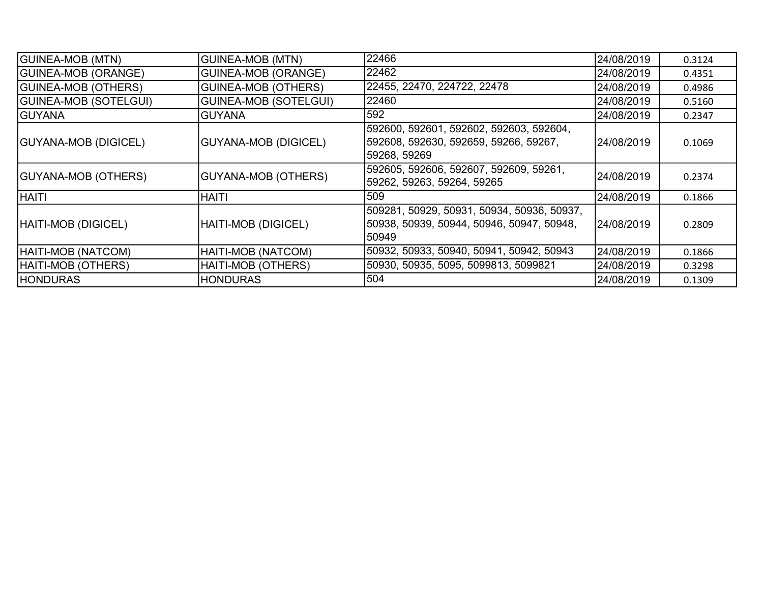| | | | | |
|---|---|---|---|---|
| GUINEA-MOB (MTN) | GUINEA-MOB (MTN) | 22466 | 24/08/2019 | 0.3124 |
| GUINEA-MOB (ORANGE) | GUINEA-MOB (ORANGE) | 22462 | 24/08/2019 | 0.4351 |
| GUINEA-MOB (OTHERS) | GUINEA-MOB (OTHERS) | 22455, 22470, 224722, 22478 | 24/08/2019 | 0.4986 |
| GUINEA-MOB (SOTELGUI) | GUINEA-MOB (SOTELGUI) | 22460 | 24/08/2019 | 0.5160 |
| GUYANA | GUYANA | 592 | 24/08/2019 | 0.2347 |
| GUYANA-MOB (DIGICEL) | GUYANA-MOB (DIGICEL) | 592600, 592601, 592602, 592603, 592604, 592608, 592630, 592659, 59266, 59267, 59268, 59269 | 24/08/2019 | 0.1069 |
| GUYANA-MOB (OTHERS) | GUYANA-MOB (OTHERS) | 592605, 592606, 592607, 592609, 59261, 59262, 59263, 59264, 59265 | 24/08/2019 | 0.2374 |
| HAITI | HAITI | 509 | 24/08/2019 | 0.1866 |
| HAITI-MOB (DIGICEL) | HAITI-MOB (DIGICEL) | 509281, 50929, 50931, 50934, 50936, 50937, 50938, 50939, 50944, 50946, 50947, 50948, 50949 | 24/08/2019 | 0.2809 |
| HAITI-MOB (NATCOM) | HAITI-MOB (NATCOM) | 50932, 50933, 50940, 50941, 50942, 50943 | 24/08/2019 | 0.1866 |
| HAITI-MOB (OTHERS) | HAITI-MOB (OTHERS) | 50930, 50935, 5095, 5099813, 5099821 | 24/08/2019 | 0.3298 |
| HONDURAS | HONDURAS | 504 | 24/08/2019 | 0.1309 |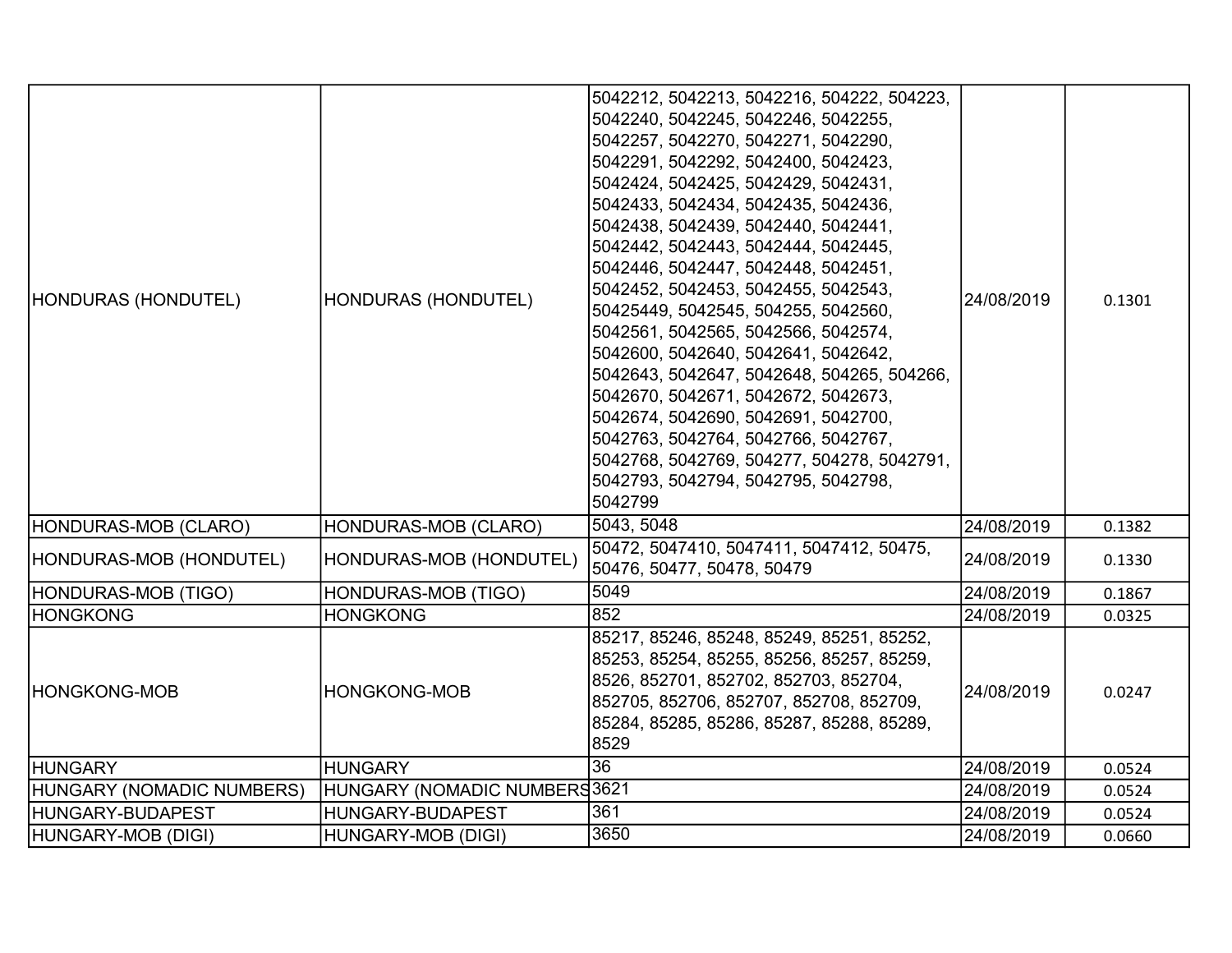| HONDURAS (HONDUTEL) | HONDURAS (HONDUTEL) | 5042212, 5042213, 5042216, 504222, 504223, 5042240, 5042245, 5042246, 5042255, 5042257, 5042270, 5042271, 5042290, 5042291, 5042292, 5042400, 5042423, 5042424, 5042425, 5042429, 5042431, 5042433, 5042434, 5042435, 5042436, 5042438, 5042439, 5042440, 5042441, 5042442, 5042443, 5042444, 5042445, 5042446, 5042447, 5042448, 5042451, 5042452, 5042453, 5042455, 5042543, 50425449, 5042545, 504255, 5042560, 5042561, 5042565, 5042566, 5042574, 5042600, 5042640, 5042641, 5042642, 5042643, 5042647, 5042648, 504265, 504266, 5042670, 5042671, 5042672, 5042673, 5042674, 5042690, 5042691, 5042700, 5042763, 5042764, 5042766, 5042767, 5042768, 5042769, 504277, 504278, 5042791, 5042793, 5042794, 5042795, 5042798, 5042799 | 24/08/2019 | 0.1301 |
|---|---|---|---|---|
| HONDURAS-MOB (CLARO) | HONDURAS-MOB (CLARO) | 5043, 5048 | 24/08/2019 | 0.1382 |
| HONDURAS-MOB (HONDUTEL) | HONDURAS-MOB (HONDUTEL) | 50472, 5047410, 5047411, 5047412, 50475, 50476, 50477, 50478, 50479 | 24/08/2019 | 0.1330 |
| HONDURAS-MOB (TIGO) | HONDURAS-MOB (TIGO) | 5049 | 24/08/2019 | 0.1867 |
| HONGKONG | HONGKONG | 852 | 24/08/2019 | 0.0325 |
| HONGKONG-MOB | HONGKONG-MOB | 85217, 85246, 85248, 85249, 85251, 85252, 85253, 85254, 85255, 85256, 85257, 85259, 8526, 852701, 852702, 852703, 852704, 852705, 852706, 852707, 852708, 852709, 85284, 85285, 85286, 85287, 85288, 85289, 8529 | 24/08/2019 | 0.0247 |
| HUNGARY | HUNGARY | 36 | 24/08/2019 | 0.0524 |
| HUNGARY (NOMADIC NUMBERS) | HUNGARY (NOMADIC NUMBERS | 3621 | 24/08/2019 | 0.0524 |
| HUNGARY-BUDAPEST | HUNGARY-BUDAPEST | 361 | 24/08/2019 | 0.0524 |
| HUNGARY-MOB (DIGI) | HUNGARY-MOB (DIGI) | 3650 | 24/08/2019 | 0.0660 |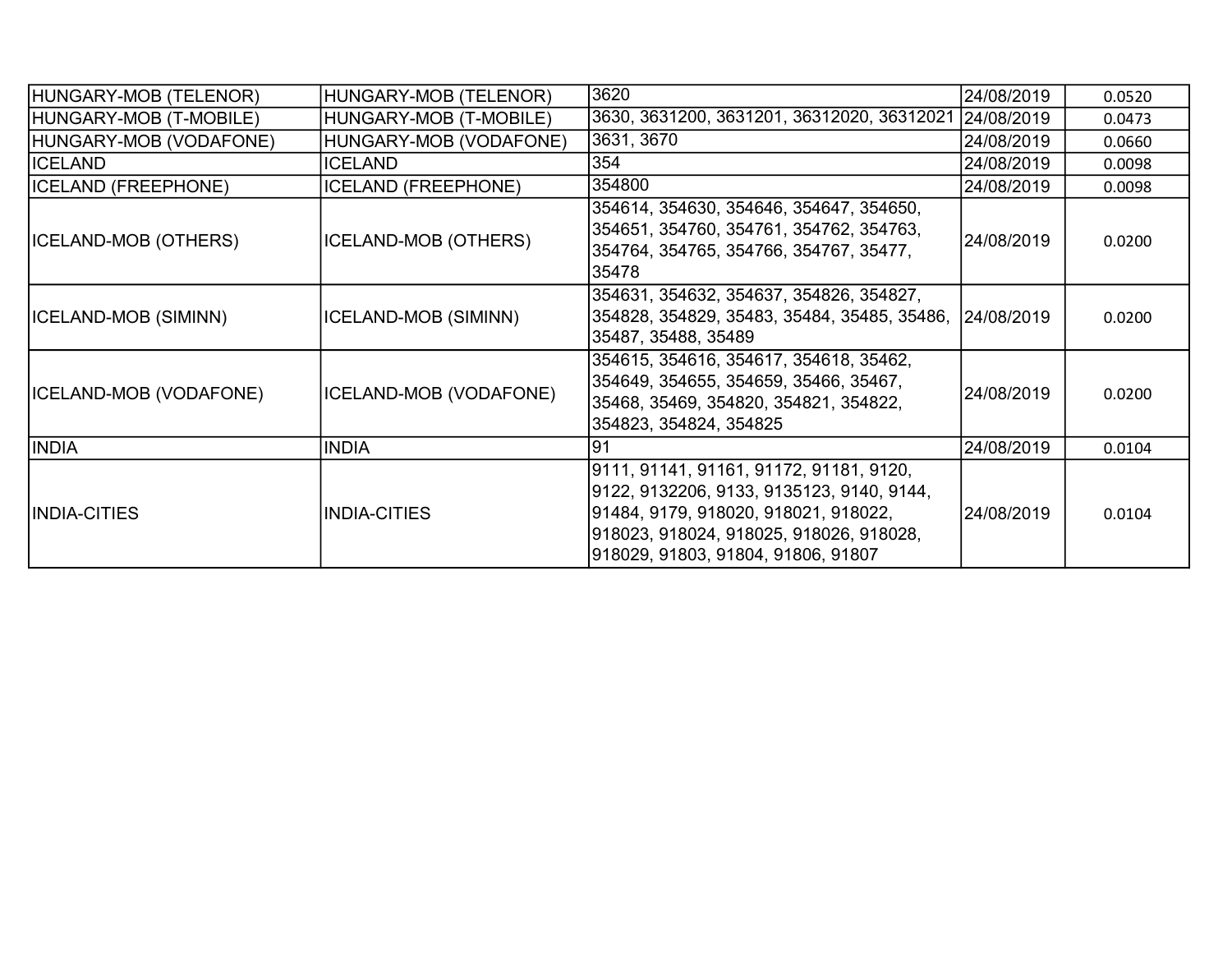| HUNGARY-MOB (TELENOR) | HUNGARY-MOB (TELENOR) | 3620 | 24/08/2019 | 0.0520 |
|---|---|---|---|---|
| HUNGARY-MOB (T-MOBILE) | HUNGARY-MOB (T-MOBILE) | 3630, 3631200, 3631201, 36312020, 36312021 | 24/08/2019 | 0.0473 |
| HUNGARY-MOB (VODAFONE) | HUNGARY-MOB (VODAFONE) | 3631, 3670 | 24/08/2019 | 0.0660 |
| ICELAND | ICELAND | 354 | 24/08/2019 | 0.0098 |
| ICELAND (FREEPHONE) | ICELAND (FREEPHONE) | 354800 | 24/08/2019 | 0.0098 |
| ICELAND-MOB (OTHERS) | ICELAND-MOB (OTHERS) | 354614, 354630, 354646, 354647, 354650, 354651, 354760, 354761, 354762, 354763, 354764, 354765, 354766, 354767, 35477, 35478 | 24/08/2019 | 0.0200 |
| ICELAND-MOB (SIMINN) | ICELAND-MOB (SIMINN) | 354631, 354632, 354637, 354826, 354827, 354828, 354829, 35483, 35484, 35485, 35486, 35487, 35488, 35489 | 24/08/2019 | 0.0200 |
| ICELAND-MOB (VODAFONE) | ICELAND-MOB (VODAFONE) | 354615, 354616, 354617, 354618, 35462, 354649, 354655, 354659, 35466, 35467, 35468, 35469, 354820, 354821, 354822, 354823, 354824, 354825 | 24/08/2019 | 0.0200 |
| INDIA | INDIA | 91 | 24/08/2019 | 0.0104 |
| INDIA-CITIES | INDIA-CITIES | 9111, 91141, 91161, 91172, 91181, 9120, 9122, 9132206, 9133, 9135123, 9140, 9144, 91484, 9179, 918020, 918021, 918022, 918023, 918024, 918025, 918026, 918028, 918029, 91803, 91804, 91806, 91807 | 24/08/2019 | 0.0104 |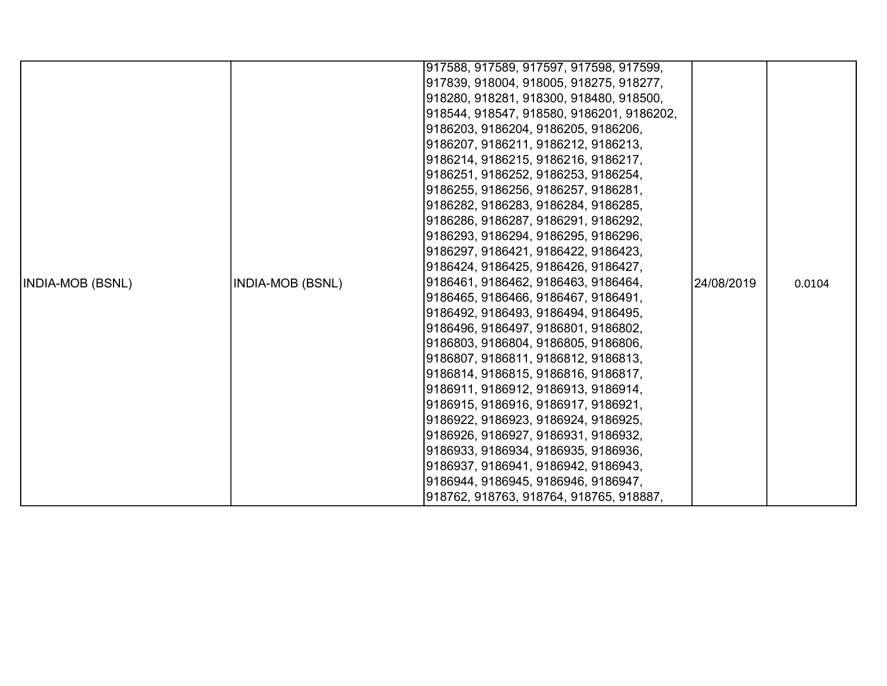| | | | | |
|---|---|---|---|---|
| INDIA-MOB (BSNL) | INDIA-MOB (BSNL) | 917588, 917589, 917597, 917598, 917599, 917839, 918004, 918005, 918275, 918277, 918280, 918281, 918300, 918480, 918500, 918544, 918547, 918580, 9186201, 9186202, 9186203, 9186204, 9186205, 9186206, 9186207, 9186211, 9186212, 9186213, 9186214, 9186215, 9186216, 9186217, 9186251, 9186252, 9186253, 9186254, 9186255, 9186256, 9186257, 9186281, 9186282, 9186283, 9186284, 9186285, 9186286, 9186287, 9186291, 9186292, 9186293, 9186294, 9186295, 9186296, 9186297, 9186421, 9186422, 9186423, 9186424, 9186425, 9186426, 9186427, 9186461, 9186462, 9186463, 9186464, 9186465, 9186466, 9186467, 9186491, 9186492, 9186493, 9186494, 9186495, 9186496, 9186497, 9186801, 9186802, 9186803, 9186804, 9186805, 9186806, 9186807, 9186811, 9186812, 9186813, 9186814, 9186815, 9186816, 9186817, 9186911, 9186912, 9186913, 9186914, 9186915, 9186916, 9186917, 9186921, 9186922, 9186923, 9186924, 9186925, 9186926, 9186927, 9186931, 9186932, 9186933, 9186934, 9186935, 9186936, 9186937, 9186941, 9186942, 9186943, 9186944, 9186945, 9186946, 9186947, 918762, 918763, 918764, 918765, 918887, | 24/08/2019 | 0.0104 |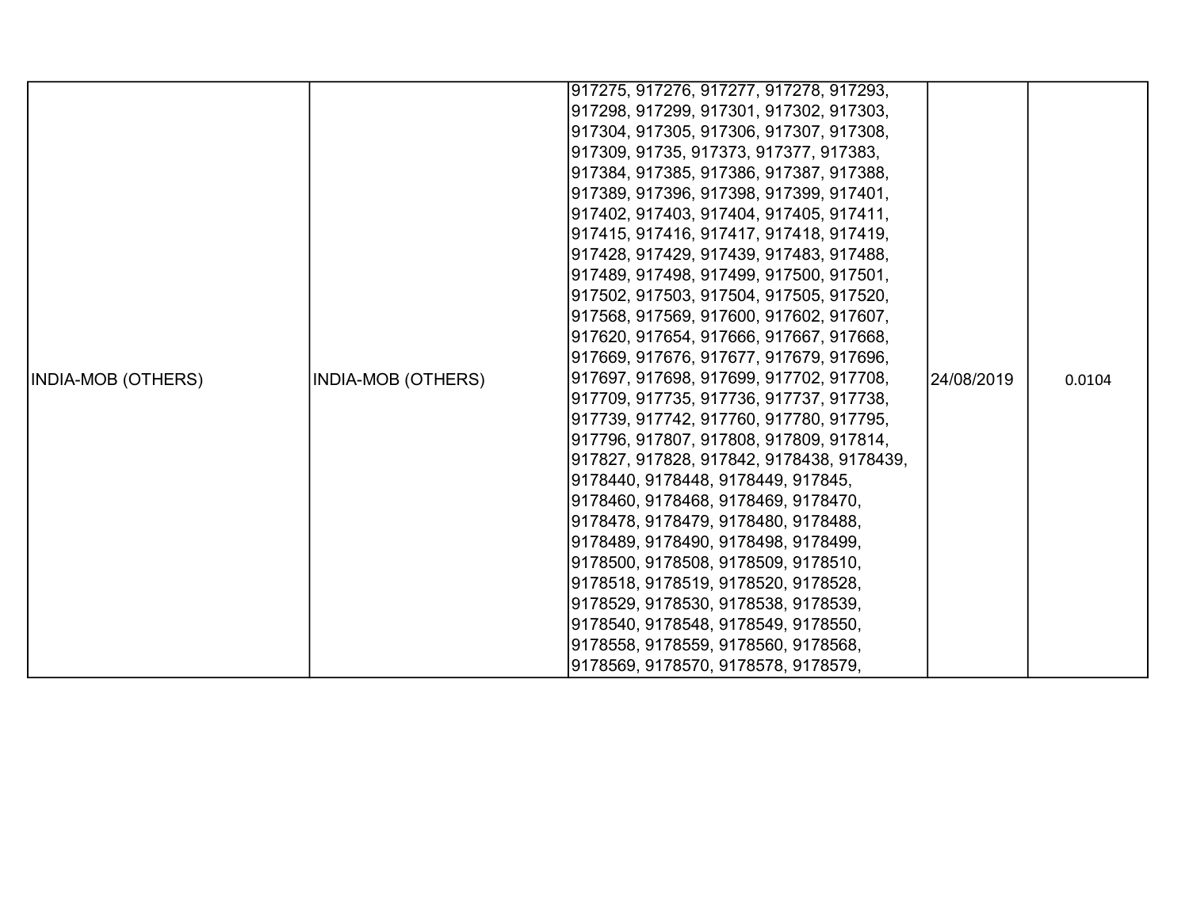| INDIA-MOB (OTHERS) | INDIA-MOB (OTHERS) | 917275, 917276, 917277, 917278, 917293, 917298, 917299, 917301, 917302, 917303, 917304, 917305, 917306, 917307, 917308, 917309, 91735, 917373, 917377, 917383, 917384, 917385, 917386, 917387, 917388, 917389, 917396, 917398, 917399, 917401, 917402, 917403, 917404, 917405, 917411, 917415, 917416, 917417, 917418, 917419, 917428, 917429, 917439, 917483, 917488, 917489, 917498, 917499, 917500, 917501, 917502, 917503, 917504, 917505, 917520, 917568, 917569, 917600, 917602, 917607, 917620, 917654, 917666, 917667, 917668, 917669, 917676, 917677, 917679, 917696, 917697, 917698, 917699, 917702, 917708, 917709, 917735, 917736, 917737, 917738, 917739, 917742, 917760, 917780, 917795, 917796, 917807, 917808, 917809, 917814, 917827, 917828, 917842, 9178438, 9178439, 9178440, 9178448, 9178449, 917845, 9178460, 9178468, 9178469, 9178470, 9178478, 9178479, 9178480, 9178488, 9178489, 9178490, 9178498, 9178499, 9178500, 9178508, 9178509, 9178510, 9178518, 9178519, 9178520, 9178528, 9178529, 9178530, 9178538, 9178539, 9178540, 9178548, 9178549, 9178550, 9178558, 9178559, 9178560, 9178568, 9178569, 9178570, 9178578, 9178579, | 24/08/2019 | 0.0104 |
|---|---|---|---|---|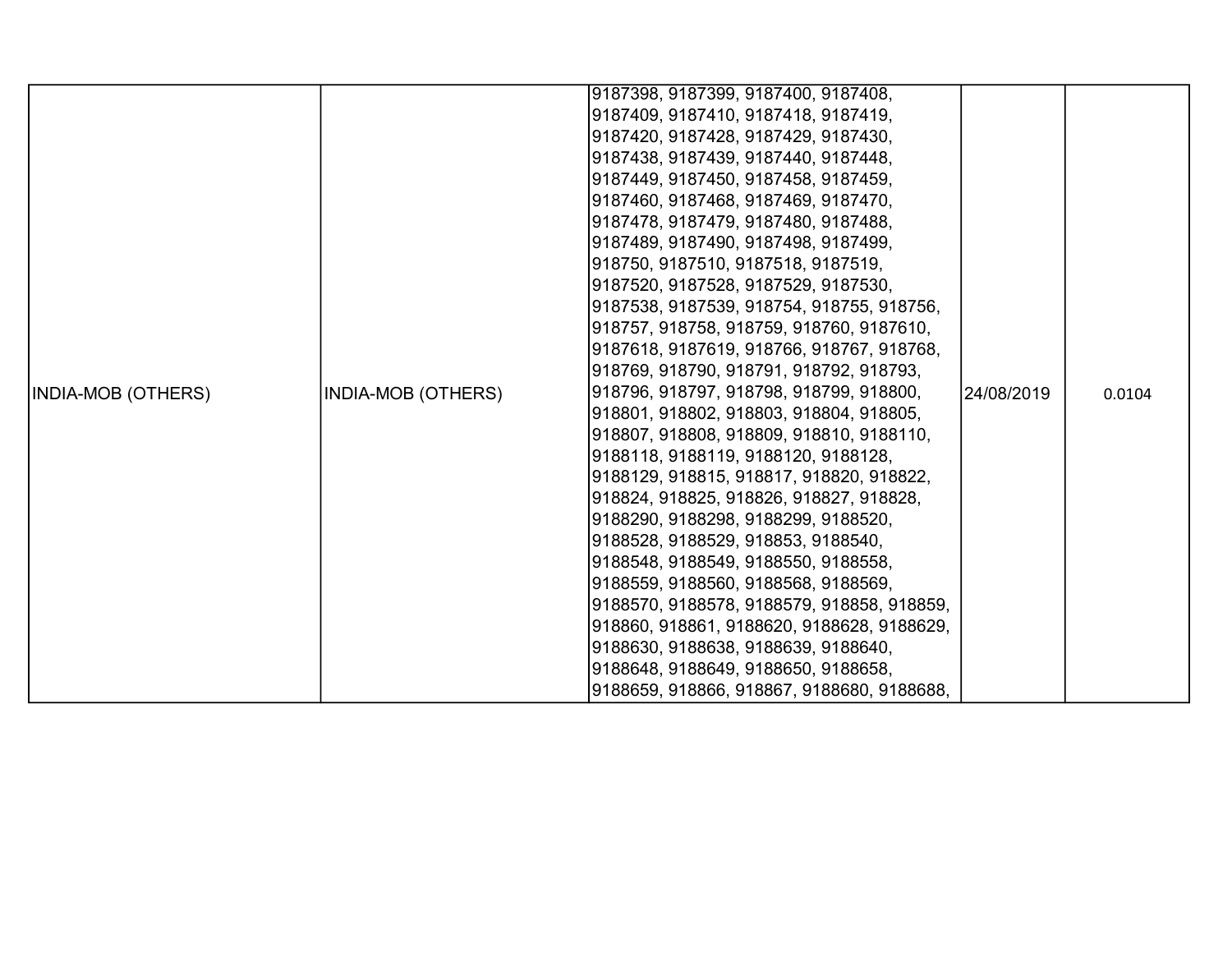| INDIA-MOB (OTHERS) | INDIA-MOB (OTHERS) | 9187398, 9187399, 9187400, 9187408, 9187409, 9187410, 9187418, 9187419, 9187420, 9187428, 9187429, 9187430, 9187438, 9187439, 9187440, 9187448, 9187449, 9187450, 9187458, 9187459, 9187460, 9187468, 9187469, 9187470, 9187478, 9187479, 9187480, 9187488, 9187489, 9187490, 9187498, 9187499, 918750, 9187510, 9187518, 9187519, 9187520, 9187528, 9187529, 9187530, 9187538, 9187539, 918754, 918755, 918756, 918757, 918758, 918759, 918760, 9187610, 9187618, 9187619, 918766, 918767, 918768, 918769, 918790, 918791, 918792, 918793, 918796, 918797, 918798, 918799, 918800, 918801, 918802, 918803, 918804, 918805, 918807, 918808, 918809, 918810, 9188110, 9188118, 9188119, 9188120, 9188128, 9188129, 918815, 918817, 918820, 918822, 918824, 918825, 918826, 918827, 918828, 9188290, 9188298, 9188299, 9188520, 9188528, 9188529, 918853, 9188540, 9188548, 9188549, 9188550, 9188558, 9188559, 9188560, 9188568, 9188569, 9188570, 9188578, 9188579, 918858, 918859, 918860, 918861, 9188620, 9188628, 9188629, 9188630, 9188638, 9188639, 9188640, 9188648, 9188649, 9188650, 9188658, 9188659, 918866, 918867, 9188680, 9188688, | 24/08/2019 | 0.0104 |
|---|---|---|---|---|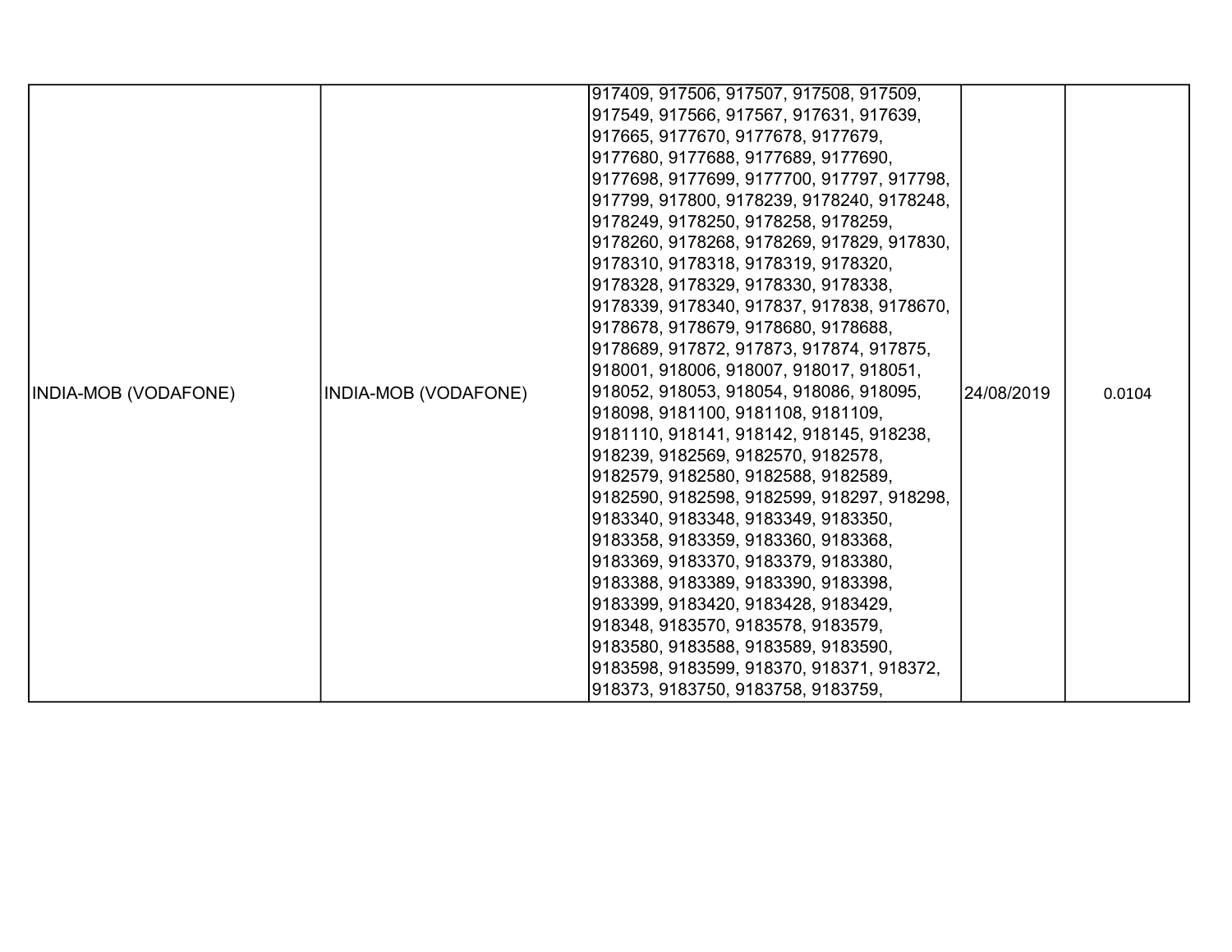| INDIA-MOB (VODAFONE) | INDIA-MOB (VODAFONE) | 917409, 917506, 917507, 917508, 917509, 917549, 917566, 917567, 917631, 917639, 917665, 9177670, 9177678, 9177679, 9177680, 9177688, 9177689, 9177690, 9177698, 9177699, 9177700, 917797, 917798, 917799, 917800, 9178239, 9178240, 9178248, 9178249, 9178250, 9178258, 9178259, 9178260, 9178268, 9178269, 917829, 917830, 9178310, 9178318, 9178319, 9178320, 9178328, 9178329, 9178330, 9178338, 9178339, 9178340, 917837, 917838, 9178670, 9178678, 9178679, 9178680, 9178688, 9178689, 917872, 917873, 917874, 917875, 918001, 918006, 918007, 918017, 918051, 918052, 918053, 918054, 918086, 918095, 918098, 9181100, 9181108, 9181109, 9181110, 918141, 918142, 918145, 918238, 918239, 9182569, 9182570, 9182578, 9182579, 9182580, 9182588, 9182589, 9182590, 9182598, 9182599, 918297, 918298, 9183340, 9183348, 9183349, 9183350, 9183358, 9183359, 9183360, 9183368, 9183369, 9183370, 9183379, 9183380, 9183388, 9183389, 9183390, 9183398, 9183399, 9183420, 9183428, 9183429, 918348, 9183570, 9183578, 9183579, 9183580, 9183588, 9183589, 9183590, 9183598, 9183599, 918370, 918371, 918372, 918373, 9183750, 9183758, 9183759, | 24/08/2019 | 0.0104 |
|---|---|---|---|---|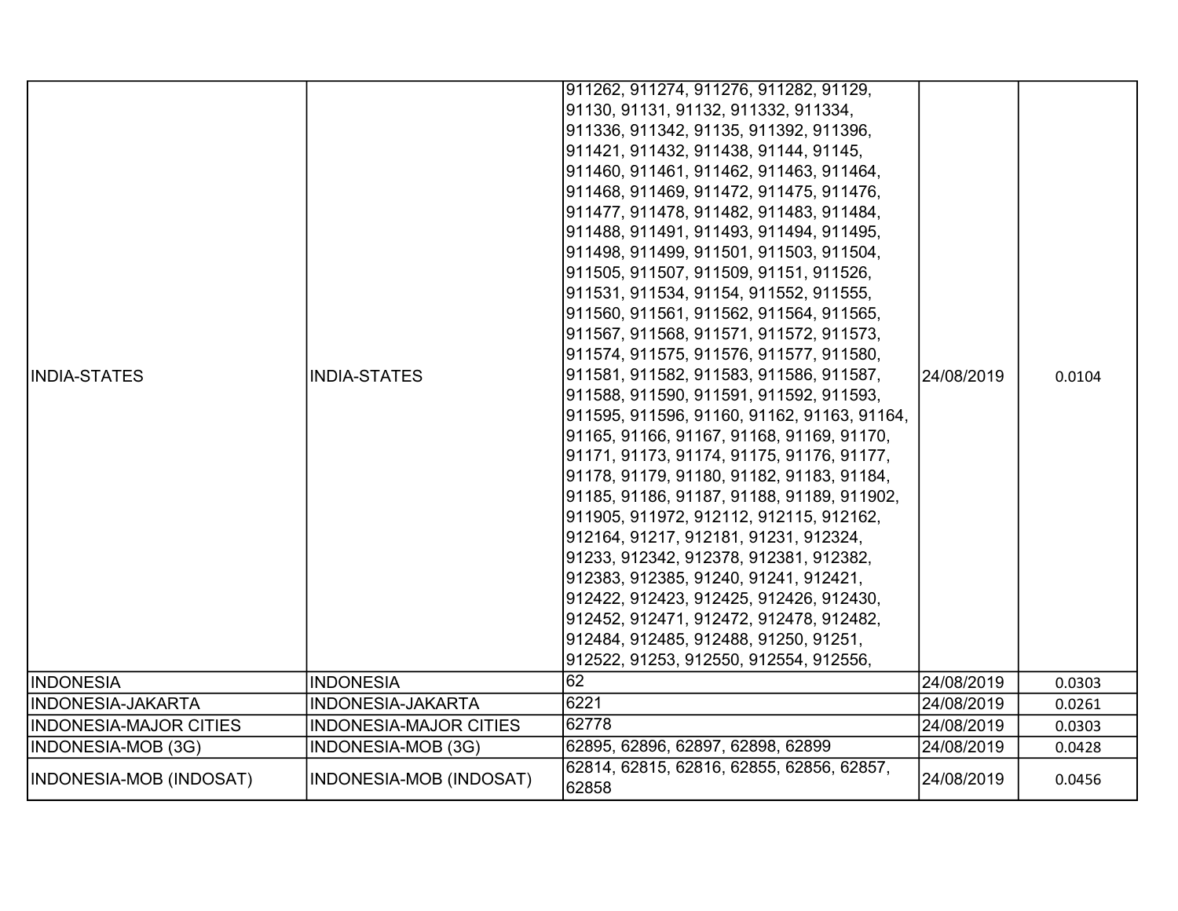| | | | | |
|---|---|---|---|---|
| INDIA-STATES | INDIA-STATES | 911262, 911274, 911276, 911282, 91129, 91130, 91131, 91132, 911332, 911334, 911336, 911342, 91135, 911392, 911396, 911421, 911432, 911438, 91144, 91145, 911460, 911461, 911462, 911463, 911464, 911468, 911469, 911472, 911475, 911476, 911477, 911478, 911482, 911483, 911484, 911488, 911491, 911493, 911494, 911495, 911498, 911499, 911501, 911503, 911504, 911505, 911507, 911509, 91151, 911526, 911531, 911534, 91154, 911552, 911555, 911560, 911561, 911562, 911564, 911565, 911567, 911568, 911571, 911572, 911573, 911574, 911575, 911576, 911577, 911580, 911581, 911582, 911583, 911586, 911587, 911588, 911590, 911591, 911592, 911593, 911595, 911596, 91160, 91162, 91163, 91164, 91165, 91166, 91167, 91168, 91169, 91170, 91171, 91173, 91174, 91175, 91176, 91177, 91178, 91179, 91180, 91182, 91183, 91184, 91185, 91186, 91187, 91188, 91189, 911902, 911905, 911972, 912112, 912115, 912162, 912164, 91217, 912181, 91231, 912324, 91233, 912342, 912378, 912381, 912382, 912383, 912385, 91240, 91241, 912421, 912422, 912423, 912425, 912426, 912430, 912452, 912471, 912472, 912478, 912482, 912484, 912485, 912488, 91250, 91251, 912522, 91253, 912550, 912554, 912556, | 24/08/2019 | 0.0104 |
| INDONESIA | INDONESIA | 62 | 24/08/2019 | 0.0303 |
| INDONESIA-JAKARTA | INDONESIA-JAKARTA | 6221 | 24/08/2019 | 0.0261 |
| INDONESIA-MAJOR CITIES | INDONESIA-MAJOR CITIES | 62778 | 24/08/2019 | 0.0303 |
| INDONESIA-MOB (3G) | INDONESIA-MOB (3G) | 62895, 62896, 62897, 62898, 62899 | 24/08/2019 | 0.0428 |
| INDONESIA-MOB (INDOSAT) | INDONESIA-MOB (INDOSAT) | 62814, 62815, 62816, 62855, 62856, 62857, 62858 | 24/08/2019 | 0.0456 |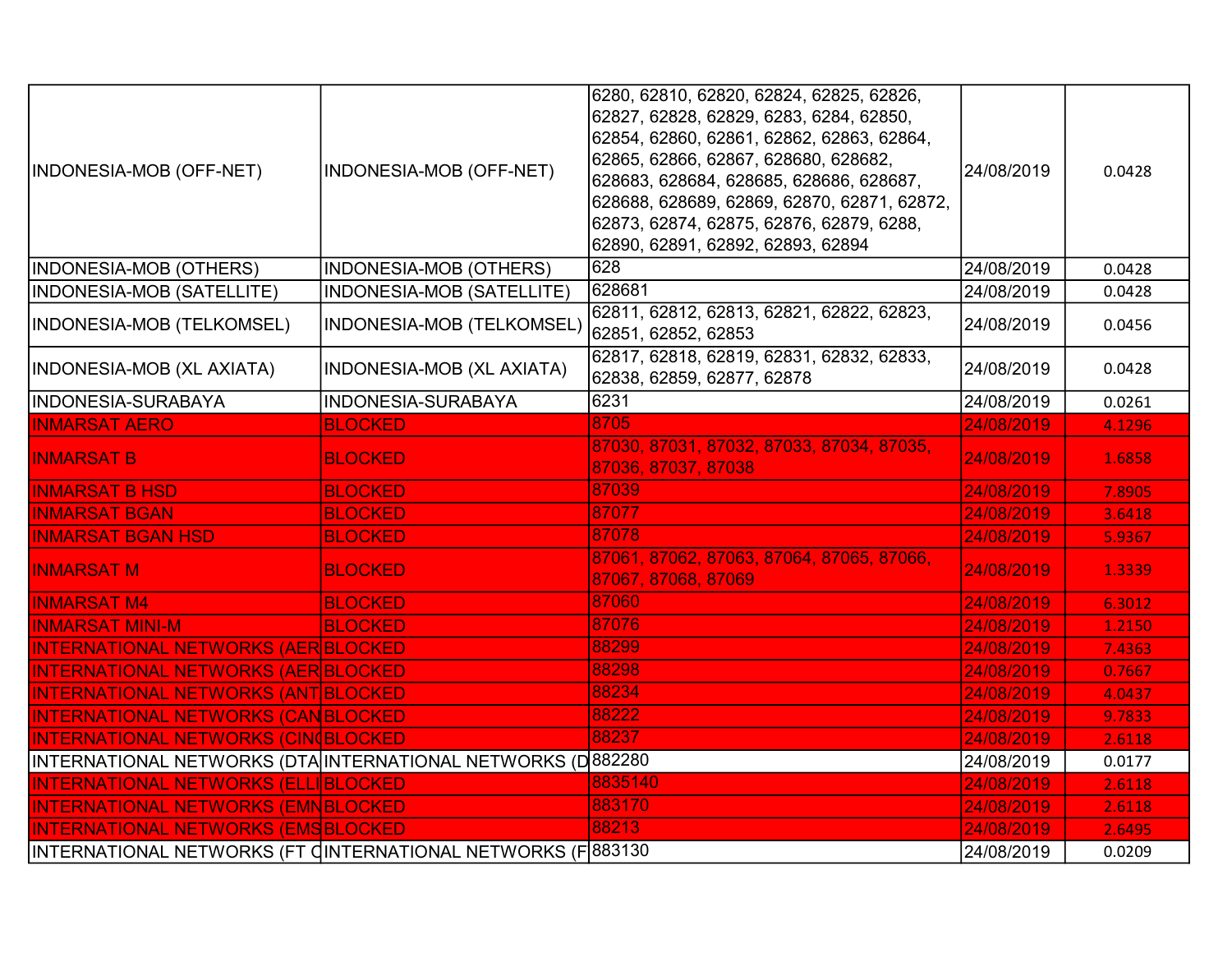| | | | | |
|---|---|---|---|---|
| INDONESIA-MOB (OFF-NET) | INDONESIA-MOB (OFF-NET) | 6280, 62810, 62820, 62824, 62825, 62826, 62827, 62828, 62829, 6283, 6284, 62850, 62854, 62860, 62861, 62862, 62863, 62864, 62865, 62866, 62867, 628680, 628682, 628683, 628684, 628685, 628686, 628687, 628688, 628689, 62869, 62870, 62871, 62872, 62873, 62874, 62875, 62876, 62879, 6288, 62890, 62891, 62892, 62893, 62894 | 24/08/2019 | 0.0428 |
| INDONESIA-MOB (OTHERS) | INDONESIA-MOB (OTHERS) | 628 | 24/08/2019 | 0.0428 |
| INDONESIA-MOB (SATELLITE) | INDONESIA-MOB (SATELLITE) | 628681 | 24/08/2019 | 0.0428 |
| INDONESIA-MOB (TELKOMSEL) | INDONESIA-MOB (TELKOMSEL) | 62811, 62812, 62813, 62821, 62822, 62823, 62851, 62852, 62853 | 24/08/2019 | 0.0456 |
| INDONESIA-MOB (XL AXIATA) | INDONESIA-MOB (XL AXIATA) | 62817, 62818, 62819, 62831, 62832, 62833, 62838, 62859, 62877, 62878 | 24/08/2019 | 0.0428 |
| INDONESIA-SURABAYA | INDONESIA-SURABAYA | 6231 | 24/08/2019 | 0.0261 |
| INMARSAT AERO | BLOCKED | 8705 | 24/08/2019 | 4.1296 |
| INMARSAT B | BLOCKED | 87030, 87031, 87032, 87033, 87034, 87035, 87036, 87037, 87038 | 24/08/2019 | 1.6858 |
| INMARSAT B HSD | BLOCKED | 87039 | 24/08/2019 | 7.8905 |
| INMARSAT BGAN | BLOCKED | 87077 | 24/08/2019 | 3.6418 |
| INMARSAT BGAN HSD | BLOCKED | 87078 | 24/08/2019 | 5.9367 |
| INMARSAT M | BLOCKED | 87061, 87062, 87063, 87064, 87065, 87066, 87067, 87068, 87069 | 24/08/2019 | 1.3339 |
| INMARSAT M4 | BLOCKED | 87060 | 24/08/2019 | 6.3012 |
| INMARSAT MINI-M | BLOCKED | 87076 | 24/08/2019 | 1.2150 |
| INTERNATIONAL NETWORKS (AER | BLOCKED | 88299 | 24/08/2019 | 7.4363 |
| INTERNATIONAL NETWORKS (AER | BLOCKED | 88298 | 24/08/2019 | 0.7667 |
| INTERNATIONAL NETWORKS (ANT | BLOCKED | 88234 | 24/08/2019 | 4.0437 |
| INTERNATIONAL NETWORKS (CAN | BLOCKED | 88222 | 24/08/2019 | 9.7833 |
| INTERNATIONAL NETWORKS (CIN | BLOCKED | 88237 | 24/08/2019 | 2.6118 |
| INTERNATIONAL NETWORKS (DTA | INTERNATIONAL NETWORKS (D | 882280 | 24/08/2019 | 0.0177 |
| INTERNATIONAL NETWORKS (ELLI | BLOCKED | 8835140 | 24/08/2019 | 2.6118 |
| INTERNATIONAL NETWORKS (EMN | BLOCKED | 883170 | 24/08/2019 | 2.6118 |
| INTERNATIONAL NETWORKS (EMS | BLOCKED | 88213 | 24/08/2019 | 2.6495 |
| INTERNATIONAL NETWORKS (FT C | INTERNATIONAL NETWORKS (F | 883130 | 24/08/2019 | 0.0209 |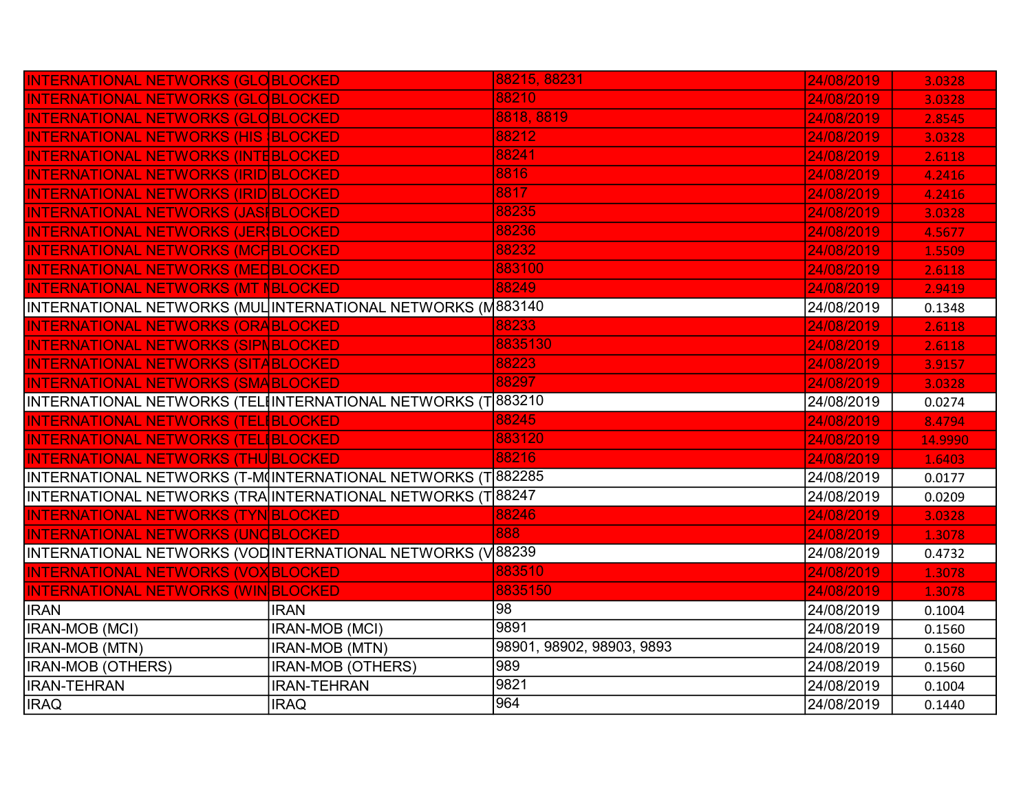| | | | | |
|---|---|---|---|---|
| INTERNATIONAL NETWORKS (GLO | BLOCKED | 88215, 88231 | 24/08/2019 | 3.0328 |
| INTERNATIONAL NETWORKS (GLO | BLOCKED | 88210 | 24/08/2019 | 3.0328 |
| INTERNATIONAL NETWORKS (GLO | BLOCKED | 8818, 8819 | 24/08/2019 | 2.8545 |
| INTERNATIONAL NETWORKS (HIS | BLOCKED | 88212 | 24/08/2019 | 3.0328 |
| INTERNATIONAL NETWORKS (INTE | BLOCKED | 88241 | 24/08/2019 | 2.6118 |
| INTERNATIONAL NETWORKS (IRID | BLOCKED | 8816 | 24/08/2019 | 4.2416 |
| INTERNATIONAL NETWORKS (IRID | BLOCKED | 8817 | 24/08/2019 | 4.2416 |
| INTERNATIONAL NETWORKS (JASI | BLOCKED | 88235 | 24/08/2019 | 3.0328 |
| INTERNATIONAL NETWORKS (JERS | BLOCKED | 88236 | 24/08/2019 | 4.5677 |
| INTERNATIONAL NETWORKS (MCP | BLOCKED | 88232 | 24/08/2019 | 1.5509 |
| INTERNATIONAL NETWORKS (MED | BLOCKED | 883100 | 24/08/2019 | 2.6118 |
| INTERNATIONAL NETWORKS (MT N | BLOCKED | 88249 | 24/08/2019 | 2.9419 |
| INTERNATIONAL NETWORKS (MUL | INTERNATIONAL NETWORKS (M | 883140 | 24/08/2019 | 0.1348 |
| INTERNATIONAL NETWORKS (ORA | BLOCKED | 88233 | 24/08/2019 | 2.6118 |
| INTERNATIONAL NETWORKS (SIPN | BLOCKED | 8835130 | 24/08/2019 | 2.6118 |
| INTERNATIONAL NETWORKS (SITA | BLOCKED | 88223 | 24/08/2019 | 3.9157 |
| INTERNATIONAL NETWORKS (SMA | BLOCKED | 88297 | 24/08/2019 | 3.0328 |
| INTERNATIONAL NETWORKS (TELI | INTERNATIONAL NETWORKS (T | 883210 | 24/08/2019 | 0.0274 |
| INTERNATIONAL NETWORKS (TELI | BLOCKED | 88245 | 24/08/2019 | 8.4794 |
| INTERNATIONAL NETWORKS (TELI | BLOCKED | 883120 | 24/08/2019 | 14.9990 |
| INTERNATIONAL NETWORKS (THU | BLOCKED | 88216 | 24/08/2019 | 1.6403 |
| INTERNATIONAL NETWORKS (T-MO | INTERNATIONAL NETWORKS (T | 882285 | 24/08/2019 | 0.0177 |
| INTERNATIONAL NETWORKS (TRA | INTERNATIONAL NETWORKS (T | 88247 | 24/08/2019 | 0.0209 |
| INTERNATIONAL NETWORKS (TYN | BLOCKED | 88246 | 24/08/2019 | 3.0328 |
| INTERNATIONAL NETWORKS (UNO | BLOCKED | 888 | 24/08/2019 | 1.3078 |
| INTERNATIONAL NETWORKS (VOD | INTERNATIONAL NETWORKS (V | 88239 | 24/08/2019 | 0.4732 |
| INTERNATIONAL NETWORKS (VOX | BLOCKED | 883510 | 24/08/2019 | 1.3078 |
| INTERNATIONAL NETWORKS (WIN | BLOCKED | 8835150 | 24/08/2019 | 1.3078 |
| IRAN | IRAN | 98 | 24/08/2019 | 0.1004 |
| IRAN-MOB (MCI) | IRAN-MOB (MCI) | 9891 | 24/08/2019 | 0.1560 |
| IRAN-MOB (MTN) | IRAN-MOB (MTN) | 98901, 98902, 98903, 9893 | 24/08/2019 | 0.1560 |
| IRAN-MOB (OTHERS) | IRAN-MOB (OTHERS) | 989 | 24/08/2019 | 0.1560 |
| IRAN-TEHRAN | IRAN-TEHRAN | 9821 | 24/08/2019 | 0.1004 |
| IRAQ | IRAQ | 964 | 24/08/2019 | 0.1440 |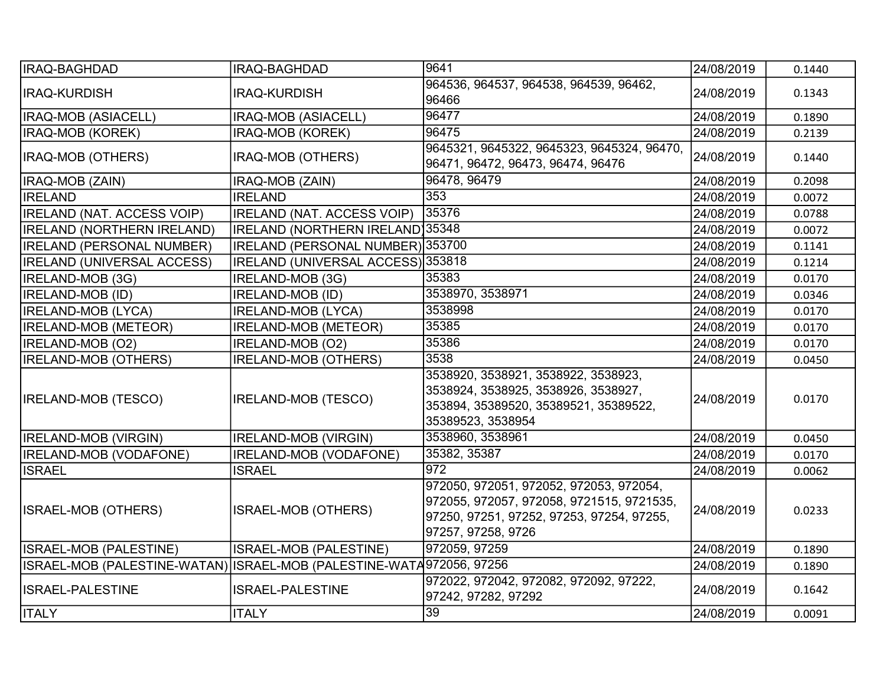| | | | | |
|---|---|---|---|---|
| IRAQ-BAGHDAD | IRAQ-BAGHDAD | 9641 | 24/08/2019 | 0.1440 |
| IRAQ-KURDISH | IRAQ-KURDISH | 964536, 964537, 964538, 964539, 96462, 96466 | 24/08/2019 | 0.1343 |
| IRAQ-MOB (ASIACELL) | IRAQ-MOB (ASIACELL) | 96477 | 24/08/2019 | 0.1890 |
| IRAQ-MOB (KOREK) | IRAQ-MOB (KOREK) | 96475 | 24/08/2019 | 0.2139 |
| IRAQ-MOB (OTHERS) | IRAQ-MOB (OTHERS) | 9645321, 9645322, 9645323, 9645324, 96470, 96471, 96472, 96473, 96474, 96476 | 24/08/2019 | 0.1440 |
| IRAQ-MOB (ZAIN) | IRAQ-MOB (ZAIN) | 96478, 96479 | 24/08/2019 | 0.2098 |
| IRELAND | IRELAND | 353 | 24/08/2019 | 0.0072 |
| IRELAND (NAT. ACCESS VOIP) | IRELAND (NAT. ACCESS VOIP) | 35376 | 24/08/2019 | 0.0788 |
| IRELAND (NORTHERN IRELAND) | IRELAND (NORTHERN IRELAND) | 35348 | 24/08/2019 | 0.0072 |
| IRELAND (PERSONAL NUMBER) | IRELAND (PERSONAL NUMBER) | 353700 | 24/08/2019 | 0.1141 |
| IRELAND (UNIVERSAL ACCESS) | IRELAND (UNIVERSAL ACCESS) | 353818 | 24/08/2019 | 0.1214 |
| IRELAND-MOB (3G) | IRELAND-MOB (3G) | 35383 | 24/08/2019 | 0.0170 |
| IRELAND-MOB (ID) | IRELAND-MOB (ID) | 3538970, 3538971 | 24/08/2019 | 0.0346 |
| IRELAND-MOB (LYCA) | IRELAND-MOB (LYCA) | 3538998 | 24/08/2019 | 0.0170 |
| IRELAND-MOB (METEOR) | IRELAND-MOB (METEOR) | 35385 | 24/08/2019 | 0.0170 |
| IRELAND-MOB (O2) | IRELAND-MOB (O2) | 35386 | 24/08/2019 | 0.0170 |
| IRELAND-MOB (OTHERS) | IRELAND-MOB (OTHERS) | 3538 | 24/08/2019 | 0.0450 |
| IRELAND-MOB (TESCO) | IRELAND-MOB (TESCO) | 3538920, 3538921, 3538922, 3538923, 3538924, 3538925, 3538926, 3538927, 353894, 35389520, 35389521, 35389522, 35389523, 3538954 | 24/08/2019 | 0.0170 |
| IRELAND-MOB (VIRGIN) | IRELAND-MOB (VIRGIN) | 3538960, 3538961 | 24/08/2019 | 0.0450 |
| IRELAND-MOB (VODAFONE) | IRELAND-MOB (VODAFONE) | 35382, 35387 | 24/08/2019 | 0.0170 |
| ISRAEL | ISRAEL | 972 | 24/08/2019 | 0.0062 |
| ISRAEL-MOB (OTHERS) | ISRAEL-MOB (OTHERS) | 972050, 972051, 972052, 972053, 972054, 972055, 972057, 972058, 9721515, 9721535, 97250, 97251, 97252, 97253, 97254, 97255, 97257, 97258, 9726 | 24/08/2019 | 0.0233 |
| ISRAEL-MOB (PALESTINE) | ISRAEL-MOB (PALESTINE) | 972059, 97259 | 24/08/2019 | 0.1890 |
| ISRAEL-MOB (PALESTINE-WATAN) | ISRAEL-MOB (PALESTINE-WATA | 972056, 97256 | 24/08/2019 | 0.1890 |
| ISRAEL-PALESTINE | ISRAEL-PALESTINE | 972022, 972042, 972082, 972092, 97222, 97242, 97282, 97292 | 24/08/2019 | 0.1642 |
| ITALY | ITALY | 39 | 24/08/2019 | 0.0091 |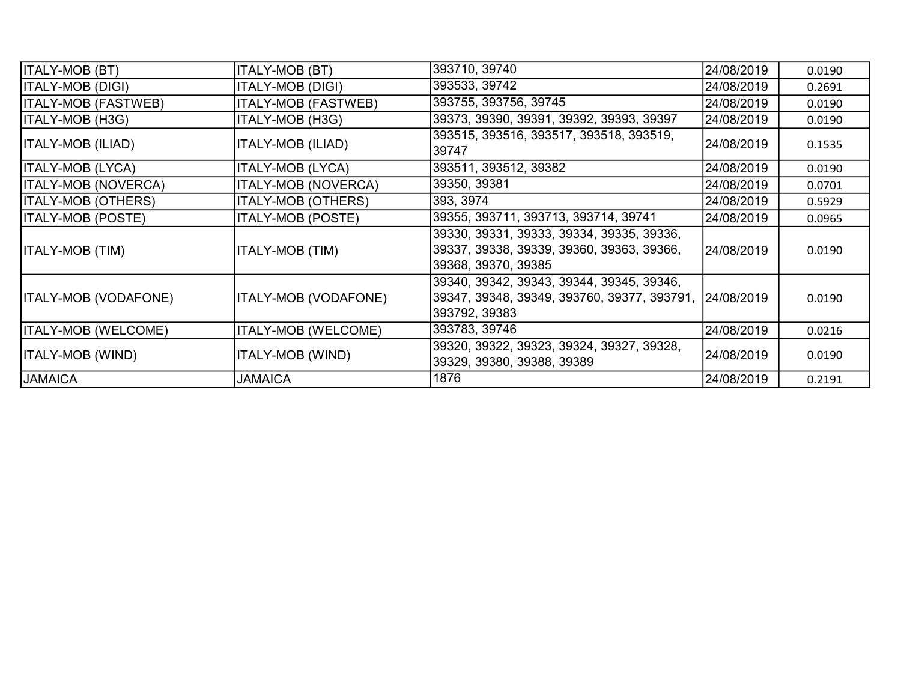| | | | | |
|---|---|---|---|---|
| ITALY-MOB (BT) | ITALY-MOB (BT) | 393710, 39740 | 24/08/2019 | 0.0190 |
| ITALY-MOB (DIGI) | ITALY-MOB (DIGI) | 393533, 39742 | 24/08/2019 | 0.2691 |
| ITALY-MOB (FASTWEB) | ITALY-MOB (FASTWEB) | 393755, 393756, 39745 | 24/08/2019 | 0.0190 |
| ITALY-MOB (H3G) | ITALY-MOB (H3G) | 39373, 39390, 39391, 39392, 39393, 39397 | 24/08/2019 | 0.0190 |
| ITALY-MOB (ILIAD) | ITALY-MOB (ILIAD) | 393515, 393516, 393517, 393518, 393519, 39747 | 24/08/2019 | 0.1535 |
| ITALY-MOB (LYCA) | ITALY-MOB (LYCA) | 393511, 393512, 39382 | 24/08/2019 | 0.0190 |
| ITALY-MOB (NOVERCA) | ITALY-MOB (NOVERCA) | 39350, 39381 | 24/08/2019 | 0.0701 |
| ITALY-MOB (OTHERS) | ITALY-MOB (OTHERS) | 393, 3974 | 24/08/2019 | 0.5929 |
| ITALY-MOB (POSTE) | ITALY-MOB (POSTE) | 39355, 393711, 393713, 393714, 39741 | 24/08/2019 | 0.0965 |
| ITALY-MOB (TIM) | ITALY-MOB (TIM) | 39330, 39331, 39333, 39334, 39335, 39336, 39337, 39338, 39339, 39360, 39363, 39366, 39368, 39370, 39385 | 24/08/2019 | 0.0190 |
| ITALY-MOB (VODAFONE) | ITALY-MOB (VODAFONE) | 39340, 39342, 39343, 39344, 39345, 39346, 39347, 39348, 39349, 393760, 39377, 393791, 393792, 39383 | 24/08/2019 | 0.0190 |
| ITALY-MOB (WELCOME) | ITALY-MOB (WELCOME) | 393783, 39746 | 24/08/2019 | 0.0216 |
| ITALY-MOB (WIND) | ITALY-MOB (WIND) | 39320, 39322, 39323, 39324, 39327, 39328, 39329, 39380, 39388, 39389 | 24/08/2019 | 0.0190 |
| JAMAICA | JAMAICA | 1876 | 24/08/2019 | 0.2191 |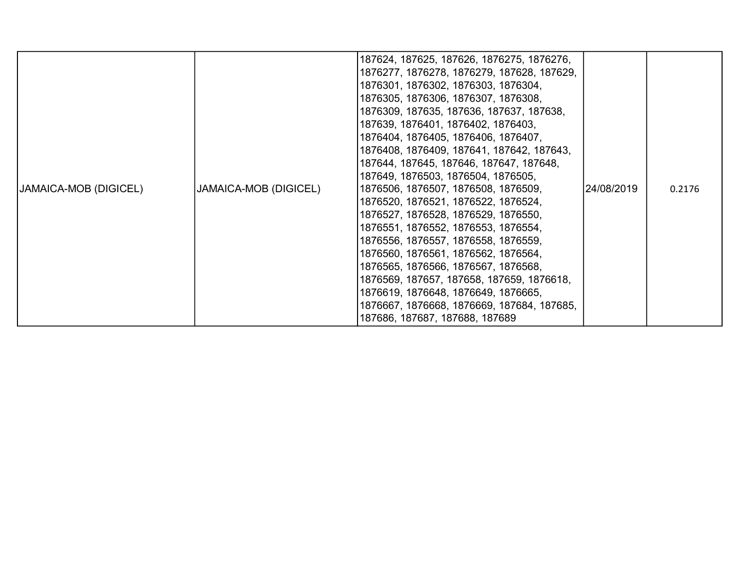| | | | | |
|---|---|---|---|---|
| JAMAICA-MOB (DIGICEL) | JAMAICA-MOB (DIGICEL) | 187624, 187625, 187626, 1876275, 1876276, 1876277, 1876278, 1876279, 187628, 187629, 1876301, 1876302, 1876303, 1876304, 1876305, 1876306, 1876307, 1876308, 1876309, 187635, 187636, 187637, 187638, 187639, 1876401, 1876402, 1876403, 1876404, 1876405, 1876406, 1876407, 1876408, 1876409, 187641, 187642, 187643, 187644, 187645, 187646, 187647, 187648, 187649, 1876503, 1876504, 1876505, 1876506, 1876507, 1876508, 1876509, 1876520, 1876521, 1876522, 1876524, 1876527, 1876528, 1876529, 1876550, 1876551, 1876552, 1876553, 1876554, 1876556, 1876557, 1876558, 1876559, 1876560, 1876561, 1876562, 1876564, 1876565, 1876566, 1876567, 1876568, 1876569, 187657, 187658, 187659, 1876618, 1876619, 1876648, 1876649, 1876665, 1876667, 1876668, 1876669, 187684, 187685, 187686, 187687, 187688, 187689 | 24/08/2019 | 0.2176 |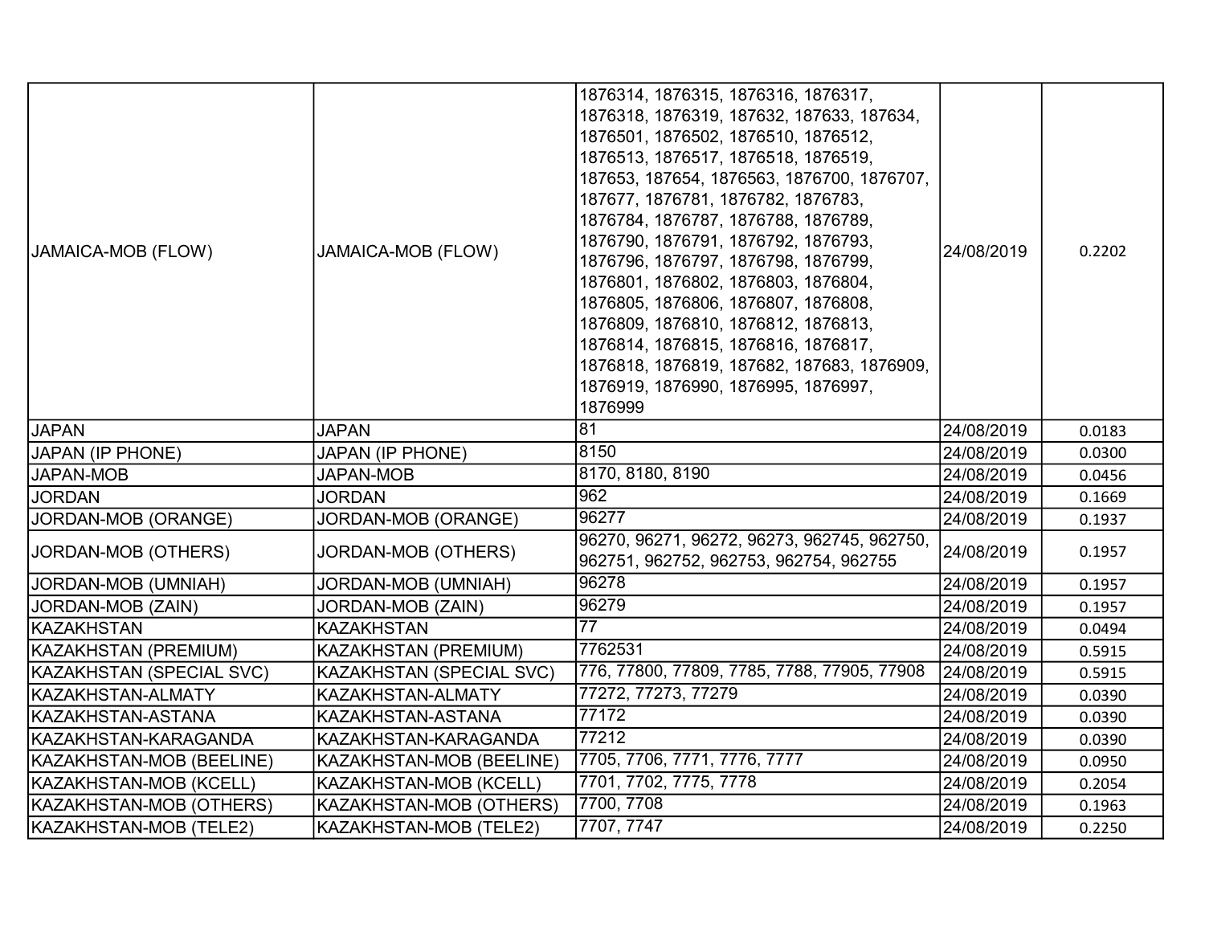| | | | | |
|---|---|---|---|---|
| JAMAICA-MOB (FLOW) | JAMAICA-MOB (FLOW) | 1876314, 1876315, 1876316, 1876317, 1876318, 1876319, 187632, 187633, 187634, 1876501, 1876502, 1876510, 1876512, 1876513, 1876517, 1876518, 1876519, 187653, 187654, 1876563, 1876700, 1876707, 187677, 1876781, 1876782, 1876783, 1876784, 1876787, 1876788, 1876789, 1876790, 1876791, 1876792, 1876793, 1876796, 1876797, 1876798, 1876799, 1876801, 1876802, 1876803, 1876804, 1876805, 1876806, 1876807, 1876808, 1876809, 1876810, 1876812, 1876813, 1876814, 1876815, 1876816, 1876817, 1876818, 1876819, 187682, 187683, 1876909, 1876919, 1876990, 1876995, 1876997, 1876999 | 24/08/2019 | 0.2202 |
| JAPAN | JAPAN | 81 | 24/08/2019 | 0.0183 |
| JAPAN (IP PHONE) | JAPAN (IP PHONE) | 8150 | 24/08/2019 | 0.0300 |
| JAPAN-MOB | JAPAN-MOB | 8170, 8180, 8190 | 24/08/2019 | 0.0456 |
| JORDAN | JORDAN | 962 | 24/08/2019 | 0.1669 |
| JORDAN-MOB (ORANGE) | JORDAN-MOB (ORANGE) | 96277 | 24/08/2019 | 0.1937 |
| JORDAN-MOB (OTHERS) | JORDAN-MOB (OTHERS) | 96270, 96271, 96272, 96273, 962745, 962750, 962751, 962752, 962753, 962754, 962755 | 24/08/2019 | 0.1957 |
| JORDAN-MOB (UMNIAH) | JORDAN-MOB (UMNIAH) | 96278 | 24/08/2019 | 0.1957 |
| JORDAN-MOB (ZAIN) | JORDAN-MOB (ZAIN) | 96279 | 24/08/2019 | 0.1957 |
| KAZAKHSTAN | KAZAKHSTAN | 77 | 24/08/2019 | 0.0494 |
| KAZAKHSTAN (PREMIUM) | KAZAKHSTAN (PREMIUM) | 7762531 | 24/08/2019 | 0.5915 |
| KAZAKHSTAN (SPECIAL SVC) | KAZAKHSTAN (SPECIAL SVC) | 776, 77800, 77809, 7785, 7788, 77905, 77908 | 24/08/2019 | 0.5915 |
| KAZAKHSTAN-ALMATY | KAZAKHSTAN-ALMATY | 77272, 77273, 77279 | 24/08/2019 | 0.0390 |
| KAZAKHSTAN-ASTANA | KAZAKHSTAN-ASTANA | 77172 | 24/08/2019 | 0.0390 |
| KAZAKHSTAN-KARAGANDA | KAZAKHSTAN-KARAGANDA | 77212 | 24/08/2019 | 0.0390 |
| KAZAKHSTAN-MOB (BEELINE) | KAZAKHSTAN-MOB (BEELINE) | 7705, 7706, 7771, 7776, 7777 | 24/08/2019 | 0.0950 |
| KAZAKHSTAN-MOB (KCELL) | KAZAKHSTAN-MOB (KCELL) | 7701, 7702, 7775, 7778 | 24/08/2019 | 0.2054 |
| KAZAKHSTAN-MOB (OTHERS) | KAZAKHSTAN-MOB (OTHERS) | 7700, 7708 | 24/08/2019 | 0.1963 |
| KAZAKHSTAN-MOB (TELE2) | KAZAKHSTAN-MOB (TELE2) | 7707, 7747 | 24/08/2019 | 0.2250 |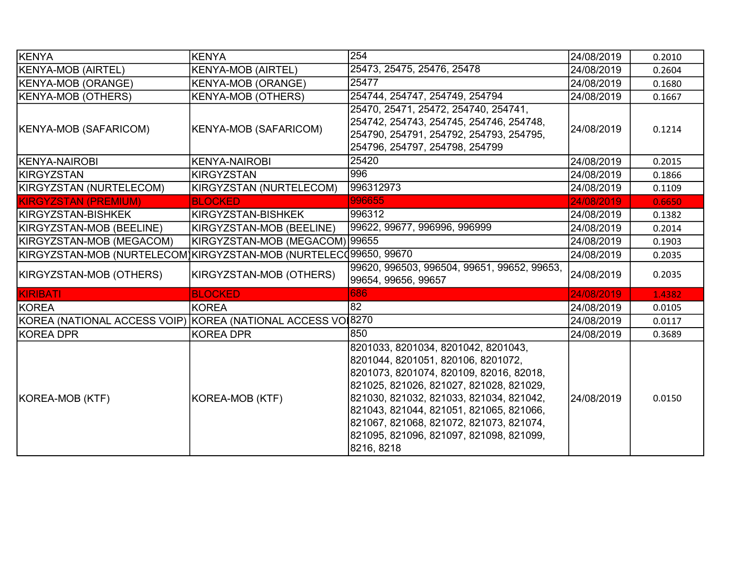| | | | | |
|---|---|---|---|---|
| KENYA | KENYA | 254 | 24/08/2019 | 0.2010 |
| KENYA-MOB (AIRTEL) | KENYA-MOB (AIRTEL) | 25473, 25475, 25476, 25478 | 24/08/2019 | 0.2604 |
| KENYA-MOB (ORANGE) | KENYA-MOB (ORANGE) | 25477 | 24/08/2019 | 0.1680 |
| KENYA-MOB (OTHERS) | KENYA-MOB (OTHERS) | 254744, 254747, 254749, 254794 | 24/08/2019 | 0.1667 |
| KENYA-MOB (SAFARICOM) | KENYA-MOB (SAFARICOM) | 25470, 25471, 25472, 254740, 254741, 254742, 254743, 254745, 254746, 254748, 254790, 254791, 254792, 254793, 254795, 254796, 254797, 254798, 254799 | 24/08/2019 | 0.1214 |
| KENYA-NAIROBI | KENYA-NAIROBI | 25420 | 24/08/2019 | 0.2015 |
| KIRGYZSTAN | KIRGYZSTAN | 996 | 24/08/2019 | 0.1866 |
| KIRGYZSTAN (NURTELECOM) | KIRGYZSTAN (NURTELECOM) | 996312973 | 24/08/2019 | 0.1109 |
| KIRGYZSTAN (PREMIUM) | BLOCKED | 996655 | 24/08/2019 | 0.6650 |
| KIRGYZSTAN-BISHKEK | KIRGYZSTAN-BISHKEK | 996312 | 24/08/2019 | 0.1382 |
| KIRGYZSTAN-MOB (BEELINE) | KIRGYZSTAN-MOB (BEELINE) | 99622, 99677, 996996, 996999 | 24/08/2019 | 0.2014 |
| KIRGYZSTAN-MOB (MEGACOM) | KIRGYZSTAN-MOB (MEGACOM) | 99655 | 24/08/2019 | 0.1903 |
| KIRGYZSTAN-MOB (NURTELECOM) | KIRGYZSTAN-MOB (NURTELECO | 99650, 99670 | 24/08/2019 | 0.2035 |
| KIRGYZSTAN-MOB (OTHERS) | KIRGYZSTAN-MOB (OTHERS) | 99620, 996503, 996504, 99651, 99652, 99653, 99654, 99656, 99657 | 24/08/2019 | 0.2035 |
| KIRIBATI | BLOCKED | 686 | 24/08/2019 | 1.4382 |
| KOREA | KOREA | 82 | 24/08/2019 | 0.0105 |
| KOREA (NATIONAL ACCESS VOIP) | KOREA (NATIONAL ACCESS VOI | 8270 | 24/08/2019 | 0.0117 |
| KOREA DPR | KOREA DPR | 850 | 24/08/2019 | 0.3689 |
| KOREA-MOB (KTF) | KOREA-MOB (KTF) | 8201033, 8201034, 8201042, 8201043, 8201044, 8201051, 820106, 8201072, 8201073, 8201074, 820109, 82016, 82018, 821025, 821026, 821027, 821028, 821029, 821030, 821032, 821033, 821034, 821042, 821043, 821044, 821051, 821065, 821066, 821067, 821068, 821072, 821073, 821074, 821095, 821096, 821097, 821098, 821099, 8216, 8218 | 24/08/2019 | 0.0150 |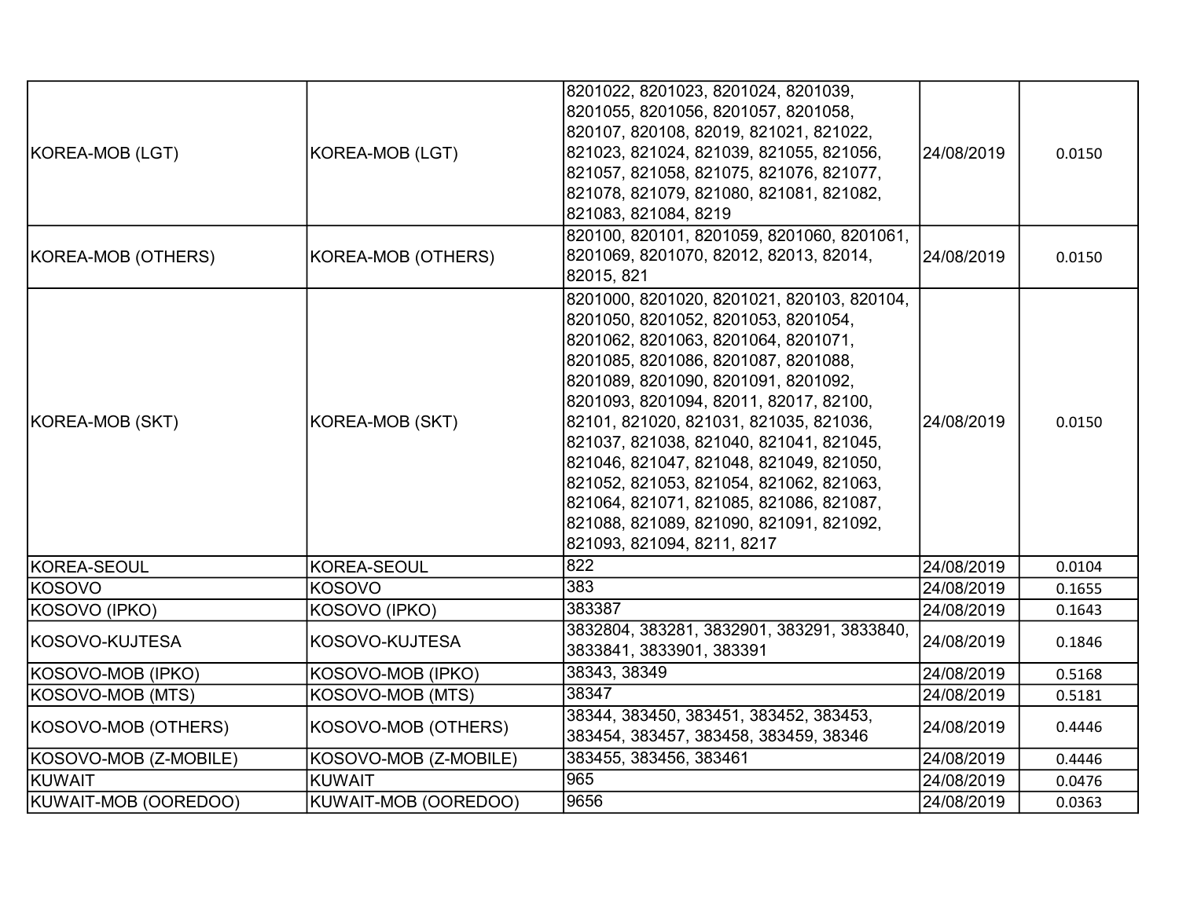| | | | | |
|---|---|---|---|---|
| KOREA-MOB (LGT) | KOREA-MOB (LGT) | 8201022, 8201023, 8201024, 8201039, 8201055, 8201056, 8201057, 8201058, 820107, 820108, 82019, 821021, 821022, 821023, 821024, 821039, 821055, 821056, 821057, 821058, 821075, 821076, 821077, 821078, 821079, 821080, 821081, 821082, 821083, 821084, 8219 | 24/08/2019 | 0.0150 |
| KOREA-MOB (OTHERS) | KOREA-MOB (OTHERS) | 820100, 820101, 8201059, 8201060, 8201061, 8201069, 8201070, 82012, 82013, 82014, 82015, 821 | 24/08/2019 | 0.0150 |
| KOREA-MOB (SKT) | KOREA-MOB (SKT) | 8201000, 8201020, 8201021, 820103, 820104, 8201050, 8201052, 8201053, 8201054, 8201062, 8201063, 8201064, 8201071, 8201085, 8201086, 8201087, 8201088, 8201089, 8201090, 8201091, 8201092, 8201093, 8201094, 82011, 82017, 82100, 82101, 821020, 821031, 821035, 821036, 821037, 821038, 821040, 821041, 821045, 821046, 821047, 821048, 821049, 821050, 821052, 821053, 821054, 821062, 821063, 821064, 821071, 821085, 821086, 821087, 821088, 821089, 821090, 821091, 821092, 821093, 821094, 8211, 8217 | 24/08/2019 | 0.0150 |
| KOREA-SEOUL | KOREA-SEOUL | 822 | 24/08/2019 | 0.0104 |
| KOSOVO | KOSOVO | 383 | 24/08/2019 | 0.1655 |
| KOSOVO (IPKO) | KOSOVO (IPKO) | 383387 | 24/08/2019 | 0.1643 |
| KOSOVO-KUJTESA | KOSOVO-KUJTESA | 3832804, 383281, 3832901, 383291, 3833840, 3833841, 3833901, 383391 | 24/08/2019 | 0.1846 |
| KOSOVO-MOB (IPKO) | KOSOVO-MOB (IPKO) | 38343, 38349 | 24/08/2019 | 0.5168 |
| KOSOVO-MOB (MTS) | KOSOVO-MOB (MTS) | 38347 | 24/08/2019 | 0.5181 |
| KOSOVO-MOB (OTHERS) | KOSOVO-MOB (OTHERS) | 38344, 383450, 383451, 383452, 383453, 383454, 383457, 383458, 383459, 38346 | 24/08/2019 | 0.4446 |
| KOSOVO-MOB (Z-MOBILE) | KOSOVO-MOB (Z-MOBILE) | 383455, 383456, 383461 | 24/08/2019 | 0.4446 |
| KUWAIT | KUWAIT | 965 | 24/08/2019 | 0.0476 |
| KUWAIT-MOB (OOREDOO) | KUWAIT-MOB (OOREDOO) | 9656 | 24/08/2019 | 0.0363 |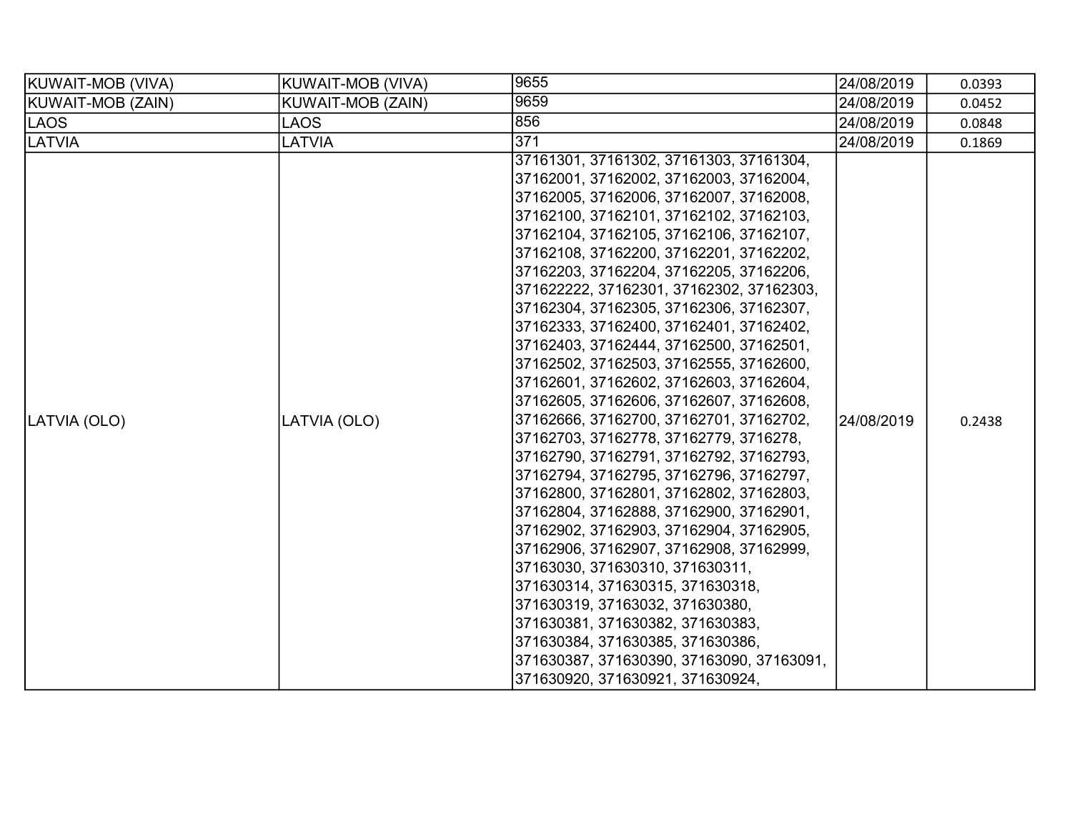| KUWAIT-MOB (VIVA) | KUWAIT-MOB (VIVA) | 9655 | 24/08/2019 | 0.0393 |
|---|---|---|---|---|
| KUWAIT-MOB (ZAIN) | KUWAIT-MOB (ZAIN) | 9659 | 24/08/2019 | 0.0452 |
| LAOS | LAOS | 856 | 24/08/2019 | 0.0848 |
| LATVIA | LATVIA | 371 | 24/08/2019 | 0.1869 |
| LATVIA (OLO) | LATVIA (OLO) | 37161301, 37161302, 37161303, 37161304, 37162001, 37162002, 37162003, 37162004, 37162005, 37162006, 37162007, 37162008, 37162100, 37162101, 37162102, 37162103, 37162104, 37162105, 37162106, 37162107, 37162108, 37162200, 37162201, 37162202, 37162203, 37162204, 37162205, 37162206, 371622222, 37162301, 37162302, 37162303, 37162304, 37162305, 37162306, 37162307, 37162333, 37162400, 37162401, 37162402, 37162403, 37162444, 37162500, 37162501, 37162502, 37162503, 37162555, 37162600, 37162601, 37162602, 37162603, 37162604, 37162605, 37162606, 37162607, 37162608, 37162666, 37162700, 37162701, 37162702, 37162703, 37162778, 37162779, 3716278, 37162790, 37162791, 37162792, 37162793, 37162794, 37162795, 37162796, 37162797, 37162800, 37162801, 37162802, 37162803, 37162804, 37162888, 37162900, 37162901, 37162902, 37162903, 37162904, 37162905, 37162906, 37162907, 37162908, 37162999, 37163030, 371630310, 371630311, 371630314, 371630315, 371630318, 371630319, 37163032, 371630380, 371630381, 371630382, 371630383, 371630384, 371630385, 371630386, 371630387, 371630390, 37163090, 37163091, 371630920, 371630921, 371630924, | 24/08/2019 | 0.2438 |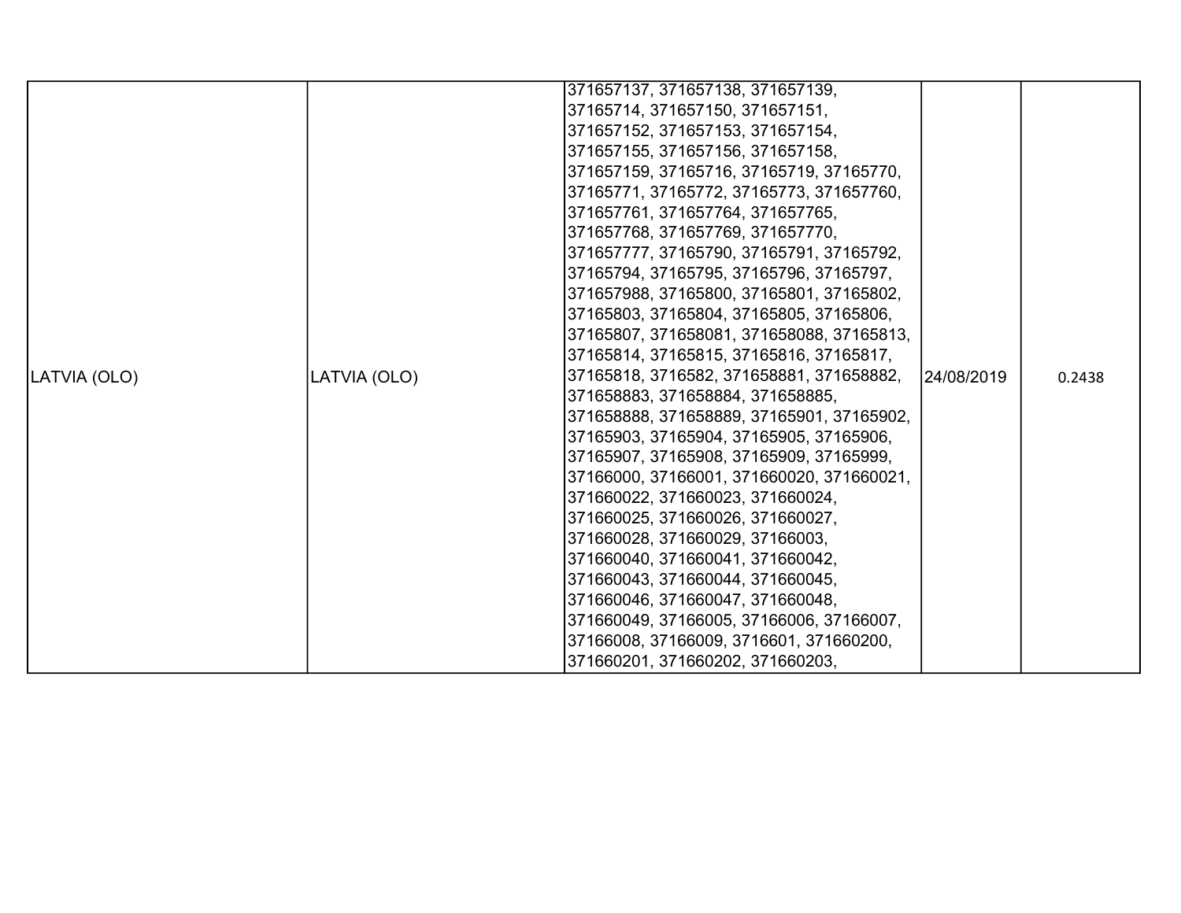| | | | | |
|---|---|---|---|---|
| LATVIA (OLO) | LATVIA (OLO) | 371657137, 371657138, 371657139, 37165714, 371657150, 371657151, 371657152, 371657153, 371657154, 371657155, 371657156, 371657158, 371657159, 37165716, 37165719, 37165770, 37165771, 37165772, 37165773, 371657760, 371657761, 371657764, 371657765, 371657768, 371657769, 371657770, 371657777, 37165790, 37165791, 37165792, 37165794, 37165795, 37165796, 37165797, 371657988, 37165800, 37165801, 37165802, 37165803, 37165804, 37165805, 37165806, 37165807, 371658081, 371658088, 37165813, 37165814, 37165815, 37165816, 37165817, 37165818, 3716582, 371658881, 371658882, 371658883, 371658884, 371658885, 371658888, 371658889, 37165901, 37165902, 37165903, 37165904, 37165905, 37165906, 37165907, 37165908, 37165909, 37165999, 37166000, 37166001, 371660020, 371660021, 371660022, 371660023, 371660024, 371660025, 371660026, 371660027, 371660028, 371660029, 37166003, 371660040, 371660041, 371660042, 371660043, 371660044, 371660045, 371660046, 371660047, 371660048, 371660049, 37166005, 37166006, 37166007, 37166008, 37166009, 3716601, 371660200, 371660201, 371660202, 371660203, | 24/08/2019 | 0.2438 |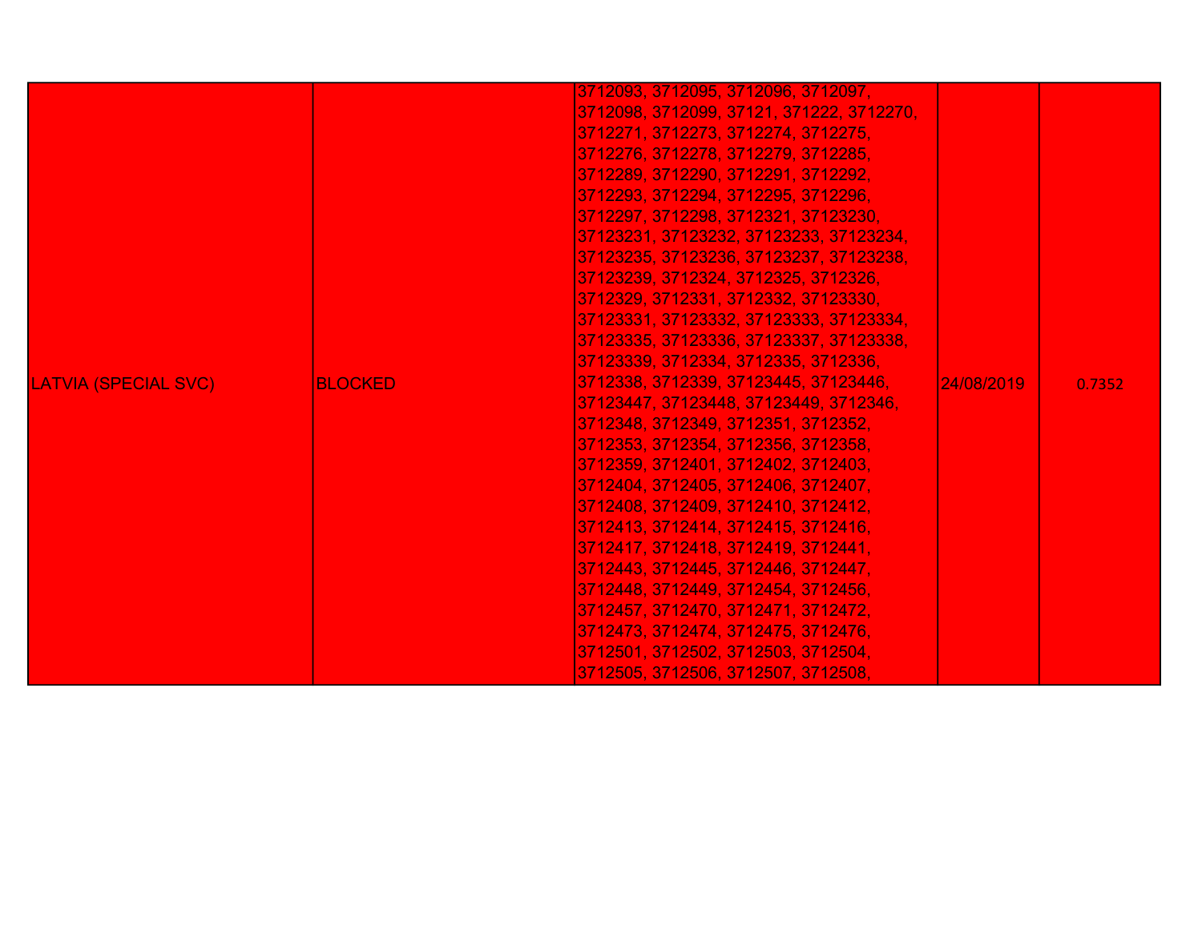| LATVIA (SPECIAL SVC) | BLOCKED | 3712093, 3712095, 3712096, 3712097, 3712098, 3712099, 37121, 371222, 3712270, 3712271, 3712273, 3712274, 3712275, 3712276, 3712278, 3712279, 3712285, 3712289, 3712290, 3712291, 3712292, 3712293, 3712294, 3712295, 3712296, 3712297, 3712298, 3712321, 37123230, 37123231, 37123232, 37123233, 37123234, 37123235, 37123236, 37123237, 37123238, 37123239, 3712324, 3712325, 3712326, 3712329, 3712331, 3712332, 37123330, 37123331, 37123332, 37123333, 37123334, 37123335, 37123336, 37123337, 37123338, 37123339, 3712334, 3712335, 3712336, 3712338, 3712339, 37123445, 37123446, 37123447, 37123448, 37123449, 3712346, 3712348, 3712349, 3712351, 3712352, 3712353, 3712354, 3712356, 3712358, 3712359, 3712401, 3712402, 3712403, 3712404, 3712405, 3712406, 3712407, 3712408, 3712409, 3712410, 3712412, 3712413, 3712414, 3712415, 3712416, 3712417, 3712418, 3712419, 3712441, 3712443, 3712445, 3712446, 3712447, 3712448, 3712449, 3712454, 3712456, 3712457, 3712470, 3712471, 3712472, 3712473, 3712474, 3712475, 3712476, 3712501, 3712502, 3712503, 3712504, 3712505, 3712506, 3712507, 3712508, | 24/08/2019 | 0.7352 |
|---|---|---|---|---|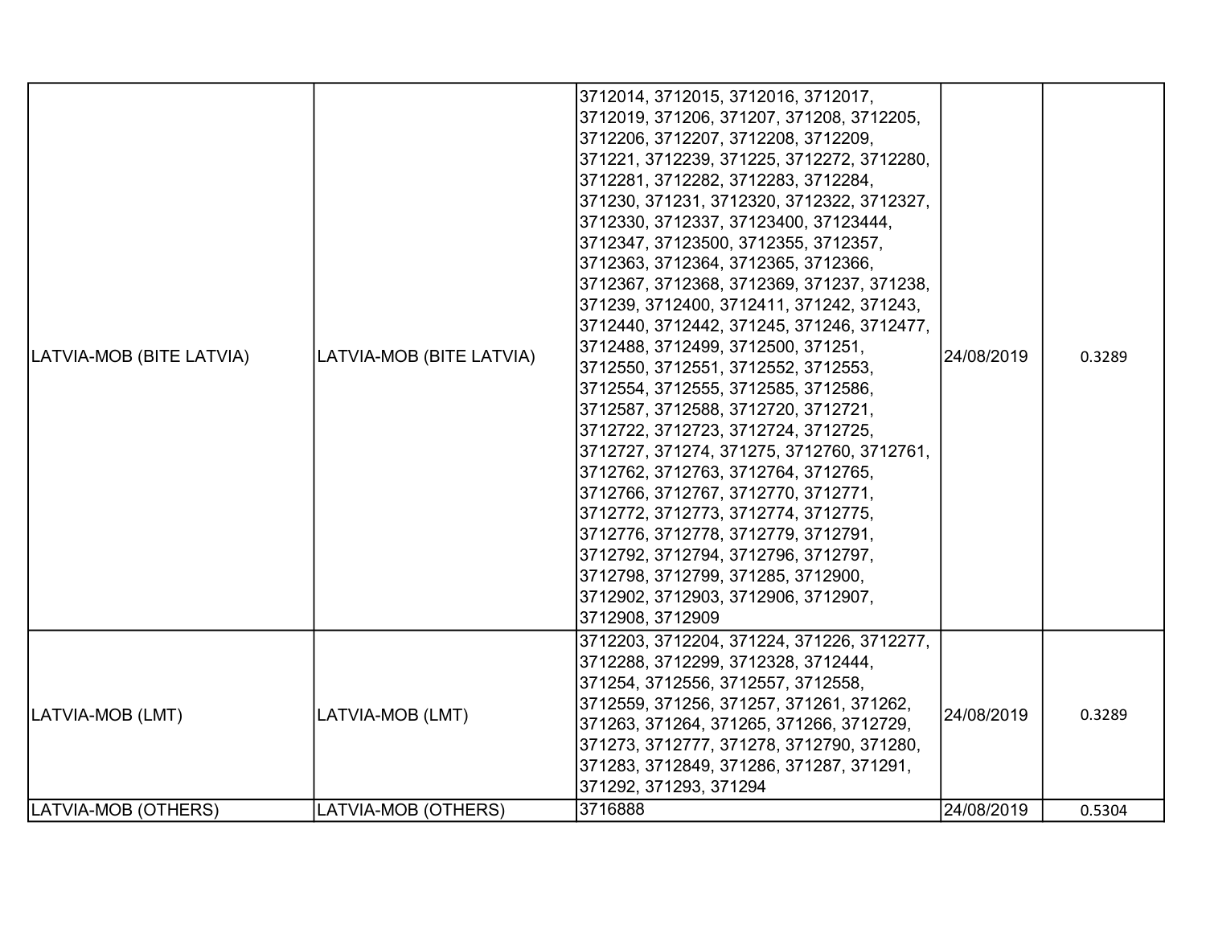| | | | | |
|---|---|---|---|---|
| LATVIA-MOB (BITE LATVIA) | LATVIA-MOB (BITE LATVIA) | 3712014, 3712015, 3712016, 3712017, 3712019, 371206, 371207, 371208, 3712205, 3712206, 3712207, 3712208, 3712209, 371221, 3712239, 371225, 3712272, 3712280, 3712281, 3712282, 3712283, 3712284, 371230, 371231, 3712320, 3712322, 3712327, 3712330, 3712337, 37123400, 37123444, 3712347, 37123500, 3712355, 3712357, 3712363, 3712364, 3712365, 3712366, 3712367, 3712368, 3712369, 371237, 371238, 371239, 3712400, 3712411, 371242, 371243, 3712440, 3712442, 371245, 371246, 3712477, 3712488, 3712499, 3712500, 371251, 3712550, 3712551, 3712552, 3712553, 3712554, 3712555, 3712585, 3712586, 3712587, 3712588, 3712720, 3712721, 3712722, 3712723, 3712724, 3712725, 3712727, 371274, 371275, 3712760, 3712761, 3712762, 3712763, 3712764, 3712765, 3712766, 3712767, 3712770, 3712771, 3712772, 3712773, 3712774, 3712775, 3712776, 3712778, 3712779, 3712791, 3712792, 3712794, 3712796, 3712797, 3712798, 3712799, 371285, 3712900, 3712902, 3712903, 3712906, 3712907, 3712908, 3712909 | 24/08/2019 | 0.3289 |
| LATVIA-MOB (LMT) | LATVIA-MOB (LMT) | 3712203, 3712204, 371224, 371226, 3712277, 3712288, 3712299, 3712328, 3712444, 371254, 3712556, 3712557, 3712558, 3712559, 371256, 371257, 371261, 371262, 371263, 371264, 371265, 371266, 3712729, 371273, 3712777, 371278, 3712790, 371280, 371283, 3712849, 371286, 371287, 371291, 371292, 371293, 371294 | 24/08/2019 | 0.3289 |
| LATVIA-MOB (OTHERS) | LATVIA-MOB (OTHERS) | 3716888 | 24/08/2019 | 0.5304 |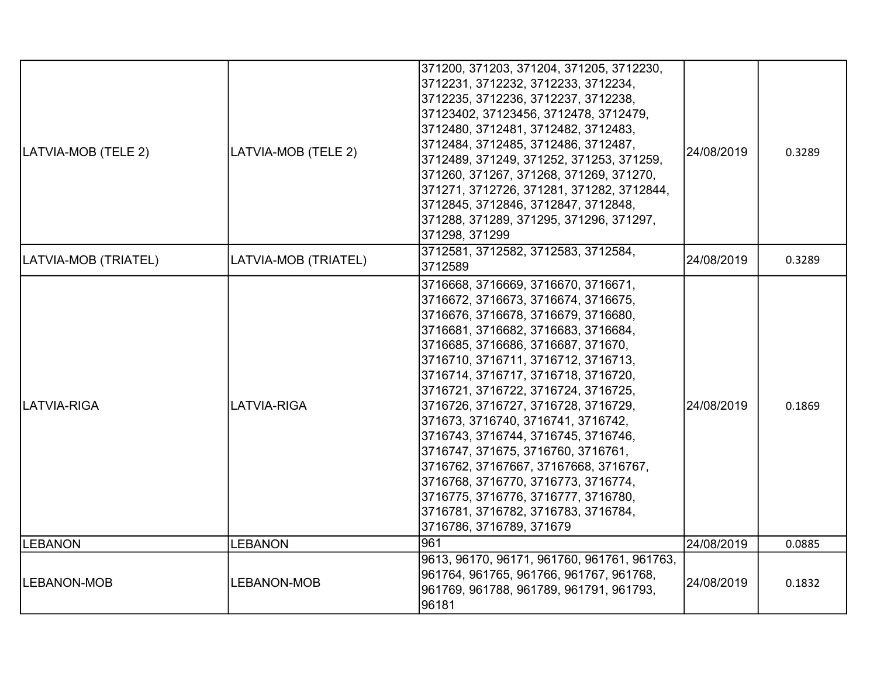| | | | | |
|---|---|---|---|---|
| LATVIA-MOB (TELE 2) | LATVIA-MOB (TELE 2) | 371200, 371203, 371204, 371205, 3712230, 3712231, 3712232, 3712233, 3712234, 3712235, 3712236, 3712237, 3712238, 37123402, 37123456, 3712478, 3712479, 3712480, 3712481, 3712482, 3712483, 3712484, 3712485, 3712486, 3712487, 3712489, 371249, 371252, 371253, 371259, 371260, 371267, 371268, 371269, 371270, 371271, 3712726, 371281, 371282, 3712844, 3712845, 3712846, 3712847, 3712848, 371288, 371289, 371295, 371296, 371297, 371298, 371299 | 24/08/2019 | 0.3289 |
| LATVIA-MOB (TRIATEL) | LATVIA-MOB (TRIATEL) | 3712581, 3712582, 3712583, 3712584, 3712589 | 24/08/2019 | 0.3289 |
| LATVIA-RIGA | LATVIA-RIGA | 3716668, 3716669, 3716670, 3716671, 3716672, 3716673, 3716674, 3716675, 3716676, 3716678, 3716679, 3716680, 3716681, 3716682, 3716683, 3716684, 3716685, 3716686, 3716687, 371670, 3716710, 3716711, 3716712, 3716713, 3716714, 3716717, 3716718, 3716720, 3716721, 3716722, 3716724, 3716725, 3716726, 3716727, 3716728, 3716729, 371673, 3716740, 3716741, 3716742, 3716743, 3716744, 3716745, 3716746, 3716747, 371675, 3716760, 3716761, 3716762, 37167667, 37167668, 3716767, 3716768, 3716770, 3716773, 3716774, 3716775, 3716776, 3716777, 3716780, 3716781, 3716782, 3716783, 3716784, 3716786, 3716789, 371679 | 24/08/2019 | 0.1869 |
| LEBANON | LEBANON | 961 | 24/08/2019 | 0.0885 |
| LEBANON-MOB | LEBANON-MOB | 9613, 96170, 96171, 961760, 961761, 961763, 961764, 961765, 961766, 961767, 961768, 961769, 961788, 961789, 961791, 961793, 96181 | 24/08/2019 | 0.1832 |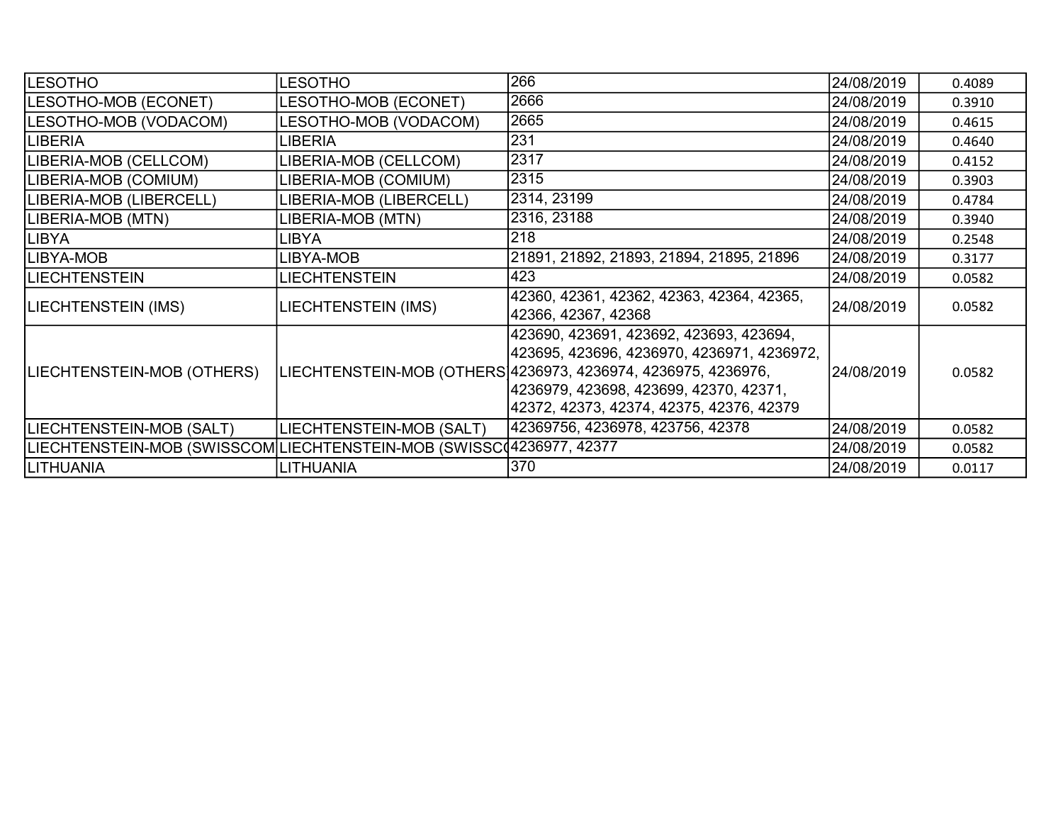| | | | | |
|---|---|---|---|---|
| LESOTHO | LESOTHO | 266 | 24/08/2019 | 0.4089 |
| LESOTHO-MOB (ECONET) | LESOTHO-MOB (ECONET) | 2666 | 24/08/2019 | 0.3910 |
| LESOTHO-MOB (VODACOM) | LESOTHO-MOB (VODACOM) | 2665 | 24/08/2019 | 0.4615 |
| LIBERIA | LIBERIA | 231 | 24/08/2019 | 0.4640 |
| LIBERIA-MOB (CELLCOM) | LIBERIA-MOB (CELLCOM) | 2317 | 24/08/2019 | 0.4152 |
| LIBERIA-MOB (COMIUM) | LIBERIA-MOB (COMIUM) | 2315 | 24/08/2019 | 0.3903 |
| LIBERIA-MOB (LIBERCELL) | LIBERIA-MOB (LIBERCELL) | 2314, 23199 | 24/08/2019 | 0.4784 |
| LIBERIA-MOB (MTN) | LIBERIA-MOB (MTN) | 2316, 23188 | 24/08/2019 | 0.3940 |
| LIBYA | LIBYA | 218 | 24/08/2019 | 0.2548 |
| LIBYA-MOB | LIBYA-MOB | 21891, 21892, 21893, 21894, 21895, 21896 | 24/08/2019 | 0.3177 |
| LIECHTENSTEIN | LIECHTENSTEIN | 423 | 24/08/2019 | 0.0582 |
| LIECHTENSTEIN (IMS) | LIECHTENSTEIN (IMS) | 42360, 42361, 42362, 42363, 42364, 42365, 42366, 42367, 42368 | 24/08/2019 | 0.0582 |
| LIECHTENSTEIN-MOB (OTHERS) | LIECHTENSTEIN-MOB (OTHERS | 423690, 423691, 423692, 423693, 423694, 423695, 423696, 4236970, 4236971, 4236972, 4236973, 4236974, 4236975, 4236976, 4236979, 423698, 423699, 42370, 42371, 42372, 42373, 42374, 42375, 42376, 42379 | 24/08/2019 | 0.0582 |
| LIECHTENSTEIN-MOB (SALT) | LIECHTENSTEIN-MOB (SALT) | 42369756, 4236978, 423756, 42378 | 24/08/2019 | 0.0582 |
| LIECHTENSTEIN-MOB (SWISSCOM | LIECHTENSTEIN-MOB (SWISSC( | 4236977, 42377 | 24/08/2019 | 0.0582 |
| LITHUANIA | LITHUANIA | 370 | 24/08/2019 | 0.0117 |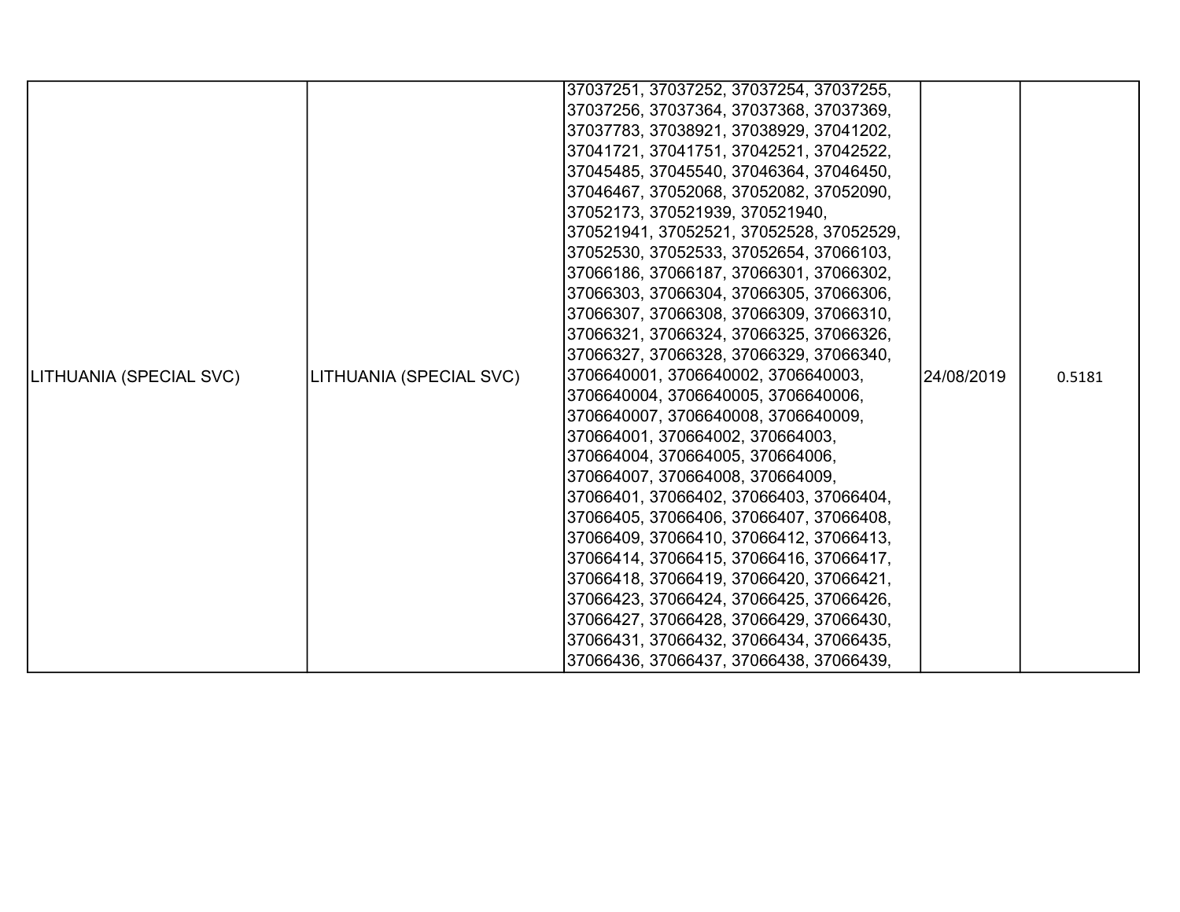| | | | | |
|---|---|---|---|---|
| LITHUANIA (SPECIAL SVC) | LITHUANIA (SPECIAL SVC) | 37037251, 37037252, 37037254, 37037255, 37037256, 37037364, 37037368, 37037369, 37037783, 37038921, 37038929, 37041202, 37041721, 37041751, 37042521, 37042522, 37045485, 37045540, 37046364, 37046450, 37046467, 37052068, 37052082, 37052090, 37052173, 370521939, 370521940, 370521941, 37052521, 37052528, 37052529, 37052530, 37052533, 37052654, 37066103, 37066186, 37066187, 37066301, 37066302, 37066303, 37066304, 37066305, 37066306, 37066307, 37066308, 37066309, 37066310, 37066321, 37066324, 37066325, 37066326, 37066327, 37066328, 37066329, 37066340, 3706640001, 3706640002, 3706640003, 3706640004, 3706640005, 3706640006, 3706640007, 3706640008, 3706640009, 370664001, 370664002, 370664003, 370664004, 370664005, 370664006, 370664007, 370664008, 370664009, 37066401, 37066402, 37066403, 37066404, 37066405, 37066406, 37066407, 37066408, 37066409, 37066410, 37066412, 37066413, 37066414, 37066415, 37066416, 37066417, 37066418, 37066419, 37066420, 37066421, 37066423, 37066424, 37066425, 37066426, 37066427, 37066428, 37066429, 37066430, 37066431, 37066432, 37066434, 37066435, 37066436, 37066437, 37066438, 37066439, | 24/08/2019 | 0.5181 |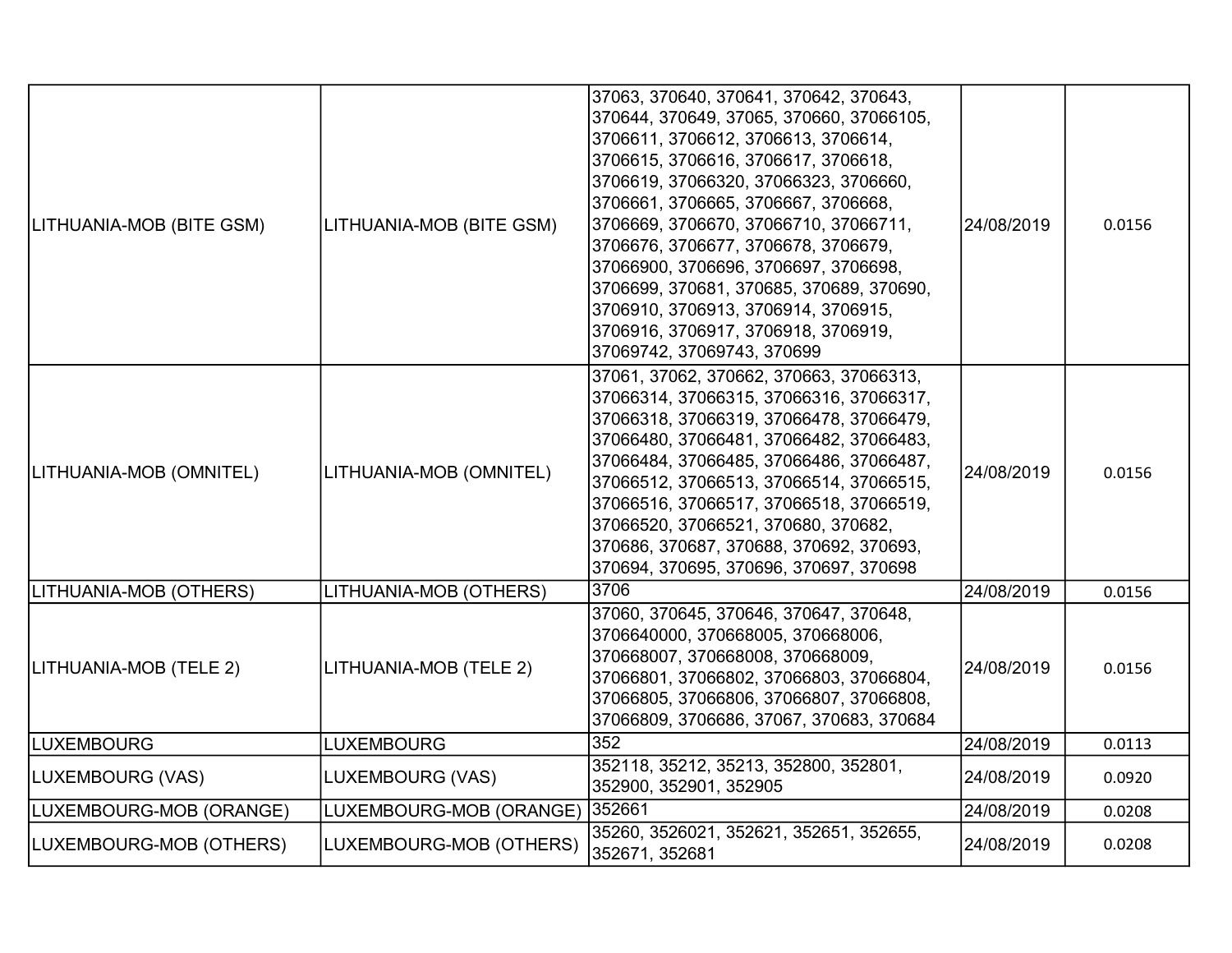| | | | | |
|---|---|---|---|---|
| LITHUANIA-MOB (BITE GSM) | LITHUANIA-MOB (BITE GSM) | 37063, 370640, 370641, 370642, 370643, 370644, 370649, 37065, 370660, 37066105, 3706611, 3706612, 3706613, 3706614, 3706615, 3706616, 3706617, 3706618, 3706619, 37066320, 37066323, 3706660, 3706661, 3706665, 3706667, 3706668, 3706669, 3706670, 37066710, 37066711, 3706676, 3706677, 3706678, 3706679, 37066900, 3706696, 3706697, 3706698, 3706699, 370681, 370685, 370689, 370690, 3706910, 3706913, 3706914, 3706915, 3706916, 3706917, 3706918, 3706919, 37069742, 37069743, 370699 | 24/08/2019 | 0.0156 |
| LITHUANIA-MOB (OMNITEL) | LITHUANIA-MOB (OMNITEL) | 37061, 37062, 370662, 370663, 37066313, 37066314, 37066315, 37066316, 37066317, 37066318, 37066319, 37066478, 37066479, 37066480, 37066481, 37066482, 37066483, 37066484, 37066485, 37066486, 37066487, 37066512, 37066513, 37066514, 37066515, 37066516, 37066517, 37066518, 37066519, 37066520, 37066521, 370680, 370682, 370686, 370687, 370688, 370692, 370693, 370694, 370695, 370696, 370697, 370698 | 24/08/2019 | 0.0156 |
| LITHUANIA-MOB (OTHERS) | LITHUANIA-MOB (OTHERS) | 3706 | 24/08/2019 | 0.0156 |
| LITHUANIA-MOB (TELE 2) | LITHUANIA-MOB (TELE 2) | 37060, 370645, 370646, 370647, 370648, 3706640000, 370668005, 370668006, 370668007, 370668008, 370668009, 37066801, 37066802, 37066803, 37066804, 37066805, 37066806, 37066807, 37066808, 37066809, 3706686, 37067, 370683, 370684 | 24/08/2019 | 0.0156 |
| LUXEMBOURG | LUXEMBOURG | 352 | 24/08/2019 | 0.0113 |
| LUXEMBOURG (VAS) | LUXEMBOURG (VAS) | 352118, 35212, 35213, 352800, 352801, 352900, 352901, 352905 | 24/08/2019 | 0.0920 |
| LUXEMBOURG-MOB (ORANGE) | LUXEMBOURG-MOB (ORANGE) | 352661 | 24/08/2019 | 0.0208 |
| LUXEMBOURG-MOB (OTHERS) | LUXEMBOURG-MOB (OTHERS) | 35260, 3526021, 352621, 352651, 352655, 352671, 352681 | 24/08/2019 | 0.0208 |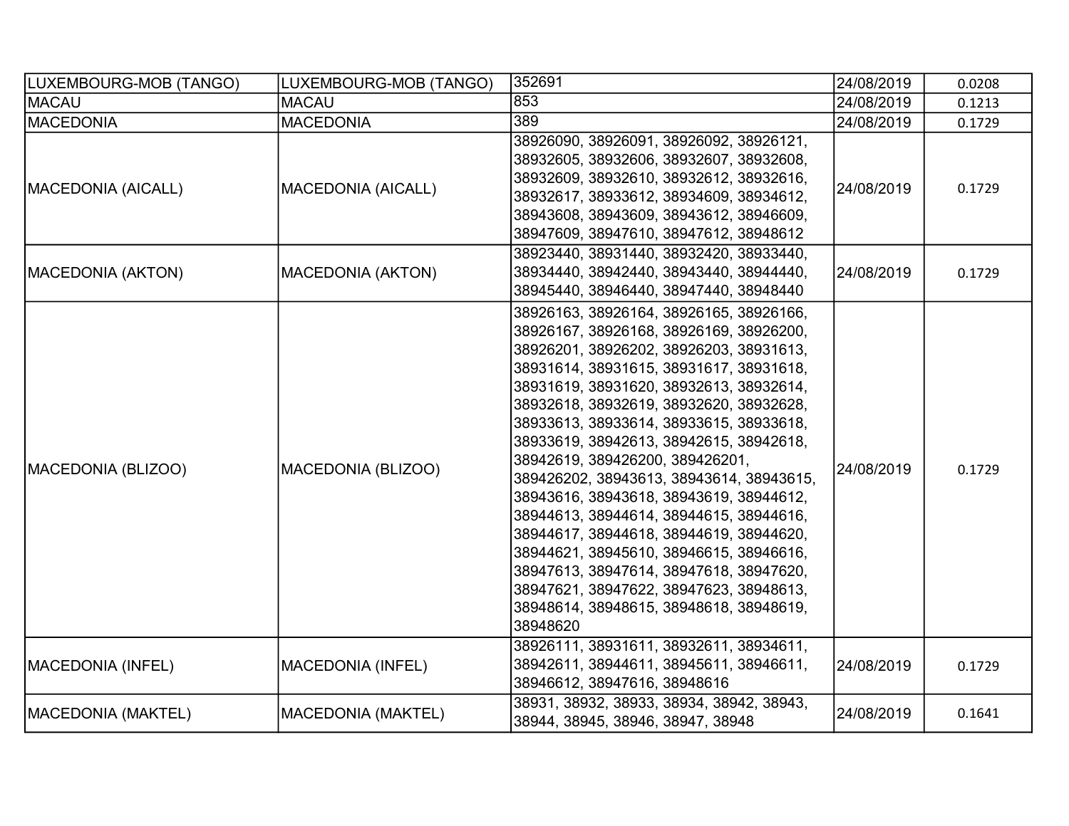| LUXEMBOURG-MOB (TANGO) | LUXEMBOURG-MOB (TANGO) | 352691 | 24/08/2019 | 0.0208 |
|---|---|---|---|---|
| MACAU | MACAU | 853 | 24/08/2019 | 0.1213 |
| MACEDONIA | MACEDONIA | 389 | 24/08/2019 | 0.1729 |
| MACEDONIA (AICALL) | MACEDONIA (AICALL) | 38926090, 38926091, 38926092, 38926121, 38932605, 38932606, 38932607, 38932608, 38932609, 38932610, 38932612, 38932616, 38932617, 38933612, 38934609, 38934612, 38943608, 38943609, 38943612, 38946609, 38947609, 38947610, 38947612, 38948612 | 24/08/2019 | 0.1729 |
| MACEDONIA (AKTON) | MACEDONIA (AKTON) | 38923440, 38931440, 38932420, 38933440, 38934440, 38942440, 38943440, 38944440, 38945440, 38946440, 38947440, 38948440 | 24/08/2019 | 0.1729 |
| MACEDONIA (BLIZOO) | MACEDONIA (BLIZOO) | 38926163, 38926164, 38926165, 38926166, 38926167, 38926168, 38926169, 38926200, 38926201, 38926202, 38926203, 38931613, 38931614, 38931615, 38931617, 38931618, 38931619, 38931620, 38932613, 38932614, 38932618, 38932619, 38932620, 38932628, 38933613, 38933614, 38933615, 38933618, 38933619, 38942613, 38942615, 38942618, 38942619, 389426200, 389426201, 389426202, 38943613, 38943614, 38943615, 38943616, 38943618, 38943619, 38944612, 38944613, 38944614, 38944615, 38944616, 38944617, 38944618, 38944619, 38944620, 38944621, 38945610, 38946615, 38946616, 38947613, 38947614, 38947618, 38947620, 38947621, 38947622, 38947623, 38948613, 38948614, 38948615, 38948618, 38948619, 38948620 | 24/08/2019 | 0.1729 |
| MACEDONIA (INFEL) | MACEDONIA (INFEL) | 38926111, 38931611, 38932611, 38934611, 38942611, 38944611, 38945611, 38946611, 38946612, 38947616, 38948616 | 24/08/2019 | 0.1729 |
| MACEDONIA (MAKTEL) | MACEDONIA (MAKTEL) | 38931, 38932, 38933, 38934, 38942, 38943, 38944, 38945, 38946, 38947, 38948 | 24/08/2019 | 0.1641 |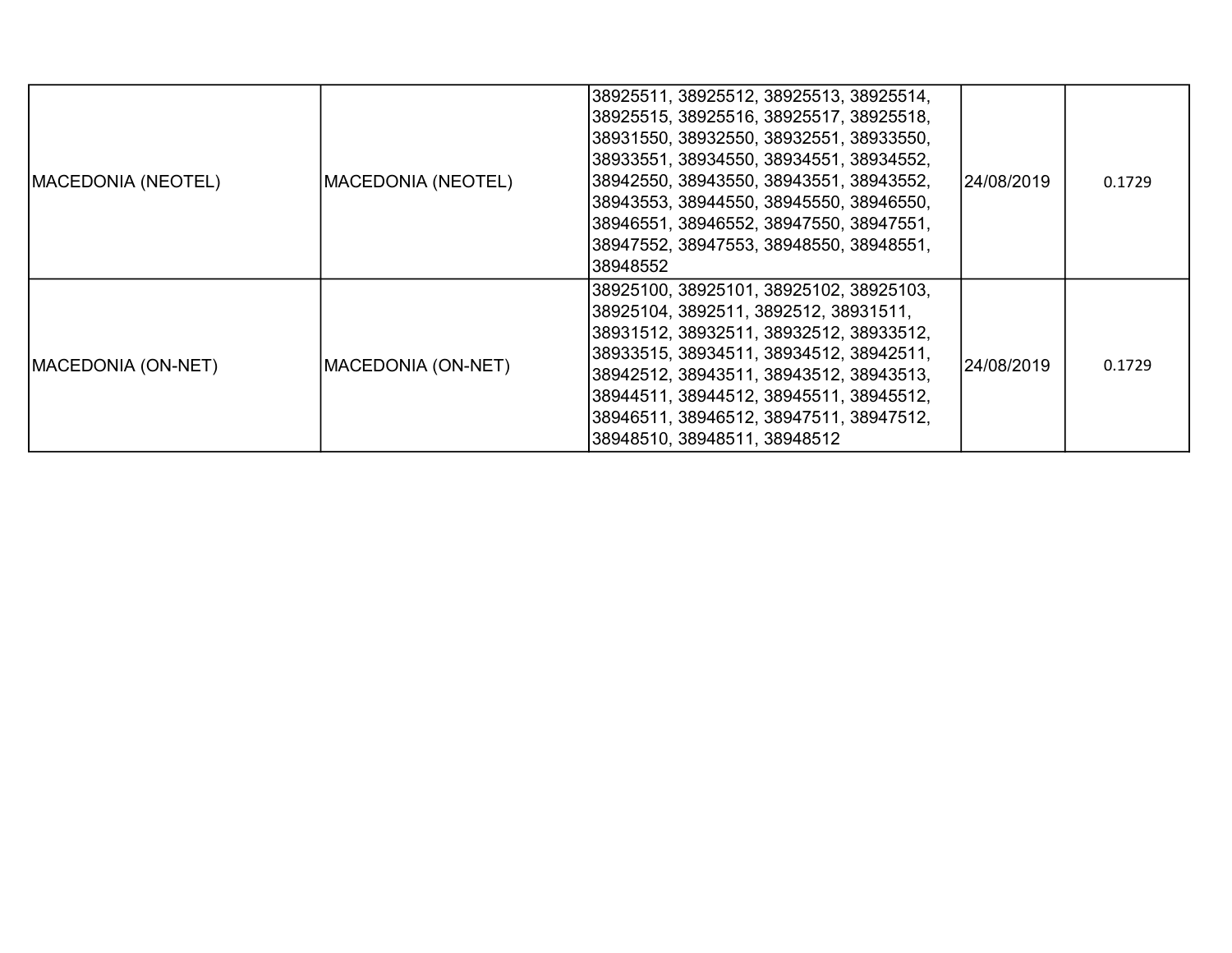| | | | | |
|---|---|---|---|---|
| MACEDONIA (NEOTEL) | MACEDONIA (NEOTEL) | 38925511, 38925512, 38925513, 38925514, 38925515, 38925516, 38925517, 38925518, 38931550, 38932550, 38932551, 38933550, 38933551, 38934550, 38934551, 38934552, 38942550, 38943550, 38943551, 38943552, 38943553, 38944550, 38945550, 38946550, 38946551, 38946552, 38947550, 38947551, 38947552, 38947553, 38948550, 38948551, 38948552 | 24/08/2019 | 0.1729 |
| MACEDONIA (ON-NET) | MACEDONIA (ON-NET) | 38925100, 38925101, 38925102, 38925103, 38925104, 3892511, 3892512, 38931511, 38931512, 38932511, 38932512, 38933512, 38933515, 38934511, 38934512, 38942511, 38942512, 38943511, 38943512, 38943513, 38944511, 38944512, 38945511, 38945512, 38946511, 38946512, 38947511, 38947512, 38948510, 38948511, 38948512 | 24/08/2019 | 0.1729 |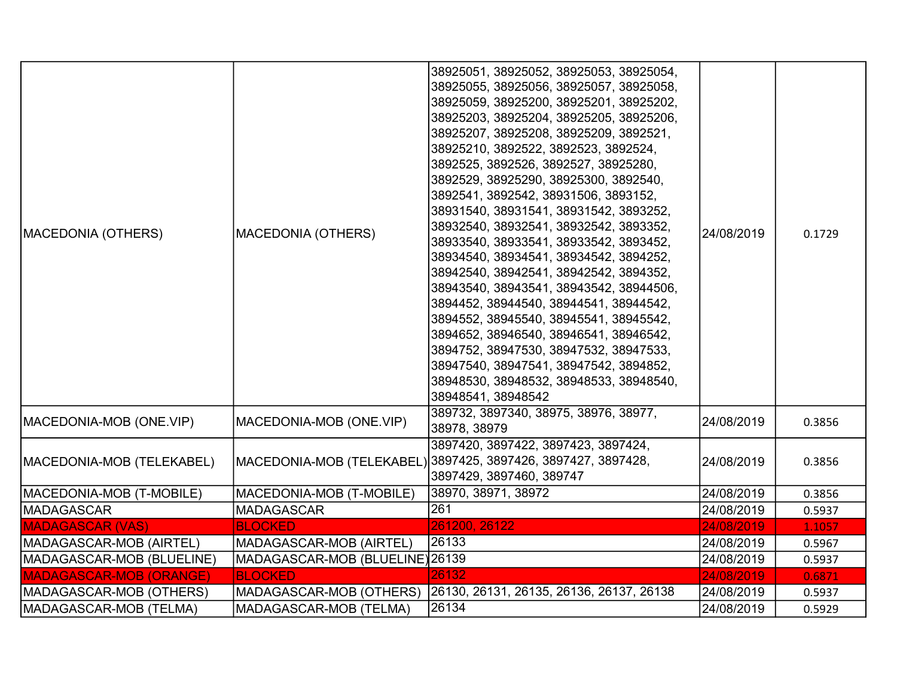| | | | | |
|---|---|---|---|---|
| MACEDONIA (OTHERS) | MACEDONIA (OTHERS) | 38925051, 38925052, 38925053, 38925054, 38925055, 38925056, 38925057, 38925058, 38925059, 38925200, 38925201, 38925202, 38925203, 38925204, 38925205, 38925206, 38925207, 38925208, 38925209, 3892521, 38925210, 3892522, 3892523, 3892524, 3892525, 3892526, 3892527, 38925280, 3892529, 38925290, 38925300, 3892540, 3892541, 3892542, 38931506, 3893152, 38931540, 38931541, 38931542, 3893252, 38932540, 38932541, 38932542, 3893352, 38933540, 38933541, 38933542, 3893452, 38934540, 38934541, 38934542, 3894252, 38942540, 38942541, 38942542, 3894352, 38943540, 38943541, 38943542, 38944506, 3894452, 38944540, 38944541, 38944542, 3894552, 38945540, 38945541, 38945542, 3894652, 38946540, 38946541, 38946542, 3894752, 38947530, 38947532, 38947533, 38947540, 38947541, 38947542, 3894852, 38948530, 38948532, 38948533, 38948540, 38948541, 38948542 | 24/08/2019 | 0.1729 |
| MACEDONIA-MOB (ONE.VIP) | MACEDONIA-MOB (ONE.VIP) | 389732, 3897340, 38975, 38976, 38977, 38978, 38979 | 24/08/2019 | 0.3856 |
| MACEDONIA-MOB (TELEKABEL) | MACEDONIA-MOB (TELEKABEL) | 3897420, 3897422, 3897423, 3897424, 3897425, 3897426, 3897427, 3897428, 3897429, 3897460, 389747 | 24/08/2019 | 0.3856 |
| MACEDONIA-MOB (T-MOBILE) | MACEDONIA-MOB (T-MOBILE) | 38970, 38971, 38972 | 24/08/2019 | 0.3856 |
| MADAGASCAR | MADAGASCAR | 261 | 24/08/2019 | 0.5937 |
| MADAGASCAR (VAS) | BLOCKED | 261200, 26122 | 24/08/2019 | 1.1057 |
| MADAGASCAR-MOB (AIRTEL) | MADAGASCAR-MOB (AIRTEL) | 26133 | 24/08/2019 | 0.5967 |
| MADAGASCAR-MOB (BLUELINE) | MADAGASCAR-MOB (BLUELINE) | 26139 | 24/08/2019 | 0.5937 |
| MADAGASCAR-MOB (ORANGE) | BLOCKED | 26132 | 24/08/2019 | 0.6871 |
| MADAGASCAR-MOB (OTHERS) | MADAGASCAR-MOB (OTHERS) | 26130, 26131, 26135, 26136, 26137, 26138 | 24/08/2019 | 0.5937 |
| MADAGASCAR-MOB (TELMA) | MADAGASCAR-MOB (TELMA) | 26134 | 24/08/2019 | 0.5929 |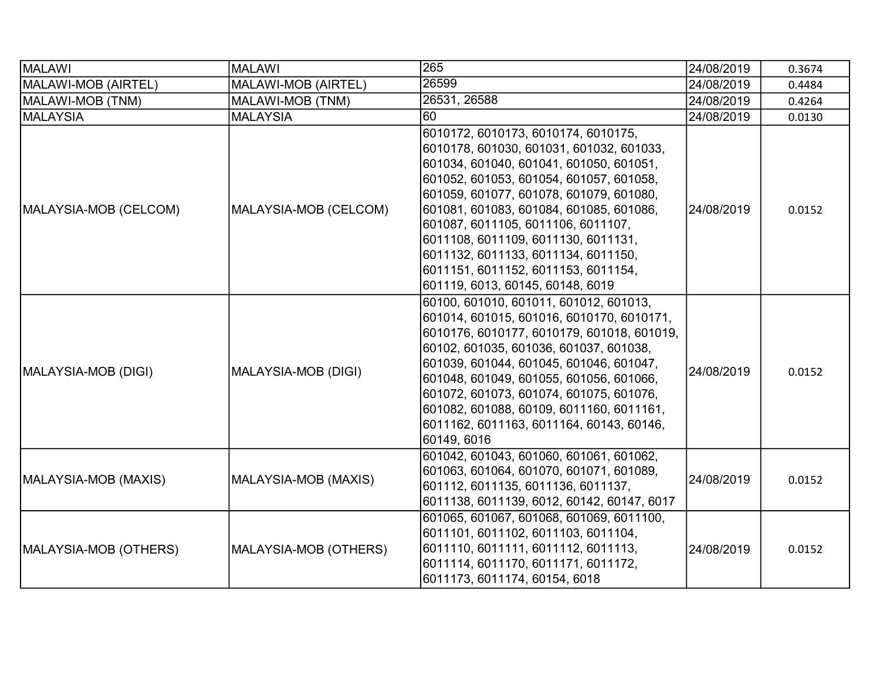| MALAWI | MALAWI | 265 | 24/08/2019 | 0.3674 |
|---|---|---|---|---|
| MALAWI-MOB (AIRTEL) | MALAWI-MOB (AIRTEL) | 26599 | 24/08/2019 | 0.4484 |
| MALAWI-MOB (TNM) | MALAWI-MOB (TNM) | 26531, 26588 | 24/08/2019 | 0.4264 |
| MALAYSIA | MALAYSIA | 60 | 24/08/2019 | 0.0130 |
| MALAYSIA-MOB (CELCOM) | MALAYSIA-MOB (CELCOM) | 6010172, 6010173, 6010174, 6010175, 6010178, 601030, 601031, 601032, 601033, 601034, 601040, 601041, 601050, 601051, 601052, 601053, 601054, 601057, 601058, 601059, 601077, 601078, 601079, 601080, 601081, 601083, 601084, 601085, 601086, 601087, 6011105, 6011106, 6011107, 6011108, 6011109, 6011130, 6011131, 6011132, 6011133, 6011134, 6011150, 6011151, 6011152, 6011153, 6011154, 601119, 6013, 60145, 60148, 6019 | 24/08/2019 | 0.0152 |
| MALAYSIA-MOB (DIGI) | MALAYSIA-MOB (DIGI) | 60100, 601010, 601011, 601012, 601013, 601014, 601015, 601016, 6010170, 6010171, 6010176, 6010177, 6010179, 601018, 601019, 60102, 601035, 601036, 601037, 601038, 601039, 601044, 601045, 601046, 601047, 601048, 601049, 601055, 601056, 601066, 601072, 601073, 601074, 601075, 601076, 601082, 601088, 60109, 6011160, 6011161, 6011162, 6011163, 6011164, 60143, 60146, 60149, 6016 | 24/08/2019 | 0.0152 |
| MALAYSIA-MOB (MAXIS) | MALAYSIA-MOB (MAXIS) | 601042, 601043, 601060, 601061, 601062, 601063, 601064, 601070, 601071, 601089, 601112, 6011135, 6011136, 6011137, 6011138, 6011139, 6012, 60142, 60147, 6017 | 24/08/2019 | 0.0152 |
| MALAYSIA-MOB (OTHERS) | MALAYSIA-MOB (OTHERS) | 601065, 601067, 601068, 601069, 6011100, 6011101, 6011102, 6011103, 6011104, 6011110, 6011111, 6011112, 6011113, 6011114, 6011170, 6011171, 6011172, 6011173, 6011174, 60154, 6018 | 24/08/2019 | 0.0152 |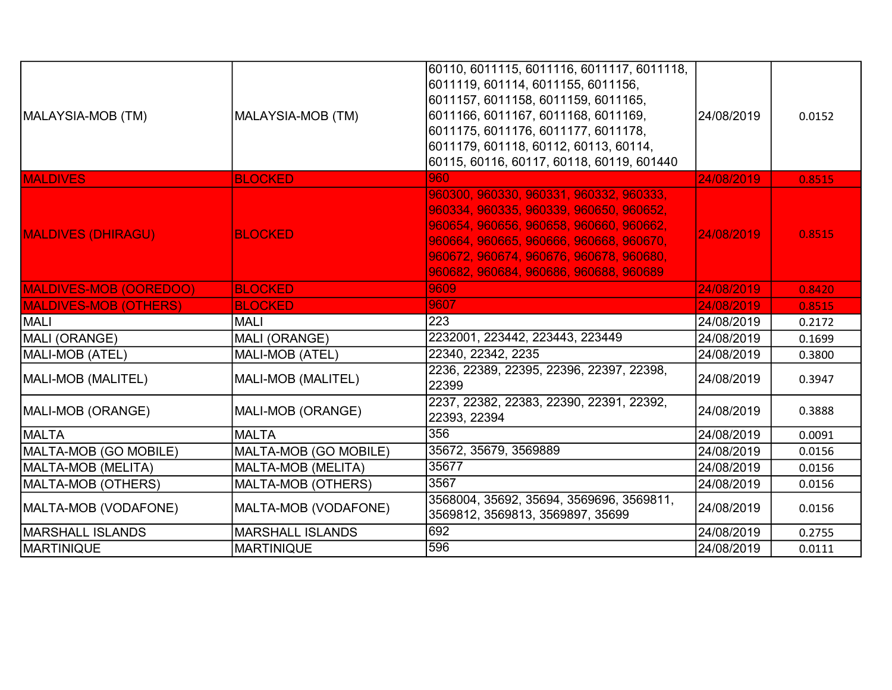| | | | | |
|---|---|---|---|---|
| MALAYSIA-MOB (TM) | MALAYSIA-MOB (TM) | 60110, 6011115, 6011116, 6011117, 6011118, 6011119, 601114, 6011155, 6011156, 6011157, 6011158, 6011159, 6011165, 6011166, 6011167, 6011168, 6011169, 6011175, 6011176, 6011177, 6011178, 6011179, 601118, 60112, 60113, 60114, 60115, 60116, 60117, 60118, 60119, 601440 | 24/08/2019 | 0.0152 |
| MALDIVES | BLOCKED | 960 | 24/08/2019 | 0.8515 |
| MALDIVES (DHIRAGU) | BLOCKED | 960300, 960330, 960331, 960332, 960333, 960334, 960335, 960339, 960650, 960652, 960654, 960656, 960658, 960660, 960662, 960664, 960665, 960666, 960668, 960670, 960672, 960674, 960676, 960678, 960680, 960682, 960684, 960686, 960688, 960689 | 24/08/2019 | 0.8515 |
| MALDIVES-MOB (OOREDOO) | BLOCKED | 9609 | 24/08/2019 | 0.8420 |
| MALDIVES-MOB (OTHERS) | BLOCKED | 9607 | 24/08/2019 | 0.8515 |
| MALI | MALI | 223 | 24/08/2019 | 0.2172 |
| MALI (ORANGE) | MALI (ORANGE) | 2232001, 223442, 223443, 223449 | 24/08/2019 | 0.1699 |
| MALI-MOB (ATEL) | MALI-MOB (ATEL) | 22340, 22342, 2235 | 24/08/2019 | 0.3800 |
| MALI-MOB (MALITEL) | MALI-MOB (MALITEL) | 2236, 22389, 22395, 22396, 22397, 22398, 22399 | 24/08/2019 | 0.3947 |
| MALI-MOB (ORANGE) | MALI-MOB (ORANGE) | 2237, 22382, 22383, 22390, 22391, 22392, 22393, 22394 | 24/08/2019 | 0.3888 |
| MALTA | MALTA | 356 | 24/08/2019 | 0.0091 |
| MALTA-MOB (GO MOBILE) | MALTA-MOB (GO MOBILE) | 35672, 35679, 3569889 | 24/08/2019 | 0.0156 |
| MALTA-MOB (MELITA) | MALTA-MOB (MELITA) | 35677 | 24/08/2019 | 0.0156 |
| MALTA-MOB (OTHERS) | MALTA-MOB (OTHERS) | 3567 | 24/08/2019 | 0.0156 |
| MALTA-MOB (VODAFONE) | MALTA-MOB (VODAFONE) | 3568004, 35692, 35694, 3569696, 3569811, 3569812, 3569813, 3569897, 35699 | 24/08/2019 | 0.0156 |
| MARSHALL ISLANDS | MARSHALL ISLANDS | 692 | 24/08/2019 | 0.2755 |
| MARTINIQUE | MARTINIQUE | 596 | 24/08/2019 | 0.0111 |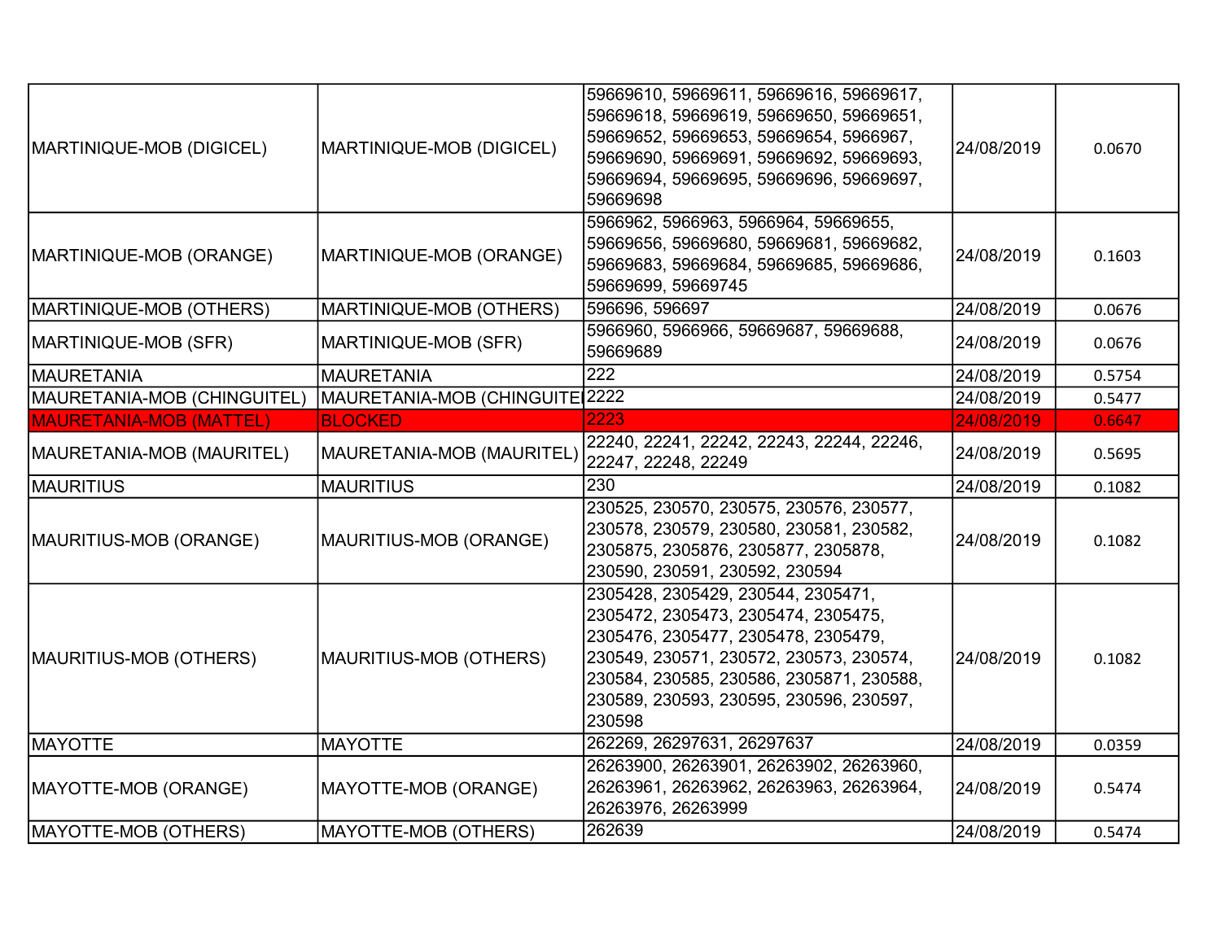| | | | | |
|---|---|---|---|---|
| MARTINIQUE-MOB (DIGICEL) | MARTINIQUE-MOB (DIGICEL) | 59669610, 59669611, 59669616, 59669617, 59669618, 59669619, 59669650, 59669651, 59669652, 59669653, 59669654, 5966967, 59669690, 59669691, 59669692, 59669693, 59669694, 59669695, 59669696, 59669697, 59669698 | 24/08/2019 | 0.0670 |
| MARTINIQUE-MOB (ORANGE) | MARTINIQUE-MOB (ORANGE) | 5966962, 5966963, 5966964, 59669655, 59669656, 59669680, 59669681, 59669682, 59669683, 59669684, 59669685, 59669686, 59669699, 59669745 | 24/08/2019 | 0.1603 |
| MARTINIQUE-MOB (OTHERS) | MARTINIQUE-MOB (OTHERS) | 596696, 596697 | 24/08/2019 | 0.0676 |
| MARTINIQUE-MOB (SFR) | MARTINIQUE-MOB (SFR) | 5966960, 5966966, 59669687, 59669688, 59669689 | 24/08/2019 | 0.0676 |
| MAURETANIA | MAURETANIA | 222 | 24/08/2019 | 0.5754 |
| MAURETANIA-MOB (CHINGUITEL) | MAURETANIA-MOB (CHINGUITEL | 2222 | 24/08/2019 | 0.5477 |
| MAURETANIA-MOB (MATTEL) | BLOCKED | 2223 | 24/08/2019 | 0.6647 |
| MAURETANIA-MOB (MAURITEL) | MAURETANIA-MOB (MAURITEL) | 22240, 22241, 22242, 22243, 22244, 22246, 22247, 22248, 22249 | 24/08/2019 | 0.5695 |
| MAURITIUS | MAURITIUS | 230 | 24/08/2019 | 0.1082 |
| MAURITIUS-MOB (ORANGE) | MAURITIUS-MOB (ORANGE) | 230525, 230570, 230575, 230576, 230577, 230578, 230579, 230580, 230581, 230582, 2305875, 2305876, 2305877, 2305878, 230590, 230591, 230592, 230594 | 24/08/2019 | 0.1082 |
| MAURITIUS-MOB (OTHERS) | MAURITIUS-MOB (OTHERS) | 2305428, 2305429, 230544, 2305471, 2305472, 2305473, 2305474, 2305475, 2305476, 2305477, 2305478, 2305479, 230549, 230571, 230572, 230573, 230574, 230584, 230585, 230586, 2305871, 230588, 230589, 230593, 230595, 230596, 230597, 230598 | 24/08/2019 | 0.1082 |
| MAYOTTE | MAYOTTE | 262269, 26297631, 26297637 | 24/08/2019 | 0.0359 |
| MAYOTTE-MOB (ORANGE) | MAYOTTE-MOB (ORANGE) | 26263900, 26263901, 26263902, 26263960, 26263961, 26263962, 26263963, 26263964, 26263976, 26263999 | 24/08/2019 | 0.5474 |
| MAYOTTE-MOB (OTHERS) | MAYOTTE-MOB (OTHERS) | 262639 | 24/08/2019 | 0.5474 |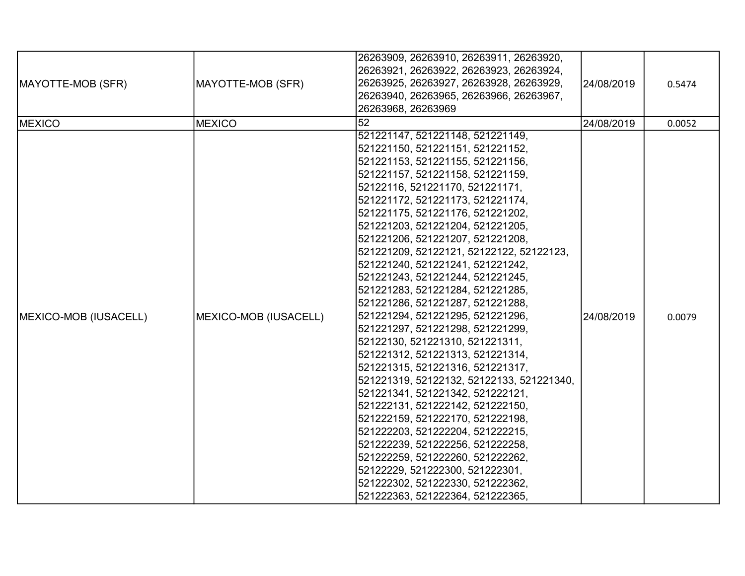| MAYOTTE-MOB (SFR) | MAYOTTE-MOB (SFR) | 26263909, 26263910, 26263911, 26263920, 26263921, 26263922, 26263923, 26263924, 26263925, 26263927, 26263928, 26263929, 26263940, 26263965, 26263966, 26263967, 26263968, 26263969 | 24/08/2019 | 0.5474 |
|---|---|---|---|---|
| MEXICO | MEXICO | 52 | 24/08/2019 | 0.0052 |
| MEXICO-MOB (IUSACELL) | MEXICO-MOB (IUSACELL) | 521221147, 521221148, 521221149, 521221150, 521221151, 521221152, 521221153, 521221155, 521221156, 521221157, 521221158, 521221159, 52122116, 521221170, 521221171, 521221172, 521221173, 521221174, 521221175, 521221176, 521221202, 521221203, 521221204, 521221205, 521221206, 521221207, 521221208, 521221209, 52122121, 52122122, 52122123, 521221240, 521221241, 521221242, 521221243, 521221244, 521221245, 521221283, 521221284, 521221285, 521221286, 521221287, 521221288, 521221294, 521221295, 521221296, 521221297, 521221298, 521221299, 52122130, 521221310, 521221311, 521221312, 521221313, 521221314, 521221315, 521221316, 521221317, 521221319, 52122132, 52122133, 521221340, 521221341, 521221342, 521222121, 521222131, 521222142, 521222150, 521222159, 521222170, 521222198, 521222203, 521222204, 521222215, 521222239, 521222256, 521222258, 521222259, 521222260, 521222262, 52122229, 521222300, 521222301, 521222302, 521222330, 521222362, 521222363, 521222364, 521222365, | 24/08/2019 | 0.0079 |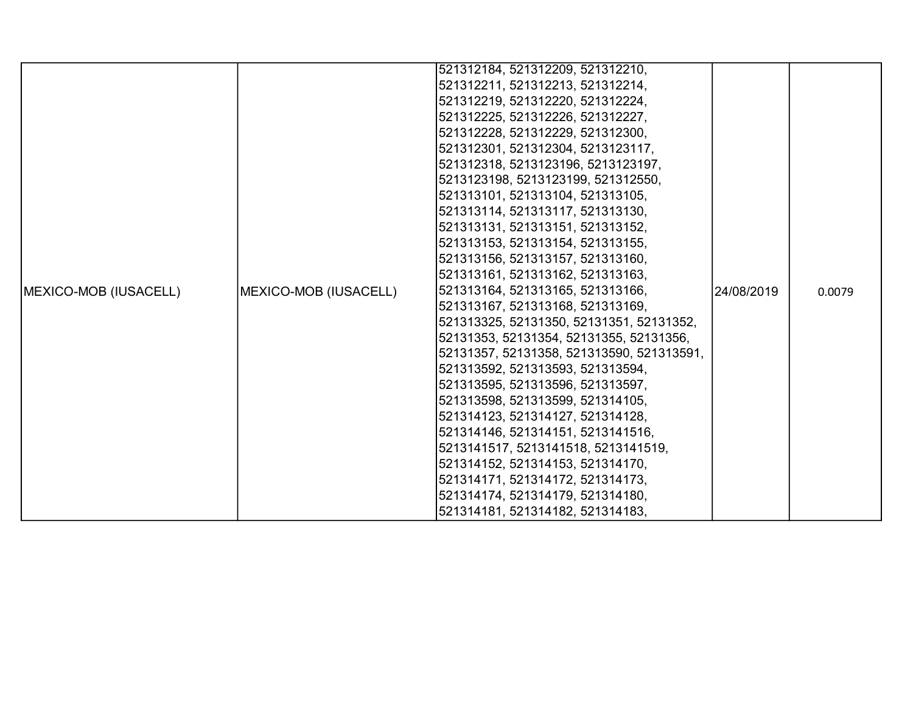| MEXICO-MOB (IUSACELL) | MEXICO-MOB (IUSACELL) | 521312184, 521312209, 521312210, 521312211, 521312213, 521312214, 521312219, 521312220, 521312224, 521312225, 521312226, 521312227, 521312228, 521312229, 521312300, 521312301, 521312304, 5213123117, 521312318, 5213123196, 5213123197, 5213123198, 5213123199, 521312550, 521313101, 521313104, 521313105, 521313114, 521313117, 521313130, 521313131, 521313151, 521313152, 521313153, 521313154, 521313155, 521313156, 521313157, 521313160, 521313161, 521313162, 521313163, 521313164, 521313165, 521313166, 521313167, 521313168, 521313169, 521313325, 52131350, 52131351, 52131352, 52131353, 52131354, 52131355, 52131356, 52131357, 52131358, 521313590, 521313591, 521313592, 521313593, 521313594, 521313595, 521313596, 521313597, 521313598, 521313599, 521314105, 521314123, 521314127, 521314128, 521314146, 521314151, 5213141516, 5213141517, 5213141518, 5213141519, 521314152, 521314153, 521314170, 521314171, 521314172, 521314173, 521314174, 521314179, 521314180, 521314181, 521314182, 521314183, | 24/08/2019 | 0.0079 |
|---|---|---|---|---|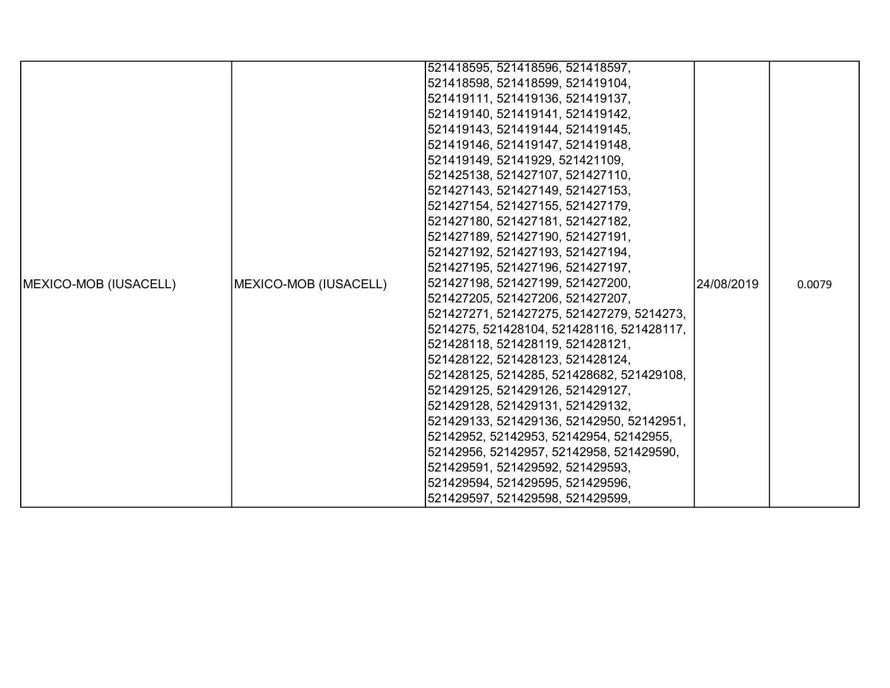| MEXICO-MOB (IUSACELL) | MEXICO-MOB (IUSACELL) | 521418595, 521418596, 521418597, 521418598, 521418599, 521419104, 521419111, 521419136, 521419137, 521419140, 521419141, 521419142, 521419143, 521419144, 521419145, 521419146, 521419147, 521419148, 521419149, 52141929, 521421109, 521425138, 521427107, 521427110, 521427143, 521427149, 521427153, 521427154, 521427155, 521427179, 521427180, 521427181, 521427182, 521427189, 521427190, 521427191, 521427192, 521427193, 521427194, 521427195, 521427196, 521427197, 521427198, 521427199, 521427200, 521427205, 521427206, 521427207, 521427271, 521427275, 521427279, 5214273, 5214275, 521428104, 521428116, 521428117, 521428118, 521428119, 521428121, 521428122, 521428123, 521428124, 521428125, 5214285, 521428682, 521429108, 521429125, 521429126, 521429127, 521429128, 521429131, 521429132, 521429133, 521429136, 52142950, 52142951, 52142952, 52142953, 52142954, 52142955, 52142956, 52142957, 52142958, 521429590, 521429591, 521429592, 521429593, 521429594, 521429595, 521429596, 521429597, 521429598, 521429599, | 24/08/2019 | 0.0079 |
|---|---|---|---|---|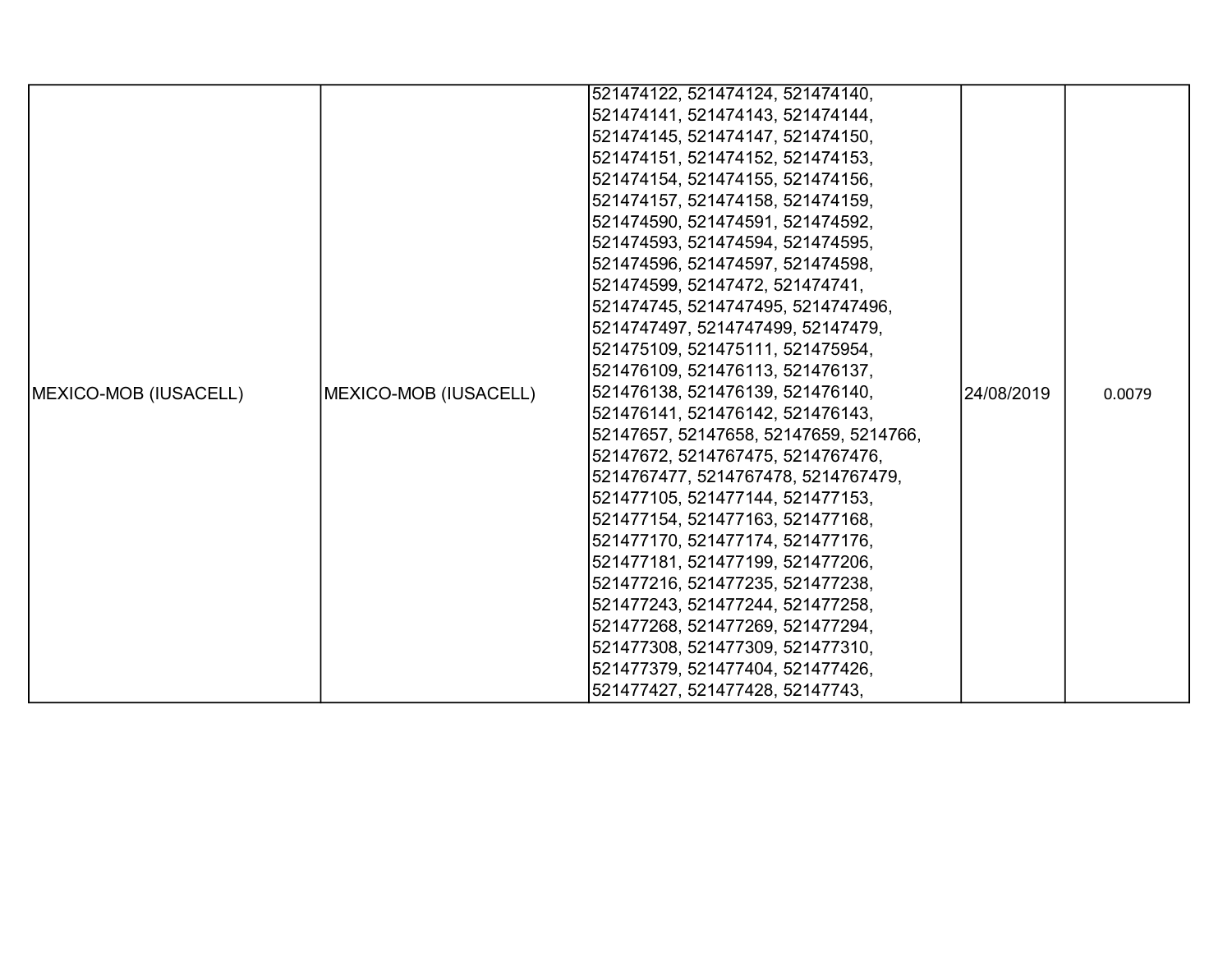| MEXICO-MOB (IUSACELL) | MEXICO-MOB (IUSACELL) | 521474122, 521474124, 521474140, 521474141, 521474143, 521474144, 521474145, 521474147, 521474150, 521474151, 521474152, 521474153, 521474154, 521474155, 521474156, 521474157, 521474158, 521474159, 521474590, 521474591, 521474592, 521474593, 521474594, 521474595, 521474596, 521474597, 521474598, 521474599, 52147472, 521474741, 521474745, 5214747495, 5214747496, 5214747497, 5214747499, 52147479, 521475109, 521475111, 521475954, 521476109, 521476113, 521476137, 521476138, 521476139, 521476140, 521476141, 521476142, 521476143, 52147657, 52147658, 52147659, 5214766, 52147672, 5214767475, 5214767476, 5214767477, 5214767478, 5214767479, 521477105, 521477144, 521477153, 521477154, 521477163, 521477168, 521477170, 521477174, 521477176, 521477181, 521477199, 521477206, 521477216, 521477235, 521477238, 521477243, 521477244, 521477258, 521477268, 521477269, 521477294, 521477308, 521477309, 521477310, 521477379, 521477404, 521477426, 521477427, 521477428, 52147743, | 24/08/2019 | 0.0079 |
|---|---|---|---|---|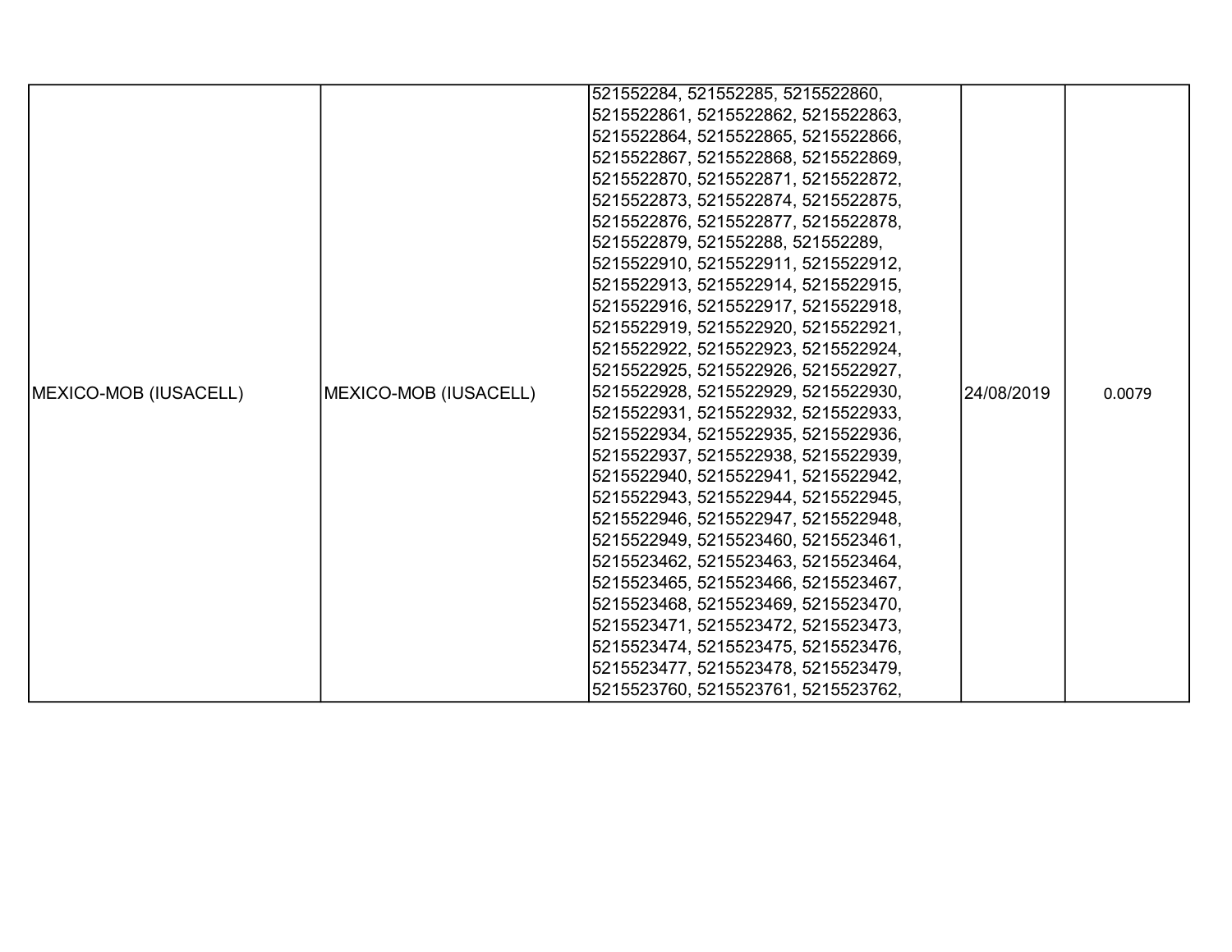| MEXICO-MOB (IUSACELL) | MEXICO-MOB (IUSACELL) | 521552284, 521552285, 5215522860, 5215522861, 5215522862, 5215522863, 5215522864, 5215522865, 5215522866, 5215522867, 5215522868, 5215522869, 5215522870, 5215522871, 5215522872, 5215522873, 5215522874, 5215522875, 5215522876, 5215522877, 5215522878, 5215522879, 521552288, 521552289, 5215522910, 5215522911, 5215522912, 5215522913, 5215522914, 5215522915, 5215522916, 5215522917, 5215522918, 5215522919, 5215522920, 5215522921, 5215522922, 5215522923, 5215522924, 5215522925, 5215522926, 5215522927, 5215522928, 5215522929, 5215522930, 5215522931, 5215522932, 5215522933, 5215522934, 5215522935, 5215522936, 5215522937, 5215522938, 5215522939, 5215522940, 5215522941, 5215522942, 5215522943, 5215522944, 5215522945, 5215522946, 5215522947, 5215522948, 5215522949, 5215523460, 5215523461, 5215523462, 5215523463, 5215523464, 5215523465, 5215523466, 5215523467, 5215523468, 5215523469, 5215523470, 5215523471, 5215523472, 5215523473, 5215523474, 5215523475, 5215523476, 5215523477, 5215523478, 5215523479, 5215523760, 5215523761, 5215523762, | 24/08/2019 | 0.0079 |
|---|---|---|---|---|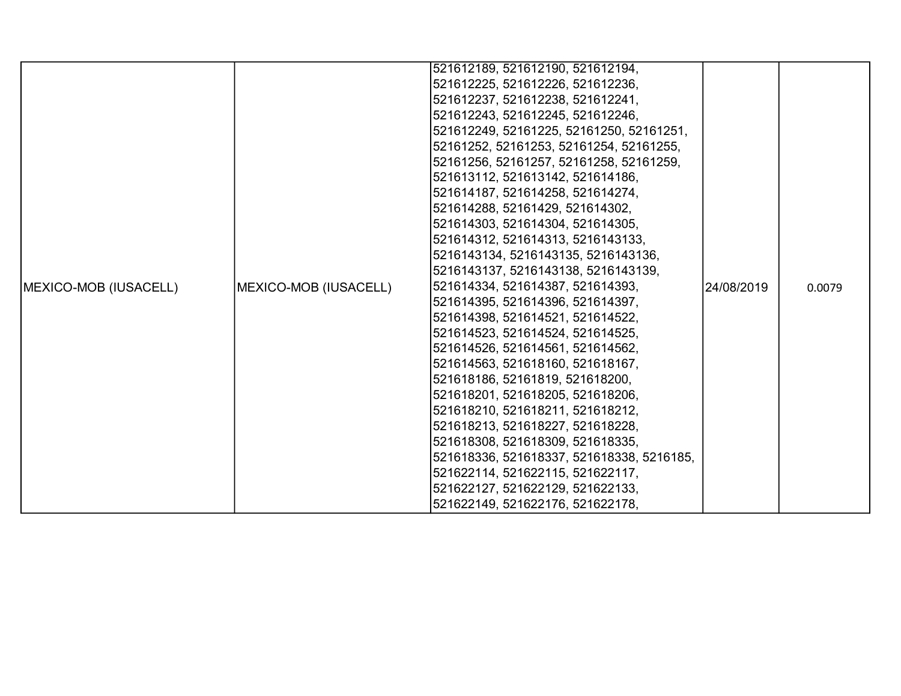| MEXICO-MOB (IUSACELL) | MEXICO-MOB (IUSACELL) | 521612189, 521612190, 521612194, 521612225, 521612226, 521612236, 521612237, 521612238, 521612241, 521612243, 521612245, 521612246, 521612249, 52161225, 52161250, 52161251, 52161252, 52161253, 52161254, 52161255, 52161256, 52161257, 52161258, 52161259, 521613112, 521613142, 521614186, 521614187, 521614258, 521614274, 521614288, 52161429, 521614302, 521614303, 521614304, 521614305, 521614312, 521614313, 5216143133, 5216143134, 5216143135, 5216143136, 5216143137, 5216143138, 5216143139, 521614334, 521614387, 521614393, 521614395, 521614396, 521614397, 521614398, 521614521, 521614522, 521614523, 521614524, 521614525, 521614526, 521614561, 521614562, 521614563, 521618160, 521618167, 521618186, 52161819, 521618200, 521618201, 521618205, 521618206, 521618210, 521618211, 521618212, 521618213, 521618227, 521618228, 521618308, 521618309, 521618335, 521618336, 521618337, 521618338, 5216185, 521622114, 521622115, 521622117, 521622127, 521622129, 521622133, 521622149, 521622176, 521622178, | 24/08/2019 | 0.0079 |
|---|---|---|---|---|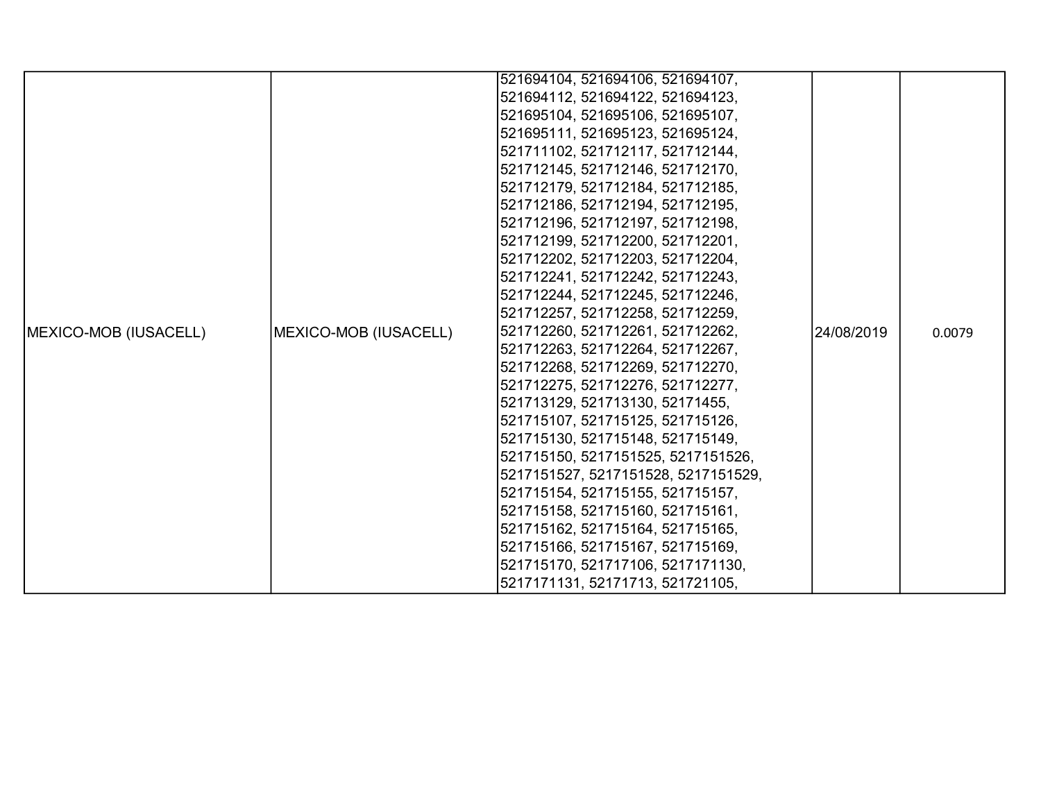| MEXICO-MOB (IUSACELL) | MEXICO-MOB (IUSACELL) | 521694104, 521694106, 521694107, 521694112, 521694122, 521694123, 521695104, 521695106, 521695107, 521695111, 521695123, 521695124, 521711102, 521712117, 521712144, 521712145, 521712146, 521712170, 521712179, 521712184, 521712185, 521712186, 521712194, 521712195, 521712196, 521712197, 521712198, 521712199, 521712200, 521712201, 521712202, 521712203, 521712204, 521712241, 521712242, 521712243, 521712244, 521712245, 521712246, 521712257, 521712258, 521712259, 521712260, 521712261, 521712262, 521712263, 521712264, 521712267, 521712268, 521712269, 521712270, 521712275, 521712276, 521712277, 521713129, 521713130, 52171455, 521715107, 521715125, 521715126, 521715130, 521715148, 521715149, 521715150, 5217151525, 5217151526, 5217151527, 5217151528, 5217151529, 521715154, 521715155, 521715157, 521715158, 521715160, 521715161, 521715162, 521715164, 521715165, 521715166, 521715167, 521715169, 521715170, 521717106, 5217171130, 5217171131, 52171713, 521721105, | 24/08/2019 | 0.0079 |
|---|---|---|---|---|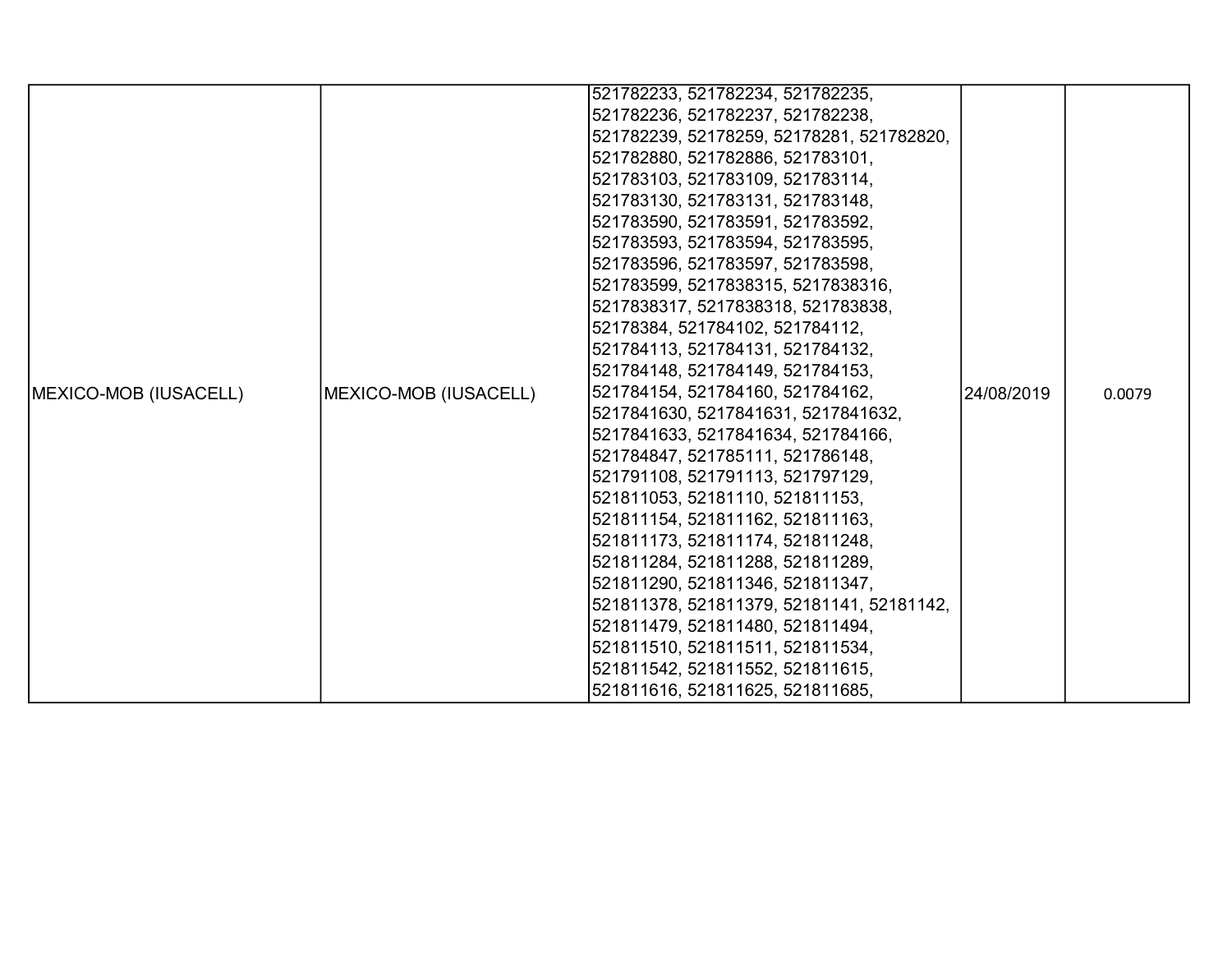| MEXICO-MOB (IUSACELL) | MEXICO-MOB (IUSACELL) | 521782233, 521782234, 521782235, 521782236, 521782237, 521782238, 521782239, 52178259, 52178281, 521782820, 521782880, 521782886, 521783101, 521783103, 521783109, 521783114, 521783130, 521783131, 521783148, 521783590, 521783591, 521783592, 521783593, 521783594, 521783595, 521783596, 521783597, 521783598, 521783599, 5217838315, 5217838316, 5217838317, 5217838318, 521783838, 52178384, 521784102, 521784112, 521784113, 521784131, 521784132, 521784148, 521784149, 521784153, 521784154, 521784160, 521784162, 5217841630, 5217841631, 5217841632, 5217841633, 5217841634, 521784166, 521784847, 521785111, 521786148, 521791108, 521791113, 521797129, 521811053, 52181110, 521811153, 521811154, 521811162, 521811163, 521811173, 521811174, 521811248, 521811284, 521811288, 521811289, 521811290, 521811346, 521811347, 521811378, 521811379, 52181141, 52181142, 521811479, 521811480, 521811494, 521811510, 521811511, 521811534, 521811542, 521811552, 521811615, 521811616, 521811625, 521811685, | 24/08/2019 | 0.0079 |
|---|---|---|---|---|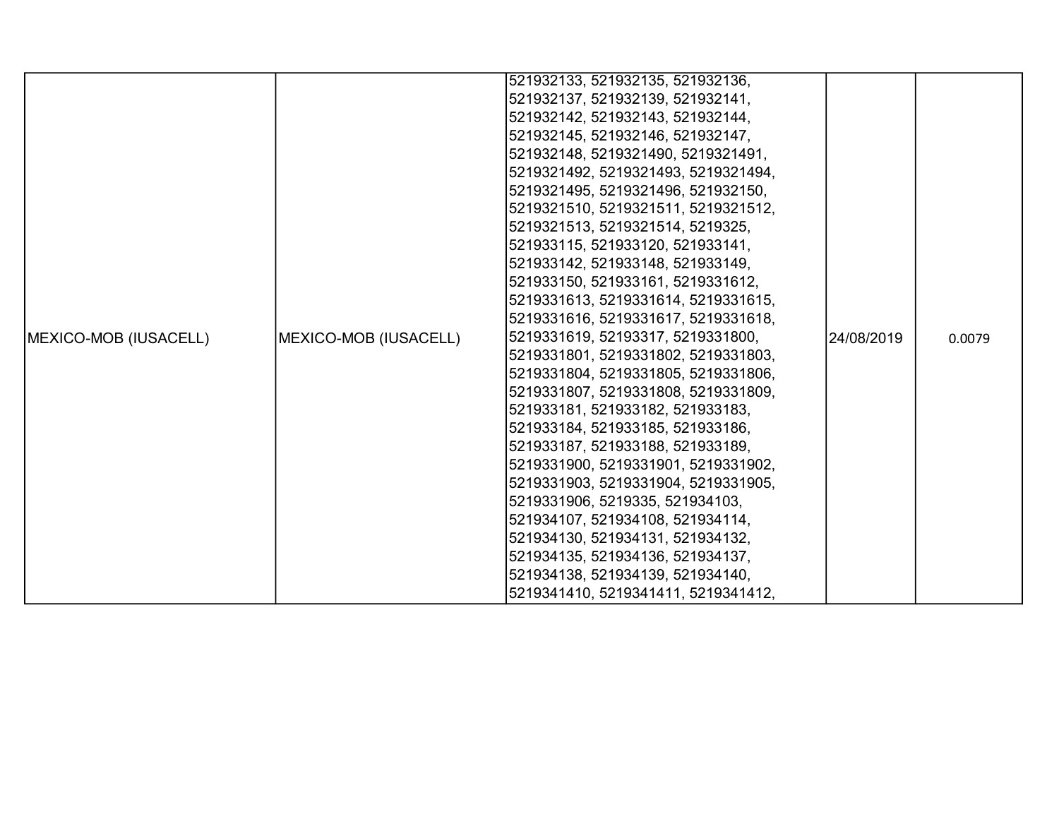| MEXICO-MOB (IUSACELL) | MEXICO-MOB (IUSACELL) | 521932133, 521932135, 521932136, 521932137, 521932139, 521932141, 521932142, 521932143, 521932144, 521932145, 521932146, 521932147, 521932148, 5219321490, 5219321491, 5219321492, 5219321493, 5219321494, 5219321495, 5219321496, 521932150, 5219321510, 5219321511, 5219321512, 5219321513, 5219321514, 5219325, 521933115, 521933120, 521933141, 521933142, 521933148, 521933149, 521933150, 521933161, 5219331612, 5219331613, 5219331614, 5219331615, 5219331616, 5219331617, 5219331618, 5219331619, 52193317, 5219331800, 5219331801, 5219331802, 5219331803, 5219331804, 5219331805, 5219331806, 5219331807, 5219331808, 5219331809, 521933181, 521933182, 521933183, 521933184, 521933185, 521933186, 521933187, 521933188, 521933189, 5219331900, 5219331901, 5219331902, 5219331903, 5219331904, 5219331905, 5219331906, 5219335, 521934103, 521934107, 521934108, 521934114, 521934130, 521934131, 521934132, 521934135, 521934136, 521934137, 521934138, 521934139, 521934140, 5219341410, 5219341411, 5219341412, | 24/08/2019 | 0.0079 |
|---|---|---|---|---|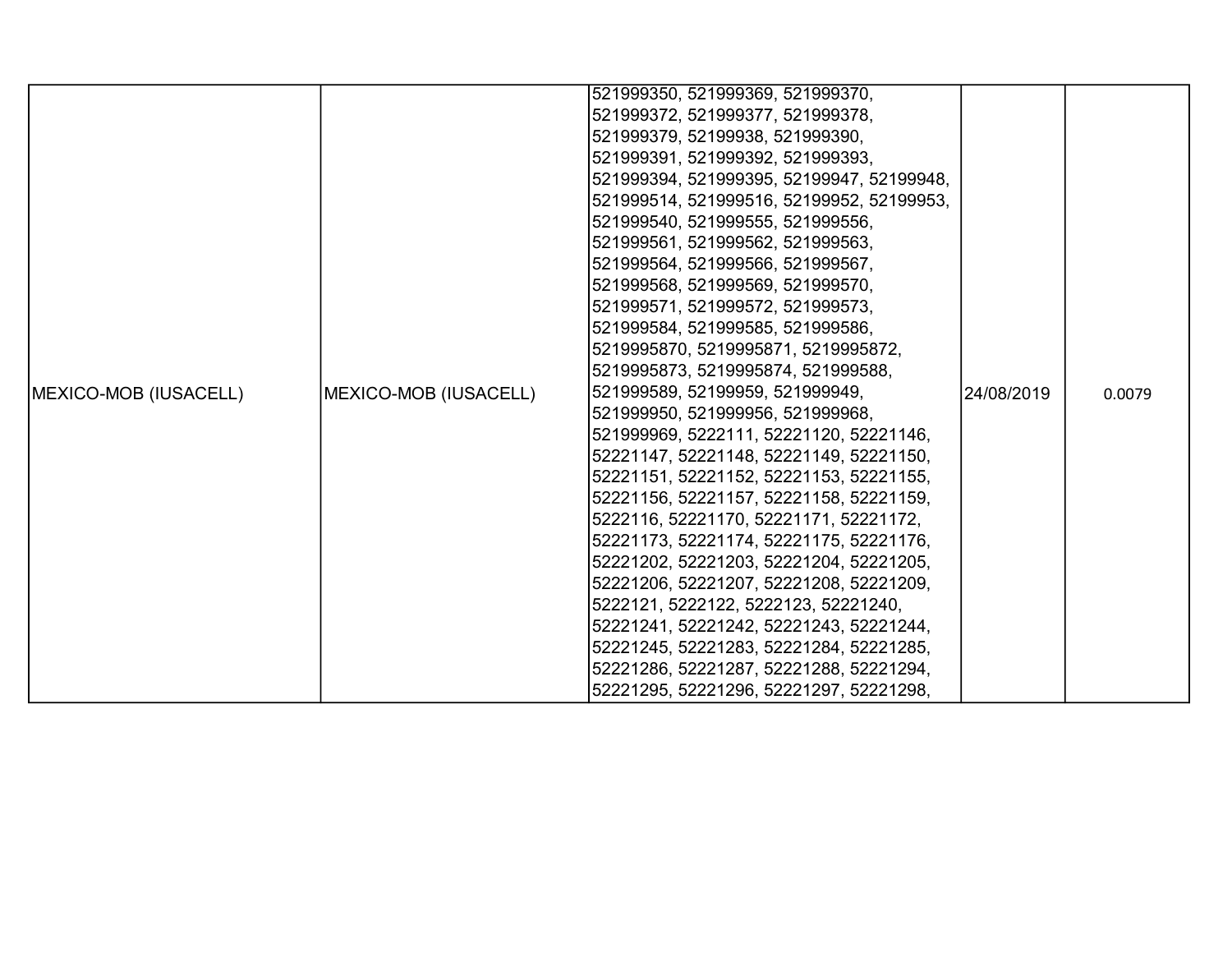| MEXICO-MOB (IUSACELL) | MEXICO-MOB (IUSACELL) | 521999350, 521999369, 521999370, 521999372, 521999377, 521999378, 521999379, 52199938, 521999390, 521999391, 521999392, 521999393, 521999394, 521999395, 52199947, 52199948, 521999514, 521999516, 52199952, 52199953, 521999540, 521999555, 521999556, 521999561, 521999562, 521999563, 521999564, 521999566, 521999567, 521999568, 521999569, 521999570, 521999571, 521999572, 521999573, 521999584, 521999585, 521999586, 5219995870, 5219995871, 5219995872, 5219995873, 5219995874, 521999588, 521999589, 52199959, 521999949, 521999950, 521999956, 521999968, 521999969, 5222111, 52221120, 52221146, 52221147, 52221148, 52221149, 52221150, 52221151, 52221152, 52221153, 52221155, 52221156, 52221157, 52221158, 52221159, 5222116, 52221170, 52221171, 52221172, 52221173, 52221174, 52221175, 52221176, 52221202, 52221203, 52221204, 52221205, 52221206, 52221207, 52221208, 52221209, 5222121, 5222122, 5222123, 52221240, 52221241, 52221242, 52221243, 52221244, 52221245, 52221283, 52221284, 52221285, 52221286, 52221287, 52221288, 52221294, 52221295, 52221296, 52221297, 52221298, | 24/08/2019 | 0.0079 |
|---|---|---|---|---|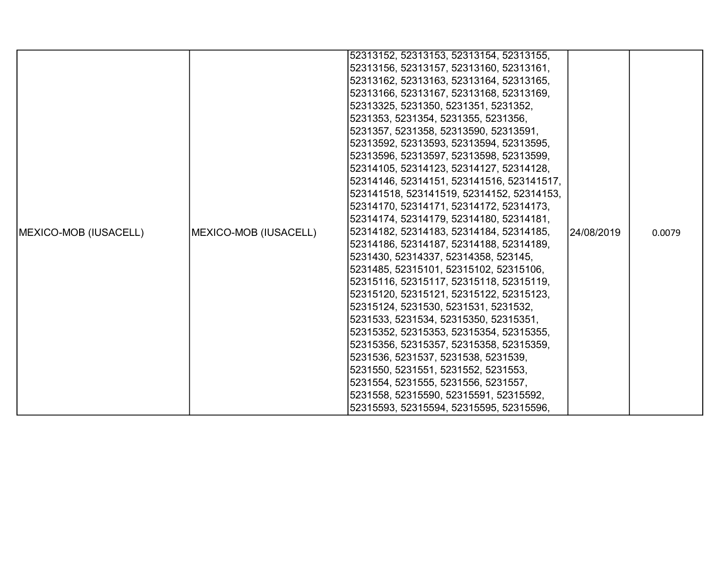| MEXICO-MOB (IUSACELL) | MEXICO-MOB (IUSACELL) | 52313152, 52313153, 52313154, 52313155, 52313156, 52313157, 52313160, 52313161, 52313162, 52313163, 52313164, 52313165, 52313166, 52313167, 52313168, 52313169, 52313325, 5231350, 5231351, 5231352, 5231353, 5231354, 5231355, 5231356, 5231357, 5231358, 52313590, 52313591, 52313592, 52313593, 52313594, 52313595, 52313596, 52313597, 52313598, 52313599, 52314105, 52314123, 52314127, 52314128, 52314146, 52314151, 523141516, 523141517, 523141518, 523141519, 52314152, 52314153, 52314170, 52314171, 52314172, 52314173, 52314174, 52314179, 52314180, 52314181, 52314182, 52314183, 52314184, 52314185, 52314186, 52314187, 52314188, 52314189, 5231430, 52314337, 52314358, 523145, 5231485, 52315101, 52315102, 52315106, 52315116, 52315117, 52315118, 52315119, 52315120, 52315121, 52315122, 52315123, 52315124, 5231530, 5231531, 5231532, 5231533, 5231534, 52315350, 52315351, 52315352, 52315353, 52315354, 52315355, 52315356, 52315357, 52315358, 52315359, 5231536, 5231537, 5231538, 5231539, 5231550, 5231551, 5231552, 5231553, 5231554, 5231555, 5231556, 5231557, 5231558, 52315590, 52315591, 52315592, 52315593, 52315594, 52315595, 52315596, | 24/08/2019 | 0.0079 |
|---|---|---|---|---|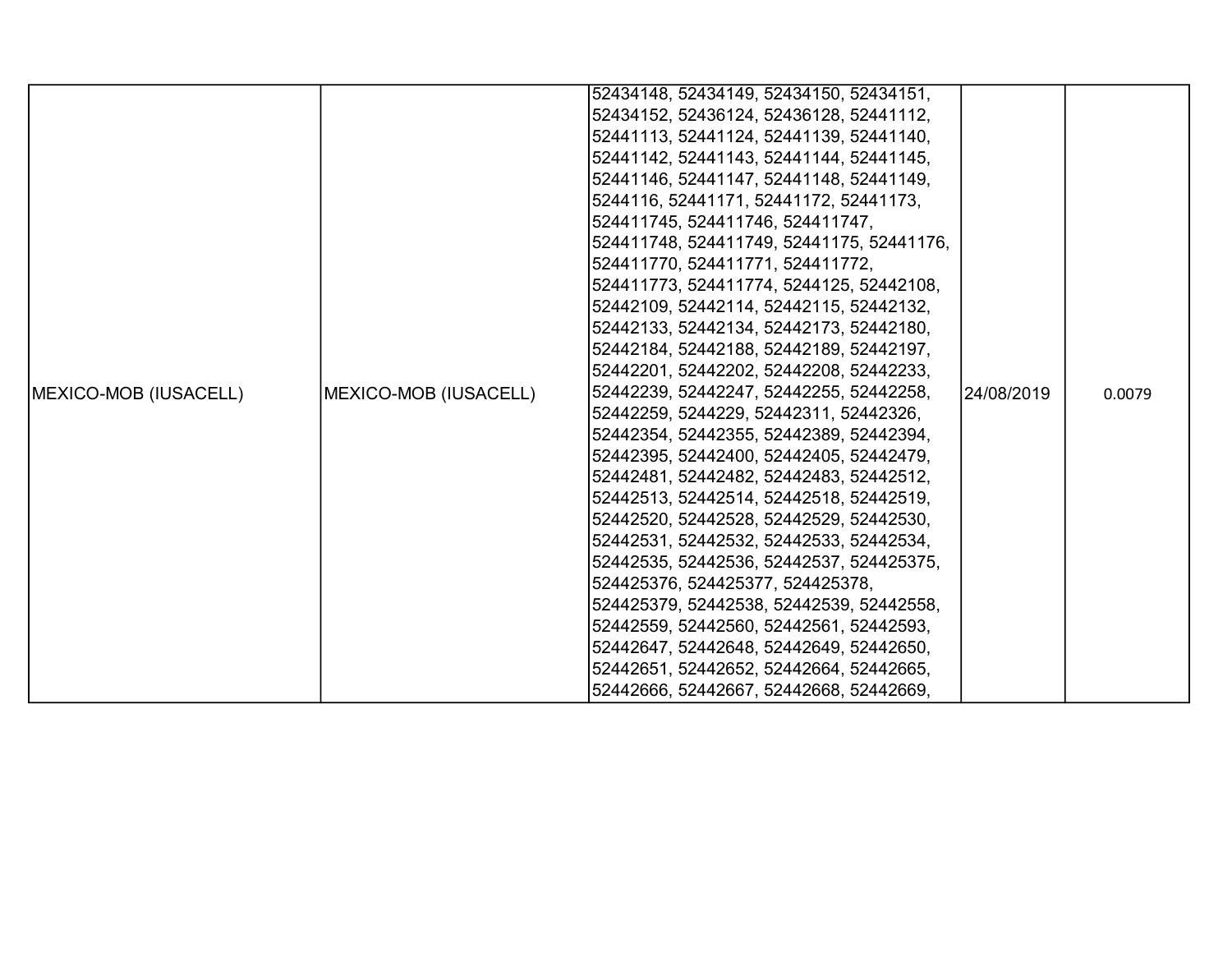| MEXICO-MOB (IUSACELL) | MEXICO-MOB (IUSACELL) | 52434148, 52434149, 52434150, 52434151, 52434152, 52436124, 52436128, 52441112, 52441113, 52441124, 52441139, 52441140, 52441142, 52441143, 52441144, 52441145, 52441146, 52441147, 52441148, 52441149, 5244116, 52441171, 52441172, 52441173, 524411745, 524411746, 524411747, 524411748, 524411749, 52441175, 52441176, 524411770, 524411771, 524411772, 524411773, 524411774, 5244125, 52442108, 52442109, 52442114, 52442115, 52442132, 52442133, 52442134, 52442173, 52442180, 52442184, 52442188, 52442189, 52442197, 52442201, 52442202, 52442208, 52442233, 52442239, 52442247, 52442255, 52442258, 52442259, 5244229, 52442311, 52442326, 52442354, 52442355, 52442389, 52442394, 52442395, 52442400, 52442405, 52442479, 52442481, 52442482, 52442483, 52442512, 52442513, 52442514, 52442518, 52442519, 52442520, 52442528, 52442529, 52442530, 52442531, 52442532, 52442533, 52442534, 52442535, 52442536, 52442537, 524425375, 524425376, 524425377, 524425378, 524425379, 52442538, 52442539, 52442558, 52442559, 52442560, 52442561, 52442593, 52442647, 52442648, 52442649, 52442650, 52442651, 52442652, 52442664, 52442665, 52442666, 52442667, 52442668, 52442669, | 24/08/2019 | 0.0079 |
|---|---|---|---|---|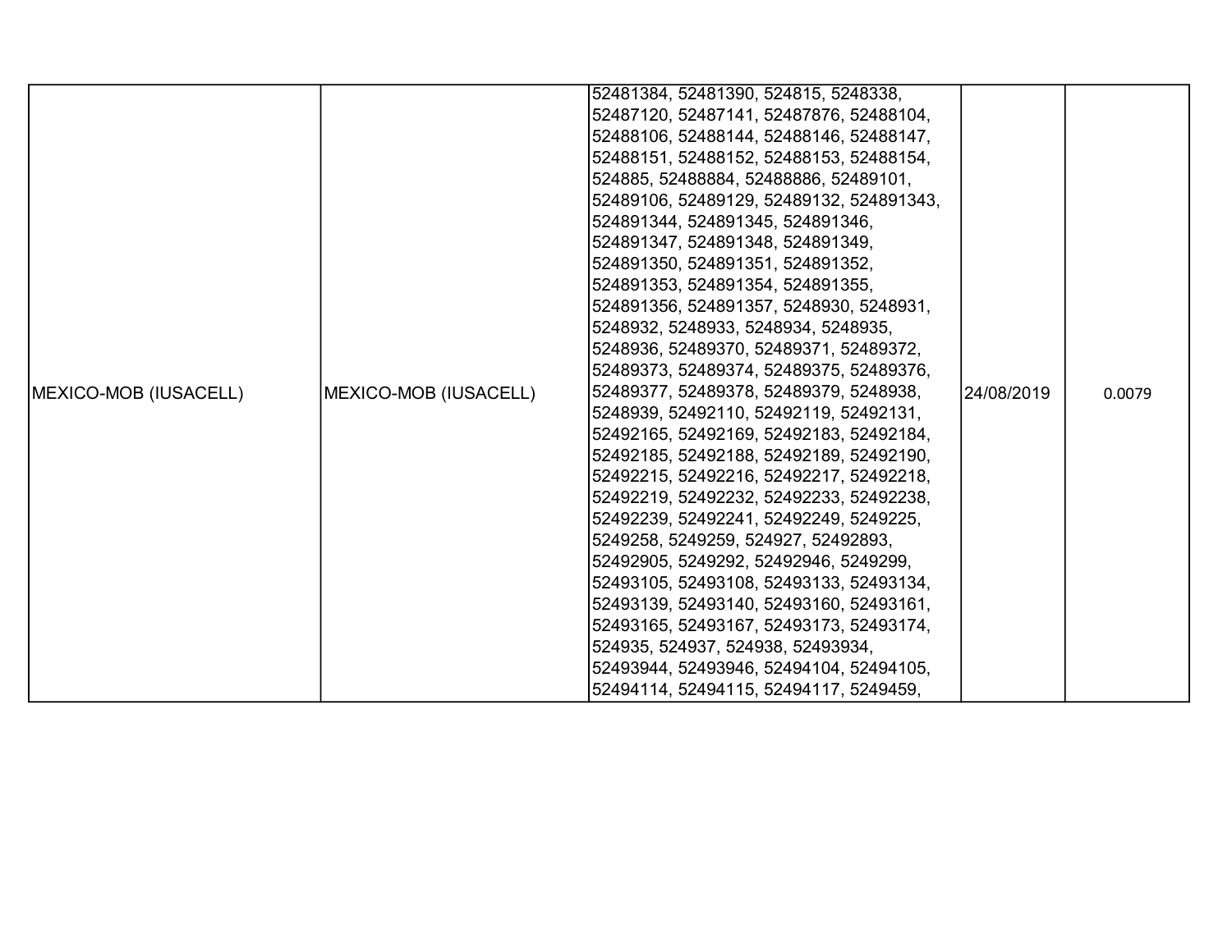| MEXICO-MOB (IUSACELL) | MEXICO-MOB (IUSACELL) | 52481384, 52481390, 524815, 5248338, 52487120, 52487141, 52487876, 52488104, 52488106, 52488144, 52488146, 52488147, 52488151, 52488152, 52488153, 52488154, 524885, 52488884, 52488886, 52489101, 52489106, 52489129, 52489132, 524891343, 524891344, 524891345, 524891346, 524891347, 524891348, 524891349, 524891350, 524891351, 524891352, 524891353, 524891354, 524891355, 524891356, 524891357, 5248930, 5248931, 5248932, 5248933, 5248934, 5248935, 5248936, 52489370, 52489371, 52489372, 52489373, 52489374, 52489375, 52489376, 52489377, 52489378, 52489379, 5248938, 5248939, 52492110, 52492119, 52492131, 52492165, 52492169, 52492183, 52492184, 52492185, 52492188, 52492189, 52492190, 52492215, 52492216, 52492217, 52492218, 52492219, 52492232, 52492233, 52492238, 52492239, 52492241, 52492249, 5249225, 5249258, 5249259, 524927, 52492893, 52492905, 5249292, 52492946, 5249299, 52493105, 52493108, 52493133, 52493134, 52493139, 52493140, 52493160, 52493161, 52493165, 52493167, 52493173, 52493174, 524935, 524937, 524938, 52493934, 52493944, 52493946, 52494104, 52494105, 52494114, 52494115, 52494117, 5249459, | 24/08/2019 | 0.0079 |
|---|---|---|---|---|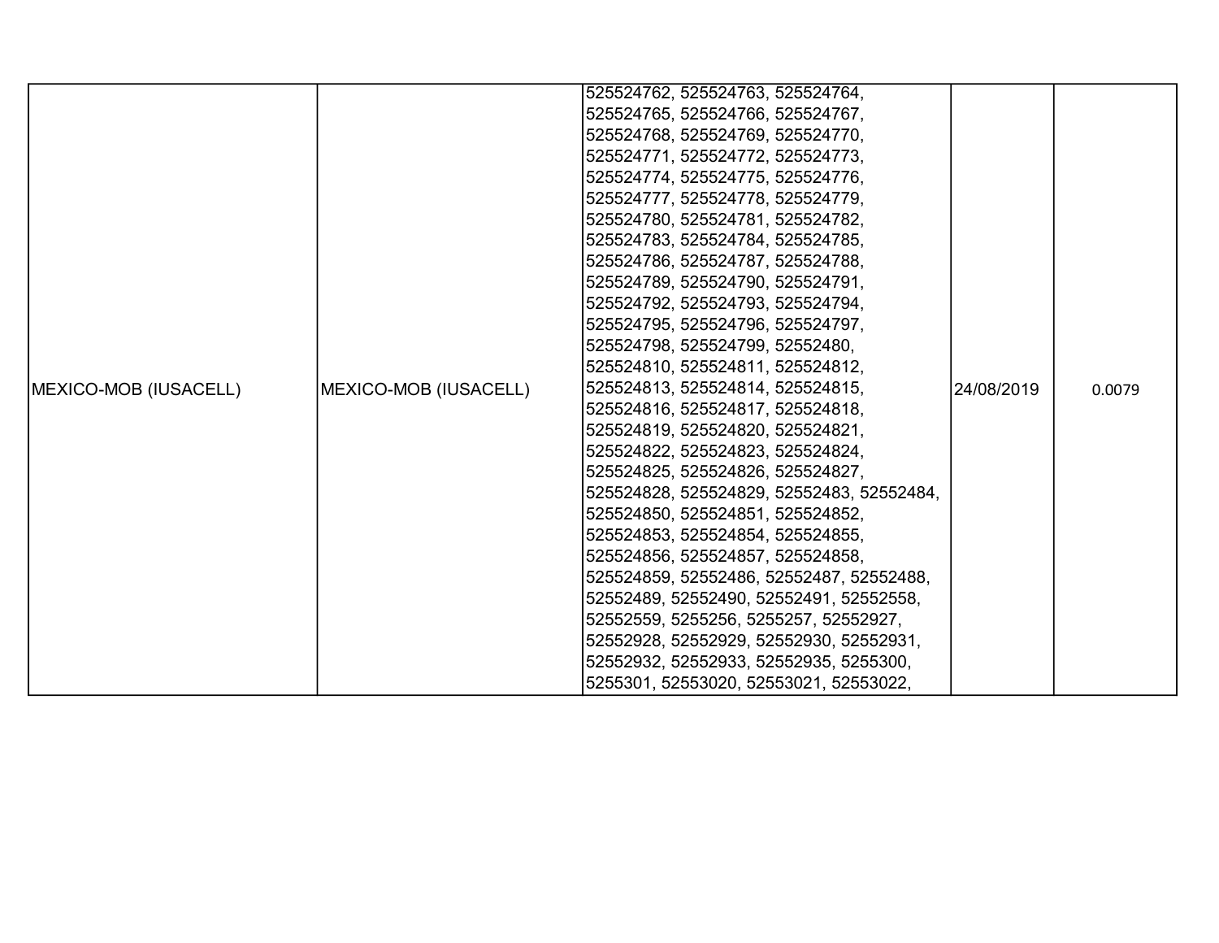| MEXICO-MOB (IUSACELL) | MEXICO-MOB (IUSACELL) | 525524762, 525524763, 525524764, 525524765, 525524766, 525524767, 525524768, 525524769, 525524770, 525524771, 525524772, 525524773, 525524774, 525524775, 525524776, 525524777, 525524778, 525524779, 525524780, 525524781, 525524782, 525524783, 525524784, 525524785, 525524786, 525524787, 525524788, 525524789, 525524790, 525524791, 525524792, 525524793, 525524794, 525524795, 525524796, 525524797, 525524798, 525524799, 52552480, 525524810, 525524811, 525524812, 525524813, 525524814, 525524815, 525524816, 525524817, 525524818, 525524819, 525524820, 525524821, 525524822, 525524823, 525524824, 525524825, 525524826, 525524827, 525524828, 525524829, 52552483, 52552484, 525524850, 525524851, 525524852, 525524853, 525524854, 525524855, 525524856, 525524857, 525524858, 525524859, 52552486, 52552487, 52552488, 52552489, 52552490, 52552491, 52552558, 52552559, 5255256, 5255257, 52552927, 52552928, 52552929, 52552930, 52552931, 52552932, 52552933, 52552935, 5255300, 5255301, 52553020, 52553021, 52553022, | 24/08/2019 | 0.0079 |
|---|---|---|---|---|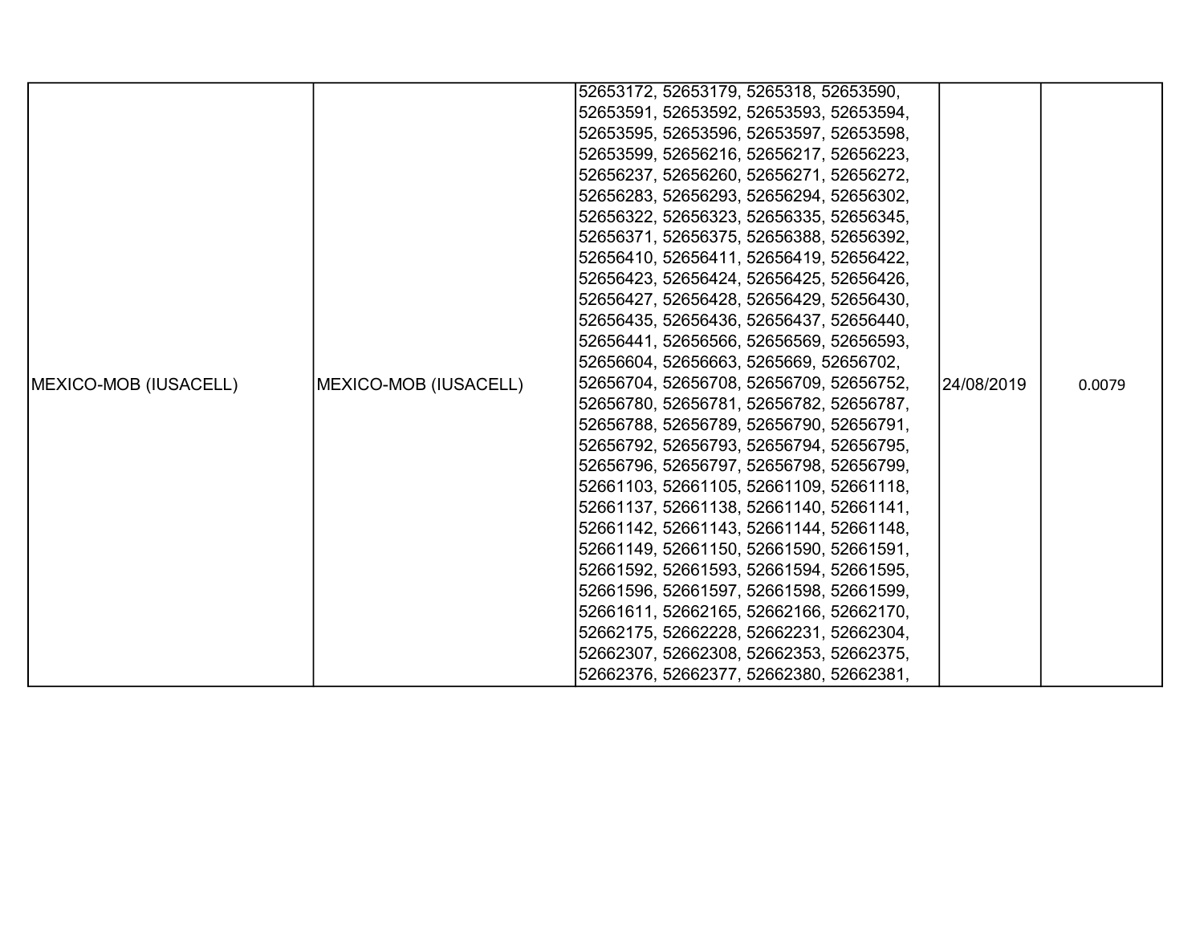| | | | | |
|---|---|---|---|---|
| MEXICO-MOB (IUSACELL) | MEXICO-MOB (IUSACELL) | 52653172, 52653179, 5265318, 52653590, 52653591, 52653592, 52653593, 52653594, 52653595, 52653596, 52653597, 52653598, 52653599, 52656216, 52656217, 52656223, 52656237, 52656260, 52656271, 52656272, 52656283, 52656293, 52656294, 52656302, 52656322, 52656323, 52656335, 52656345, 52656371, 52656375, 52656388, 52656392, 52656410, 52656411, 52656419, 52656422, 52656423, 52656424, 52656425, 52656426, 52656427, 52656428, 52656429, 52656430, 52656435, 52656436, 52656437, 52656440, 52656441, 52656566, 52656569, 52656593, 52656604, 52656663, 5265669, 52656702, 52656704, 52656708, 52656709, 52656752, 52656780, 52656781, 52656782, 52656787, 52656788, 52656789, 52656790, 52656791, 52656792, 52656793, 52656794, 52656795, 52656796, 52656797, 52656798, 52656799, 52661103, 52661105, 52661109, 52661118, 52661137, 52661138, 52661140, 52661141, 52661142, 52661143, 52661144, 52661148, 52661149, 52661150, 52661590, 52661591, 52661592, 52661593, 52661594, 52661595, 52661596, 52661597, 52661598, 52661599, 52661611, 52662165, 52662166, 52662170, 52662175, 52662228, 52662231, 52662304, 52662307, 52662308, 52662353, 52662375, 52662376, 52662377, 52662380, 52662381, | 24/08/2019 | 0.0079 |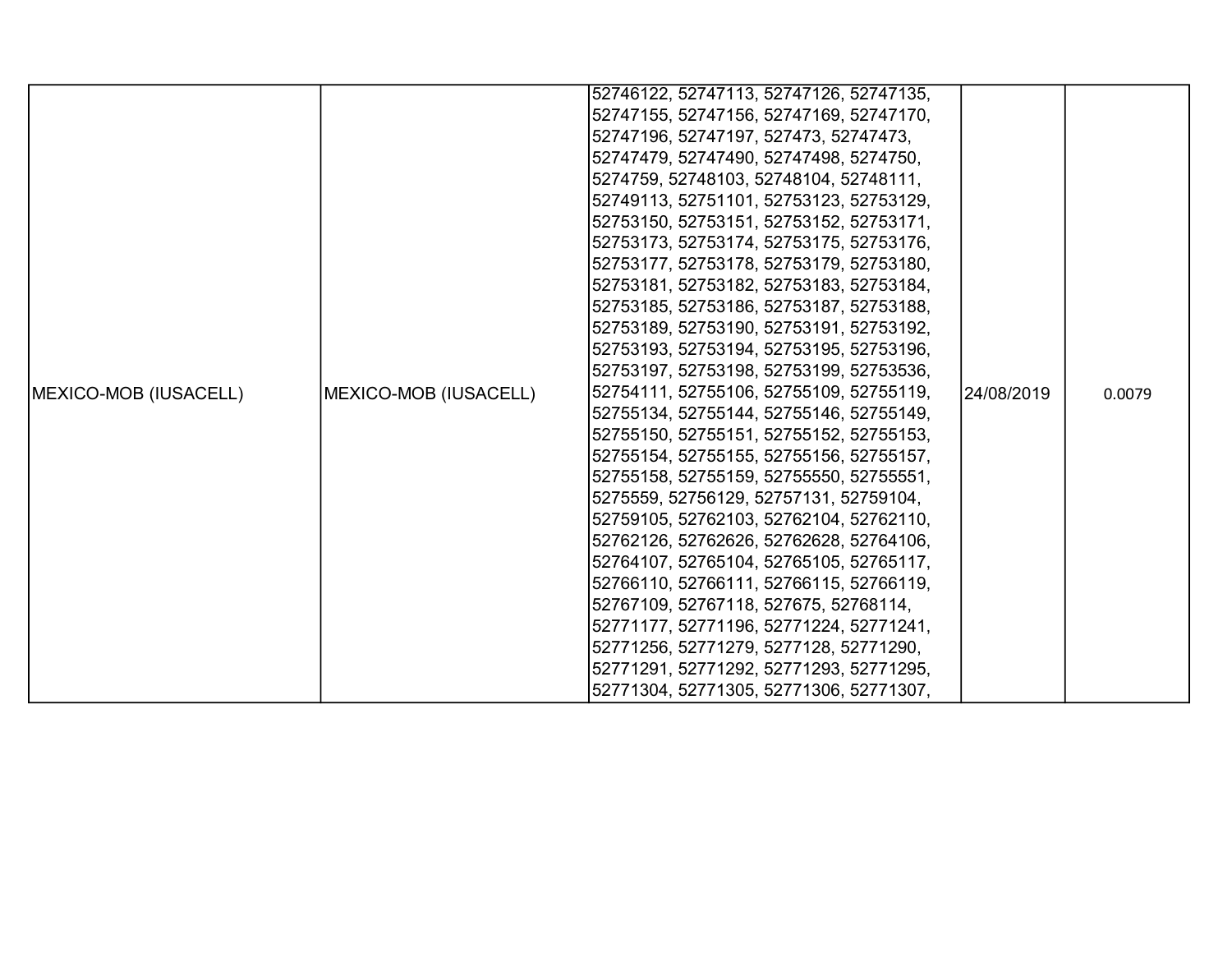| MEXICO-MOB (IUSACELL) | MEXICO-MOB (IUSACELL) | 52746122, 52747113, 52747126, 52747135, 52747155, 52747156, 52747169, 52747170, 52747196, 52747197, 527473, 52747473, 52747479, 52747490, 52747498, 5274750, 5274759, 52748103, 52748104, 52748111, 52749113, 52751101, 52753123, 52753129, 52753150, 52753151, 52753152, 52753171, 52753173, 52753174, 52753175, 52753176, 52753177, 52753178, 52753179, 52753180, 52753181, 52753182, 52753183, 52753184, 52753185, 52753186, 52753187, 52753188, 52753189, 52753190, 52753191, 52753192, 52753193, 52753194, 52753195, 52753196, 52753197, 52753198, 52753199, 52753536, 52754111, 52755106, 52755109, 52755119, 52755134, 52755144, 52755146, 52755149, 52755150, 52755151, 52755152, 52755153, 52755154, 52755155, 52755156, 52755157, 52755158, 52755159, 52755550, 52755551, 5275559, 52756129, 52757131, 52759104, 52759105, 52762103, 52762104, 52762110, 52762126, 52762626, 52762628, 52764106, 52764107, 52765104, 52765105, 52765117, 52766110, 52766111, 52766115, 52766119, 52767109, 52767118, 527675, 52768114, 52771177, 52771196, 52771224, 52771241, 52771256, 52771279, 5277128, 52771290, 52771291, 52771292, 52771293, 52771295, 52771304, 52771305, 52771306, 52771307, | 24/08/2019 | 0.0079 |
|---|---|---|---|---|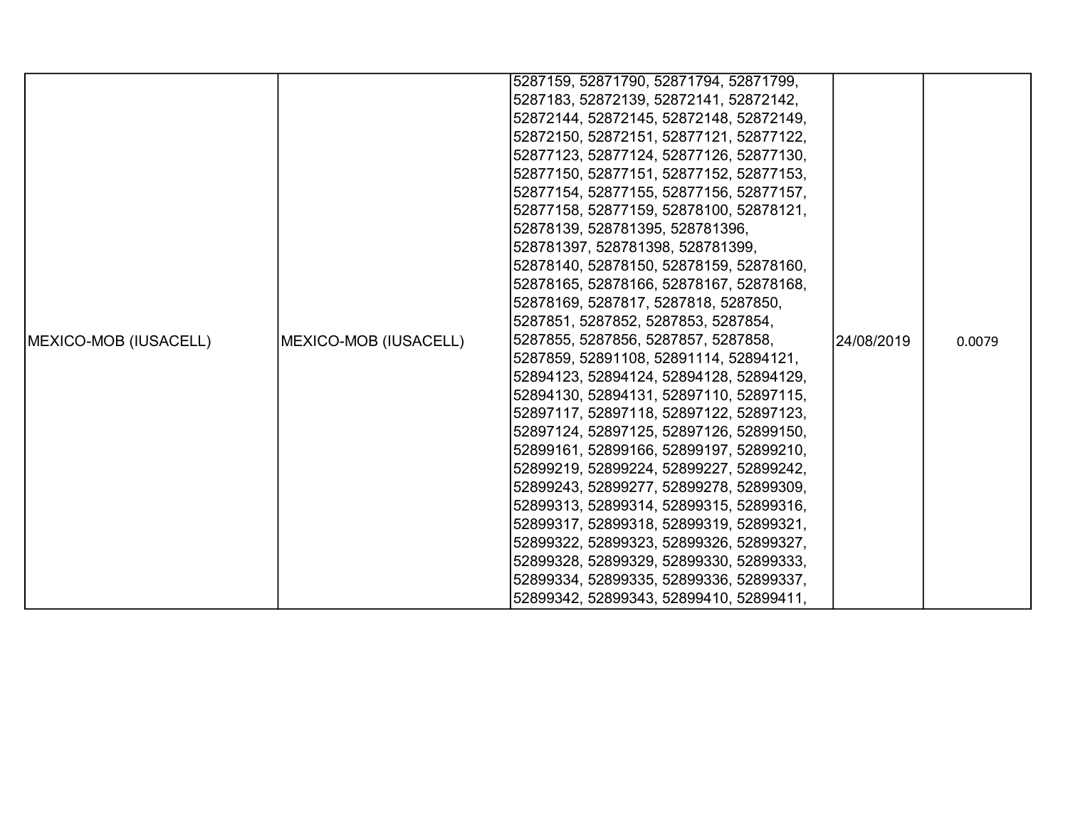| | | | | |
|---|---|---|---|---|
| MEXICO-MOB (IUSACELL) | MEXICO-MOB (IUSACELL) | 5287159, 52871790, 52871794, 52871799, 5287183, 52872139, 52872141, 52872142, 52872144, 52872145, 52872148, 52872149, 52872150, 52872151, 52877121, 52877122, 52877123, 52877124, 52877126, 52877130, 52877150, 52877151, 52877152, 52877153, 52877154, 52877155, 52877156, 52877157, 52877158, 52877159, 52878100, 52878121, 52878139, 528781395, 528781396, 528781397, 528781398, 528781399, 52878140, 52878150, 52878159, 52878160, 52878165, 52878166, 52878167, 52878168, 52878169, 5287817, 5287818, 5287850, 5287851, 5287852, 5287853, 5287854, 5287855, 5287856, 5287857, 5287858, 5287859, 52891108, 52891114, 52894121, 52894123, 52894124, 52894128, 52894129, 52894130, 52894131, 52897110, 52897115, 52897117, 52897118, 52897122, 52897123, 52897124, 52897125, 52897126, 52899150, 52899161, 52899166, 52899197, 52899210, 52899219, 52899224, 52899227, 52899242, 52899243, 52899277, 52899278, 52899309, 52899313, 52899314, 52899315, 52899316, 52899317, 52899318, 52899319, 52899321, 52899322, 52899323, 52899326, 52899327, 52899328, 52899329, 52899330, 52899333, 52899334, 52899335, 52899336, 52899337, 52899342, 52899343, 52899410, 52899411, | 24/08/2019 | 0.0079 |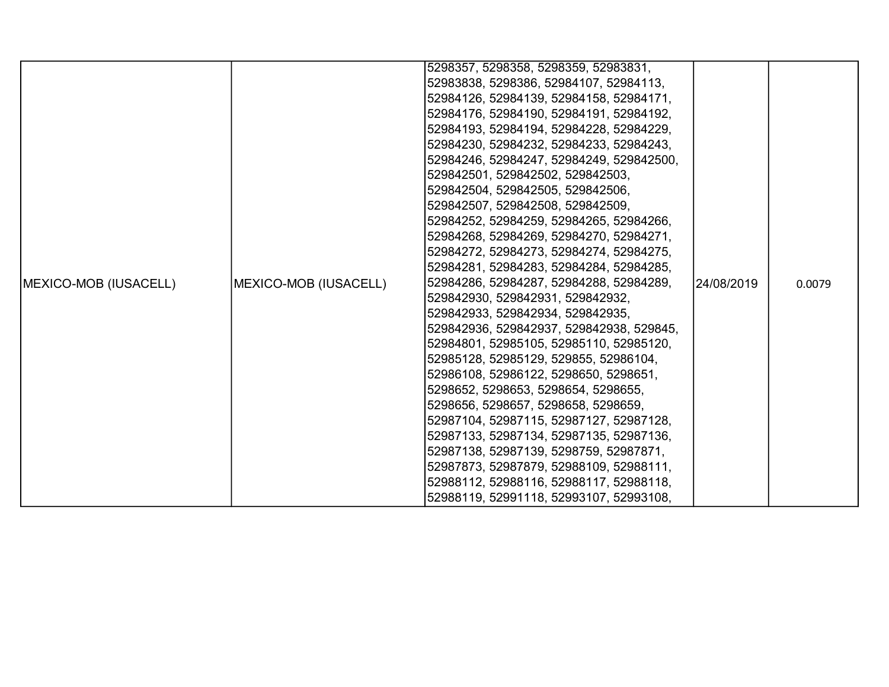| MEXICO-MOB (IUSACELL) | MEXICO-MOB (IUSACELL) | 5298357, 5298358, 5298359, 52983831, 52983838, 5298386, 52984107, 52984113, 52984126, 52984139, 52984158, 52984171, 52984176, 52984190, 52984191, 52984192, 52984193, 52984194, 52984228, 52984229, 52984230, 52984232, 52984233, 52984243, 52984246, 52984247, 52984249, 529842500, 529842501, 529842502, 529842503, 529842504, 529842505, 529842506, 529842507, 529842508, 529842509, 52984252, 52984259, 52984265, 52984266, 52984268, 52984269, 52984270, 52984271, 52984272, 52984273, 52984274, 52984275, 52984281, 52984283, 52984284, 52984285, 52984286, 52984287, 52984288, 52984289, 529842930, 529842931, 529842932, 529842933, 529842934, 529842935, 529842936, 529842937, 529842938, 529845, 52984801, 52985105, 52985110, 52985120, 52985128, 52985129, 529855, 52986104, 52986108, 52986122, 5298650, 5298651, 5298652, 5298653, 5298654, 5298655, 5298656, 5298657, 5298658, 5298659, 52987104, 52987115, 52987127, 52987128, 52987133, 52987134, 52987135, 52987136, 52987138, 52987139, 5298759, 52987871, 52987873, 52987879, 52988109, 52988111, 52988112, 52988116, 52988117, 52988118, 52988119, 52991118, 52993107, 52993108, | 24/08/2019 | 0.0079 |
|---|---|---|---|---|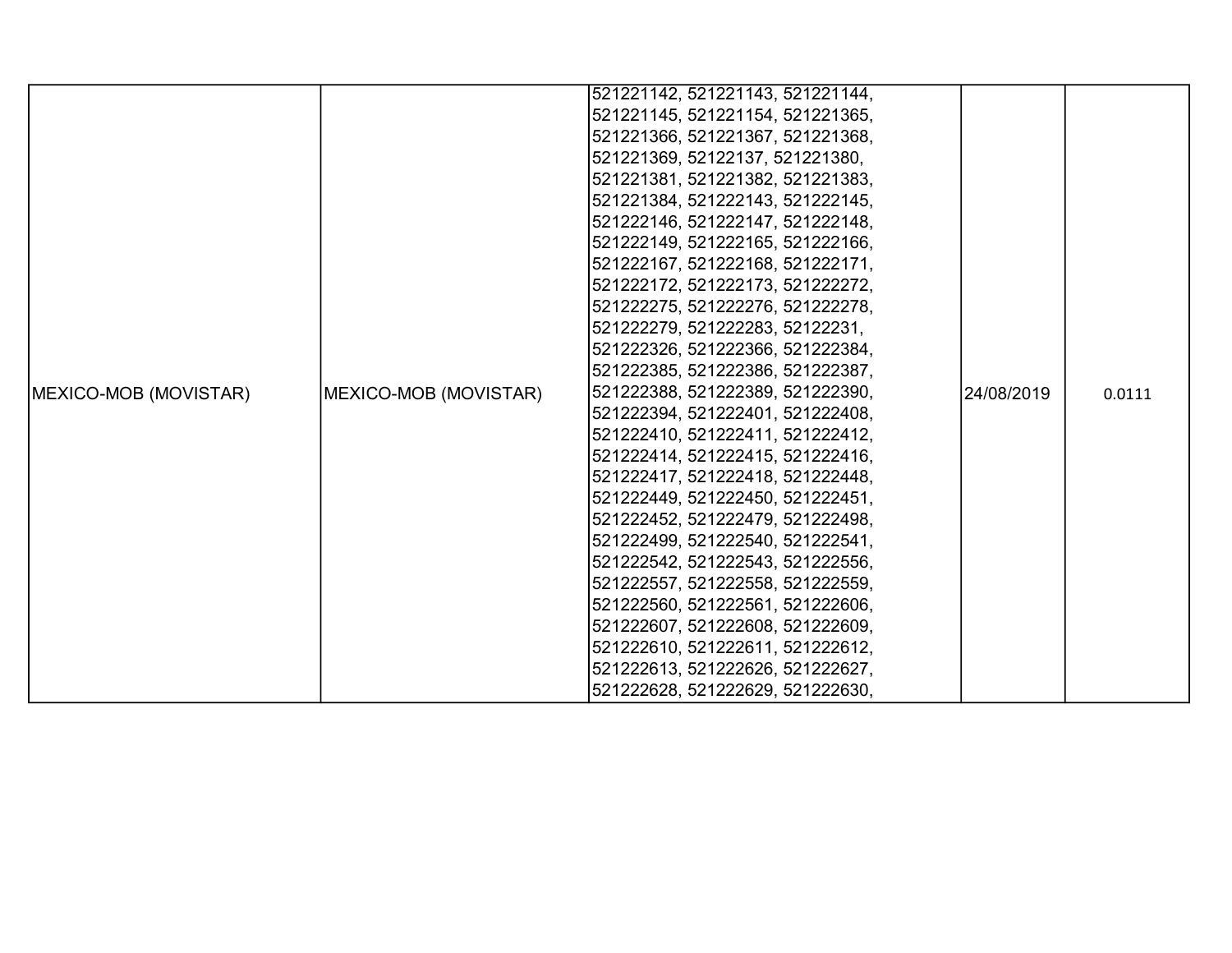| | | | | |
|---|---|---|---|---|
| MEXICO-MOB (MOVISTAR) | MEXICO-MOB (MOVISTAR) | 521221142, 521221143, 521221144, 521221145, 521221154, 521221365, 521221366, 521221367, 521221368, 521221369, 52122137, 521221380, 521221381, 521221382, 521221383, 521221384, 521222143, 521222145, 521222146, 521222147, 521222148, 521222149, 521222165, 521222166, 521222167, 521222168, 521222171, 521222172, 521222173, 521222272, 521222275, 521222276, 521222278, 521222279, 521222283, 52122231, 521222326, 521222366, 521222384, 521222385, 521222386, 521222387, 521222388, 521222389, 521222390, 521222394, 521222401, 521222408, 521222410, 521222411, 521222412, 521222414, 521222415, 521222416, 521222417, 521222418, 521222448, 521222449, 521222450, 521222451, 521222452, 521222479, 521222498, 521222499, 521222540, 521222541, 521222542, 521222543, 521222556, 521222557, 521222558, 521222559, 521222560, 521222561, 521222606, 521222607, 521222608, 521222609, 521222610, 521222611, 521222612, 521222613, 521222626, 521222627, 521222628, 521222629, 521222630, | 24/08/2019 | 0.0111 |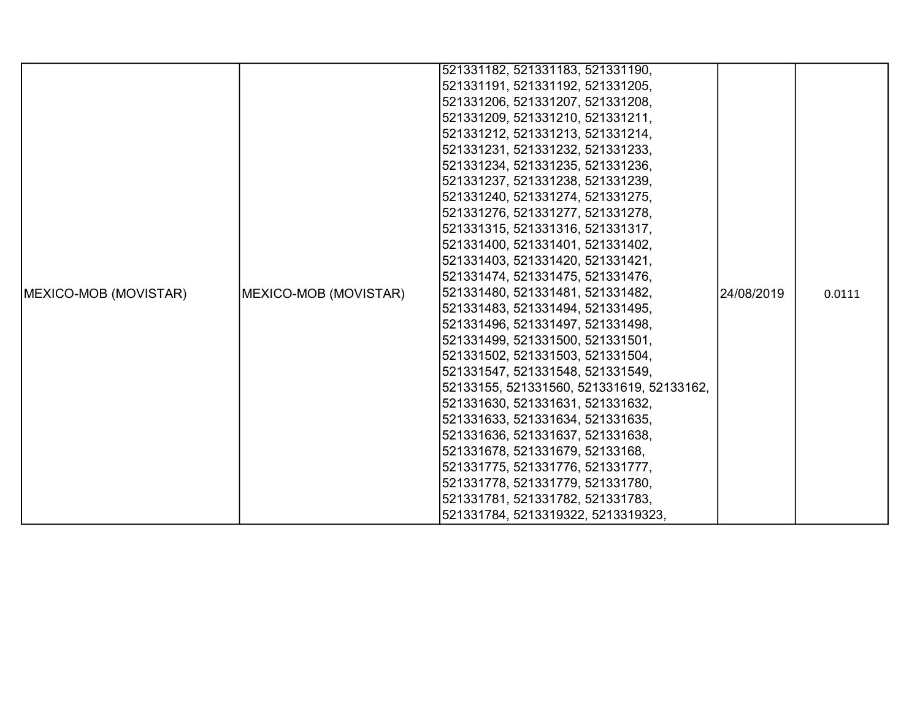| | | | | |
|---|---|---|---|---|
| MEXICO-MOB (MOVISTAR) | MEXICO-MOB (MOVISTAR) | 521331182, 521331183, 521331190, 521331191, 521331192, 521331205, 521331206, 521331207, 521331208, 521331209, 521331210, 521331211, 521331212, 521331213, 521331214, 521331231, 521331232, 521331233, 521331234, 521331235, 521331236, 521331237, 521331238, 521331239, 521331240, 521331274, 521331275, 521331276, 521331277, 521331278, 521331315, 521331316, 521331317, 521331400, 521331401, 521331402, 521331403, 521331420, 521331421, 521331474, 521331475, 521331476, 521331480, 521331481, 521331482, 521331483, 521331494, 521331495, 521331496, 521331497, 521331498, 521331499, 521331500, 521331501, 521331502, 521331503, 521331504, 521331547, 521331548, 521331549, 52133155, 521331560, 521331619, 52133162, 521331630, 521331631, 521331632, 521331633, 521331634, 521331635, 521331636, 521331637, 521331638, 521331678, 521331679, 52133168, 521331775, 521331776, 521331777, 521331778, 521331779, 521331780, 521331781, 521331782, 521331783, 521331784, 5213319322, 5213319323, | 24/08/2019 | 0.0111 |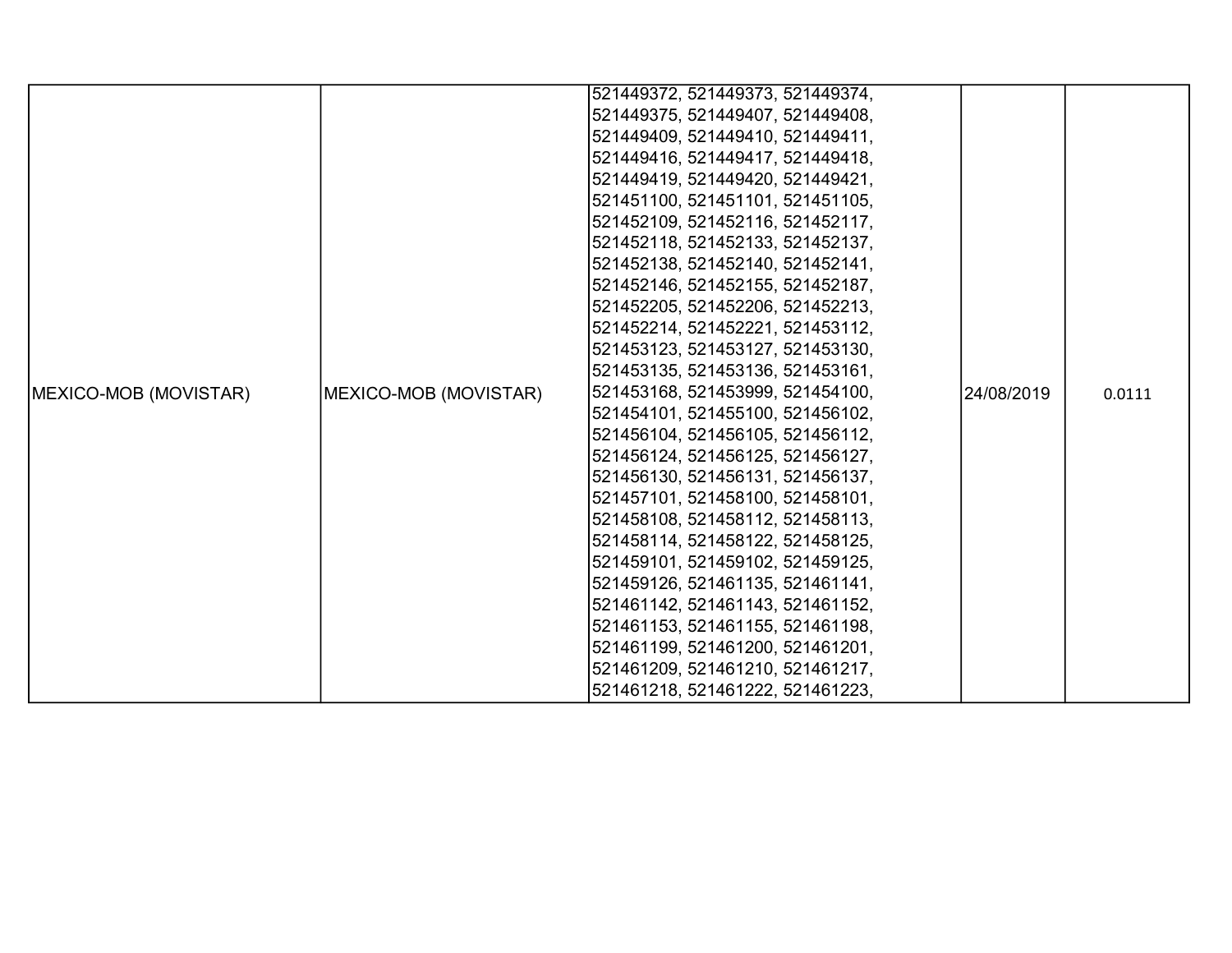| | | | | |
|---|---|---|---|---|
| MEXICO-MOB (MOVISTAR) | MEXICO-MOB (MOVISTAR) | 521449372, 521449373, 521449374, 521449375, 521449407, 521449408, 521449409, 521449410, 521449411, 521449416, 521449417, 521449418, 521449419, 521449420, 521449421, 521451100, 521451101, 521451105, 521452109, 521452116, 521452117, 521452118, 521452133, 521452137, 521452138, 521452140, 521452141, 521452146, 521452155, 521452187, 521452205, 521452206, 521452213, 521452214, 521452221, 521453112, 521453123, 521453127, 521453130, 521453135, 521453136, 521453161, 521453168, 521453999, 521454100, 521454101, 521455100, 521456102, 521456104, 521456105, 521456112, 521456124, 521456125, 521456127, 521456130, 521456131, 521456137, 521457101, 521458100, 521458101, 521458108, 521458112, 521458113, 521458114, 521458122, 521458125, 521459101, 521459102, 521459125, 521459126, 521461135, 521461141, 521461142, 521461143, 521461152, 521461153, 521461155, 521461198, 521461199, 521461200, 521461201, 521461209, 521461210, 521461217, 521461218, 521461222, 521461223, | 24/08/2019 | 0.0111 |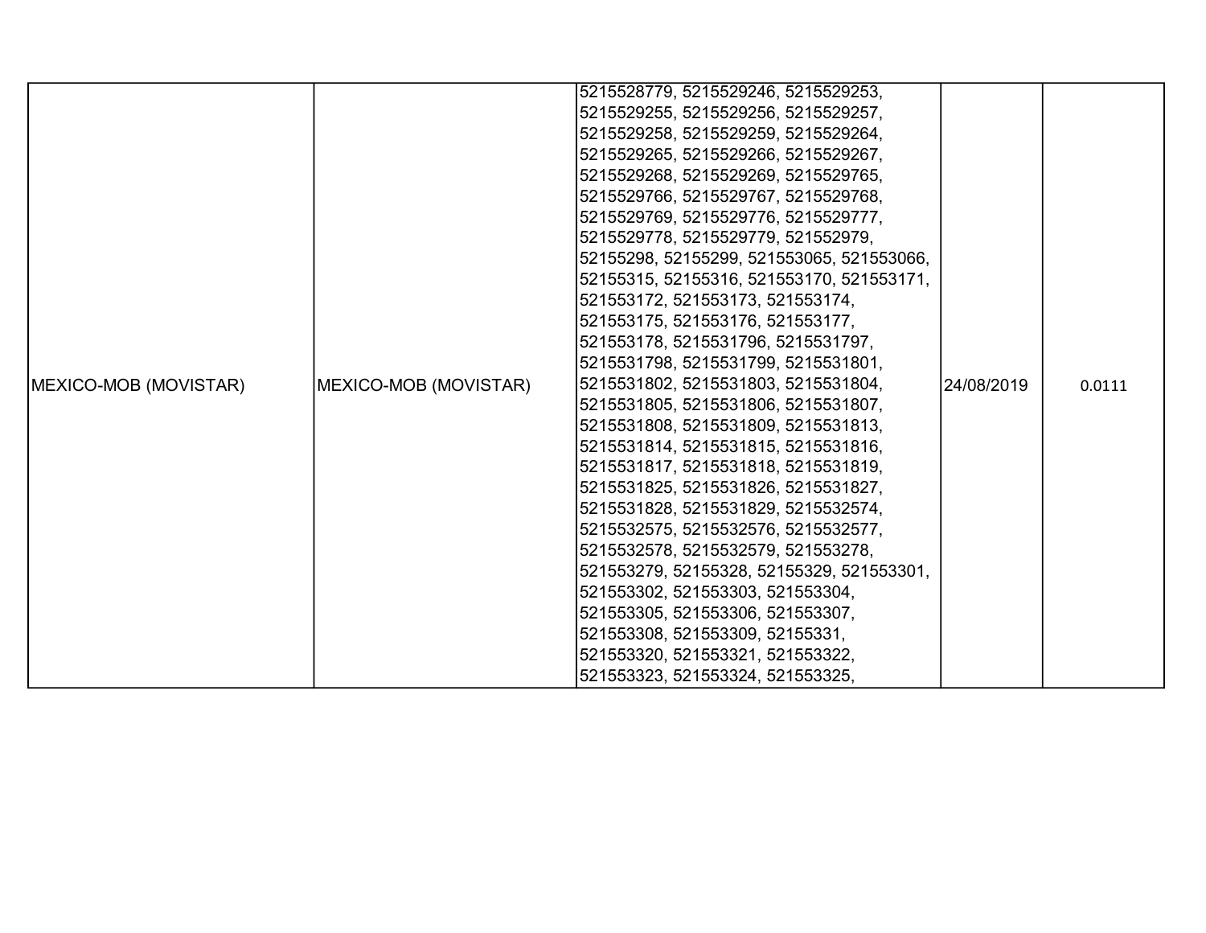| | | | | |
|---|---|---|---|---|
| MEXICO-MOB (MOVISTAR) | MEXICO-MOB (MOVISTAR) | 5215528779, 5215529246, 5215529253, 5215529255, 5215529256, 5215529257, 5215529258, 5215529259, 5215529264, 5215529265, 5215529266, 5215529267, 5215529268, 5215529269, 5215529765, 5215529766, 5215529767, 5215529768, 5215529769, 5215529776, 5215529777, 5215529778, 5215529779, 521552979, 52155298, 52155299, 521553065, 521553066, 52155315, 52155316, 521553170, 521553171, 521553172, 521553173, 521553174, 521553175, 521553176, 521553177, 521553178, 5215531796, 5215531797, 5215531798, 5215531799, 5215531801, 5215531802, 5215531803, 5215531804, 5215531805, 5215531806, 5215531807, 5215531808, 5215531809, 5215531813, 5215531814, 5215531815, 5215531816, 5215531817, 5215531818, 5215531819, 5215531825, 5215531826, 5215531827, 5215531828, 5215531829, 5215532574, 5215532575, 5215532576, 5215532577, 5215532578, 5215532579, 521553278, 521553279, 52155328, 52155329, 521553301, 521553302, 521553303, 521553304, 521553305, 521553306, 521553307, 521553308, 521553309, 52155331, 521553320, 521553321, 521553322, 521553323, 521553324, 521553325, | 24/08/2019 | 0.0111 |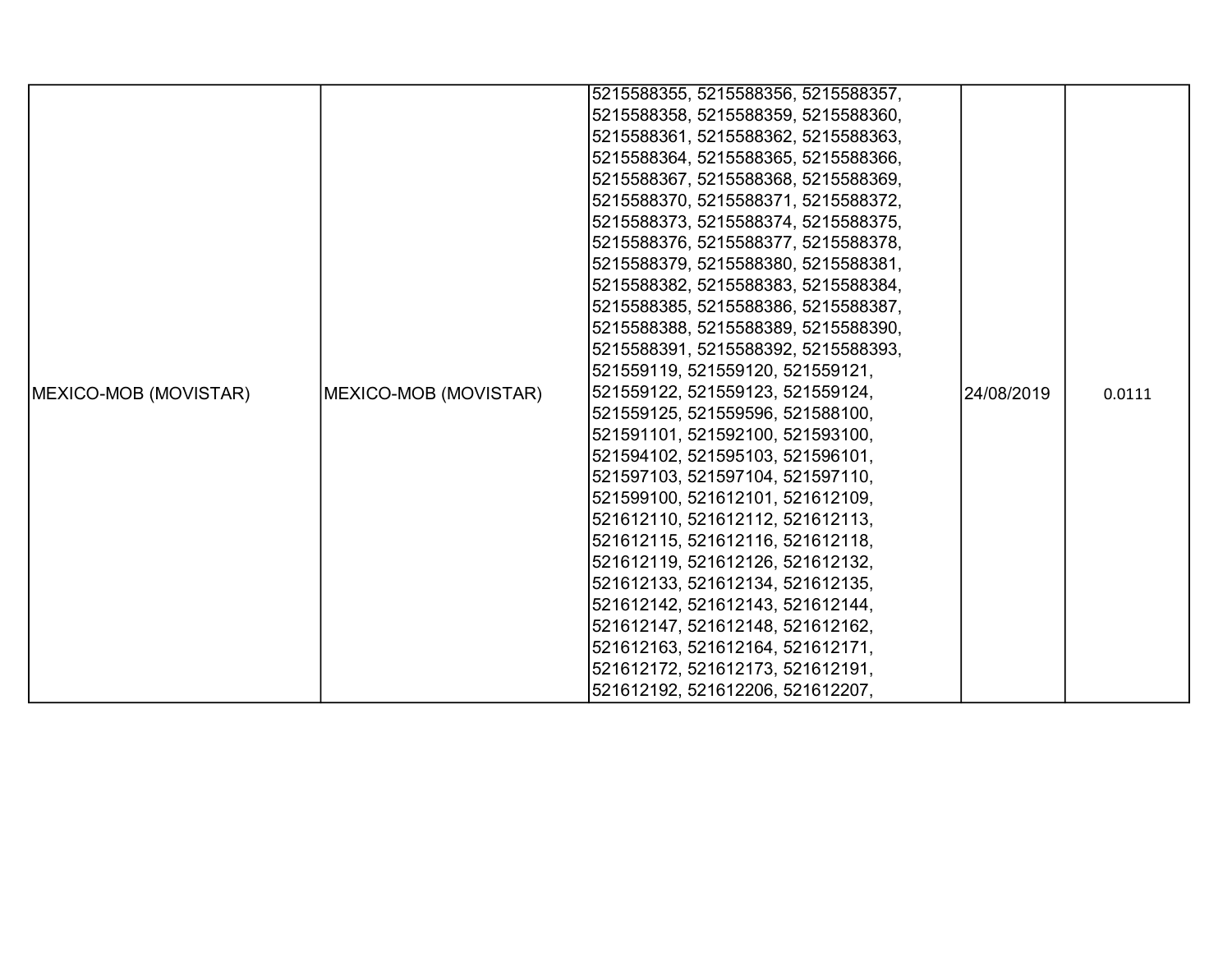| | | | | |
|---|---|---|---|---|
| MEXICO-MOB (MOVISTAR) | MEXICO-MOB (MOVISTAR) | 5215588355, 5215588356, 5215588357, 5215588358, 5215588359, 5215588360, 5215588361, 5215588362, 5215588363, 5215588364, 5215588365, 5215588366, 5215588367, 5215588368, 5215588369, 5215588370, 5215588371, 5215588372, 5215588373, 5215588374, 5215588375, 5215588376, 5215588377, 5215588378, 5215588379, 5215588380, 5215588381, 5215588382, 5215588383, 5215588384, 5215588385, 5215588386, 5215588387, 5215588388, 5215588389, 5215588390, 5215588391, 5215588392, 5215588393, 521559119, 521559120, 521559121, 521559122, 521559123, 521559124, 521559125, 521559596, 521588100, 521591101, 521592100, 521593100, 521594102, 521595103, 521596101, 521597103, 521597104, 521597110, 521599100, 521612101, 521612109, 521612110, 521612112, 521612113, 521612115, 521612116, 521612118, 521612119, 521612126, 521612132, 521612133, 521612134, 521612135, 521612142, 521612143, 521612144, 521612147, 521612148, 521612162, 521612163, 521612164, 521612171, 521612172, 521612173, 521612191, 521612192, 521612206, 521612207, | 24/08/2019 | 0.0111 |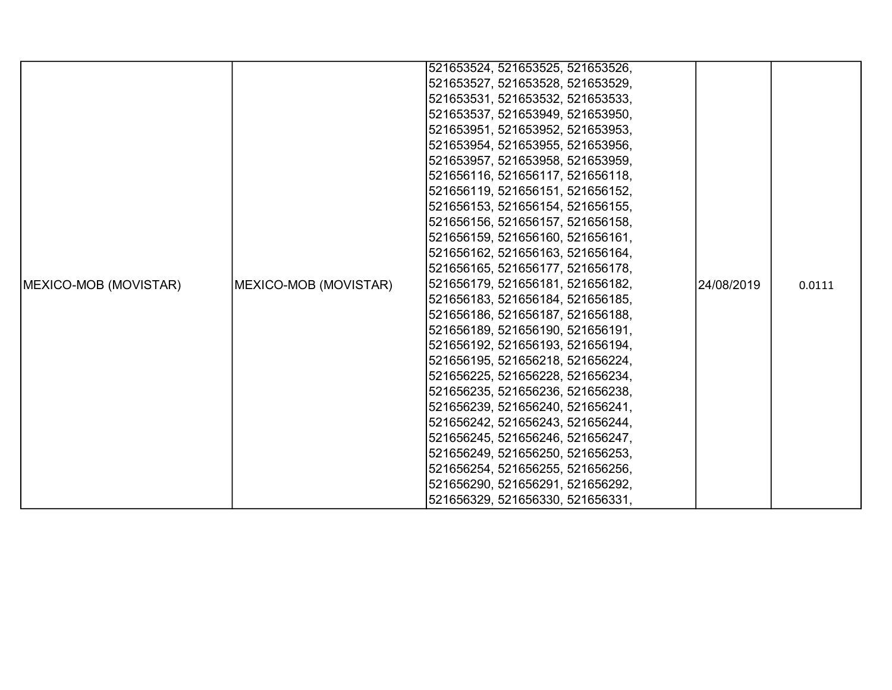| | | | | |
|---|---|---|---|---|
| MEXICO-MOB (MOVISTAR) | MEXICO-MOB (MOVISTAR) | 521653524, 521653525, 521653526, 521653527, 521653528, 521653529, 521653531, 521653532, 521653533, 521653537, 521653949, 521653950, 521653951, 521653952, 521653953, 521653954, 521653955, 521653956, 521653957, 521653958, 521653959, 521656116, 521656117, 521656118, 521656119, 521656151, 521656152, 521656153, 521656154, 521656155, 521656156, 521656157, 521656158, 521656159, 521656160, 521656161, 521656162, 521656163, 521656164, 521656165, 521656177, 521656178, 521656179, 521656181, 521656182, 521656183, 521656184, 521656185, 521656186, 521656187, 521656188, 521656189, 521656190, 521656191, 521656192, 521656193, 521656194, 521656195, 521656218, 521656224, 521656225, 521656228, 521656234, 521656235, 521656236, 521656238, 521656239, 521656240, 521656241, 521656242, 521656243, 521656244, 521656245, 521656246, 521656247, 521656249, 521656250, 521656253, 521656254, 521656255, 521656256, 521656290, 521656291, 521656292, 521656329, 521656330, 521656331, | 24/08/2019 | 0.0111 |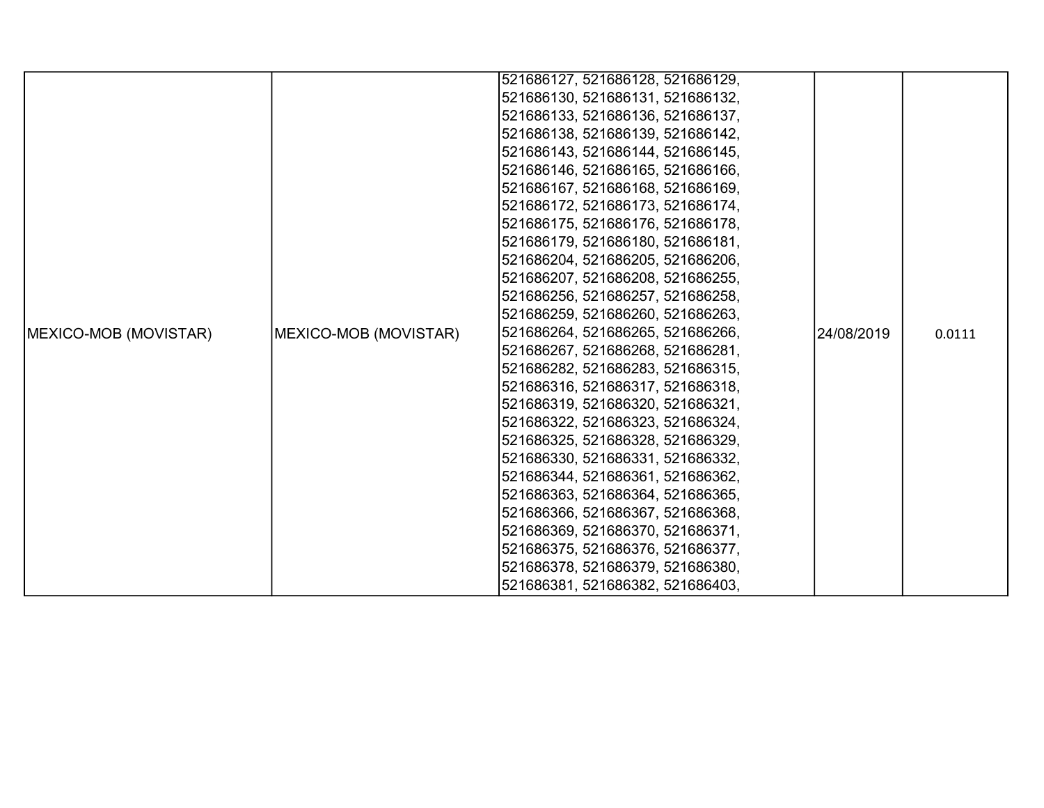| MEXICO-MOB (MOVISTAR) | MEXICO-MOB (MOVISTAR) | 521686127, 521686128, 521686129, 521686130, 521686131, 521686132, 521686133, 521686136, 521686137, 521686138, 521686139, 521686142, 521686143, 521686144, 521686145, 521686146, 521686165, 521686166, 521686167, 521686168, 521686169, 521686172, 521686173, 521686174, 521686175, 521686176, 521686178, 521686179, 521686180, 521686181, 521686204, 521686205, 521686206, 521686207, 521686208, 521686255, 521686256, 521686257, 521686258, 521686259, 521686260, 521686263, 521686264, 521686265, 521686266, 521686267, 521686268, 521686281, 521686282, 521686283, 521686315, 521686316, 521686317, 521686318, 521686319, 521686320, 521686321, 521686322, 521686323, 521686324, 521686325, 521686328, 521686329, 521686330, 521686331, 521686332, 521686344, 521686361, 521686362, 521686363, 521686364, 521686365, 521686366, 521686367, 521686368, 521686369, 521686370, 521686371, 521686375, 521686376, 521686377, 521686378, 521686379, 521686380, 521686381, 521686382, 521686403, | 24/08/2019 | 0.0111 |
|---|---|---|---|---|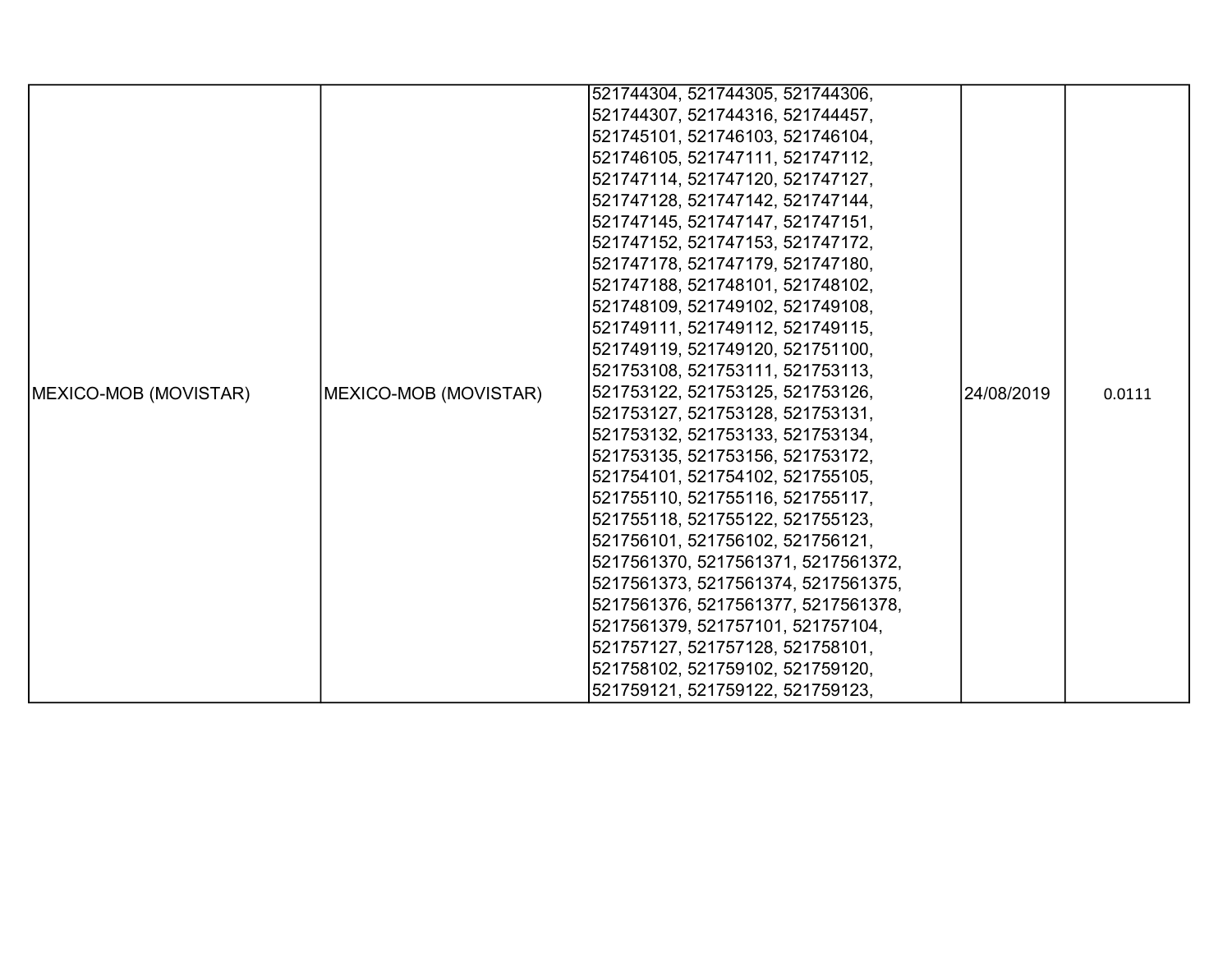| | | | | |
|---|---|---|---|---|
| MEXICO-MOB (MOVISTAR) | MEXICO-MOB (MOVISTAR) | 521744304, 521744305, 521744306, 521744307, 521744316, 521744457, 521745101, 521746103, 521746104, 521746105, 521747111, 521747112, 521747114, 521747120, 521747127, 521747128, 521747142, 521747144, 521747145, 521747147, 521747151, 521747152, 521747153, 521747172, 521747178, 521747179, 521747180, 521747188, 521748101, 521748102, 521748109, 521749102, 521749108, 521749111, 521749112, 521749115, 521749119, 521749120, 521751100, 521753108, 521753111, 521753113, 521753122, 521753125, 521753126, 521753127, 521753128, 521753131, 521753132, 521753133, 521753134, 521753135, 521753156, 521753172, 521754101, 521754102, 521755105, 521755110, 521755116, 521755117, 521755118, 521755122, 521755123, 521756101, 521756102, 521756121, 5217561370, 5217561371, 5217561372, 5217561373, 5217561374, 5217561375, 5217561376, 5217561377, 5217561378, 5217561379, 521757101, 521757104, 521757127, 521757128, 521758101, 521758102, 521759102, 521759120, 521759121, 521759122, 521759123, | 24/08/2019 | 0.0111 |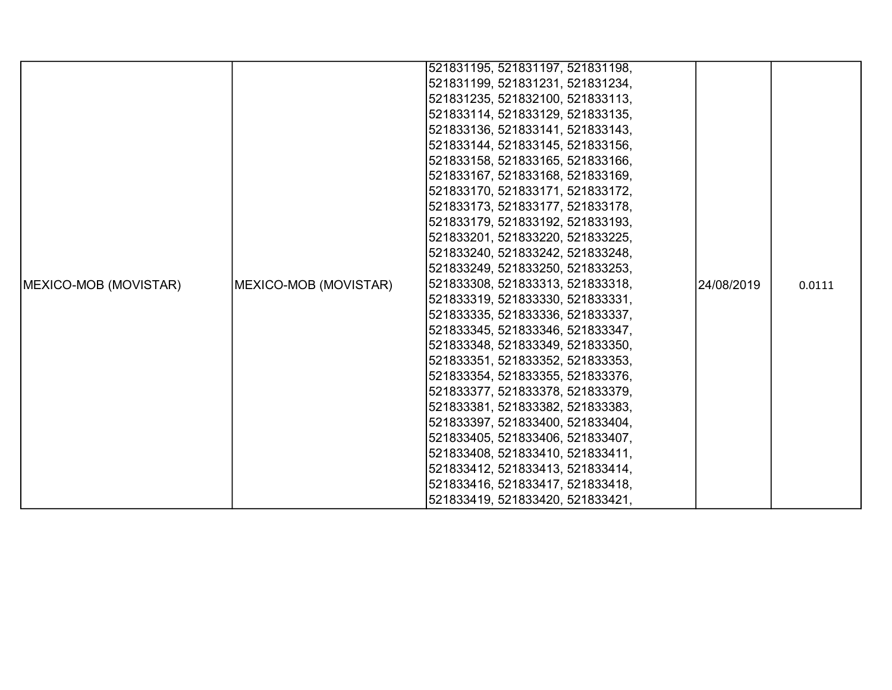| MEXICO-MOB (MOVISTAR) | MEXICO-MOB (MOVISTAR) | 521831195, 521831197, 521831198, 521831199, 521831231, 521831234, 521831235, 521832100, 521833113, 521833114, 521833129, 521833135, 521833136, 521833141, 521833143, 521833144, 521833145, 521833156, 521833158, 521833165, 521833166, 521833167, 521833168, 521833169, 521833170, 521833171, 521833172, 521833173, 521833177, 521833178, 521833179, 521833192, 521833193, 521833201, 521833220, 521833225, 521833240, 521833242, 521833248, 521833249, 521833250, 521833253, 521833308, 521833313, 521833318, 521833319, 521833330, 521833331, 521833335, 521833336, 521833337, 521833345, 521833346, 521833347, 521833348, 521833349, 521833350, 521833351, 521833352, 521833353, 521833354, 521833355, 521833376, 521833377, 521833378, 521833379, 521833381, 521833382, 521833383, 521833397, 521833400, 521833404, 521833405, 521833406, 521833407, 521833408, 521833410, 521833411, 521833412, 521833413, 521833414, 521833416, 521833417, 521833418, 521833419, 521833420, 521833421, | 24/08/2019 | 0.0111 |
|---|---|---|---|---|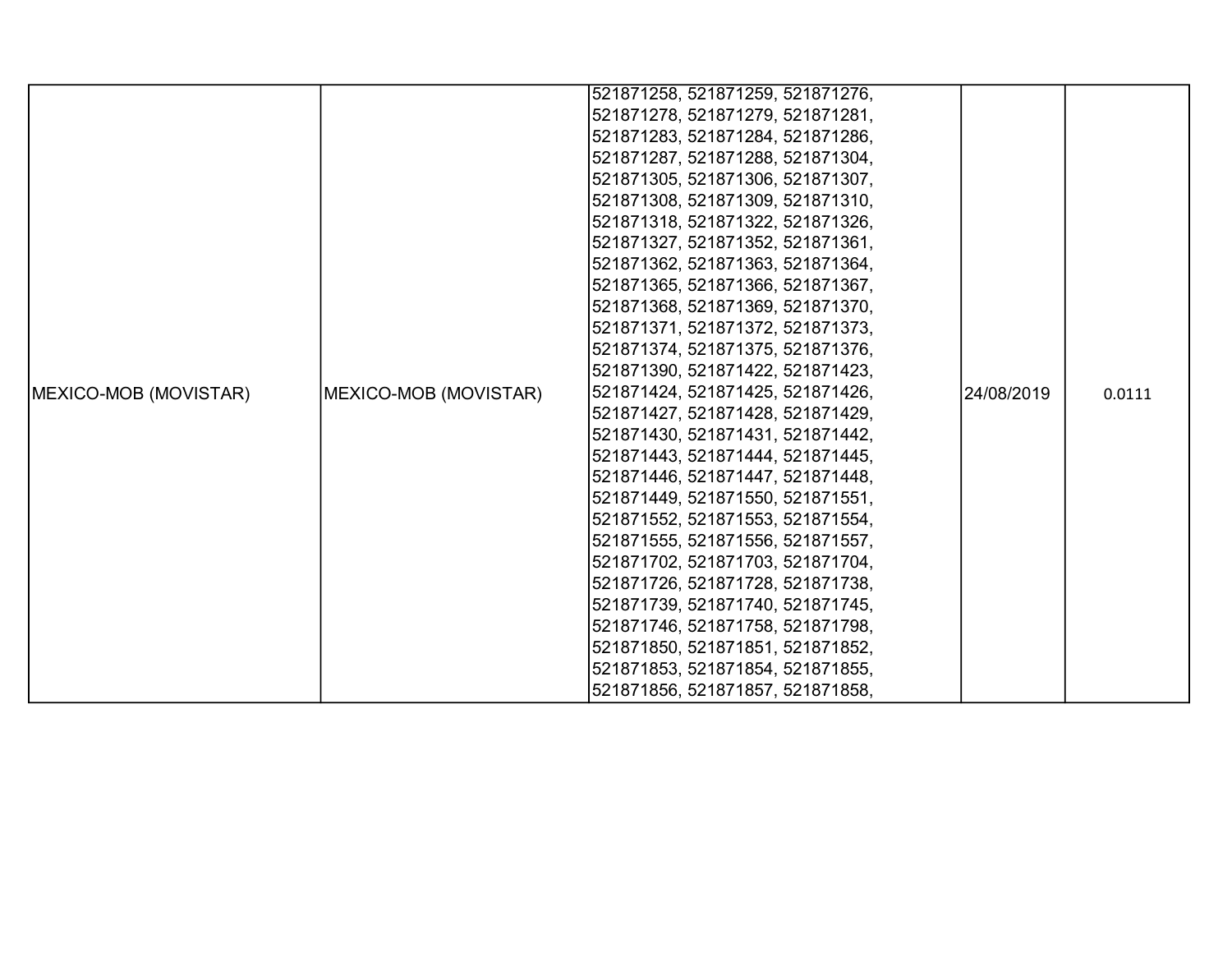| | | | | |
|---|---|---|---|---|
| MEXICO-MOB (MOVISTAR) | MEXICO-MOB (MOVISTAR) | 521871258, 521871259, 521871276, 521871278, 521871279, 521871281, 521871283, 521871284, 521871286, 521871287, 521871288, 521871304, 521871305, 521871306, 521871307, 521871308, 521871309, 521871310, 521871318, 521871322, 521871326, 521871327, 521871352, 521871361, 521871362, 521871363, 521871364, 521871365, 521871366, 521871367, 521871368, 521871369, 521871370, 521871371, 521871372, 521871373, 521871374, 521871375, 521871376, 521871390, 521871422, 521871423, 521871424, 521871425, 521871426, 521871427, 521871428, 521871429, 521871430, 521871431, 521871442, 521871443, 521871444, 521871445, 521871446, 521871447, 521871448, 521871449, 521871550, 521871551, 521871552, 521871553, 521871554, 521871555, 521871556, 521871557, 521871702, 521871703, 521871704, 521871726, 521871728, 521871738, 521871739, 521871740, 521871745, 521871746, 521871758, 521871798, 521871850, 521871851, 521871852, 521871853, 521871854, 521871855, 521871856, 521871857, 521871858, | 24/08/2019 | 0.0111 |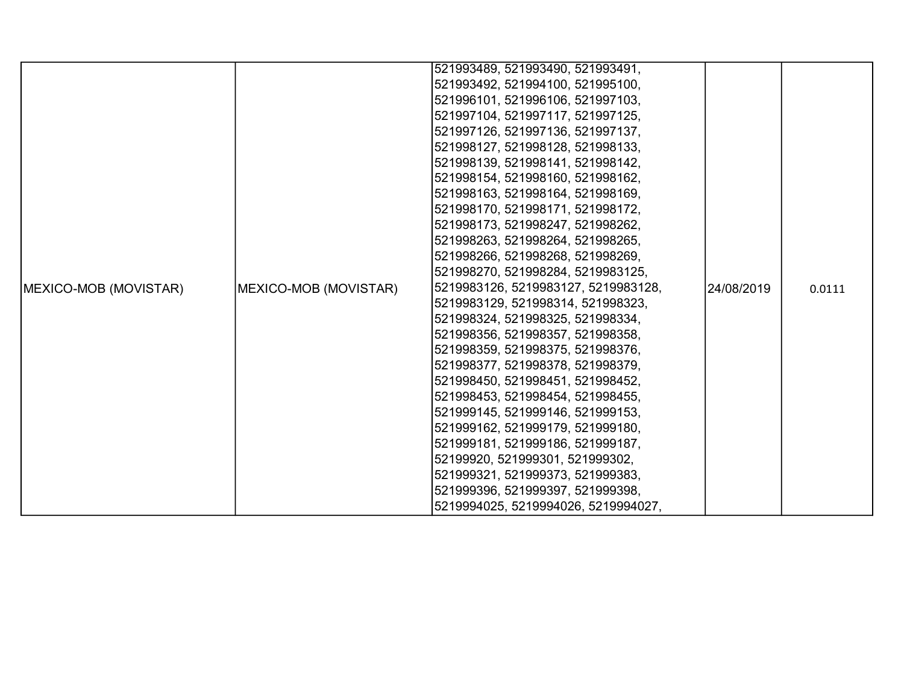| | | | | |
|---|---|---|---|---|
| MEXICO-MOB (MOVISTAR) | MEXICO-MOB (MOVISTAR) | 521993489, 521993490, 521993491, 521993492, 521994100, 521995100, 521996101, 521996106, 521997103, 521997104, 521997117, 521997125, 521997126, 521997136, 521997137, 521998127, 521998128, 521998133, 521998139, 521998141, 521998142, 521998154, 521998160, 521998162, 521998163, 521998164, 521998169, 521998170, 521998171, 521998172, 521998173, 521998247, 521998262, 521998263, 521998264, 521998265, 521998266, 521998268, 521998269, 521998270, 521998284, 5219983125, 5219983126, 5219983127, 5219983128, 5219983129, 521998314, 521998323, 521998324, 521998325, 521998334, 521998356, 521998357, 521998358, 521998359, 521998375, 521998376, 521998377, 521998378, 521998379, 521998450, 521998451, 521998452, 521998453, 521998454, 521998455, 521999145, 521999146, 521999153, 521999162, 521999179, 521999180, 521999181, 521999186, 521999187, 52199920, 521999301, 521999302, 521999321, 521999373, 521999383, 521999396, 521999397, 521999398, 5219994025, 5219994026, 5219994027, | 24/08/2019 | 0.0111 |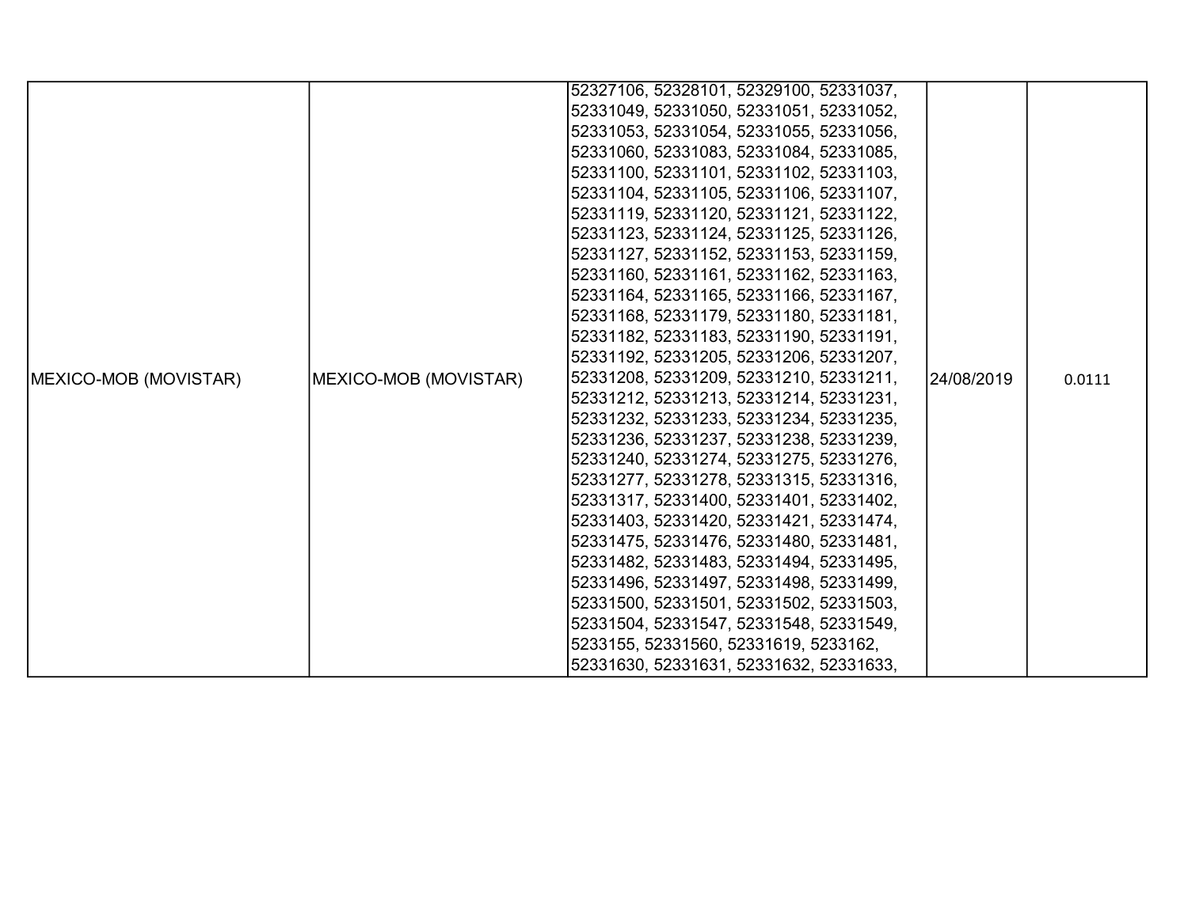| MEXICO-MOB (MOVISTAR) | MEXICO-MOB (MOVISTAR) | 52327106, 52328101, 52329100, 52331037, 52331049, 52331050, 52331051, 52331052, 52331053, 52331054, 52331055, 52331056, 52331060, 52331083, 52331084, 52331085, 52331100, 52331101, 52331102, 52331103, 52331104, 52331105, 52331106, 52331107, 52331119, 52331120, 52331121, 52331122, 52331123, 52331124, 52331125, 52331126, 52331127, 52331152, 52331153, 52331159, 52331160, 52331161, 52331162, 52331163, 52331164, 52331165, 52331166, 52331167, 52331168, 52331179, 52331180, 52331181, 52331182, 52331183, 52331190, 52331191, 52331192, 52331205, 52331206, 52331207, 52331208, 52331209, 52331210, 52331211, 52331212, 52331213, 52331214, 52331231, 52331232, 52331233, 52331234, 52331235, 52331236, 52331237, 52331238, 52331239, 52331240, 52331274, 52331275, 52331276, 52331277, 52331278, 52331315, 52331316, 52331317, 52331400, 52331401, 52331402, 52331403, 52331420, 52331421, 52331474, 52331475, 52331476, 52331480, 52331481, 52331482, 52331483, 52331494, 52331495, 52331496, 52331497, 52331498, 52331499, 52331500, 52331501, 52331502, 52331503, 52331504, 52331547, 52331548, 52331549, 5233155, 52331560, 52331619, 5233162, 52331630, 52331631, 52331632, 52331633, | 24/08/2019 | 0.0111 |
|---|---|---|---|---|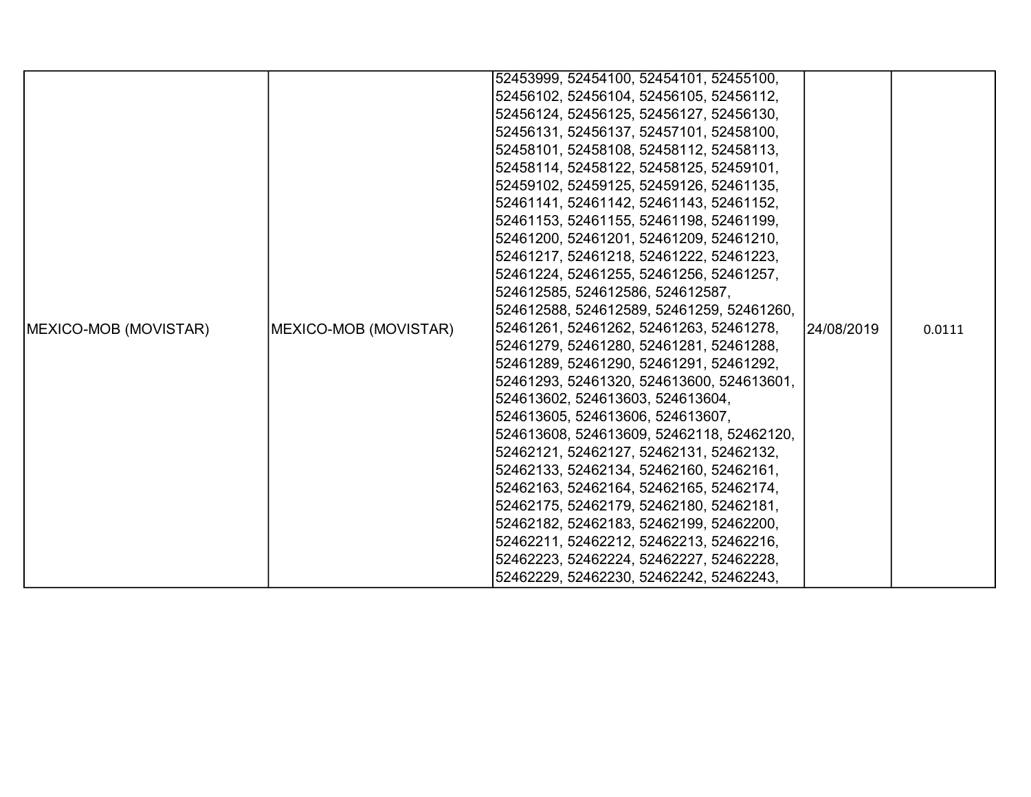| MEXICO-MOB (MOVISTAR) | MEXICO-MOB (MOVISTAR) | 52453999, 52454100, 52454101, 52455100, 52456102, 52456104, 52456105, 52456112, 52456124, 52456125, 52456127, 52456130, 52456131, 52456137, 52457101, 52458100, 52458101, 52458108, 52458112, 52458113, 52458114, 52458122, 52458125, 52459101, 52459102, 52459125, 52459126, 52461135, 52461141, 52461142, 52461143, 52461152, 52461153, 52461155, 52461198, 52461199, 52461200, 52461201, 52461209, 52461210, 52461217, 52461218, 52461222, 52461223, 52461224, 52461255, 52461256, 52461257, 524612585, 524612586, 524612587, 524612588, 524612589, 52461259, 52461260, 52461261, 52461262, 52461263, 52461278, 52461279, 52461280, 52461281, 52461288, 52461289, 52461290, 52461291, 52461292, 52461293, 52461320, 524613600, 524613601, 524613602, 524613603, 524613604, 524613605, 524613606, 524613607, 524613608, 524613609, 52462118, 52462120, 52462121, 52462127, 52462131, 52462132, 52462133, 52462134, 52462160, 52462161, 52462163, 52462164, 52462165, 52462174, 52462175, 52462179, 52462180, 52462181, 52462182, 52462183, 52462199, 52462200, 52462211, 52462212, 52462213, 52462216, 52462223, 52462224, 52462227, 52462228, 52462229, 52462230, 52462242, 52462243, | 24/08/2019 | 0.0111 |
|---|---|---|---|---|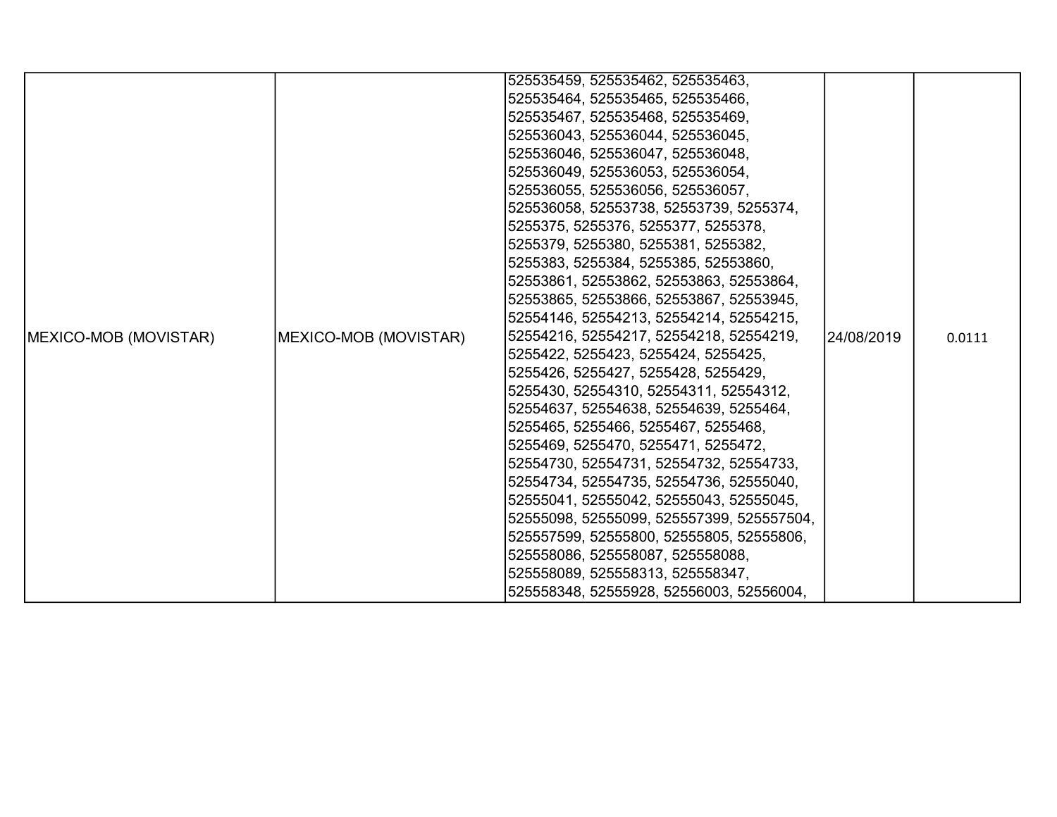| MEXICO-MOB (MOVISTAR) | MEXICO-MOB (MOVISTAR) | 525535459, 525535462, 525535463, 525535464, 525535465, 525535466, 525535467, 525535468, 525535469, 525536043, 525536044, 525536045, 525536046, 525536047, 525536048, 525536049, 525536053, 525536054, 525536055, 525536056, 525536057, 525536058, 52553738, 52553739, 5255374, 5255375, 5255376, 5255377, 5255378, 5255379, 5255380, 5255381, 5255382, 5255383, 5255384, 5255385, 52553860, 52553861, 52553862, 52553863, 52553864, 52553865, 52553866, 52553867, 52553945, 52554146, 52554213, 52554214, 52554215, 52554216, 52554217, 52554218, 52554219, 5255422, 5255423, 5255424, 5255425, 5255426, 5255427, 5255428, 5255429, 5255430, 52554310, 52554311, 52554312, 52554637, 52554638, 52554639, 5255464, 5255465, 5255466, 5255467, 5255468, 5255469, 5255470, 5255471, 5255472, 52554730, 52554731, 52554732, 52554733, 52554734, 52554735, 52554736, 52555040, 52555041, 52555042, 52555043, 52555045, 52555098, 52555099, 525557399, 525557504, 525557599, 52555800, 52555805, 52555806, 525558086, 525558087, 525558088, 525558089, 525558313, 525558347, 525558348, 52555928, 52556003, 52556004, | 24/08/2019 | 0.0111 |
|---|---|---|---|---|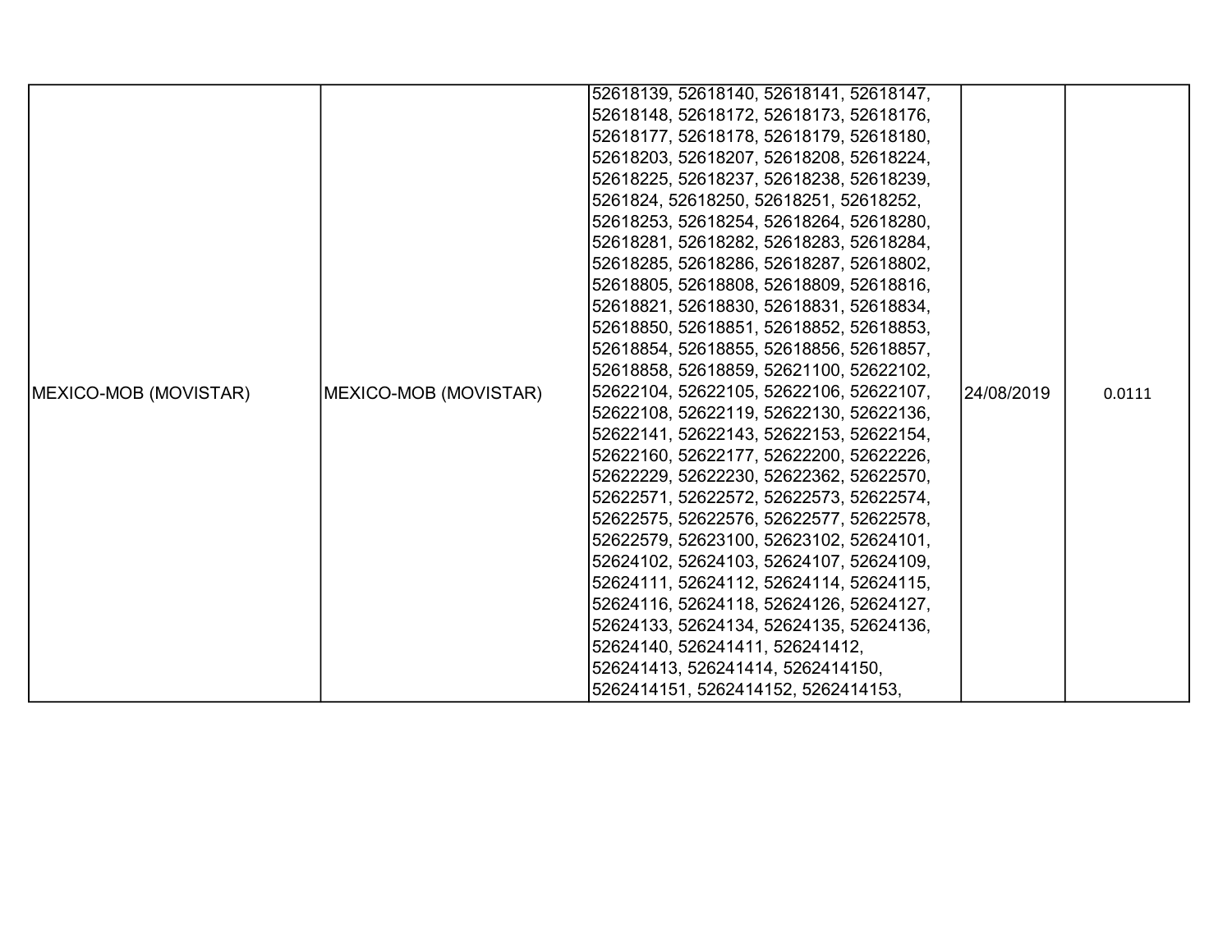| | | | | |
|---|---|---|---|---|
| MEXICO-MOB (MOVISTAR) | MEXICO-MOB (MOVISTAR) | 52618139, 52618140, 52618141, 52618147, 52618148, 52618172, 52618173, 52618176, 52618177, 52618178, 52618179, 52618180, 52618203, 52618207, 52618208, 52618224, 52618225, 52618237, 52618238, 52618239, 5261824, 52618250, 52618251, 52618252, 52618253, 52618254, 52618264, 52618280, 52618281, 52618282, 52618283, 52618284, 52618285, 52618286, 52618287, 52618802, 52618805, 52618808, 52618809, 52618816, 52618821, 52618830, 52618831, 52618834, 52618850, 52618851, 52618852, 52618853, 52618854, 52618855, 52618856, 52618857, 52618858, 52618859, 52621100, 52622102, 52622104, 52622105, 52622106, 52622107, 52622108, 52622119, 52622130, 52622136, 52622141, 52622143, 52622153, 52622154, 52622160, 52622177, 52622200, 52622226, 52622229, 52622230, 52622362, 52622570, 52622571, 52622572, 52622573, 52622574, 52622575, 52622576, 52622577, 52622578, 52622579, 52623100, 52623102, 52624101, 52624102, 52624103, 52624107, 52624109, 52624111, 52624112, 52624114, 52624115, 52624116, 52624118, 52624126, 52624127, 52624133, 52624134, 52624135, 52624136, 52624140, 526241411, 526241412, 526241413, 526241414, 5262414150, 5262414151, 5262414152, 5262414153, | 24/08/2019 | 0.0111 |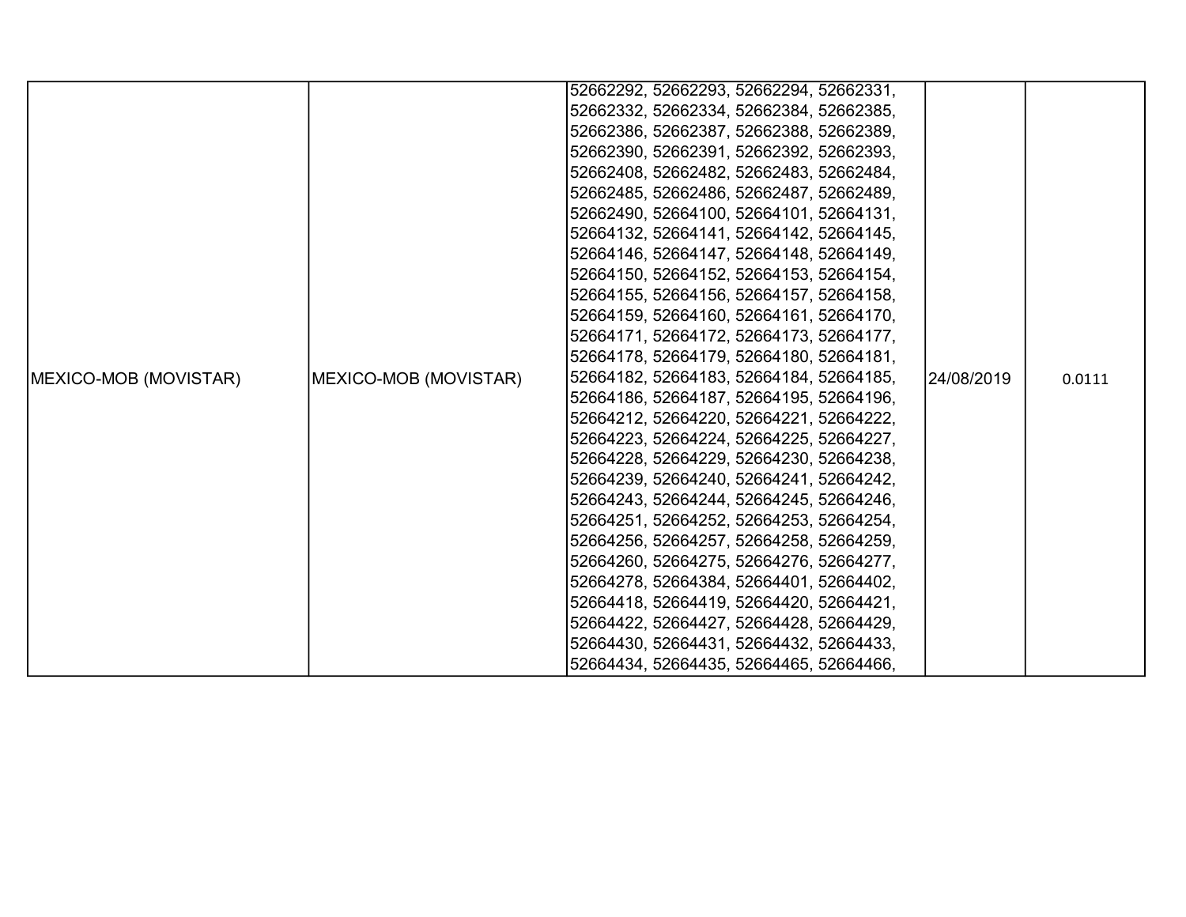| | | | | |
|---|---|---|---|---|
| MEXICO-MOB (MOVISTAR) | MEXICO-MOB (MOVISTAR) | 52662292, 52662293, 52662294, 52662331, 52662332, 52662334, 52662384, 52662385, 52662386, 52662387, 52662388, 52662389, 52662390, 52662391, 52662392, 52662393, 52662408, 52662482, 52662483, 52662484, 52662485, 52662486, 52662487, 52662489, 52662490, 52664100, 52664101, 52664131, 52664132, 52664141, 52664142, 52664145, 52664146, 52664147, 52664148, 52664149, 52664150, 52664152, 52664153, 52664154, 52664155, 52664156, 52664157, 52664158, 52664159, 52664160, 52664161, 52664170, 52664171, 52664172, 52664173, 52664177, 52664178, 52664179, 52664180, 52664181, 52664182, 52664183, 52664184, 52664185, 52664186, 52664187, 52664195, 52664196, 52664212, 52664220, 52664221, 52664222, 52664223, 52664224, 52664225, 52664227, 52664228, 52664229, 52664230, 52664238, 52664239, 52664240, 52664241, 52664242, 52664243, 52664244, 52664245, 52664246, 52664251, 52664252, 52664253, 52664254, 52664256, 52664257, 52664258, 52664259, 52664260, 52664275, 52664276, 52664277, 52664278, 52664384, 52664401, 52664402, 52664418, 52664419, 52664420, 52664421, 52664422, 52664427, 52664428, 52664429, 52664430, 52664431, 52664432, 52664433, 52664434, 52664435, 52664465, 52664466, | 24/08/2019 | 0.0111 |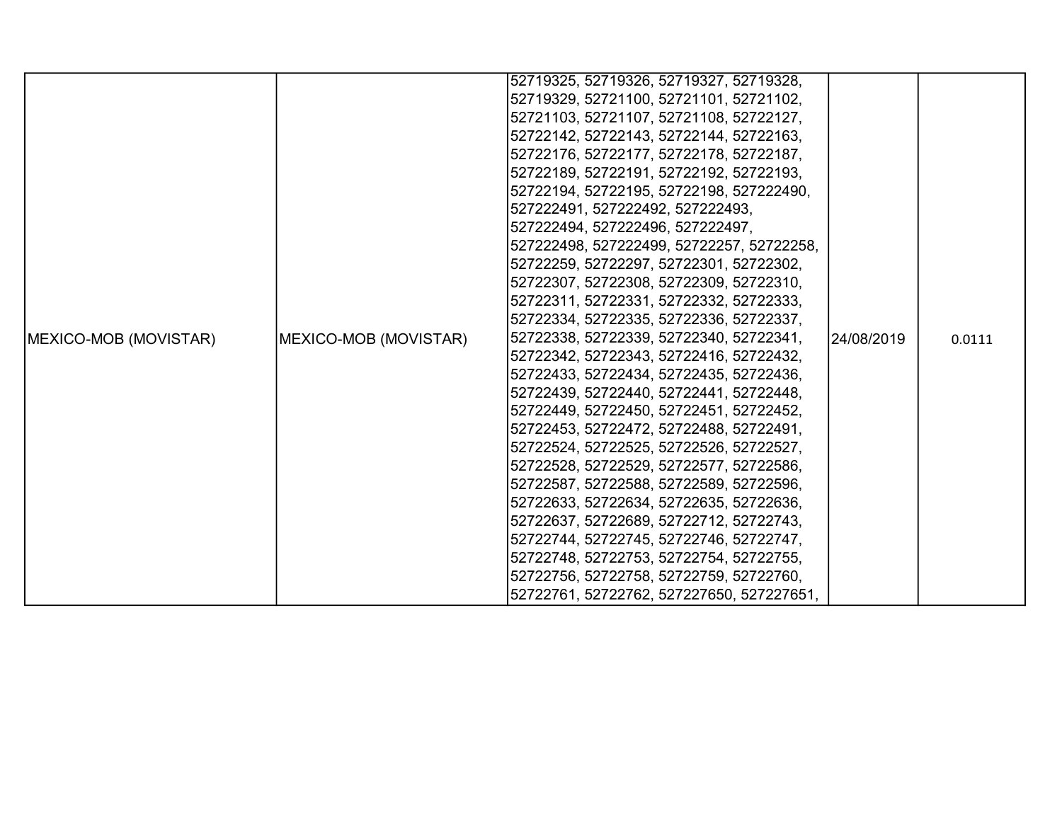| MEXICO-MOB (MOVISTAR) | MEXICO-MOB (MOVISTAR) | 52719325, 52719326, 52719327, 52719328, 52719329, 52721100, 52721101, 52721102, 52721103, 52721107, 52721108, 52722127, 52722142, 52722143, 52722144, 52722163, 52722176, 52722177, 52722178, 52722187, 52722189, 52722191, 52722192, 52722193, 52722194, 52722195, 52722198, 527222490, 527222491, 527222492, 527222493, 527222494, 527222496, 527222497, 527222498, 527222499, 52722257, 52722258, 52722259, 52722297, 52722301, 52722302, 52722307, 52722308, 52722309, 52722310, 52722311, 52722331, 52722332, 52722333, 52722334, 52722335, 52722336, 52722337, 52722338, 52722339, 52722340, 52722341, 52722342, 52722343, 52722416, 52722432, 52722433, 52722434, 52722435, 52722436, 52722439, 52722440, 52722441, 52722448, 52722449, 52722450, 52722451, 52722452, 52722453, 52722472, 52722488, 52722491, 52722524, 52722525, 52722526, 52722527, 52722528, 52722529, 52722577, 52722586, 52722587, 52722588, 52722589, 52722596, 52722633, 52722634, 52722635, 52722636, 52722637, 52722689, 52722712, 52722743, 52722744, 52722745, 52722746, 52722747, 52722748, 52722753, 52722754, 52722755, 52722756, 52722758, 52722759, 52722760, 52722761, 52722762, 527227650, 527227651, | 24/08/2019 | 0.0111 |
|---|---|---|---|---|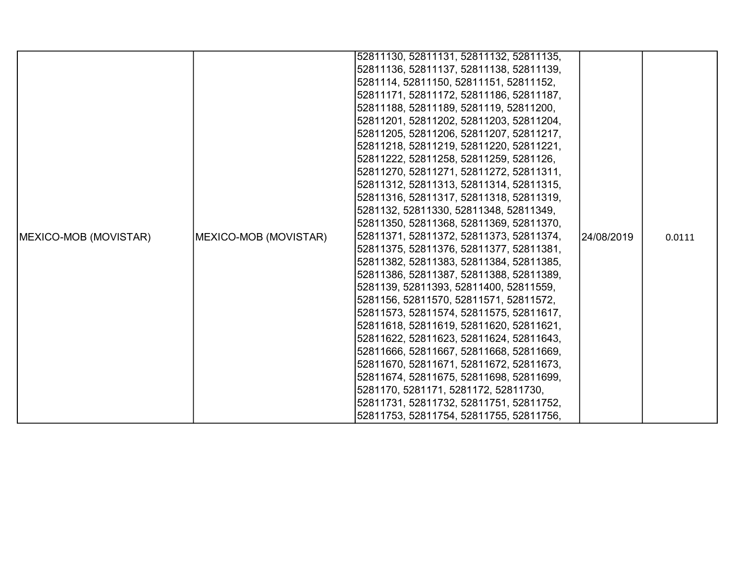| MEXICO-MOB (MOVISTAR) | MEXICO-MOB (MOVISTAR) | 52811130, 52811131, 52811132, 52811135, 52811136, 52811137, 52811138, 52811139, 5281114, 52811150, 52811151, 52811152, 52811171, 52811172, 52811186, 52811187, 52811188, 52811189, 5281119, 52811200, 52811201, 52811202, 52811203, 52811204, 52811205, 52811206, 52811207, 52811217, 52811218, 52811219, 52811220, 52811221, 52811222, 52811258, 52811259, 5281126, 52811270, 52811271, 52811272, 52811311, 52811312, 52811313, 52811314, 52811315, 52811316, 52811317, 52811318, 52811319, 5281132, 52811330, 52811348, 52811349, 52811350, 52811368, 52811369, 52811370, 52811371, 52811372, 52811373, 52811374, 52811375, 52811376, 52811377, 52811381, 52811382, 52811383, 52811384, 52811385, 52811386, 52811387, 52811388, 52811389, 5281139, 52811393, 52811400, 52811559, 5281156, 52811570, 52811571, 52811572, 52811573, 52811574, 52811575, 52811617, 52811618, 52811619, 52811620, 52811621, 52811622, 52811623, 52811624, 52811643, 52811666, 52811667, 52811668, 52811669, 52811670, 52811671, 52811672, 52811673, 52811674, 52811675, 52811698, 52811699, 5281170, 5281171, 5281172, 52811730, 52811731, 52811732, 52811751, 52811752, 52811753, 52811754, 52811755, 52811756, | 24/08/2019 | 0.0111 |
|---|---|---|---|---|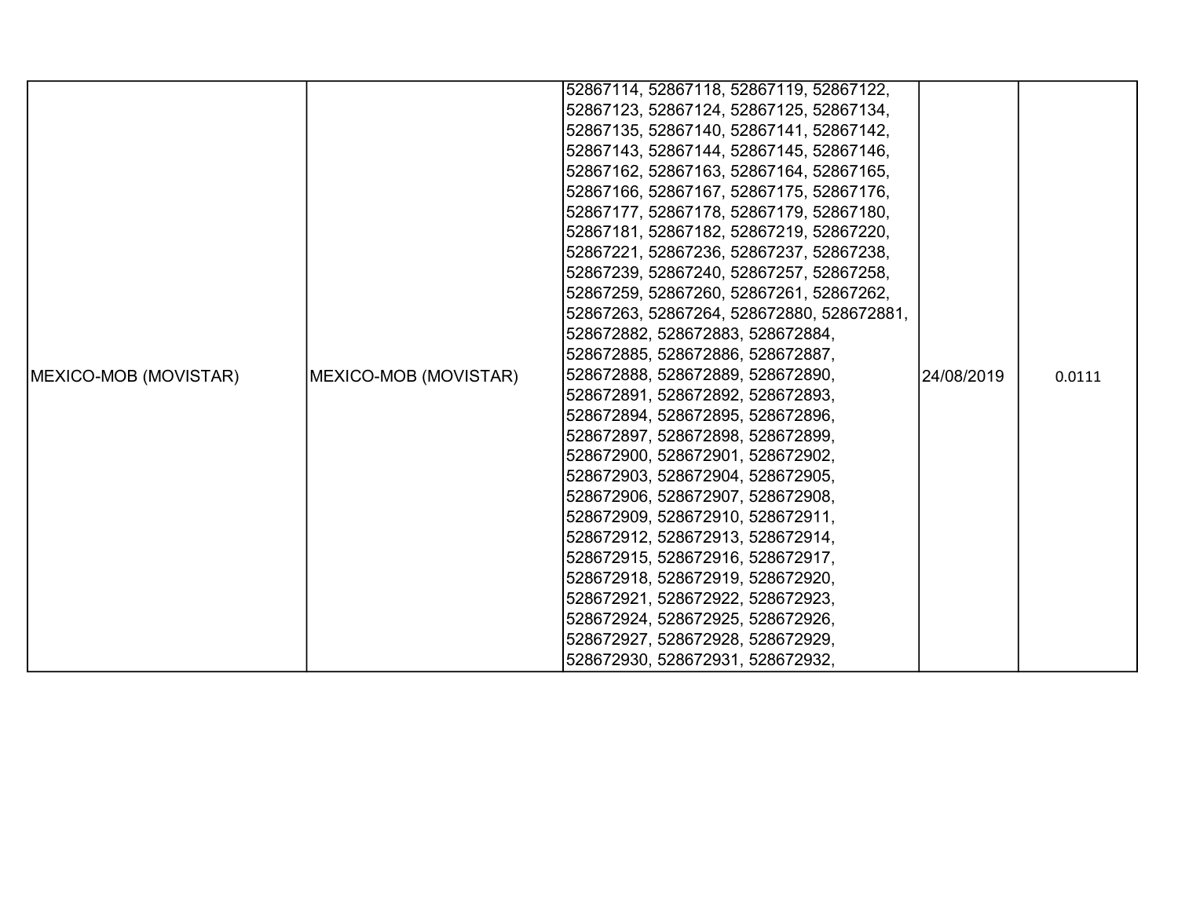| MEXICO-MOB (MOVISTAR) | MEXICO-MOB (MOVISTAR) | 52867114, 52867118, 52867119, 52867122, 52867123, 52867124, 52867125, 52867134, 52867135, 52867140, 52867141, 52867142, 52867143, 52867144, 52867145, 52867146, 52867162, 52867163, 52867164, 52867165, 52867166, 52867167, 52867175, 52867176, 52867177, 52867178, 52867179, 52867180, 52867181, 52867182, 52867219, 52867220, 52867221, 52867236, 52867237, 52867238, 52867239, 52867240, 52867257, 52867258, 52867259, 52867260, 52867261, 52867262, 52867263, 52867264, 528672880, 528672881, 528672882, 528672883, 528672884, 528672885, 528672886, 528672887, 528672888, 528672889, 528672890, 528672891, 528672892, 528672893, 528672894, 528672895, 528672896, 528672897, 528672898, 528672899, 528672900, 528672901, 528672902, 528672903, 528672904, 528672905, 528672906, 528672907, 528672908, 528672909, 528672910, 528672911, 528672912, 528672913, 528672914, 528672915, 528672916, 528672917, 528672918, 528672919, 528672920, 528672921, 528672922, 528672923, 528672924, 528672925, 528672926, 528672927, 528672928, 528672929, 528672930, 528672931, 528672932, | 24/08/2019 | 0.0111 |
|---|---|---|---|---|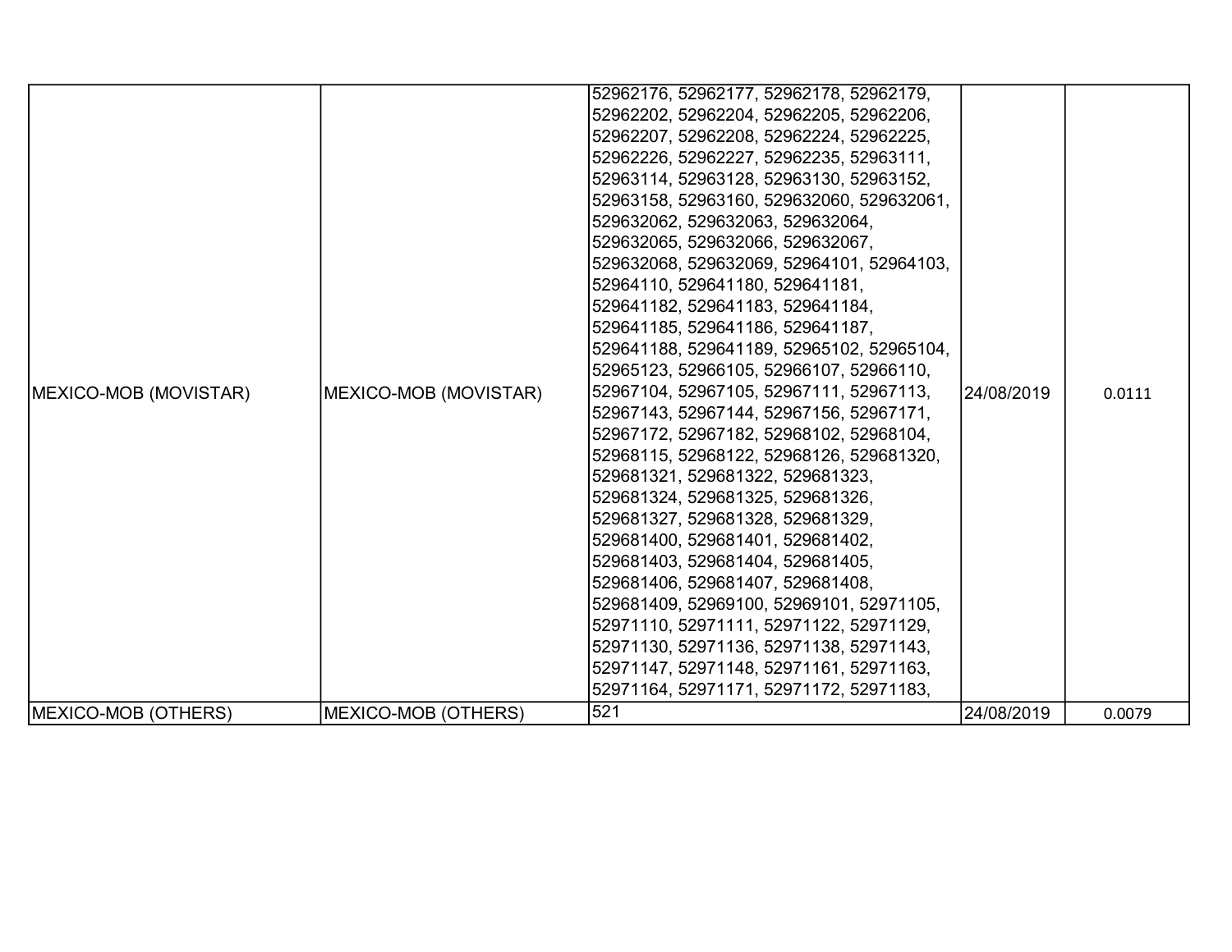| MEXICO-MOB (MOVISTAR) | MEXICO-MOB (MOVISTAR) | 52962176, 52962177, 52962178, 52962179, 52962202, 52962204, 52962205, 52962206, 52962207, 52962208, 52962224, 52962225, 52962226, 52962227, 52962235, 52963111, 52963114, 52963128, 52963130, 52963152, 52963158, 52963160, 529632060, 529632061, 529632062, 529632063, 529632064, 529632065, 529632066, 529632067, 529632068, 529632069, 52964101, 52964103, 52964110, 529641180, 529641181, 529641182, 529641183, 529641184, 529641185, 529641186, 529641187, 529641188, 529641189, 52965102, 52965104, 52965123, 52966105, 52966107, 52966110, 52967104, 52967105, 52967111, 52967113, 52967143, 52967144, 52967156, 52967171, 52967172, 52967182, 52968102, 52968104, 52968115, 52968122, 52968126, 529681320, 529681321, 529681322, 529681323, 529681324, 529681325, 529681326, 529681327, 529681328, 529681329, 529681400, 529681401, 529681402, 529681403, 529681404, 529681405, 529681406, 529681407, 529681408, 529681409, 52969100, 52969101, 52971105, 52971110, 52971111, 52971122, 52971129, 52971130, 52971136, 52971138, 52971143, 52971147, 52971148, 52971161, 52971163, 52971164, 52971171, 52971172, 52971183, | 24/08/2019 | 0.0111 |
|---|---|---|---|---|
| MEXICO-MOB (OTHERS) | MEXICO-MOB (OTHERS) | 521 | 24/08/2019 | 0.0079 |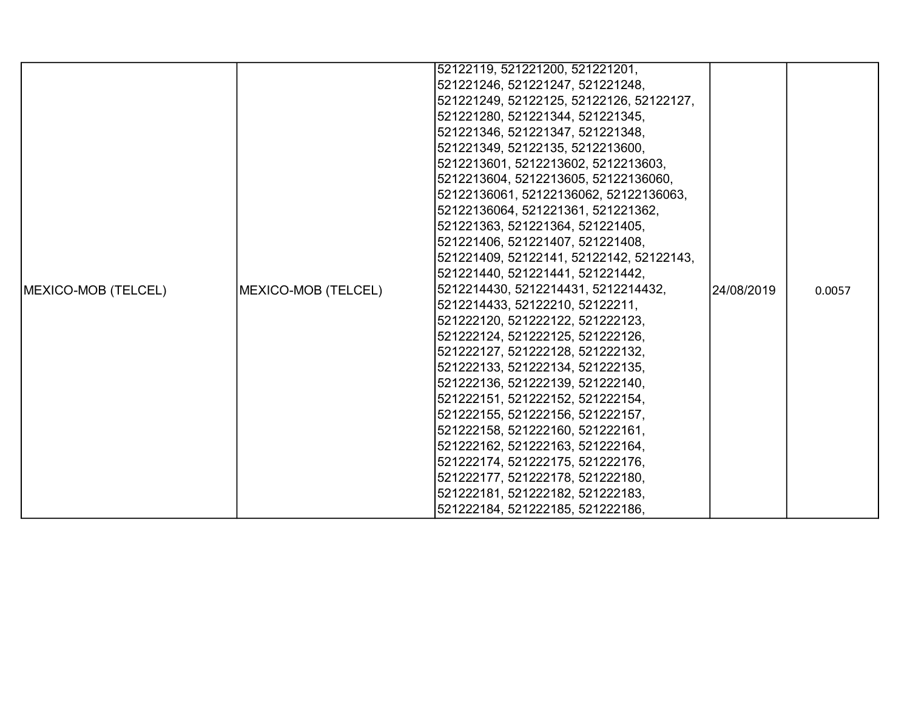| MEXICO-MOB (TELCEL) | MEXICO-MOB (TELCEL) | 52122119, 521221200, 521221201, 521221246, 521221247, 521221248, 521221249, 52122125, 52122126, 52122127, 521221280, 521221344, 521221345, 521221346, 521221347, 521221348, 521221349, 52122135, 5212213600, 5212213601, 5212213602, 5212213603, 5212213604, 5212213605, 52122136060, 52122136061, 52122136062, 52122136063, 52122136064, 521221361, 521221362, 521221363, 521221364, 521221405, 521221406, 521221407, 521221408, 521221409, 52122141, 52122142, 52122143, 521221440, 521221441, 521221442, 5212214430, 5212214431, 5212214432, 5212214433, 52122210, 52122211, 521222120, 521222122, 521222123, 521222124, 521222125, 521222126, 521222127, 521222128, 521222132, 521222133, 521222134, 521222135, 521222136, 521222139, 521222140, 521222151, 521222152, 521222154, 521222155, 521222156, 521222157, 521222158, 521222160, 521222161, 521222162, 521222163, 521222164, 521222174, 521222175, 521222176, 521222177, 521222178, 521222180, 521222181, 521222182, 521222183, 521222184, 521222185, 521222186, | 24/08/2019 | 0.0057 |
|---|---|---|---|---|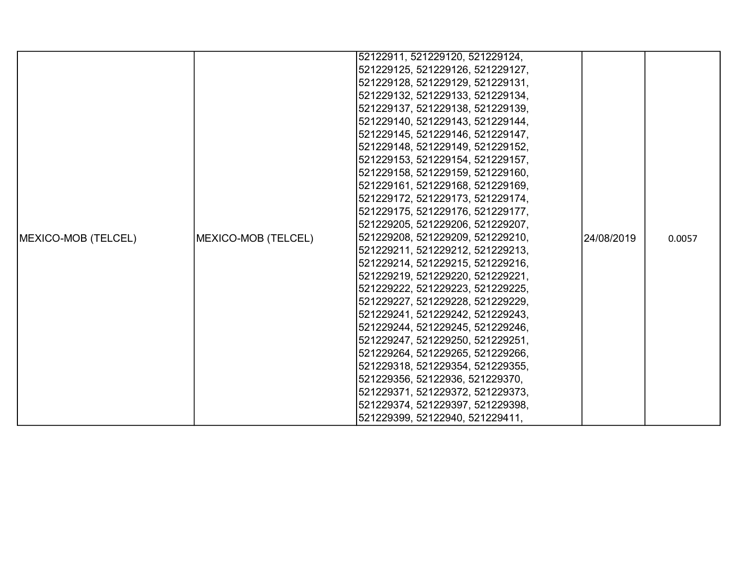| MEXICO-MOB (TELCEL) | MEXICO-MOB (TELCEL) | 52122911, 521229120, 521229124, 521229125, 521229126, 521229127, 521229128, 521229129, 521229131, 521229132, 521229133, 521229134, 521229137, 521229138, 521229139, 521229140, 521229143, 521229144, 521229145, 521229146, 521229147, 521229148, 521229149, 521229152, 521229153, 521229154, 521229157, 521229158, 521229159, 521229160, 521229161, 521229168, 521229169, 521229172, 521229173, 521229174, 521229175, 521229176, 521229177, 521229205, 521229206, 521229207, 521229208, 521229209, 521229210, 521229211, 521229212, 521229213, 521229214, 521229215, 521229216, 521229219, 521229220, 521229221, 521229222, 521229223, 521229225, 521229227, 521229228, 521229229, 521229241, 521229242, 521229243, 521229244, 521229245, 521229246, 521229247, 521229250, 521229251, 521229264, 521229265, 521229266, 521229318, 521229354, 521229355, 521229356, 52122936, 521229370, 521229371, 521229372, 521229373, 521229374, 521229397, 521229398, 521229399, 52122940, 521229411, | 24/08/2019 | 0.0057 |
|---|---|---|---|---|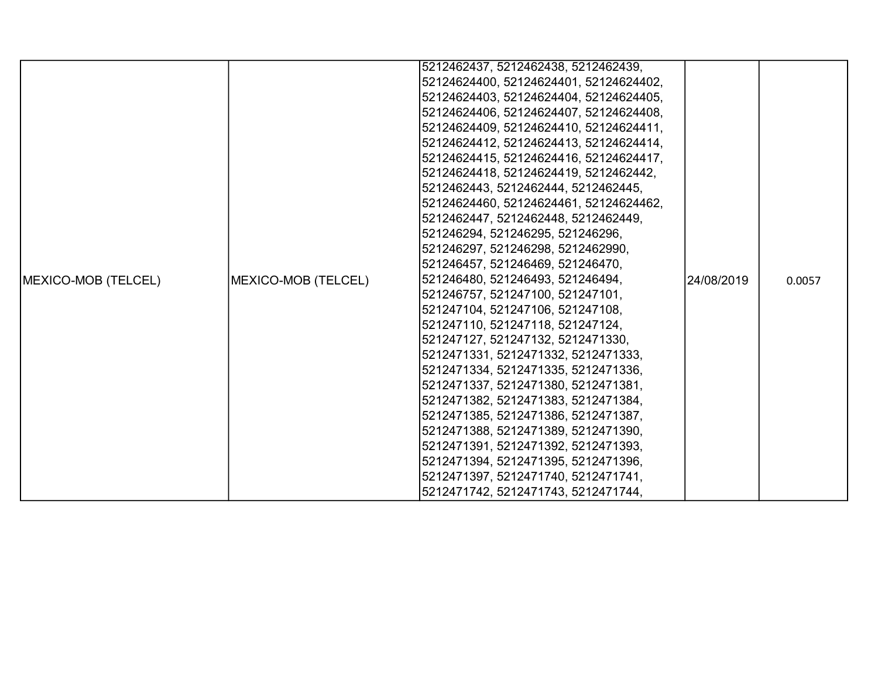| MEXICO-MOB (TELCEL) | MEXICO-MOB (TELCEL) | 5212462437, 5212462438, 5212462439, 52124624400, 52124624401, 52124624402, 52124624403, 52124624404, 52124624405, 52124624406, 52124624407, 52124624408, 52124624409, 52124624410, 52124624411, 52124624412, 52124624413, 52124624414, 52124624415, 52124624416, 52124624417, 52124624418, 52124624419, 5212462442, 5212462443, 5212462444, 5212462445, 52124624460, 52124624461, 52124624462, 5212462447, 5212462448, 5212462449, 521246294, 521246295, 521246296, 521246297, 521246298, 5212462990, 521246457, 521246469, 521246470, 521246480, 521246493, 521246494, 521246757, 521247100, 521247101, 521247104, 521247106, 521247108, 521247110, 521247118, 521247124, 521247127, 521247132, 5212471330, 5212471331, 5212471332, 5212471333, 5212471334, 5212471335, 5212471336, 5212471337, 5212471380, 5212471381, 5212471382, 5212471383, 5212471384, 5212471385, 5212471386, 5212471387, 5212471388, 5212471389, 5212471390, 5212471391, 5212471392, 5212471393, 5212471394, 5212471395, 5212471396, 5212471397, 5212471740, 5212471741, 5212471742, 5212471743, 5212471744, | 24/08/2019 | 0.0057 |
|---|---|---|---|---|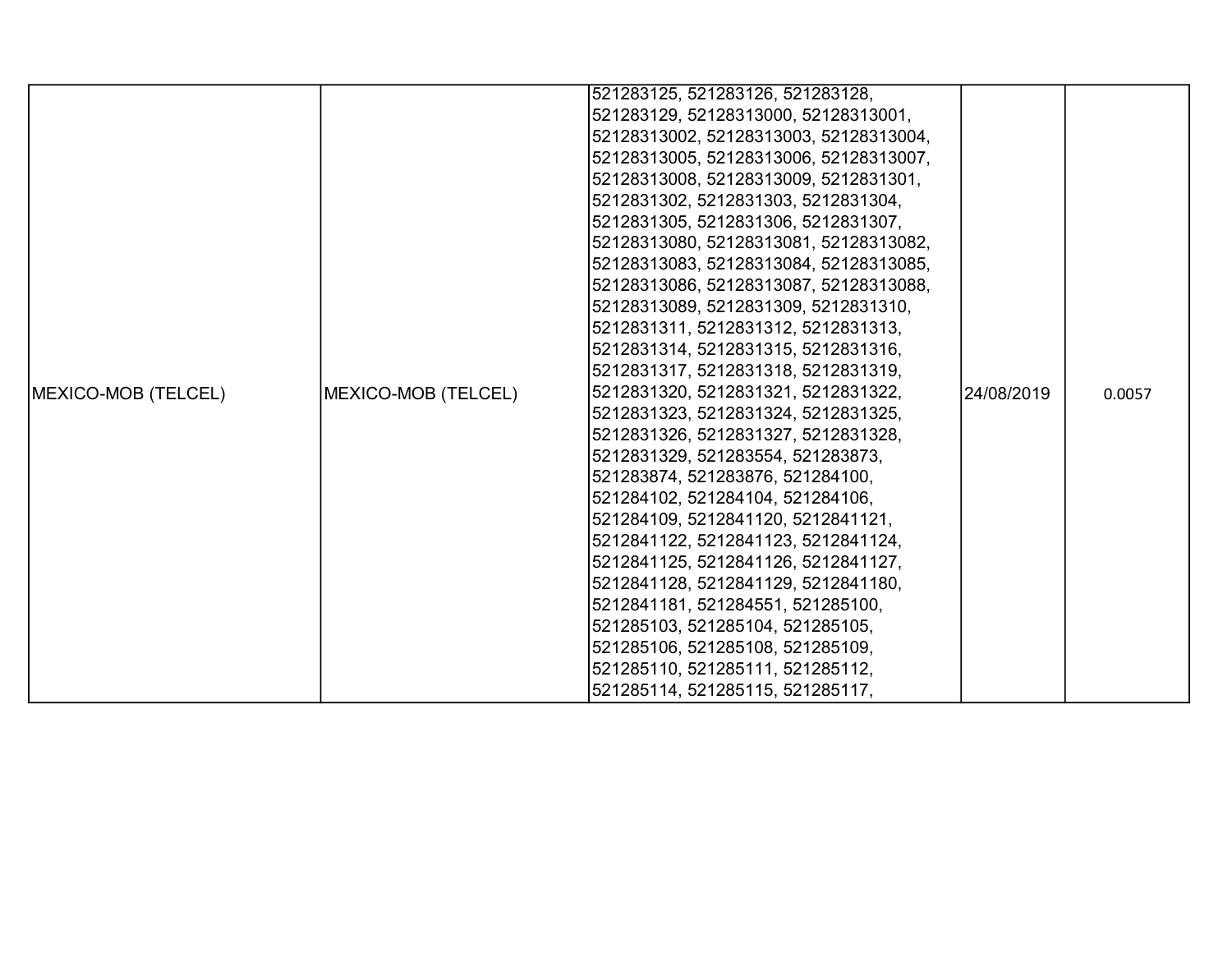| MEXICO-MOB (TELCEL) | MEXICO-MOB (TELCEL) | 521283125, 521283126, 521283128, 521283129, 52128313000, 52128313001, 52128313002, 52128313003, 52128313004, 52128313005, 52128313006, 52128313007, 52128313008, 52128313009, 5212831301, 5212831302, 5212831303, 5212831304, 5212831305, 5212831306, 5212831307, 52128313080, 52128313081, 52128313082, 52128313083, 52128313084, 52128313085, 52128313086, 52128313087, 52128313088, 52128313089, 5212831309, 5212831310, 5212831311, 5212831312, 5212831313, 5212831314, 5212831315, 5212831316, 5212831317, 5212831318, 5212831319, 5212831320, 5212831321, 5212831322, 5212831323, 5212831324, 5212831325, 5212831326, 5212831327, 5212831328, 5212831329, 521283554, 521283873, 521283874, 521283876, 521284100, 521284102, 521284104, 521284106, 521284109, 5212841120, 5212841121, 5212841122, 5212841123, 5212841124, 5212841125, 5212841126, 5212841127, 5212841128, 5212841129, 5212841180, 5212841181, 521284551, 521285100, 521285103, 521285104, 521285105, 521285106, 521285108, 521285109, 521285110, 521285111, 521285112, 521285114, 521285115, 521285117, | 24/08/2019 | 0.0057 |
|---|---|---|---|---|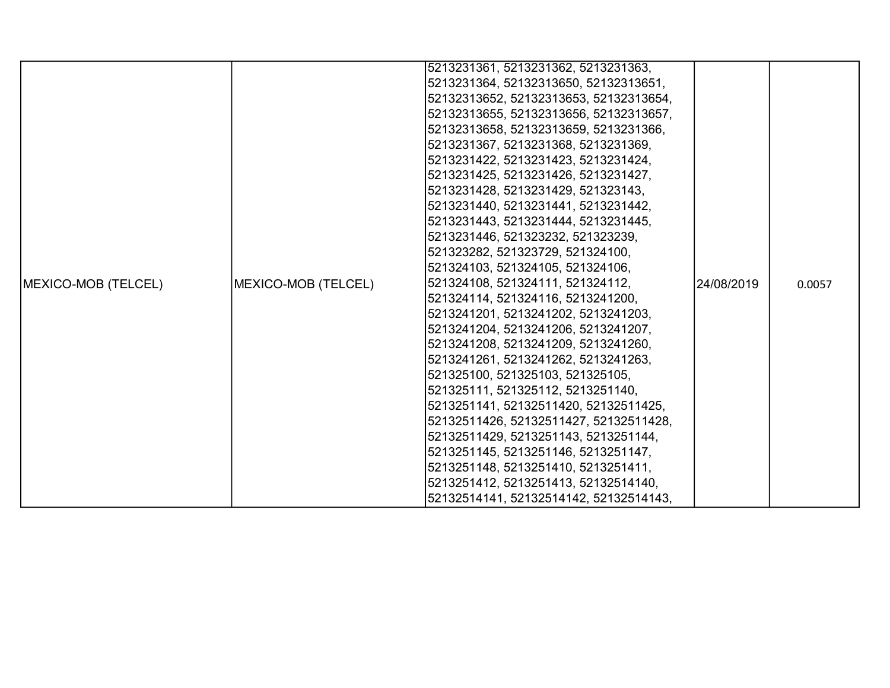| MEXICO-MOB (TELCEL) | MEXICO-MOB (TELCEL) | 5213231361, 5213231362, 5213231363, 5213231364, 52132313650, 52132313651, 52132313652, 52132313653, 52132313654, 52132313655, 52132313656, 52132313657, 52132313658, 52132313659, 5213231366, 5213231367, 5213231368, 5213231369, 5213231422, 5213231423, 5213231424, 5213231425, 5213231426, 5213231427, 5213231428, 5213231429, 521323143, 5213231440, 5213231441, 5213231442, 5213231443, 5213231444, 5213231445, 5213231446, 521323232, 521323239, 521323282, 521323729, 521324100, 521324103, 521324105, 521324106, 521324108, 521324111, 521324112, 521324114, 521324116, 5213241200, 5213241201, 5213241202, 5213241203, 5213241204, 5213241206, 5213241207, 5213241208, 5213241209, 5213241260, 5213241261, 5213241262, 5213241263, 521325100, 521325103, 521325105, 521325111, 521325112, 5213251140, 5213251141, 52132511420, 52132511425, 52132511426, 52132511427, 52132511428, 52132511429, 5213251143, 5213251144, 5213251145, 5213251146, 5213251147, 5213251148, 5213251410, 5213251411, 5213251412, 5213251413, 52132514140, 52132514141, 52132514142, 52132514143, | 24/08/2019 | 0.0057 |
|---|---|---|---|---|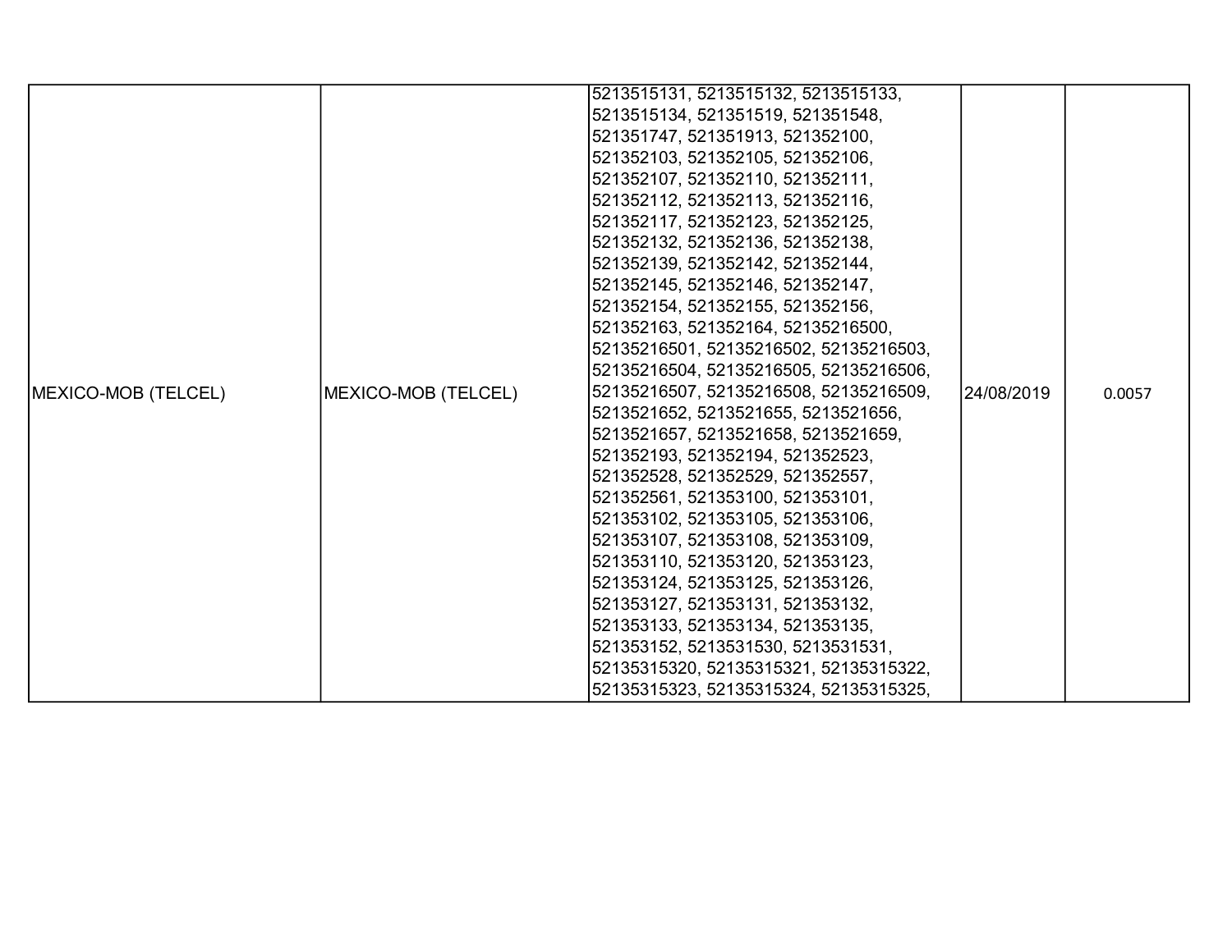| MEXICO-MOB (TELCEL) | MEXICO-MOB (TELCEL) | 5213515131, 5213515132, 5213515133, 5213515134, 521351519, 521351548, 521351747, 521351913, 521352100, 521352103, 521352105, 521352106, 521352107, 521352110, 521352111, 521352112, 521352113, 521352116, 521352117, 521352123, 521352125, 521352132, 521352136, 521352138, 521352139, 521352142, 521352144, 521352145, 521352146, 521352147, 521352154, 521352155, 521352156, 521352163, 521352164, 52135216500, 52135216501, 52135216502, 52135216503, 52135216504, 52135216505, 52135216506, 52135216507, 52135216508, 52135216509, 5213521652, 5213521655, 5213521656, 5213521657, 5213521658, 5213521659, 521352193, 521352194, 521352523, 521352528, 521352529, 521352557, 521352561, 521353100, 521353101, 521353102, 521353105, 521353106, 521353107, 521353108, 521353109, 521353110, 521353120, 521353123, 521353124, 521353125, 521353126, 521353127, 521353131, 521353132, 521353133, 521353134, 521353135, 521353152, 5213531530, 5213531531, 52135315320, 52135315321, 52135315322, 52135315323, 52135315324, 52135315325, | 24/08/2019 | 0.0057 |
|---|---|---|---|---|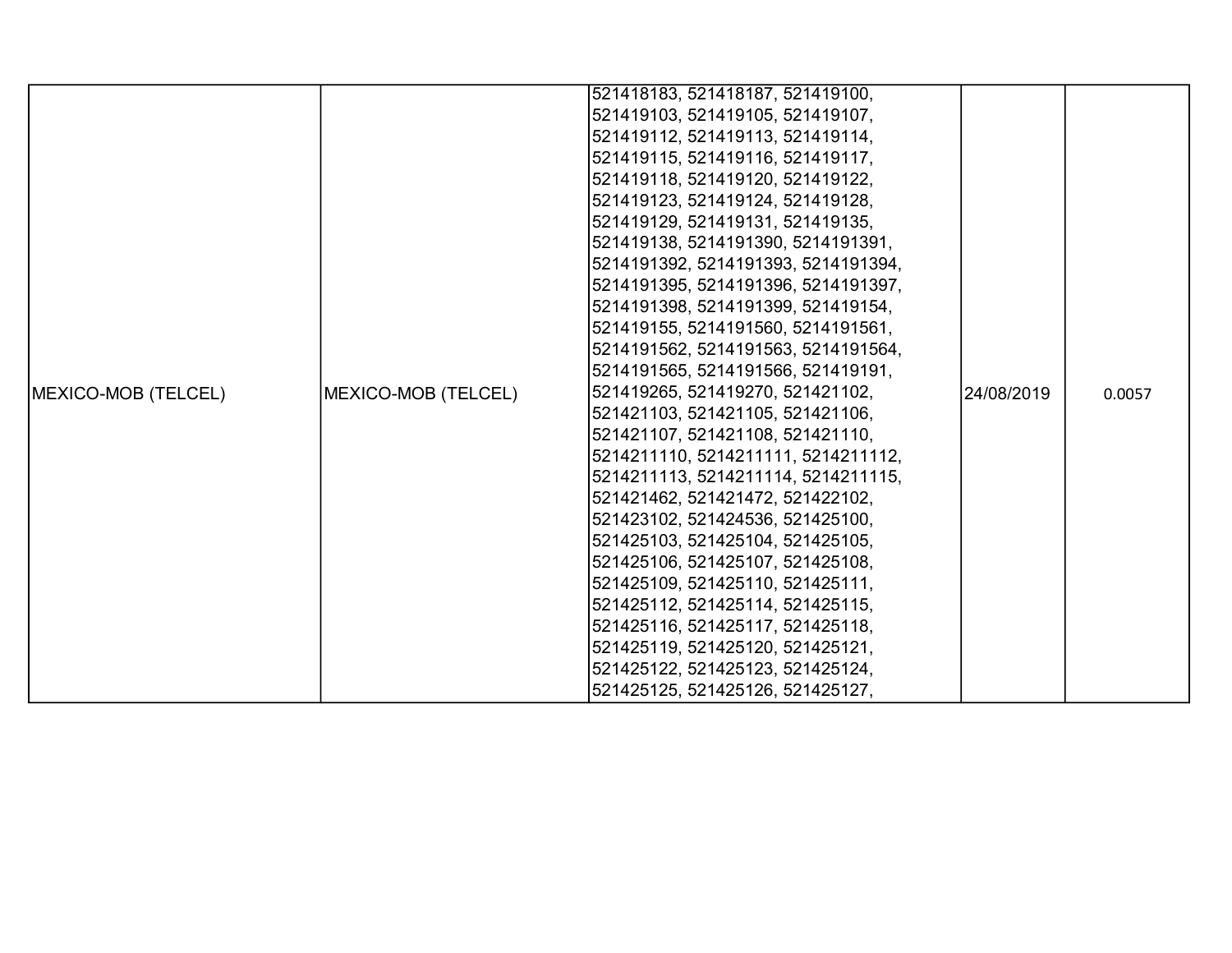| MEXICO-MOB (TELCEL) | MEXICO-MOB (TELCEL) | 521418183, 521418187, 521419100, 521419103, 521419105, 521419107, 521419112, 521419113, 521419114, 521419115, 521419116, 521419117, 521419118, 521419120, 521419122, 521419123, 521419124, 521419128, 521419129, 521419131, 521419135, 521419138, 5214191390, 5214191391, 5214191392, 5214191393, 5214191394, 5214191395, 5214191396, 5214191397, 5214191398, 5214191399, 521419154, 521419155, 5214191560, 5214191561, 5214191562, 5214191563, 5214191564, 5214191565, 5214191566, 521419191, 521419265, 521419270, 521421102, 521421103, 521421105, 521421106, 521421107, 521421108, 521421110, 5214211110, 5214211111, 5214211112, 5214211113, 5214211114, 5214211115, 521421462, 521421472, 521422102, 521423102, 521424536, 521425100, 521425103, 521425104, 521425105, 521425106, 521425107, 521425108, 521425109, 521425110, 521425111, 521425112, 521425114, 521425115, 521425116, 521425117, 521425118, 521425119, 521425120, 521425121, 521425122, 521425123, 521425124, 521425125, 521425126, 521425127, | 24/08/2019 | 0.0057 |
|---|---|---|---|---|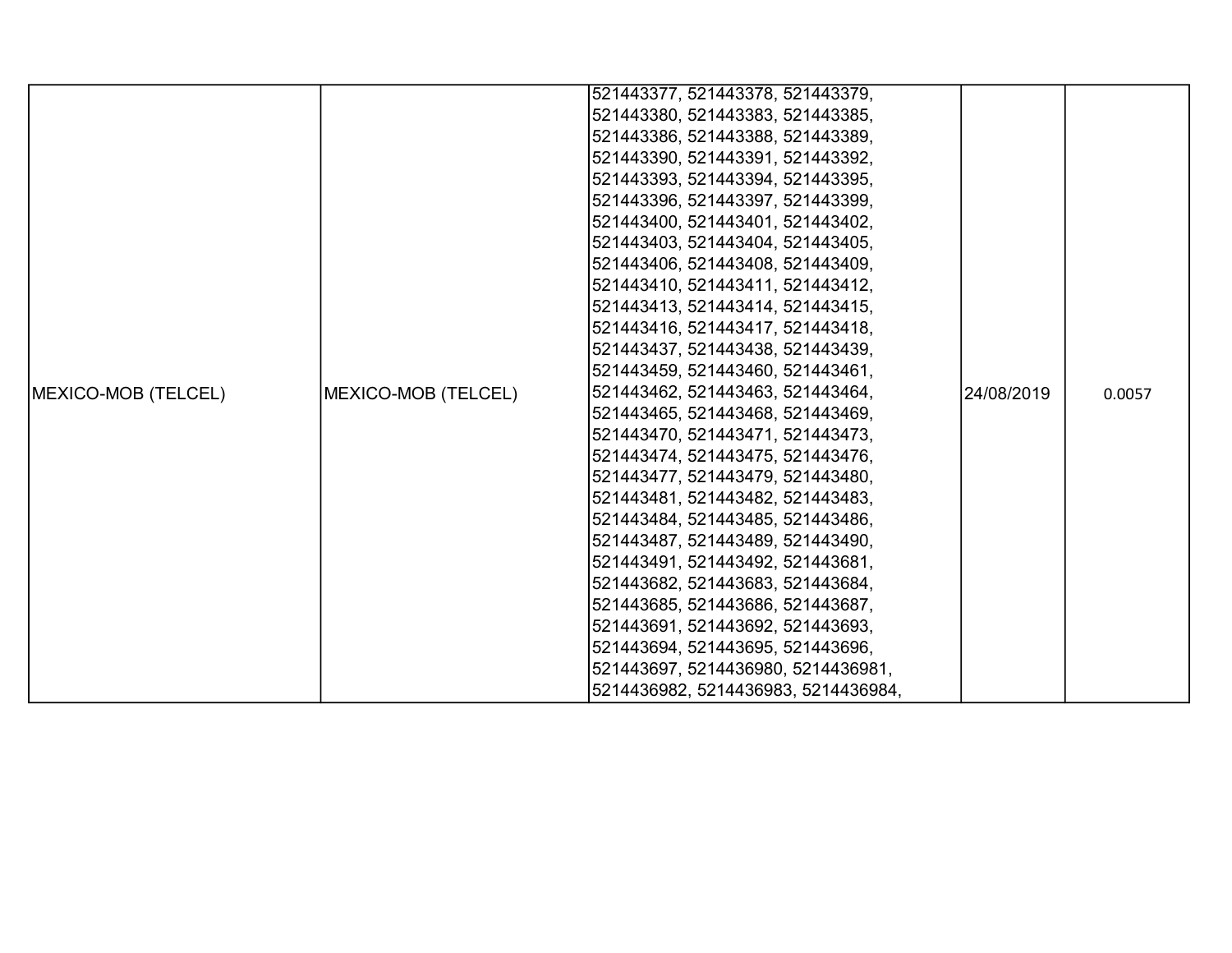| MEXICO-MOB (TELCEL) | MEXICO-MOB (TELCEL) | 521443377, 521443378, 521443379, 521443380, 521443383, 521443385, 521443386, 521443388, 521443389, 521443390, 521443391, 521443392, 521443393, 521443394, 521443395, 521443396, 521443397, 521443399, 521443400, 521443401, 521443402, 521443403, 521443404, 521443405, 521443406, 521443408, 521443409, 521443410, 521443411, 521443412, 521443413, 521443414, 521443415, 521443416, 521443417, 521443418, 521443437, 521443438, 521443439, 521443459, 521443460, 521443461, 521443462, 521443463, 521443464, 521443465, 521443468, 521443469, 521443470, 521443471, 521443473, 521443474, 521443475, 521443476, 521443477, 521443479, 521443480, 521443481, 521443482, 521443483, 521443484, 521443485, 521443486, 521443487, 521443489, 521443490, 521443491, 521443492, 521443681, 521443682, 521443683, 521443684, 521443685, 521443686, 521443687, 521443691, 521443692, 521443693, 521443694, 521443695, 521443696, 521443697, 5214436980, 5214436981, 5214436982, 5214436983, 5214436984, | 24/08/2019 | 0.0057 |
|---|---|---|---|---|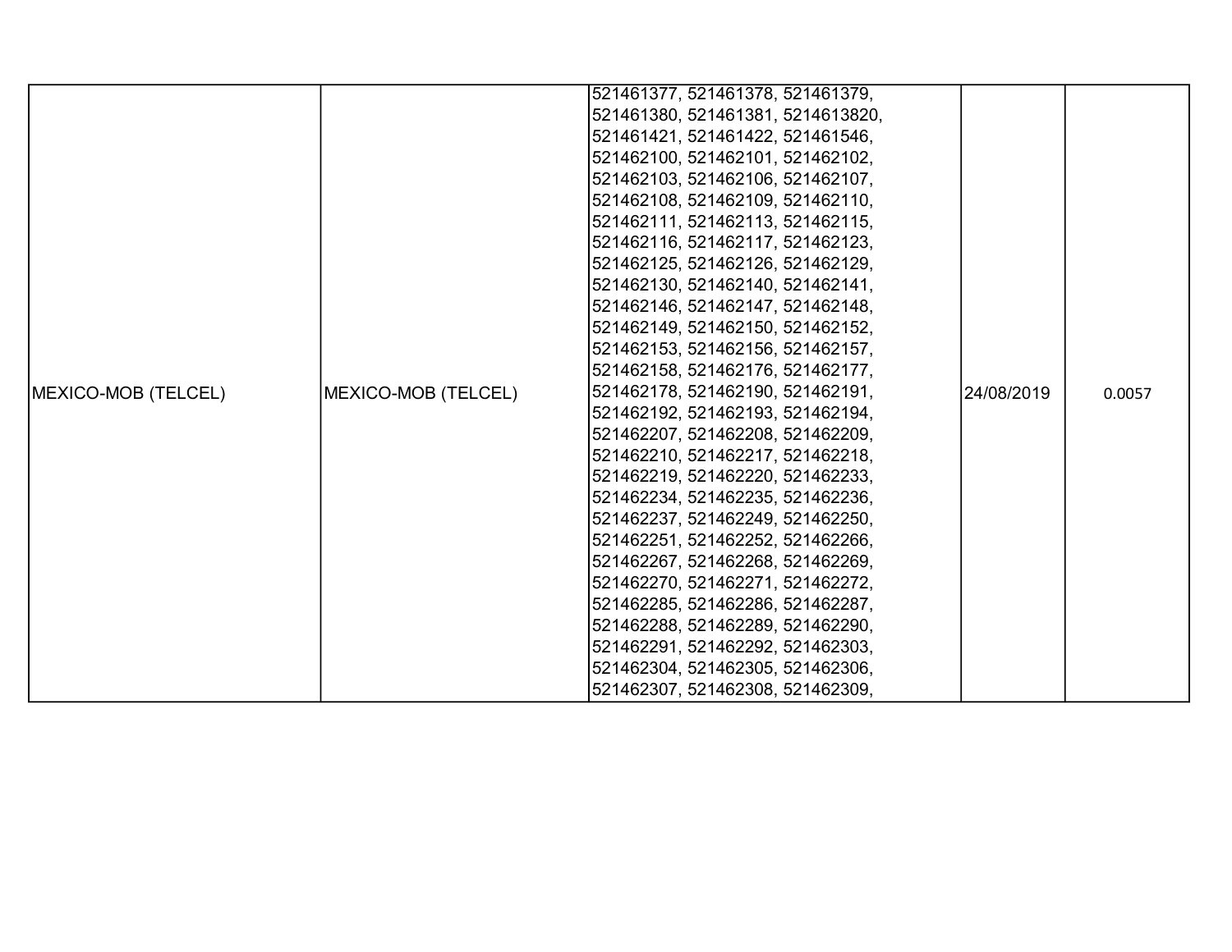| MEXICO-MOB (TELCEL) | MEXICO-MOB (TELCEL) | 521461377, 521461378, 521461379, 521461380, 521461381, 5214613820, 521461421, 521461422, 521461546, 521462100, 521462101, 521462102, 521462103, 521462106, 521462107, 521462108, 521462109, 521462110, 521462111, 521462113, 521462115, 521462116, 521462117, 521462123, 521462125, 521462126, 521462129, 521462130, 521462140, 521462141, 521462146, 521462147, 521462148, 521462149, 521462150, 521462152, 521462153, 521462156, 521462157, 521462158, 521462176, 521462177, 521462178, 521462190, 521462191, 521462192, 521462193, 521462194, 521462207, 521462208, 521462209, 521462210, 521462217, 521462218, 521462219, 521462220, 521462233, 521462234, 521462235, 521462236, 521462237, 521462249, 521462250, 521462251, 521462252, 521462266, 521462267, 521462268, 521462269, 521462270, 521462271, 521462272, 521462285, 521462286, 521462287, 521462288, 521462289, 521462290, 521462291, 521462292, 521462303, 521462304, 521462305, 521462306, 521462307, 521462308, 521462309, | 24/08/2019 | 0.0057 |
|---|---|---|---|---|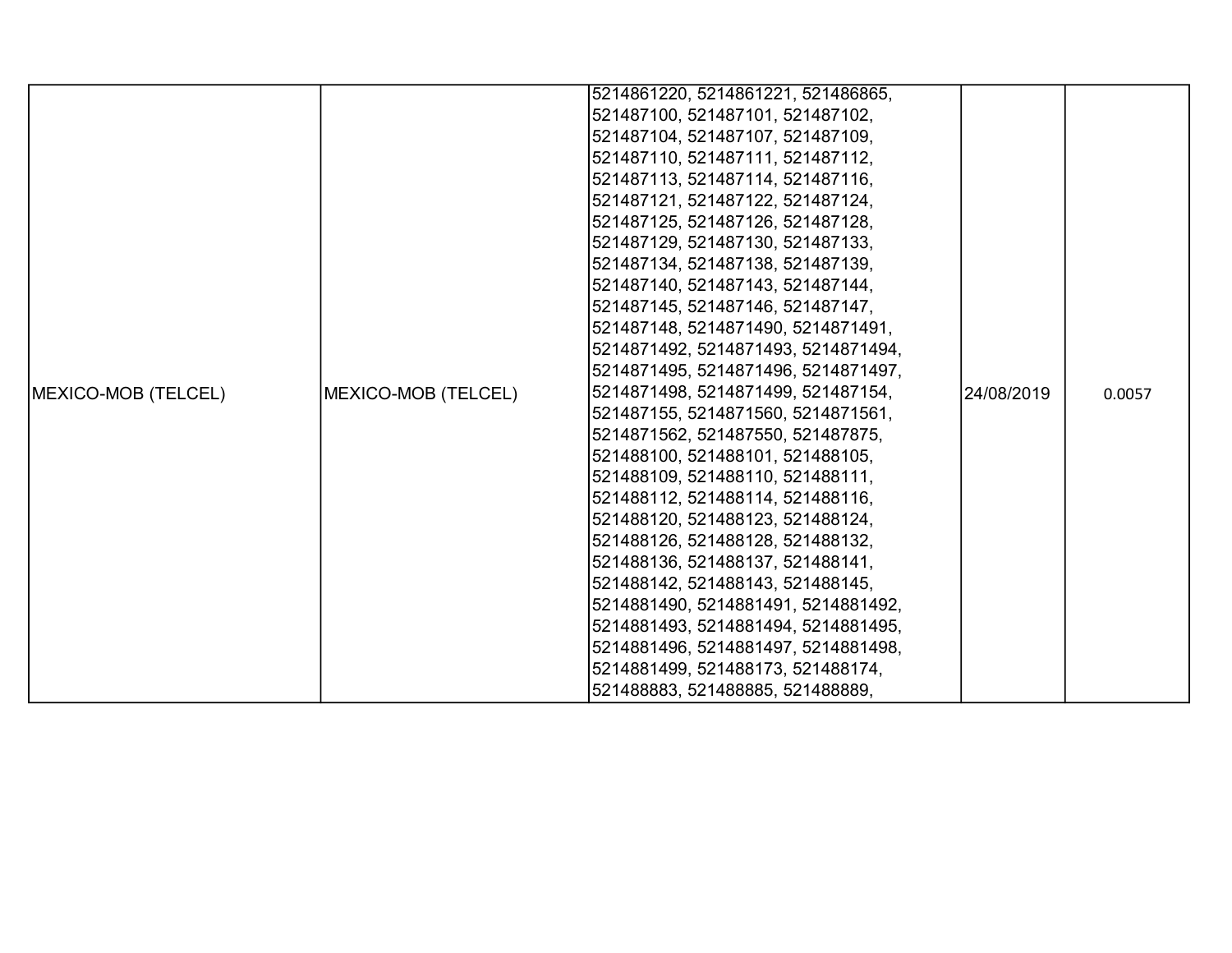| | | | | |
|---|---|---|---|---|
| MEXICO-MOB (TELCEL) | MEXICO-MOB (TELCEL) | 5214861220, 5214861221, 521486865, 521487100, 521487101, 521487102, 521487104, 521487107, 521487109, 521487110, 521487111, 521487112, 521487113, 521487114, 521487116, 521487121, 521487122, 521487124, 521487125, 521487126, 521487128, 521487129, 521487130, 521487133, 521487134, 521487138, 521487139, 521487140, 521487143, 521487144, 521487145, 521487146, 521487147, 521487148, 5214871490, 5214871491, 5214871492, 5214871493, 5214871494, 5214871495, 5214871496, 5214871497, 5214871498, 5214871499, 521487154, 521487155, 5214871560, 5214871561, 5214871562, 521487550, 521487875, 521488100, 521488101, 521488105, 521488109, 521488110, 521488111, 521488112, 521488114, 521488116, 521488120, 521488123, 521488124, 521488126, 521488128, 521488132, 521488136, 521488137, 521488141, 521488142, 521488143, 521488145, 5214881490, 5214881491, 5214881492, 5214881493, 5214881494, 5214881495, 5214881496, 5214881497, 5214881498, 5214881499, 521488173, 521488174, 521488883, 521488885, 521488889, | 24/08/2019 | 0.0057 |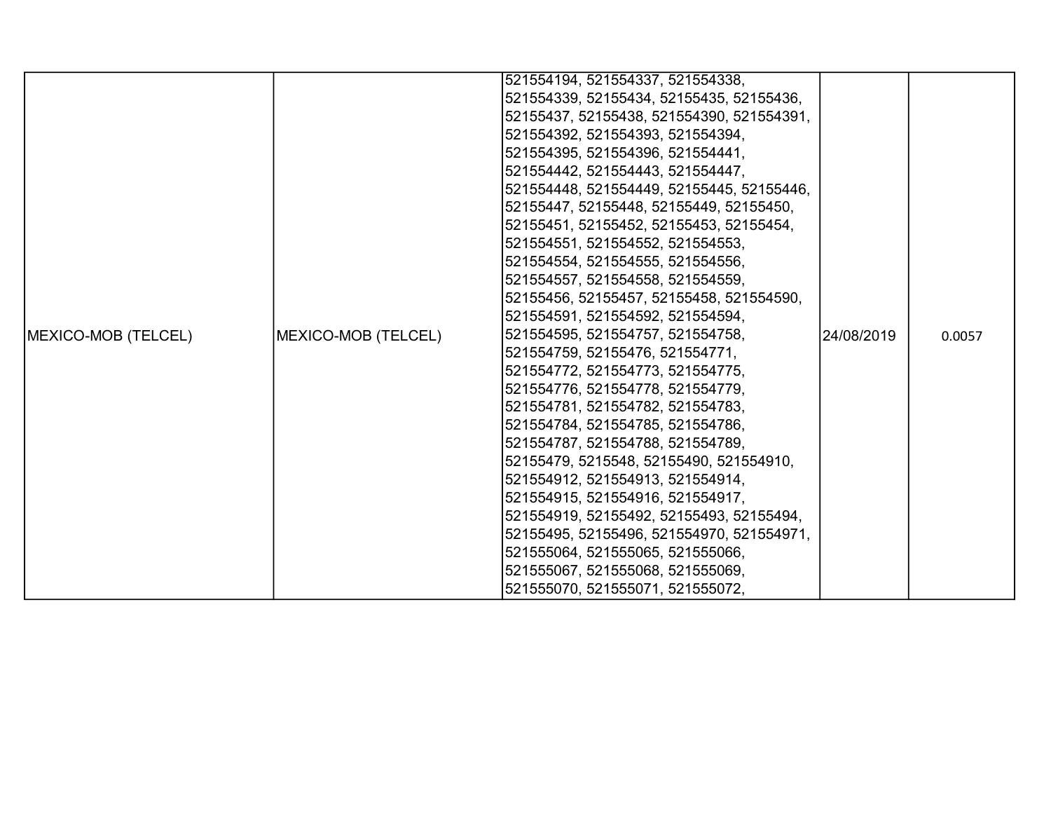| MEXICO-MOB (TELCEL) | MEXICO-MOB (TELCEL) | 521554194, 521554337, 521554338, 521554339, 52155434, 52155435, 52155436, 52155437, 52155438, 521554390, 521554391, 521554392, 521554393, 521554394, 521554395, 521554396, 521554441, 521554442, 521554443, 521554447, 521554448, 521554449, 52155445, 52155446, 52155447, 52155448, 52155449, 52155450, 52155451, 52155452, 52155453, 52155454, 521554551, 521554552, 521554553, 521554554, 521554555, 521554556, 521554557, 521554558, 521554559, 52155456, 52155457, 52155458, 521554590, 521554591, 521554592, 521554594, 521554595, 521554757, 521554758, 521554759, 52155476, 521554771, 521554772, 521554773, 521554775, 521554776, 521554778, 521554779, 521554781, 521554782, 521554783, 521554784, 521554785, 521554786, 521554787, 521554788, 521554789, 52155479, 5215548, 52155490, 521554910, 521554912, 521554913, 521554914, 521554915, 521554916, 521554917, 521554919, 52155492, 52155493, 52155494, 52155495, 52155496, 521554970, 521554971, 521555064, 521555065, 521555066, 521555067, 521555068, 521555069, 521555070, 521555071, 521555072, | 24/08/2019 | 0.0057 |
|---|---|---|---|---|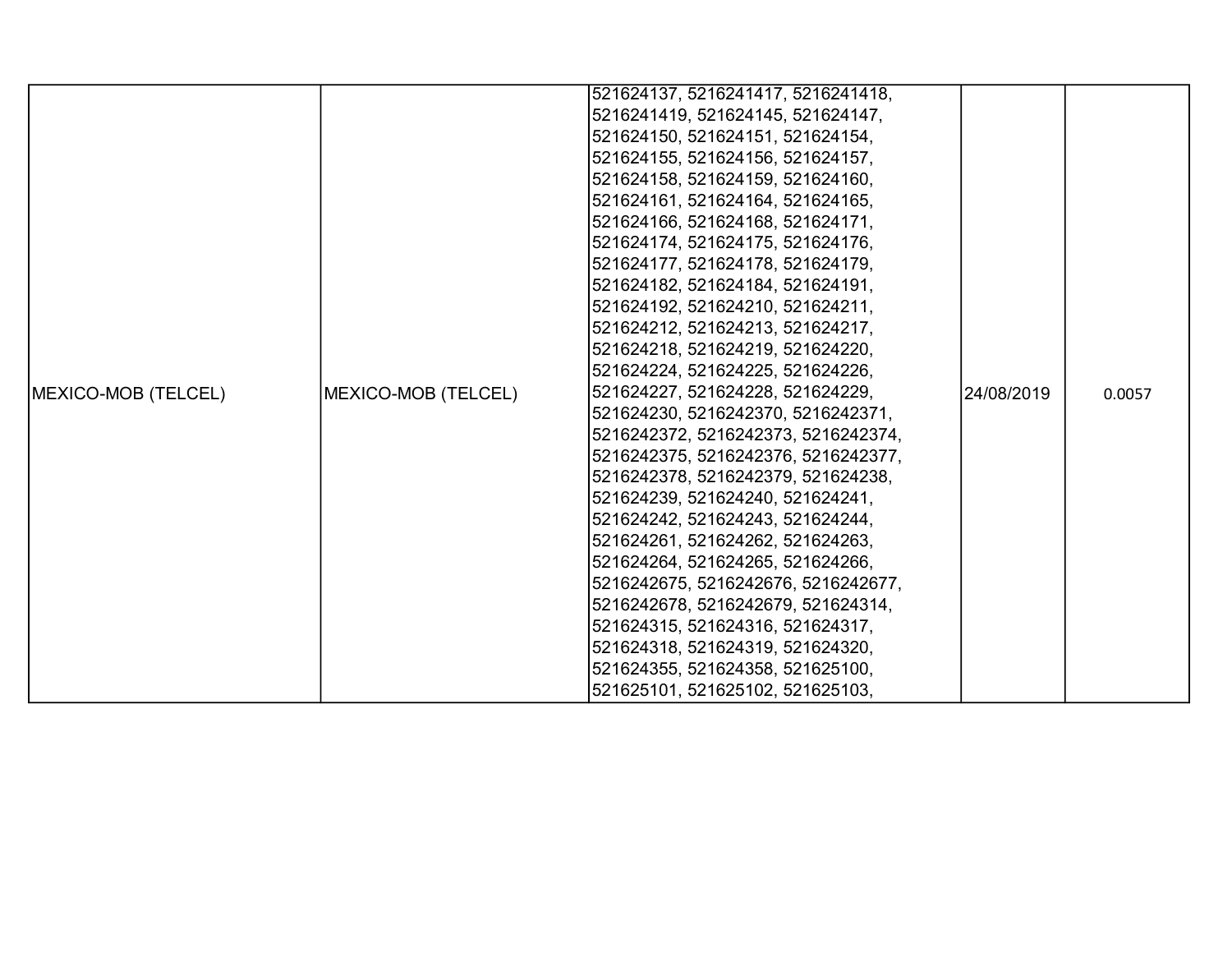| | | | | |
|---|---|---|---|---|
| MEXICO-MOB (TELCEL) | MEXICO-MOB (TELCEL) | 521624137, 5216241417, 5216241418, 5216241419, 521624145, 521624147, 521624150, 521624151, 521624154, 521624155, 521624156, 521624157, 521624158, 521624159, 521624160, 521624161, 521624164, 521624165, 521624166, 521624168, 521624171, 521624174, 521624175, 521624176, 521624177, 521624178, 521624179, 521624182, 521624184, 521624191, 521624192, 521624210, 521624211, 521624212, 521624213, 521624217, 521624218, 521624219, 521624220, 521624224, 521624225, 521624226, 521624227, 521624228, 521624229, 521624230, 5216242370, 5216242371, 5216242372, 5216242373, 5216242374, 5216242375, 5216242376, 5216242377, 5216242378, 5216242379, 521624238, 521624239, 521624240, 521624241, 521624242, 521624243, 521624244, 521624261, 521624262, 521624263, 521624264, 521624265, 521624266, 5216242675, 5216242676, 5216242677, 5216242678, 5216242679, 521624314, 521624315, 521624316, 521624317, 521624318, 521624319, 521624320, 521624355, 521624358, 521625100, 521625101, 521625102, 521625103, | 24/08/2019 | 0.0057 |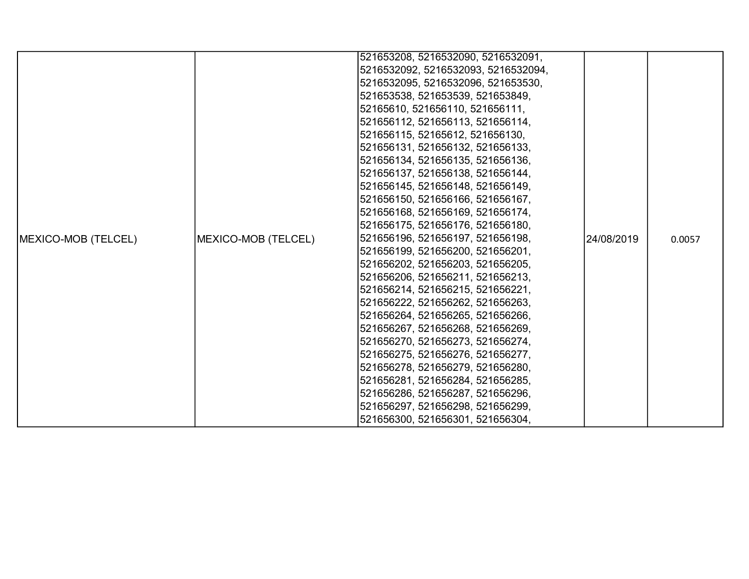| MEXICO-MOB (TELCEL) | MEXICO-MOB (TELCEL) | 521653208, 5216532090, 5216532091, 5216532092, 5216532093, 5216532094, 5216532095, 5216532096, 521653530, 521653538, 521653539, 521653849, 52165610, 521656110, 521656111, 521656112, 521656113, 521656114, 521656115, 52165612, 521656130, 521656131, 521656132, 521656133, 521656134, 521656135, 521656136, 521656137, 521656138, 521656144, 521656145, 521656148, 521656149, 521656150, 521656166, 521656167, 521656168, 521656169, 521656174, 521656175, 521656176, 521656180, 521656196, 521656197, 521656198, 521656199, 521656200, 521656201, 521656202, 521656203, 521656205, 521656206, 521656211, 521656213, 521656214, 521656215, 521656221, 521656222, 521656262, 521656263, 521656264, 521656265, 521656266, 521656267, 521656268, 521656269, 521656270, 521656273, 521656274, 521656275, 521656276, 521656277, 521656278, 521656279, 521656280, 521656281, 521656284, 521656285, 521656286, 521656287, 521656296, 521656297, 521656298, 521656299, 521656300, 521656301, 521656304, | 24/08/2019 | 0.0057 |
|---|---|---|---|---|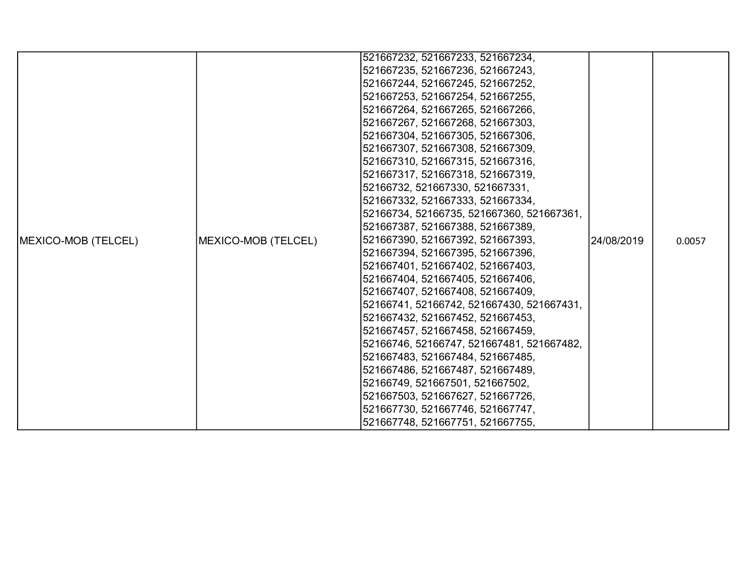| MEXICO-MOB (TELCEL) | MEXICO-MOB (TELCEL) | 521667232, 521667233, 521667234, 521667235, 521667236, 521667243, 521667244, 521667245, 521667252, 521667253, 521667254, 521667255, 521667264, 521667265, 521667266, 521667267, 521667268, 521667303, 521667304, 521667305, 521667306, 521667307, 521667308, 521667309, 521667310, 521667315, 521667316, 521667317, 521667318, 521667319, 52166732, 521667330, 521667331, 521667332, 521667333, 521667334, 52166734, 52166735, 521667360, 521667361, 521667387, 521667388, 521667389, 521667390, 521667392, 521667393, 521667394, 521667395, 521667396, 521667401, 521667402, 521667403, 521667404, 521667405, 521667406, 521667407, 521667408, 521667409, 52166741, 52166742, 521667430, 521667431, 521667432, 521667452, 521667453, 521667457, 521667458, 521667459, 52166746, 52166747, 521667481, 521667482, 521667483, 521667484, 521667485, 521667486, 521667487, 521667489, 52166749, 521667501, 521667502, 521667503, 521667627, 521667726, 521667730, 521667746, 521667747, 521667748, 521667751, 521667755, | 24/08/2019 | 0.0057 |
|---|---|---|---|---|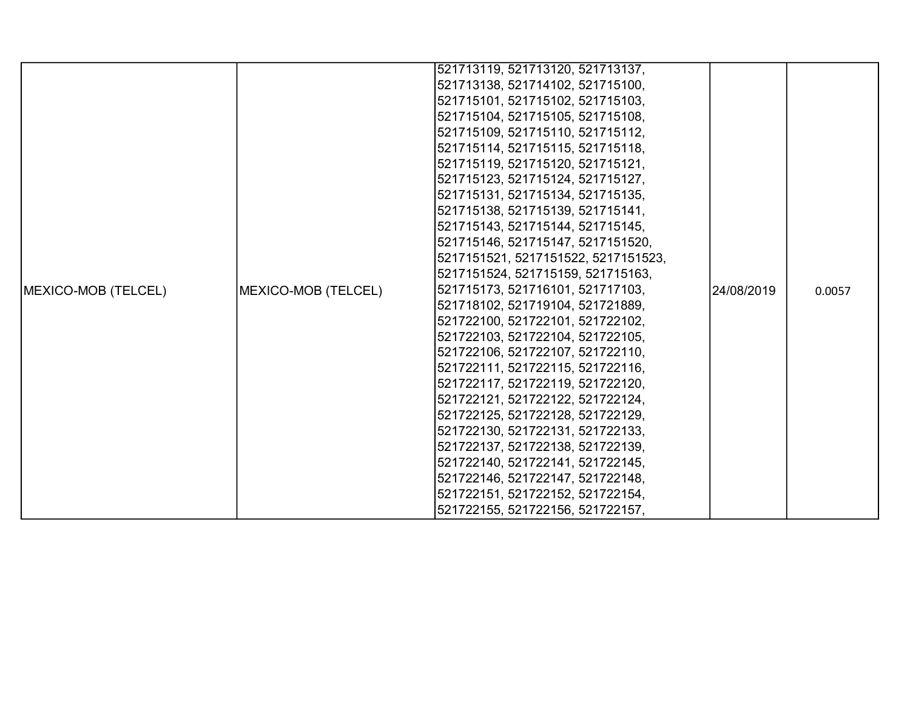| MEXICO-MOB (TELCEL) | MEXICO-MOB (TELCEL) | 521713119, 521713120, 521713137, 521713138, 521714102, 521715100, 521715101, 521715102, 521715103, 521715104, 521715105, 521715108, 521715109, 521715110, 521715112, 521715114, 521715115, 521715118, 521715119, 521715120, 521715121, 521715123, 521715124, 521715127, 521715131, 521715134, 521715135, 521715138, 521715139, 521715141, 521715143, 521715144, 521715145, 521715146, 521715147, 5217151520, 5217151521, 5217151522, 5217151523, 5217151524, 521715159, 521715163, 521715173, 521716101, 521717103, 521718102, 521719104, 521721889, 521722100, 521722101, 521722102, 521722103, 521722104, 521722105, 521722106, 521722107, 521722110, 521722111, 521722115, 521722116, 521722117, 521722119, 521722120, 521722121, 521722122, 521722124, 521722125, 521722128, 521722129, 521722130, 521722131, 521722133, 521722137, 521722138, 521722139, 521722140, 521722141, 521722145, 521722146, 521722147, 521722148, 521722151, 521722152, 521722154, 521722155, 521722156, 521722157, | 24/08/2019 | 0.0057 |
|---|---|---|---|---|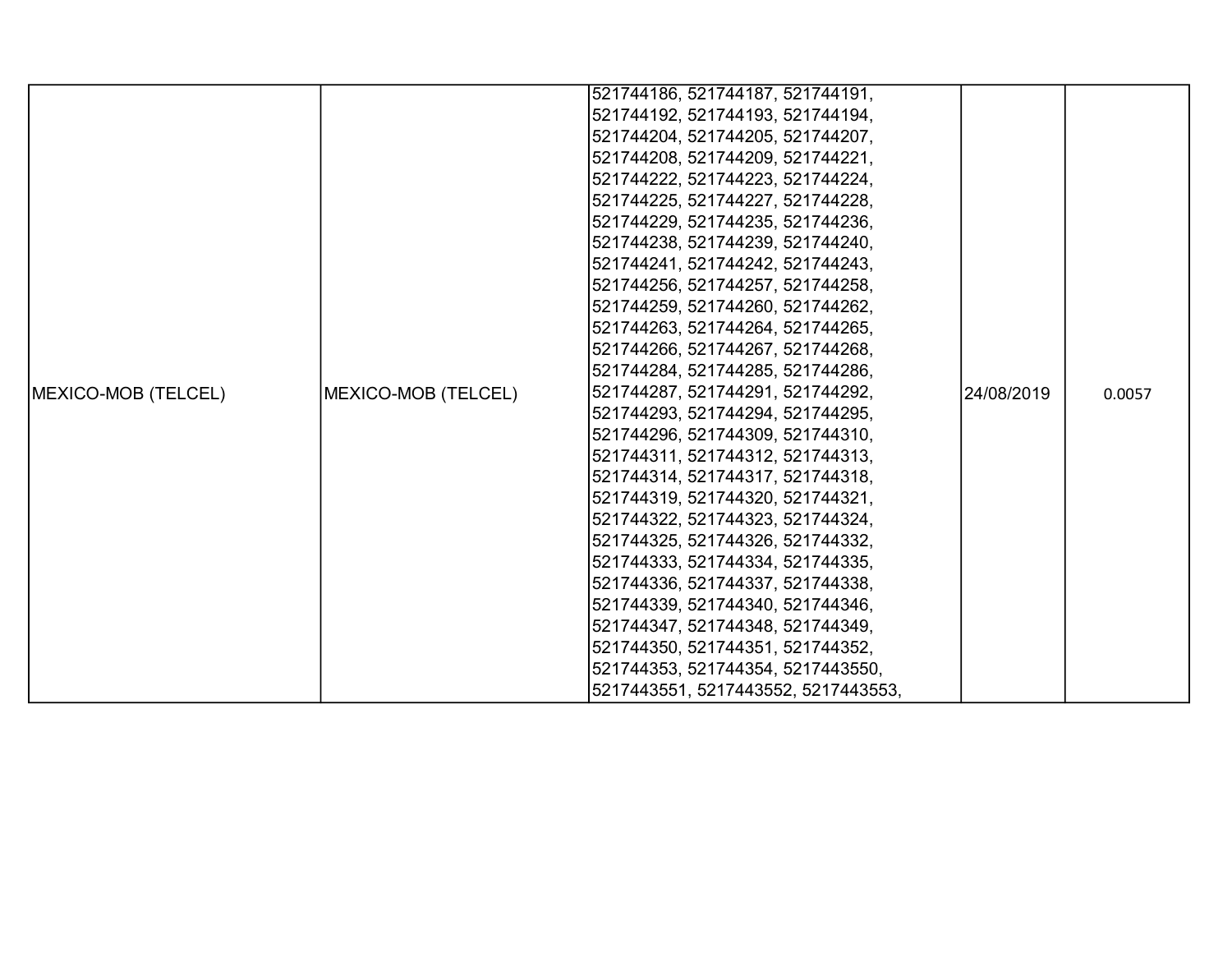| | | | | |
|---|---|---|---|---|
| MEXICO-MOB (TELCEL) | MEXICO-MOB (TELCEL) | 521744186, 521744187, 521744191, 521744192, 521744193, 521744194, 521744204, 521744205, 521744207, 521744208, 521744209, 521744221, 521744222, 521744223, 521744224, 521744225, 521744227, 521744228, 521744229, 521744235, 521744236, 521744238, 521744239, 521744240, 521744241, 521744242, 521744243, 521744256, 521744257, 521744258, 521744259, 521744260, 521744262, 521744263, 521744264, 521744265, 521744266, 521744267, 521744268, 521744284, 521744285, 521744286, 521744287, 521744291, 521744292, 521744293, 521744294, 521744295, 521744296, 521744309, 521744310, 521744311, 521744312, 521744313, 521744314, 521744317, 521744318, 521744319, 521744320, 521744321, 521744322, 521744323, 521744324, 521744325, 521744326, 521744332, 521744333, 521744334, 521744335, 521744336, 521744337, 521744338, 521744339, 521744340, 521744346, 521744347, 521744348, 521744349, 521744350, 521744351, 521744352, 521744353, 521744354, 5217443550, 5217443551, 5217443552, 5217443553, | 24/08/2019 | 0.0057 |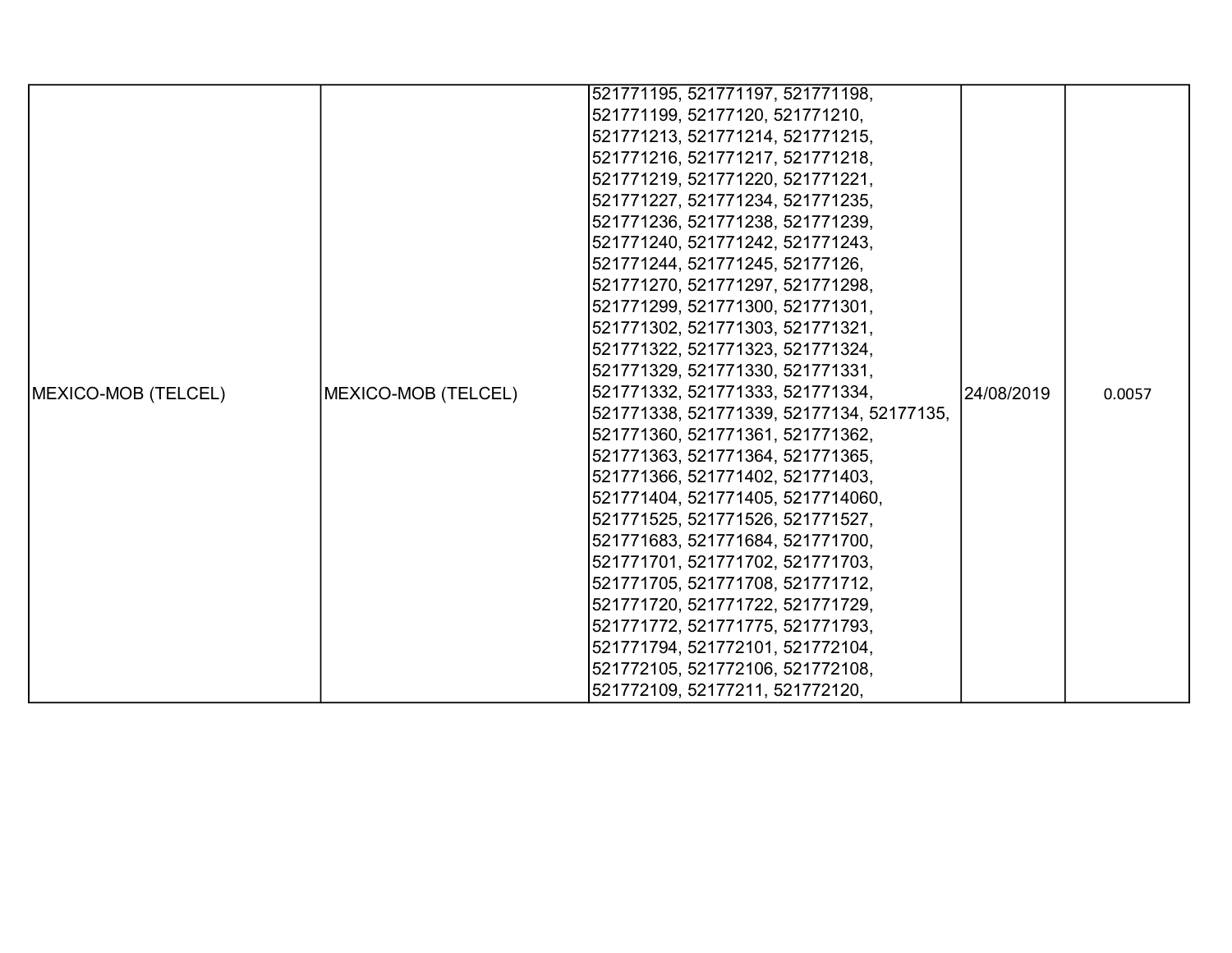| MEXICO-MOB (TELCEL) | MEXICO-MOB (TELCEL) | 521771195, 521771197, 521771198, 521771199, 52177120, 521771210, 521771213, 521771214, 521771215, 521771216, 521771217, 521771218, 521771219, 521771220, 521771221, 521771227, 521771234, 521771235, 521771236, 521771238, 521771239, 521771240, 521771242, 521771243, 521771244, 521771245, 52177126, 521771270, 521771297, 521771298, 521771299, 521771300, 521771301, 521771302, 521771303, 521771321, 521771322, 521771323, 521771324, 521771329, 521771330, 521771331, 521771332, 521771333, 521771334, 521771338, 521771339, 52177134, 52177135, 521771360, 521771361, 521771362, 521771363, 521771364, 521771365, 521771366, 521771402, 521771403, 521771404, 521771405, 5217714060, 521771525, 521771526, 521771527, 521771683, 521771684, 521771700, 521771701, 521771702, 521771703, 521771705, 521771708, 521771712, 521771720, 521771722, 521771729, 521771772, 521771775, 521771793, 521771794, 521772101, 521772104, 521772105, 521772106, 521772108, 521772109, 52177211, 521772120, | 24/08/2019 | 0.0057 |
|---|---|---|---|---|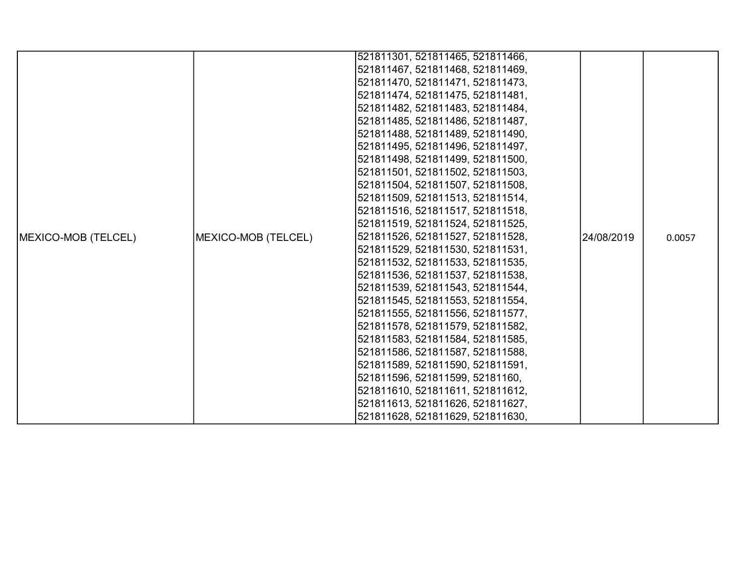| | | | | |
|---|---|---|---|---|
| MEXICO-MOB (TELCEL) | MEXICO-MOB (TELCEL) | 521811301, 521811465, 521811466, 521811467, 521811468, 521811469, 521811470, 521811471, 521811473, 521811474, 521811475, 521811481, 521811482, 521811483, 521811484, 521811485, 521811486, 521811487, 521811488, 521811489, 521811490, 521811495, 521811496, 521811497, 521811498, 521811499, 521811500, 521811501, 521811502, 521811503, 521811504, 521811507, 521811508, 521811509, 521811513, 521811514, 521811516, 521811517, 521811518, 521811519, 521811524, 521811525, 521811526, 521811527, 521811528, 521811529, 521811530, 521811531, 521811532, 521811533, 521811535, 521811536, 521811537, 521811538, 521811539, 521811543, 521811544, 521811545, 521811553, 521811554, 521811555, 521811556, 521811577, 521811578, 521811579, 521811582, 521811583, 521811584, 521811585, 521811586, 521811587, 521811588, 521811589, 521811590, 521811591, 521811596, 521811599, 52181160, 521811610, 521811611, 521811612, 521811613, 521811626, 521811627, 521811628, 521811629, 521811630, | 24/08/2019 | 0.0057 |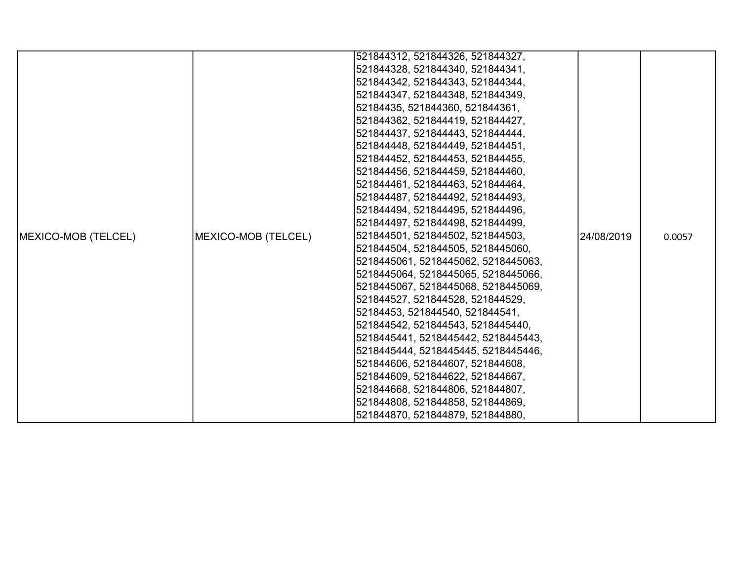| MEXICO-MOB (TELCEL) | MEXICO-MOB (TELCEL) | 521844312, 521844326, 521844327, 521844328, 521844340, 521844341, 521844342, 521844343, 521844344, 521844347, 521844348, 521844349, 52184435, 521844360, 521844361, 521844362, 521844419, 521844427, 521844437, 521844443, 521844444, 521844448, 521844449, 521844451, 521844452, 521844453, 521844455, 521844456, 521844459, 521844460, 521844461, 521844463, 521844464, 521844487, 521844492, 521844493, 521844494, 521844495, 521844496, 521844497, 521844498, 521844499, 521844501, 521844502, 521844503, 521844504, 521844505, 5218445060, 5218445061, 5218445062, 5218445063, 5218445064, 5218445065, 5218445066, 5218445067, 5218445068, 5218445069, 521844527, 521844528, 521844529, 52184453, 521844540, 521844541, 521844542, 521844543, 5218445440, 5218445441, 5218445442, 5218445443, 5218445444, 5218445445, 5218445446, 521844606, 521844607, 521844608, 521844609, 521844622, 521844667, 521844668, 521844806, 521844807, 521844808, 521844858, 521844869, 521844870, 521844879, 521844880, | 24/08/2019 | 0.0057 |
|---|---|---|---|---|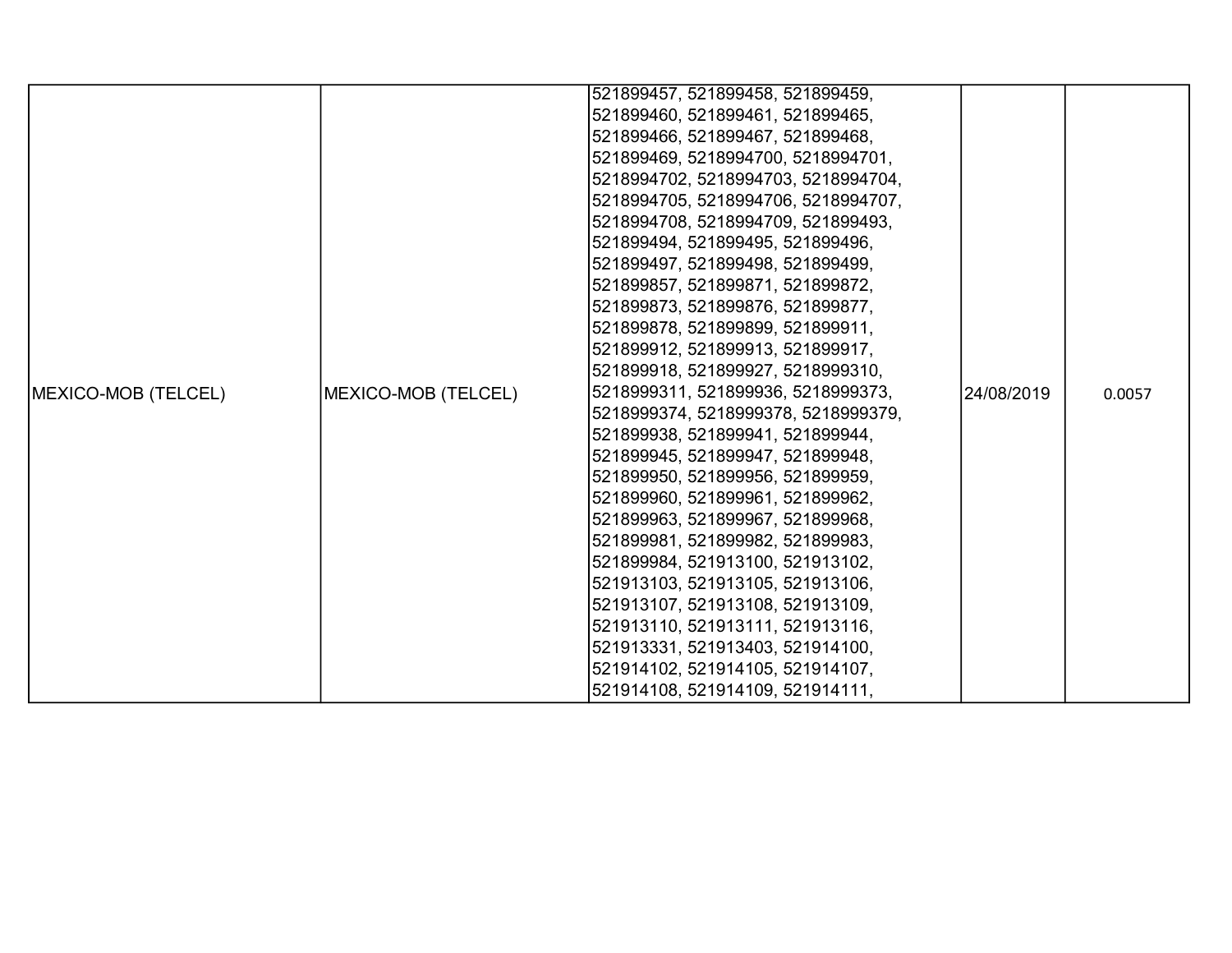| MEXICO-MOB (TELCEL) | MEXICO-MOB (TELCEL) | 521899457, 521899458, 521899459, 521899460, 521899461, 521899465, 521899466, 521899467, 521899468, 521899469, 5218994700, 5218994701, 5218994702, 5218994703, 5218994704, 5218994705, 5218994706, 5218994707, 5218994708, 5218994709, 521899493, 521899494, 521899495, 521899496, 521899497, 521899498, 521899499, 521899857, 521899871, 521899872, 521899873, 521899876, 521899877, 521899878, 521899899, 521899911, 521899912, 521899913, 521899917, 521899918, 521899927, 5218999310, 5218999311, 521899936, 5218999373, 5218999374, 5218999378, 5218999379, 521899938, 521899941, 521899944, 521899945, 521899947, 521899948, 521899950, 521899956, 521899959, 521899960, 521899961, 521899962, 521899963, 521899967, 521899968, 521899981, 521899982, 521899983, 521899984, 521913100, 521913102, 521913103, 521913105, 521913106, 521913107, 521913108, 521913109, 521913110, 521913111, 521913116, 521913331, 521913403, 521914100, 521914102, 521914105, 521914107, 521914108, 521914109, 521914111, | 24/08/2019 | 0.0057 |
|---|---|---|---|---|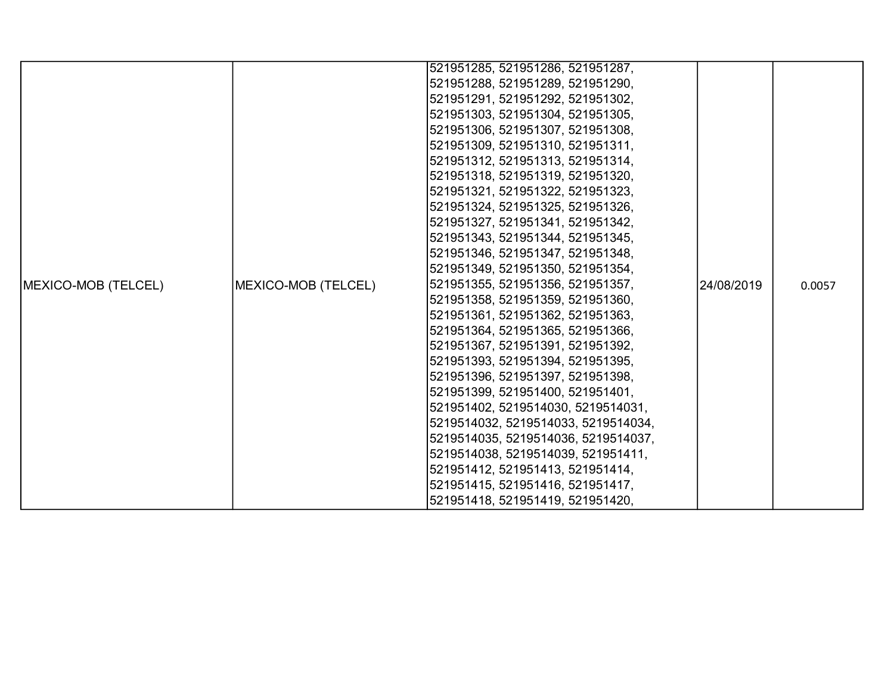| | | | | |
|---|---|---|---|---|
| MEXICO-MOB (TELCEL) | MEXICO-MOB (TELCEL) | 521951285, 521951286, 521951287, 521951288, 521951289, 521951290, 521951291, 521951292, 521951302, 521951303, 521951304, 521951305, 521951306, 521951307, 521951308, 521951309, 521951310, 521951311, 521951312, 521951313, 521951314, 521951318, 521951319, 521951320, 521951321, 521951322, 521951323, 521951324, 521951325, 521951326, 521951327, 521951341, 521951342, 521951343, 521951344, 521951345, 521951346, 521951347, 521951348, 521951349, 521951350, 521951354, 521951355, 521951356, 521951357, 521951358, 521951359, 521951360, 521951361, 521951362, 521951363, 521951364, 521951365, 521951366, 521951367, 521951391, 521951392, 521951393, 521951394, 521951395, 521951396, 521951397, 521951398, 521951399, 521951400, 521951401, 521951402, 5219514030, 5219514031, 5219514032, 5219514033, 5219514034, 5219514035, 5219514036, 5219514037, 5219514038, 5219514039, 521951411, 521951412, 521951413, 521951414, 521951415, 521951416, 521951417, 521951418, 521951419, 521951420, | 24/08/2019 | 0.0057 |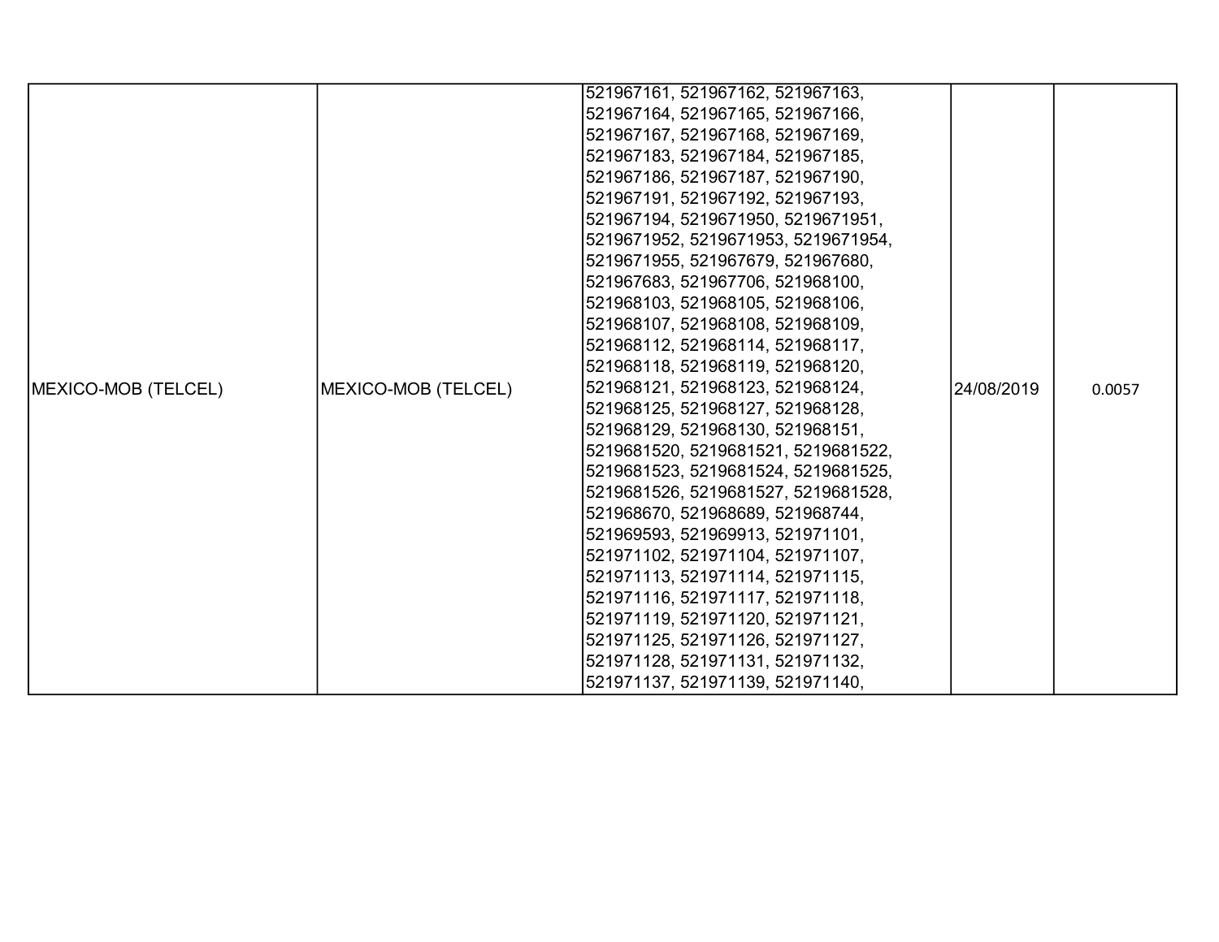| MEXICO-MOB (TELCEL) | MEXICO-MOB (TELCEL) | 521967161, 521967162, 521967163, 521967164, 521967165, 521967166, 521967167, 521967168, 521967169, 521967183, 521967184, 521967185, 521967186, 521967187, 521967190, 521967191, 521967192, 521967193, 521967194, 5219671950, 5219671951, 5219671952, 5219671953, 5219671954, 5219671955, 521967679, 521967680, 521967683, 521967706, 521968100, 521968103, 521968105, 521968106, 521968107, 521968108, 521968109, 521968112, 521968114, 521968117, 521968118, 521968119, 521968120, 521968121, 521968123, 521968124, 521968125, 521968127, 521968128, 521968129, 521968130, 521968151, 5219681520, 5219681521, 5219681522, 5219681523, 5219681524, 5219681525, 5219681526, 5219681527, 5219681528, 521968670, 521968689, 521968744, 521969593, 521969913, 521971101, 521971102, 521971104, 521971107, 521971113, 521971114, 521971115, 521971116, 521971117, 521971118, 521971119, 521971120, 521971121, 521971125, 521971126, 521971127, 521971128, 521971131, 521971132, 521971137, 521971139, 521971140, | 24/08/2019 | 0.0057 |
|---|---|---|---|---|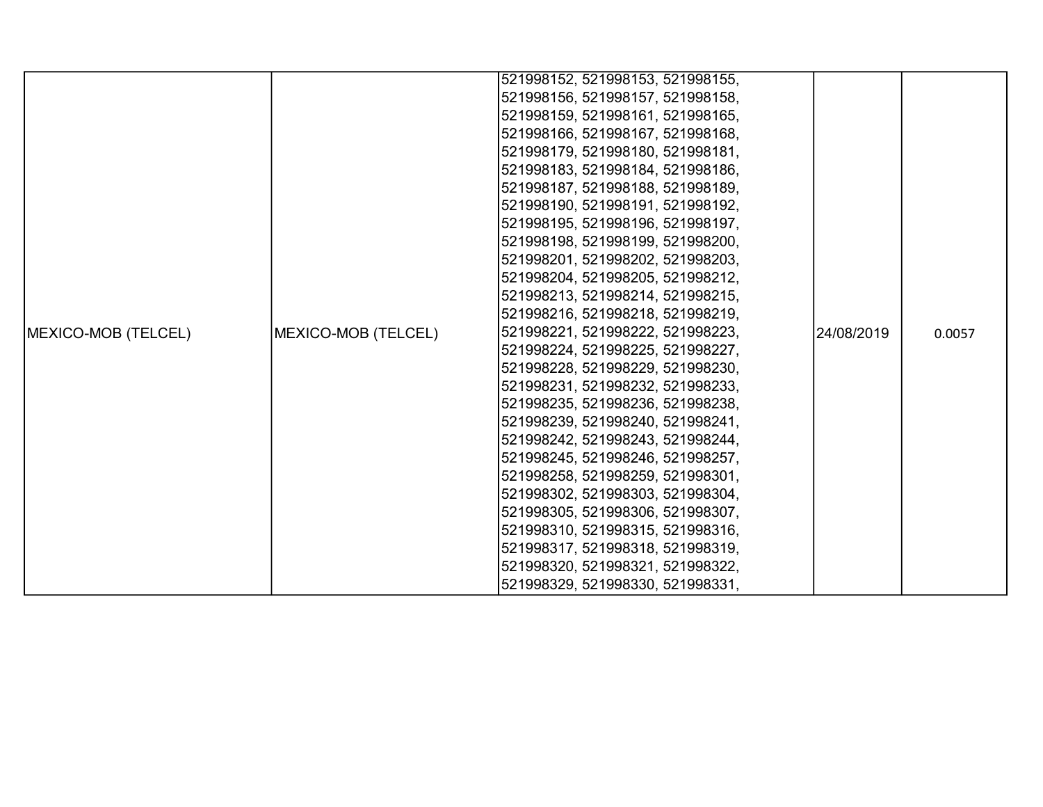| MEXICO-MOB (TELCEL) | MEXICO-MOB (TELCEL) | 521998152, 521998153, 521998155, 521998156, 521998157, 521998158, 521998159, 521998161, 521998165, 521998166, 521998167, 521998168, 521998179, 521998180, 521998181, 521998183, 521998184, 521998186, 521998187, 521998188, 521998189, 521998190, 521998191, 521998192, 521998195, 521998196, 521998197, 521998198, 521998199, 521998200, 521998201, 521998202, 521998203, 521998204, 521998205, 521998212, 521998213, 521998214, 521998215, 521998216, 521998218, 521998219, 521998221, 521998222, 521998223, 521998224, 521998225, 521998227, 521998228, 521998229, 521998230, 521998231, 521998232, 521998233, 521998235, 521998236, 521998238, 521998239, 521998240, 521998241, 521998242, 521998243, 521998244, 521998245, 521998246, 521998257, 521998258, 521998259, 521998301, 521998302, 521998303, 521998304, 521998305, 521998306, 521998307, 521998310, 521998315, 521998316, 521998317, 521998318, 521998319, 521998320, 521998321, 521998322, 521998329, 521998330, 521998331, | 24/08/2019 | 0.0057 |
|---|---|---|---|---|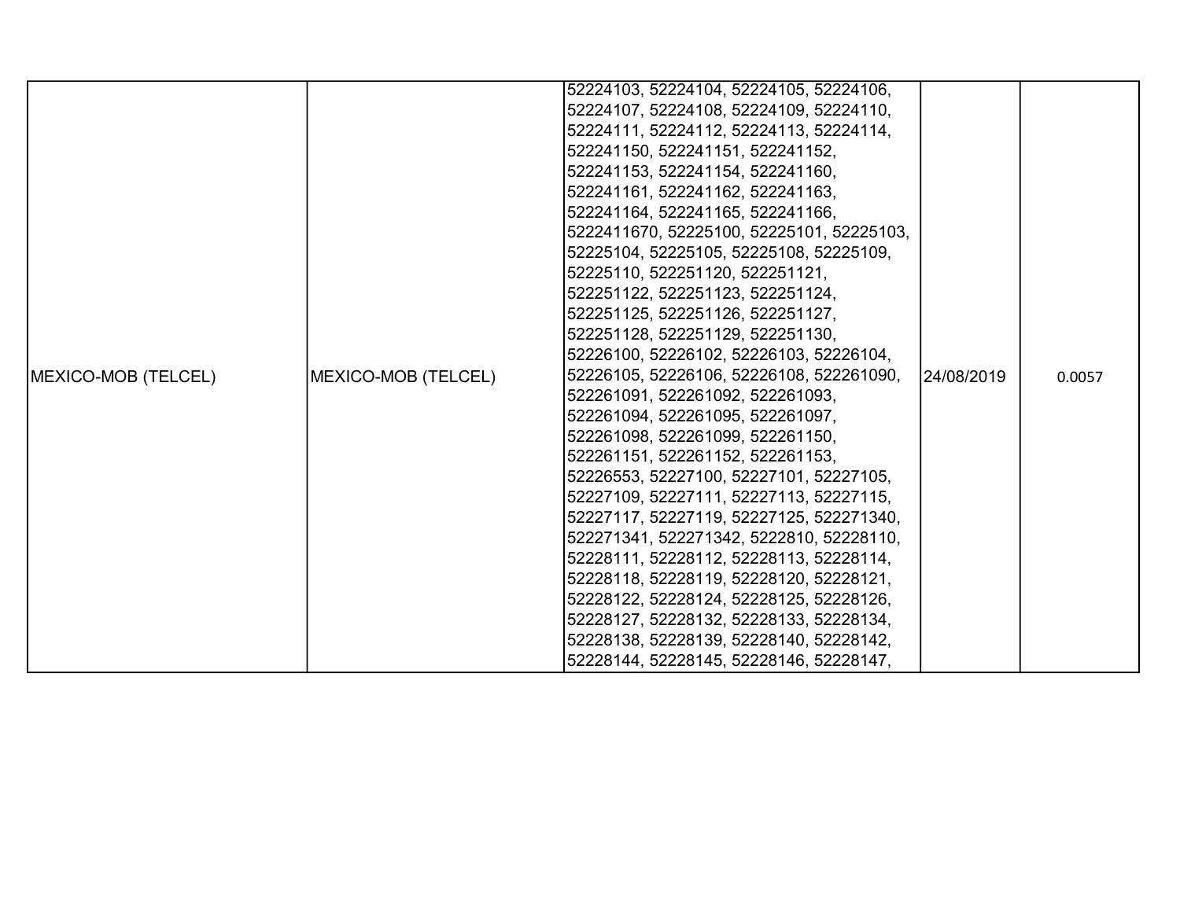| MEXICO-MOB (TELCEL) | MEXICO-MOB (TELCEL) | 52224103, 52224104, 52224105, 52224106, 52224107, 52224108, 52224109, 52224110, 52224111, 52224112, 52224113, 52224114, 522241150, 522241151, 522241152, 522241153, 522241154, 522241160, 522241161, 522241162, 522241163, 522241164, 522241165, 522241166, 5222411670, 52225100, 52225101, 52225103, 52225104, 52225105, 52225108, 52225109, 52225110, 522251120, 522251121, 522251122, 522251123, 522251124, 522251125, 522251126, 522251127, 522251128, 522251129, 522251130, 52226100, 52226102, 52226103, 52226104, 52226105, 52226106, 52226108, 522261090, 522261091, 522261092, 522261093, 522261094, 522261095, 522261097, 522261098, 522261099, 522261150, 522261151, 522261152, 522261153, 52226553, 52227100, 52227101, 52227105, 52227109, 52227111, 52227113, 52227115, 52227117, 52227119, 52227125, 522271340, 522271341, 522271342, 5222810, 52228110, 52228111, 52228112, 52228113, 52228114, 52228118, 52228119, 52228120, 52228121, 52228122, 52228124, 52228125, 52228126, 52228127, 52228132, 52228133, 52228134, 52228138, 52228139, 52228140, 52228142, 52228144, 52228145, 52228146, 52228147, | 24/08/2019 | 0.0057 |
|---|---|---|---|---|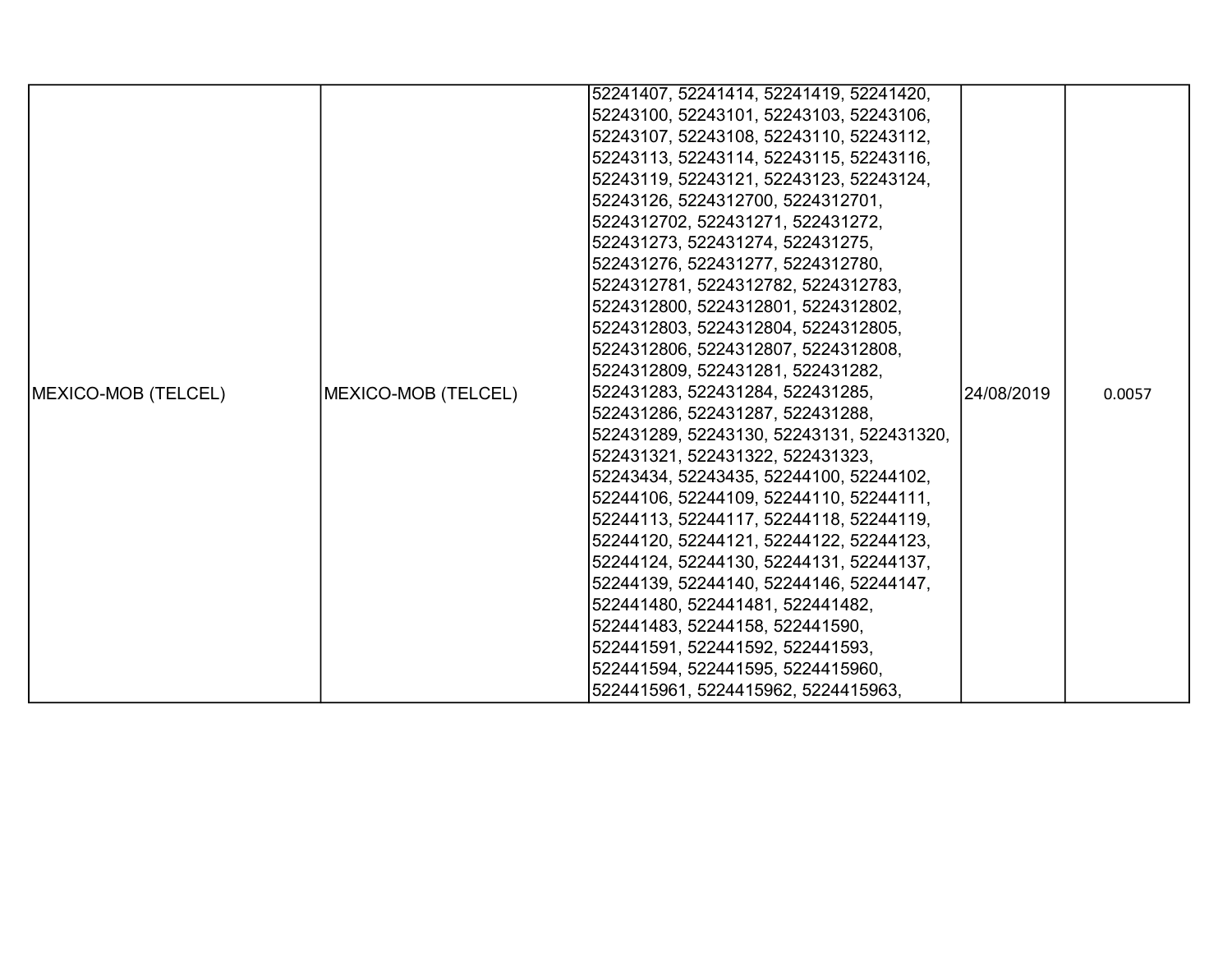| | | | | |
|---|---|---|---|---|
| MEXICO-MOB (TELCEL) | MEXICO-MOB (TELCEL) | 52241407, 52241414, 52241419, 52241420, 52243100, 52243101, 52243103, 52243106, 52243107, 52243108, 52243110, 52243112, 52243113, 52243114, 52243115, 52243116, 52243119, 52243121, 52243123, 52243124, 52243126, 5224312700, 5224312701, 5224312702, 522431271, 522431272, 522431273, 522431274, 522431275, 522431276, 522431277, 5224312780, 5224312781, 5224312782, 5224312783, 5224312800, 5224312801, 5224312802, 5224312803, 5224312804, 5224312805, 5224312806, 5224312807, 5224312808, 5224312809, 522431281, 522431282, 522431283, 522431284, 522431285, 522431286, 522431287, 522431288, 522431289, 52243130, 52243131, 522431320, 522431321, 522431322, 522431323, 52243434, 52243435, 52244100, 52244102, 52244106, 52244109, 52244110, 52244111, 52244113, 52244117, 52244118, 52244119, 52244120, 52244121, 52244122, 52244123, 52244124, 52244130, 52244131, 52244137, 52244139, 52244140, 52244146, 52244147, 522441480, 522441481, 522441482, 522441483, 52244158, 522441590, 522441591, 522441592, 522441593, 522441594, 522441595, 5224415960, 5224415961, 5224415962, 5224415963, | 24/08/2019 | 0.0057 |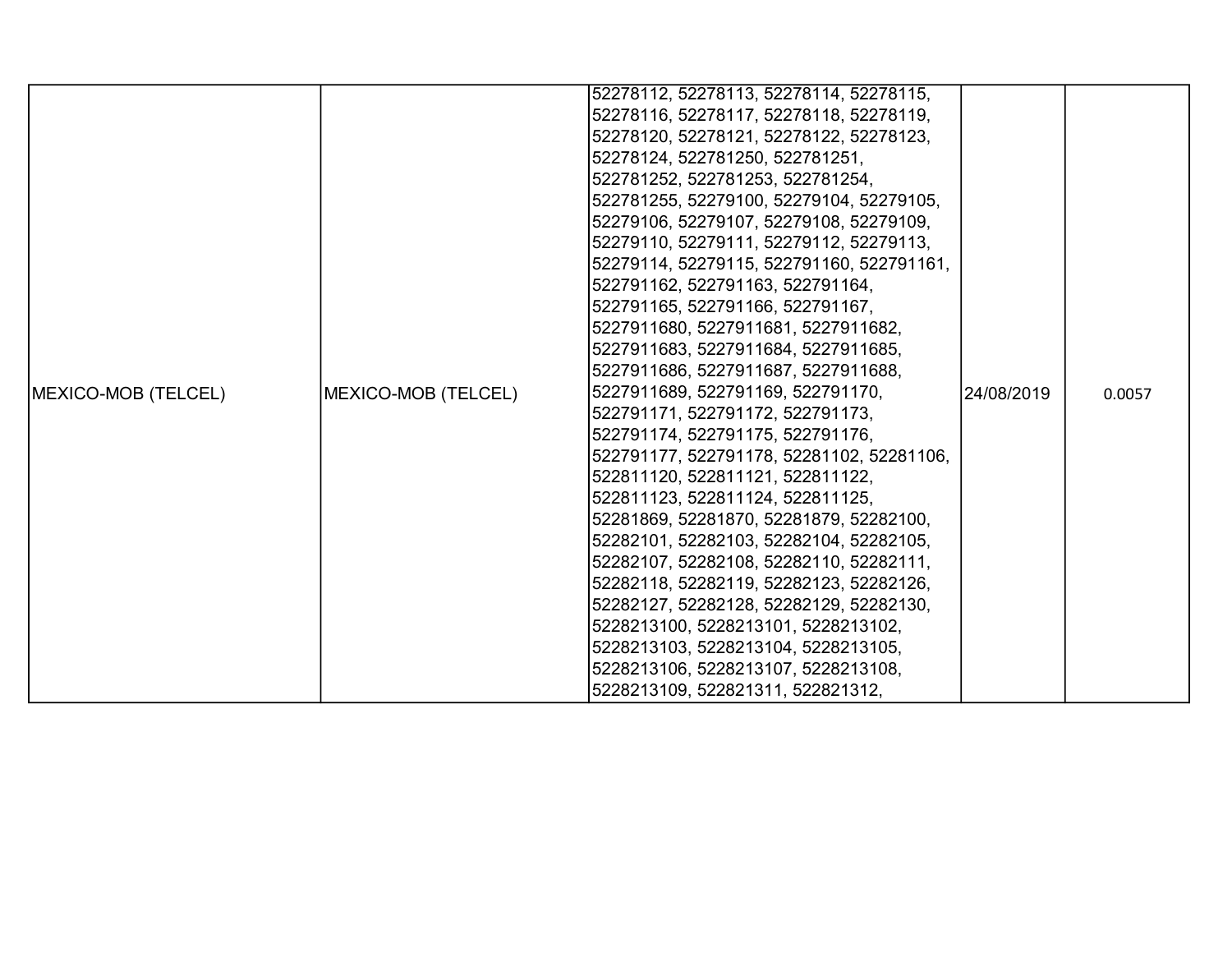| MEXICO-MOB (TELCEL) | MEXICO-MOB (TELCEL) | 52278112, 52278113, 52278114, 52278115, 52278116, 52278117, 52278118, 52278119, 52278120, 52278121, 52278122, 52278123, 52278124, 522781250, 522781251, 522781252, 522781253, 522781254, 522781255, 52279100, 52279104, 52279105, 52279106, 52279107, 52279108, 52279109, 52279110, 52279111, 52279112, 52279113, 52279114, 52279115, 522791160, 522791161, 522791162, 522791163, 522791164, 522791165, 522791166, 522791167, 5227911680, 5227911681, 5227911682, 5227911683, 5227911684, 5227911685, 5227911686, 5227911687, 5227911688, 5227911689, 522791169, 522791170, 522791171, 522791172, 522791173, 522791174, 522791175, 522791176, 522791177, 522791178, 52281102, 52281106, 522811120, 522811121, 522811122, 522811123, 522811124, 522811125, 52281869, 52281870, 52281879, 52282100, 52282101, 52282103, 52282104, 52282105, 52282107, 52282108, 52282110, 52282111, 52282118, 52282119, 52282123, 52282126, 52282127, 52282128, 52282129, 52282130, 5228213100, 5228213101, 5228213102, 5228213103, 5228213104, 5228213105, 5228213106, 5228213107, 5228213108, 5228213109, 522821311, 522821312, | 24/08/2019 | 0.0057 |
|---|---|---|---|---|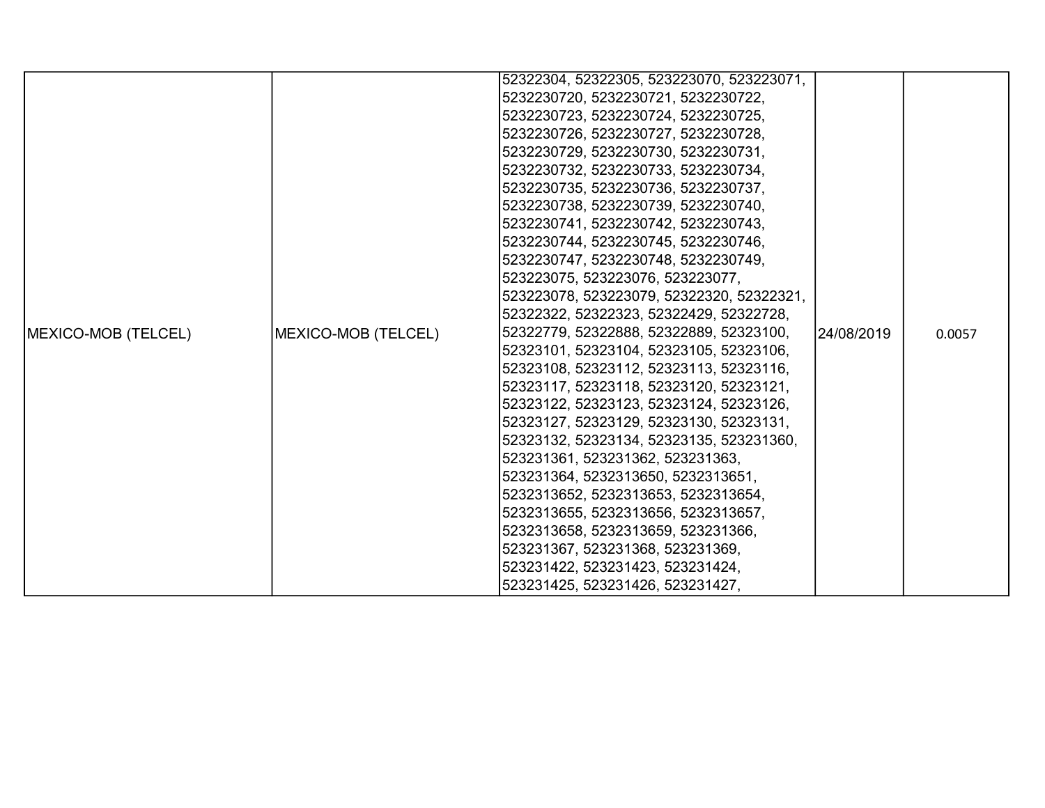| MEXICO-MOB (TELCEL) | MEXICO-MOB (TELCEL) | 52322304, 52322305, 523223070, 523223071, 5232230720, 5232230721, 5232230722, 5232230723, 5232230724, 5232230725, 5232230726, 5232230727, 5232230728, 5232230729, 5232230730, 5232230731, 5232230732, 5232230733, 5232230734, 5232230735, 5232230736, 5232230737, 5232230738, 5232230739, 5232230740, 5232230741, 5232230742, 5232230743, 5232230744, 5232230745, 5232230746, 5232230747, 5232230748, 5232230749, 523223075, 523223076, 523223077, 523223078, 523223079, 52322320, 52322321, 52322322, 52322323, 52322429, 52322728, 52322779, 52322888, 52322889, 52323100, 52323101, 52323104, 52323105, 52323106, 52323108, 52323112, 52323113, 52323116, 52323117, 52323118, 52323120, 52323121, 52323122, 52323123, 52323124, 52323126, 52323127, 52323129, 52323130, 52323131, 52323132, 52323134, 52323135, 523231360, 523231361, 523231362, 523231363, 523231364, 5232313650, 5232313651, 5232313652, 5232313653, 5232313654, 5232313655, 5232313656, 5232313657, 5232313658, 5232313659, 523231366, 523231367, 523231368, 523231369, 523231422, 523231423, 523231424, 523231425, 523231426, 523231427, | 24/08/2019 | 0.0057 |
|---|---|---|---|---|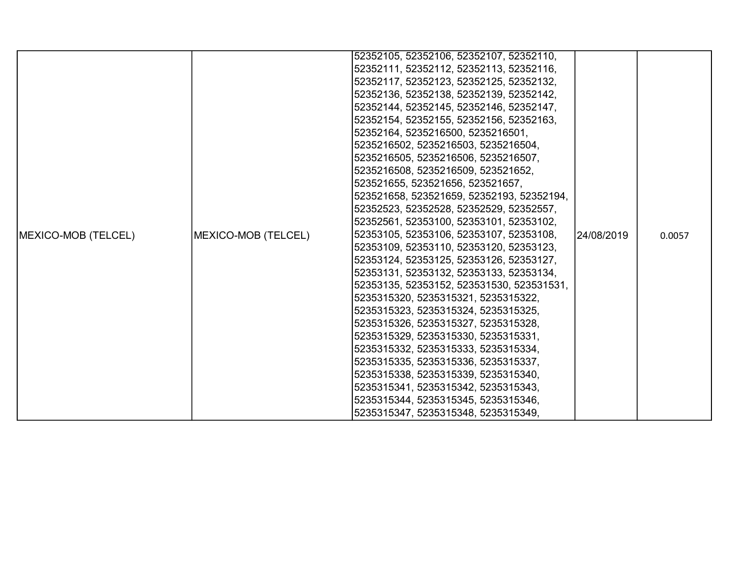| | | | | |
|---|---|---|---|---|
| MEXICO-MOB (TELCEL) | MEXICO-MOB (TELCEL) | 52352105, 52352106, 52352107, 52352110, 52352111, 52352112, 52352113, 52352116, 52352117, 52352123, 52352125, 52352132, 52352136, 52352138, 52352139, 52352142, 52352144, 52352145, 52352146, 52352147, 52352154, 52352155, 52352156, 52352163, 52352164, 5235216500, 5235216501, 5235216502, 5235216503, 5235216504, 5235216505, 5235216506, 5235216507, 5235216508, 5235216509, 523521652, 523521655, 523521656, 523521657, 523521658, 523521659, 52352193, 52352194, 52352523, 52352528, 52352529, 52352557, 52352561, 52353100, 52353101, 52353102, 52353105, 52353106, 52353107, 52353108, 52353109, 52353110, 52353120, 52353123, 52353124, 52353125, 52353126, 52353127, 52353131, 52353132, 52353133, 52353134, 52353135, 52353152, 523531530, 523531531, 5235315320, 5235315321, 5235315322, 5235315323, 5235315324, 5235315325, 5235315326, 5235315327, 5235315328, 5235315329, 5235315330, 5235315331, 5235315332, 5235315333, 5235315334, 5235315335, 5235315336, 5235315337, 5235315338, 5235315339, 5235315340, 5235315341, 5235315342, 5235315343, 5235315344, 5235315345, 5235315346, 5235315347, 5235315348, 5235315349, | 24/08/2019 | 0.0057 |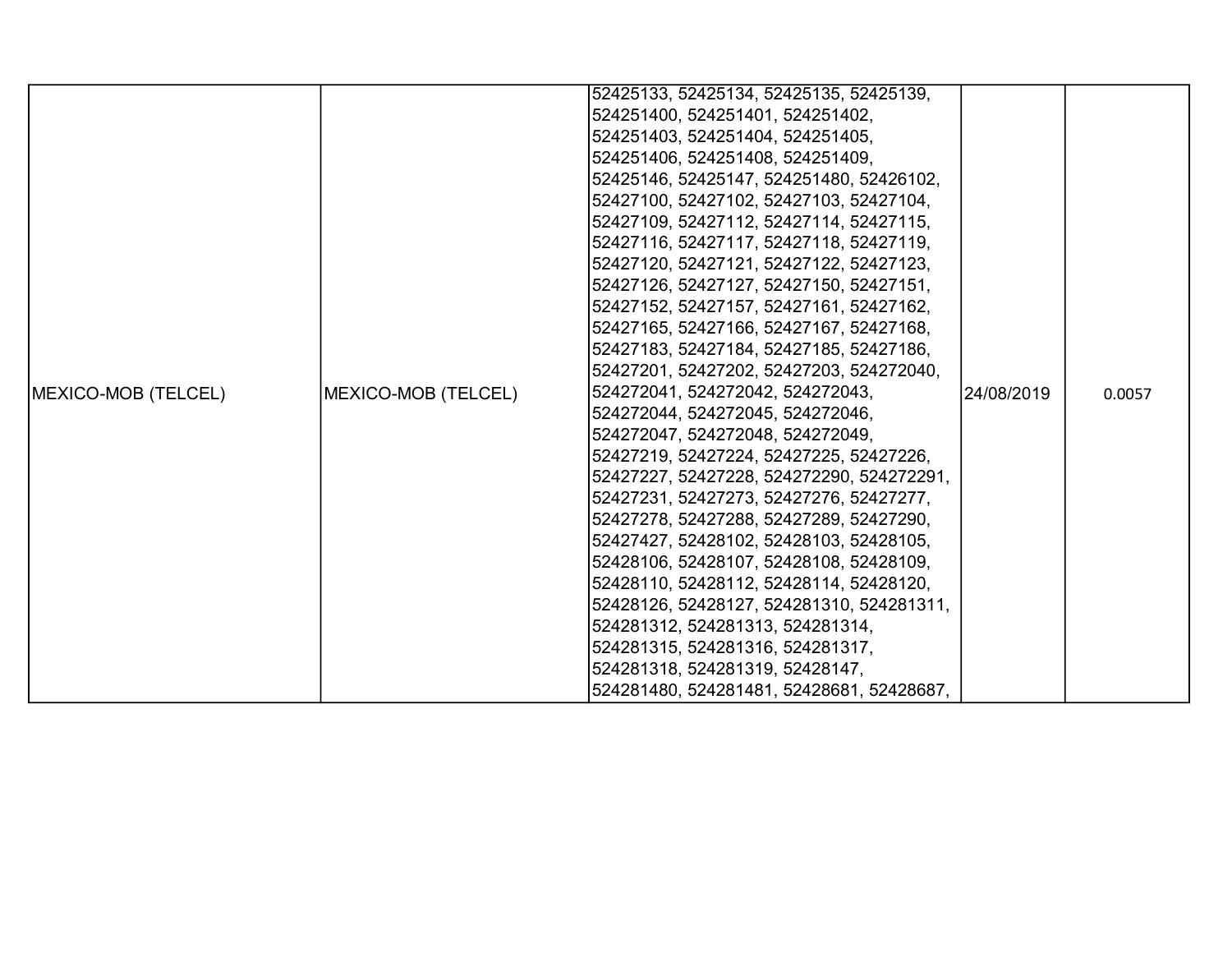| MEXICO-MOB (TELCEL) | MEXICO-MOB (TELCEL) | 52425133, 52425134, 52425135, 52425139, 524251400, 524251401, 524251402, 524251403, 524251404, 524251405, 524251406, 524251408, 524251409, 52425146, 52425147, 524251480, 52426102, 52427100, 52427102, 52427103, 52427104, 52427109, 52427112, 52427114, 52427115, 52427116, 52427117, 52427118, 52427119, 52427120, 52427121, 52427122, 52427123, 52427126, 52427127, 52427150, 52427151, 52427152, 52427157, 52427161, 52427162, 52427165, 52427166, 52427167, 52427168, 52427183, 52427184, 52427185, 52427186, 52427201, 52427202, 52427203, 524272040, 524272041, 524272042, 524272043, 524272044, 524272045, 524272046, 524272047, 524272048, 524272049, 52427219, 52427224, 52427225, 52427226, 52427227, 52427228, 524272290, 524272291, 52427231, 52427273, 52427276, 52427277, 52427278, 52427288, 52427289, 52427290, 52427427, 52428102, 52428103, 52428105, 52428106, 52428107, 52428108, 52428109, 52428110, 52428112, 52428114, 52428120, 52428126, 52428127, 524281310, 524281311, 524281312, 524281313, 524281314, 524281315, 524281316, 524281317, 524281318, 524281319, 52428147, 524281480, 524281481, 52428681, 52428687, | 24/08/2019 | 0.0057 |
|---|---|---|---|---|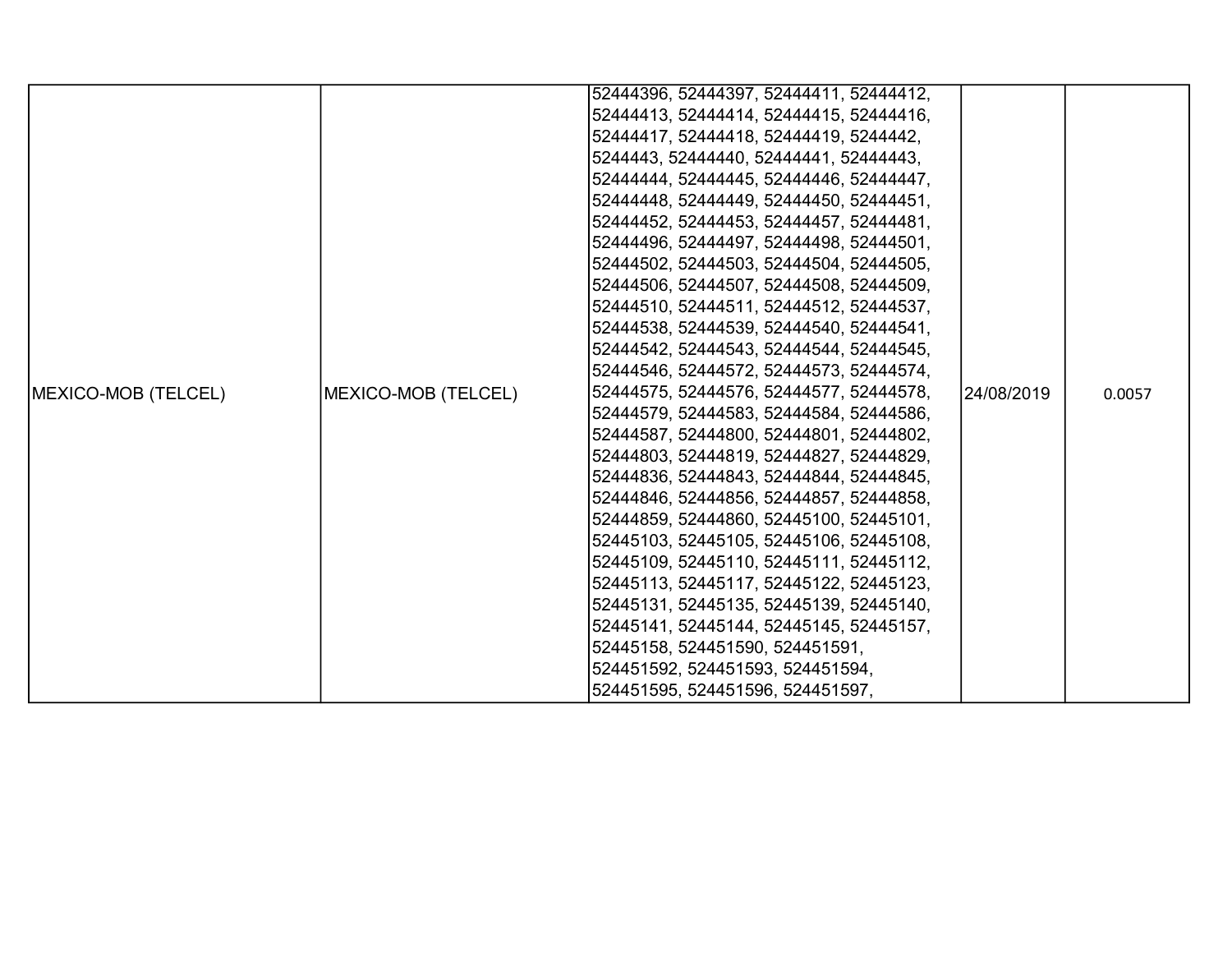| MEXICO-MOB (TELCEL) | MEXICO-MOB (TELCEL) | 52444396, 52444397, 52444411, 52444412, 52444413, 52444414, 52444415, 52444416, 52444417, 52444418, 52444419, 5244442, 5244443, 52444440, 52444441, 52444443, 52444444, 52444445, 52444446, 52444447, 52444448, 52444449, 52444450, 52444451, 52444452, 52444453, 52444457, 52444481, 52444496, 52444497, 52444498, 52444501, 52444502, 52444503, 52444504, 52444505, 52444506, 52444507, 52444508, 52444509, 52444510, 52444511, 52444512, 52444537, 52444538, 52444539, 52444540, 52444541, 52444542, 52444543, 52444544, 52444545, 52444546, 52444572, 52444573, 52444574, 52444575, 52444576, 52444577, 52444578, 52444579, 52444583, 52444584, 52444586, 52444587, 52444800, 52444801, 52444802, 52444803, 52444819, 52444827, 52444829, 52444836, 52444843, 52444844, 52444845, 52444846, 52444856, 52444857, 52444858, 52444859, 52444860, 52445100, 52445101, 52445103, 52445105, 52445106, 52445108, 52445109, 52445110, 52445111, 52445112, 52445113, 52445117, 52445122, 52445123, 52445131, 52445135, 52445139, 52445140, 52445141, 52445144, 52445145, 52445157, 52445158, 524451590, 524451591, 524451592, 524451593, 524451594, 524451595, 524451596, 524451597, | 24/08/2019 | 0.0057 |
|---|---|---|---|---|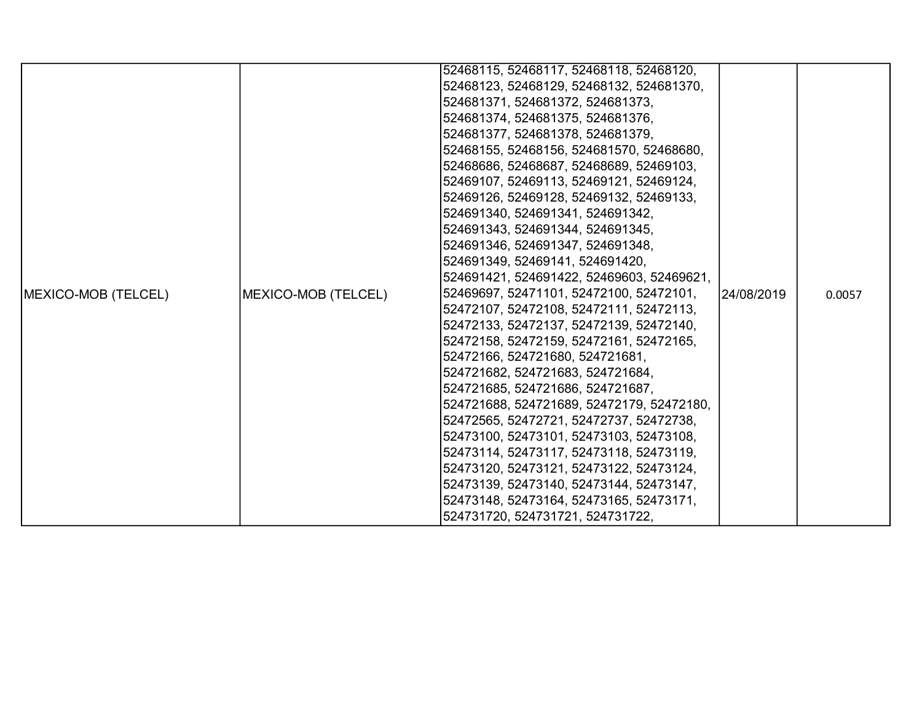| MEXICO-MOB (TELCEL) | MEXICO-MOB (TELCEL) | 52468115, 52468117, 52468118, 52468120, 52468123, 52468129, 52468132, 524681370, 524681371, 524681372, 524681373, 524681374, 524681375, 524681376, 524681377, 524681378, 524681379, 52468155, 52468156, 524681570, 52468680, 52468686, 52468687, 52468689, 52469103, 52469107, 52469113, 52469121, 52469124, 52469126, 52469128, 52469132, 52469133, 524691340, 524691341, 524691342, 524691343, 524691344, 524691345, 524691346, 524691347, 524691348, 524691349, 52469141, 524691420, 524691421, 524691422, 52469603, 52469621, 52469697, 52471101, 52472100, 52472101, 52472107, 52472108, 52472111, 52472113, 52472133, 52472137, 52472139, 52472140, 52472158, 52472159, 52472161, 52472165, 52472166, 524721680, 524721681, 524721682, 524721683, 524721684, 524721685, 524721686, 524721687, 524721688, 524721689, 52472179, 52472180, 52472565, 52472721, 52472737, 52472738, 52473100, 52473101, 52473103, 52473108, 52473114, 52473117, 52473118, 52473119, 52473120, 52473121, 52473122, 52473124, 52473139, 52473140, 52473144, 52473147, 52473148, 52473164, 52473165, 52473171, 524731720, 524731721, 524731722, | 24/08/2019 | 0.0057 |
|---|---|---|---|---|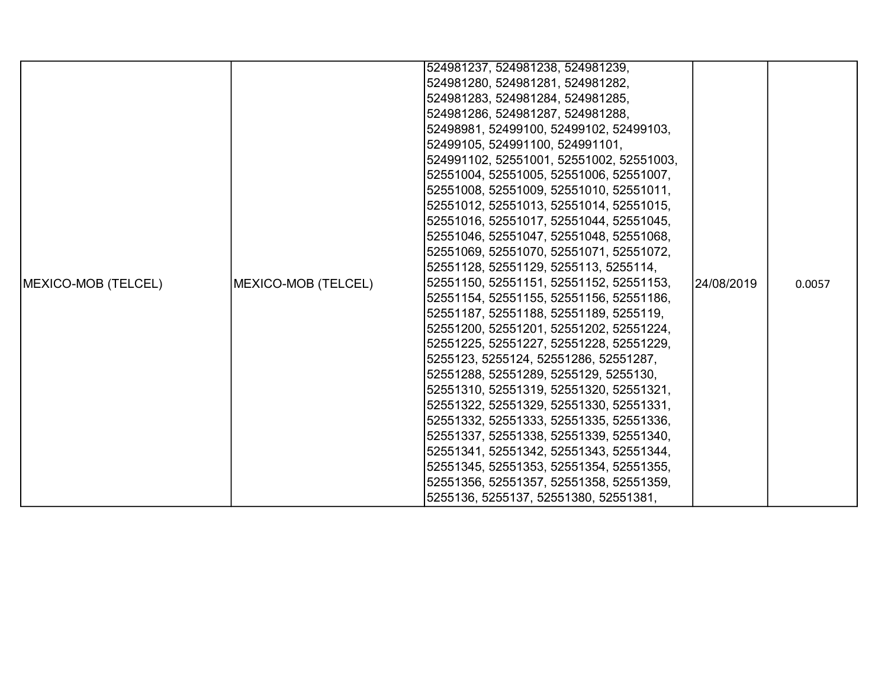| MEXICO-MOB (TELCEL) | MEXICO-MOB (TELCEL) | 524981237, 524981238, 524981239, 524981280, 524981281, 524981282, 524981283, 524981284, 524981285, 524981286, 524981287, 524981288, 52498981, 52499100, 52499102, 52499103, 52499105, 524991100, 524991101, 524991102, 52551001, 52551002, 52551003, 52551004, 52551005, 52551006, 52551007, 52551008, 52551009, 52551010, 52551011, 52551012, 52551013, 52551014, 52551015, 52551016, 52551017, 52551044, 52551045, 52551046, 52551047, 52551048, 52551068, 52551069, 52551070, 52551071, 52551072, 52551128, 52551129, 5255113, 5255114, 52551150, 52551151, 52551152, 52551153, 52551154, 52551155, 52551156, 52551186, 52551187, 52551188, 52551189, 5255119, 52551200, 52551201, 52551202, 52551224, 52551225, 52551227, 52551228, 52551229, 5255123, 5255124, 52551286, 52551287, 52551288, 52551289, 5255129, 5255130, 52551310, 52551319, 52551320, 52551321, 52551322, 52551329, 52551330, 52551331, 52551332, 52551333, 52551335, 52551336, 52551337, 52551338, 52551339, 52551340, 52551341, 52551342, 52551343, 52551344, 52551345, 52551353, 52551354, 52551355, 52551356, 52551357, 52551358, 52551359, 5255136, 5255137, 52551380, 52551381, | 24/08/2019 | 0.0057 |
|---|---|---|---|---|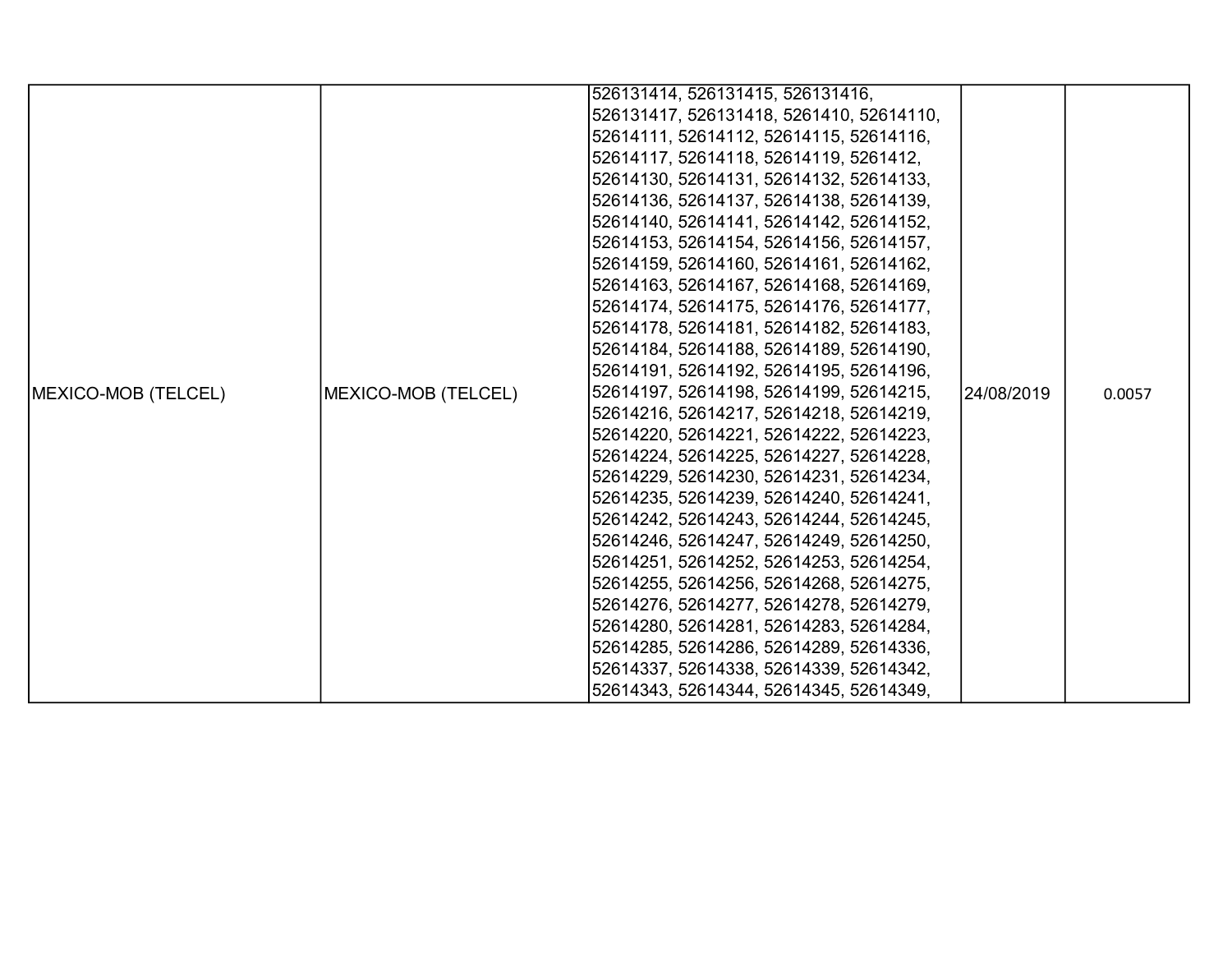| MEXICO-MOB (TELCEL) | MEXICO-MOB (TELCEL) | 526131414, 526131415, 526131416, 526131417, 526131418, 5261410, 52614110, 52614111, 52614112, 52614115, 52614116, 52614117, 52614118, 52614119, 5261412, 52614130, 52614131, 52614132, 52614133, 52614136, 52614137, 52614138, 52614139, 52614140, 52614141, 52614142, 52614152, 52614153, 52614154, 52614156, 52614157, 52614159, 52614160, 52614161, 52614162, 52614163, 52614167, 52614168, 52614169, 52614174, 52614175, 52614176, 52614177, 52614178, 52614181, 52614182, 52614183, 52614184, 52614188, 52614189, 52614190, 52614191, 52614192, 52614195, 52614196, 52614197, 52614198, 52614199, 52614215, 52614216, 52614217, 52614218, 52614219, 52614220, 52614221, 52614222, 52614223, 52614224, 52614225, 52614227, 52614228, 52614229, 52614230, 52614231, 52614234, 52614235, 52614239, 52614240, 52614241, 52614242, 52614243, 52614244, 52614245, 52614246, 52614247, 52614249, 52614250, 52614251, 52614252, 52614253, 52614254, 52614255, 52614256, 52614268, 52614275, 52614276, 52614277, 52614278, 52614279, 52614280, 52614281, 52614283, 52614284, 52614285, 52614286, 52614289, 52614336, 52614337, 52614338, 52614339, 52614342, 52614343, 52614344, 52614345, 52614349, | 24/08/2019 | 0.0057 |
|---|---|---|---|---|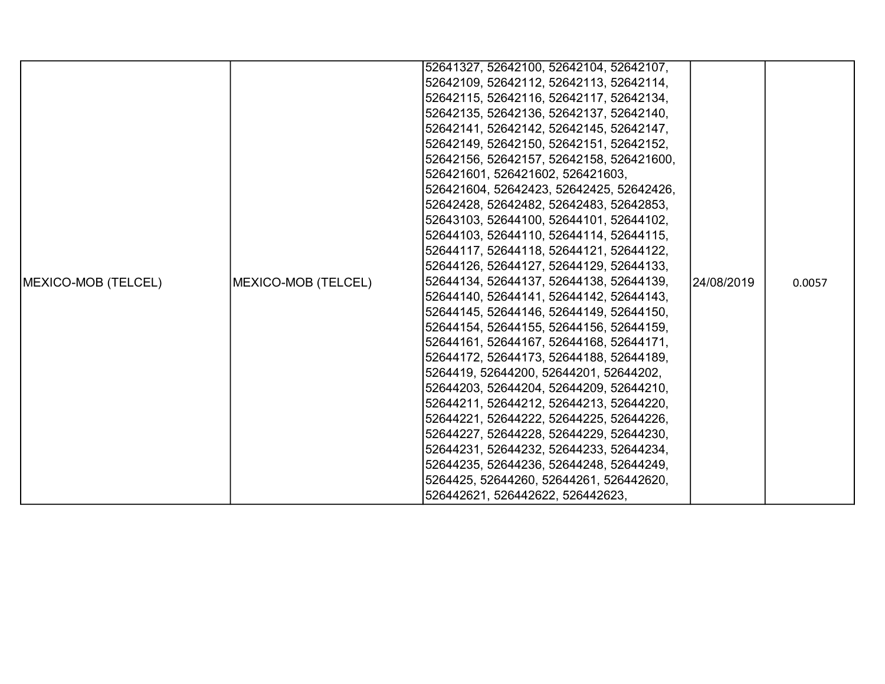| MEXICO-MOB (TELCEL) | MEXICO-MOB (TELCEL) | 52641327, 52642100, 52642104, 52642107, 52642109, 52642112, 52642113, 52642114, 52642115, 52642116, 52642117, 52642134, 52642135, 52642136, 52642137, 52642140, 52642141, 52642142, 52642145, 52642147, 52642149, 52642150, 52642151, 52642152, 52642156, 52642157, 52642158, 526421600, 526421601, 526421602, 526421603, 526421604, 52642423, 52642425, 52642426, 52642428, 52642482, 52642483, 52642853, 52643103, 52644100, 52644101, 52644102, 52644103, 52644110, 52644114, 52644115, 52644117, 52644118, 52644121, 52644122, 52644126, 52644127, 52644129, 52644133, 52644134, 52644137, 52644138, 52644139, 52644140, 52644141, 52644142, 52644143, 52644145, 52644146, 52644149, 52644150, 52644154, 52644155, 52644156, 52644159, 52644161, 52644167, 52644168, 52644171, 52644172, 52644173, 52644188, 52644189, 5264419, 52644200, 52644201, 52644202, 52644203, 52644204, 52644209, 52644210, 52644211, 52644212, 52644213, 52644220, 52644221, 52644222, 52644225, 52644226, 52644227, 52644228, 52644229, 52644230, 52644231, 52644232, 52644233, 52644234, 52644235, 52644236, 52644248, 52644249, 5264425, 52644260, 52644261, 526442620, 526442621, 526442622, 526442623, | 24/08/2019 | 0.0057 |
|---|---|---|---|---|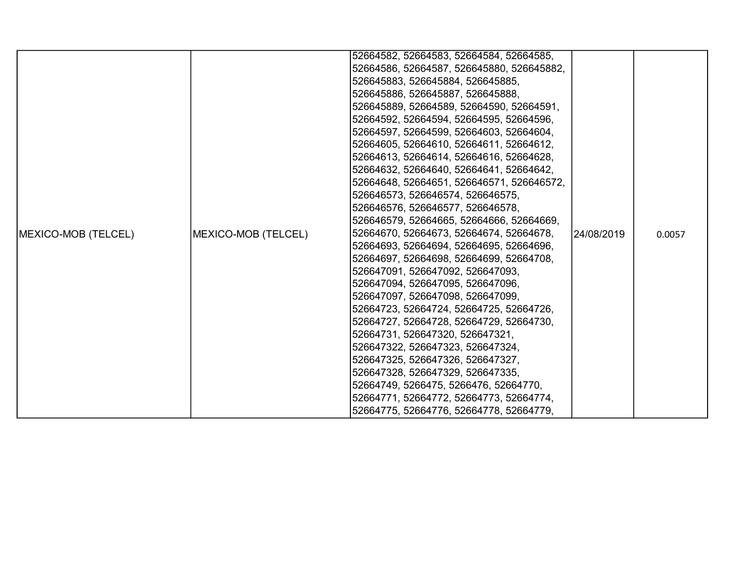| | | | | |
|---|---|---|---|---|
| MEXICO-MOB (TELCEL) | MEXICO-MOB (TELCEL) | 52664582, 52664583, 52664584, 52664585, 52664586, 52664587, 526645880, 526645882, 526645883, 526645884, 526645885, 526645886, 526645887, 526645888, 526645889, 52664589, 52664590, 52664591, 52664592, 52664594, 52664595, 52664596, 52664597, 52664599, 52664603, 52664604, 52664605, 52664610, 52664611, 52664612, 52664613, 52664614, 52664616, 52664628, 52664632, 52664640, 52664641, 52664642, 52664648, 52664651, 526646571, 526646572, 526646573, 526646574, 526646575, 526646576, 526646577, 526646578, 526646579, 52664665, 52664666, 52664669, 52664670, 52664673, 52664674, 52664678, 52664693, 52664694, 52664695, 52664696, 52664697, 52664698, 52664699, 52664708, 526647091, 526647092, 526647093, 526647094, 526647095, 526647096, 526647097, 526647098, 526647099, 52664723, 52664724, 52664725, 52664726, 52664727, 52664728, 52664729, 52664730, 52664731, 526647320, 526647321, 526647322, 526647323, 526647324, 526647325, 526647326, 526647327, 526647328, 526647329, 526647335, 52664749, 5266475, 5266476, 52664770, 52664771, 52664772, 52664773, 52664774, 52664775, 52664776, 52664778, 52664779, | 24/08/2019 | 0.0057 |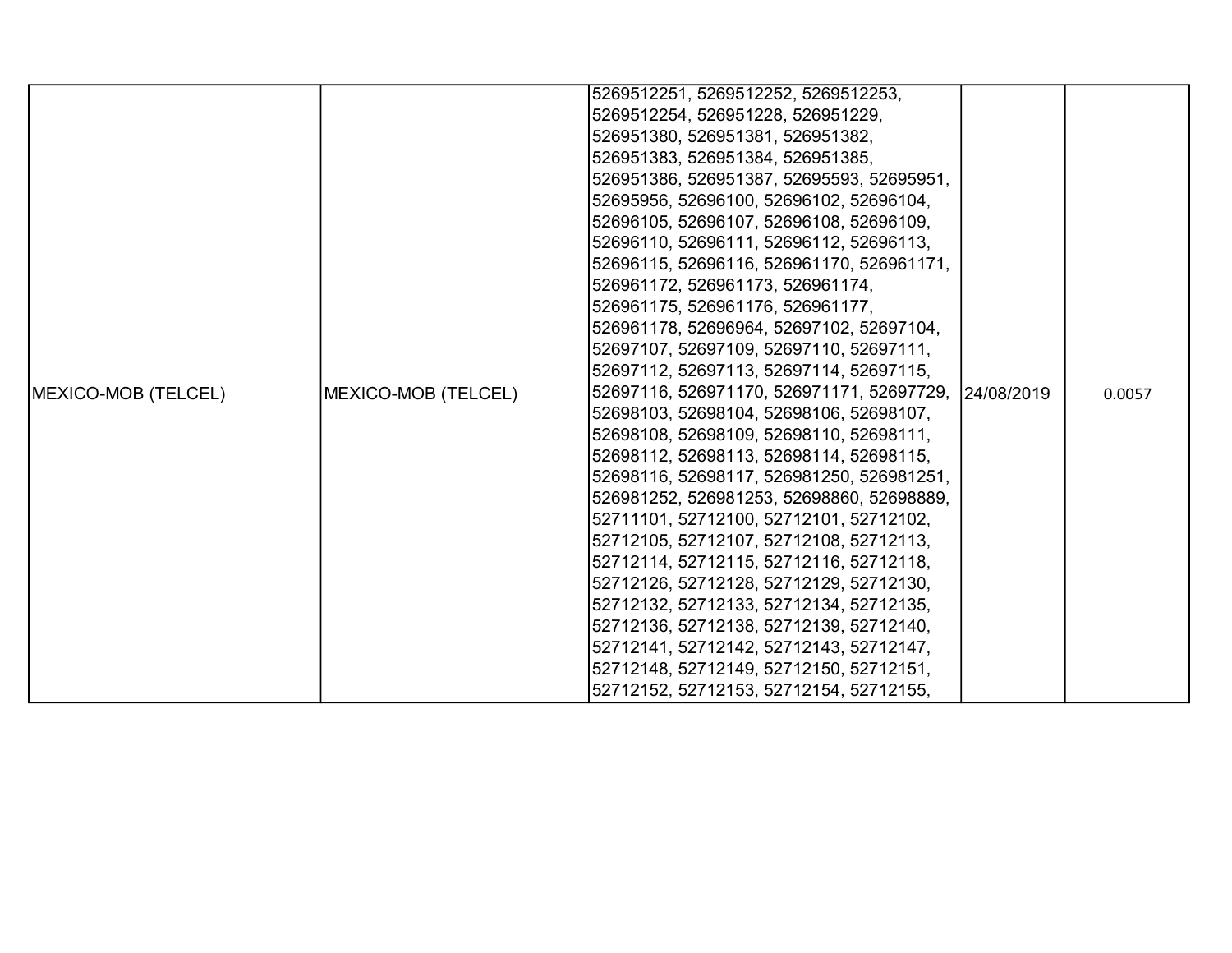| MEXICO-MOB (TELCEL) | MEXICO-MOB (TELCEL) | 5269512251, 5269512252, 5269512253, 5269512254, 526951228, 526951229, 526951380, 526951381, 526951382, 526951383, 526951384, 526951385, 526951386, 526951387, 52695593, 52695951, 52695956, 52696100, 52696102, 52696104, 52696105, 52696107, 52696108, 52696109, 52696110, 52696111, 52696112, 52696113, 52696115, 52696116, 526961170, 526961171, 526961172, 526961173, 526961174, 526961175, 526961176, 526961177, 526961178, 52696964, 52697102, 52697104, 52697107, 52697109, 52697110, 52697111, 52697112, 52697113, 52697114, 52697115, 52697116, 526971170, 526971171, 52697729, 52698103, 52698104, 52698106, 52698107, 52698108, 52698109, 52698110, 52698111, 52698112, 52698113, 52698114, 52698115, 52698116, 52698117, 526981250, 526981251, 526981252, 526981253, 52698860, 52698889, 52711101, 52712100, 52712101, 52712102, 52712105, 52712107, 52712108, 52712113, 52712114, 52712115, 52712116, 52712118, 52712126, 52712128, 52712129, 52712130, 52712132, 52712133, 52712134, 52712135, 52712136, 52712138, 52712139, 52712140, 52712141, 52712142, 52712143, 52712147, 52712148, 52712149, 52712150, 52712151, 52712152, 52712153, 52712154, 52712155, | 24/08/2019 | 0.0057 |
|---|---|---|---|---|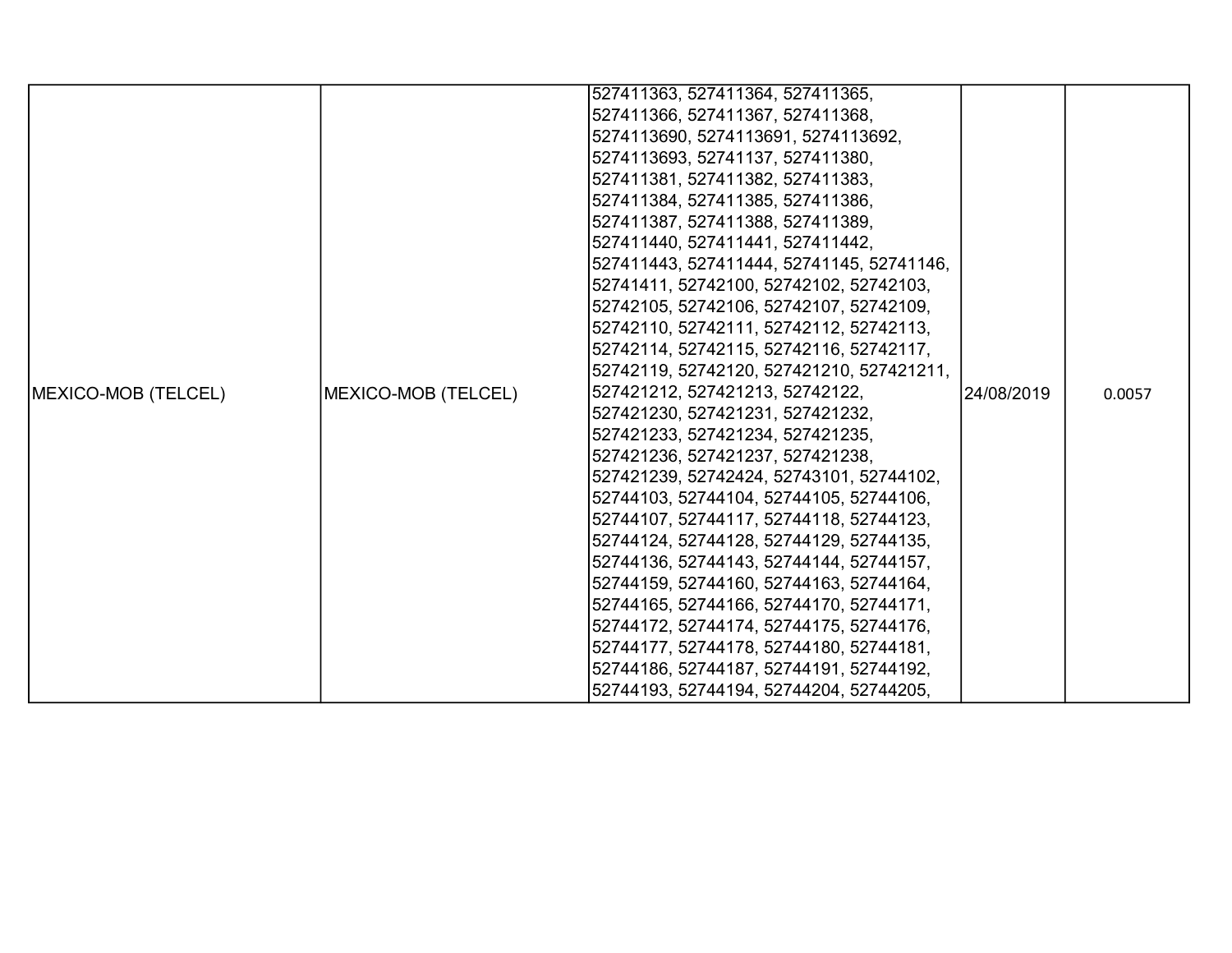| MEXICO-MOB (TELCEL) | MEXICO-MOB (TELCEL) | 527411363, 527411364, 527411365, 527411366, 527411367, 527411368, 5274113690, 5274113691, 5274113692, 5274113693, 52741137, 527411380, 527411381, 527411382, 527411383, 527411384, 527411385, 527411386, 527411387, 527411388, 527411389, 527411440, 527411441, 527411442, 527411443, 527411444, 52741145, 52741146, 52741411, 52742100, 52742102, 52742103, 52742105, 52742106, 52742107, 52742109, 52742110, 52742111, 52742112, 52742113, 52742114, 52742115, 52742116, 52742117, 52742119, 52742120, 527421210, 527421211, 527421212, 527421213, 52742122, 527421230, 527421231, 527421232, 527421233, 527421234, 527421235, 527421236, 527421237, 527421238, 527421239, 52742424, 52743101, 52744102, 52744103, 52744104, 52744105, 52744106, 52744107, 52744117, 52744118, 52744123, 52744124, 52744128, 52744129, 52744135, 52744136, 52744143, 52744144, 52744157, 52744159, 52744160, 52744163, 52744164, 52744165, 52744166, 52744170, 52744171, 52744172, 52744174, 52744175, 52744176, 52744177, 52744178, 52744180, 52744181, 52744186, 52744187, 52744191, 52744192, 52744193, 52744194, 52744204, 52744205, | 24/08/2019 | 0.0057 |
|---|---|---|---|---|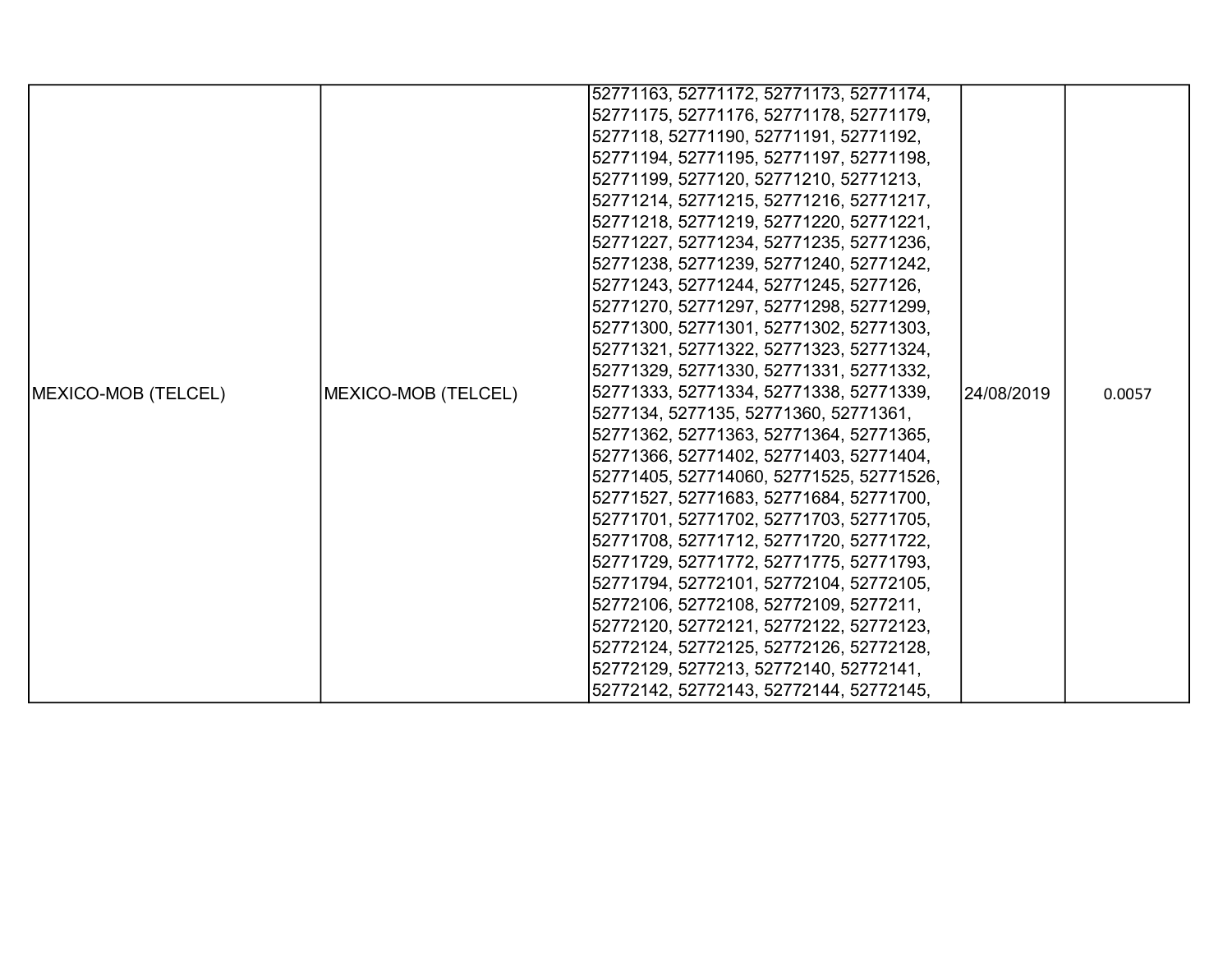| MEXICO-MOB (TELCEL) | MEXICO-MOB (TELCEL) | 52771163, 52771172, 52771173, 52771174, 52771175, 52771176, 52771178, 52771179, 5277118, 52771190, 52771191, 52771192, 52771194, 52771195, 52771197, 52771198, 52771199, 5277120, 52771210, 52771213, 52771214, 52771215, 52771216, 52771217, 52771218, 52771219, 52771220, 52771221, 52771227, 52771234, 52771235, 52771236, 52771238, 52771239, 52771240, 52771242, 52771243, 52771244, 52771245, 5277126, 52771270, 52771297, 52771298, 52771299, 52771300, 52771301, 52771302, 52771303, 52771321, 52771322, 52771323, 52771324, 52771329, 52771330, 52771331, 52771332, 52771333, 52771334, 52771338, 52771339, 5277134, 5277135, 52771360, 52771361, 52771362, 52771363, 52771364, 52771365, 52771366, 52771402, 52771403, 52771404, 52771405, 527714060, 52771525, 52771526, 52771527, 52771683, 52771684, 52771700, 52771701, 52771702, 52771703, 52771705, 52771708, 52771712, 52771720, 52771722, 52771729, 52771772, 52771775, 52771793, 52771794, 52772101, 52772104, 52772105, 52772106, 52772108, 52772109, 5277211, 52772120, 52772121, 52772122, 52772123, 52772124, 52772125, 52772126, 52772128, 52772129, 5277213, 52772140, 52772141, 52772142, 52772143, 52772144, 52772145, | 24/08/2019 | 0.0057 |
|---|---|---|---|---|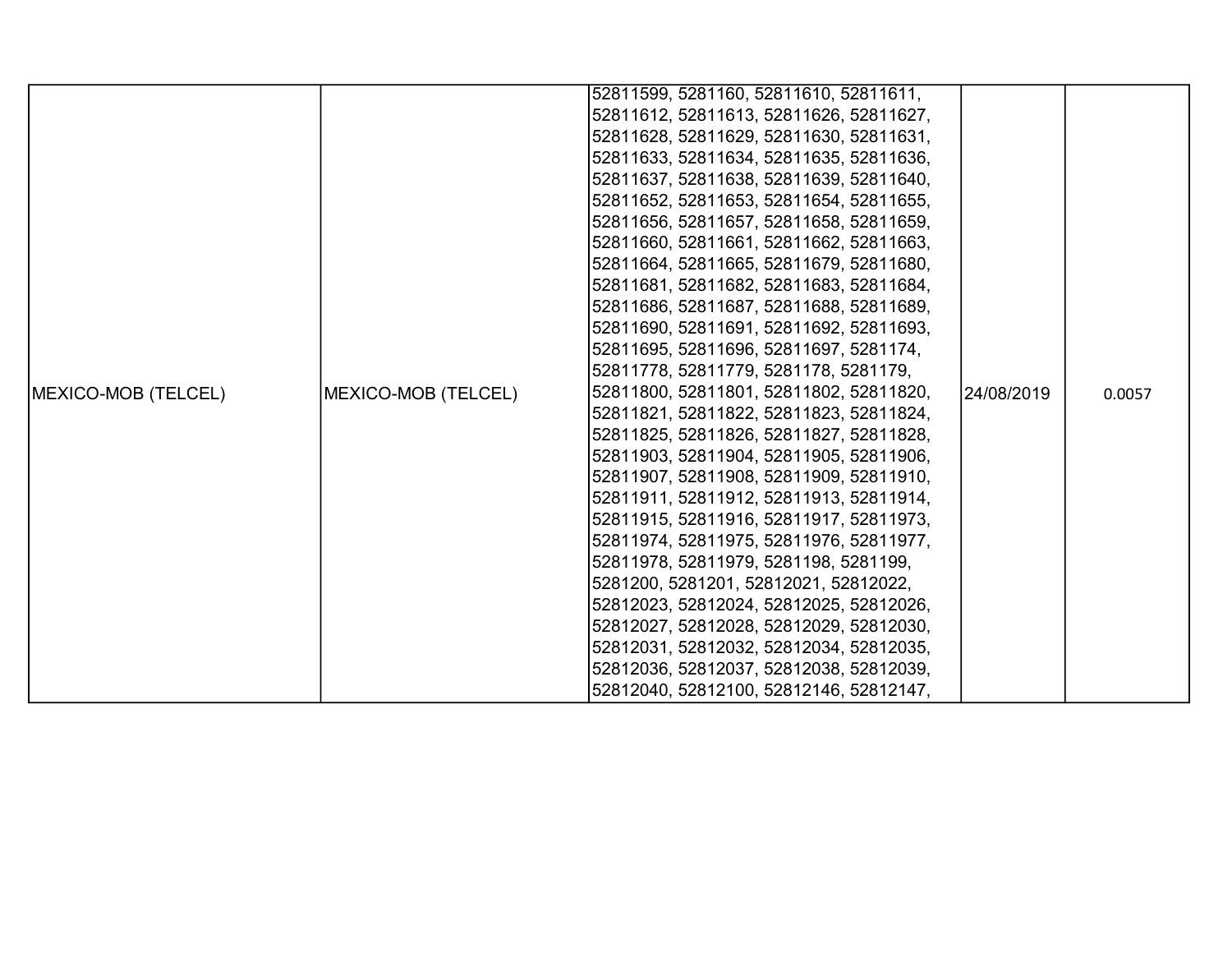| | | | | |
|---|---|---|---|---|
| MEXICO-MOB (TELCEL) | MEXICO-MOB (TELCEL) | 52811599, 5281160, 52811610, 52811611, 52811612, 52811613, 52811626, 52811627, 52811628, 52811629, 52811630, 52811631, 52811633, 52811634, 52811635, 52811636, 52811637, 52811638, 52811639, 52811640, 52811652, 52811653, 52811654, 52811655, 52811656, 52811657, 52811658, 52811659, 52811660, 52811661, 52811662, 52811663, 52811664, 52811665, 52811679, 52811680, 52811681, 52811682, 52811683, 52811684, 52811686, 52811687, 52811688, 52811689, 52811690, 52811691, 52811692, 52811693, 52811695, 52811696, 52811697, 5281174, 52811778, 52811779, 5281178, 5281179, 52811800, 52811801, 52811802, 52811820, 52811821, 52811822, 52811823, 52811824, 52811825, 52811826, 52811827, 52811828, 52811903, 52811904, 52811905, 52811906, 52811907, 52811908, 52811909, 52811910, 52811911, 52811912, 52811913, 52811914, 52811915, 52811916, 52811917, 52811973, 52811974, 52811975, 52811976, 52811977, 52811978, 52811979, 5281198, 5281199, 5281200, 5281201, 52812021, 52812022, 52812023, 52812024, 52812025, 52812026, 52812027, 52812028, 52812029, 52812030, 52812031, 52812032, 52812034, 52812035, 52812036, 52812037, 52812038, 52812039, 52812040, 52812100, 52812146, 52812147, | 24/08/2019 | 0.0057 |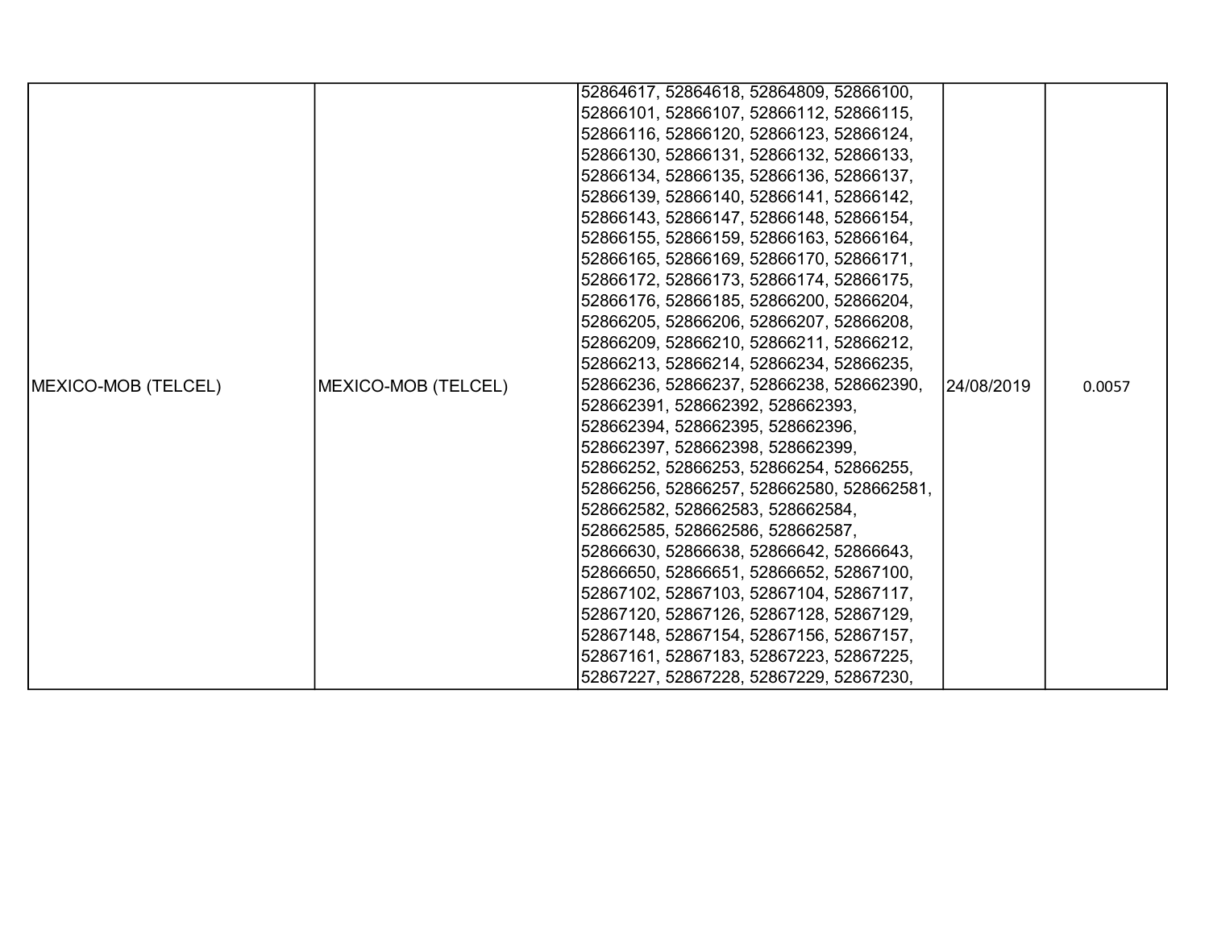| MEXICO-MOB (TELCEL) | MEXICO-MOB (TELCEL) | 52864617, 52864618, 52864809, 52866100, 52866101, 52866107, 52866112, 52866115, 52866116, 52866120, 52866123, 52866124, 52866130, 52866131, 52866132, 52866133, 52866134, 52866135, 52866136, 52866137, 52866139, 52866140, 52866141, 52866142, 52866143, 52866147, 52866148, 52866154, 52866155, 52866159, 52866163, 52866164, 52866165, 52866169, 52866170, 52866171, 52866172, 52866173, 52866174, 52866175, 52866176, 52866185, 52866200, 52866204, 52866205, 52866206, 52866207, 52866208, 52866209, 52866210, 52866211, 52866212, 52866213, 52866214, 52866234, 52866235, 52866236, 52866237, 52866238, 528662390, 528662391, 528662392, 528662393, 528662394, 528662395, 528662396, 528662397, 528662398, 528662399, 52866252, 52866253, 52866254, 52866255, 52866256, 52866257, 528662580, 528662581, 528662582, 528662583, 528662584, 528662585, 528662586, 528662587, 52866630, 52866638, 52866642, 52866643, 52866650, 52866651, 52866652, 52867100, 52867102, 52867103, 52867104, 52867117, 52867120, 52867126, 52867128, 52867129, 52867148, 52867154, 52867156, 52867157, 52867161, 52867183, 52867223, 52867225, 52867227, 52867228, 52867229, 52867230, | 24/08/2019 | 0.0057 |
|---|---|---|---|---|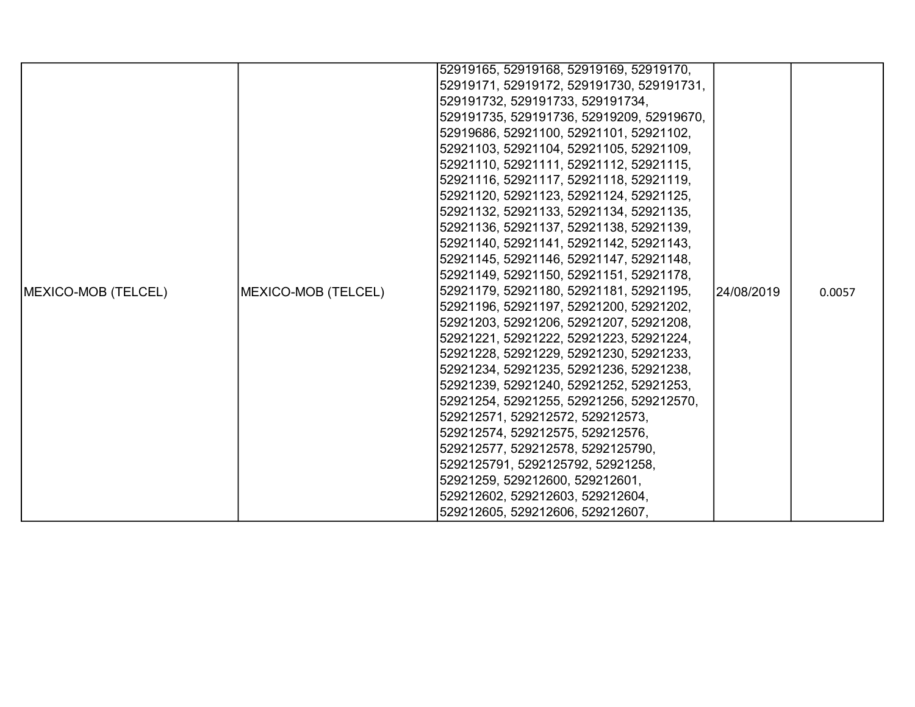| | | | | |
|---|---|---|---|---|
| MEXICO-MOB (TELCEL) | MEXICO-MOB (TELCEL) | 52919165, 52919168, 52919169, 52919170, 52919171, 52919172, 529191730, 529191731, 529191732, 529191733, 529191734, 529191735, 529191736, 52919209, 52919670, 52919686, 52921100, 52921101, 52921102, 52921103, 52921104, 52921105, 52921109, 52921110, 52921111, 52921112, 52921115, 52921116, 52921117, 52921118, 52921119, 52921120, 52921123, 52921124, 52921125, 52921132, 52921133, 52921134, 52921135, 52921136, 52921137, 52921138, 52921139, 52921140, 52921141, 52921142, 52921143, 52921145, 52921146, 52921147, 52921148, 52921149, 52921150, 52921151, 52921178, 52921179, 52921180, 52921181, 52921195, 52921196, 52921197, 52921200, 52921202, 52921203, 52921206, 52921207, 52921208, 52921221, 52921222, 52921223, 52921224, 52921228, 52921229, 52921230, 52921233, 52921234, 52921235, 52921236, 52921238, 52921239, 52921240, 52921252, 52921253, 52921254, 52921255, 52921256, 529212570, 529212571, 529212572, 529212573, 529212574, 529212575, 529212576, 529212577, 529212578, 5292125790, 5292125791, 5292125792, 52921258, 52921259, 529212600, 529212601, 529212602, 529212603, 529212604, 529212605, 529212606, 529212607, | 24/08/2019 | 0.0057 |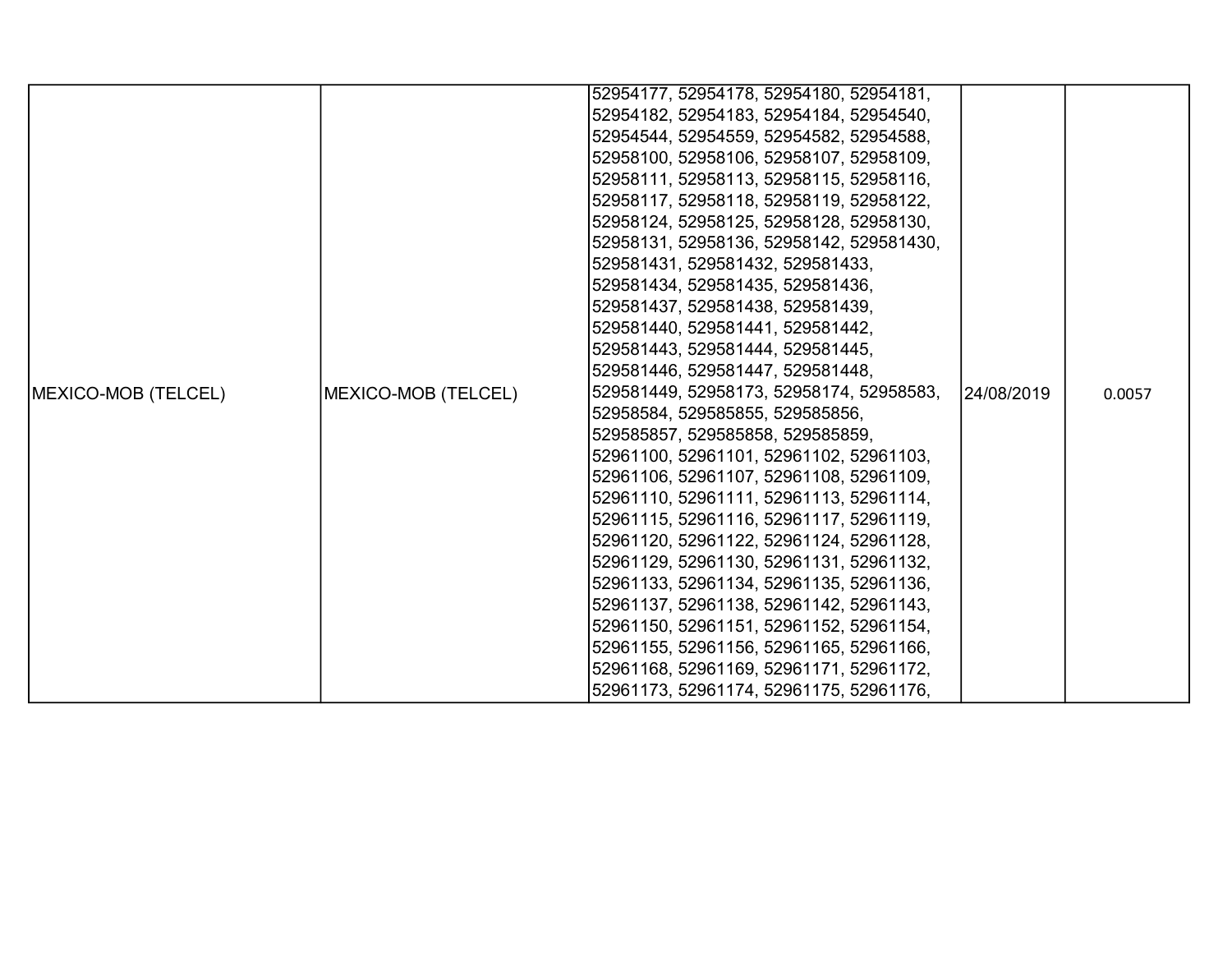| | | | | |
|---|---|---|---|---|
| MEXICO-MOB (TELCEL) | MEXICO-MOB (TELCEL) | 52954177, 52954178, 52954180, 52954181, 52954182, 52954183, 52954184, 52954540, 52954544, 52954559, 52954582, 52954588, 52958100, 52958106, 52958107, 52958109, 52958111, 52958113, 52958115, 52958116, 52958117, 52958118, 52958119, 52958122, 52958124, 52958125, 52958128, 52958130, 52958131, 52958136, 52958142, 529581430, 529581431, 529581432, 529581433, 529581434, 529581435, 529581436, 529581437, 529581438, 529581439, 529581440, 529581441, 529581442, 529581443, 529581444, 529581445, 529581446, 529581447, 529581448, 529581449, 52958173, 52958174, 52958583, 52958584, 529585855, 529585856, 529585857, 529585858, 529585859, 52961100, 52961101, 52961102, 52961103, 52961106, 52961107, 52961108, 52961109, 52961110, 52961111, 52961113, 52961114, 52961115, 52961116, 52961117, 52961119, 52961120, 52961122, 52961124, 52961128, 52961129, 52961130, 52961131, 52961132, 52961133, 52961134, 52961135, 52961136, 52961137, 52961138, 52961142, 52961143, 52961150, 52961151, 52961152, 52961154, 52961155, 52961156, 52961165, 52961166, 52961168, 52961169, 52961171, 52961172, 52961173, 52961174, 52961175, 52961176, | 24/08/2019 | 0.0057 |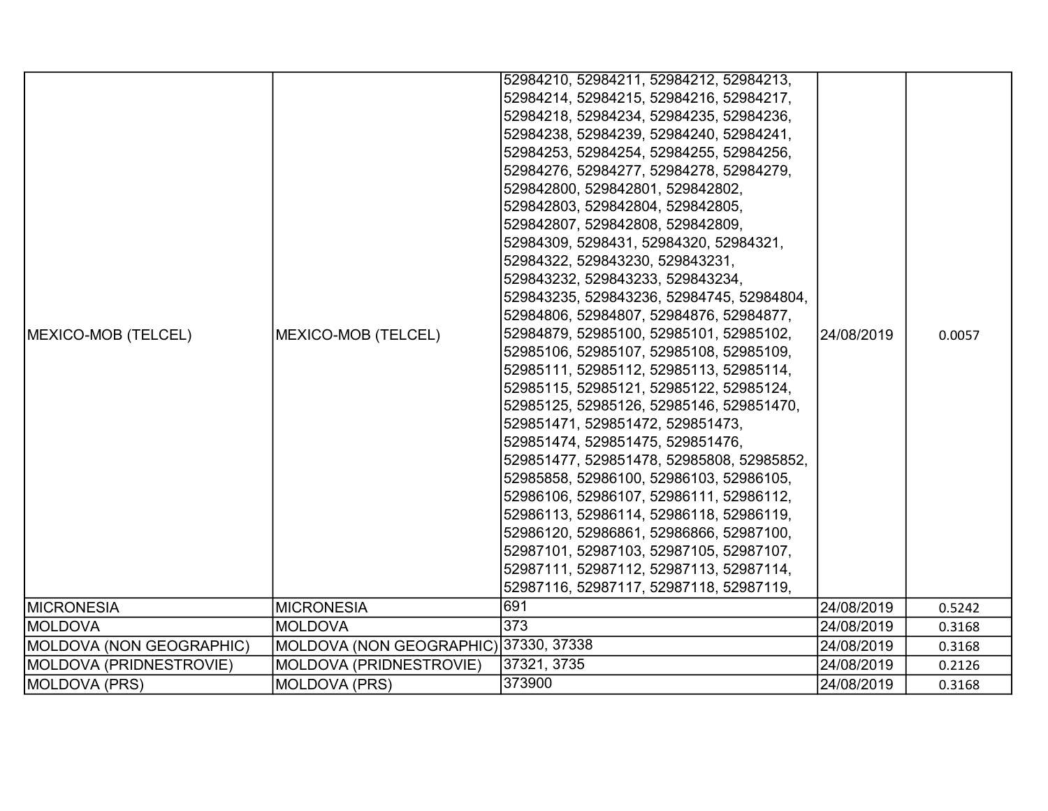| | | | | |
|---|---|---|---|---|
| MEXICO-MOB (TELCEL) | MEXICO-MOB (TELCEL) | 52984210, 52984211, 52984212, 52984213, 52984214, 52984215, 52984216, 52984217, 52984218, 52984234, 52984235, 52984236, 52984238, 52984239, 52984240, 52984241, 52984253, 52984254, 52984255, 52984256, 52984276, 52984277, 52984278, 52984279, 529842800, 529842801, 529842802, 529842803, 529842804, 529842805, 529842807, 529842808, 529842809, 52984309, 5298431, 52984320, 52984321, 52984322, 529843230, 529843231, 529843232, 529843233, 529843234, 529843235, 529843236, 52984745, 52984804, 52984806, 52984807, 52984876, 52984877, 52984879, 52985100, 52985101, 52985102, 52985106, 52985107, 52985108, 52985109, 52985111, 52985112, 52985113, 52985114, 52985115, 52985121, 52985122, 52985124, 52985125, 52985126, 52985146, 529851470, 529851471, 529851472, 529851473, 529851474, 529851475, 529851476, 529851477, 529851478, 52985808, 52985852, 52985858, 52986100, 52986103, 52986105, 52986106, 52986107, 52986111, 52986112, 52986113, 52986114, 52986118, 52986119, 52986120, 52986861, 52986866, 52987100, 52987101, 52987103, 52987105, 52987107, 52987111, 52987112, 52987113, 52987114, 52987116, 52987117, 52987118, 52987119, | 24/08/2019 | 0.0057 |
| MICRONESIA | MICRONESIA | 691 | 24/08/2019 | 0.5242 |
| MOLDOVA | MOLDOVA | 373 | 24/08/2019 | 0.3168 |
| MOLDOVA (NON GEOGRAPHIC) | MOLDOVA (NON GEOGRAPHIC) | 37330, 37338 | 24/08/2019 | 0.3168 |
| MOLDOVA (PRIDNESTROVIE) | MOLDOVA (PRIDNESTROVIE) | 37321, 3735 | 24/08/2019 | 0.2126 |
| MOLDOVA (PRS) | MOLDOVA (PRS) | 373900 | 24/08/2019 | 0.3168 |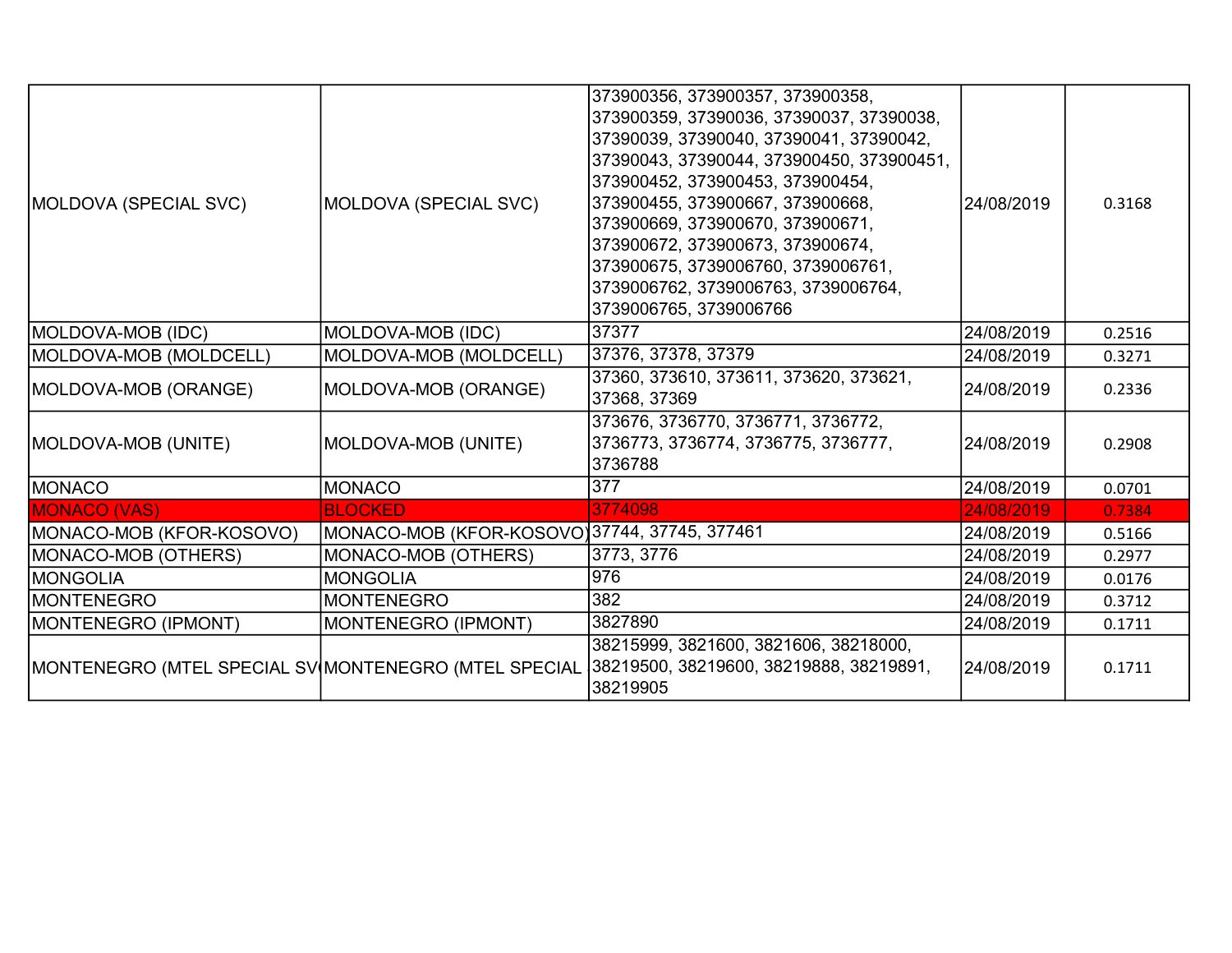| | | | | |
|---|---|---|---|---|
| MOLDOVA (SPECIAL SVC) | MOLDOVA (SPECIAL SVC) | 373900356, 373900357, 373900358, 373900359, 37390036, 37390037, 37390038, 37390039, 37390040, 37390041, 37390042, 37390043, 37390044, 373900450, 373900451, 373900452, 373900453, 373900454, 373900455, 373900667, 373900668, 373900669, 373900670, 373900671, 373900672, 373900673, 373900674, 373900675, 3739006760, 3739006761, 3739006762, 3739006763, 3739006764, 3739006765, 3739006766 | 24/08/2019 | 0.3168 |
| MOLDOVA-MOB (IDC) | MOLDOVA-MOB (IDC) | 37377 | 24/08/2019 | 0.2516 |
| MOLDOVA-MOB (MOLDCELL) | MOLDOVA-MOB (MOLDCELL) | 37376, 37378, 37379 | 24/08/2019 | 0.3271 |
| MOLDOVA-MOB (ORANGE) | MOLDOVA-MOB (ORANGE) | 37360, 373610, 373611, 373620, 373621, 37368, 37369 | 24/08/2019 | 0.2336 |
| MOLDOVA-MOB (UNITE) | MOLDOVA-MOB (UNITE) | 373676, 3736770, 3736771, 3736772, 3736773, 3736774, 3736775, 3736777, 3736788 | 24/08/2019 | 0.2908 |
| MONACO | MONACO | 377 | 24/08/2019 | 0.0701 |
| MONACO (VAS) | BLOCKED | 3774098 | 24/08/2019 | 0.7384 |
| MONACO-MOB (KFOR-KOSOVO) | MONACO-MOB (KFOR-KOSOVO) | 37744, 37745, 377461 | 24/08/2019 | 0.5166 |
| MONACO-MOB (OTHERS) | MONACO-MOB (OTHERS) | 3773, 3776 | 24/08/2019 | 0.2977 |
| MONGOLIA | MONGOLIA | 976 | 24/08/2019 | 0.0176 |
| MONTENEGRO | MONTENEGRO | 382 | 24/08/2019 | 0.3712 |
| MONTENEGRO (IPMONT) | MONTENEGRO (IPMONT) | 3827890 | 24/08/2019 | 0.1711 |
| MONTENEGRO (MTEL SPECIAL SV | MONTENEGRO (MTEL SPECIAL | 38215999, 3821600, 3821606, 38218000, 38219500, 38219600, 38219888, 38219891, 38219905 | 24/08/2019 | 0.1711 |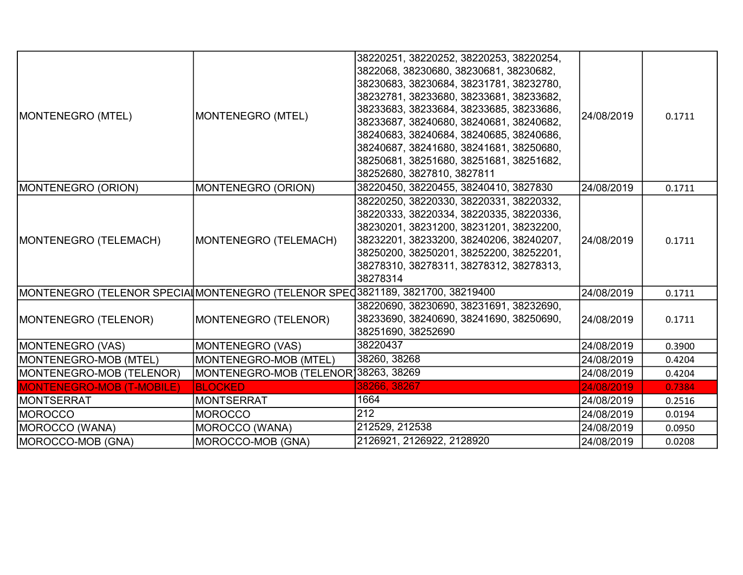| | | | | |
|---|---|---|---|---|
| MONTENEGRO (MTEL) | MONTENEGRO (MTEL) | 38220251, 38220252, 38220253, 38220254, 3822068, 38230680, 38230681, 38230682, 38230683, 38230684, 38231781, 38232780, 38232781, 38233680, 38233681, 38233682, 38233683, 38233684, 38233685, 38233686, 38233687, 38240680, 38240681, 38240682, 38240683, 38240684, 38240685, 38240686, 38240687, 38241680, 38241681, 38250680, 38250681, 38251680, 38251681, 38251682, 38252680, 3827810, 3827811 | 24/08/2019 | 0.1711 |
| MONTENEGRO (ORION) | MONTENEGRO (ORION) | 38220450, 38220455, 38240410, 3827830 | 24/08/2019 | 0.1711 |
| MONTENEGRO (TELEMACH) | MONTENEGRO (TELEMACH) | 38220250, 38220330, 38220331, 38220332, 38220333, 38220334, 38220335, 38220336, 38230201, 38231200, 38231201, 38232200, 38232201, 38233200, 38240206, 38240207, 38250200, 38250201, 38252200, 38252201, 38278310, 38278311, 38278312, 38278313, 38278314 | 24/08/2019 | 0.1711 |
| MONTENEGRO (TELENOR SPECIAL | MONTENEGRO (TELENOR SPEC | 3821189, 3821700, 38219400 | 24/08/2019 | 0.1711 |
| MONTENEGRO (TELENOR) | MONTENEGRO (TELENOR) | 38220690, 38230690, 38231691, 38232690, 38233690, 38240690, 38241690, 38250690, 38251690, 38252690 | 24/08/2019 | 0.1711 |
| MONTENEGRO (VAS) | MONTENEGRO (VAS) | 38220437 | 24/08/2019 | 0.3900 |
| MONTENEGRO-MOB (MTEL) | MONTENEGRO-MOB (MTEL) | 38260, 38268 | 24/08/2019 | 0.4204 |
| MONTENEGRO-MOB (TELENOR) | MONTENEGRO-MOB (TELENOR) | 38263, 38269 | 24/08/2019 | 0.4204 |
| MONTENEGRO-MOB (T-MOBILE) | BLOCKED | 38266, 38267 | 24/08/2019 | 0.7384 |
| MONTSERRAT | MONTSERRAT | 1664 | 24/08/2019 | 0.2516 |
| MOROCCO | MOROCCO | 212 | 24/08/2019 | 0.0194 |
| MOROCCO (WANA) | MOROCCO (WANA) | 212529, 212538 | 24/08/2019 | 0.0950 |
| MOROCCO-MOB (GNA) | MOROCCO-MOB (GNA) | 2126921, 2126922, 2128920 | 24/08/2019 | 0.0208 |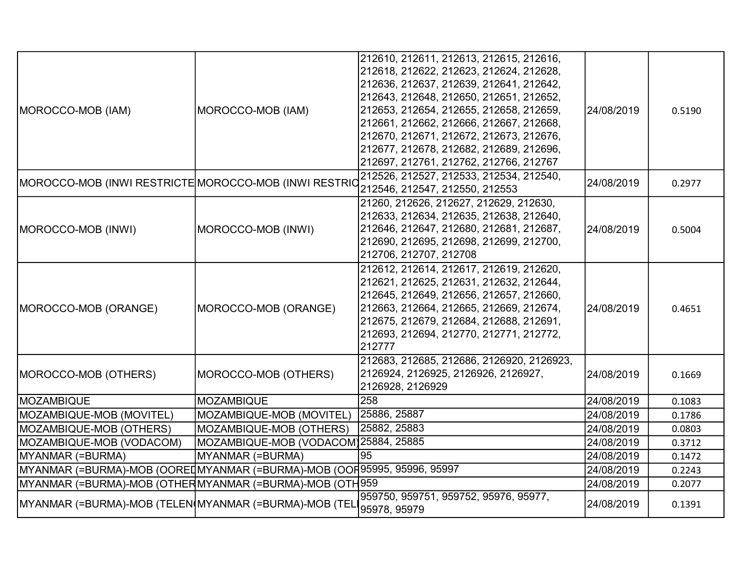| | | | | |
|---|---|---|---|---|
| MOROCCO-MOB (IAM) | MOROCCO-MOB (IAM) | 212610, 212611, 212613, 212615, 212616, 212618, 212622, 212623, 212624, 212628, 212636, 212637, 212639, 212641, 212642, 212643, 212648, 212650, 212651, 212652, 212653, 212654, 212655, 212658, 212659, 212661, 212662, 212666, 212667, 212668, 212670, 212671, 212672, 212673, 212676, 212677, 212678, 212682, 212689, 212696, 212697, 212761, 212762, 212766, 212767 | 24/08/2019 | 0.5190 |
| MOROCCO-MOB (INWI RESTRICTE | MOROCCO-MOB (INWI RESTRIC | 212526, 212527, 212533, 212534, 212540, 212546, 212547, 212550, 212553 | 24/08/2019 | 0.2977 |
| MOROCCO-MOB (INWI) | MOROCCO-MOB (INWI) | 21260, 212626, 212627, 212629, 212630, 212633, 212634, 212635, 212638, 212640, 212646, 212647, 212680, 212681, 212687, 212690, 212695, 212698, 212699, 212700, 212706, 212707, 212708 | 24/08/2019 | 0.5004 |
| MOROCCO-MOB (ORANGE) | MOROCCO-MOB (ORANGE) | 212612, 212614, 212617, 212619, 212620, 212621, 212625, 212631, 212632, 212644, 212645, 212649, 212656, 212657, 212660, 212663, 212664, 212665, 212669, 212674, 212675, 212679, 212684, 212688, 212691, 212693, 212694, 212770, 212771, 212772, 212777 | 24/08/2019 | 0.4651 |
| MOROCCO-MOB (OTHERS) | MOROCCO-MOB (OTHERS) | 212683, 212685, 212686, 2126920, 2126923, 2126924, 2126925, 2126926, 2126927, 2126928, 2126929 | 24/08/2019 | 0.1669 |
| MOZAMBIQUE | MOZAMBIQUE | 258 | 24/08/2019 | 0.1083 |
| MOZAMBIQUE-MOB (MOVITEL) | MOZAMBIQUE-MOB (MOVITEL) | 25886, 25887 | 24/08/2019 | 0.1786 |
| MOZAMBIQUE-MOB (OTHERS) | MOZAMBIQUE-MOB (OTHERS) | 25882, 25883 | 24/08/2019 | 0.0803 |
| MOZAMBIQUE-MOB (VODACOM) | MOZAMBIQUE-MOB (VODACOM) | 25884, 25885 | 24/08/2019 | 0.3712 |
| MYANMAR (=BURMA) | MYANMAR (=BURMA) | 95 | 24/08/2019 | 0.1472 |
| MYANMAR (=BURMA)-MOB (OORED | MYANMAR (=BURMA)-MOB (OOR | 95995, 95996, 95997 | 24/08/2019 | 0.2243 |
| MYANMAR (=BURMA)-MOB (OTHER | MYANMAR (=BURMA)-MOB (OTH | 959 | 24/08/2019 | 0.2077 |
| MYANMAR (=BURMA)-MOB (TELEN | MYANMAR (=BURMA)-MOB (TEL | 959750, 959751, 959752, 95976, 95977, 95978, 95979 | 24/08/2019 | 0.1391 |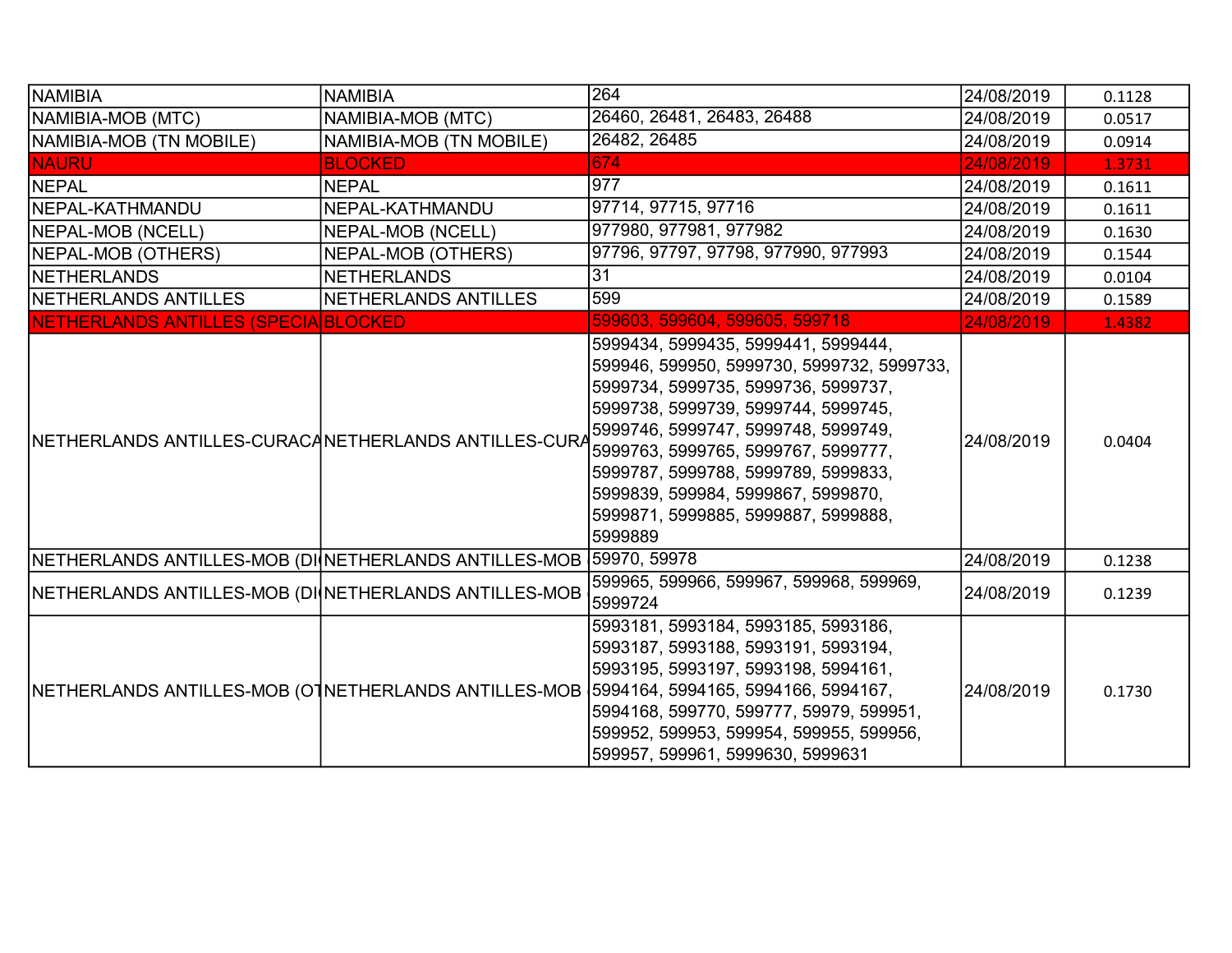| | | | | |
|---|---|---|---|---|
| NAMIBIA | NAMIBIA | 264 | 24/08/2019 | 0.1128 |
| NAMIBIA-MOB (MTC) | NAMIBIA-MOB (MTC) | 26460, 26481, 26483, 26488 | 24/08/2019 | 0.0517 |
| NAMIBIA-MOB (TN MOBILE) | NAMIBIA-MOB (TN MOBILE) | 26482, 26485 | 24/08/2019 | 0.0914 |
| NAURU | BLOCKED | 674 | 24/08/2019 | 1.3731 |
| NEPAL | NEPAL | 977 | 24/08/2019 | 0.1611 |
| NEPAL-KATHMANDU | NEPAL-KATHMANDU | 97714, 97715, 97716 | 24/08/2019 | 0.1611 |
| NEPAL-MOB (NCELL) | NEPAL-MOB (NCELL) | 977980, 977981, 977982 | 24/08/2019 | 0.1630 |
| NEPAL-MOB (OTHERS) | NEPAL-MOB (OTHERS) | 97796, 97797, 97798, 977990, 977993 | 24/08/2019 | 0.1544 |
| NETHERLANDS | NETHERLANDS | 31 | 24/08/2019 | 0.0104 |
| NETHERLANDS ANTILLES | NETHERLANDS ANTILLES | 599 | 24/08/2019 | 0.1589 |
| NETHERLANDS ANTILLES (SPECIA | BLOCKED | 599603, 599604, 599605, 599718 | 24/08/2019 | 1.4382 |
| NETHERLANDS ANTILLES-CURACA | NETHERLANDS ANTILLES-CURA | 5999434, 5999435, 5999441, 5999444, 599946, 599950, 5999730, 5999732, 5999733, 5999734, 5999735, 5999736, 5999737, 5999738, 5999739, 5999744, 5999745, 5999746, 5999747, 5999748, 5999749, 5999763, 5999765, 5999767, 5999777, 5999787, 5999788, 5999789, 5999833, 5999839, 599984, 5999867, 5999870, 5999871, 5999885, 5999887, 5999888, 5999889 | 24/08/2019 | 0.0404 |
| NETHERLANDS ANTILLES-MOB (DI | NETHERLANDS ANTILLES-MOB | 59970, 59978 | 24/08/2019 | 0.1238 |
| NETHERLANDS ANTILLES-MOB (DI | NETHERLANDS ANTILLES-MOB | 599965, 599966, 599967, 599968, 599969, 5999724 | 24/08/2019 | 0.1239 |
| NETHERLANDS ANTILLES-MOB (OT | NETHERLANDS ANTILLES-MOB | 5993181, 5993184, 5993185, 5993186, 5993187, 5993188, 5993191, 5993194, 5993195, 5993197, 5993198, 5994161, 5994164, 5994165, 5994166, 5994167, 5994168, 599770, 599777, 59979, 599951, 599952, 599953, 599954, 599955, 599956, 599957, 599961, 5999630, 5999631 | 24/08/2019 | 0.1730 |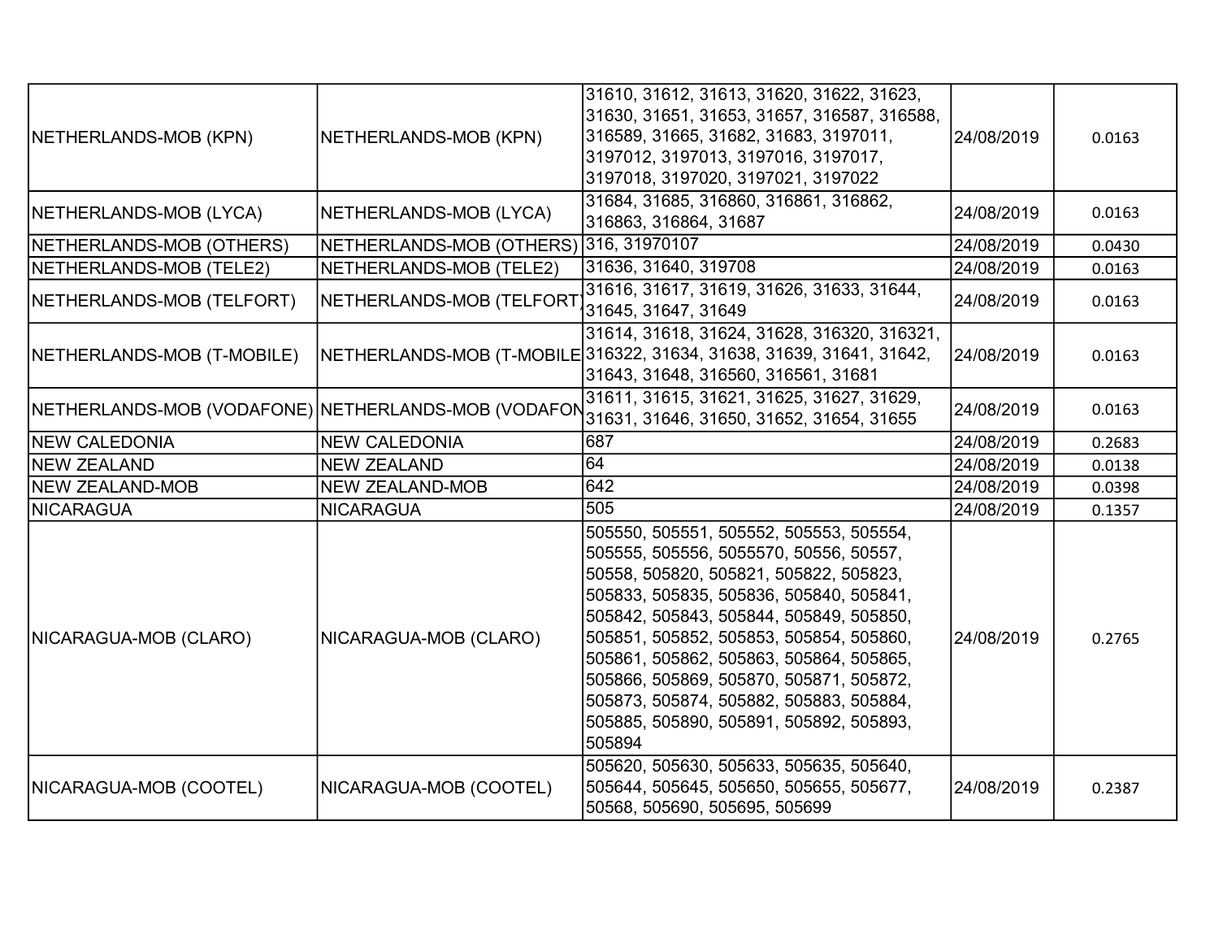| | | | | |
|---|---|---|---|---|
| NETHERLANDS-MOB (KPN) | NETHERLANDS-MOB (KPN) | 31610, 31612, 31613, 31620, 31622, 31623, 31630, 31651, 31653, 31657, 316587, 316588, 316589, 31665, 31682, 31683, 3197011, 3197012, 3197013, 3197016, 3197017, 3197018, 3197020, 3197021, 3197022 | 24/08/2019 | 0.0163 |
| NETHERLANDS-MOB (LYCA) | NETHERLANDS-MOB (LYCA) | 31684, 31685, 316860, 316861, 316862, 316863, 316864, 31687 | 24/08/2019 | 0.0163 |
| NETHERLANDS-MOB (OTHERS) | NETHERLANDS-MOB (OTHERS) | 316, 31970107 | 24/08/2019 | 0.0430 |
| NETHERLANDS-MOB (TELE2) | NETHERLANDS-MOB (TELE2) | 31636, 31640, 319708 | 24/08/2019 | 0.0163 |
| NETHERLANDS-MOB (TELFORT) | NETHERLANDS-MOB (TELFORT) | 31616, 31617, 31619, 31626, 31633, 31644, 31645, 31647, 31649 | 24/08/2019 | 0.0163 |
| NETHERLANDS-MOB (T-MOBILE) | NETHERLANDS-MOB (T-MOBILE | 31614, 31618, 31624, 31628, 316320, 316321, 316322, 31634, 31638, 31639, 31641, 31642, 31643, 31648, 316560, 316561, 31681 | 24/08/2019 | 0.0163 |
| NETHERLANDS-MOB (VODAFONE) | NETHERLANDS-MOB (VODAFON | 31611, 31615, 31621, 31625, 31627, 31629, 31631, 31646, 31650, 31652, 31654, 31655 | 24/08/2019 | 0.0163 |
| NEW CALEDONIA | NEW CALEDONIA | 687 | 24/08/2019 | 0.2683 |
| NEW ZEALAND | NEW ZEALAND | 64 | 24/08/2019 | 0.0138 |
| NEW ZEALAND-MOB | NEW ZEALAND-MOB | 642 | 24/08/2019 | 0.0398 |
| NICARAGUA | NICARAGUA | 505 | 24/08/2019 | 0.1357 |
| NICARAGUA-MOB (CLARO) | NICARAGUA-MOB (CLARO) | 505550, 505551, 505552, 505553, 505554, 505555, 505556, 5055570, 50556, 50557, 50558, 505820, 505821, 505822, 505823, 505833, 505835, 505836, 505840, 505841, 505842, 505843, 505844, 505849, 505850, 505851, 505852, 505853, 505854, 505860, 505861, 505862, 505863, 505864, 505865, 505866, 505869, 505870, 505871, 505872, 505873, 505874, 505882, 505883, 505884, 505885, 505890, 505891, 505892, 505893, 505894 | 24/08/2019 | 0.2765 |
| NICARAGUA-MOB (COOTEL) | NICARAGUA-MOB (COOTEL) | 505620, 505630, 505633, 505635, 505640, 505644, 505645, 505650, 505655, 505677, 50568, 505690, 505695, 505699 | 24/08/2019 | 0.2387 |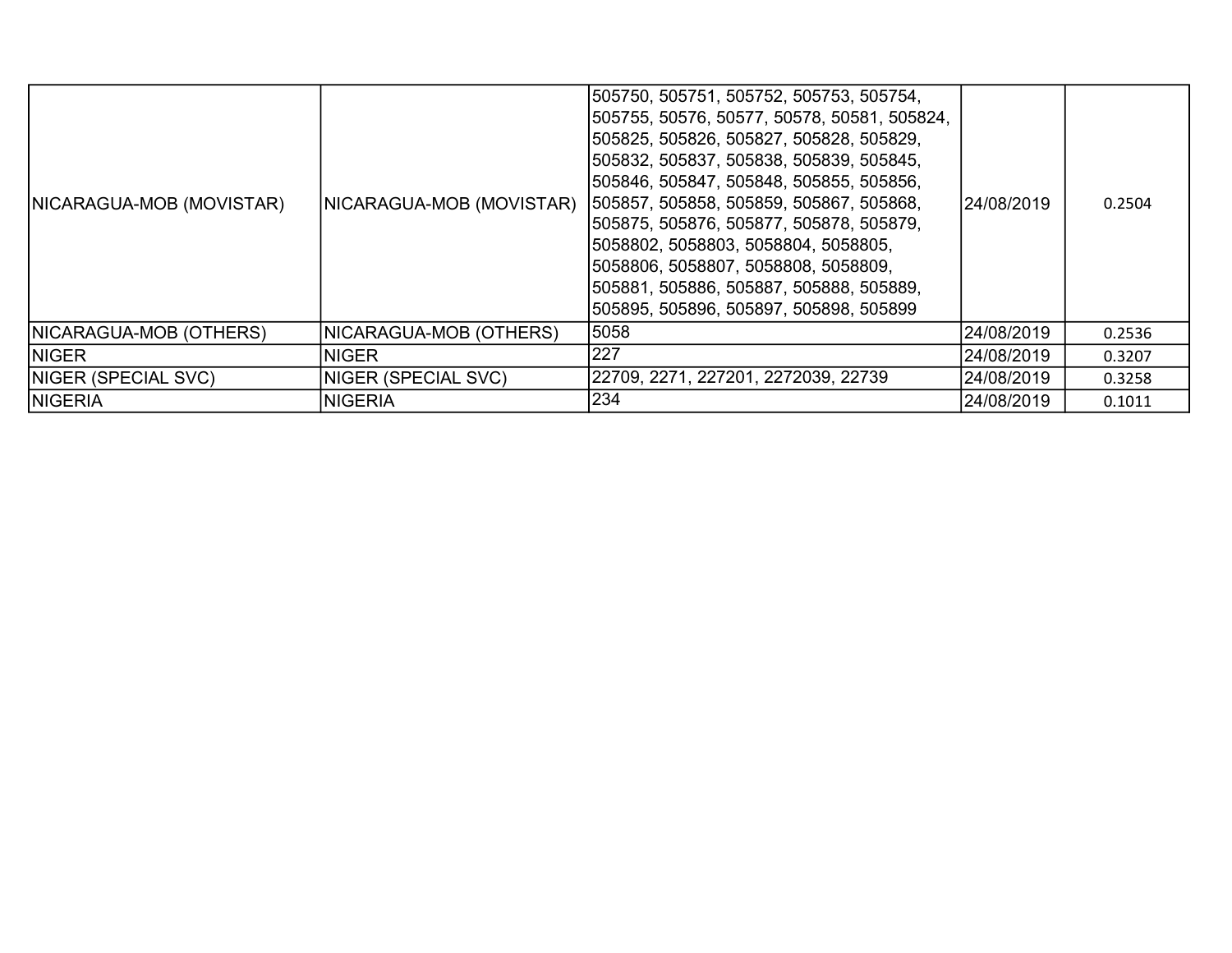| NICARAGUA-MOB (MOVISTAR) | NICARAGUA-MOB (MOVISTAR) | 505750, 505751, 505752, 505753, 505754, 505755, 50576, 50577, 50578, 50581, 505824, 505825, 505826, 505827, 505828, 505829, 505832, 505837, 505838, 505839, 505845, 505846, 505847, 505848, 505855, 505856, 505857, 505858, 505859, 505867, 505868, 505875, 505876, 505877, 505878, 505879, 5058802, 5058803, 5058804, 5058805, 5058806, 5058807, 5058808, 5058809, 505881, 505886, 505887, 505888, 505889, 505895, 505896, 505897, 505898, 505899 | 24/08/2019 | 0.2504 |
|---|---|---|---|---|
| NICARAGUA-MOB (OTHERS) | NICARAGUA-MOB (OTHERS) | 5058 | 24/08/2019 | 0.2536 |
| NIGER | NIGER | 227 | 24/08/2019 | 0.3207 |
| NIGER (SPECIAL SVC) | NIGER (SPECIAL SVC) | 22709, 2271, 227201, 2272039, 22739 | 24/08/2019 | 0.3258 |
| NIGERIA | NIGERIA | 234 | 24/08/2019 | 0.1011 |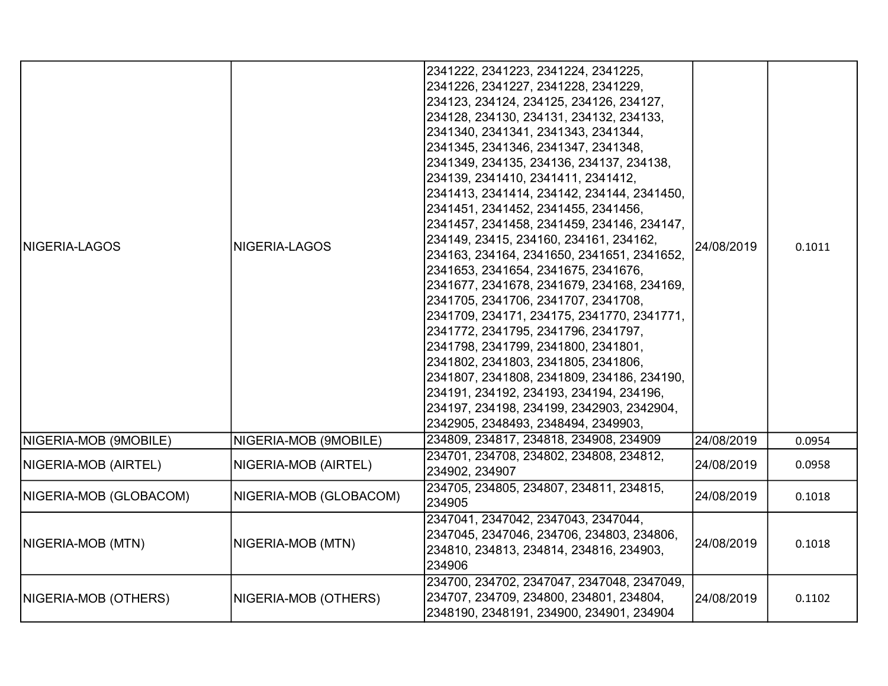| | | | | |
|---|---|---|---|---|
| NIGERIA-LAGOS | NIGERIA-LAGOS | 2341222, 2341223, 2341224, 2341225, 2341226, 2341227, 2341228, 2341229, 234123, 234124, 234125, 234126, 234127, 234128, 234130, 234131, 234132, 234133, 2341340, 2341341, 2341343, 2341344, 2341345, 2341346, 2341347, 2341348, 2341349, 234135, 234136, 234137, 234138, 234139, 2341410, 2341411, 2341412, 2341413, 2341414, 234142, 234144, 2341450, 2341451, 2341452, 2341455, 2341456, 2341457, 2341458, 2341459, 234146, 234147, 234149, 23415, 234160, 234161, 234162, 234163, 234164, 2341650, 2341651, 2341652, 2341653, 2341654, 2341675, 2341676, 2341677, 2341678, 2341679, 234168, 234169, 2341705, 2341706, 2341707, 2341708, 2341709, 234171, 234175, 2341770, 2341771, 2341772, 2341795, 2341796, 2341797, 2341798, 2341799, 2341800, 2341801, 2341802, 2341803, 2341805, 2341806, 2341807, 2341808, 2341809, 234186, 234190, 234191, 234192, 234193, 234194, 234196, 234197, 234198, 234199, 2342903, 2342904, 2342905, 2348493, 2348494, 2349903, | 24/08/2019 | 0.1011 |
| NIGERIA-MOB (9MOBILE) | NIGERIA-MOB (9MOBILE) | 234809, 234817, 234818, 234908, 234909 | 24/08/2019 | 0.0954 |
| NIGERIA-MOB (AIRTEL) | NIGERIA-MOB (AIRTEL) | 234701, 234708, 234802, 234808, 234812, 234902, 234907 | 24/08/2019 | 0.0958 |
| NIGERIA-MOB (GLOBACOM) | NIGERIA-MOB (GLOBACOM) | 234705, 234805, 234807, 234811, 234815, 234905 | 24/08/2019 | 0.1018 |
| NIGERIA-MOB (MTN) | NIGERIA-MOB (MTN) | 2347041, 2347042, 2347043, 2347044, 2347045, 2347046, 234706, 234803, 234806, 234810, 234813, 234814, 234816, 234903, 234906 | 24/08/2019 | 0.1018 |
| NIGERIA-MOB (OTHERS) | NIGERIA-MOB (OTHERS) | 234700, 234702, 2347047, 2347048, 2347049, 234707, 234709, 234800, 234801, 234804, 2348190, 2348191, 234900, 234901, 234904 | 24/08/2019 | 0.1102 |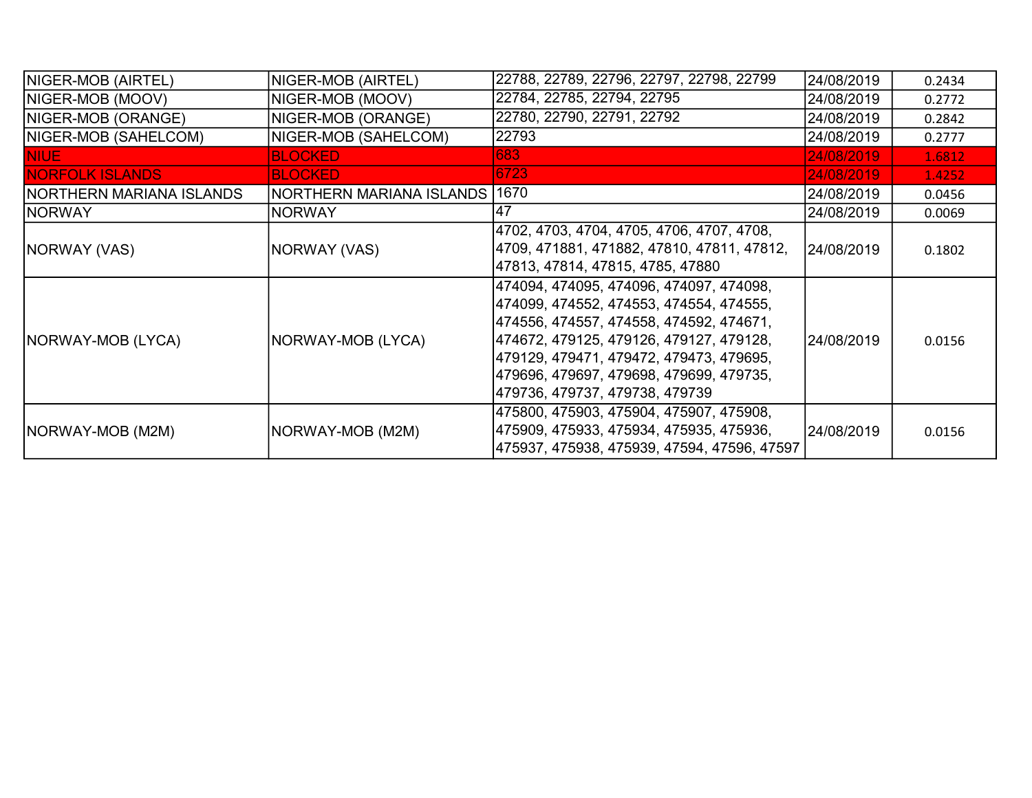| | | | | |
|---|---|---|---|---|
| NIGER-MOB (AIRTEL) | NIGER-MOB (AIRTEL) | 22788, 22789, 22796, 22797, 22798, 22799 | 24/08/2019 | 0.2434 |
| NIGER-MOB (MOOV) | NIGER-MOB (MOOV) | 22784, 22785, 22794, 22795 | 24/08/2019 | 0.2772 |
| NIGER-MOB (ORANGE) | NIGER-MOB (ORANGE) | 22780, 22790, 22791, 22792 | 24/08/2019 | 0.2842 |
| NIGER-MOB (SAHELCOM) | NIGER-MOB (SAHELCOM) | 22793 | 24/08/2019 | 0.2777 |
| NIUE | BLOCKED | 683 | 24/08/2019 | 1.6812 |
| NORFOLK ISLANDS | BLOCKED | 6723 | 24/08/2019 | 1.4252 |
| NORTHERN MARIANA ISLANDS | NORTHERN MARIANA ISLANDS | 1670 | 24/08/2019 | 0.0456 |
| NORWAY | NORWAY | 47 | 24/08/2019 | 0.0069 |
| NORWAY (VAS) | NORWAY (VAS) | 4702, 4703, 4704, 4705, 4706, 4707, 4708, 4709, 471881, 471882, 47810, 47811, 47812, 47813, 47814, 47815, 4785, 47880 | 24/08/2019 | 0.1802 |
| NORWAY-MOB (LYCA) | NORWAY-MOB (LYCA) | 474094, 474095, 474096, 474097, 474098, 474099, 474552, 474553, 474554, 474555, 474556, 474557, 474558, 474592, 474671, 474672, 479125, 479126, 479127, 479128, 479129, 479471, 479472, 479473, 479695, 479696, 479697, 479698, 479699, 479735, 479736, 479737, 479738, 479739 | 24/08/2019 | 0.0156 |
| NORWAY-MOB (M2M) | NORWAY-MOB (M2M) | 475800, 475903, 475904, 475907, 475908, 475909, 475933, 475934, 475935, 475936, 475937, 475938, 475939, 47594, 47596, 47597 | 24/08/2019 | 0.0156 |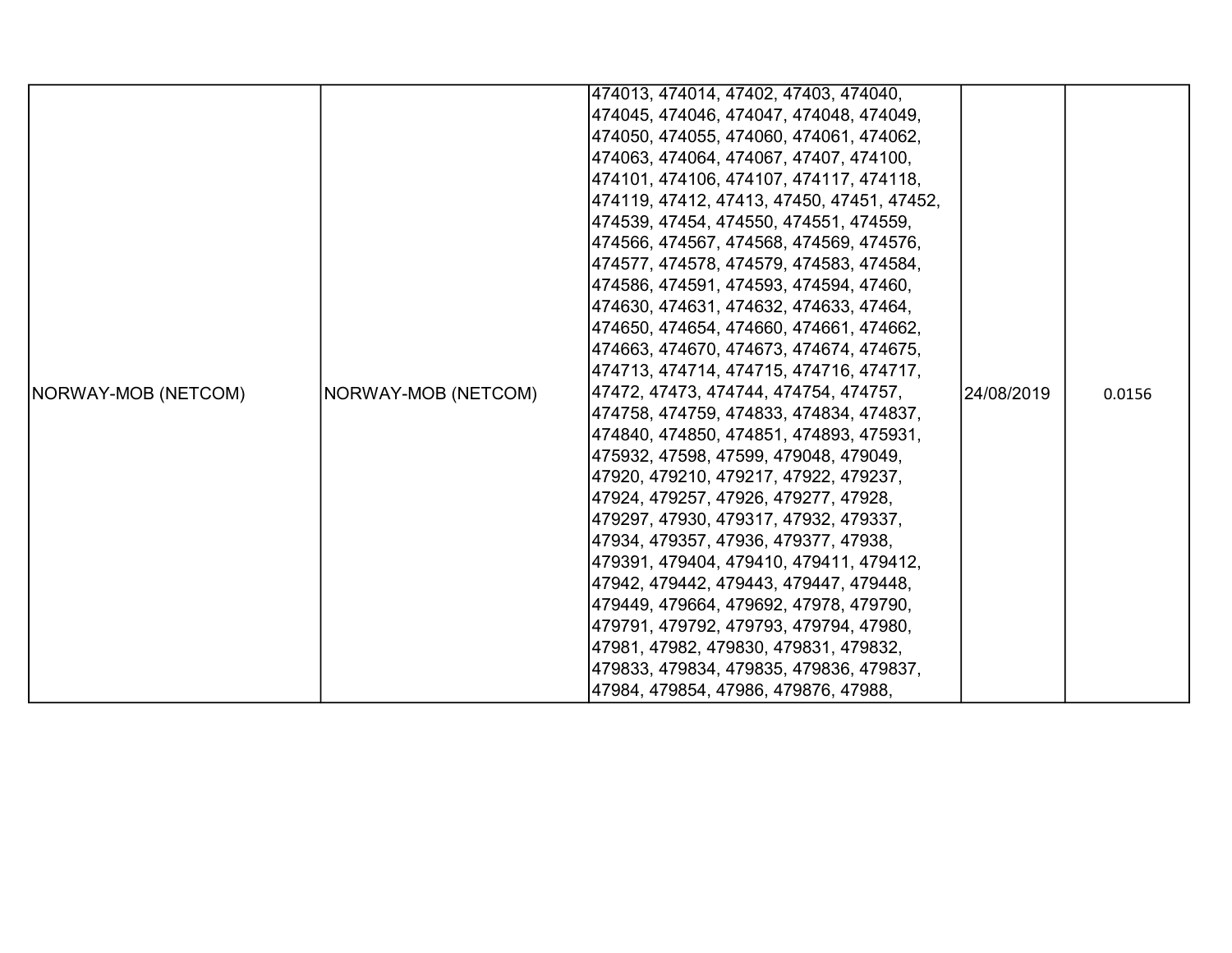| | | | | |
|---|---|---|---|---|
| NORWAY-MOB (NETCOM) | NORWAY-MOB (NETCOM) | 474013, 474014, 47402, 47403, 474040, 474045, 474046, 474047, 474048, 474049, 474050, 474055, 474060, 474061, 474062, 474063, 474064, 474067, 47407, 474100, 474101, 474106, 474107, 474117, 474118, 474119, 47412, 47413, 47450, 47451, 47452, 474539, 47454, 474550, 474551, 474559, 474566, 474567, 474568, 474569, 474576, 474577, 474578, 474579, 474583, 474584, 474586, 474591, 474593, 474594, 47460, 474630, 474631, 474632, 474633, 47464, 474650, 474654, 474660, 474661, 474662, 474663, 474670, 474673, 474674, 474675, 474713, 474714, 474715, 474716, 474717, 47472, 47473, 474744, 474754, 474757, 474758, 474759, 474833, 474834, 474837, 474840, 474850, 474851, 474893, 475931, 475932, 47598, 47599, 479048, 479049, 47920, 479210, 479217, 47922, 479237, 47924, 479257, 47926, 479277, 47928, 479297, 47930, 479317, 47932, 479337, 47934, 479357, 47936, 479377, 47938, 479391, 479404, 479410, 479411, 479412, 47942, 479442, 479443, 479447, 479448, 479449, 479664, 479692, 47978, 479790, 479791, 479792, 479793, 479794, 47980, 47981, 47982, 479830, 479831, 479832, 479833, 479834, 479835, 479836, 479837, 47984, 479854, 47986, 479876, 47988, | 24/08/2019 | 0.0156 |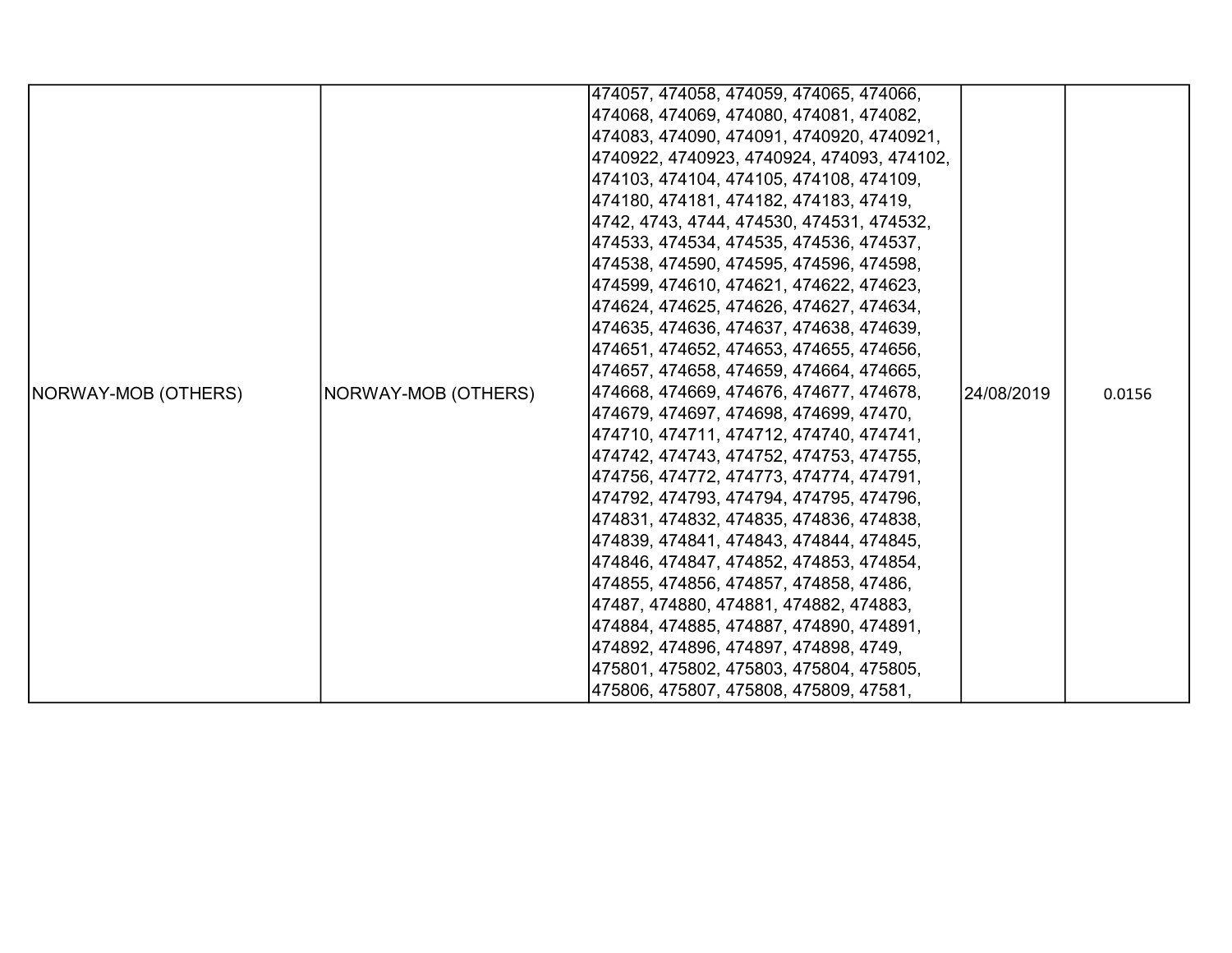| NORWAY-MOB (OTHERS) | NORWAY-MOB (OTHERS) | 474057, 474058, 474059, 474065, 474066, 474068, 474069, 474080, 474081, 474082, 474083, 474090, 474091, 4740920, 4740921, 4740922, 4740923, 4740924, 474093, 474102, 474103, 474104, 474105, 474108, 474109, 474180, 474181, 474182, 474183, 47419, 4742, 4743, 4744, 474530, 474531, 474532, 474533, 474534, 474535, 474536, 474537, 474538, 474590, 474595, 474596, 474598, 474599, 474610, 474621, 474622, 474623, 474624, 474625, 474626, 474627, 474634, 474635, 474636, 474637, 474638, 474639, 474651, 474652, 474653, 474655, 474656, 474657, 474658, 474659, 474664, 474665, 474668, 474669, 474676, 474677, 474678, 474679, 474697, 474698, 474699, 47470, 474710, 474711, 474712, 474740, 474741, 474742, 474743, 474752, 474753, 474755, 474756, 474772, 474773, 474774, 474791, 474792, 474793, 474794, 474795, 474796, 474831, 474832, 474835, 474836, 474838, 474839, 474841, 474843, 474844, 474845, 474846, 474847, 474852, 474853, 474854, 474855, 474856, 474857, 474858, 47486, 47487, 474880, 474881, 474882, 474883, 474884, 474885, 474887, 474890, 474891, 474892, 474896, 474897, 474898, 4749, 475801, 475802, 475803, 475804, 475805, 475806, 475807, 475808, 475809, 47581, | 24/08/2019 | 0.0156 |
|---|---|---|---|---|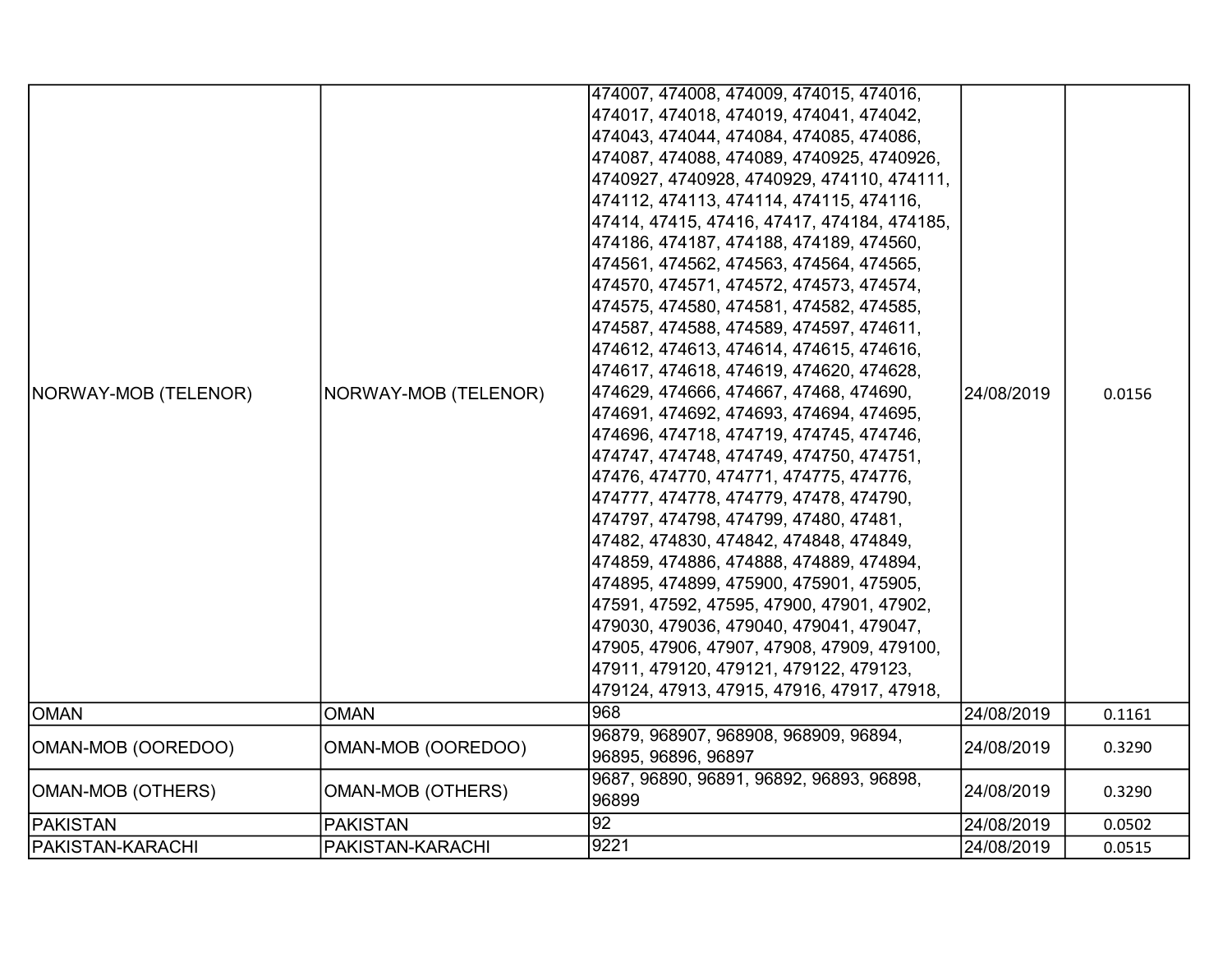| | | | | |
|---|---|---|---|---|
| NORWAY-MOB (TELENOR) | NORWAY-MOB (TELENOR) | 474007, 474008, 474009, 474015, 474016, 474017, 474018, 474019, 474041, 474042, 474043, 474044, 474084, 474085, 474086, 474087, 474088, 474089, 4740925, 4740926, 4740927, 4740928, 4740929, 474110, 474111, 474112, 474113, 474114, 474115, 474116, 47414, 47415, 47416, 47417, 474184, 474185, 474186, 474187, 474188, 474189, 474560, 474561, 474562, 474563, 474564, 474565, 474570, 474571, 474572, 474573, 474574, 474575, 474580, 474581, 474582, 474585, 474587, 474588, 474589, 474597, 474611, 474612, 474613, 474614, 474615, 474616, 474617, 474618, 474619, 474620, 474628, 474629, 474666, 474667, 47468, 474690, 474691, 474692, 474693, 474694, 474695, 474696, 474718, 474719, 474745, 474746, 474747, 474748, 474749, 474750, 474751, 47476, 474770, 474771, 474775, 474776, 474777, 474778, 474779, 47478, 474790, 474797, 474798, 474799, 47480, 47481, 47482, 474830, 474842, 474848, 474849, 474859, 474886, 474888, 474889, 474894, 474895, 474899, 475900, 475901, 475905, 47591, 47592, 47595, 47900, 47901, 47902, 479030, 479036, 479040, 479041, 479047, 47905, 47906, 47907, 47908, 47909, 479100, 47911, 479120, 479121, 479122, 479123, 479124, 47913, 47915, 47916, 47917, 47918, | 24/08/2019 | 0.0156 |
| OMAN | OMAN | 968 | 24/08/2019 | 0.1161 |
| OMAN-MOB (OOREDOO) | OMAN-MOB (OOREDOO) | 96879, 968907, 968908, 968909, 96894, 96895, 96896, 96897 | 24/08/2019 | 0.3290 |
| OMAN-MOB (OTHERS) | OMAN-MOB (OTHERS) | 9687, 96890, 96891, 96892, 96893, 96898, 96899 | 24/08/2019 | 0.3290 |
| PAKISTAN | PAKISTAN | 92 | 24/08/2019 | 0.0502 |
| PAKISTAN-KARACHI | PAKISTAN-KARACHI | 9221 | 24/08/2019 | 0.0515 |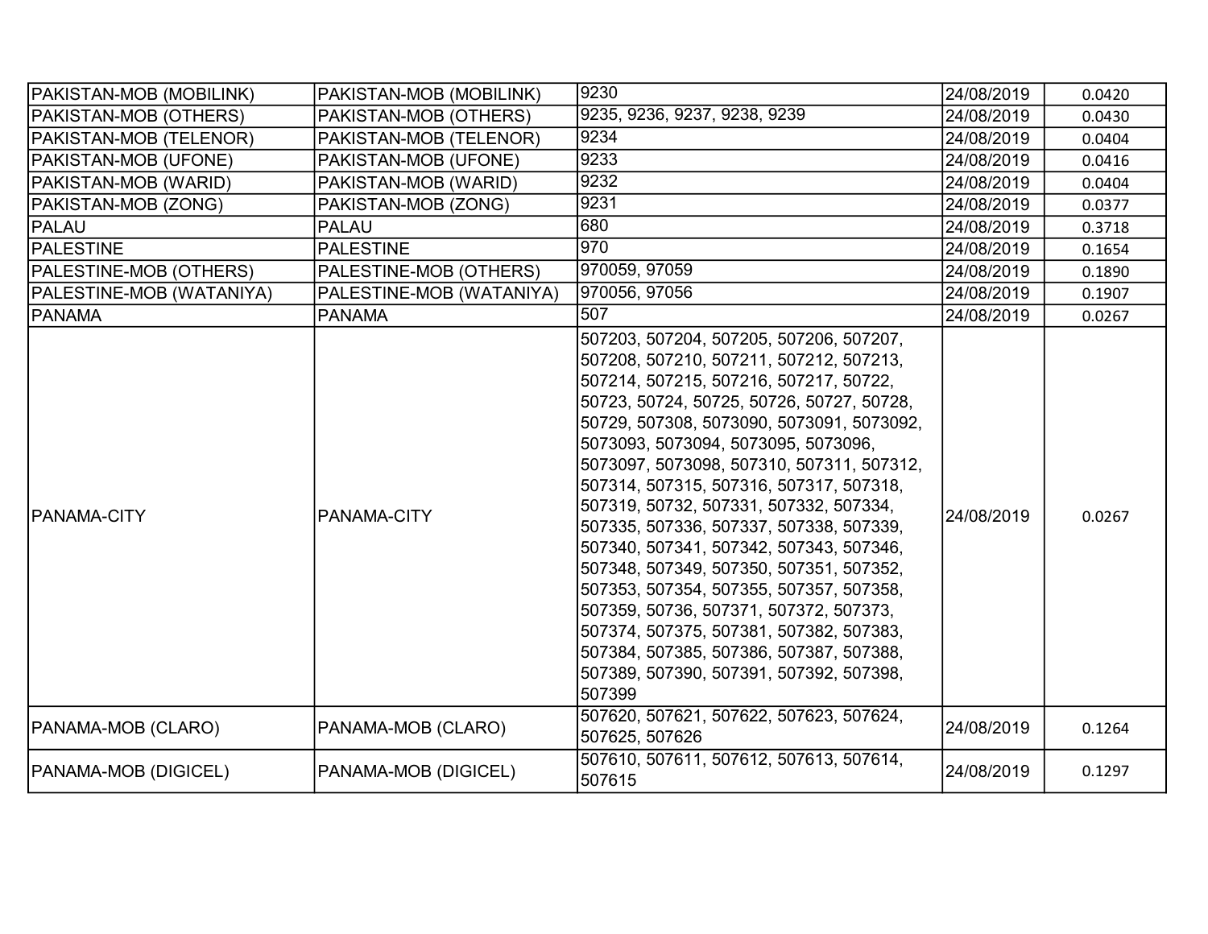| | | | | |
|---|---|---|---|---|
| PAKISTAN-MOB (MOBILINK) | PAKISTAN-MOB (MOBILINK) | 9230 | 24/08/2019 | 0.0420 |
| PAKISTAN-MOB (OTHERS) | PAKISTAN-MOB (OTHERS) | 9235, 9236, 9237, 9238, 9239 | 24/08/2019 | 0.0430 |
| PAKISTAN-MOB (TELENOR) | PAKISTAN-MOB (TELENOR) | 9234 | 24/08/2019 | 0.0404 |
| PAKISTAN-MOB (UFONE) | PAKISTAN-MOB (UFONE) | 9233 | 24/08/2019 | 0.0416 |
| PAKISTAN-MOB (WARID) | PAKISTAN-MOB (WARID) | 9232 | 24/08/2019 | 0.0404 |
| PAKISTAN-MOB (ZONG) | PAKISTAN-MOB (ZONG) | 9231 | 24/08/2019 | 0.0377 |
| PALAU | PALAU | 680 | 24/08/2019 | 0.3718 |
| PALESTINE | PALESTINE | 970 | 24/08/2019 | 0.1654 |
| PALESTINE-MOB (OTHERS) | PALESTINE-MOB (OTHERS) | 970059, 97059 | 24/08/2019 | 0.1890 |
| PALESTINE-MOB (WATANIYA) | PALESTINE-MOB (WATANIYA) | 970056, 97056 | 24/08/2019 | 0.1907 |
| PANAMA | PANAMA | 507 | 24/08/2019 | 0.0267 |
| PANAMA-CITY | PANAMA-CITY | 507203, 507204, 507205, 507206, 507207, 507208, 507210, 507211, 507212, 507213, 507214, 507215, 507216, 507217, 50722, 50723, 50724, 50725, 50726, 50727, 50728, 50729, 507308, 5073090, 5073091, 5073092, 5073093, 5073094, 5073095, 5073096, 5073097, 5073098, 507310, 507311, 507312, 507314, 507315, 507316, 507317, 507318, 507319, 50732, 507331, 507332, 507334, 507335, 507336, 507337, 507338, 507339, 507340, 507341, 507342, 507343, 507346, 507348, 507349, 507350, 507351, 507352, 507353, 507354, 507355, 507357, 507358, 507359, 50736, 507371, 507372, 507373, 507374, 507375, 507381, 507382, 507383, 507384, 507385, 507386, 507387, 507388, 507389, 507390, 507391, 507392, 507398, 507399 | 24/08/2019 | 0.0267 |
| PANAMA-MOB (CLARO) | PANAMA-MOB (CLARO) | 507620, 507621, 507622, 507623, 507624, 507625, 507626 | 24/08/2019 | 0.1264 |
| PANAMA-MOB (DIGICEL) | PANAMA-MOB (DIGICEL) | 507610, 507611, 507612, 507613, 507614, 507615 | 24/08/2019 | 0.1297 |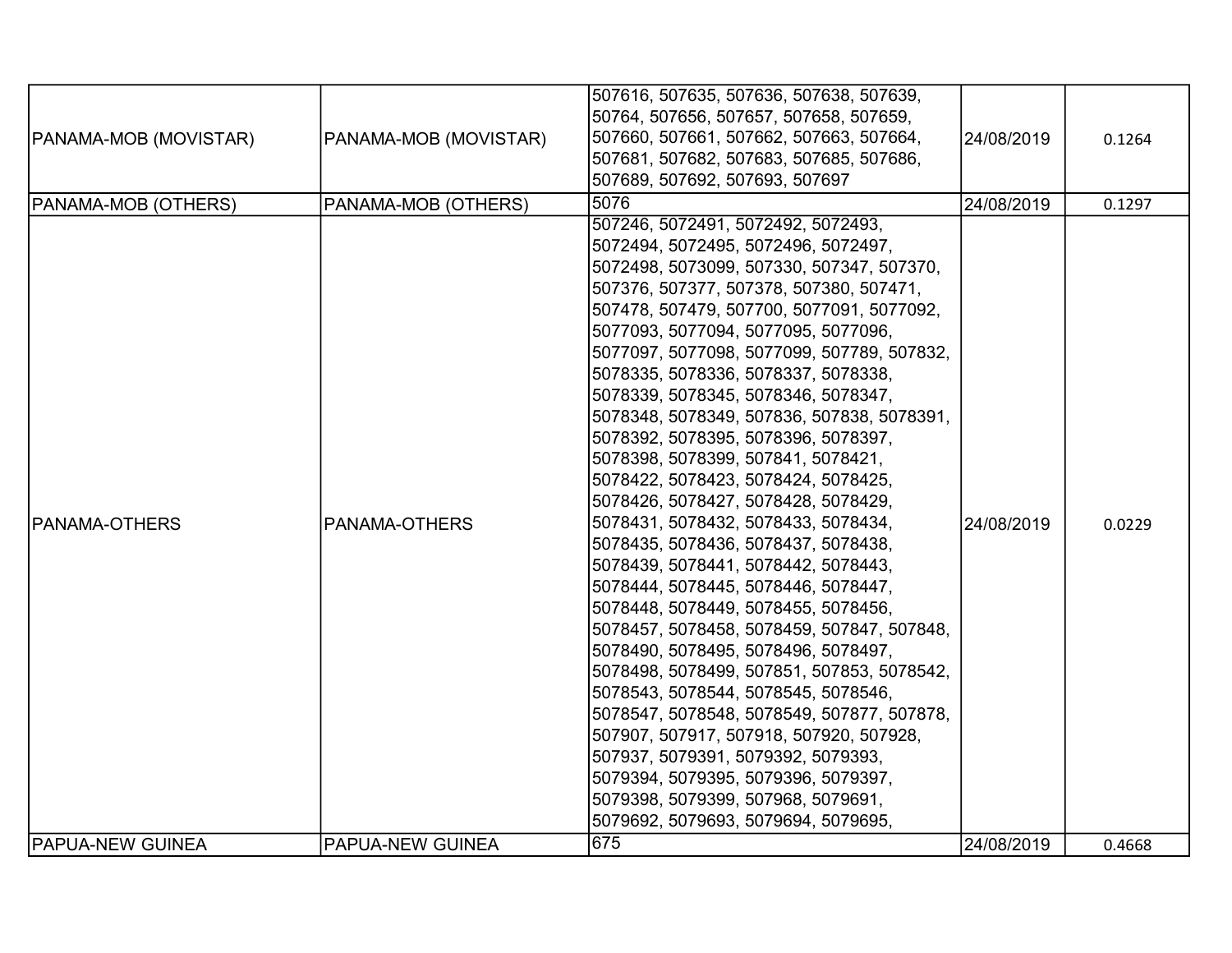| PANAMA-MOB (MOVISTAR) | PANAMA-MOB (MOVISTAR) | 507616, 507635, 507636, 507638, 507639, 50764, 507656, 507657, 507658, 507659, 507660, 507661, 507662, 507663, 507664, 507681, 507682, 507683, 507685, 507686, 507689, 507692, 507693, 507697 | 24/08/2019 | 0.1264 |
|---|---|---|---|---|
| PANAMA-MOB (OTHERS) | PANAMA-MOB (OTHERS) | 5076 | 24/08/2019 | 0.1297 |
| PANAMA-OTHERS | PANAMA-OTHERS | 507246, 5072491, 5072492, 5072493, 5072494, 5072495, 5072496, 5072497, 5072498, 5073099, 507330, 507347, 507370, 507376, 507377, 507378, 507380, 507471, 507478, 507479, 507700, 5077091, 5077092, 5077093, 5077094, 5077095, 5077096, 5077097, 5077098, 5077099, 507789, 507832, 5078335, 5078336, 5078337, 5078338, 5078339, 5078345, 5078346, 5078347, 5078348, 5078349, 507836, 507838, 5078391, 5078392, 5078395, 5078396, 5078397, 5078398, 5078399, 507841, 5078421, 5078422, 5078423, 5078424, 5078425, 5078426, 5078427, 5078428, 5078429, 5078431, 5078432, 5078433, 5078434, 5078435, 5078436, 5078437, 5078438, 5078439, 5078441, 5078442, 5078443, 5078444, 5078445, 5078446, 5078447, 5078448, 5078449, 5078455, 5078456, 5078457, 5078458, 5078459, 507847, 507848, 5078490, 5078495, 5078496, 5078497, 5078498, 5078499, 507851, 507853, 5078542, 5078543, 5078544, 5078545, 5078546, 5078547, 5078548, 5078549, 507877, 507878, 507907, 507917, 507918, 507920, 507928, 507937, 5079391, 5079392, 5079393, 5079394, 5079395, 5079396, 5079397, 5079398, 5079399, 507968, 5079691, 5079692, 5079693, 5079694, 5079695, | 24/08/2019 | 0.0229 |
| PAPUA-NEW GUINEA | PAPUA-NEW GUINEA | 675 | 24/08/2019 | 0.4668 |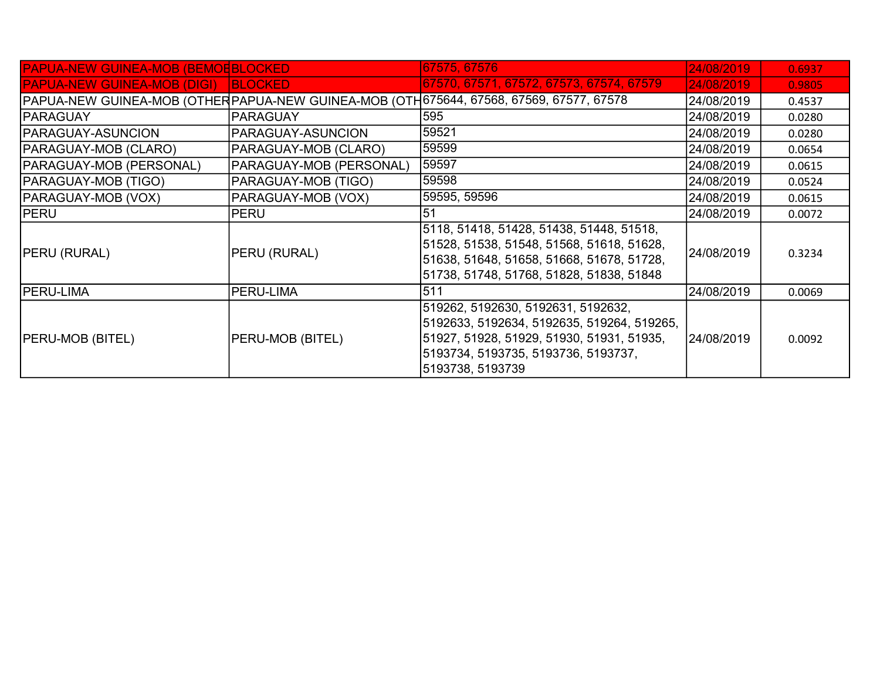| | | | | |
|---|---|---|---|---|
| PAPUA-NEW GUINEA-MOB (BEMOB | BLOCKED | 67575, 67576 | 24/08/2019 | 0.6937 |
| PAPUA-NEW GUINEA-MOB (DIGI) | BLOCKED | 67570, 67571, 67572, 67573, 67574, 67579 | 24/08/2019 | 0.9805 |
| PAPUA-NEW GUINEA-MOB (OTHER | PAPUA-NEW GUINEA-MOB (OTH | 675644, 67568, 67569, 67577, 67578 | 24/08/2019 | 0.4537 |
| PARAGUAY | PARAGUAY | 595 | 24/08/2019 | 0.0280 |
| PARAGUAY-ASUNCION | PARAGUAY-ASUNCION | 59521 | 24/08/2019 | 0.0280 |
| PARAGUAY-MOB (CLARO) | PARAGUAY-MOB (CLARO) | 59599 | 24/08/2019 | 0.0654 |
| PARAGUAY-MOB (PERSONAL) | PARAGUAY-MOB (PERSONAL) | 59597 | 24/08/2019 | 0.0615 |
| PARAGUAY-MOB (TIGO) | PARAGUAY-MOB (TIGO) | 59598 | 24/08/2019 | 0.0524 |
| PARAGUAY-MOB (VOX) | PARAGUAY-MOB (VOX) | 59595, 59596 | 24/08/2019 | 0.0615 |
| PERU | PERU | 51 | 24/08/2019 | 0.0072 |
| PERU (RURAL) | PERU (RURAL) | 5118, 51418, 51428, 51438, 51448, 51518, 51528, 51538, 51548, 51568, 51618, 51628, 51638, 51648, 51658, 51668, 51678, 51728, 51738, 51748, 51768, 51828, 51838, 51848 | 24/08/2019 | 0.3234 |
| PERU-LIMA | PERU-LIMA | 511 | 24/08/2019 | 0.0069 |
| PERU-MOB (BITEL) | PERU-MOB (BITEL) | 519262, 5192630, 5192631, 5192632, 5192633, 5192634, 5192635, 519264, 519265, 51927, 51928, 51929, 51930, 51931, 51935, 5193734, 5193735, 5193736, 5193737, 5193738, 5193739 | 24/08/2019 | 0.0092 |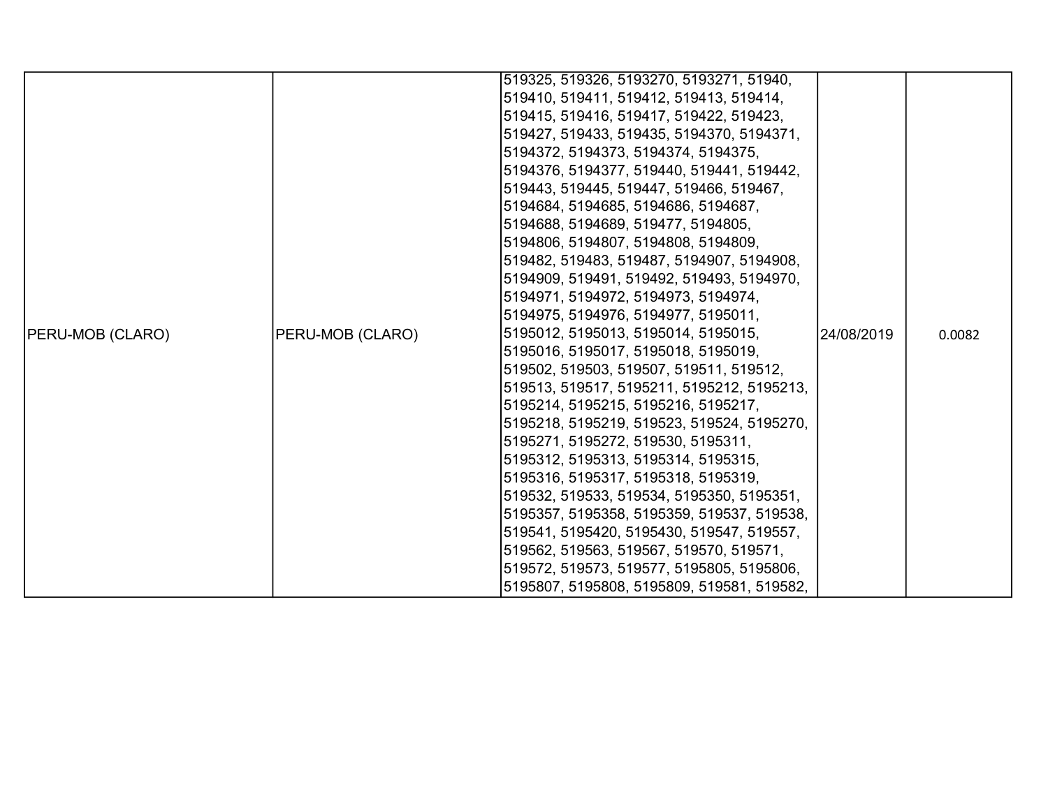| PERU-MOB (CLARO) | PERU-MOB (CLARO) | 519325, 519326, 5193270, 5193271, 51940, 519410, 519411, 519412, 519413, 519414, 519415, 519416, 519417, 519422, 519423, 519427, 519433, 519435, 5194370, 5194371, 5194372, 5194373, 5194374, 5194375, 5194376, 5194377, 519440, 519441, 519442, 519443, 519445, 519447, 519466, 519467, 5194684, 5194685, 5194686, 5194687, 5194688, 5194689, 519477, 5194805, 5194806, 5194807, 5194808, 5194809, 519482, 519483, 519487, 5194907, 5194908, 5194909, 519491, 519492, 519493, 5194970, 5194971, 5194972, 5194973, 5194974, 5194975, 5194976, 5194977, 5195011, 5195012, 5195013, 5195014, 5195015, 5195016, 5195017, 5195018, 5195019, 519502, 519503, 519507, 519511, 519512, 519513, 519517, 5195211, 5195212, 5195213, 5195214, 5195215, 5195216, 5195217, 5195218, 5195219, 519523, 519524, 5195270, 5195271, 5195272, 519530, 5195311, 5195312, 5195313, 5195314, 5195315, 5195316, 5195317, 5195318, 5195319, 519532, 519533, 519534, 5195350, 5195351, 5195357, 5195358, 5195359, 519537, 519538, 519541, 5195420, 5195430, 519547, 519557, 519562, 519563, 519567, 519570, 519571, 519572, 519573, 519577, 5195805, 5195806, 5195807, 5195808, 5195809, 519581, 519582, | 24/08/2019 | 0.0082 |
|---|---|---|---|---|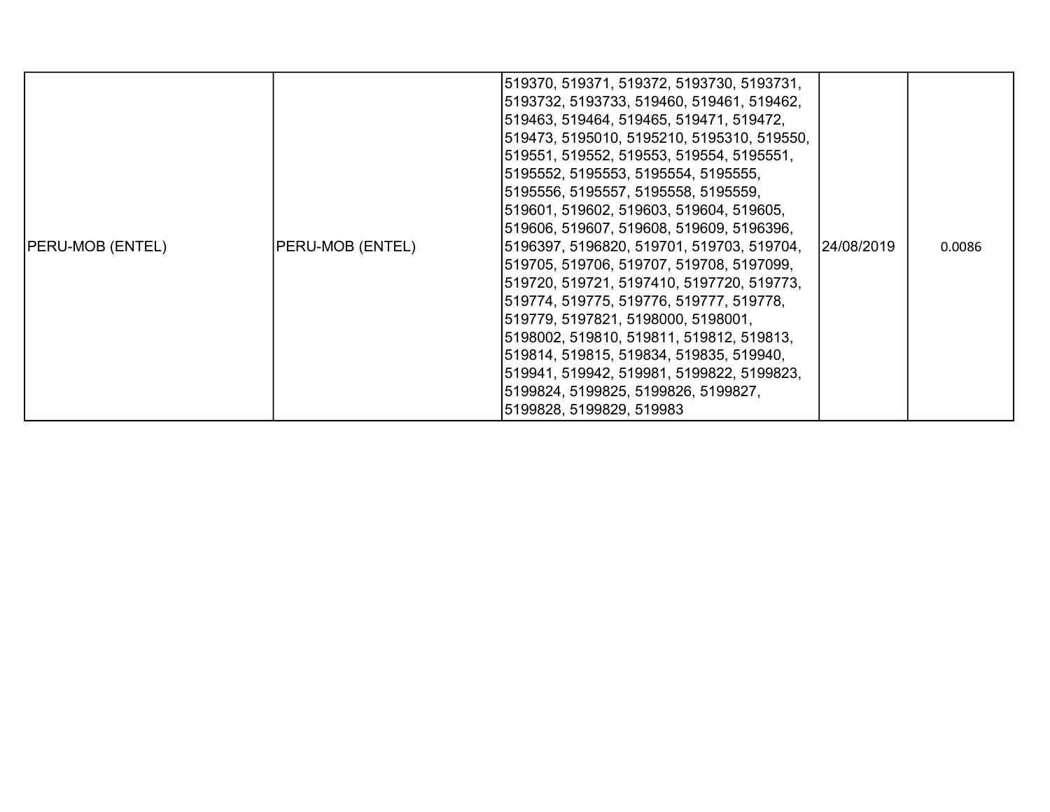| | | | | |
|---|---|---|---|---|
| PERU-MOB (ENTEL) | PERU-MOB (ENTEL) | 519370, 519371, 519372, 5193730, 5193731, 5193732, 5193733, 519460, 519461, 519462, 519463, 519464, 519465, 519471, 519472, 519473, 5195010, 5195210, 5195310, 519550, 519551, 519552, 519553, 519554, 5195551, 5195552, 5195553, 5195554, 5195555, 5195556, 5195557, 5195558, 5195559, 519601, 519602, 519603, 519604, 519605, 519606, 519607, 519608, 519609, 5196396, 5196397, 5196820, 519701, 519703, 519704, 519705, 519706, 519707, 519708, 5197099, 519720, 519721, 5197410, 5197720, 519773, 519774, 519775, 519776, 519777, 519778, 519779, 5197821, 5198000, 5198001, 5198002, 519810, 519811, 519812, 519813, 519814, 519815, 519834, 519835, 519940, 519941, 519942, 519981, 5199822, 5199823, 5199824, 5199825, 5199826, 5199827, 5199828, 5199829, 519983 | 24/08/2019 | 0.0086 |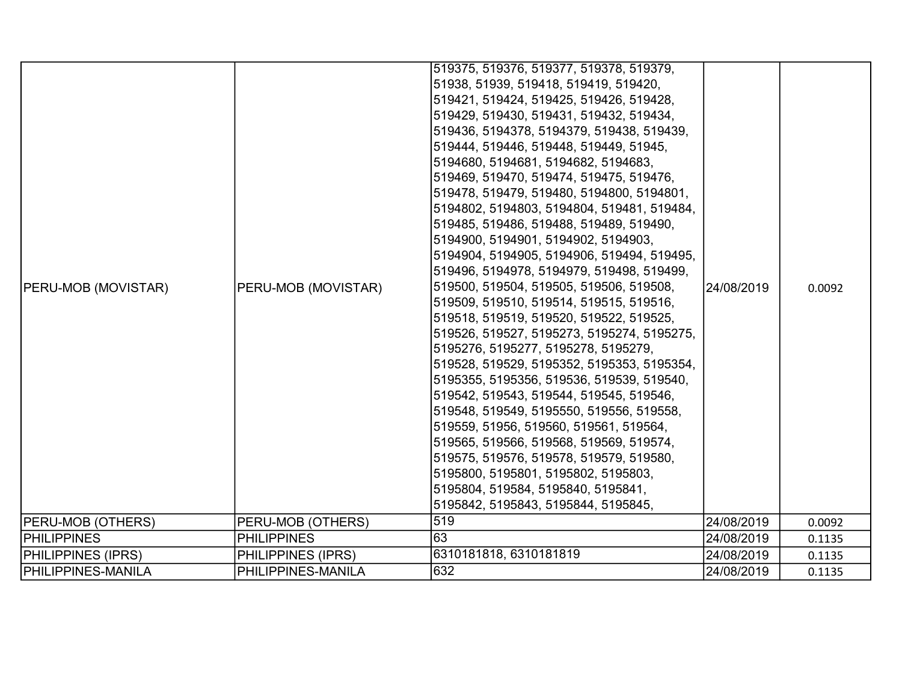| | | | | |
|---|---|---|---|---|
| PERU-MOB (MOVISTAR) | PERU-MOB (MOVISTAR) | 519375, 519376, 519377, 519378, 519379, 51938, 51939, 519418, 519419, 519420, 519421, 519424, 519425, 519426, 519428, 519429, 519430, 519431, 519432, 519434, 519436, 5194378, 5194379, 519438, 519439, 519444, 519446, 519448, 519449, 51945, 5194680, 5194681, 5194682, 5194683, 519469, 519470, 519474, 519475, 519476, 519478, 519479, 519480, 5194800, 5194801, 5194802, 5194803, 5194804, 519481, 519484, 519485, 519486, 519488, 519489, 519490, 5194900, 5194901, 5194902, 5194903, 5194904, 5194905, 5194906, 519494, 519495, 519496, 5194978, 5194979, 519498, 519499, 519500, 519504, 519505, 519506, 519508, 519509, 519510, 519514, 519515, 519516, 519518, 519519, 519520, 519522, 519525, 519526, 519527, 5195273, 5195274, 5195275, 5195276, 5195277, 5195278, 5195279, 519528, 519529, 5195352, 5195353, 5195354, 5195355, 5195356, 519536, 519539, 519540, 519542, 519543, 519544, 519545, 519546, 519548, 519549, 5195550, 519556, 519558, 519559, 51956, 519560, 519561, 519564, 519565, 519566, 519568, 519569, 519574, 519575, 519576, 519578, 519579, 519580, 5195800, 5195801, 5195802, 5195803, 5195804, 519584, 5195840, 5195841, 5195842, 5195843, 5195844, 5195845, | 24/08/2019 | 0.0092 |
| PERU-MOB (OTHERS) | PERU-MOB (OTHERS) | 519 | 24/08/2019 | 0.0092 |
| PHILIPPINES | PHILIPPINES | 63 | 24/08/2019 | 0.1135 |
| PHILIPPINES (IPRS) | PHILIPPINES (IPRS) | 6310181818, 6310181819 | 24/08/2019 | 0.1135 |
| PHILIPPINES-MANILA | PHILIPPINES-MANILA | 632 | 24/08/2019 | 0.1135 |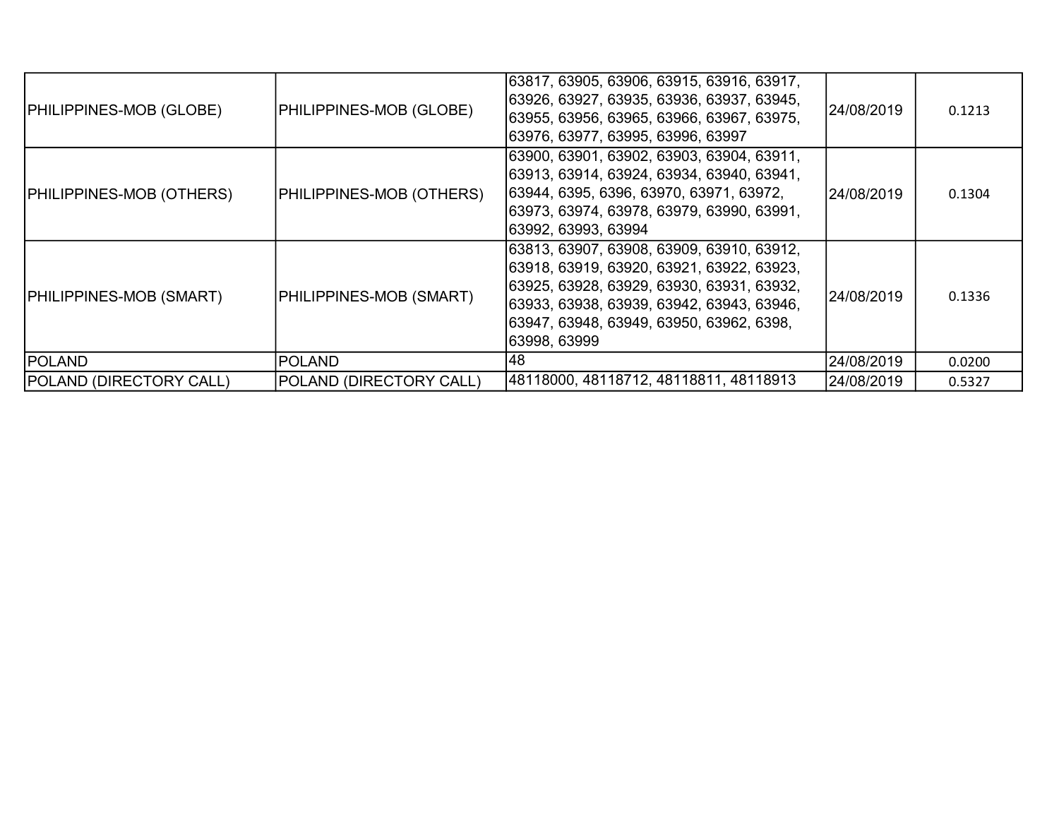| | | | | |
|---|---|---|---|---|
| PHILIPPINES-MOB (GLOBE) | PHILIPPINES-MOB (GLOBE) | 63817, 63905, 63906, 63915, 63916, 63917, 63926, 63927, 63935, 63936, 63937, 63945, 63955, 63956, 63965, 63966, 63967, 63975, 63976, 63977, 63995, 63996, 63997 | 24/08/2019 | 0.1213 |
| PHILIPPINES-MOB (OTHERS) | PHILIPPINES-MOB (OTHERS) | 63900, 63901, 63902, 63903, 63904, 63911, 63913, 63914, 63924, 63934, 63940, 63941, 63944, 6395, 6396, 63970, 63971, 63972, 63973, 63974, 63978, 63979, 63990, 63991, 63992, 63993, 63994 | 24/08/2019 | 0.1304 |
| PHILIPPINES-MOB (SMART) | PHILIPPINES-MOB (SMART) | 63813, 63907, 63908, 63909, 63910, 63912, 63918, 63919, 63920, 63921, 63922, 63923, 63925, 63928, 63929, 63930, 63931, 63932, 63933, 63938, 63939, 63942, 63943, 63946, 63947, 63948, 63949, 63950, 63962, 6398, 63998, 63999 | 24/08/2019 | 0.1336 |
| POLAND | POLAND | 48 | 24/08/2019 | 0.0200 |
| POLAND (DIRECTORY CALL) | POLAND (DIRECTORY CALL) | 48118000, 48118712, 48118811, 48118913 | 24/08/2019 | 0.5327 |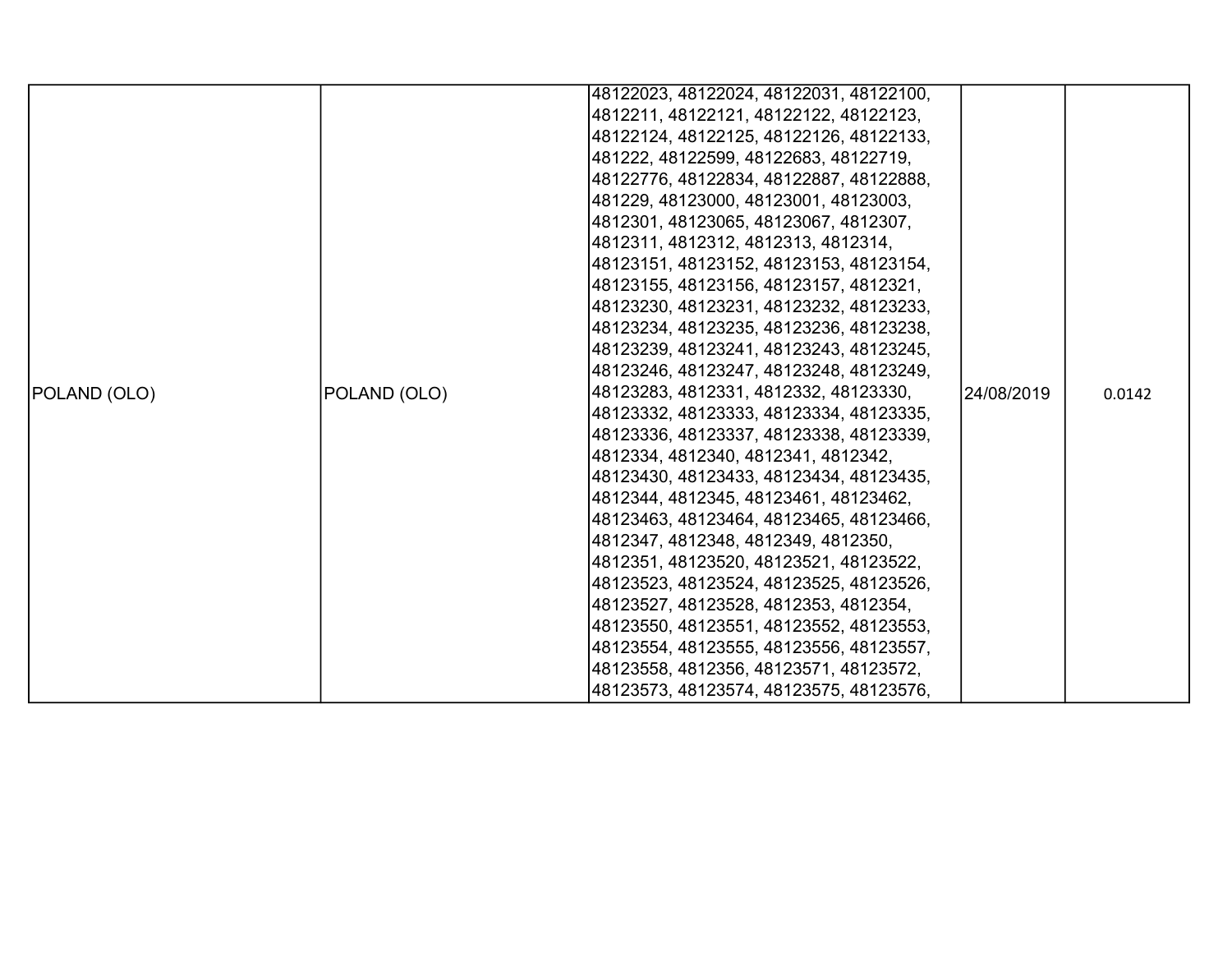| POLAND (OLO) | POLAND (OLO) | 48122023, 48122024, 48122031, 48122100, 4812211, 48122121, 48122122, 48122123, 48122124, 48122125, 48122126, 48122133, 481222, 48122599, 48122683, 48122719, 48122776, 48122834, 48122887, 48122888, 481229, 48123000, 48123001, 48123003, 4812301, 48123065, 48123067, 4812307, 4812311, 4812312, 4812313, 4812314, 48123151, 48123152, 48123153, 48123154, 48123155, 48123156, 48123157, 4812321, 48123230, 48123231, 48123232, 48123233, 48123234, 48123235, 48123236, 48123238, 48123239, 48123241, 48123243, 48123245, 48123246, 48123247, 48123248, 48123249, 48123283, 4812331, 4812332, 48123330, 48123332, 48123333, 48123334, 48123335, 48123336, 48123337, 48123338, 48123339, 4812334, 4812340, 4812341, 4812342, 48123430, 48123433, 48123434, 48123435, 4812344, 4812345, 48123461, 48123462, 48123463, 48123464, 48123465, 48123466, 4812347, 4812348, 4812349, 4812350, 4812351, 48123520, 48123521, 48123522, 48123523, 48123524, 48123525, 48123526, 48123527, 48123528, 4812353, 4812354, 48123550, 48123551, 48123552, 48123553, 48123554, 48123555, 48123556, 48123557, 48123558, 4812356, 48123571, 48123572, 48123573, 48123574, 48123575, 48123576, | 24/08/2019 | 0.0142 |
|---|---|---|---|---|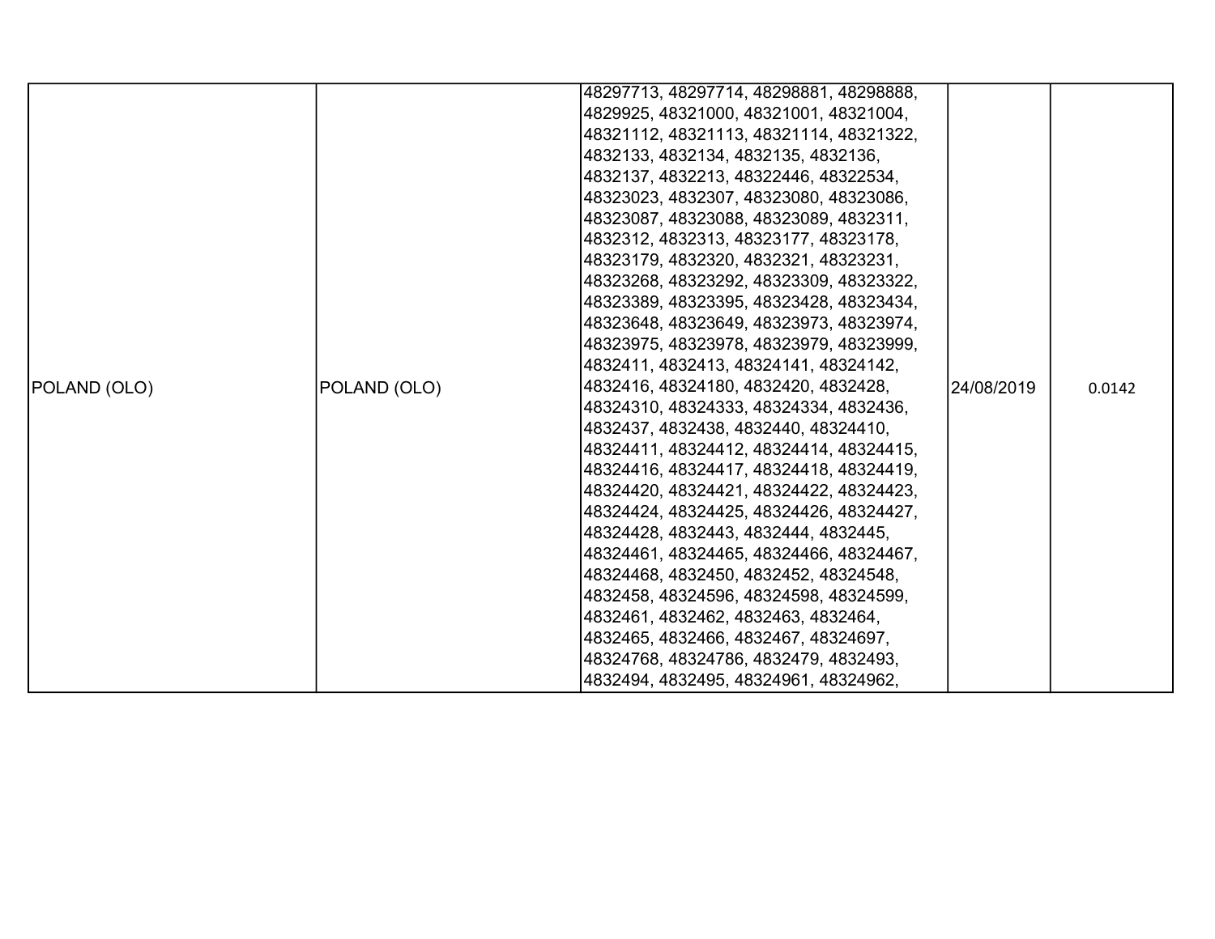| POLAND (OLO) | POLAND (OLO) | 48297713, 48297714, 48298881, 48298888, 4829925, 48321000, 48321001, 48321004, 48321112, 48321113, 48321114, 48321322, 4832133, 4832134, 4832135, 4832136, 4832137, 4832213, 48322446, 48322534, 48323023, 4832307, 48323080, 48323086, 48323087, 48323088, 48323089, 4832311, 4832312, 4832313, 48323177, 48323178, 48323179, 4832320, 4832321, 48323231, 48323268, 48323292, 48323309, 48323322, 48323389, 48323395, 48323428, 48323434, 48323648, 48323649, 48323973, 48323974, 48323975, 48323978, 48323979, 48323999, 4832411, 4832413, 48324141, 48324142, 4832416, 48324180, 4832420, 4832428, 48324310, 48324333, 48324334, 4832436, 4832437, 4832438, 4832440, 48324410, 48324411, 48324412, 48324414, 48324415, 48324416, 48324417, 48324418, 48324419, 48324420, 48324421, 48324422, 48324423, 48324424, 48324425, 48324426, 48324427, 48324428, 4832443, 4832444, 4832445, 48324461, 48324465, 48324466, 48324467, 48324468, 4832450, 4832452, 48324548, 4832458, 48324596, 48324598, 48324599, 4832461, 4832462, 4832463, 4832464, 4832465, 4832466, 4832467, 48324697, 48324768, 48324786, 4832479, 4832493, 4832494, 4832495, 48324961, 48324962, | 24/08/2019 | 0.0142 |
|---|---|---|---|---|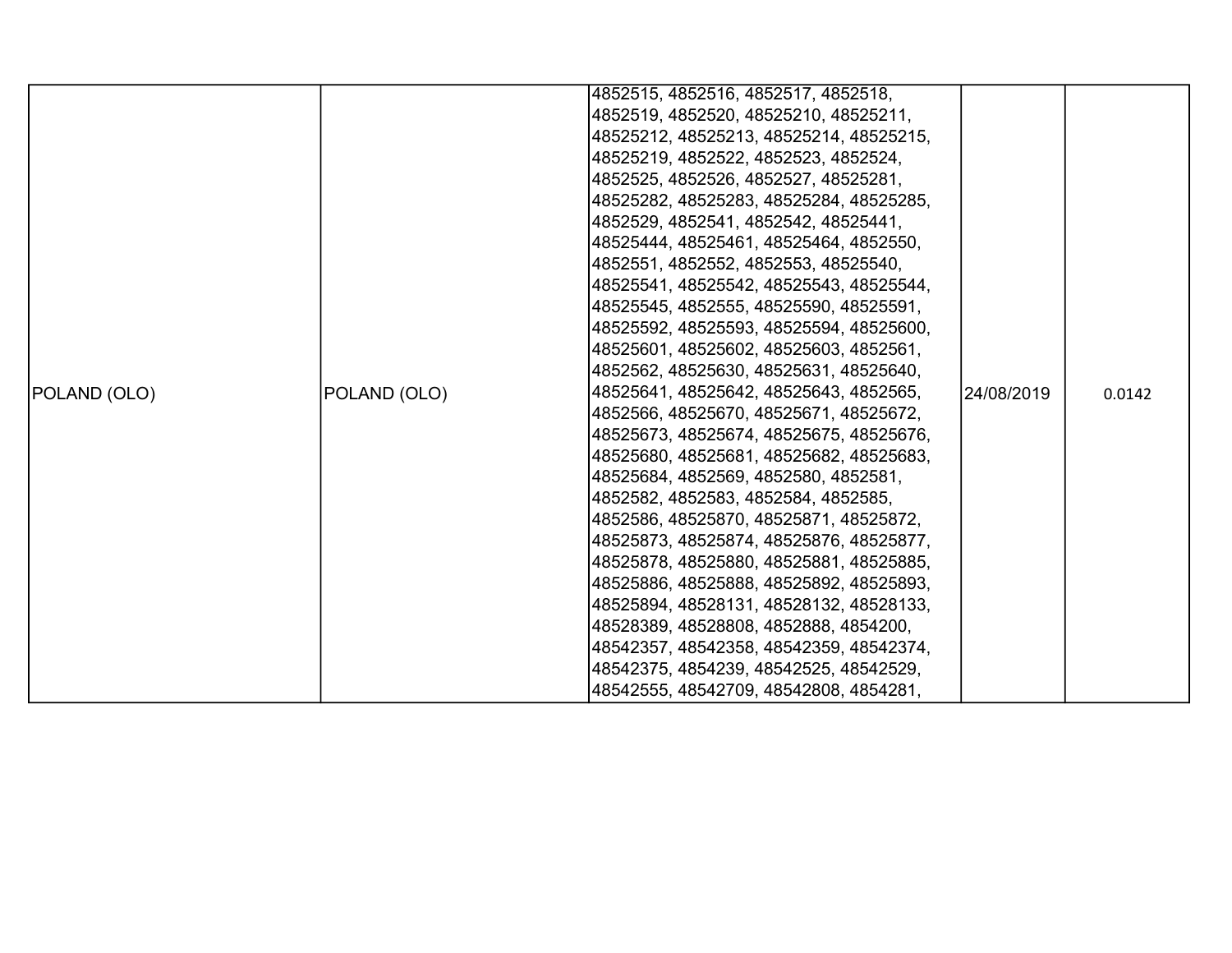| | | | | |
|---|---|---|---|---|
| POLAND (OLO) | POLAND (OLO) | 4852515, 4852516, 4852517, 4852518, 4852519, 4852520, 48525210, 48525211, 48525212, 48525213, 48525214, 48525215, 48525219, 4852522, 4852523, 4852524, 4852525, 4852526, 4852527, 48525281, 48525282, 48525283, 48525284, 48525285, 4852529, 4852541, 4852542, 48525441, 48525444, 48525461, 48525464, 4852550, 4852551, 4852552, 4852553, 48525540, 48525541, 48525542, 48525543, 48525544, 48525545, 4852555, 48525590, 48525591, 48525592, 48525593, 48525594, 48525600, 48525601, 48525602, 48525603, 4852561, 4852562, 48525630, 48525631, 48525640, 48525641, 48525642, 48525643, 4852565, 4852566, 48525670, 48525671, 48525672, 48525673, 48525674, 48525675, 48525676, 48525680, 48525681, 48525682, 48525683, 48525684, 4852569, 4852580, 4852581, 4852582, 4852583, 4852584, 4852585, 4852586, 48525870, 48525871, 48525872, 48525873, 48525874, 48525876, 48525877, 48525878, 48525880, 48525881, 48525885, 48525886, 48525888, 48525892, 48525893, 48525894, 48528131, 48528132, 48528133, 48528389, 48528808, 4852888, 4854200, 48542357, 48542358, 48542359, 48542374, 48542375, 4854239, 48542525, 48542529, 48542555, 48542709, 48542808, 4854281, | 24/08/2019 | 0.0142 |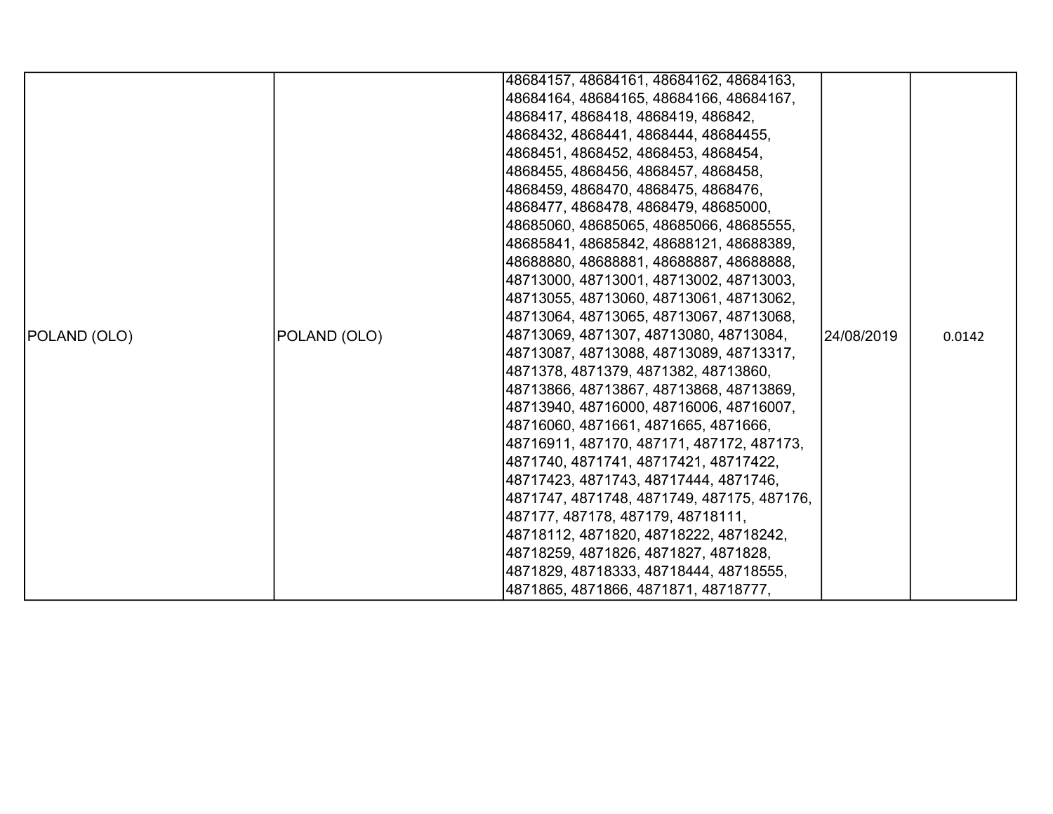| POLAND (OLO) | POLAND (OLO) | 48684157, 48684161, 48684162, 48684163, 48684164, 48684165, 48684166, 48684167, 4868417, 4868418, 4868419, 486842, 4868432, 4868441, 4868444, 48684455, 4868451, 4868452, 4868453, 4868454, 4868455, 4868456, 4868457, 4868458, 4868459, 4868470, 4868475, 4868476, 4868477, 4868478, 4868479, 48685000, 48685060, 48685065, 48685066, 48685555, 48685841, 48685842, 48688121, 48688389, 48688880, 48688881, 48688887, 48688888, 48713000, 48713001, 48713002, 48713003, 48713055, 48713060, 48713061, 48713062, 48713064, 48713065, 48713067, 48713068, 48713069, 4871307, 48713080, 48713084, 48713087, 48713088, 48713089, 48713317, 4871378, 4871379, 4871382, 48713860, 48713866, 48713867, 48713868, 48713869, 48713940, 48716000, 48716006, 48716007, 48716060, 4871661, 4871665, 4871666, 48716911, 487170, 487171, 487172, 487173, 4871740, 4871741, 48717421, 48717422, 48717423, 4871743, 48717444, 4871746, 4871747, 4871748, 4871749, 487175, 487176, 487177, 487178, 487179, 48718111, 48718112, 4871820, 48718222, 48718242, 48718259, 4871826, 4871827, 4871828, 4871829, 48718333, 48718444, 48718555, 4871865, 4871866, 4871871, 48718777, | 24/08/2019 | 0.0142 |
|---|---|---|---|---|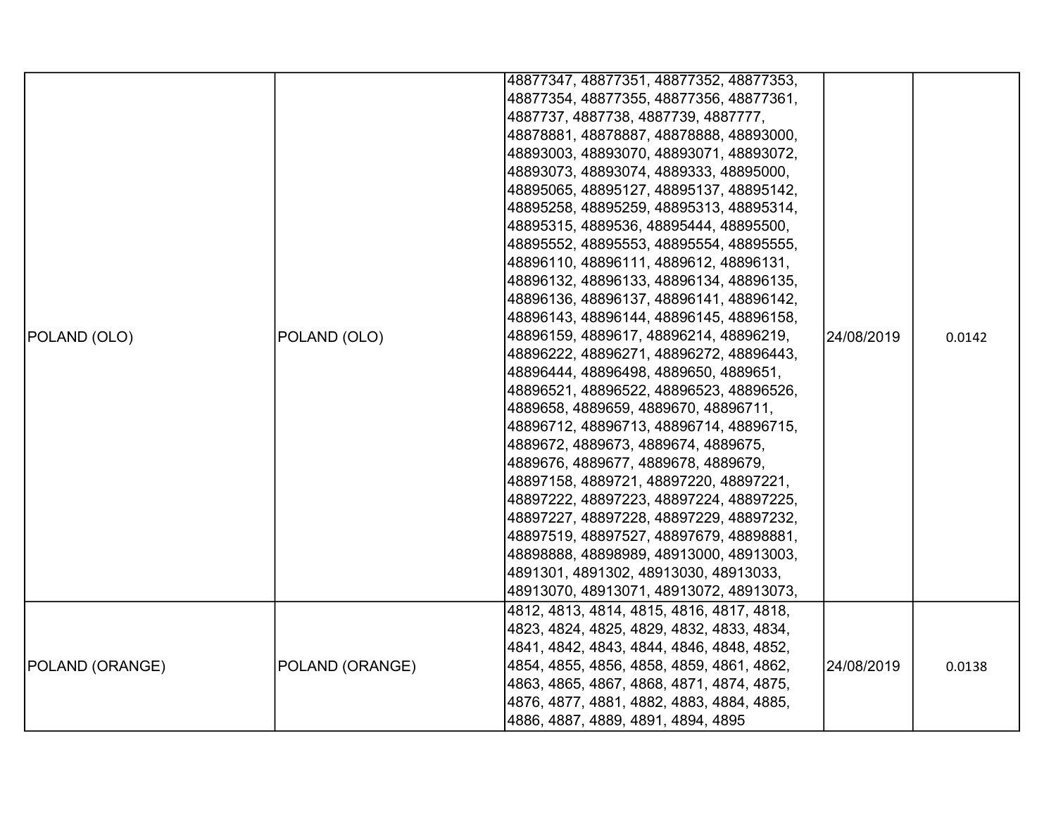| POLAND (OLO) | POLAND (OLO) | 48877347, 48877351, 48877352, 48877353, 48877354, 48877355, 48877356, 48877361, 4887737, 4887738, 4887739, 4887777, 48878881, 48878887, 48878888, 48893000, 48893003, 48893070, 48893071, 48893072, 48893073, 48893074, 4889333, 48895000, 48895065, 48895127, 48895137, 48895142, 48895258, 48895259, 48895313, 48895314, 48895315, 4889536, 48895444, 48895500, 48895552, 48895553, 48895554, 48895555, 48896110, 48896111, 4889612, 48896131, 48896132, 48896133, 48896134, 48896135, 48896136, 48896137, 48896141, 48896142, 48896143, 48896144, 48896145, 48896158, 48896159, 4889617, 48896214, 48896219, 48896222, 48896271, 48896272, 48896443, 48896444, 48896498, 4889650, 4889651, 48896521, 48896522, 48896523, 48896526, 4889658, 4889659, 4889670, 48896711, 48896712, 48896713, 48896714, 48896715, 4889672, 4889673, 4889674, 4889675, 4889676, 4889677, 4889678, 4889679, 48897158, 4889721, 48897220, 48897221, 48897222, 48897223, 48897224, 48897225, 48897227, 48897228, 48897229, 48897232, 48897519, 48897527, 48897679, 48898881, 48898888, 48898989, 48913000, 48913003, 4891301, 4891302, 48913030, 48913033, 48913070, 48913071, 48913072, 48913073, | 24/08/2019 | 0.0142 |
|---|---|---|---|---|
| POLAND (ORANGE) | POLAND (ORANGE) | 4812, 4813, 4814, 4815, 4816, 4817, 4818, 4823, 4824, 4825, 4829, 4832, 4833, 4834, 4841, 4842, 4843, 4844, 4846, 4848, 4852, 4854, 4855, 4856, 4858, 4859, 4861, 4862, 4863, 4865, 4867, 4868, 4871, 4874, 4875, 4876, 4877, 4881, 4882, 4883, 4884, 4885, 4886, 4887, 4889, 4891, 4894, 4895 | 24/08/2019 | 0.0138 |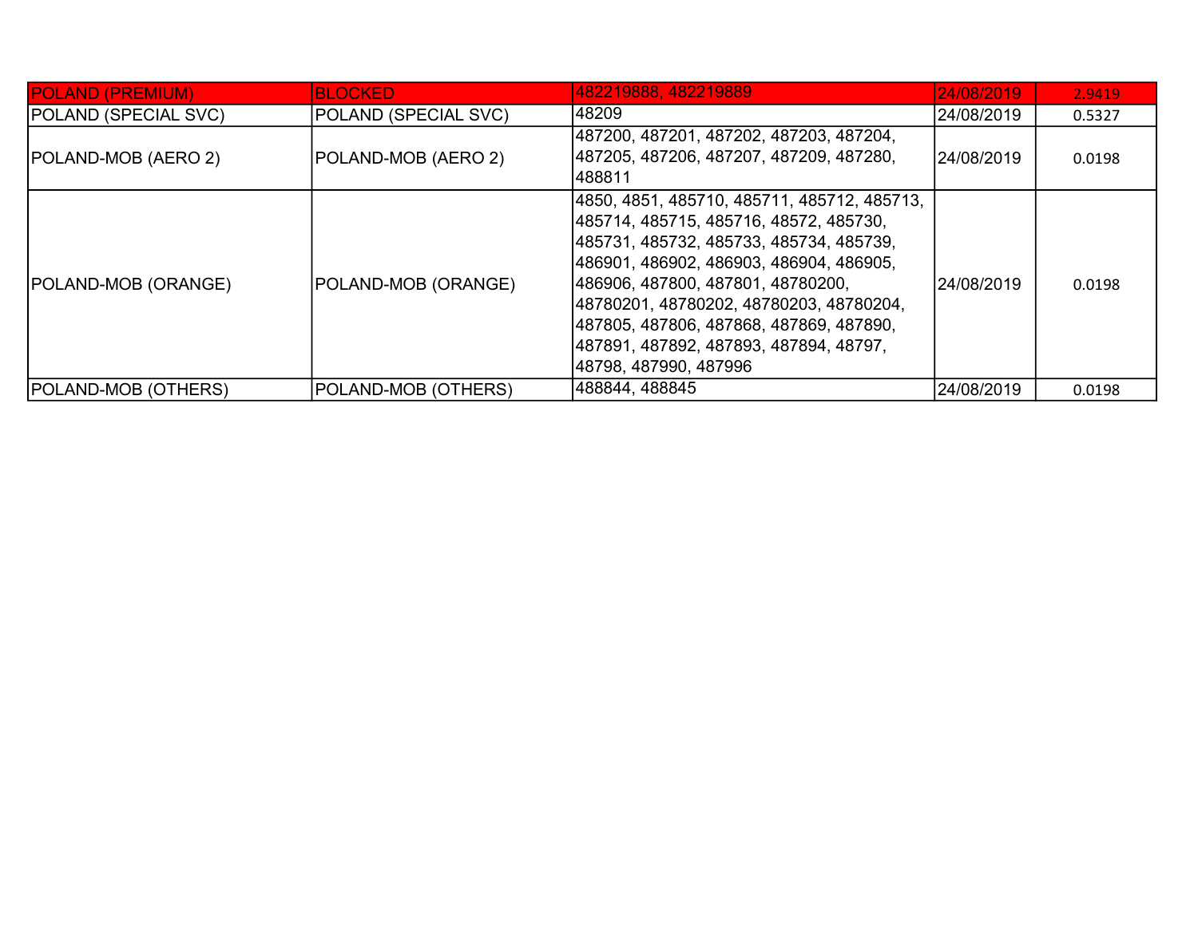| | | | | |
|---|---|---|---|---|
| POLAND (PREMIUM) | BLOCKED | 482219888, 482219889 | 24/08/2019 | 2.9419 |
| POLAND (SPECIAL SVC) | POLAND (SPECIAL SVC) | 48209 | 24/08/2019 | 0.5327 |
| POLAND-MOB (AERO 2) | POLAND-MOB (AERO 2) | 487200, 487201, 487202, 487203, 487204, 487205, 487206, 487207, 487209, 487280, 488811 | 24/08/2019 | 0.0198 |
| POLAND-MOB (ORANGE) | POLAND-MOB (ORANGE) | 4850, 4851, 485710, 485711, 485712, 485713, 485714, 485715, 485716, 48572, 485730, 485731, 485732, 485733, 485734, 485739, 486901, 486902, 486903, 486904, 486905, 486906, 487800, 487801, 48780200, 48780201, 48780202, 48780203, 48780204, 487805, 487806, 487868, 487869, 487890, 487891, 487892, 487893, 487894, 48797, 48798, 487990, 487996 | 24/08/2019 | 0.0198 |
| POLAND-MOB (OTHERS) | POLAND-MOB (OTHERS) | 488844, 488845 | 24/08/2019 | 0.0198 |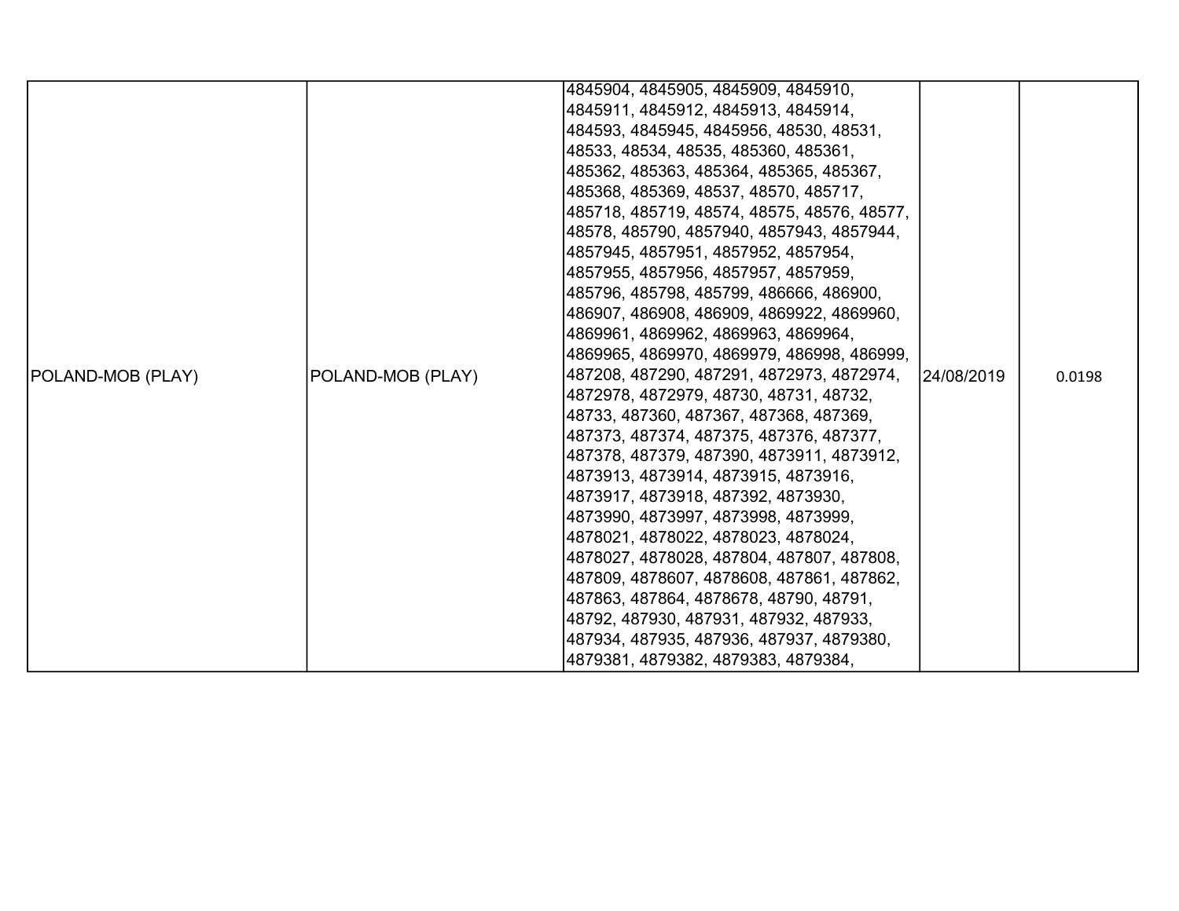| | | | | |
|---|---|---|---|---|
| POLAND-MOB (PLAY) | POLAND-MOB (PLAY) | 4845904, 4845905, 4845909, 4845910, 4845911, 4845912, 4845913, 4845914, 484593, 4845945, 4845956, 48530, 48531, 48533, 48534, 48535, 485360, 485361, 485362, 485363, 485364, 485365, 485367, 485368, 485369, 48537, 48570, 485717, 485718, 485719, 48574, 48575, 48576, 48577, 48578, 485790, 4857940, 4857943, 4857944, 4857945, 4857951, 4857952, 4857954, 4857955, 4857956, 4857957, 4857959, 485796, 485798, 485799, 486666, 486900, 486907, 486908, 486909, 4869922, 4869960, 4869961, 4869962, 4869963, 4869964, 4869965, 4869970, 4869979, 486998, 486999, 487208, 487290, 487291, 4872973, 4872974, 4872978, 4872979, 48730, 48731, 48732, 48733, 487360, 487367, 487368, 487369, 487373, 487374, 487375, 487376, 487377, 487378, 487379, 487390, 4873911, 4873912, 4873913, 4873914, 4873915, 4873916, 4873917, 4873918, 487392, 4873930, 4873990, 4873997, 4873998, 4873999, 4878021, 4878022, 4878023, 4878024, 4878027, 4878028, 487804, 487807, 487808, 487809, 4878607, 4878608, 487861, 487862, 487863, 487864, 4878678, 48790, 48791, 48792, 487930, 487931, 487932, 487933, 487934, 487935, 487936, 487937, 4879380, 4879381, 4879382, 4879383, 4879384, | 24/08/2019 | 0.0198 |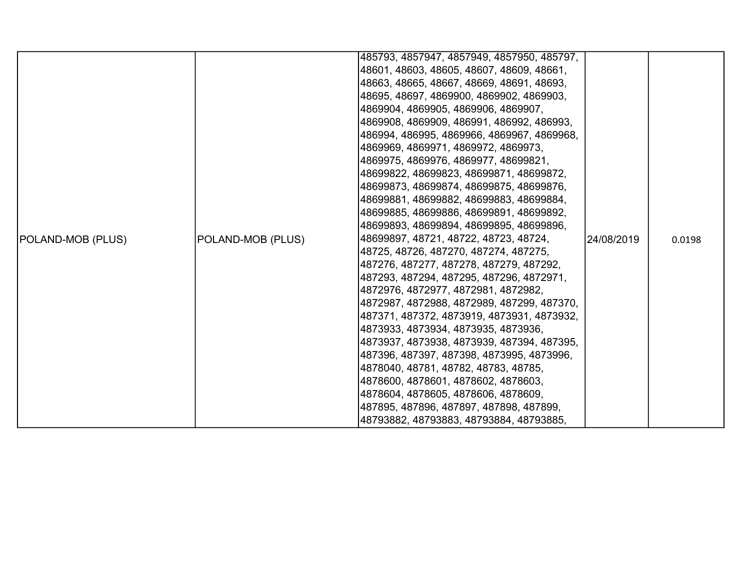| POLAND-MOB (PLUS) | POLAND-MOB (PLUS) | 485793, 4857947, 4857949, 4857950, 485797, 48601, 48603, 48605, 48607, 48609, 48661, 48663, 48665, 48667, 48669, 48691, 48693, 48695, 48697, 4869900, 4869902, 4869903, 4869904, 4869905, 4869906, 4869907, 4869908, 4869909, 486991, 486992, 486993, 486994, 486995, 4869966, 4869967, 4869968, 4869969, 4869971, 4869972, 4869973, 4869975, 4869976, 4869977, 48699821, 48699822, 48699823, 48699871, 48699872, 48699873, 48699874, 48699875, 48699876, 48699881, 48699882, 48699883, 48699884, 48699885, 48699886, 48699891, 48699892, 48699893, 48699894, 48699895, 48699896, 48699897, 48721, 48722, 48723, 48724, 48725, 48726, 487270, 487274, 487275, 487276, 487277, 487278, 487279, 487292, 487293, 487294, 487295, 487296, 4872971, 4872976, 4872977, 4872981, 4872982, 4872987, 4872988, 4872989, 487299, 487370, 487371, 487372, 4873919, 4873931, 4873932, 4873933, 4873934, 4873935, 4873936, 4873937, 4873938, 4873939, 487394, 487395, 487396, 487397, 487398, 4873995, 4873996, 4878040, 48781, 48782, 48783, 48785, 4878600, 4878601, 4878602, 4878603, 4878604, 4878605, 4878606, 4878609, 487895, 487896, 487897, 487898, 487899, 48793882, 48793883, 48793884, 48793885, | 24/08/2019 | 0.0198 |
|---|---|---|---|---|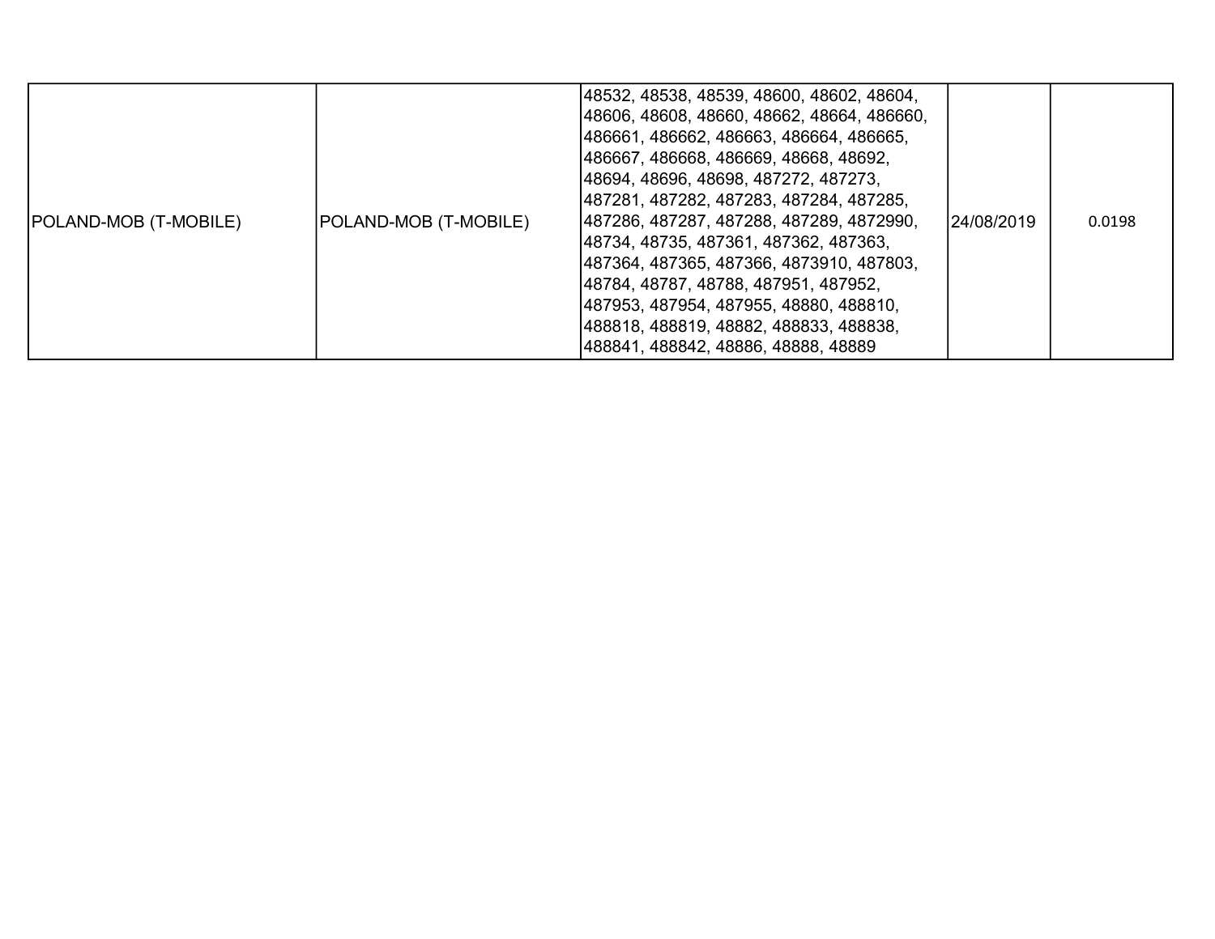| | | | | |
|---|---|---|---|---|
| POLAND-MOB (T-MOBILE) | POLAND-MOB (T-MOBILE) | 48532, 48538, 48539, 48600, 48602, 48604, 48606, 48608, 48660, 48662, 48664, 486660, 486661, 486662, 486663, 486664, 486665, 486667, 486668, 486669, 48668, 48692, 48694, 48696, 48698, 487272, 487273, 487281, 487282, 487283, 487284, 487285, 487286, 487287, 487288, 487289, 4872990, 48734, 48735, 487361, 487362, 487363, 487364, 487365, 487366, 4873910, 487803, 48784, 48787, 48788, 487951, 487952, 487953, 487954, 487955, 48880, 488810, 488818, 488819, 48882, 488833, 488838, 488841, 488842, 48886, 48888, 48889 | 24/08/2019 | 0.0198 |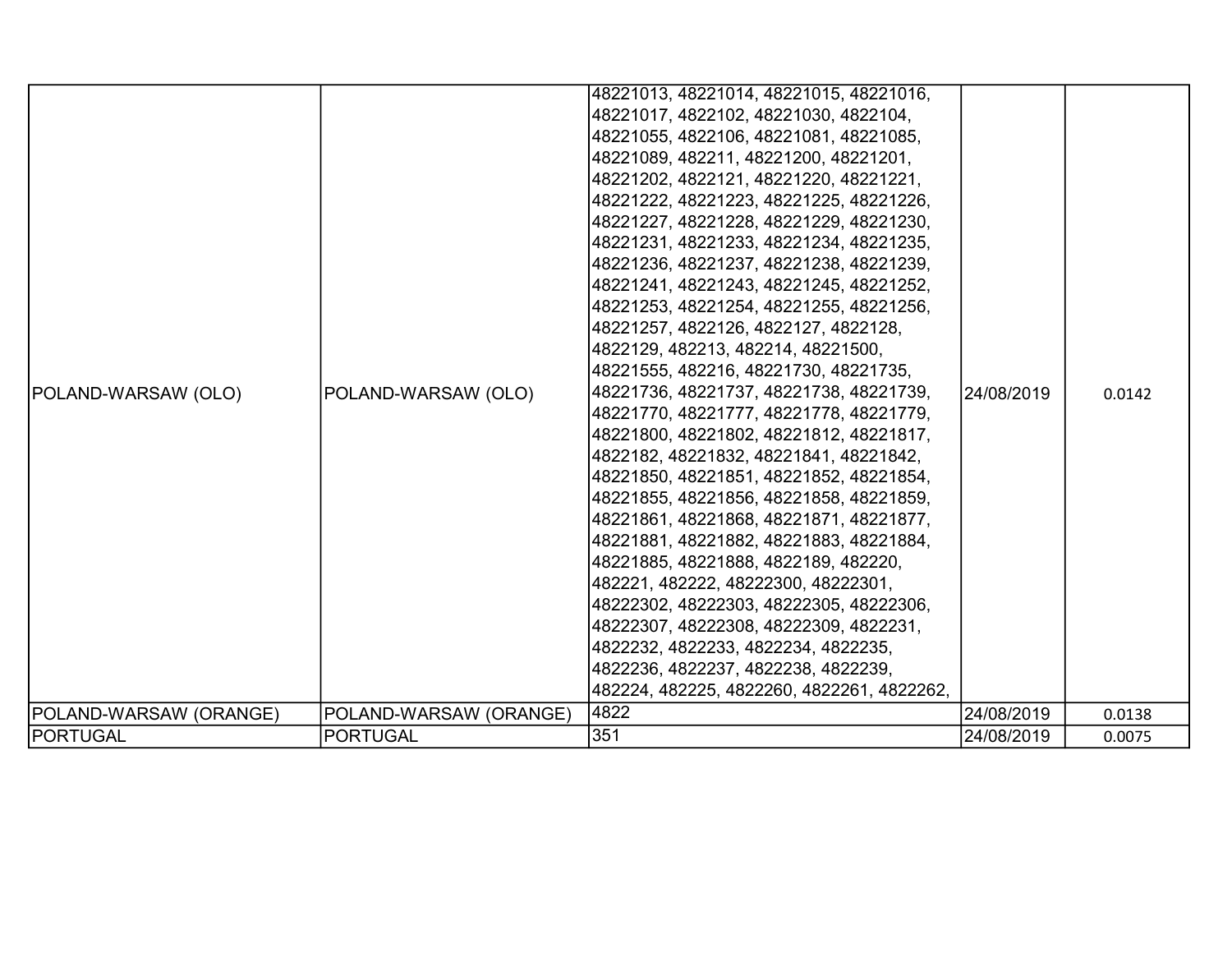| | | | | |
|---|---|---|---|---|
| POLAND-WARSAW (OLO) | POLAND-WARSAW (OLO) | 48221013, 48221014, 48221015, 48221016, 48221017, 4822102, 48221030, 4822104, 48221055, 4822106, 48221081, 48221085, 48221089, 482211, 48221200, 48221201, 48221202, 4822121, 48221220, 48221221, 48221222, 48221223, 48221225, 48221226, 48221227, 48221228, 48221229, 48221230, 48221231, 48221233, 48221234, 48221235, 48221236, 48221237, 48221238, 48221239, 48221241, 48221243, 48221245, 48221252, 48221253, 48221254, 48221255, 48221256, 48221257, 4822126, 4822127, 4822128, 4822129, 482213, 482214, 48221500, 48221555, 482216, 48221730, 48221735, 48221736, 48221737, 48221738, 48221739, 48221770, 48221777, 48221778, 48221779, 48221800, 48221802, 48221812, 48221817, 4822182, 48221832, 48221841, 48221842, 48221850, 48221851, 48221852, 48221854, 48221855, 48221856, 48221858, 48221859, 48221861, 48221868, 48221871, 48221877, 48221881, 48221882, 48221883, 48221884, 48221885, 48221888, 4822189, 482220, 482221, 482222, 48222300, 48222301, 48222302, 48222303, 48222305, 48222306, 48222307, 48222308, 48222309, 4822231, 4822232, 4822233, 4822234, 4822235, 4822236, 4822237, 4822238, 4822239, 482224, 482225, 4822260, 4822261, 4822262, | 24/08/2019 | 0.0142 |
| POLAND-WARSAW (ORANGE) | POLAND-WARSAW (ORANGE) | 4822 | 24/08/2019 | 0.0138 |
| PORTUGAL | PORTUGAL | 351 | 24/08/2019 | 0.0075 |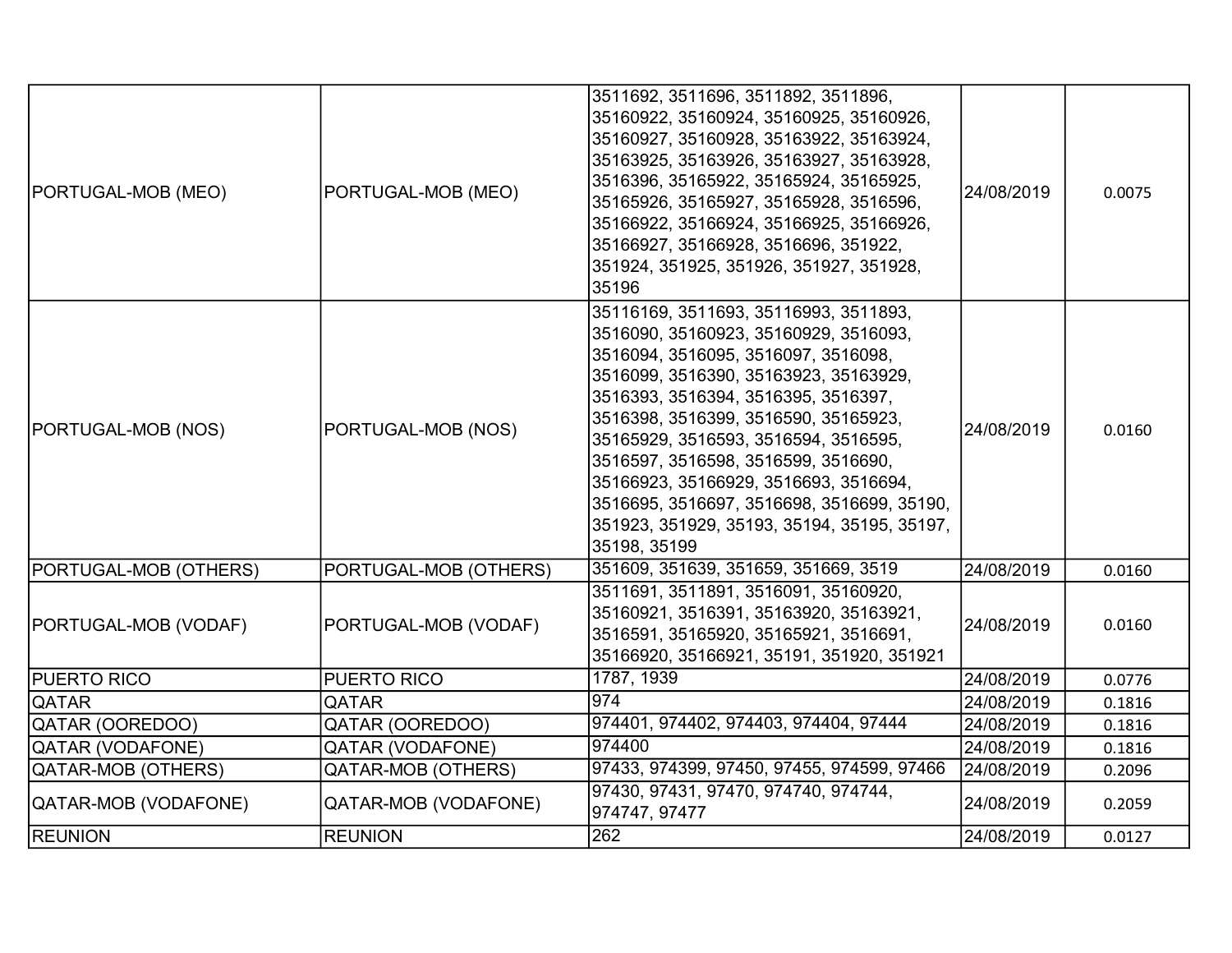| | | | | |
|---|---|---|---|---|
| PORTUGAL-MOB (MEO) | PORTUGAL-MOB (MEO) | 3511692, 3511696, 3511892, 3511896, 35160922, 35160924, 35160925, 35160926, 35160927, 35160928, 35163922, 35163924, 35163925, 35163926, 35163927, 35163928, 3516396, 35165922, 35165924, 35165925, 35165926, 35165927, 35165928, 3516596, 35166922, 35166924, 35166925, 35166926, 35166927, 35166928, 3516696, 351922, 351924, 351925, 351926, 351927, 351928, 35196 | 24/08/2019 | 0.0075 |
| PORTUGAL-MOB (NOS) | PORTUGAL-MOB (NOS) | 35116169, 3511693, 35116993, 3511893, 3516090, 35160923, 35160929, 3516093, 3516094, 3516095, 3516097, 3516098, 3516099, 3516390, 35163923, 35163929, 3516393, 3516394, 3516395, 3516397, 3516398, 3516399, 3516590, 35165923, 35165929, 3516593, 3516594, 3516595, 3516597, 3516598, 3516599, 3516690, 35166923, 35166929, 3516693, 3516694, 3516695, 3516697, 3516698, 3516699, 35190, 351923, 351929, 35193, 35194, 35195, 35197, 35198, 35199 | 24/08/2019 | 0.0160 |
| PORTUGAL-MOB (OTHERS) | PORTUGAL-MOB (OTHERS) | 351609, 351639, 351659, 351669, 3519 | 24/08/2019 | 0.0160 |
| PORTUGAL-MOB (VODAF) | PORTUGAL-MOB (VODAF) | 3511691, 3511891, 3516091, 35160920, 35160921, 3516391, 35163920, 35163921, 3516591, 35165920, 35165921, 3516691, 35166920, 35166921, 35191, 351920, 351921 | 24/08/2019 | 0.0160 |
| PUERTO RICO | PUERTO RICO | 1787, 1939 | 24/08/2019 | 0.0776 |
| QATAR | QATAR | 974 | 24/08/2019 | 0.1816 |
| QATAR (OOREDOO) | QATAR (OOREDOO) | 974401, 974402, 974403, 974404, 97444 | 24/08/2019 | 0.1816 |
| QATAR (VODAFONE) | QATAR (VODAFONE) | 974400 | 24/08/2019 | 0.1816 |
| QATAR-MOB (OTHERS) | QATAR-MOB (OTHERS) | 97433, 974399, 97450, 97455, 974599, 97466 | 24/08/2019 | 0.2096 |
| QATAR-MOB (VODAFONE) | QATAR-MOB (VODAFONE) | 97430, 97431, 97470, 974740, 974744, 974747, 97477 | 24/08/2019 | 0.2059 |
| REUNION | REUNION | 262 | 24/08/2019 | 0.0127 |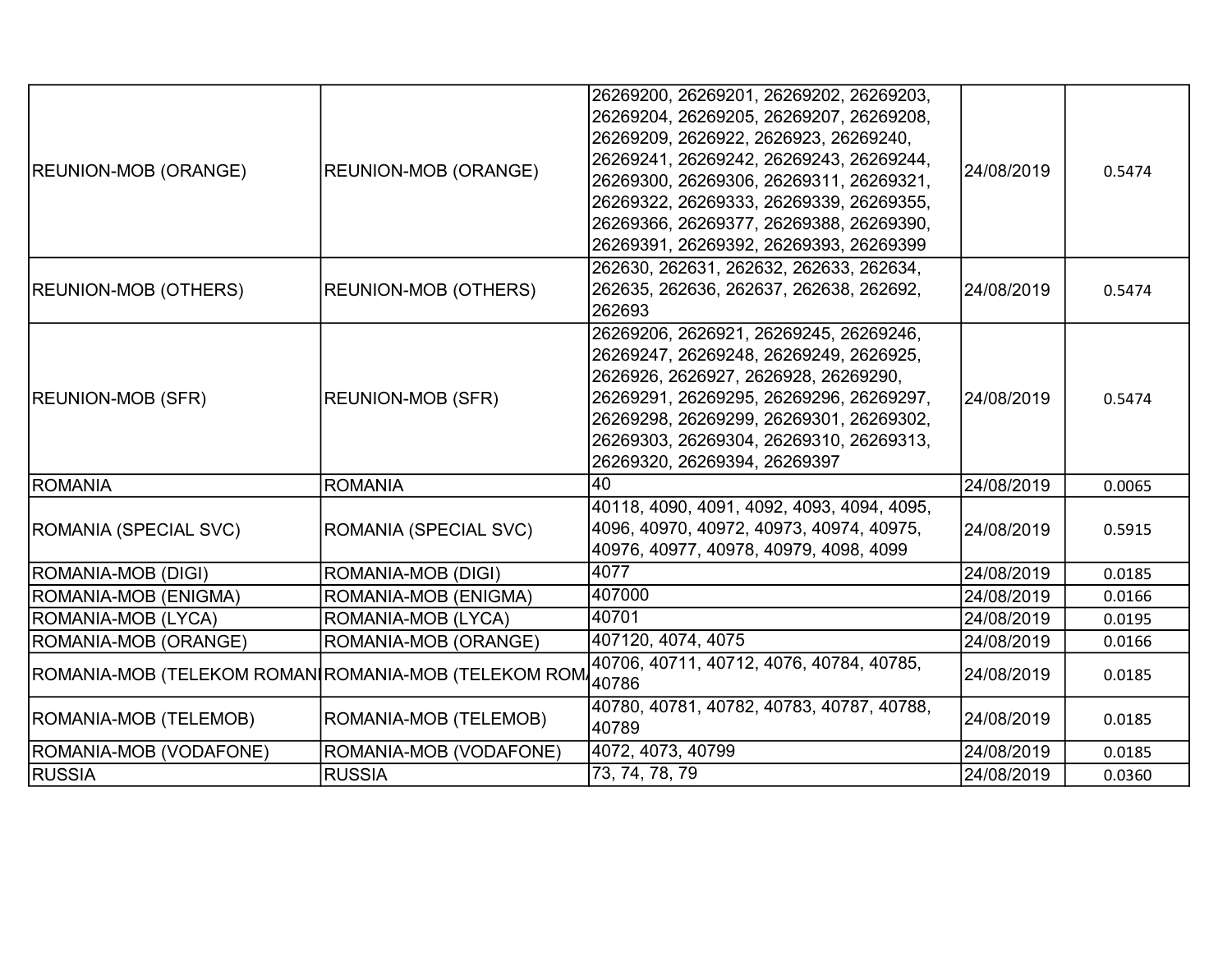| | | | | |
|---|---|---|---|---|
| REUNION-MOB (ORANGE) | REUNION-MOB (ORANGE) | 26269200, 26269201, 26269202, 26269203, 26269204, 26269205, 26269207, 26269208, 26269209, 2626922, 2626923, 26269240, 26269241, 26269242, 26269243, 26269244, 26269300, 26269306, 26269311, 26269321, 26269322, 26269333, 26269339, 26269355, 26269366, 26269377, 26269388, 26269390, 26269391, 26269392, 26269393, 26269399 | 24/08/2019 | 0.5474 |
| REUNION-MOB (OTHERS) | REUNION-MOB (OTHERS) | 262630, 262631, 262632, 262633, 262634, 262635, 262636, 262637, 262638, 262692, 262693 | 24/08/2019 | 0.5474 |
| REUNION-MOB (SFR) | REUNION-MOB (SFR) | 26269206, 2626921, 26269245, 26269246, 26269247, 26269248, 26269249, 2626925, 2626926, 2626927, 2626928, 26269290, 26269291, 26269295, 26269296, 26269297, 26269298, 26269299, 26269301, 26269302, 26269303, 26269304, 26269310, 26269313, 26269320, 26269394, 26269397 | 24/08/2019 | 0.5474 |
| ROMANIA | ROMANIA | 40 | 24/08/2019 | 0.0065 |
| ROMANIA (SPECIAL SVC) | ROMANIA (SPECIAL SVC) | 40118, 4090, 4091, 4092, 4093, 4094, 4095, 4096, 40970, 40972, 40973, 40974, 40975, 40976, 40977, 40978, 40979, 4098, 4099 | 24/08/2019 | 0.5915 |
| ROMANIA-MOB (DIGI) | ROMANIA-MOB (DIGI) | 4077 | 24/08/2019 | 0.0185 |
| ROMANIA-MOB (ENIGMA) | ROMANIA-MOB (ENIGMA) | 407000 | 24/08/2019 | 0.0166 |
| ROMANIA-MOB (LYCA) | ROMANIA-MOB (LYCA) | 40701 | 24/08/2019 | 0.0195 |
| ROMANIA-MOB (ORANGE) | ROMANIA-MOB (ORANGE) | 407120, 4074, 4075 | 24/08/2019 | 0.0166 |
| ROMANIA-MOB (TELEKOM ROMANI | ROMANIA-MOB (TELEKOM ROM/ | 40706, 40711, 40712, 4076, 40784, 40785, 40786 | 24/08/2019 | 0.0185 |
| ROMANIA-MOB (TELEMOB) | ROMANIA-MOB (TELEMOB) | 40780, 40781, 40782, 40783, 40787, 40788, 40789 | 24/08/2019 | 0.0185 |
| ROMANIA-MOB (VODAFONE) | ROMANIA-MOB (VODAFONE) | 4072, 4073, 40799 | 24/08/2019 | 0.0185 |
| RUSSIA | RUSSIA | 73, 74, 78, 79 | 24/08/2019 | 0.0360 |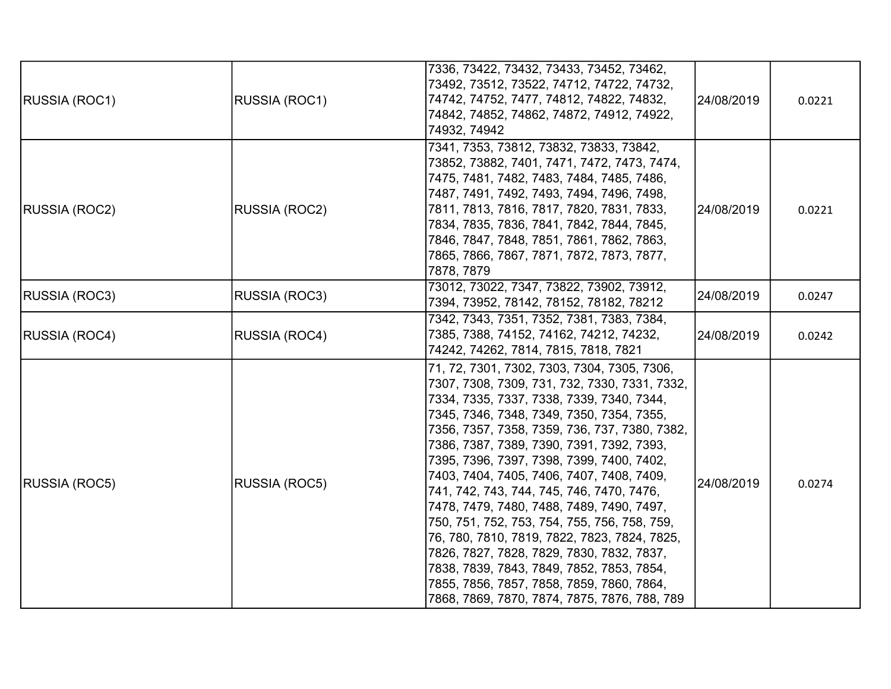| | | | | |
|---|---|---|---|---|
| RUSSIA (ROC1) | RUSSIA (ROC1) | 7336, 73422, 73432, 73433, 73452, 73462, 73492, 73512, 73522, 74712, 74722, 74732, 74742, 74752, 7477, 74812, 74822, 74832, 74842, 74852, 74862, 74872, 74912, 74922, 74932, 74942 | 24/08/2019 | 0.0221 |
| RUSSIA (ROC2) | RUSSIA (ROC2) | 7341, 7353, 73812, 73832, 73833, 73842, 73852, 73882, 7401, 7471, 7472, 7473, 7474, 7475, 7481, 7482, 7483, 7484, 7485, 7486, 7487, 7491, 7492, 7493, 7494, 7496, 7498, 7811, 7813, 7816, 7817, 7820, 7831, 7833, 7834, 7835, 7836, 7841, 7842, 7844, 7845, 7846, 7847, 7848, 7851, 7861, 7862, 7863, 7865, 7866, 7867, 7871, 7872, 7873, 7877, 7878, 7879 | 24/08/2019 | 0.0221 |
| RUSSIA (ROC3) | RUSSIA (ROC3) | 73012, 73022, 7347, 73822, 73902, 73912, 7394, 73952, 78142, 78152, 78182, 78212 | 24/08/2019 | 0.0247 |
| RUSSIA (ROC4) | RUSSIA (ROC4) | 7342, 7343, 7351, 7352, 7381, 7383, 7384, 7385, 7388, 74152, 74162, 74212, 74232, 74242, 74262, 7814, 7815, 7818, 7821 | 24/08/2019 | 0.0242 |
| RUSSIA (ROC5) | RUSSIA (ROC5) | 71, 72, 7301, 7302, 7303, 7304, 7305, 7306, 7307, 7308, 7309, 731, 732, 7330, 7331, 7332, 7334, 7335, 7337, 7338, 7339, 7340, 7344, 7345, 7346, 7348, 7349, 7350, 7354, 7355, 7356, 7357, 7358, 7359, 736, 737, 7380, 7382, 7386, 7387, 7389, 7390, 7391, 7392, 7393, 7395, 7396, 7397, 7398, 7399, 7400, 7402, 7403, 7404, 7405, 7406, 7407, 7408, 7409, 741, 742, 743, 744, 745, 746, 7470, 7476, 7478, 7479, 7480, 7488, 7489, 7490, 7497, 750, 751, 752, 753, 754, 755, 756, 758, 759, 76, 780, 7810, 7819, 7822, 7823, 7824, 7825, 7826, 7827, 7828, 7829, 7830, 7832, 7837, 7838, 7839, 7843, 7849, 7852, 7853, 7854, 7855, 7856, 7857, 7858, 7859, 7860, 7864, 7868, 7869, 7870, 7874, 7875, 7876, 788, 789 | 24/08/2019 | 0.0274 |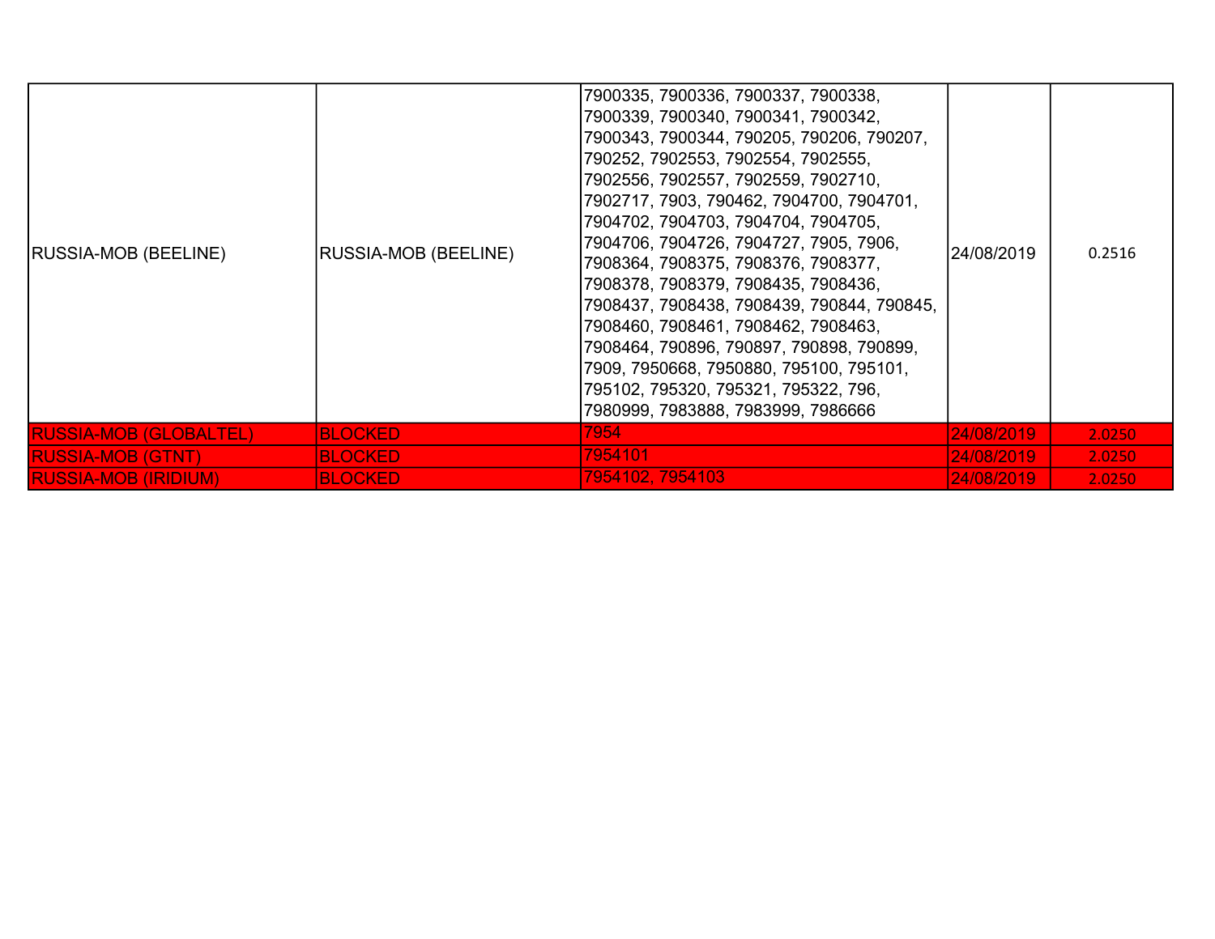| | | | | |
|---|---|---|---|---|
| RUSSIA-MOB (BEELINE) | RUSSIA-MOB (BEELINE) | 7900335, 7900336, 7900337, 7900338, 7900339, 7900340, 7900341, 7900342, 7900343, 7900344, 790205, 790206, 790207, 790252, 7902553, 7902554, 7902555, 7902556, 7902557, 7902559, 7902710, 7902717, 7903, 790462, 7904700, 7904701, 7904702, 7904703, 7904704, 7904705, 7904706, 7904726, 7904727, 7905, 7906, 7908364, 7908375, 7908376, 7908377, 7908378, 7908379, 7908435, 7908436, 7908437, 7908438, 7908439, 790844, 790845, 7908460, 7908461, 7908462, 7908463, 7908464, 790896, 790897, 790898, 790899, 7909, 7950668, 7950880, 795100, 795101, 795102, 795320, 795321, 795322, 796, 7980999, 7983888, 7983999, 7986666 | 24/08/2019 | 0.2516 |
| RUSSIA-MOB (GLOBALTEL) | BLOCKED | 7954 | 24/08/2019 | 2.0250 |
| RUSSIA-MOB (GTNT) | BLOCKED | 7954101 | 24/08/2019 | 2.0250 |
| RUSSIA-MOB (IRIDIUM) | BLOCKED | 7954102, 7954103 | 24/08/2019 | 2.0250 |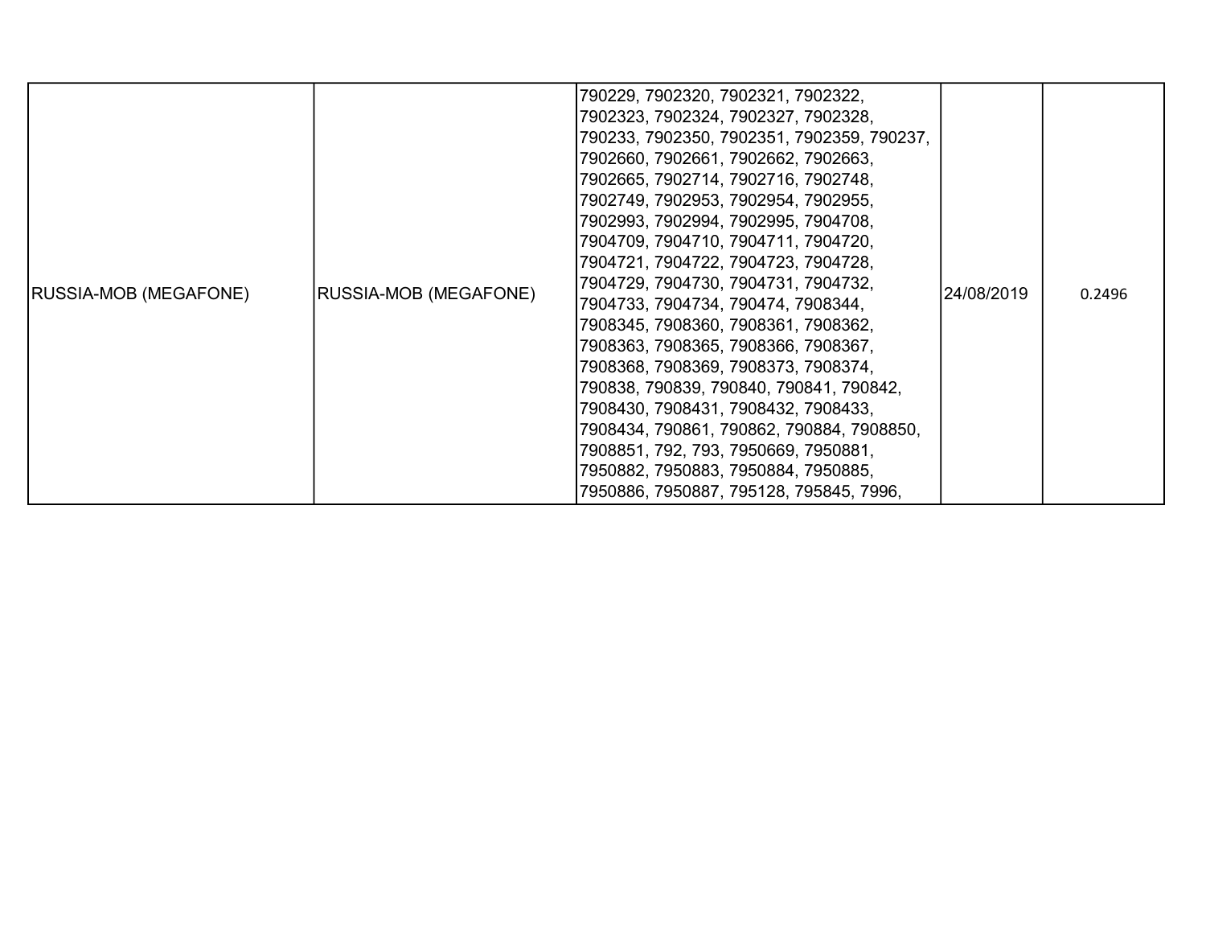| | | | | |
|---|---|---|---|---|
| RUSSIA-MOB (MEGAFONE) | RUSSIA-MOB (MEGAFONE) | 790229, 7902320, 7902321, 7902322, 7902323, 7902324, 7902327, 7902328, 790233, 7902350, 7902351, 7902359, 790237, 7902660, 7902661, 7902662, 7902663, 7902665, 7902714, 7902716, 7902748, 7902749, 7902953, 7902954, 7902955, 7902993, 7902994, 7902995, 7904708, 7904709, 7904710, 7904711, 7904720, 7904721, 7904722, 7904723, 7904728, 7904729, 7904730, 7904731, 7904732, 7904733, 7904734, 790474, 7908344, 7908345, 7908360, 7908361, 7908362, 7908363, 7908365, 7908366, 7908367, 7908368, 7908369, 7908373, 7908374, 790838, 790839, 790840, 790841, 790842, 7908430, 7908431, 7908432, 7908433, 7908434, 790861, 790862, 790884, 7908850, 7908851, 792, 793, 7950669, 7950881, 7950882, 7950883, 7950884, 7950885, 7950886, 7950887, 795128, 795845, 7996, | 24/08/2019 | 0.2496 |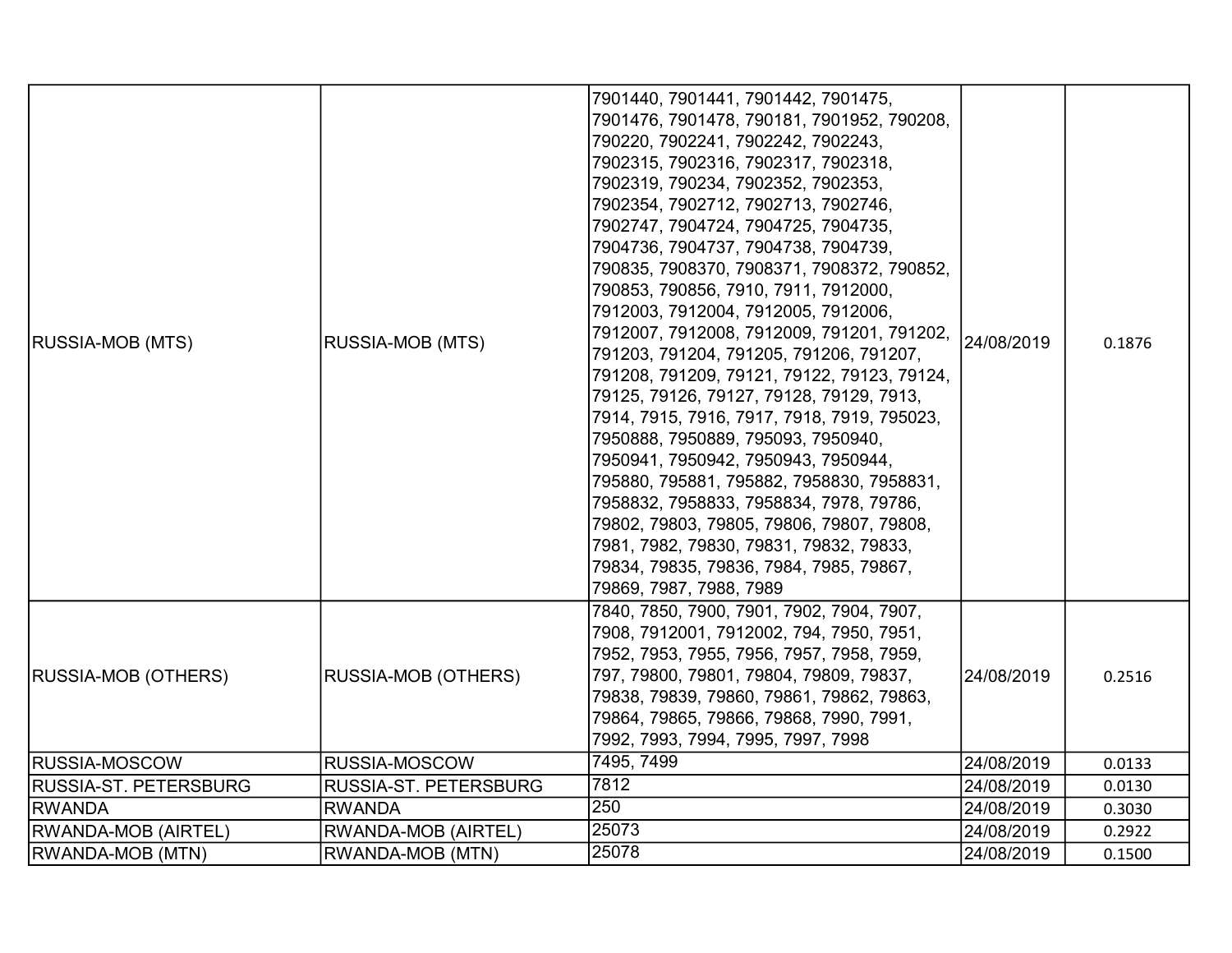| | | | | |
|---|---|---|---|---|
| RUSSIA-MOB (MTS) | RUSSIA-MOB (MTS) | 7901440, 7901441, 7901442, 7901475, 7901476, 7901478, 790181, 7901952, 790208, 790220, 7902241, 7902242, 7902243, 7902315, 7902316, 7902317, 7902318, 7902319, 790234, 7902352, 7902353, 7902354, 7902712, 7902713, 7902746, 7902747, 7904724, 7904725, 7904735, 7904736, 7904737, 7904738, 7904739, 790835, 7908370, 7908371, 7908372, 790852, 790853, 790856, 7910, 7911, 7912000, 7912003, 7912004, 7912005, 7912006, 7912007, 7912008, 7912009, 791201, 791202, 791203, 791204, 791205, 791206, 791207, 791208, 791209, 79121, 79122, 79123, 79124, 79125, 79126, 79127, 79128, 79129, 7913, 7914, 7915, 7916, 7917, 7918, 7919, 795023, 7950888, 7950889, 795093, 7950940, 7950941, 7950942, 7950943, 7950944, 795880, 795881, 795882, 7958830, 7958831, 7958832, 7958833, 7958834, 7978, 79786, 79802, 79803, 79805, 79806, 79807, 79808, 7981, 7982, 79830, 79831, 79832, 79833, 79834, 79835, 79836, 7984, 7985, 79867, 79869, 7987, 7988, 7989 | 24/08/2019 | 0.1876 |
| RUSSIA-MOB (OTHERS) | RUSSIA-MOB (OTHERS) | 7840, 7850, 7900, 7901, 7902, 7904, 7907, 7908, 7912001, 7912002, 794, 7950, 7951, 7952, 7953, 7955, 7956, 7957, 7958, 7959, 797, 79800, 79801, 79804, 79809, 79837, 79838, 79839, 79860, 79861, 79862, 79863, 79864, 79865, 79866, 79868, 7990, 7991, 7992, 7993, 7994, 7995, 7997, 7998 | 24/08/2019 | 0.2516 |
| RUSSIA-MOSCOW | RUSSIA-MOSCOW | 7495, 7499 | 24/08/2019 | 0.0133 |
| RUSSIA-ST. PETERSBURG | RUSSIA-ST. PETERSBURG | 7812 | 24/08/2019 | 0.0130 |
| RWANDA | RWANDA | 250 | 24/08/2019 | 0.3030 |
| RWANDA-MOB (AIRTEL) | RWANDA-MOB (AIRTEL) | 25073 | 24/08/2019 | 0.2922 |
| RWANDA-MOB (MTN) | RWANDA-MOB (MTN) | 25078 | 24/08/2019 | 0.1500 |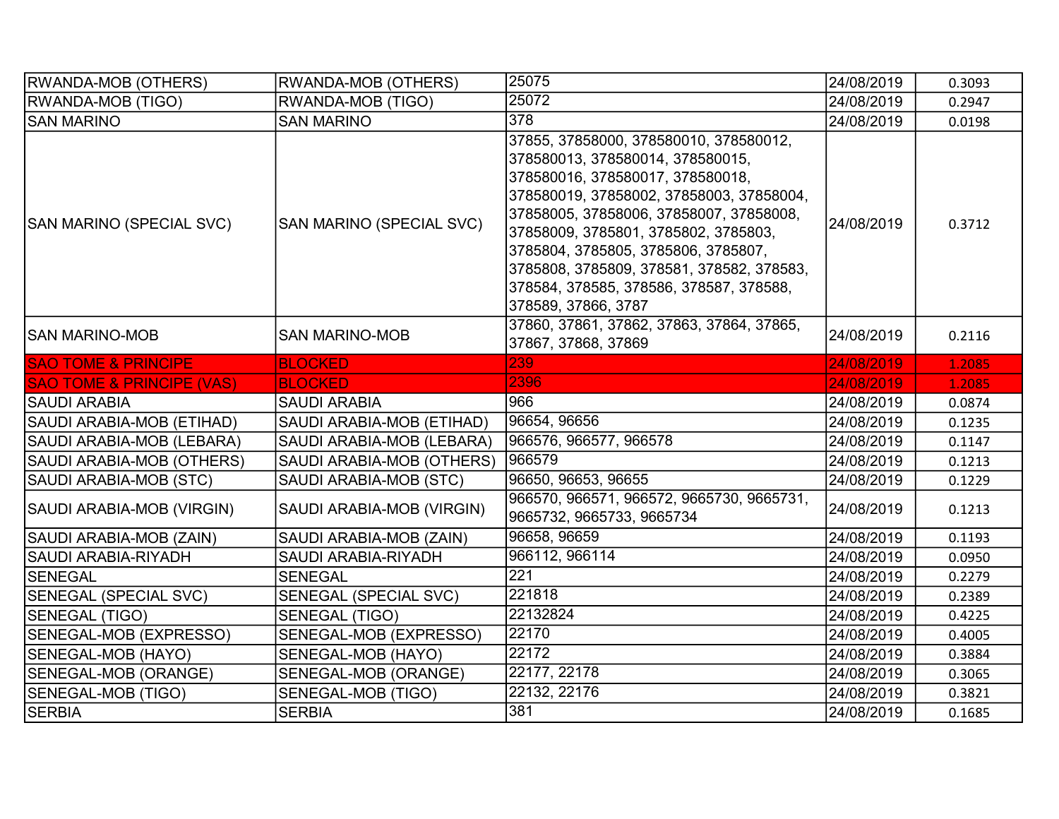| | | | | |
|---|---|---|---|---|
| RWANDA-MOB (OTHERS) | RWANDA-MOB (OTHERS) | 25075 | 24/08/2019 | 0.3093 |
| RWANDA-MOB (TIGO) | RWANDA-MOB (TIGO) | 25072 | 24/08/2019 | 0.2947 |
| SAN MARINO | SAN MARINO | 378 | 24/08/2019 | 0.0198 |
| SAN MARINO (SPECIAL SVC) | SAN MARINO (SPECIAL SVC) | 37855, 37858000, 378580010, 378580012, 378580013, 378580014, 378580015, 378580016, 378580017, 378580018, 378580019, 37858002, 37858003, 37858004, 37858005, 37858006, 37858007, 37858008, 37858009, 3785801, 3785802, 3785803, 3785804, 3785805, 3785806, 3785807, 3785808, 3785809, 378581, 378582, 378583, 378584, 378585, 378586, 378587, 378588, 378589, 37866, 3787 | 24/08/2019 | 0.3712 |
| SAN MARINO-MOB | SAN MARINO-MOB | 37860, 37861, 37862, 37863, 37864, 37865, 37867, 37868, 37869 | 24/08/2019 | 0.2116 |
| SAO TOME & PRINCIPE | BLOCKED | 239 | 24/08/2019 | 1.2085 |
| SAO TOME & PRINCIPE (VAS) | BLOCKED | 2396 | 24/08/2019 | 1.2085 |
| SAUDI ARABIA | SAUDI ARABIA | 966 | 24/08/2019 | 0.0874 |
| SAUDI ARABIA-MOB (ETIHAD) | SAUDI ARABIA-MOB (ETIHAD) | 96654, 96656 | 24/08/2019 | 0.1235 |
| SAUDI ARABIA-MOB (LEBARA) | SAUDI ARABIA-MOB (LEBARA) | 966576, 966577, 966578 | 24/08/2019 | 0.1147 |
| SAUDI ARABIA-MOB (OTHERS) | SAUDI ARABIA-MOB (OTHERS) | 966579 | 24/08/2019 | 0.1213 |
| SAUDI ARABIA-MOB (STC) | SAUDI ARABIA-MOB (STC) | 96650, 96653, 96655 | 24/08/2019 | 0.1229 |
| SAUDI ARABIA-MOB (VIRGIN) | SAUDI ARABIA-MOB (VIRGIN) | 966570, 966571, 966572, 9665730, 9665731, 9665732, 9665733, 9665734 | 24/08/2019 | 0.1213 |
| SAUDI ARABIA-MOB (ZAIN) | SAUDI ARABIA-MOB (ZAIN) | 96658, 96659 | 24/08/2019 | 0.1193 |
| SAUDI ARABIA-RIYADH | SAUDI ARABIA-RIYADH | 966112, 966114 | 24/08/2019 | 0.0950 |
| SENEGAL | SENEGAL | 221 | 24/08/2019 | 0.2279 |
| SENEGAL (SPECIAL SVC) | SENEGAL (SPECIAL SVC) | 221818 | 24/08/2019 | 0.2389 |
| SENEGAL (TIGO) | SENEGAL (TIGO) | 22132824 | 24/08/2019 | 0.4225 |
| SENEGAL-MOB (EXPRESSO) | SENEGAL-MOB (EXPRESSO) | 22170 | 24/08/2019 | 0.4005 |
| SENEGAL-MOB (HAYO) | SENEGAL-MOB (HAYO) | 22172 | 24/08/2019 | 0.3884 |
| SENEGAL-MOB (ORANGE) | SENEGAL-MOB (ORANGE) | 22177, 22178 | 24/08/2019 | 0.3065 |
| SENEGAL-MOB (TIGO) | SENEGAL-MOB (TIGO) | 22132, 22176 | 24/08/2019 | 0.3821 |
| SERBIA | SERBIA | 381 | 24/08/2019 | 0.1685 |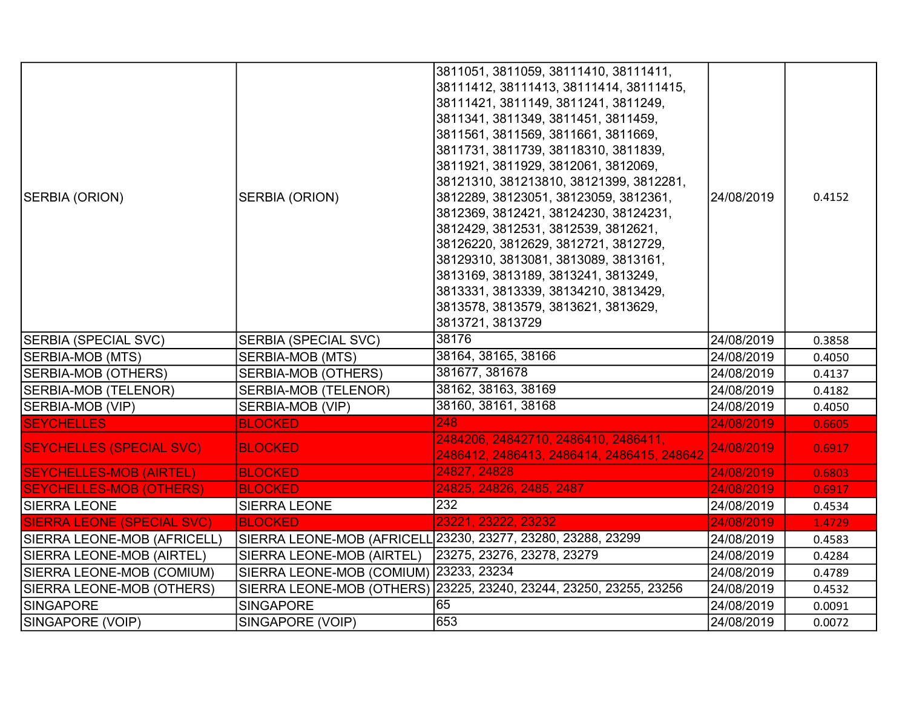| | | | | |
|---|---|---|---|---|
| SERBIA (ORION) | SERBIA (ORION) | 3811051, 3811059, 38111410, 38111411, 38111412, 38111413, 38111414, 38111415, 38111421, 3811149, 3811241, 3811249, 3811341, 3811349, 3811451, 3811459, 3811561, 3811569, 3811661, 3811669, 3811731, 3811739, 38118310, 3811839, 3811921, 3811929, 3812061, 3812069, 38121310, 381213810, 38121399, 3812281, 3812289, 38123051, 38123059, 3812361, 3812369, 3812421, 38124230, 38124231, 3812429, 3812531, 3812539, 3812621, 38126220, 3812629, 3812721, 3812729, 38129310, 3813081, 3813089, 3813161, 3813169, 3813189, 3813241, 3813249, 3813331, 3813339, 38134210, 3813429, 3813578, 3813579, 3813621, 3813629, 3813721, 3813729 | 24/08/2019 | 0.4152 |
| SERBIA (SPECIAL SVC) | SERBIA (SPECIAL SVC) | 38176 | 24/08/2019 | 0.3858 |
| SERBIA-MOB (MTS) | SERBIA-MOB (MTS) | 38164, 38165, 38166 | 24/08/2019 | 0.4050 |
| SERBIA-MOB (OTHERS) | SERBIA-MOB (OTHERS) | 381677, 381678 | 24/08/2019 | 0.4137 |
| SERBIA-MOB (TELENOR) | SERBIA-MOB (TELENOR) | 38162, 38163, 38169 | 24/08/2019 | 0.4182 |
| SERBIA-MOB (VIP) | SERBIA-MOB (VIP) | 38160, 38161, 38168 | 24/08/2019 | 0.4050 |
| SEYCHELLES | BLOCKED | 248 | 24/08/2019 | 0.6605 |
| SEYCHELLES (SPECIAL SVC) | BLOCKED | 2484206, 24842710, 2486410, 2486411, 2486412, 2486413, 2486414, 2486415, 248642 | 24/08/2019 | 0.6917 |
| SEYCHELLES-MOB (AIRTEL) | BLOCKED | 24827, 24828 | 24/08/2019 | 0.6803 |
| SEYCHELLES-MOB (OTHERS) | BLOCKED | 24825, 24826, 2485, 2487 | 24/08/2019 | 0.6917 |
| SIERRA LEONE | SIERRA LEONE | 232 | 24/08/2019 | 0.4534 |
| SIERRA LEONE (SPECIAL SVC) | BLOCKED | 23221, 23222, 23232 | 24/08/2019 | 1.4729 |
| SIERRA LEONE-MOB (AFRICELL) | SIERRA LEONE-MOB (AFRICELL | 23230, 23277, 23280, 23288, 23299 | 24/08/2019 | 0.4583 |
| SIERRA LEONE-MOB (AIRTEL) | SIERRA LEONE-MOB (AIRTEL) | 23275, 23276, 23278, 23279 | 24/08/2019 | 0.4284 |
| SIERRA LEONE-MOB (COMIUM) | SIERRA LEONE-MOB (COMIUM) | 23233, 23234 | 24/08/2019 | 0.4789 |
| SIERRA LEONE-MOB (OTHERS) | SIERRA LEONE-MOB (OTHERS) | 23225, 23240, 23244, 23250, 23255, 23256 | 24/08/2019 | 0.4532 |
| SINGAPORE | SINGAPORE | 65 | 24/08/2019 | 0.0091 |
| SINGAPORE (VOIP) | SINGAPORE (VOIP) | 653 | 24/08/2019 | 0.0072 |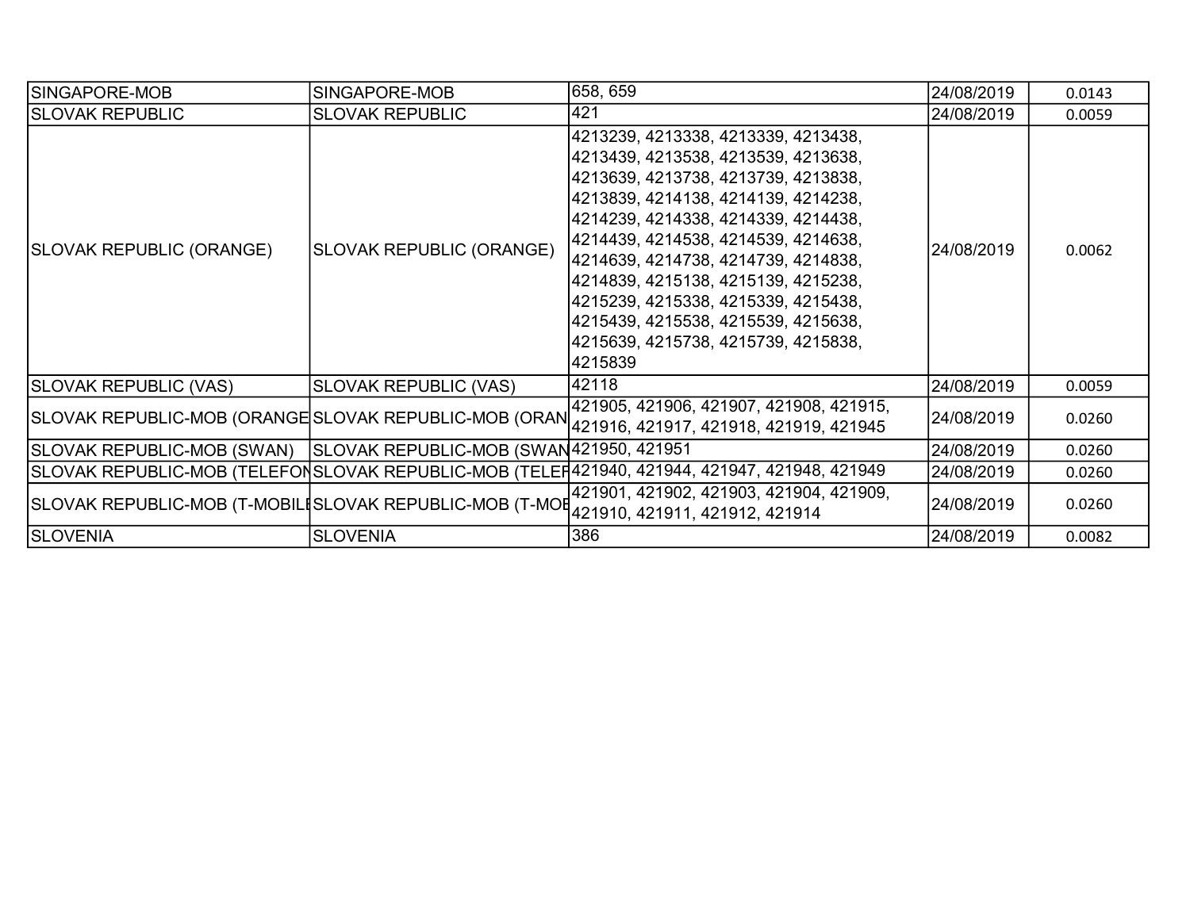| SINGAPORE-MOB | SINGAPORE-MOB | 658, 659 | 24/08/2019 | 0.0143 |
|---|---|---|---|---|
| SLOVAK REPUBLIC | SLOVAK REPUBLIC | 421 | 24/08/2019 | 0.0059 |
| SLOVAK REPUBLIC (ORANGE) | SLOVAK REPUBLIC (ORANGE) | 4213239, 4213338, 4213339, 4213438, 4213439, 4213538, 4213539, 4213638, 4213639, 4213738, 4213739, 4213838, 4213839, 4214138, 4214139, 4214238, 4214239, 4214338, 4214339, 4214438, 4214439, 4214538, 4214539, 4214638, 4214639, 4214738, 4214739, 4214838, 4214839, 4215138, 4215139, 4215238, 4215239, 4215338, 4215339, 4215438, 4215439, 4215538, 4215539, 4215638, 4215639, 4215738, 4215739, 4215838, 4215839 | 24/08/2019 | 0.0062 |
| SLOVAK REPUBLIC (VAS) | SLOVAK REPUBLIC (VAS) | 42118 | 24/08/2019 | 0.0059 |
| SLOVAK REPUBLIC-MOB (ORANGE | SLOVAK REPUBLIC-MOB (ORAN | 421905, 421906, 421907, 421908, 421915, 421916, 421917, 421918, 421919, 421945 | 24/08/2019 | 0.0260 |
| SLOVAK REPUBLIC-MOB (SWAN) | SLOVAK REPUBLIC-MOB (SWAN | 421950, 421951 | 24/08/2019 | 0.0260 |
| SLOVAK REPUBLIC-MOB (TELEFON | SLOVAK REPUBLIC-MOB (TELEF | 421940, 421944, 421947, 421948, 421949 | 24/08/2019 | 0.0260 |
| SLOVAK REPUBLIC-MOB (T-MOBILE | SLOVAK REPUBLIC-MOB (T-MOB | 421901, 421902, 421903, 421904, 421909, 421910, 421911, 421912, 421914 | 24/08/2019 | 0.0260 |
| SLOVENIA | SLOVENIA | 386 | 24/08/2019 | 0.0082 |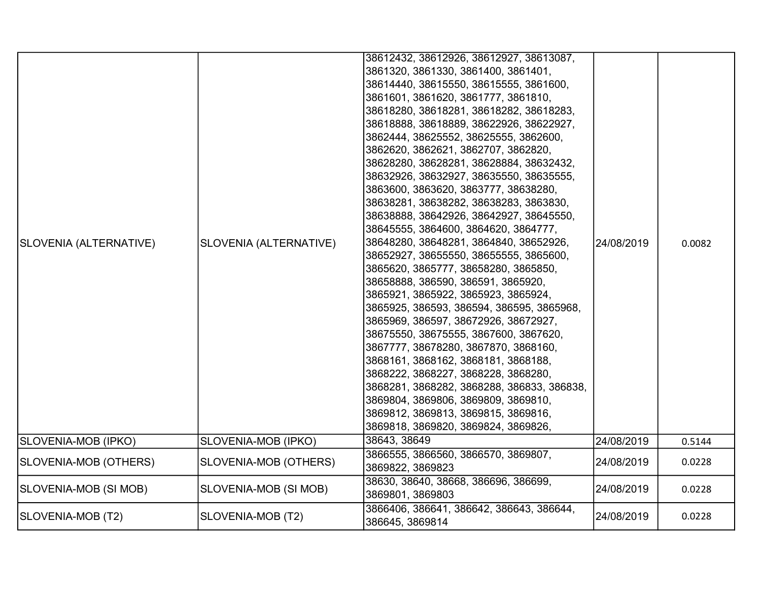| | | | | |
|---|---|---|---|---|
| SLOVENIA (ALTERNATIVE) | SLOVENIA (ALTERNATIVE) | 38612432, 38612926, 38612927, 38613087, 3861320, 3861330, 3861400, 3861401, 38614440, 38615550, 38615555, 3861600, 3861601, 3861620, 3861777, 3861810, 38618280, 38618281, 38618282, 38618283, 38618888, 38618889, 38622926, 38622927, 3862444, 38625552, 38625555, 3862600, 3862620, 3862621, 3862707, 3862820, 38628280, 38628281, 38628884, 38632432, 38632926, 38632927, 38635550, 38635555, 3863600, 3863620, 3863777, 38638280, 38638281, 38638282, 38638283, 3863830, 38638888, 38642926, 38642927, 38645550, 38645555, 3864600, 3864620, 3864777, 38648280, 38648281, 3864840, 38652926, 38652927, 38655550, 38655555, 3865600, 3865620, 3865777, 38658280, 3865850, 38658888, 386590, 386591, 3865920, 3865921, 3865922, 3865923, 3865924, 3865925, 386593, 386594, 386595, 3865968, 3865969, 386597, 38672926, 38672927, 38675550, 38675555, 3867600, 3867620, 3867777, 38678280, 3867870, 3868160, 3868161, 3868162, 3868181, 3868188, 3868222, 3868227, 3868228, 3868280, 3868281, 3868282, 3868288, 386833, 386838, 3869804, 3869806, 3869809, 3869810, 3869812, 3869813, 3869815, 3869816, 3869818, 3869820, 3869824, 3869826, | 24/08/2019 | 0.0082 |
| SLOVENIA-MOB (IPKO) | SLOVENIA-MOB (IPKO) | 38643, 38649 | 24/08/2019 | 0.5144 |
| SLOVENIA-MOB (OTHERS) | SLOVENIA-MOB (OTHERS) | 3866555, 3866560, 3866570, 3869807, 3869822, 3869823 | 24/08/2019 | 0.0228 |
| SLOVENIA-MOB (SI MOB) | SLOVENIA-MOB (SI MOB) | 38630, 38640, 38668, 386696, 386699, 3869801, 3869803 | 24/08/2019 | 0.0228 |
| SLOVENIA-MOB (T2) | SLOVENIA-MOB (T2) | 3866406, 386641, 386642, 386643, 386644, 386645, 3869814 | 24/08/2019 | 0.0228 |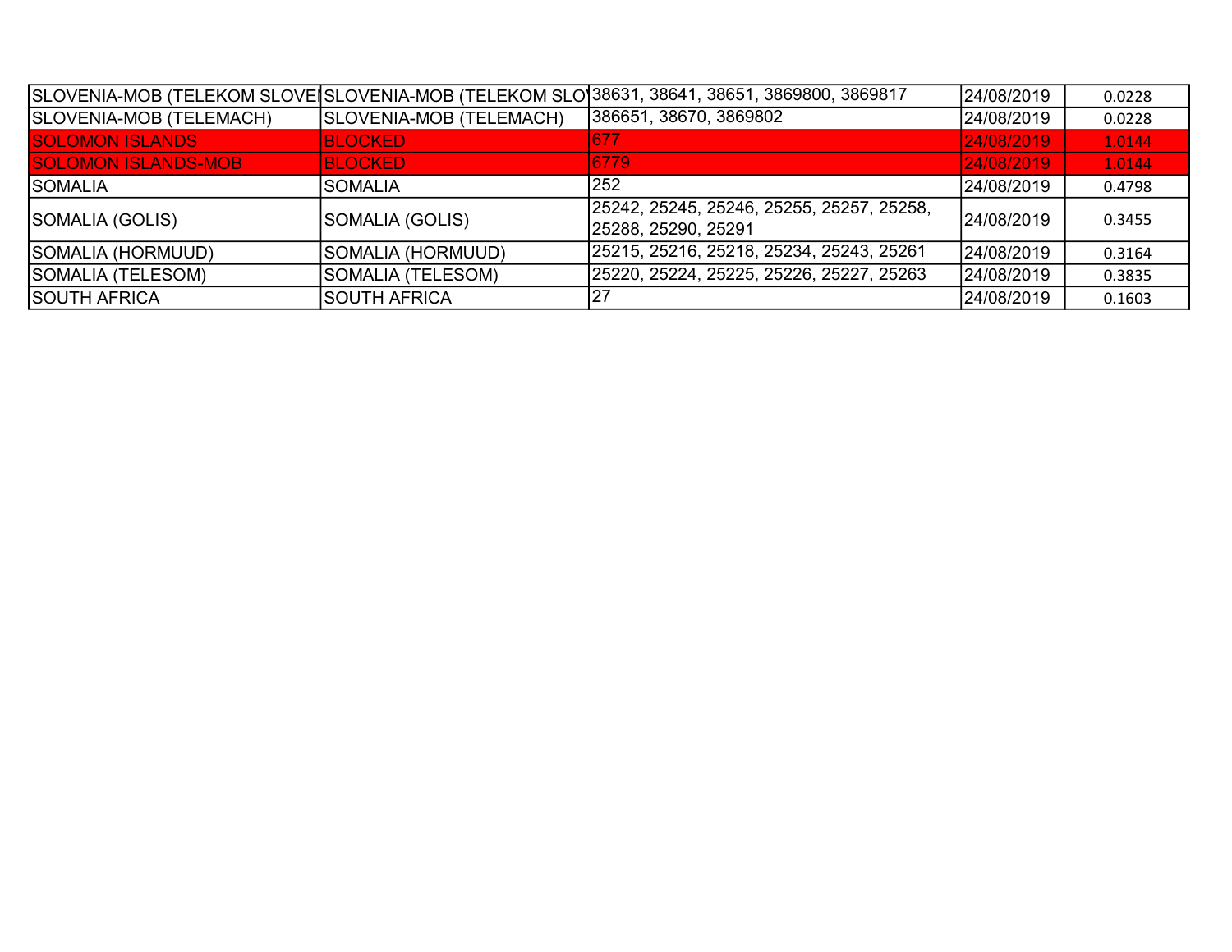| | | | | |
|---|---|---|---|---|
| SLOVENIA-MOB (TELEKOM SLOVE | SLOVENIA-MOB (TELEKOM SLO | 38631, 38641, 38651, 3869800, 3869817 | 24/08/2019 | 0.0228 |
| SLOVENIA-MOB (TELEMACH) | SLOVENIA-MOB (TELEMACH) | 386651, 38670, 3869802 | 24/08/2019 | 0.0228 |
| SOLOMON ISLANDS | BLOCKED | 677 | 24/08/2019 | 1.0144 |
| SOLOMON ISLANDS-MOB | BLOCKED | 6779 | 24/08/2019 | 1.0144 |
| SOMALIA | SOMALIA | 252 | 24/08/2019 | 0.4798 |
| SOMALIA (GOLIS) | SOMALIA (GOLIS) | 25242, 25245, 25246, 25255, 25257, 25258, 25288, 25290, 25291 | 24/08/2019 | 0.3455 |
| SOMALIA (HORMUUD) | SOMALIA (HORMUUD) | 25215, 25216, 25218, 25234, 25243, 25261 | 24/08/2019 | 0.3164 |
| SOMALIA (TELESOM) | SOMALIA (TELESOM) | 25220, 25224, 25225, 25226, 25227, 25263 | 24/08/2019 | 0.3835 |
| SOUTH AFRICA | SOUTH AFRICA | 27 | 24/08/2019 | 0.1603 |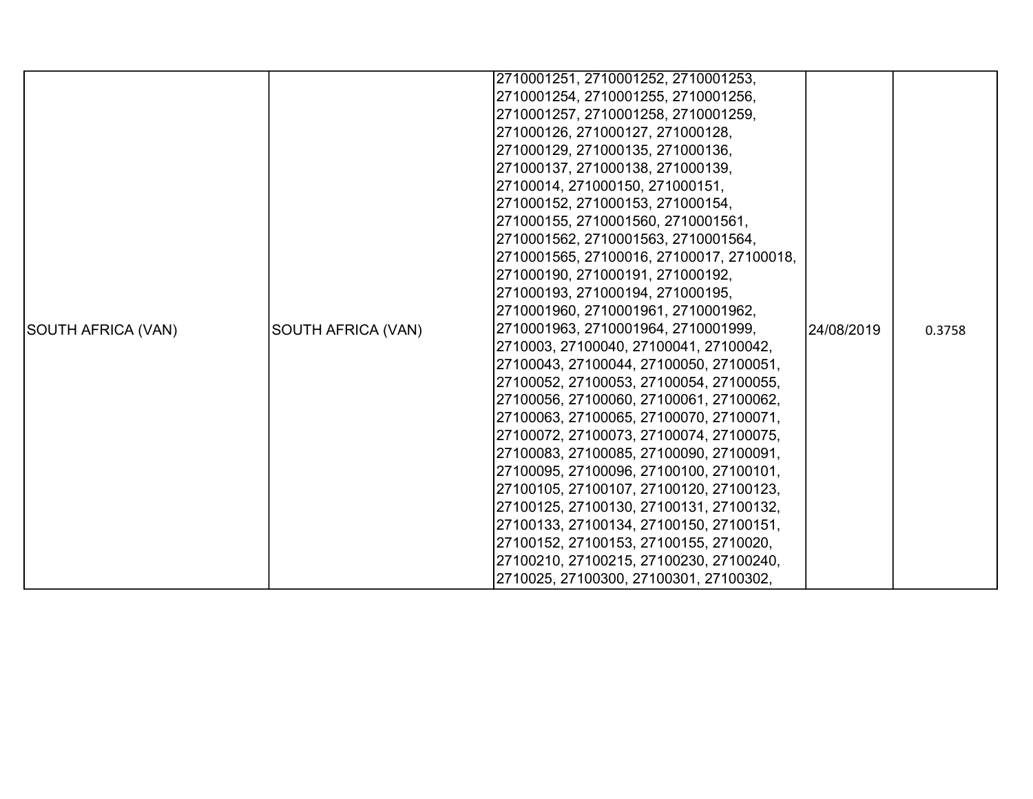| | | | | |
|---|---|---|---|---|
| SOUTH AFRICA (VAN) | SOUTH AFRICA (VAN) | 2710001251, 2710001252, 2710001253, 2710001254, 2710001255, 2710001256, 2710001257, 2710001258, 2710001259, 271000126, 271000127, 271000128, 271000129, 271000135, 271000136, 271000137, 271000138, 271000139, 27100014, 271000150, 271000151, 271000152, 271000153, 271000154, 271000155, 2710001560, 2710001561, 2710001562, 2710001563, 2710001564, 2710001565, 27100016, 27100017, 27100018, 271000190, 271000191, 271000192, 271000193, 271000194, 271000195, 2710001960, 2710001961, 2710001962, 2710001963, 2710001964, 2710001999, 2710003, 27100040, 27100041, 27100042, 27100043, 27100044, 27100050, 27100051, 27100052, 27100053, 27100054, 27100055, 27100056, 27100060, 27100061, 27100062, 27100063, 27100065, 27100070, 27100071, 27100072, 27100073, 27100074, 27100075, 27100083, 27100085, 27100090, 27100091, 27100095, 27100096, 27100100, 27100101, 27100105, 27100107, 27100120, 27100123, 27100125, 27100130, 27100131, 27100132, 27100133, 27100134, 27100150, 27100151, 27100152, 27100153, 27100155, 2710020, 27100210, 27100215, 27100230, 27100240, 2710025, 27100300, 27100301, 27100302, | 24/08/2019 | 0.3758 |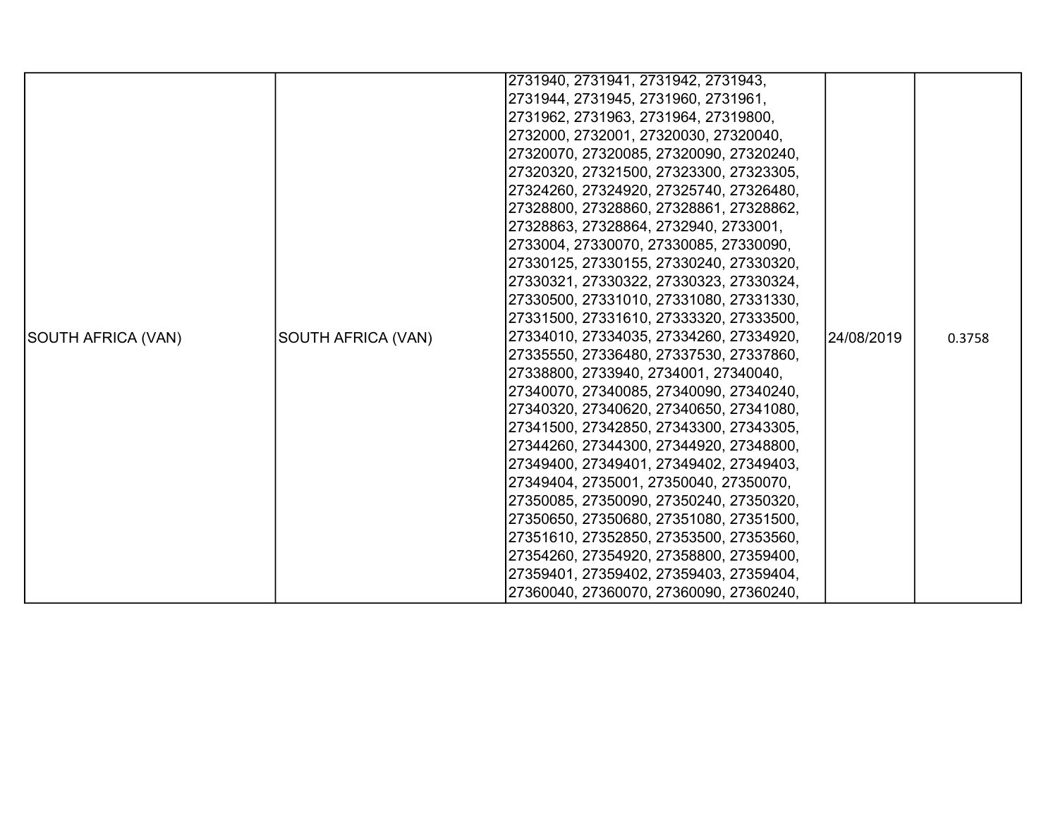| SOUTH AFRICA (VAN) | SOUTH AFRICA (VAN) | 2731940, 2731941, 2731942, 2731943, 2731944, 2731945, 2731960, 2731961, 2731962, 2731963, 2731964, 27319800, 2732000, 2732001, 27320030, 27320040, 27320070, 27320085, 27320090, 27320240, 27320320, 27321500, 27323300, 27323305, 27324260, 27324920, 27325740, 27326480, 27328800, 27328860, 27328861, 27328862, 27328863, 27328864, 2732940, 2733001, 2733004, 27330070, 27330085, 27330090, 27330125, 27330155, 27330240, 27330320, 27330321, 27330322, 27330323, 27330324, 27330500, 27331010, 27331080, 27331330, 27331500, 27331610, 27333320, 27333500, 27334010, 27334035, 27334260, 27334920, 27335550, 27336480, 27337530, 27337860, 27338800, 2733940, 2734001, 27340040, 27340070, 27340085, 27340090, 27340240, 27340320, 27340620, 27340650, 27341080, 27341500, 27342850, 27343300, 27343305, 27344260, 27344300, 27344920, 27348800, 27349400, 27349401, 27349402, 27349403, 27349404, 2735001, 27350040, 27350070, 27350085, 27350090, 27350240, 27350320, 27350650, 27350680, 27351080, 27351500, 27351610, 27352850, 27353500, 27353560, 27354260, 27354920, 27358800, 27359400, 27359401, 27359402, 27359403, 27359404, 27360040, 27360070, 27360090, 27360240, | 24/08/2019 | 0.3758 |
|---|---|---|---|---|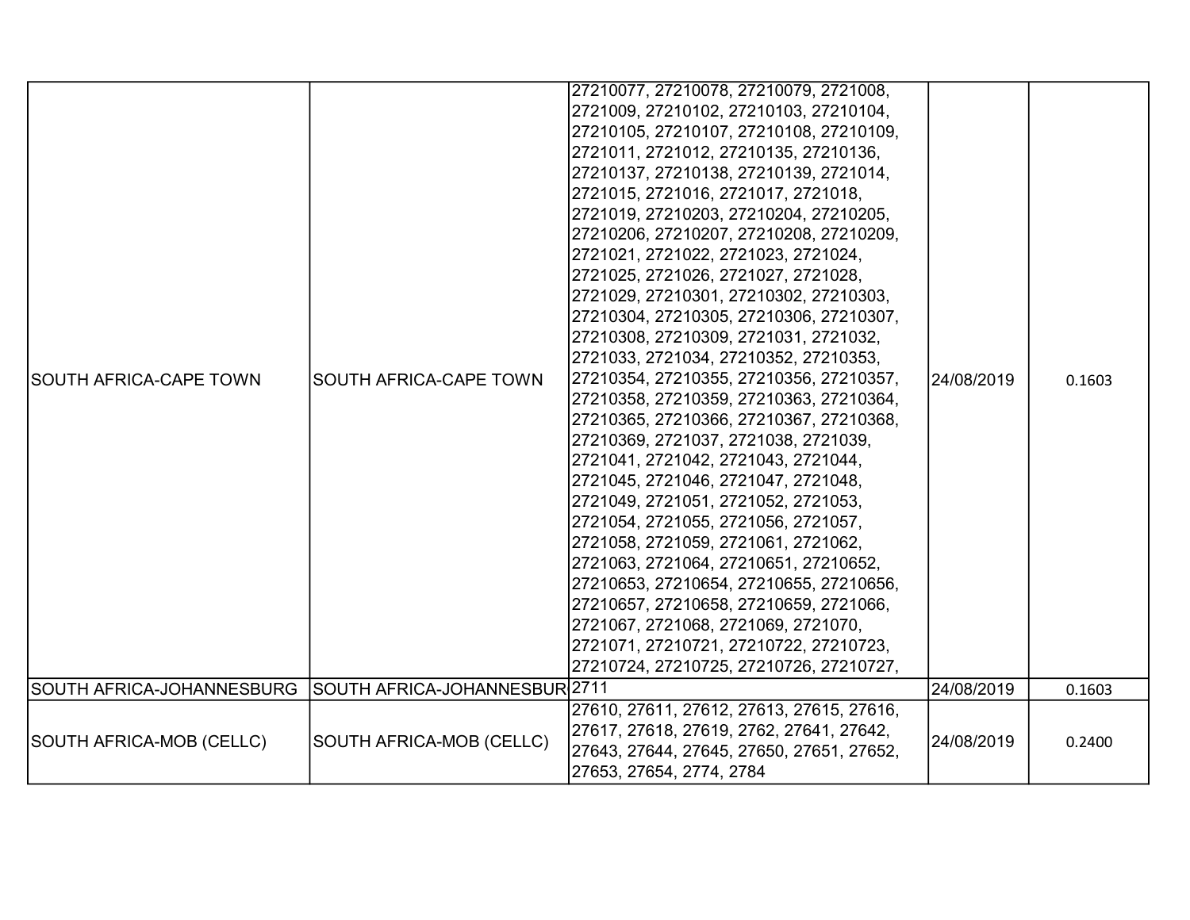| | | | | |
|---|---|---|---|---|
| SOUTH AFRICA-CAPE TOWN | SOUTH AFRICA-CAPE TOWN | 27210077, 27210078, 27210079, 2721008, 2721009, 27210102, 27210103, 27210104, 27210105, 27210107, 27210108, 27210109, 2721011, 2721012, 27210135, 27210136, 27210137, 27210138, 27210139, 2721014, 2721015, 2721016, 2721017, 2721018, 2721019, 27210203, 27210204, 27210205, 27210206, 27210207, 27210208, 27210209, 2721021, 2721022, 2721023, 2721024, 2721025, 2721026, 2721027, 2721028, 2721029, 27210301, 27210302, 27210303, 27210304, 27210305, 27210306, 27210307, 27210308, 27210309, 2721031, 2721032, 2721033, 2721034, 27210352, 27210353, 27210354, 27210355, 27210356, 27210357, 27210358, 27210359, 27210363, 27210364, 27210365, 27210366, 27210367, 27210368, 27210369, 2721037, 2721038, 2721039, 2721041, 2721042, 2721043, 2721044, 2721045, 2721046, 2721047, 2721048, 2721049, 2721051, 2721052, 2721053, 2721054, 2721055, 2721056, 2721057, 2721058, 2721059, 2721061, 2721062, 2721063, 2721064, 27210651, 27210652, 27210653, 27210654, 27210655, 27210656, 27210657, 27210658, 27210659, 2721066, 2721067, 2721068, 2721069, 2721070, 2721071, 27210721, 27210722, 27210723, 27210724, 27210725, 27210726, 27210727, | 24/08/2019 | 0.1603 |
| SOUTH AFRICA-JOHANNESBURG | SOUTH AFRICA-JOHANNESBUR | 2711 | 24/08/2019 | 0.1603 |
| SOUTH AFRICA-MOB (CELLC) | SOUTH AFRICA-MOB (CELLC) | 27610, 27611, 27612, 27613, 27615, 27616, 27617, 27618, 27619, 2762, 27641, 27642, 27643, 27644, 27645, 27650, 27651, 27652, 27653, 27654, 2774, 2784 | 24/08/2019 | 0.2400 |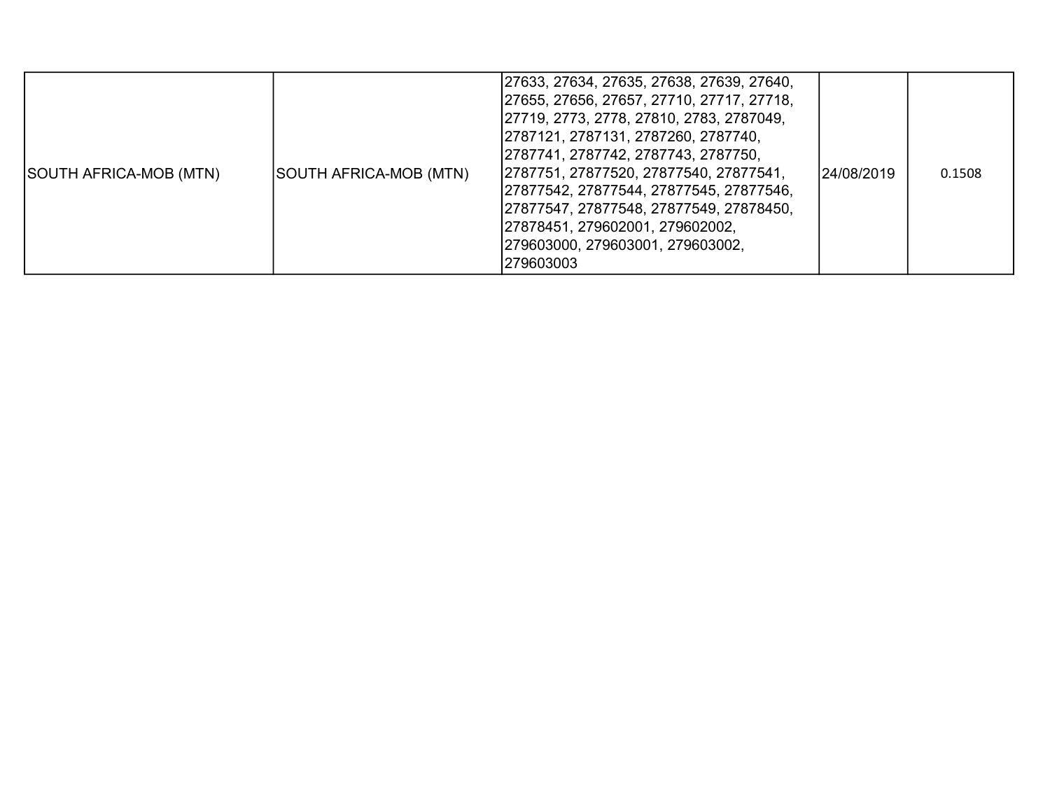| | | | | |
|---|---|---|---|---|
| SOUTH AFRICA-MOB (MTN) | SOUTH AFRICA-MOB (MTN) | 27633, 27634, 27635, 27638, 27639, 27640, 27655, 27656, 27657, 27710, 27717, 27718, 27719, 2773, 2778, 27810, 2783, 2787049, 2787121, 2787131, 2787260, 2787740, 2787741, 2787742, 2787743, 2787750, 2787751, 27877520, 27877540, 27877541, 27877542, 27877544, 27877545, 27877546, 27877547, 27877548, 27877549, 27878450, 27878451, 279602001, 279602002, 279603000, 279603001, 279603002, 279603003 | 24/08/2019 | 0.1508 |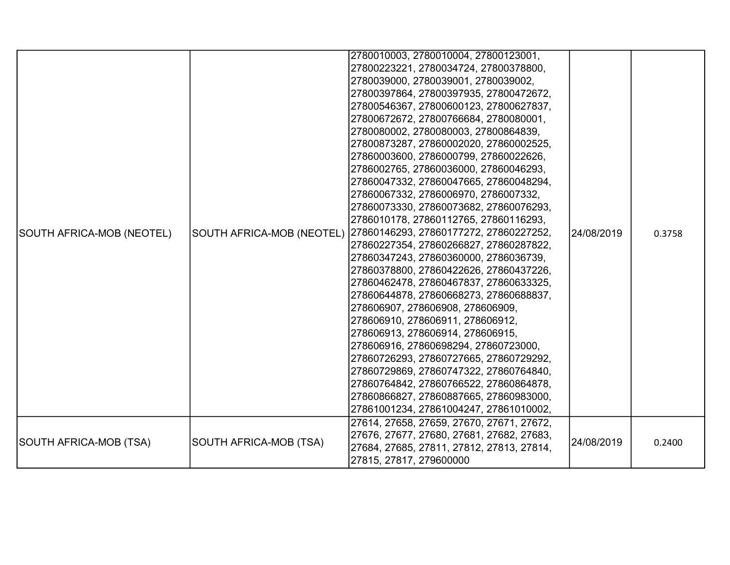| SOUTH AFRICA-MOB (NEOTEL) | SOUTH AFRICA-MOB (NEOTEL) | 2780010003, 2780010004, 27800123001, 27800223221, 2780034724, 27800378800, 2780039000, 2780039001, 2780039002, 27800397864, 27800397935, 27800472672, 27800546367, 27800600123, 27800627837, 27800672672, 27800766684, 2780080001, 2780080002, 2780080003, 27800864839, 27800873287, 27860002020, 27860002525, 27860003600, 2786000799, 27860022626, 2786002765, 27860036000, 27860046293, 27860047332, 27860047665, 27860048294, 27860067332, 2786006970, 2786007332, 27860073330, 27860073682, 27860076293, 2786010178, 27860112765, 27860116293, 27860146293, 27860177272, 27860227252, 27860227354, 27860266827, 27860287822, 27860347243, 27860360000, 2786036739, 27860378800, 27860422626, 27860437226, 27860462478, 27860467837, 27860633325, 27860644878, 27860668273, 27860688837, 278606907, 278606908, 278606909, 278606910, 278606911, 278606912, 278606913, 278606914, 278606915, 278606916, 27860698294, 27860723000, 27860726293, 27860727665, 27860729292, 27860729869, 27860747322, 27860764840, 27860764842, 27860766522, 27860864878, 27860866827, 27860887665, 27860983000, 27861001234, 27861004247, 27861010002, | 24/08/2019 | 0.3758 |
|---|---|---|---|---|
| SOUTH AFRICA-MOB (TSA) | SOUTH AFRICA-MOB (TSA) | 27614, 27658, 27659, 27670, 27671, 27672, 27676, 27677, 27680, 27681, 27682, 27683, 27684, 27685, 27811, 27812, 27813, 27814, 27815, 27817, 279600000 | 24/08/2019 | 0.2400 |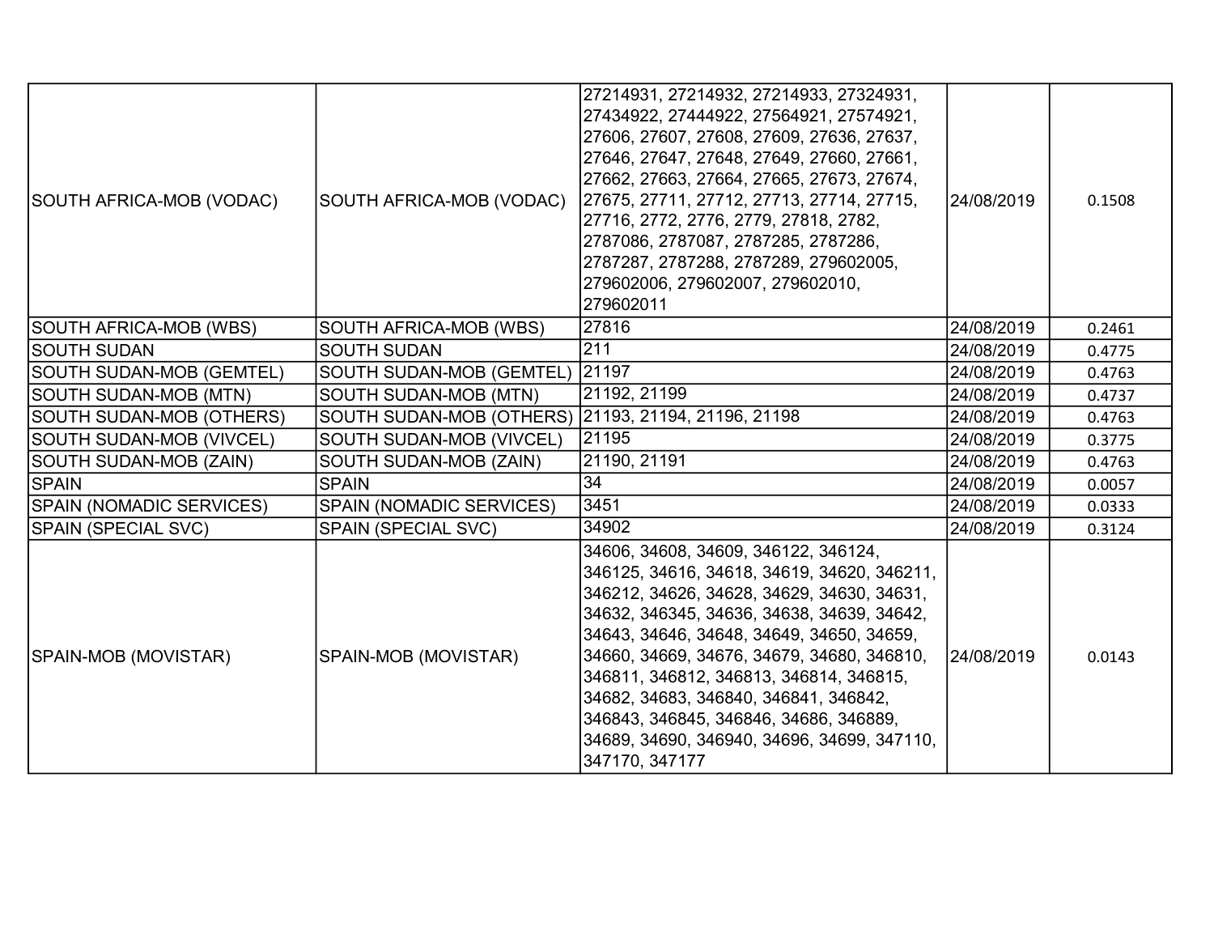| | | | | |
|---|---|---|---|---|
| SOUTH AFRICA-MOB (VODAC) | SOUTH AFRICA-MOB (VODAC) | 27214931, 27214932, 27214933, 27324931, 27434922, 27444922, 27564921, 27574921, 27606, 27607, 27608, 27609, 27636, 27637, 27646, 27647, 27648, 27649, 27660, 27661, 27662, 27663, 27664, 27665, 27673, 27674, 27675, 27711, 27712, 27713, 27714, 27715, 27716, 2772, 2776, 2779, 27818, 2782, 2787086, 2787087, 2787285, 2787286, 2787287, 2787288, 2787289, 279602005, 279602006, 279602007, 279602010, 279602011 | 24/08/2019 | 0.1508 |
| SOUTH AFRICA-MOB (WBS) | SOUTH AFRICA-MOB (WBS) | 27816 | 24/08/2019 | 0.2461 |
| SOUTH SUDAN | SOUTH SUDAN | 211 | 24/08/2019 | 0.4775 |
| SOUTH SUDAN-MOB (GEMTEL) | SOUTH SUDAN-MOB (GEMTEL) | 21197 | 24/08/2019 | 0.4763 |
| SOUTH SUDAN-MOB (MTN) | SOUTH SUDAN-MOB (MTN) | 21192, 21199 | 24/08/2019 | 0.4737 |
| SOUTH SUDAN-MOB (OTHERS) | SOUTH SUDAN-MOB (OTHERS) | 21193, 21194, 21196, 21198 | 24/08/2019 | 0.4763 |
| SOUTH SUDAN-MOB (VIVCEL) | SOUTH SUDAN-MOB (VIVCEL) | 21195 | 24/08/2019 | 0.3775 |
| SOUTH SUDAN-MOB (ZAIN) | SOUTH SUDAN-MOB (ZAIN) | 21190, 21191 | 24/08/2019 | 0.4763 |
| SPAIN | SPAIN | 34 | 24/08/2019 | 0.0057 |
| SPAIN (NOMADIC SERVICES) | SPAIN (NOMADIC SERVICES) | 3451 | 24/08/2019 | 0.0333 |
| SPAIN (SPECIAL SVC) | SPAIN (SPECIAL SVC) | 34902 | 24/08/2019 | 0.3124 |
| SPAIN-MOB (MOVISTAR) | SPAIN-MOB (MOVISTAR) | 34606, 34608, 34609, 346122, 346124, 346125, 34616, 34618, 34619, 34620, 346211, 346212, 34626, 34628, 34629, 34630, 34631, 34632, 346345, 34636, 34638, 34639, 34642, 34643, 34646, 34648, 34649, 34650, 34659, 34660, 34669, 34676, 34679, 34680, 346810, 346811, 346812, 346813, 346814, 346815, 34682, 34683, 346840, 346841, 346842, 346843, 346845, 346846, 34686, 346889, 34689, 34690, 346940, 34696, 34699, 347110, 347170, 347177 | 24/08/2019 | 0.0143 |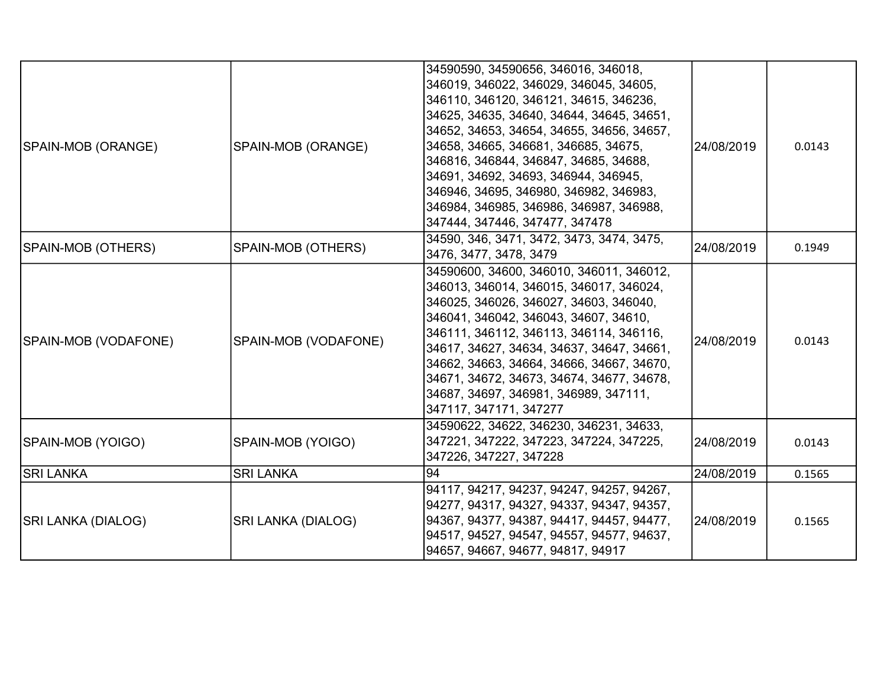| | | | | |
|---|---|---|---|---|
| SPAIN-MOB (ORANGE) | SPAIN-MOB (ORANGE) | 34590590, 34590656, 346016, 346018, 346019, 346022, 346029, 346045, 34605, 346110, 346120, 346121, 34615, 346236, 34625, 34635, 34640, 34644, 34645, 34651, 34652, 34653, 34654, 34655, 34656, 34657, 34658, 34665, 346681, 346685, 34675, 346816, 346844, 346847, 34685, 34688, 34691, 34692, 34693, 346944, 346945, 346946, 34695, 346980, 346982, 346983, 346984, 346985, 346986, 346987, 346988, 347444, 347446, 347477, 347478 | 24/08/2019 | 0.0143 |
| SPAIN-MOB (OTHERS) | SPAIN-MOB (OTHERS) | 34590, 346, 3471, 3472, 3473, 3474, 3475, 3476, 3477, 3478, 3479 | 24/08/2019 | 0.1949 |
| SPAIN-MOB (VODAFONE) | SPAIN-MOB (VODAFONE) | 34590600, 34600, 346010, 346011, 346012, 346013, 346014, 346015, 346017, 346024, 346025, 346026, 346027, 34603, 346040, 346041, 346042, 346043, 34607, 34610, 346111, 346112, 346113, 346114, 346116, 34617, 34627, 34634, 34637, 34647, 34661, 34662, 34663, 34664, 34666, 34667, 34670, 34671, 34672, 34673, 34674, 34677, 34678, 34687, 34697, 346981, 346989, 347111, 347117, 347171, 347277 | 24/08/2019 | 0.0143 |
| SPAIN-MOB (YOIGO) | SPAIN-MOB (YOIGO) | 34590622, 34622, 346230, 346231, 34633, 347221, 347222, 347223, 347224, 347225, 347226, 347227, 347228 | 24/08/2019 | 0.0143 |
| SRI LANKA | SRI LANKA | 94 | 24/08/2019 | 0.1565 |
| SRI LANKA (DIALOG) | SRI LANKA (DIALOG) | 94117, 94217, 94237, 94247, 94257, 94267, 94277, 94317, 94327, 94337, 94347, 94357, 94367, 94377, 94387, 94417, 94457, 94477, 94517, 94527, 94547, 94557, 94577, 94637, 94657, 94667, 94677, 94817, 94917 | 24/08/2019 | 0.1565 |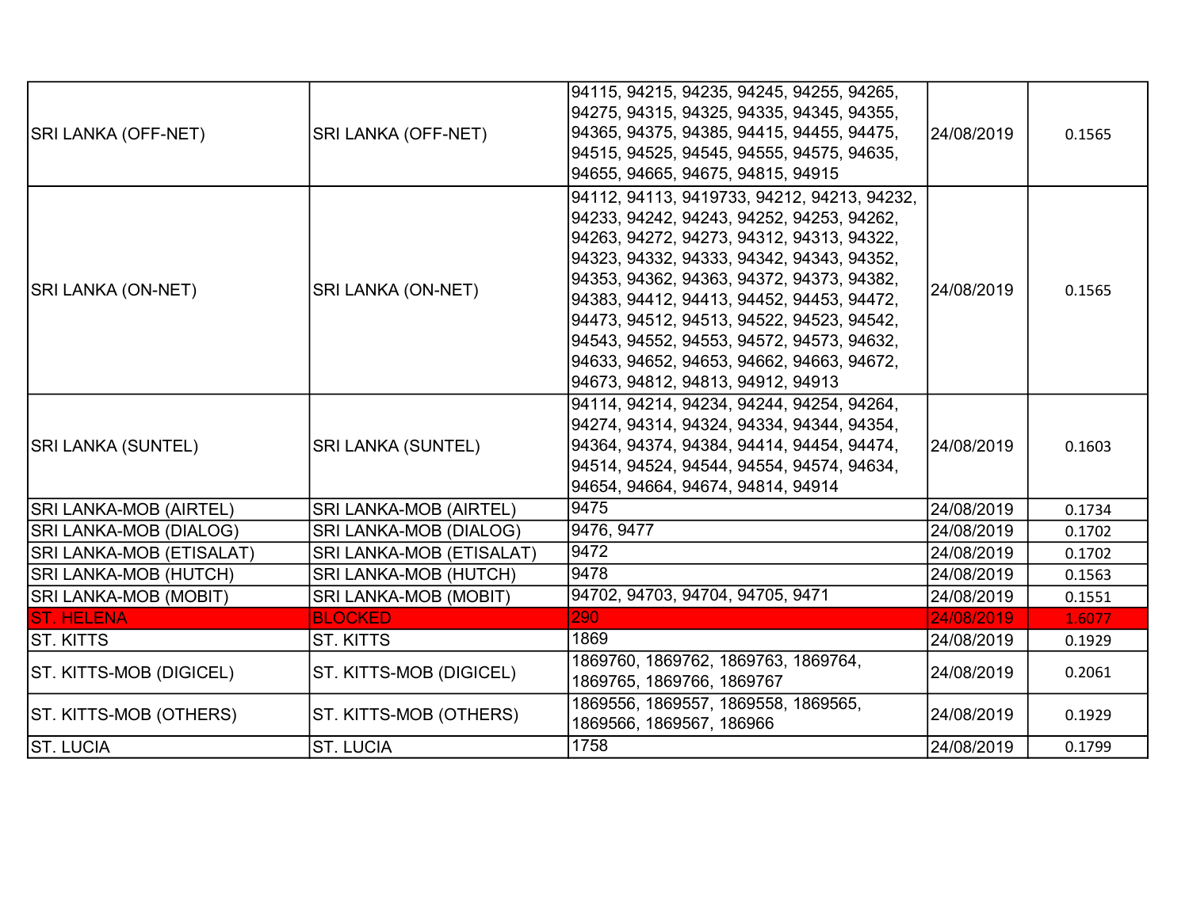| | | | | |
|---|---|---|---|---|
| SRI LANKA (OFF-NET) | SRI LANKA (OFF-NET) | 94115, 94215, 94235, 94245, 94255, 94265, 94275, 94315, 94325, 94335, 94345, 94355, 94365, 94375, 94385, 94415, 94455, 94475, 94515, 94525, 94545, 94555, 94575, 94635, 94655, 94665, 94675, 94815, 94915 | 24/08/2019 | 0.1565 |
| SRI LANKA (ON-NET) | SRI LANKA (ON-NET) | 94112, 94113, 9419733, 94212, 94213, 94232, 94233, 94242, 94243, 94252, 94253, 94262, 94263, 94272, 94273, 94312, 94313, 94322, 94323, 94332, 94333, 94342, 94343, 94352, 94353, 94362, 94363, 94372, 94373, 94382, 94383, 94412, 94413, 94452, 94453, 94472, 94473, 94512, 94513, 94522, 94523, 94542, 94543, 94552, 94553, 94572, 94573, 94632, 94633, 94652, 94653, 94662, 94663, 94672, 94673, 94812, 94813, 94912, 94913 | 24/08/2019 | 0.1565 |
| SRI LANKA (SUNTEL) | SRI LANKA (SUNTEL) | 94114, 94214, 94234, 94244, 94254, 94264, 94274, 94314, 94324, 94334, 94344, 94354, 94364, 94374, 94384, 94414, 94454, 94474, 94514, 94524, 94544, 94554, 94574, 94634, 94654, 94664, 94674, 94814, 94914 | 24/08/2019 | 0.1603 |
| SRI LANKA-MOB (AIRTEL) | SRI LANKA-MOB (AIRTEL) | 9475 | 24/08/2019 | 0.1734 |
| SRI LANKA-MOB (DIALOG) | SRI LANKA-MOB (DIALOG) | 9476, 9477 | 24/08/2019 | 0.1702 |
| SRI LANKA-MOB (ETISALAT) | SRI LANKA-MOB (ETISALAT) | 9472 | 24/08/2019 | 0.1702 |
| SRI LANKA-MOB (HUTCH) | SRI LANKA-MOB (HUTCH) | 9478 | 24/08/2019 | 0.1563 |
| SRI LANKA-MOB (MOBIT) | SRI LANKA-MOB (MOBIT) | 94702, 94703, 94704, 94705, 9471 | 24/08/2019 | 0.1551 |
| ST. HELENA | BLOCKED | 290 | 24/08/2019 | 1.6077 |
| ST. KITTS | ST. KITTS | 1869 | 24/08/2019 | 0.1929 |
| ST. KITTS-MOB (DIGICEL) | ST. KITTS-MOB (DIGICEL) | 1869760, 1869762, 1869763, 1869764, 1869765, 1869766, 1869767 | 24/08/2019 | 0.2061 |
| ST. KITTS-MOB (OTHERS) | ST. KITTS-MOB (OTHERS) | 1869556, 1869557, 1869558, 1869565, 1869566, 1869567, 186966 | 24/08/2019 | 0.1929 |
| ST. LUCIA | ST. LUCIA | 1758 | 24/08/2019 | 0.1799 |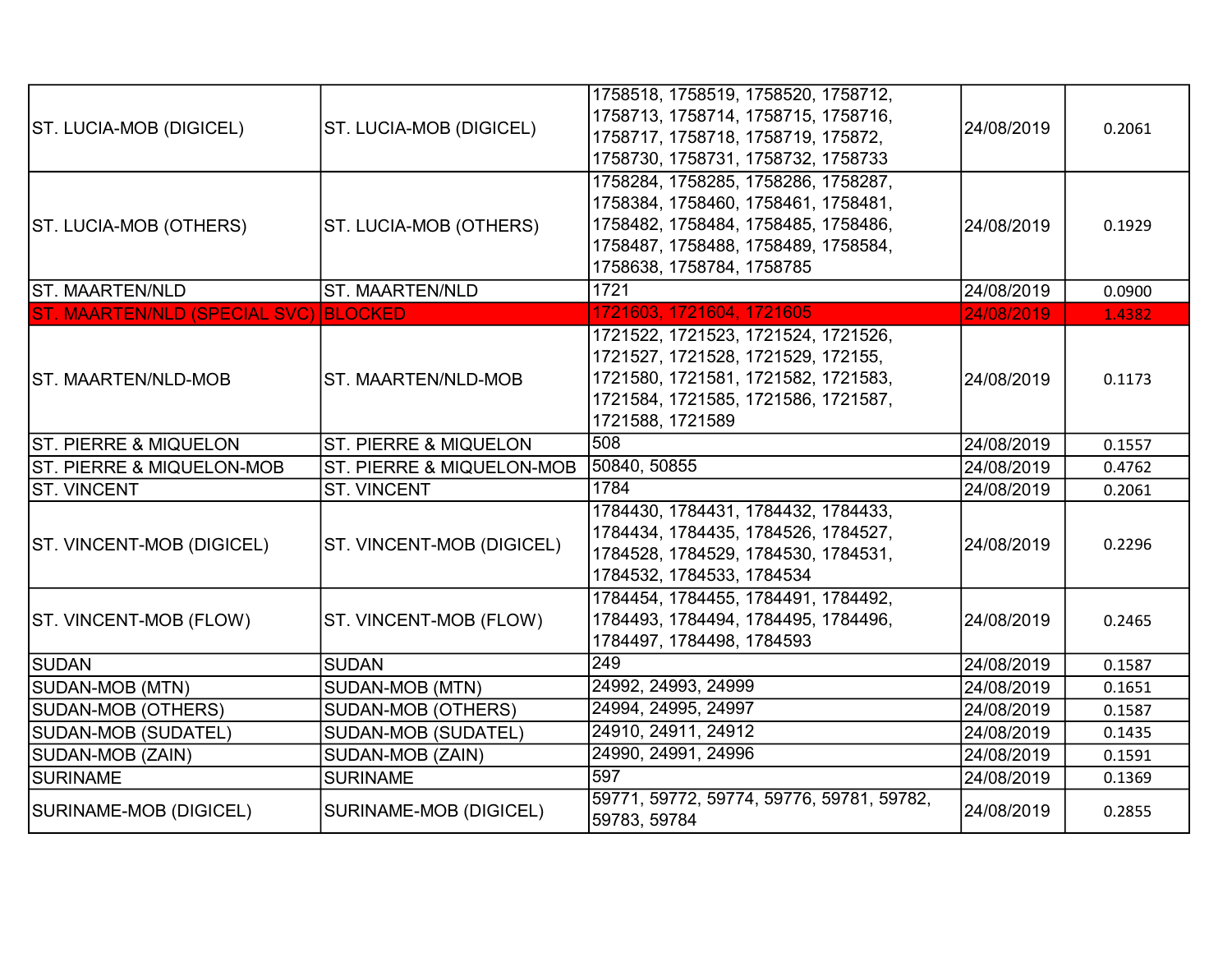| | | | | |
|---|---|---|---|---|
| ST. LUCIA-MOB (DIGICEL) | ST. LUCIA-MOB (DIGICEL) | 1758518, 1758519, 1758520, 1758712, 1758713, 1758714, 1758715, 1758716, 1758717, 1758718, 1758719, 175872, 1758730, 1758731, 1758732, 1758733 | 24/08/2019 | 0.2061 |
| ST. LUCIA-MOB (OTHERS) | ST. LUCIA-MOB (OTHERS) | 1758284, 1758285, 1758286, 1758287, 1758384, 1758460, 1758461, 1758481, 1758482, 1758484, 1758485, 1758486, 1758487, 1758488, 1758489, 1758584, 1758638, 1758784, 1758785 | 24/08/2019 | 0.1929 |
| ST. MAARTEN/NLD | ST. MAARTEN/NLD | 1721 | 24/08/2019 | 0.0900 |
| ST. MAARTEN/NLD (SPECIAL SVC) | BLOCKED | 1721603, 1721604, 1721605 | 24/08/2019 | 1.4382 |
| ST. MAARTEN/NLD-MOB | ST. MAARTEN/NLD-MOB | 1721522, 1721523, 1721524, 1721526, 1721527, 1721528, 1721529, 172155, 1721580, 1721581, 1721582, 1721583, 1721584, 1721585, 1721586, 1721587, 1721588, 1721589 | 24/08/2019 | 0.1173 |
| ST. PIERRE & MIQUELON | ST. PIERRE & MIQUELON | 508 | 24/08/2019 | 0.1557 |
| ST. PIERRE & MIQUELON-MOB | ST. PIERRE & MIQUELON-MOB | 50840, 50855 | 24/08/2019 | 0.4762 |
| ST. VINCENT | ST. VINCENT | 1784 | 24/08/2019 | 0.2061 |
| ST. VINCENT-MOB (DIGICEL) | ST. VINCENT-MOB (DIGICEL) | 1784430, 1784431, 1784432, 1784433, 1784434, 1784435, 1784526, 1784527, 1784528, 1784529, 1784530, 1784531, 1784532, 1784533, 1784534 | 24/08/2019 | 0.2296 |
| ST. VINCENT-MOB (FLOW) | ST. VINCENT-MOB (FLOW) | 1784454, 1784455, 1784491, 1784492, 1784493, 1784494, 1784495, 1784496, 1784497, 1784498, 1784593 | 24/08/2019 | 0.2465 |
| SUDAN | SUDAN | 249 | 24/08/2019 | 0.1587 |
| SUDAN-MOB (MTN) | SUDAN-MOB (MTN) | 24992, 24993, 24999 | 24/08/2019 | 0.1651 |
| SUDAN-MOB (OTHERS) | SUDAN-MOB (OTHERS) | 24994, 24995, 24997 | 24/08/2019 | 0.1587 |
| SUDAN-MOB (SUDATEL) | SUDAN-MOB (SUDATEL) | 24910, 24911, 24912 | 24/08/2019 | 0.1435 |
| SUDAN-MOB (ZAIN) | SUDAN-MOB (ZAIN) | 24990, 24991, 24996 | 24/08/2019 | 0.1591 |
| SURINAME | SURINAME | 597 | 24/08/2019 | 0.1369 |
| SURINAME-MOB (DIGICEL) | SURINAME-MOB (DIGICEL) | 59771, 59772, 59774, 59776, 59781, 59782, 59783, 59784 | 24/08/2019 | 0.2855 |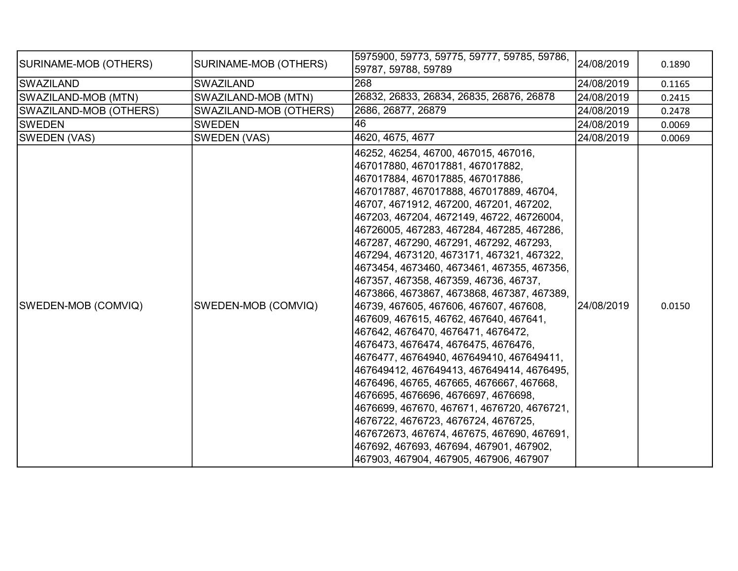| | | | | |
|---|---|---|---|---|
| SURINAME-MOB (OTHERS) | SURINAME-MOB (OTHERS) | 5975900, 59773, 59775, 59777, 59785, 59786, 59787, 59788, 59789 | 24/08/2019 | 0.1890 |
| SWAZILAND | SWAZILAND | 268 | 24/08/2019 | 0.1165 |
| SWAZILAND-MOB (MTN) | SWAZILAND-MOB (MTN) | 26832, 26833, 26834, 26835, 26876, 26878 | 24/08/2019 | 0.2415 |
| SWAZILAND-MOB (OTHERS) | SWAZILAND-MOB (OTHERS) | 2686, 26877, 26879 | 24/08/2019 | 0.2478 |
| SWEDEN | SWEDEN | 46 | 24/08/2019 | 0.0069 |
| SWEDEN (VAS) | SWEDEN (VAS) | 4620, 4675, 4677 | 24/08/2019 | 0.0069 |
| SWEDEN-MOB (COMVIQ) | SWEDEN-MOB (COMVIQ) | 46252, 46254, 46700, 467015, 467016, 467017880, 467017881, 467017882, 467017884, 467017885, 467017886, 467017887, 467017888, 467017889, 46704, 46707, 4671912, 467200, 467201, 467202, 467203, 467204, 4672149, 46722, 46726004, 46726005, 467283, 467284, 467285, 467286, 467287, 467290, 467291, 467292, 467293, 467294, 4673120, 4673171, 467321, 467322, 4673454, 4673460, 4673461, 467355, 467356, 467357, 467358, 467359, 46736, 46737, 4673866, 4673867, 4673868, 467387, 467389, 46739, 467605, 467606, 467607, 467608, 467609, 467615, 46762, 467640, 467641, 467642, 4676470, 4676471, 4676472, 4676473, 4676474, 4676475, 4676476, 4676477, 46764940, 467649410, 467649411, 467649412, 467649413, 467649414, 4676495, 4676496, 46765, 467665, 4676667, 467668, 4676695, 4676696, 4676697, 4676698, 4676699, 467670, 467671, 4676720, 4676721, 4676722, 4676723, 4676724, 4676725, 467672673, 467674, 467675, 467690, 467691, 467692, 467693, 467694, 467901, 467902, 467903, 467904, 467905, 467906, 467907 | 24/08/2019 | 0.0150 |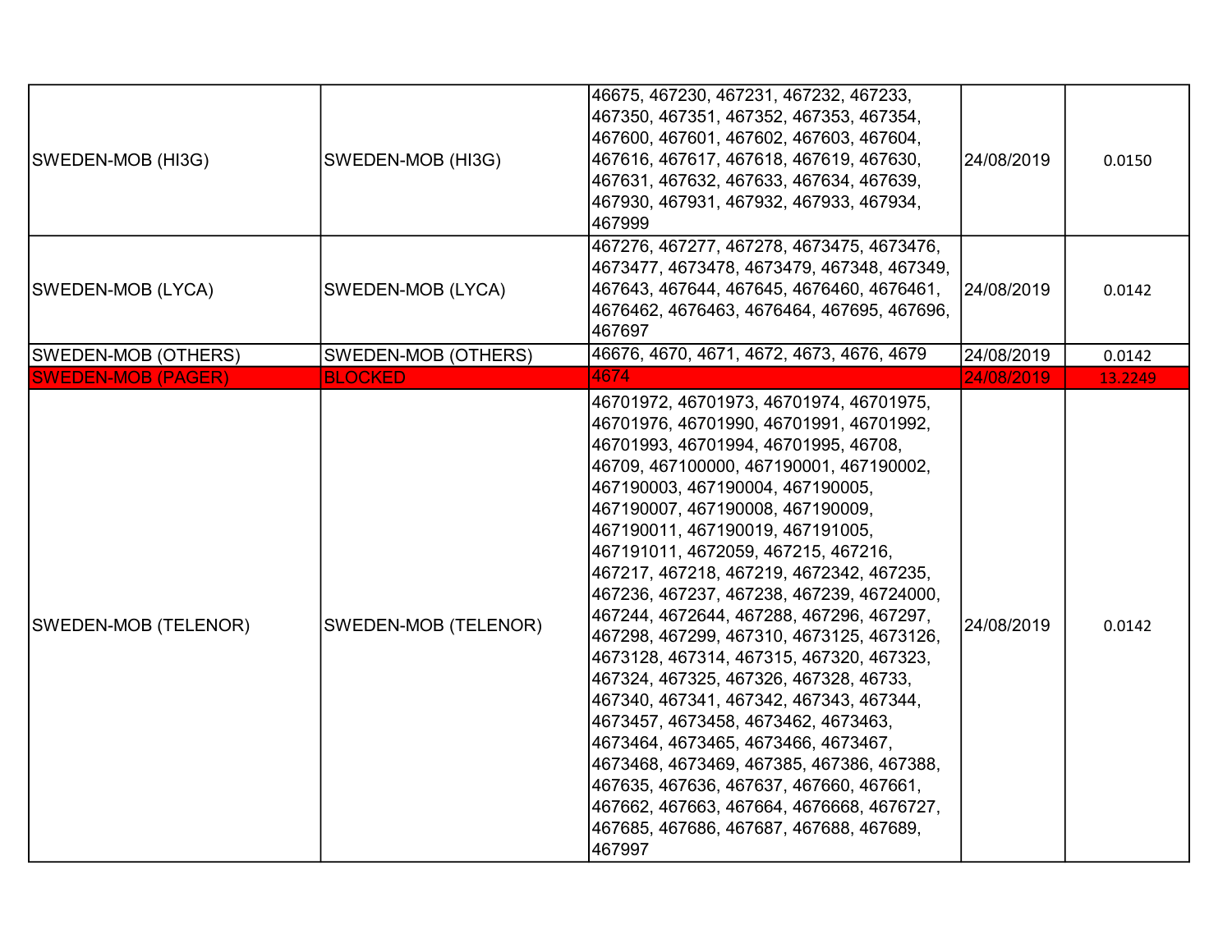| | | | | |
|---|---|---|---|---|
| SWEDEN-MOB (HI3G) | SWEDEN-MOB (HI3G) | 46675, 467230, 467231, 467232, 467233, 467350, 467351, 467352, 467353, 467354, 467600, 467601, 467602, 467603, 467604, 467616, 467617, 467618, 467619, 467630, 467631, 467632, 467633, 467634, 467639, 467930, 467931, 467932, 467933, 467934, 467999 | 24/08/2019 | 0.0150 |
| SWEDEN-MOB (LYCA) | SWEDEN-MOB (LYCA) | 467276, 467277, 467278, 4673475, 4673476, 4673477, 4673478, 4673479, 467348, 467349, 467643, 467644, 467645, 4676460, 4676461, 4676462, 4676463, 4676464, 467695, 467696, 467697 | 24/08/2019 | 0.0142 |
| SWEDEN-MOB (OTHERS) | SWEDEN-MOB (OTHERS) | 46676, 4670, 4671, 4672, 4673, 4676, 4679 | 24/08/2019 | 0.0142 |
| SWEDEN-MOB (PAGER) | BLOCKED | 4674 | 24/08/2019 | 13.2249 |
| SWEDEN-MOB (TELENOR) | SWEDEN-MOB (TELENOR) | 46701972, 46701973, 46701974, 46701975, 46701976, 46701990, 46701991, 46701992, 46701993, 46701994, 46701995, 46708, 46709, 467100000, 467190001, 467190002, 467190003, 467190004, 467190005, 467190007, 467190008, 467190009, 467190011, 467190019, 467191005, 467191011, 4672059, 467215, 467216, 467217, 467218, 467219, 4672342, 467235, 467236, 467237, 467238, 467239, 46724000, 467244, 4672644, 467288, 467296, 467297, 467298, 467299, 467310, 4673125, 4673126, 4673128, 467314, 467315, 467320, 467323, 467324, 467325, 467326, 467328, 46733, 467340, 467341, 467342, 467343, 467344, 4673457, 4673458, 4673462, 4673463, 4673464, 4673465, 4673466, 4673467, 4673468, 4673469, 467385, 467386, 467388, 467635, 467636, 467637, 467660, 467661, 467662, 467663, 467664, 4676668, 4676727, 467685, 467686, 467687, 467688, 467689, 467997 | 24/08/2019 | 0.0142 |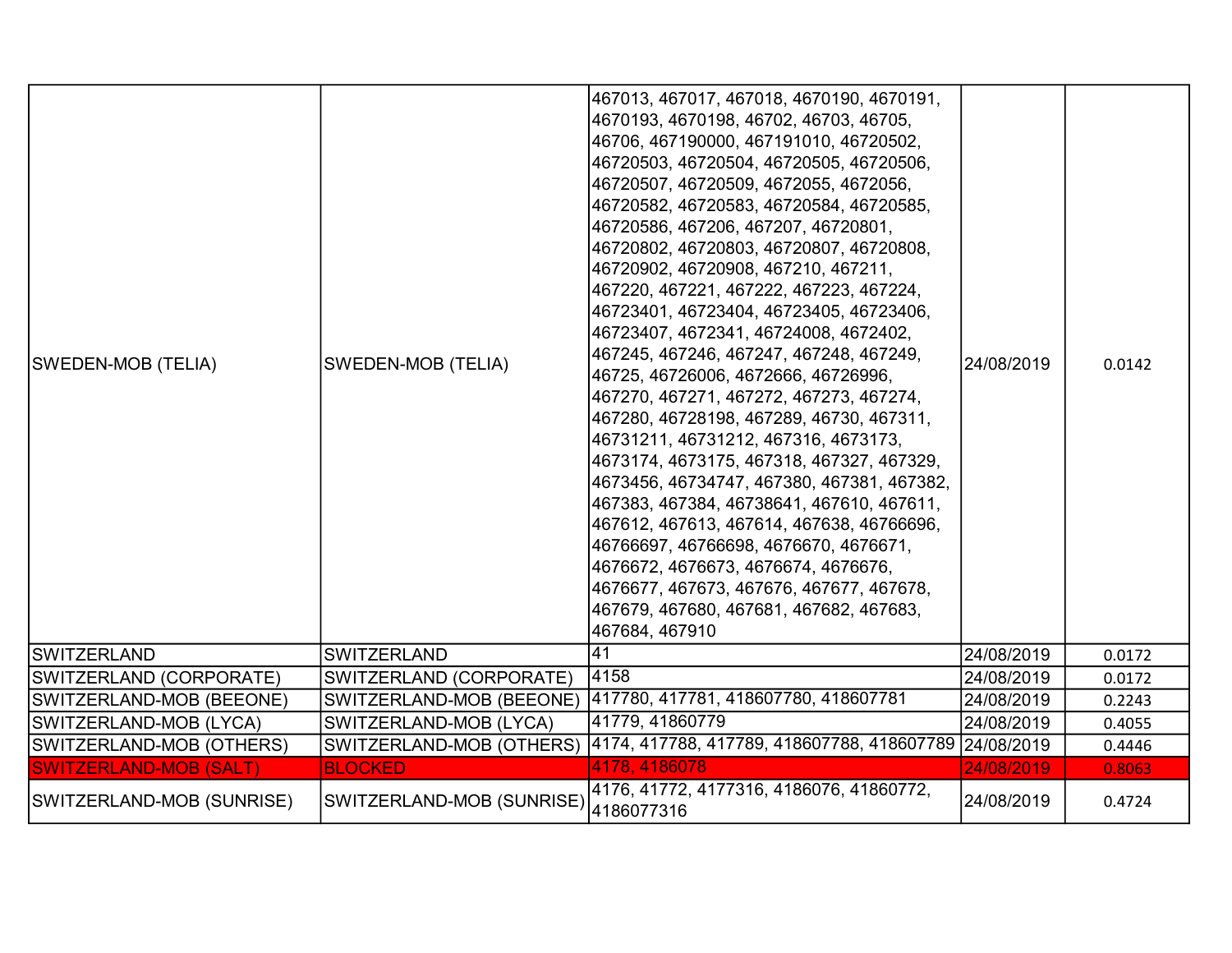| | | | | |
|---|---|---|---|---|
| SWEDEN-MOB (TELIA) | SWEDEN-MOB (TELIA) | 467013, 467017, 467018, 4670190, 4670191, 4670193, 4670198, 46702, 46703, 46705, 46706, 467190000, 467191010, 46720502, 46720503, 46720504, 46720505, 46720506, 46720507, 46720509, 4672055, 4672056, 46720582, 46720583, 46720584, 46720585, 46720586, 467206, 467207, 46720801, 46720802, 46720803, 46720807, 46720808, 46720902, 46720908, 467210, 467211, 467220, 467221, 467222, 467223, 467224, 46723401, 46723404, 46723405, 46723406, 46723407, 4672341, 46724008, 4672402, 467245, 467246, 467247, 467248, 467249, 46725, 46726006, 4672666, 46726996, 467270, 467271, 467272, 467273, 467274, 467280, 46728198, 467289, 46730, 467311, 46731211, 46731212, 467316, 4673173, 4673174, 4673175, 467318, 467327, 467329, 4673456, 46734747, 467380, 467381, 467382, 467383, 467384, 46738641, 467610, 467611, 467612, 467613, 467614, 467638, 46766696, 46766697, 46766698, 4676670, 4676671, 4676672, 4676673, 4676674, 4676676, 4676677, 467673, 467676, 467677, 467678, 467679, 467680, 467681, 467682, 467683, 467684, 467910 | 24/08/2019 | 0.0142 |
| SWITZERLAND | SWITZERLAND | 41 | 24/08/2019 | 0.0172 |
| SWITZERLAND (CORPORATE) | SWITZERLAND (CORPORATE) | 4158 | 24/08/2019 | 0.0172 |
| SWITZERLAND-MOB (BEEONE) | SWITZERLAND-MOB (BEEONE) | 417780, 417781, 418607780, 418607781 | 24/08/2019 | 0.2243 |
| SWITZERLAND-MOB (LYCA) | SWITZERLAND-MOB (LYCA) | 41779, 41860779 | 24/08/2019 | 0.4055 |
| SWITZERLAND-MOB (OTHERS) | SWITZERLAND-MOB (OTHERS) | 4174, 417788, 417789, 418607788, 418607789 | 24/08/2019 | 0.4446 |
| SWITZERLAND-MOB (SALT) | BLOCKED | 4178, 4186078 | 24/08/2019 | 0.8063 |
| SWITZERLAND-MOB (SUNRISE) | SWITZERLAND-MOB (SUNRISE) | 4176, 41772, 4177316, 4186076, 41860772, 4186077316 | 24/08/2019 | 0.4724 |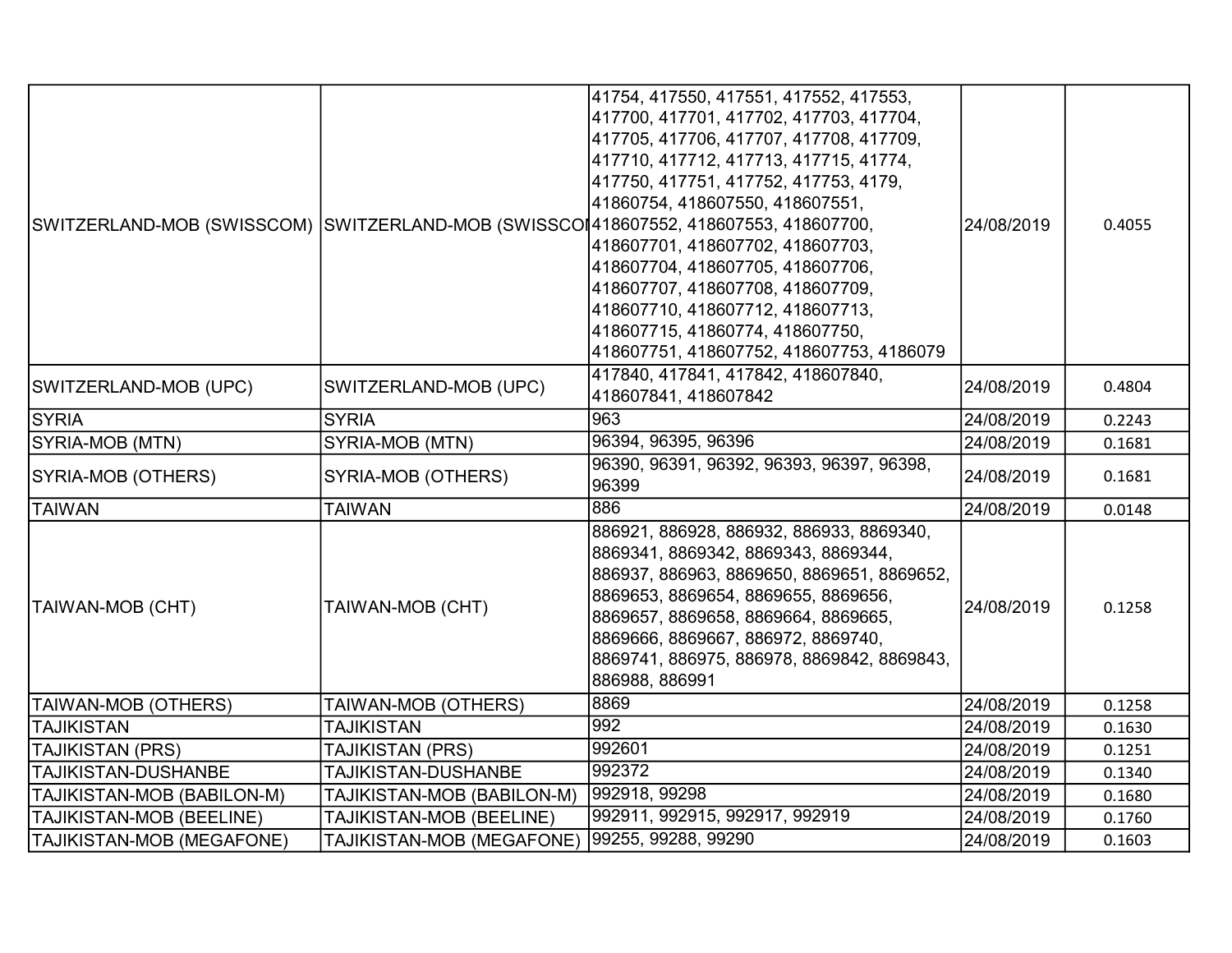| SWITZERLAND-MOB (SWISSCOM) | SWITZERLAND-MOB (SWISSCOM | 41754, 417550, 417551, 417552, 417553, 417700, 417701, 417702, 417703, 417704, 417705, 417706, 417707, 417708, 417709, 417710, 417712, 417713, 417715, 41774, 417750, 417751, 417752, 417753, 4179, 41860754, 418607550, 418607551, 418607552, 418607553, 418607700, 418607701, 418607702, 418607703, 418607704, 418607705, 418607706, 418607707, 418607708, 418607709, 418607710, 418607712, 418607713, 418607715, 41860774, 418607750, 418607751, 418607752, 418607753, 4186079 | 24/08/2019 | 0.4055 |
|---|---|---|---|---|
| SWITZERLAND-MOB (UPC) | SWITZERLAND-MOB (UPC) | 417840, 417841, 417842, 418607840, 418607841, 418607842 | 24/08/2019 | 0.4804 |
| SYRIA | SYRIA | 963 | 24/08/2019 | 0.2243 |
| SYRIA-MOB (MTN) | SYRIA-MOB (MTN) | 96394, 96395, 96396 | 24/08/2019 | 0.1681 |
| SYRIA-MOB (OTHERS) | SYRIA-MOB (OTHERS) | 96390, 96391, 96392, 96393, 96397, 96398, 96399 | 24/08/2019 | 0.1681 |
| TAIWAN | TAIWAN | 886 | 24/08/2019 | 0.0148 |
| TAIWAN-MOB (CHT) | TAIWAN-MOB (CHT) | 886921, 886928, 886932, 886933, 8869340, 8869341, 8869342, 8869343, 8869344, 886937, 886963, 8869650, 8869651, 8869652, 8869653, 8869654, 8869655, 8869656, 8869657, 8869658, 8869664, 8869665, 8869666, 8869667, 886972, 8869740, 8869741, 886975, 886978, 8869842, 8869843, 886988, 886991 | 24/08/2019 | 0.1258 |
| TAIWAN-MOB (OTHERS) | TAIWAN-MOB (OTHERS) | 8869 | 24/08/2019 | 0.1258 |
| TAJIKISTAN | TAJIKISTAN | 992 | 24/08/2019 | 0.1630 |
| TAJIKISTAN (PRS) | TAJIKISTAN (PRS) | 992601 | 24/08/2019 | 0.1251 |
| TAJIKISTAN-DUSHANBE | TAJIKISTAN-DUSHANBE | 992372 | 24/08/2019 | 0.1340 |
| TAJIKISTAN-MOB (BABILON-M) | TAJIKISTAN-MOB (BABILON-M) | 992918, 99298 | 24/08/2019 | 0.1680 |
| TAJIKISTAN-MOB (BEELINE) | TAJIKISTAN-MOB (BEELINE) | 992911, 992915, 992917, 992919 | 24/08/2019 | 0.1760 |
| TAJIKISTAN-MOB (MEGAFONE) | TAJIKISTAN-MOB (MEGAFONE) | 99255, 99288, 99290 | 24/08/2019 | 0.1603 |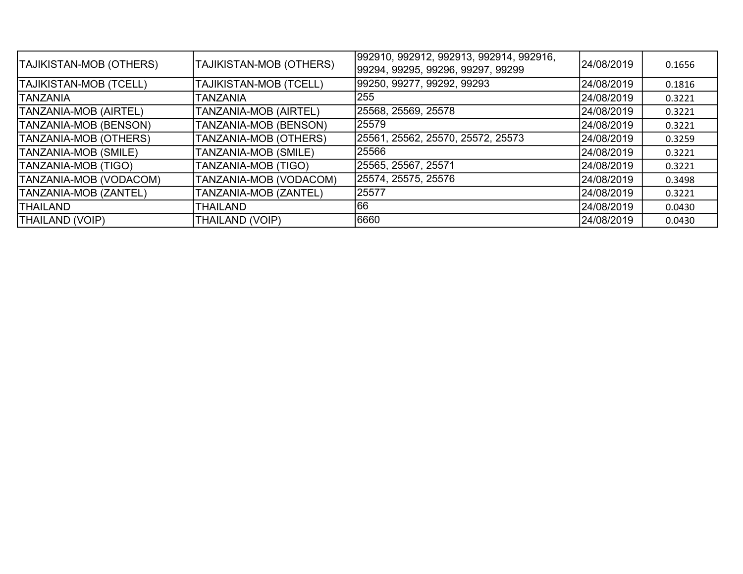| | | | | |
|---|---|---|---|---|
| TAJIKISTAN-MOB (OTHERS) | TAJIKISTAN-MOB (OTHERS) | 992910, 992912, 992913, 992914, 992916, 99294, 99295, 99296, 99297, 99299 | 24/08/2019 | 0.1656 |
| TAJIKISTAN-MOB (TCELL) | TAJIKISTAN-MOB (TCELL) | 99250, 99277, 99292, 99293 | 24/08/2019 | 0.1816 |
| TANZANIA | TANZANIA | 255 | 24/08/2019 | 0.3221 |
| TANZANIA-MOB (AIRTEL) | TANZANIA-MOB (AIRTEL) | 25568, 25569, 25578 | 24/08/2019 | 0.3221 |
| TANZANIA-MOB (BENSON) | TANZANIA-MOB (BENSON) | 25579 | 24/08/2019 | 0.3221 |
| TANZANIA-MOB (OTHERS) | TANZANIA-MOB (OTHERS) | 25561, 25562, 25570, 25572, 25573 | 24/08/2019 | 0.3259 |
| TANZANIA-MOB (SMILE) | TANZANIA-MOB (SMILE) | 25566 | 24/08/2019 | 0.3221 |
| TANZANIA-MOB (TIGO) | TANZANIA-MOB (TIGO) | 25565, 25567, 25571 | 24/08/2019 | 0.3221 |
| TANZANIA-MOB (VODACOM) | TANZANIA-MOB (VODACOM) | 25574, 25575, 25576 | 24/08/2019 | 0.3498 |
| TANZANIA-MOB (ZANTEL) | TANZANIA-MOB (ZANTEL) | 25577 | 24/08/2019 | 0.3221 |
| THAILAND | THAILAND | 66 | 24/08/2019 | 0.0430 |
| THAILAND (VOIP) | THAILAND (VOIP) | 6660 | 24/08/2019 | 0.0430 |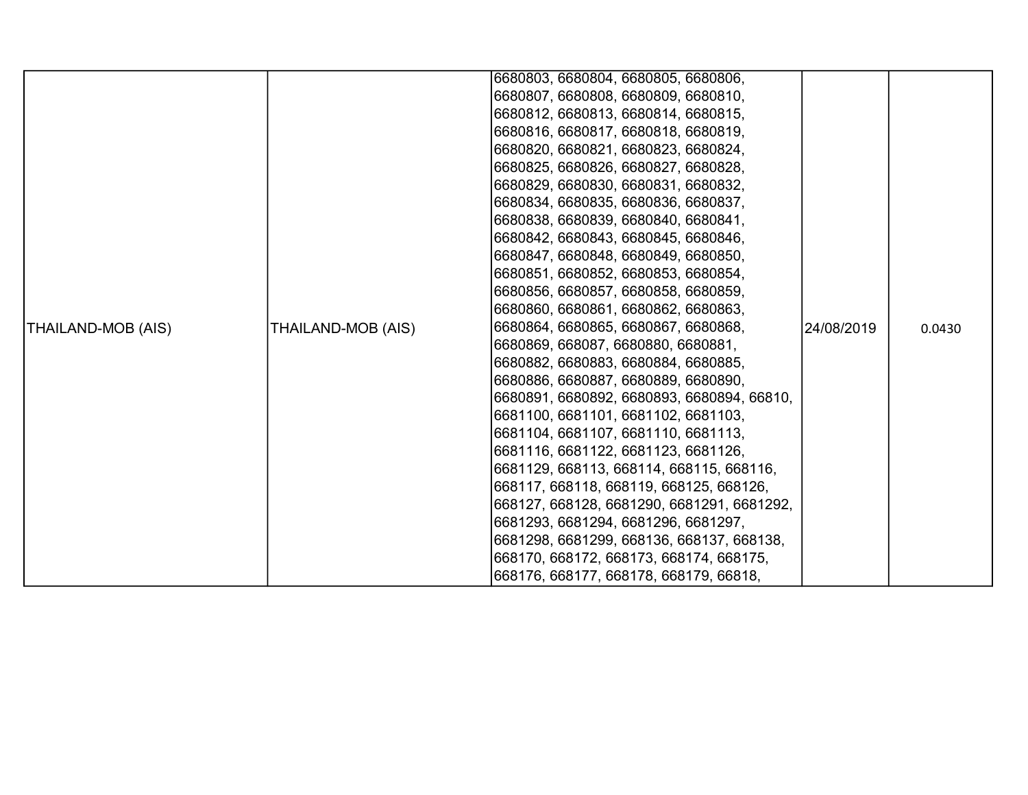| | | | | |
|---|---|---|---|---|
| THAILAND-MOB (AIS) | THAILAND-MOB (AIS) | 6680803, 6680804, 6680805, 6680806, 6680807, 6680808, 6680809, 6680810, 6680812, 6680813, 6680814, 6680815, 6680816, 6680817, 6680818, 6680819, 6680820, 6680821, 6680823, 6680824, 6680825, 6680826, 6680827, 6680828, 6680829, 6680830, 6680831, 6680832, 6680834, 6680835, 6680836, 6680837, 6680838, 6680839, 6680840, 6680841, 6680842, 6680843, 6680845, 6680846, 6680847, 6680848, 6680849, 6680850, 6680851, 6680852, 6680853, 6680854, 6680856, 6680857, 6680858, 6680859, 6680860, 6680861, 6680862, 6680863, 6680864, 6680865, 6680867, 6680868, 6680869, 668087, 6680880, 6680881, 6680882, 6680883, 6680884, 6680885, 6680886, 6680887, 6680889, 6680890, 6680891, 6680892, 6680893, 6680894, 66810, 6681100, 6681101, 6681102, 6681103, 6681104, 6681107, 6681110, 6681113, 6681116, 6681122, 6681123, 6681126, 6681129, 668113, 668114, 668115, 668116, 668117, 668118, 668119, 668125, 668126, 668127, 668128, 6681290, 6681291, 6681292, 6681293, 6681294, 6681296, 6681297, 6681298, 6681299, 668136, 668137, 668138, 668170, 668172, 668173, 668174, 668175, 668176, 668177, 668178, 668179, 66818, | 24/08/2019 | 0.0430 |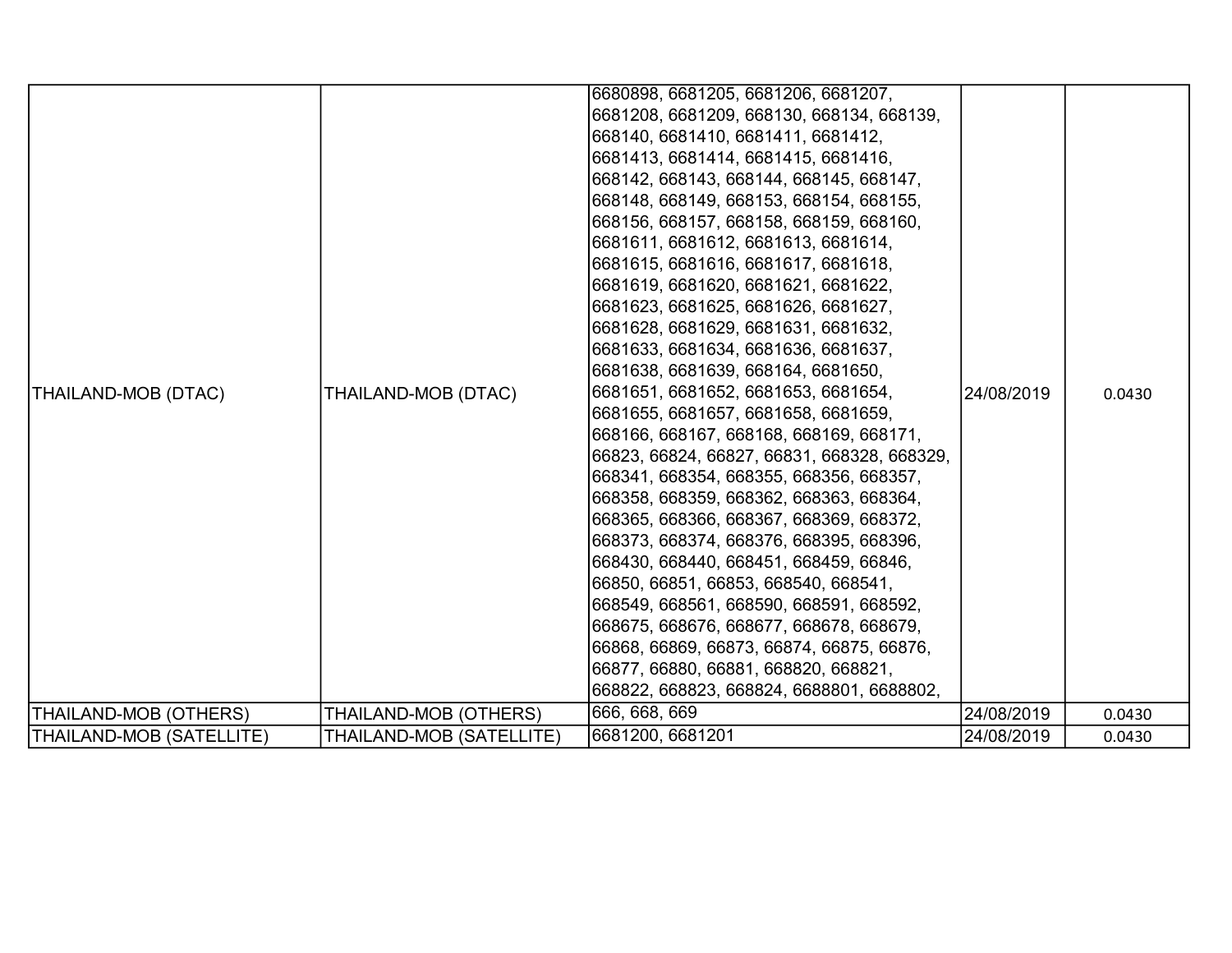| THAILAND-MOB (DTAC) | THAILAND-MOB (DTAC) | 6680898, 6681205, 6681206, 6681207, 6681208, 6681209, 668130, 668134, 668139, 668140, 6681410, 6681411, 6681412, 6681413, 6681414, 6681415, 6681416, 668142, 668143, 668144, 668145, 668147, 668148, 668149, 668153, 668154, 668155, 668156, 668157, 668158, 668159, 668160, 6681611, 6681612, 6681613, 6681614, 6681615, 6681616, 6681617, 6681618, 6681619, 6681620, 6681621, 6681622, 6681623, 6681625, 6681626, 6681627, 6681628, 6681629, 6681631, 6681632, 6681633, 6681634, 6681636, 6681637, 6681638, 6681639, 668164, 6681650, 6681651, 6681652, 6681653, 6681654, 6681655, 6681657, 6681658, 6681659, 668166, 668167, 668168, 668169, 668171, 66823, 66824, 66827, 66831, 668328, 668329, 668341, 668354, 668355, 668356, 668357, 668358, 668359, 668362, 668363, 668364, 668365, 668366, 668367, 668369, 668372, 668373, 668374, 668376, 668395, 668396, 668430, 668440, 668451, 668459, 66846, 66850, 66851, 66853, 668540, 668541, 668549, 668561, 668590, 668591, 668592, 668675, 668676, 668677, 668678, 668679, 66868, 66869, 66873, 66874, 66875, 66876, 66877, 66880, 66881, 668820, 668821, 668822, 668823, 668824, 6688801, 6688802, | 24/08/2019 | 0.0430 |
|---|---|---|---|---|
| THAILAND-MOB (OTHERS) | THAILAND-MOB (OTHERS) | 666, 668, 669 | 24/08/2019 | 0.0430 |
| THAILAND-MOB (SATELLITE) | THAILAND-MOB (SATELLITE) | 6681200, 6681201 | 24/08/2019 | 0.0430 |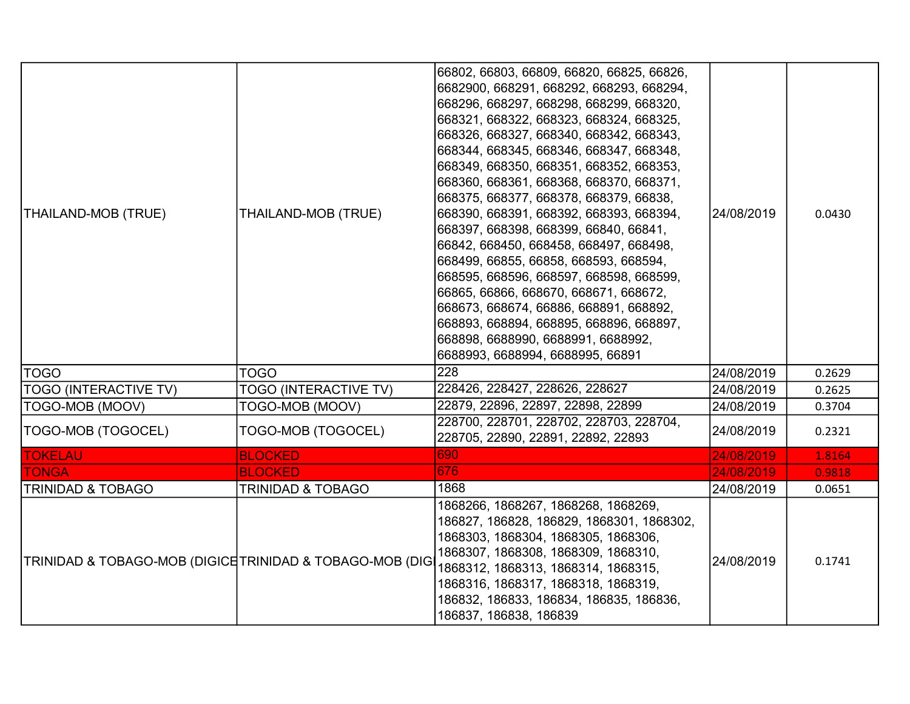| | | | | |
|---|---|---|---|---|
| THAILAND-MOB (TRUE) | THAILAND-MOB (TRUE) | 66802, 66803, 66809, 66820, 66825, 66826, 6682900, 668291, 668292, 668293, 668294, 668296, 668297, 668298, 668299, 668320, 668321, 668322, 668323, 668324, 668325, 668326, 668327, 668340, 668342, 668343, 668344, 668345, 668346, 668347, 668348, 668349, 668350, 668351, 668352, 668353, 668360, 668361, 668368, 668370, 668371, 668375, 668377, 668378, 668379, 66838, 668390, 668391, 668392, 668393, 668394, 668397, 668398, 668399, 66840, 66841, 66842, 668450, 668458, 668497, 668498, 668499, 66855, 66858, 668593, 668594, 668595, 668596, 668597, 668598, 668599, 66865, 66866, 668670, 668671, 668672, 668673, 668674, 66886, 668891, 668892, 668893, 668894, 668895, 668896, 668897, 668898, 6688990, 6688991, 6688992, 6688993, 6688994, 6688995, 66891 | 24/08/2019 | 0.0430 |
| TOGO | TOGO | 228 | 24/08/2019 | 0.2629 |
| TOGO (INTERACTIVE TV) | TOGO (INTERACTIVE TV) | 228426, 228427, 228626, 228627 | 24/08/2019 | 0.2625 |
| TOGO-MOB (MOOV) | TOGO-MOB (MOOV) | 22879, 22896, 22897, 22898, 22899 | 24/08/2019 | 0.3704 |
| TOGO-MOB (TOGOCEL) | TOGO-MOB (TOGOCEL) | 228700, 228701, 228702, 228703, 228704, 228705, 22890, 22891, 22892, 22893 | 24/08/2019 | 0.2321 |
| TOKELAU | BLOCKED | 690 | 24/08/2019 | 1.8164 |
| TONGA | BLOCKED | 676 | 24/08/2019 | 0.9818 |
| TRINIDAD & TOBAGO | TRINIDAD & TOBAGO | 1868 | 24/08/2019 | 0.0651 |
| TRINIDAD & TOBAGO-MOB (DIGICE | TRINIDAD & TOBAGO-MOB (DIGI | 1868266, 1868267, 1868268, 1868269, 186827, 186828, 186829, 1868301, 1868302, 1868303, 1868304, 1868305, 1868306, 1868307, 1868308, 1868309, 1868310, 1868312, 1868313, 1868314, 1868315, 1868316, 1868317, 1868318, 1868319, 186832, 186833, 186834, 186835, 186836, 186837, 186838, 186839 | 24/08/2019 | 0.1741 |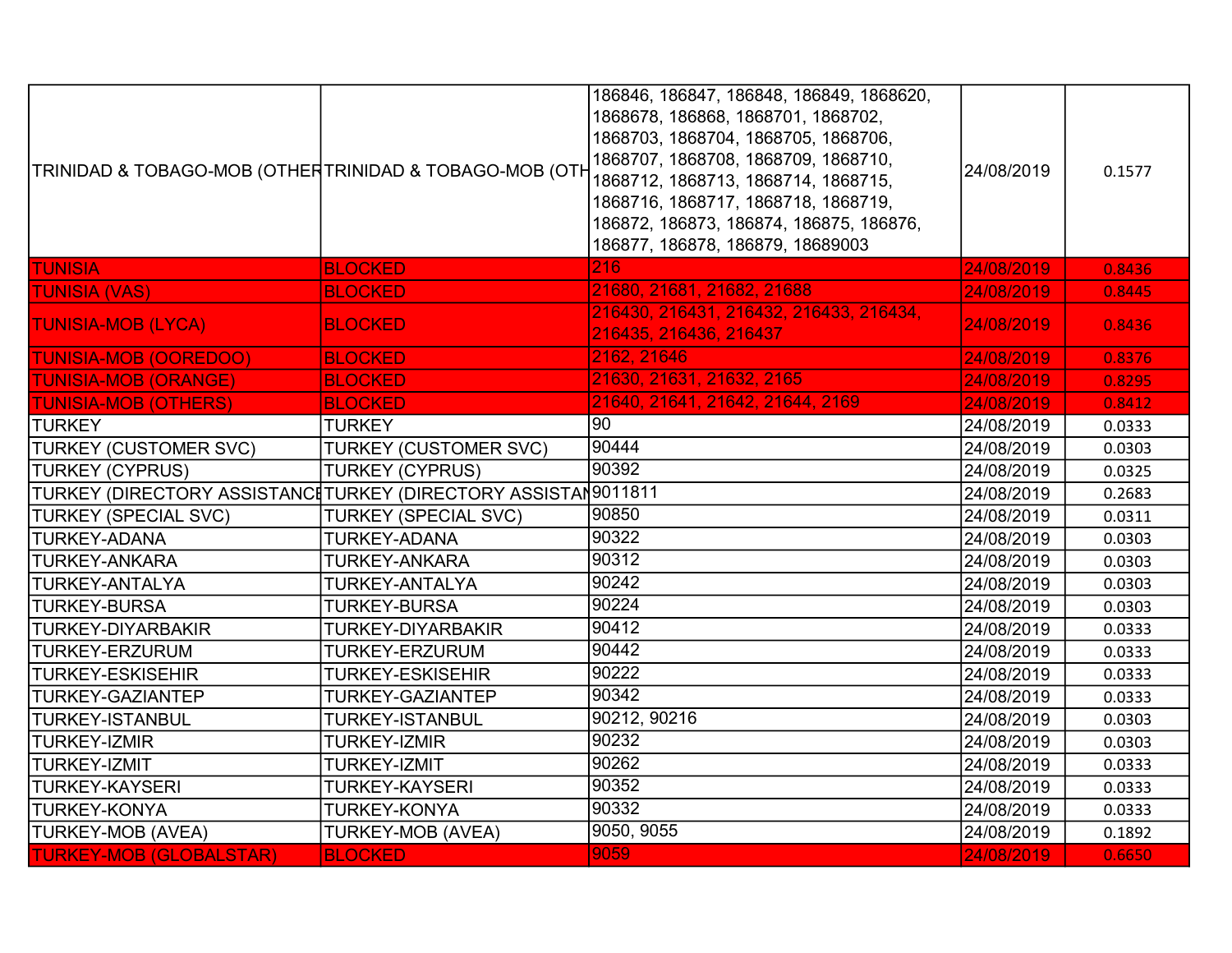| | | | | |
|---|---|---|---|---|
| TRINIDAD & TOBAGO-MOB (OTHER | TRINIDAD & TOBAGO-MOB (OTH | 186846, 186847, 186848, 186849, 1868620, 1868678, 186868, 1868701, 1868702, 1868703, 1868704, 1868705, 1868706, 1868707, 1868708, 1868709, 1868710, 1868712, 1868713, 1868714, 1868715, 1868716, 1868717, 1868718, 1868719, 186872, 186873, 186874, 186875, 186876, 186877, 186878, 186879, 18689003 | 24/08/2019 | 0.1577 |
| TUNISIA | BLOCKED | 216 | 24/08/2019 | 0.8436 |
| TUNISIA (VAS) | BLOCKED | 21680, 21681, 21682, 21688 | 24/08/2019 | 0.8445 |
| TUNISIA-MOB (LYCA) | BLOCKED | 216430, 216431, 216432, 216433, 216434, 216435, 216436, 216437 | 24/08/2019 | 0.8436 |
| TUNISIA-MOB (OOREDOO) | BLOCKED | 2162, 21646 | 24/08/2019 | 0.8376 |
| TUNISIA-MOB (ORANGE) | BLOCKED | 21630, 21631, 21632, 2165 | 24/08/2019 | 0.8295 |
| TUNISIA-MOB (OTHERS) | BLOCKED | 21640, 21641, 21642, 21644, 2169 | 24/08/2019 | 0.8412 |
| TURKEY | TURKEY | 90 | 24/08/2019 | 0.0333 |
| TURKEY (CUSTOMER SVC) | TURKEY (CUSTOMER SVC) | 90444 | 24/08/2019 | 0.0303 |
| TURKEY (CYPRUS) | TURKEY (CYPRUS) | 90392 | 24/08/2019 | 0.0325 |
| TURKEY (DIRECTORY ASSISTANCE | TURKEY (DIRECTORY ASSISTAN | 9011811 | 24/08/2019 | 0.2683 |
| TURKEY (SPECIAL SVC) | TURKEY (SPECIAL SVC) | 90850 | 24/08/2019 | 0.0311 |
| TURKEY-ADANA | TURKEY-ADANA | 90322 | 24/08/2019 | 0.0303 |
| TURKEY-ANKARA | TURKEY-ANKARA | 90312 | 24/08/2019 | 0.0303 |
| TURKEY-ANTALYA | TURKEY-ANTALYA | 90242 | 24/08/2019 | 0.0303 |
| TURKEY-BURSA | TURKEY-BURSA | 90224 | 24/08/2019 | 0.0303 |
| TURKEY-DIYARBAKIR | TURKEY-DIYARBAKIR | 90412 | 24/08/2019 | 0.0333 |
| TURKEY-ERZURUM | TURKEY-ERZURUM | 90442 | 24/08/2019 | 0.0333 |
| TURKEY-ESKISEHIR | TURKEY-ESKISEHIR | 90222 | 24/08/2019 | 0.0333 |
| TURKEY-GAZIANTEP | TURKEY-GAZIANTEP | 90342 | 24/08/2019 | 0.0333 |
| TURKEY-ISTANBUL | TURKEY-ISTANBUL | 90212, 90216 | 24/08/2019 | 0.0303 |
| TURKEY-IZMIR | TURKEY-IZMIR | 90232 | 24/08/2019 | 0.0303 |
| TURKEY-IZMIT | TURKEY-IZMIT | 90262 | 24/08/2019 | 0.0333 |
| TURKEY-KAYSERI | TURKEY-KAYSERI | 90352 | 24/08/2019 | 0.0333 |
| TURKEY-KONYA | TURKEY-KONYA | 90332 | 24/08/2019 | 0.0333 |
| TURKEY-MOB (AVEA) | TURKEY-MOB (AVEA) | 9050, 9055 | 24/08/2019 | 0.1892 |
| TURKEY-MOB (GLOBALSTAR) | BLOCKED | 9059 | 24/08/2019 | 0.6650 |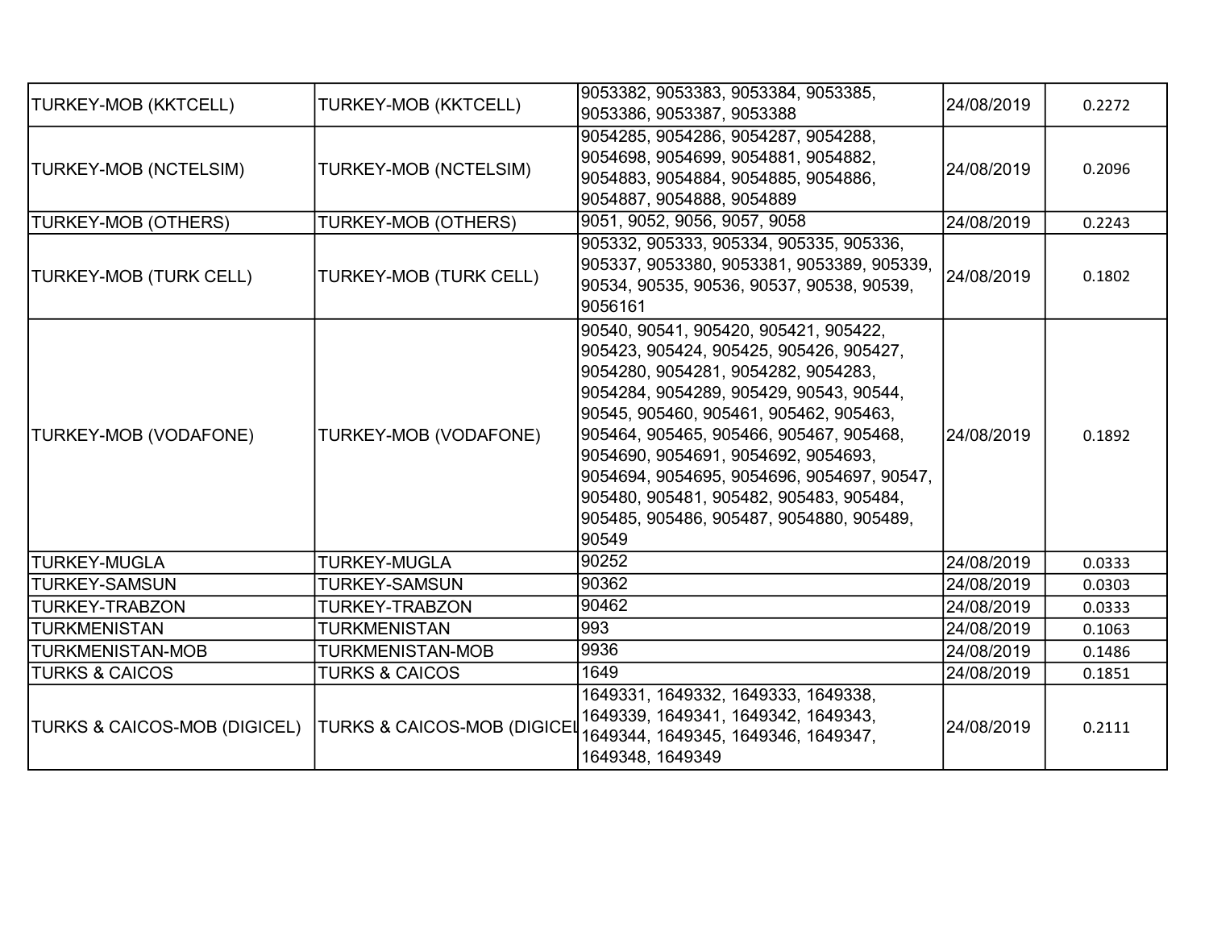| TURKEY-MOB (KKTCELL) | TURKEY-MOB (KKTCELL) | 9053382, 9053383, 9053384, 9053385, 9053386, 9053387, 9053388 | 24/08/2019 | 0.2272 |
|---|---|---|---|---|
| TURKEY-MOB (NCTELSIM) | TURKEY-MOB (NCTELSIM) | 9054285, 9054286, 9054287, 9054288, 9054698, 9054699, 9054881, 9054882, 9054883, 9054884, 9054885, 9054886, 9054887, 9054888, 9054889 | 24/08/2019 | 0.2096 |
| TURKEY-MOB (OTHERS) | TURKEY-MOB (OTHERS) | 9051, 9052, 9056, 9057, 9058 | 24/08/2019 | 0.2243 |
| TURKEY-MOB (TURK CELL) | TURKEY-MOB (TURK CELL) | 905332, 905333, 905334, 905335, 905336, 905337, 9053380, 9053381, 9053389, 905339, 90534, 90535, 90536, 90537, 90538, 90539, 9056161 | 24/08/2019 | 0.1802 |
| TURKEY-MOB (VODAFONE) | TURKEY-MOB (VODAFONE) | 90540, 90541, 905420, 905421, 905422, 905423, 905424, 905425, 905426, 905427, 9054280, 9054281, 9054282, 9054283, 9054284, 9054289, 905429, 90543, 90544, 90545, 905460, 905461, 905462, 905463, 905464, 905465, 905466, 905467, 905468, 9054690, 9054691, 9054692, 9054693, 9054694, 9054695, 9054696, 9054697, 90547, 905480, 905481, 905482, 905483, 905484, 905485, 905486, 905487, 9054880, 905489, 90549 | 24/08/2019 | 0.1892 |
| TURKEY-MUGLA | TURKEY-MUGLA | 90252 | 24/08/2019 | 0.0333 |
| TURKEY-SAMSUN | TURKEY-SAMSUN | 90362 | 24/08/2019 | 0.0303 |
| TURKEY-TRABZON | TURKEY-TRABZON | 90462 | 24/08/2019 | 0.0333 |
| TURKMENISTAN | TURKMENISTAN | 993 | 24/08/2019 | 0.1063 |
| TURKMENISTAN-MOB | TURKMENISTAN-MOB | 9936 | 24/08/2019 | 0.1486 |
| TURKS & CAICOS | TURKS & CAICOS | 1649 | 24/08/2019 | 0.1851 |
| TURKS & CAICOS-MOB (DIGICEL) | TURKS & CAICOS-MOB (DIGICEL | 1649331, 1649332, 1649333, 1649338, 1649339, 1649341, 1649342, 1649343, 1649344, 1649345, 1649346, 1649347, 1649348, 1649349 | 24/08/2019 | 0.2111 |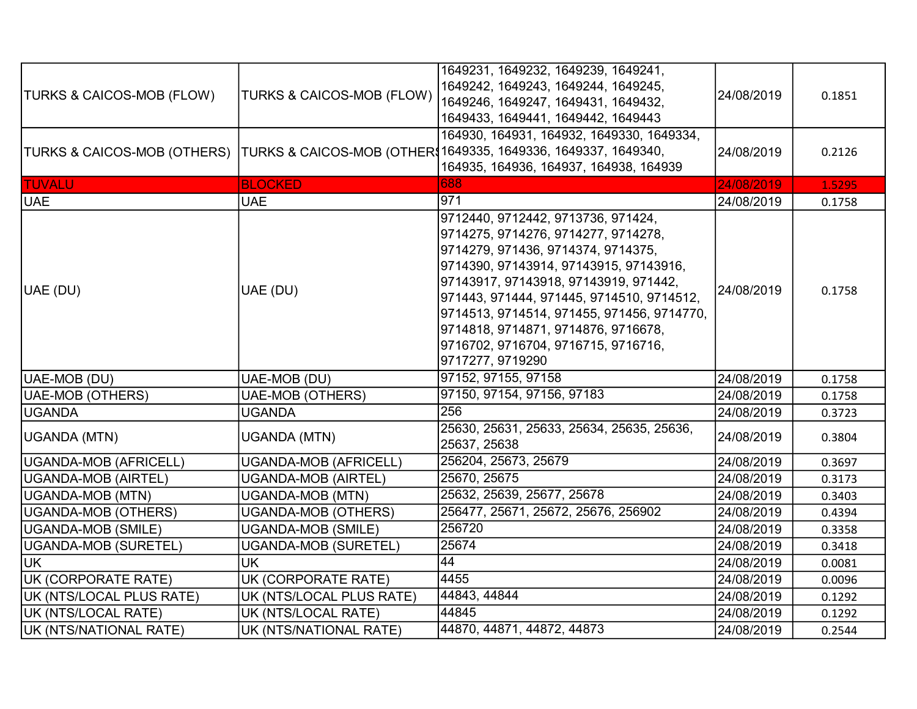| | | | | |
|---|---|---|---|---|
| TURKS & CAICOS-MOB (FLOW) | TURKS & CAICOS-MOB (FLOW) | 1649231, 1649232, 1649239, 1649241, 1649242, 1649243, 1649244, 1649245, 1649246, 1649247, 1649431, 1649432, 1649433, 1649441, 1649442, 1649443 | 24/08/2019 | 0.1851 |
| TURKS & CAICOS-MOB (OTHERS) | TURKS & CAICOS-MOB (OTHERS) | 164930, 164931, 164932, 1649330, 1649334, 1649335, 1649336, 1649337, 1649340, 164935, 164936, 164937, 164938, 164939 | 24/08/2019 | 0.2126 |
| TUVALU | BLOCKED | 688 | 24/08/2019 | 1.5295 |
| UAE | UAE | 971 | 24/08/2019 | 0.1758 |
| UAE (DU) | UAE (DU) | 9712440, 9712442, 9713736, 971424, 9714275, 9714276, 9714277, 9714278, 9714279, 971436, 9714374, 9714375, 9714390, 97143914, 97143915, 97143916, 97143917, 97143918, 97143919, 971442, 971443, 971444, 971445, 9714510, 9714512, 9714513, 9714514, 971455, 971456, 9714770, 9714818, 9714871, 9714876, 9716678, 9716702, 9716704, 9716715, 9716716, 9717277, 9719290 | 24/08/2019 | 0.1758 |
| UAE-MOB (DU) | UAE-MOB (DU) | 97152, 97155, 97158 | 24/08/2019 | 0.1758 |
| UAE-MOB (OTHERS) | UAE-MOB (OTHERS) | 97150, 97154, 97156, 97183 | 24/08/2019 | 0.1758 |
| UGANDA | UGANDA | 256 | 24/08/2019 | 0.3723 |
| UGANDA (MTN) | UGANDA (MTN) | 25630, 25631, 25633, 25634, 25635, 25636, 25637, 25638 | 24/08/2019 | 0.3804 |
| UGANDA-MOB (AFRICELL) | UGANDA-MOB (AFRICELL) | 256204, 25673, 25679 | 24/08/2019 | 0.3697 |
| UGANDA-MOB (AIRTEL) | UGANDA-MOB (AIRTEL) | 25670, 25675 | 24/08/2019 | 0.3173 |
| UGANDA-MOB (MTN) | UGANDA-MOB (MTN) | 25632, 25639, 25677, 25678 | 24/08/2019 | 0.3403 |
| UGANDA-MOB (OTHERS) | UGANDA-MOB (OTHERS) | 256477, 25671, 25672, 25676, 256902 | 24/08/2019 | 0.4394 |
| UGANDA-MOB (SMILE) | UGANDA-MOB (SMILE) | 256720 | 24/08/2019 | 0.3358 |
| UGANDA-MOB (SURETEL) | UGANDA-MOB (SURETEL) | 25674 | 24/08/2019 | 0.3418 |
| UK | UK | 44 | 24/08/2019 | 0.0081 |
| UK (CORPORATE RATE) | UK (CORPORATE RATE) | 4455 | 24/08/2019 | 0.0096 |
| UK (NTS/LOCAL PLUS RATE) | UK (NTS/LOCAL PLUS RATE) | 44843, 44844 | 24/08/2019 | 0.1292 |
| UK (NTS/LOCAL RATE) | UK (NTS/LOCAL RATE) | 44845 | 24/08/2019 | 0.1292 |
| UK (NTS/NATIONAL RATE) | UK (NTS/NATIONAL RATE) | 44870, 44871, 44872, 44873 | 24/08/2019 | 0.2544 |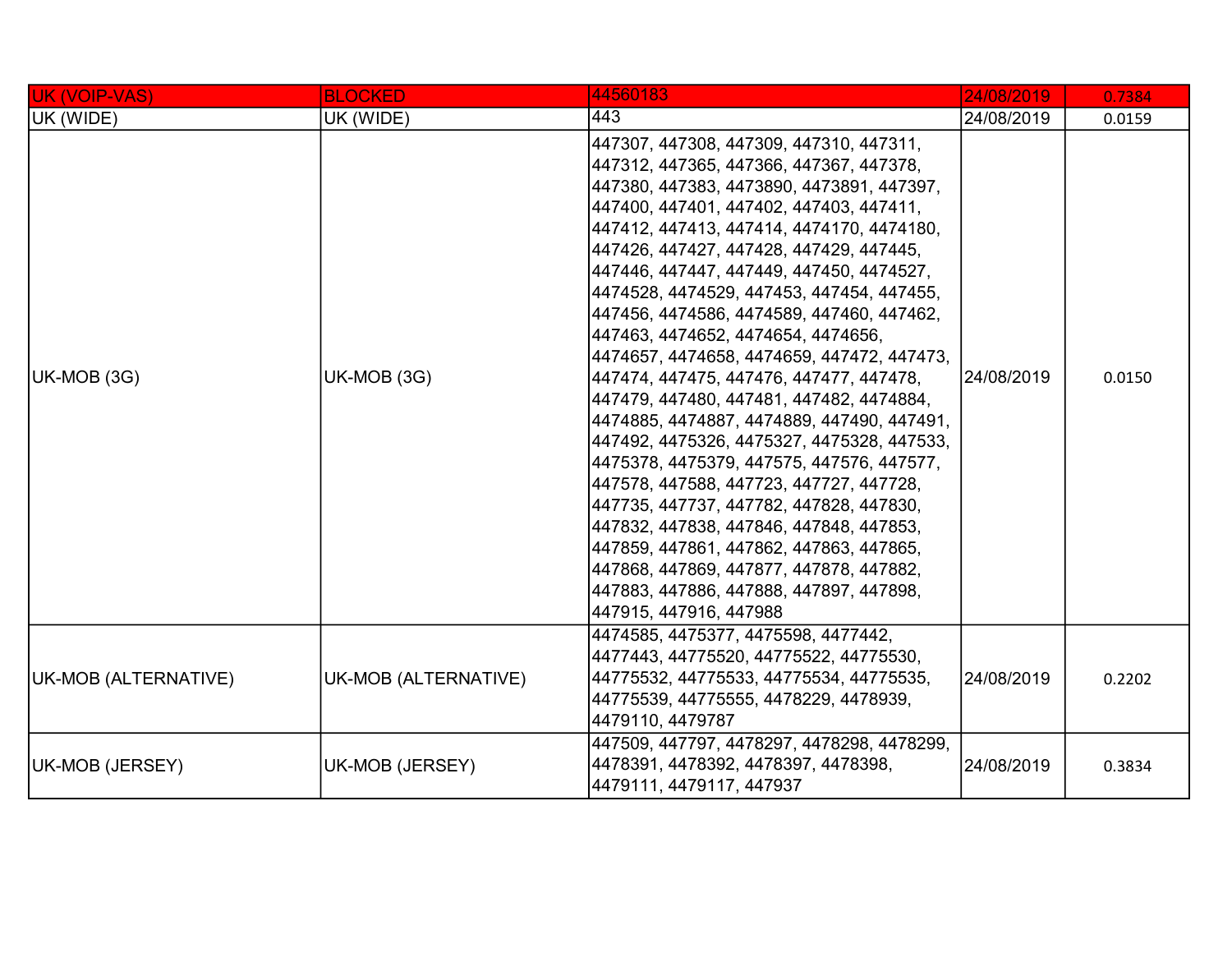| UK (VOIP-VAS) | BLOCKED | 44560183 | 24/08/2019 | 0.7384 |
|---|---|---|---|---|
| UK (WIDE) | UK (WIDE) | 443 | 24/08/2019 | 0.0159 |
| UK-MOB (3G) | UK-MOB (3G) | 447307, 447308, 447309, 447310, 447311, 447312, 447365, 447366, 447367, 447378, 447380, 447383, 4473890, 4473891, 447397, 447400, 447401, 447402, 447403, 447411, 447412, 447413, 447414, 4474170, 4474180, 447426, 447427, 447428, 447429, 447445, 447446, 447447, 447449, 447450, 4474527, 4474528, 4474529, 447453, 447454, 447455, 447456, 4474586, 4474589, 447460, 447462, 447463, 4474652, 4474654, 4474656, 4474657, 4474658, 4474659, 447472, 447473, 447474, 447475, 447476, 447477, 447478, 447479, 447480, 447481, 447482, 4474884, 4474885, 4474887, 4474889, 447490, 447491, 447492, 4475326, 4475327, 4475328, 447533, 4475378, 4475379, 447575, 447576, 447577, 447578, 447588, 447723, 447727, 447728, 447735, 447737, 447782, 447828, 447830, 447832, 447838, 447846, 447848, 447853, 447859, 447861, 447862, 447863, 447865, 447868, 447869, 447877, 447878, 447882, 447883, 447886, 447888, 447897, 447898, 447915, 447916, 447988 | 24/08/2019 | 0.0150 |
| UK-MOB (ALTERNATIVE) | UK-MOB (ALTERNATIVE) | 4474585, 4475377, 4475598, 4477442, 4477443, 44775520, 44775522, 44775530, 44775532, 44775533, 44775534, 44775535, 44775539, 44775555, 4478229, 4478939, 4479110, 4479787 | 24/08/2019 | 0.2202 |
| UK-MOB (JERSEY) | UK-MOB (JERSEY) | 447509, 447797, 4478297, 4478298, 4478299, 4478391, 4478392, 4478397, 4478398, 4479111, 4479117, 447937 | 24/08/2019 | 0.3834 |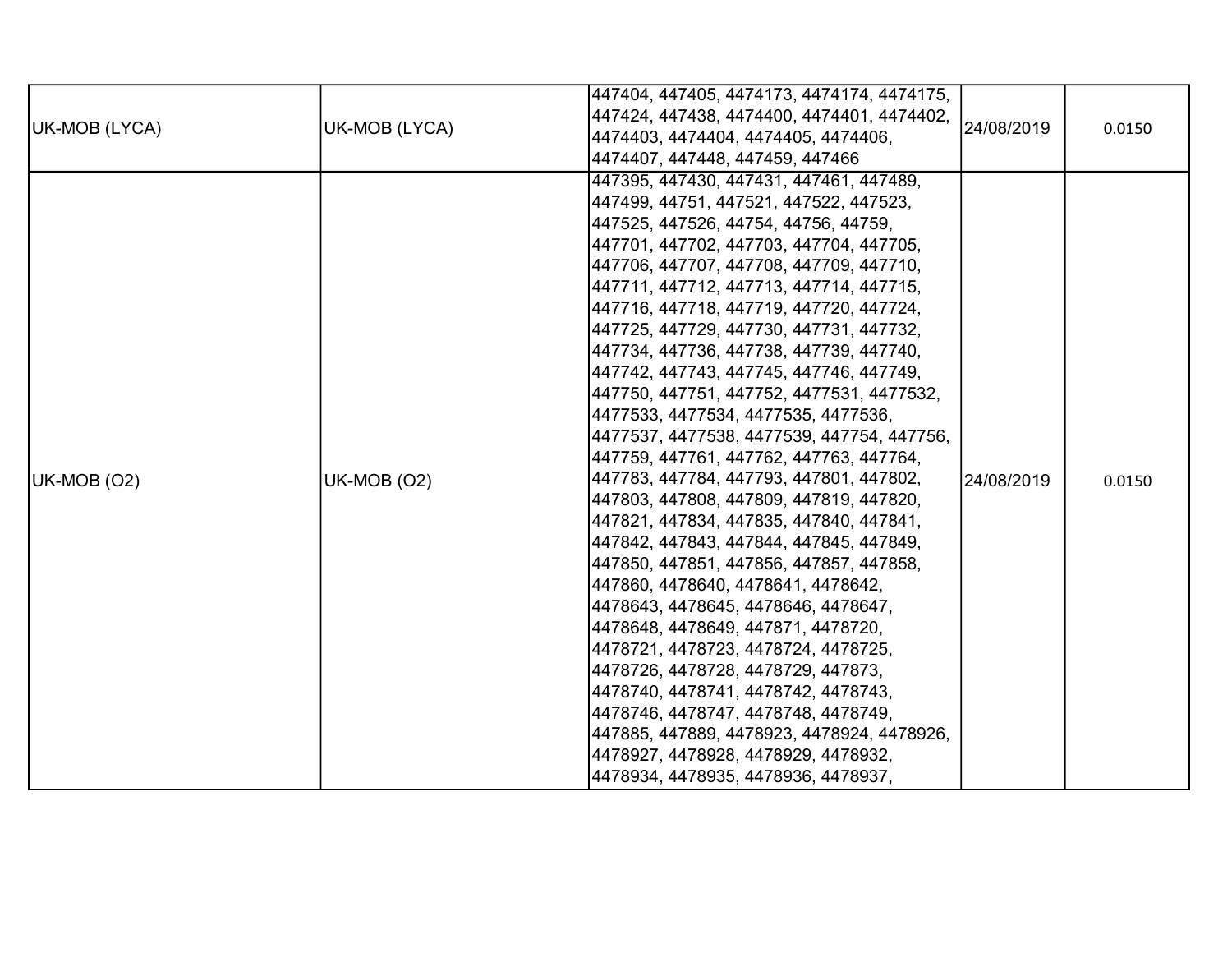| | | | | |
|---|---|---|---|---|
| UK-MOB (LYCA) | UK-MOB (LYCA) | 447404, 447405, 4474173, 4474174, 4474175, 447424, 447438, 4474400, 4474401, 4474402, 4474403, 4474404, 4474405, 4474406, 4474407, 447448, 447459, 447466 | 24/08/2019 | 0.0150 |
| UK-MOB (O2) | UK-MOB (O2) | 447395, 447430, 447431, 447461, 447489, 447499, 44751, 447521, 447522, 447523, 447525, 447526, 44754, 44756, 44759, 447701, 447702, 447703, 447704, 447705, 447706, 447707, 447708, 447709, 447710, 447711, 447712, 447713, 447714, 447715, 447716, 447718, 447719, 447720, 447724, 447725, 447729, 447730, 447731, 447732, 447734, 447736, 447738, 447739, 447740, 447742, 447743, 447745, 447746, 447749, 447750, 447751, 447752, 4477531, 4477532, 4477533, 4477534, 4477535, 4477536, 4477537, 4477538, 4477539, 447754, 447756, 447759, 447761, 447762, 447763, 447764, 447783, 447784, 447793, 447801, 447802, 447803, 447808, 447809, 447819, 447820, 447821, 447834, 447835, 447840, 447841, 447842, 447843, 447844, 447845, 447849, 447850, 447851, 447856, 447857, 447858, 447860, 4478640, 4478641, 4478642, 4478643, 4478645, 4478646, 4478647, 4478648, 4478649, 447871, 4478720, 4478721, 4478723, 4478724, 4478725, 4478726, 4478728, 4478729, 447873, 4478740, 4478741, 4478742, 4478743, 4478746, 4478747, 4478748, 4478749, 447885, 447889, 4478923, 4478924, 4478926, 4478927, 4478928, 4478929, 4478932, 4478934, 4478935, 4478936, 4478937, | 24/08/2019 | 0.0150 |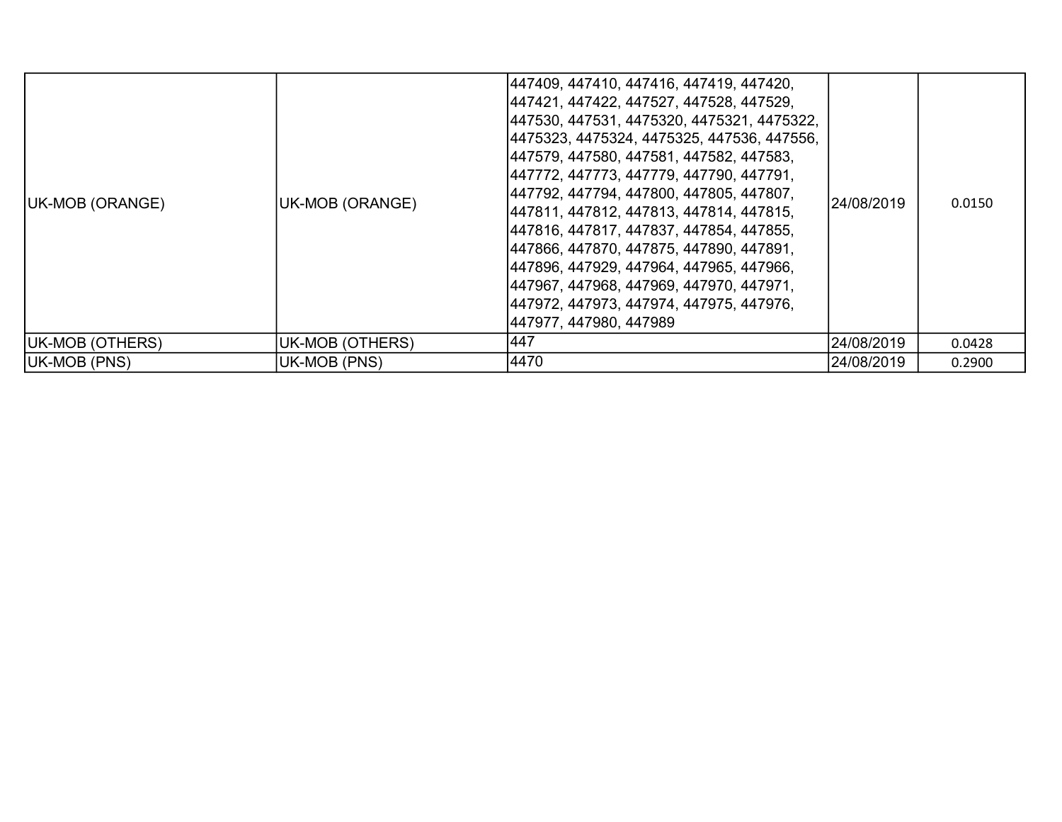| | | | | |
|---|---|---|---|---|
| UK-MOB (ORANGE) | UK-MOB (ORANGE) | 447409, 447410, 447416, 447419, 447420, 447421, 447422, 447527, 447528, 447529, 447530, 447531, 4475320, 4475321, 4475322, 4475323, 4475324, 4475325, 447536, 447556, 447579, 447580, 447581, 447582, 447583, 447772, 447773, 447779, 447790, 447791, 447792, 447794, 447800, 447805, 447807, 447811, 447812, 447813, 447814, 447815, 447816, 447817, 447837, 447854, 447855, 447866, 447870, 447875, 447890, 447891, 447896, 447929, 447964, 447965, 447966, 447967, 447968, 447969, 447970, 447971, 447972, 447973, 447974, 447975, 447976, 447977, 447980, 447989 | 24/08/2019 | 0.0150 |
| UK-MOB (OTHERS) | UK-MOB (OTHERS) | 447 | 24/08/2019 | 0.0428 |
| UK-MOB (PNS) | UK-MOB (PNS) | 4470 | 24/08/2019 | 0.2900 |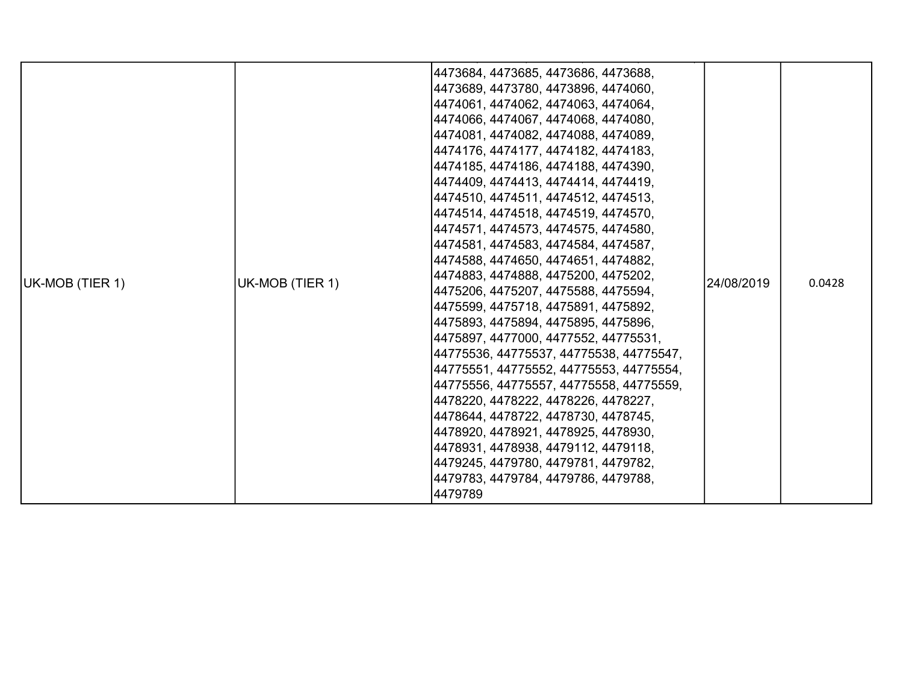| UK-MOB (TIER 1) | UK-MOB (TIER 1) | 4473684, 4473685, 4473686, 4473688, 4473689, 4473780, 4473896, 4474060, 4474061, 4474062, 4474063, 4474064, 4474066, 4474067, 4474068, 4474080, 4474081, 4474082, 4474088, 4474089, 4474176, 4474177, 4474182, 4474183, 4474185, 4474186, 4474188, 4474390, 4474409, 4474413, 4474414, 4474419, 4474510, 4474511, 4474512, 4474513, 4474514, 4474518, 4474519, 4474570, 4474571, 4474573, 4474575, 4474580, 4474581, 4474583, 4474584, 4474587, 4474588, 4474650, 4474651, 4474882, 4474883, 4474888, 4475200, 4475202, 4475206, 4475207, 4475588, 4475594, 4475599, 4475718, 4475891, 4475892, 4475893, 4475894, 4475895, 4475896, 4475897, 4477000, 4477552, 44775531, 44775536, 44775537, 44775538, 44775547, 44775551, 44775552, 44775553, 44775554, 44775556, 44775557, 44775558, 44775559, 4478220, 4478222, 4478226, 4478227, 4478644, 4478722, 4478730, 4478745, 4478920, 4478921, 4478925, 4478930, 4478931, 4478938, 4479112, 4479118, 4479245, 4479780, 4479781, 4479782, 4479783, 4479784, 4479786, 4479788, 4479789 | 24/08/2019 | 0.0428 |
|---|---|---|---|---|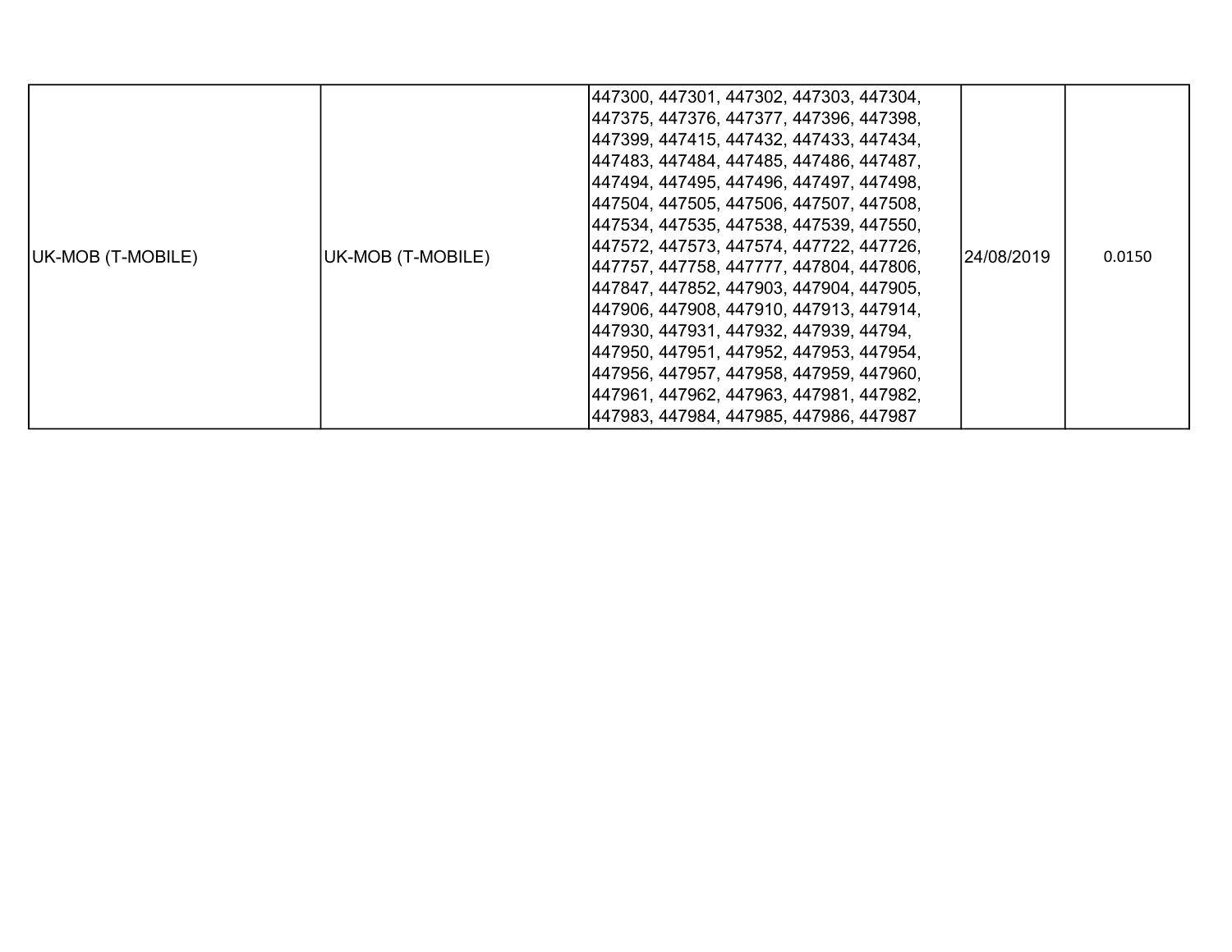| UK-MOB (T-MOBILE) | UK-MOB (T-MOBILE) | 447300, 447301, 447302, 447303, 447304, 447375, 447376, 447377, 447396, 447398, 447399, 447415, 447432, 447433, 447434, 447483, 447484, 447485, 447486, 447487, 447494, 447495, 447496, 447497, 447498, 447504, 447505, 447506, 447507, 447508, 447534, 447535, 447538, 447539, 447550, 447572, 447573, 447574, 447722, 447726, 447757, 447758, 447777, 447804, 447806, 447847, 447852, 447903, 447904, 447905, 447906, 447908, 447910, 447913, 447914, 447930, 447931, 447932, 447939, 44794, 447950, 447951, 447952, 447953, 447954, 447956, 447957, 447958, 447959, 447960, 447961, 447962, 447963, 447981, 447982, 447983, 447984, 447985, 447986, 447987 | 24/08/2019 | 0.0150 |
|---|---|---|---|---|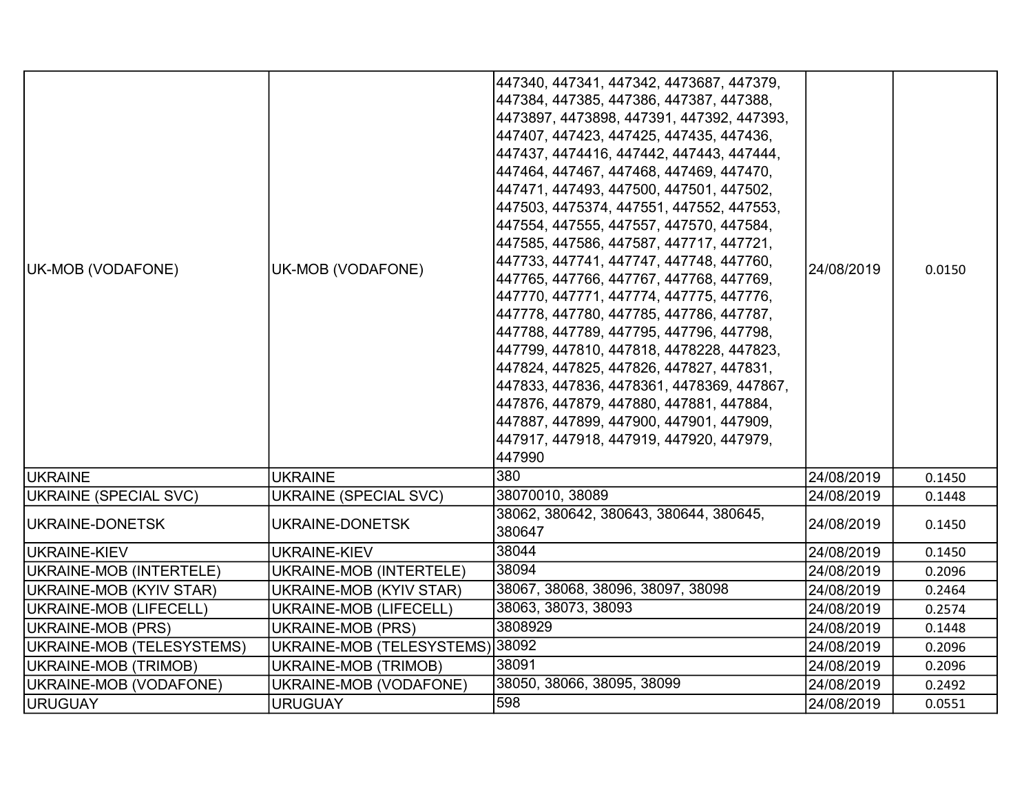| | | | | |
|---|---|---|---|---|
| UK-MOB (VODAFONE) | UK-MOB (VODAFONE) | 447340, 447341, 447342, 4473687, 447379, 447384, 447385, 447386, 447387, 447388, 4473897, 4473898, 447391, 447392, 447393, 447407, 447423, 447425, 447435, 447436, 447437, 4474416, 447442, 447443, 447444, 447464, 447467, 447468, 447469, 447470, 447471, 447493, 447500, 447501, 447502, 447503, 4475374, 447551, 447552, 447553, 447554, 447555, 447557, 447570, 447584, 447585, 447586, 447587, 447717, 447721, 447733, 447741, 447747, 447748, 447760, 447765, 447766, 447767, 447768, 447769, 447770, 447771, 447774, 447775, 447776, 447778, 447780, 447785, 447786, 447787, 447788, 447789, 447795, 447796, 447798, 447799, 447810, 447818, 4478228, 447823, 447824, 447825, 447826, 447827, 447831, 447833, 447836, 4478361, 4478369, 447867, 447876, 447879, 447880, 447881, 447884, 447887, 447899, 447900, 447901, 447909, 447917, 447918, 447919, 447920, 447979, 447990 | 24/08/2019 | 0.0150 |
| UKRAINE | UKRAINE | 380 | 24/08/2019 | 0.1450 |
| UKRAINE (SPECIAL SVC) | UKRAINE (SPECIAL SVC) | 38070010, 38089 | 24/08/2019 | 0.1448 |
| UKRAINE-DONETSK | UKRAINE-DONETSK | 38062, 380642, 380643, 380644, 380645, 380647 | 24/08/2019 | 0.1450 |
| UKRAINE-KIEV | UKRAINE-KIEV | 38044 | 24/08/2019 | 0.1450 |
| UKRAINE-MOB (INTERTELE) | UKRAINE-MOB (INTERTELE) | 38094 | 24/08/2019 | 0.2096 |
| UKRAINE-MOB (KYIV STAR) | UKRAINE-MOB (KYIV STAR) | 38067, 38068, 38096, 38097, 38098 | 24/08/2019 | 0.2464 |
| UKRAINE-MOB (LIFECELL) | UKRAINE-MOB (LIFECELL) | 38063, 38073, 38093 | 24/08/2019 | 0.2574 |
| UKRAINE-MOB (PRS) | UKRAINE-MOB (PRS) | 3808929 | 24/08/2019 | 0.1448 |
| UKRAINE-MOB (TELESYSTEMS) | UKRAINE-MOB (TELESYSTEMS) | 38092 | 24/08/2019 | 0.2096 |
| UKRAINE-MOB (TRIMOB) | UKRAINE-MOB (TRIMOB) | 38091 | 24/08/2019 | 0.2096 |
| UKRAINE-MOB (VODAFONE) | UKRAINE-MOB (VODAFONE) | 38050, 38066, 38095, 38099 | 24/08/2019 | 0.2492 |
| URUGUAY | URUGUAY | 598 | 24/08/2019 | 0.0551 |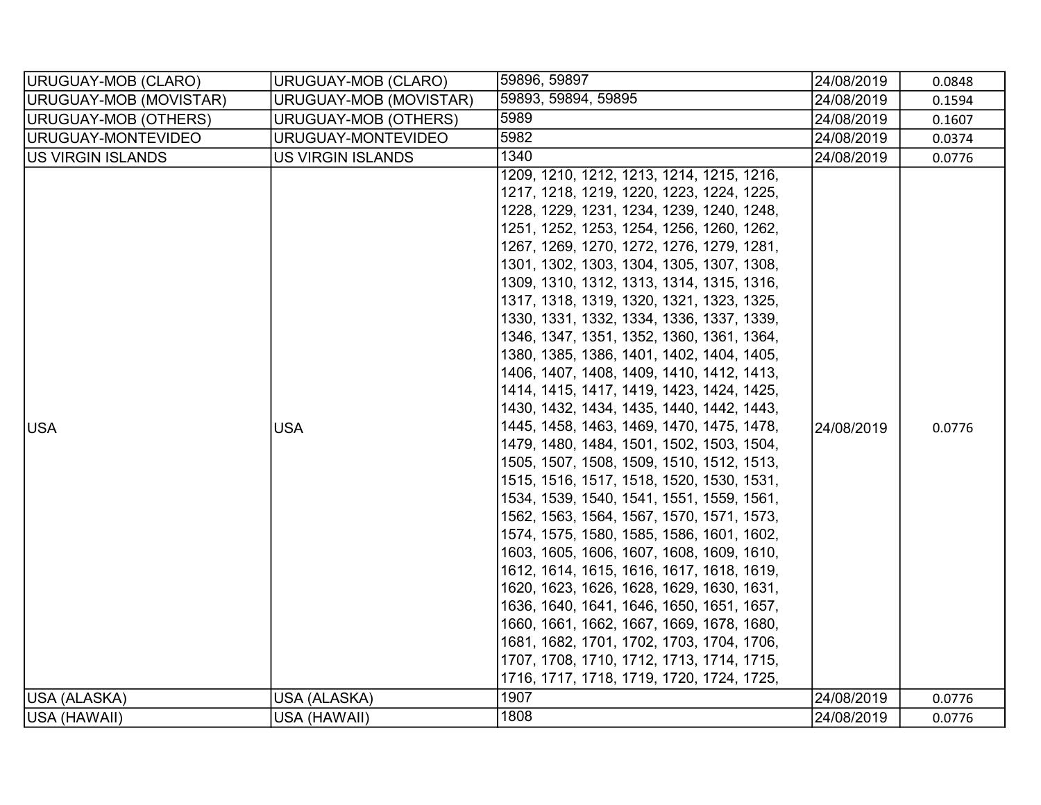| | | | | |
|---|---|---|---|---|
| URUGUAY-MOB (CLARO) | URUGUAY-MOB (CLARO) | 59896, 59897 | 24/08/2019 | 0.0848 |
| URUGUAY-MOB (MOVISTAR) | URUGUAY-MOB (MOVISTAR) | 59893, 59894, 59895 | 24/08/2019 | 0.1594 |
| URUGUAY-MOB (OTHERS) | URUGUAY-MOB (OTHERS) | 5989 | 24/08/2019 | 0.1607 |
| URUGUAY-MONTEVIDEO | URUGUAY-MONTEVIDEO | 5982 | 24/08/2019 | 0.0374 |
| US VIRGIN ISLANDS | US VIRGIN ISLANDS | 1340 | 24/08/2019 | 0.0776 |
| USA | USA | 1209, 1210, 1212, 1213, 1214, 1215, 1216, 1217, 1218, 1219, 1220, 1223, 1224, 1225, 1228, 1229, 1231, 1234, 1239, 1240, 1248, 1251, 1252, 1253, 1254, 1256, 1260, 1262, 1267, 1269, 1270, 1272, 1276, 1279, 1281, 1301, 1302, 1303, 1304, 1305, 1307, 1308, 1309, 1310, 1312, 1313, 1314, 1315, 1316, 1317, 1318, 1319, 1320, 1321, 1323, 1325, 1330, 1331, 1332, 1334, 1336, 1337, 1339, 1346, 1347, 1351, 1352, 1360, 1361, 1364, 1380, 1385, 1386, 1401, 1402, 1404, 1405, 1406, 1407, 1408, 1409, 1410, 1412, 1413, 1414, 1415, 1417, 1419, 1423, 1424, 1425, 1430, 1432, 1434, 1435, 1440, 1442, 1443, 1445, 1458, 1463, 1469, 1470, 1475, 1478, 1479, 1480, 1484, 1501, 1502, 1503, 1504, 1505, 1507, 1508, 1509, 1510, 1512, 1513, 1515, 1516, 1517, 1518, 1520, 1530, 1531, 1534, 1539, 1540, 1541, 1551, 1559, 1561, 1562, 1563, 1564, 1567, 1570, 1571, 1573, 1574, 1575, 1580, 1585, 1586, 1601, 1602, 1603, 1605, 1606, 1607, 1608, 1609, 1610, 1612, 1614, 1615, 1616, 1617, 1618, 1619, 1620, 1623, 1626, 1628, 1629, 1630, 1631, 1636, 1640, 1641, 1646, 1650, 1651, 1657, 1660, 1661, 1662, 1667, 1669, 1678, 1680, 1681, 1682, 1701, 1702, 1703, 1704, 1706, 1707, 1708, 1710, 1712, 1713, 1714, 1715, 1716, 1717, 1718, 1719, 1720, 1724, 1725, | 24/08/2019 | 0.0776 |
| USA (ALASKA) | USA (ALASKA) | 1907 | 24/08/2019 | 0.0776 |
| USA (HAWAII) | USA (HAWAII) | 1808 | 24/08/2019 | 0.0776 |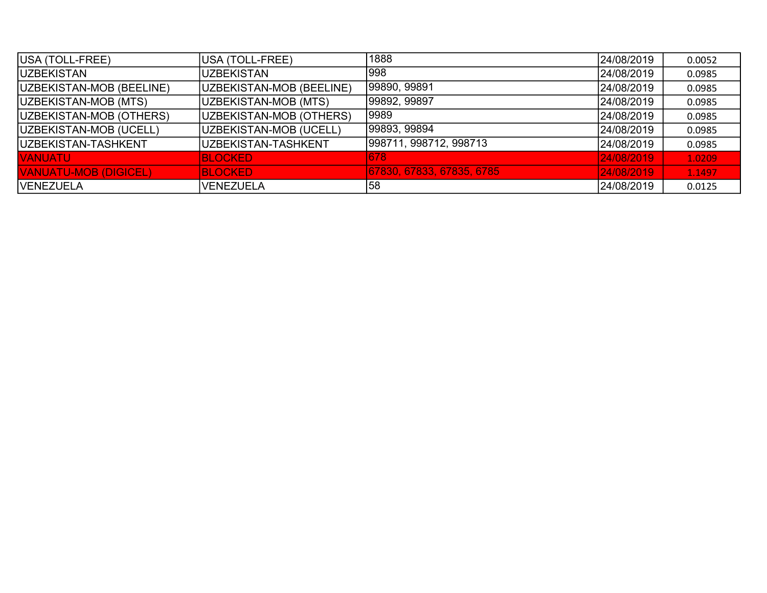| USA (TOLL-FREE) | USA (TOLL-FREE) | 1888 | 24/08/2019 | 0.0052 |
|---|---|---|---|---|
| UZBEKISTAN | UZBEKISTAN | 998 | 24/08/2019 | 0.0985 |
| UZBEKISTAN-MOB (BEELINE) | UZBEKISTAN-MOB (BEELINE) | 99890, 99891 | 24/08/2019 | 0.0985 |
| UZBEKISTAN-MOB (MTS) | UZBEKISTAN-MOB (MTS) | 99892, 99897 | 24/08/2019 | 0.0985 |
| UZBEKISTAN-MOB (OTHERS) | UZBEKISTAN-MOB (OTHERS) | 9989 | 24/08/2019 | 0.0985 |
| UZBEKISTAN-MOB (UCELL) | UZBEKISTAN-MOB (UCELL) | 99893, 99894 | 24/08/2019 | 0.0985 |
| UZBEKISTAN-TASHKENT | UZBEKISTAN-TASHKENT | 998711, 998712, 998713 | 24/08/2019 | 0.0985 |
| VANUATU | BLOCKED | 678 | 24/08/2019 | 1.0209 |
| VANUATU-MOB (DIGICEL) | BLOCKED | 67830, 67833, 67835, 6785 | 24/08/2019 | 1.1497 |
| VENEZUELA | VENEZUELA | 58 | 24/08/2019 | 0.0125 |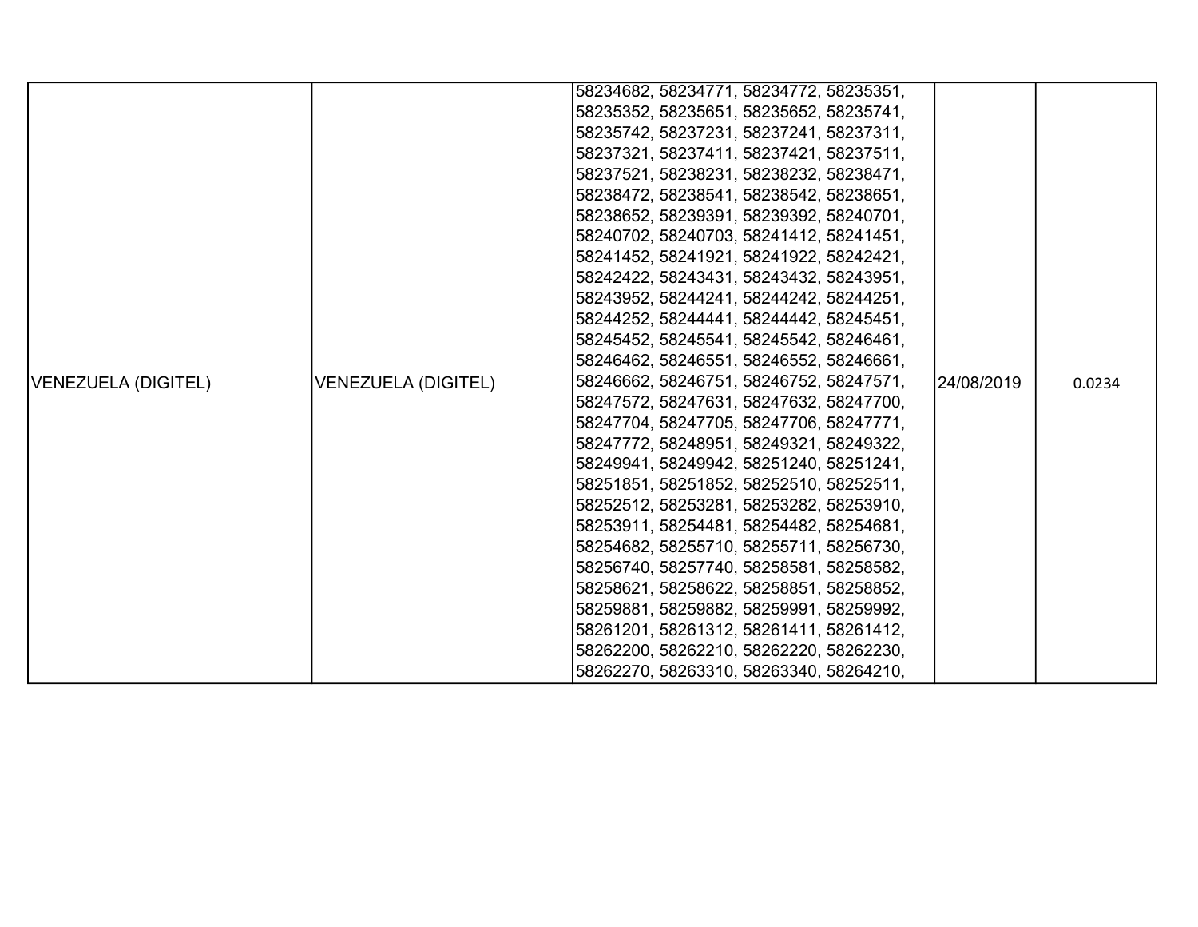| VENEZUELA (DIGITEL) | VENEZUELA (DIGITEL) | 58234682, 58234771, 58234772, 58235351, 58235352, 58235651, 58235652, 58235741, 58235742, 58237231, 58237241, 58237311, 58237321, 58237411, 58237421, 58237511, 58237521, 58238231, 58238232, 58238471, 58238472, 58238541, 58238542, 58238651, 58238652, 58239391, 58239392, 58240701, 58240702, 58240703, 58241412, 58241451, 58241452, 58241921, 58241922, 58242421, 58242422, 58243431, 58243432, 58243951, 58243952, 58244241, 58244242, 58244251, 58244252, 58244441, 58244442, 58245451, 58245452, 58245541, 58245542, 58246461, 58246462, 58246551, 58246552, 58246661, 58246662, 58246751, 58246752, 58247571, 58247572, 58247631, 58247632, 58247700, 58247704, 58247705, 58247706, 58247771, 58247772, 58248951, 58249321, 58249322, 58249941, 58249942, 58251240, 58251241, 58251851, 58251852, 58252510, 58252511, 58252512, 58253281, 58253282, 58253910, 58253911, 58254481, 58254482, 58254681, 58254682, 58255710, 58255711, 58256730, 58256740, 58257740, 58258581, 58258582, 58258621, 58258622, 58258851, 58258852, 58259881, 58259882, 58259991, 58259992, 58261201, 58261312, 58261411, 58261412, 58262200, 58262210, 58262220, 58262230, 58262270, 58263310, 58263340, 58264210, | 24/08/2019 | 0.0234 |
|---|---|---|---|---|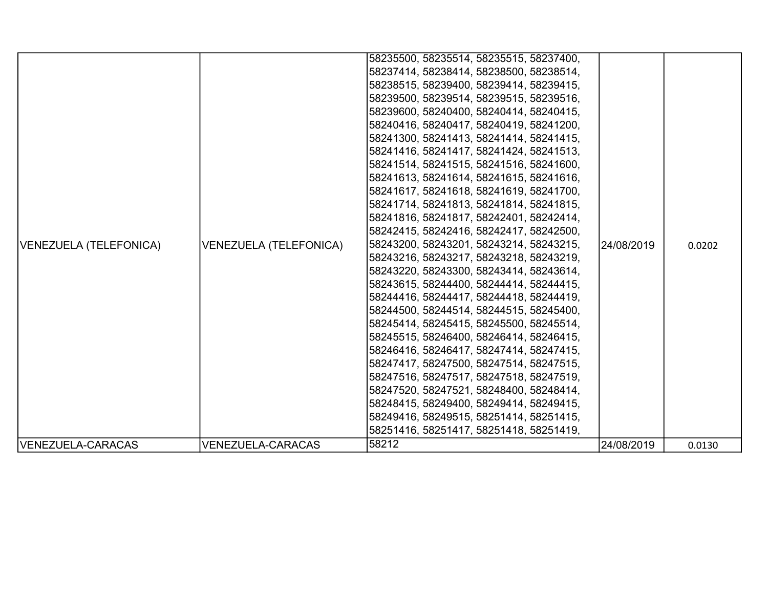| | | | | |
|---|---|---|---|---|
| VENEZUELA (TELEFONICA) | VENEZUELA (TELEFONICA) | 58235500, 58235514, 58235515, 58237400, 58237414, 58238414, 58238500, 58238514, 58238515, 58239400, 58239414, 58239415, 58239500, 58239514, 58239515, 58239516, 58239600, 58240400, 58240414, 58240415, 58240416, 58240417, 58240419, 58241200, 58241300, 58241413, 58241414, 58241415, 58241416, 58241417, 58241424, 58241513, 58241514, 58241515, 58241516, 58241600, 58241613, 58241614, 58241615, 58241616, 58241617, 58241618, 58241619, 58241700, 58241714, 58241813, 58241814, 58241815, 58241816, 58241817, 58242401, 58242414, 58242415, 58242416, 58242417, 58242500, 58243200, 58243201, 58243214, 58243215, 58243216, 58243217, 58243218, 58243219, 58243220, 58243300, 58243414, 58243614, 58243615, 58244400, 58244414, 58244415, 58244416, 58244417, 58244418, 58244419, 58244500, 58244514, 58244515, 58245400, 58245414, 58245415, 58245500, 58245514, 58245515, 58246400, 58246414, 58246415, 58246416, 58246417, 58247414, 58247415, 58247417, 58247500, 58247514, 58247515, 58247516, 58247517, 58247518, 58247519, 58247520, 58247521, 58248400, 58248414, 58248415, 58249400, 58249414, 58249415, 58249416, 58249515, 58251414, 58251415, 58251416, 58251417, 58251418, 58251419, | 24/08/2019 | 0.0202 |
| VENEZUELA-CARACAS | VENEZUELA-CARACAS | 58212 | 24/08/2019 | 0.0130 |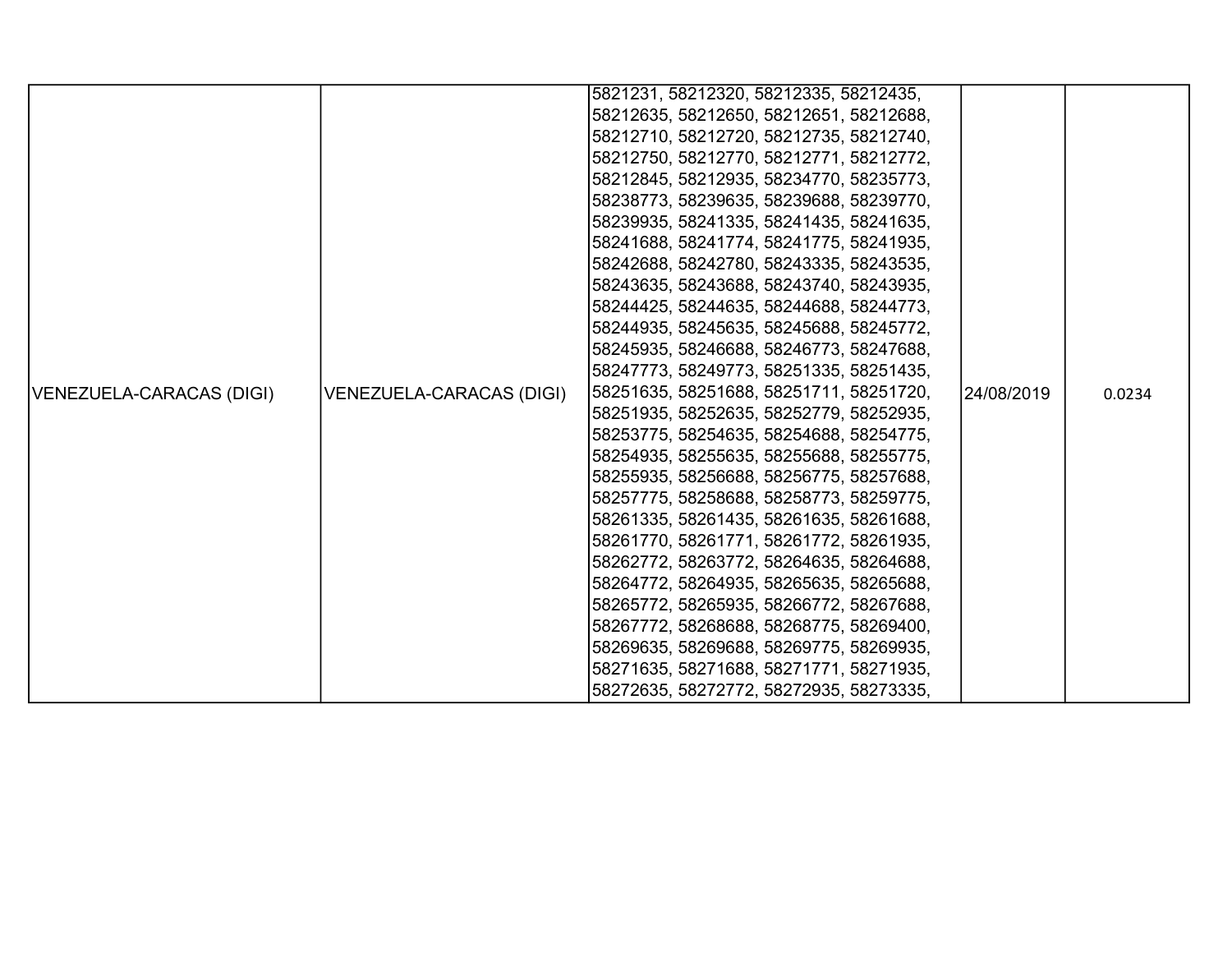| VENEZUELA-CARACAS (DIGI) | VENEZUELA-CARACAS (DIGI) | 5821231, 58212320, 58212335, 58212435, 58212635, 58212650, 58212651, 58212688, 58212710, 58212720, 58212735, 58212740, 58212750, 58212770, 58212771, 58212772, 58212845, 58212935, 58234770, 58235773, 58238773, 58239635, 58239688, 58239770, 58239935, 58241335, 58241435, 58241635, 58241688, 58241774, 58241775, 58241935, 58242688, 58242780, 58243335, 58243535, 58243635, 58243688, 58243740, 58243935, 58244425, 58244635, 58244688, 58244773, 58244935, 58245635, 58245688, 58245772, 58245935, 58246688, 58246773, 58247688, 58247773, 58249773, 58251335, 58251435, 58251635, 58251688, 58251711, 58251720, 58251935, 58252635, 58252779, 58252935, 58253775, 58254635, 58254688, 58254775, 58254935, 58255635, 58255688, 58255775, 58255935, 58256688, 58256775, 58257688, 58257775, 58258688, 58258773, 58259775, 58261335, 58261435, 58261635, 58261688, 58261770, 58261771, 58261772, 58261935, 58262772, 58263772, 58264635, 58264688, 58264772, 58264935, 58265635, 58265688, 58265772, 58265935, 58266772, 58267688, 58267772, 58268688, 58268775, 58269400, 58269635, 58269688, 58269775, 58269935, 58271635, 58271688, 58271771, 58271935, 58272635, 58272772, 58272935, 58273335, | 24/08/2019 | 0.0234 |
|---|---|---|---|---|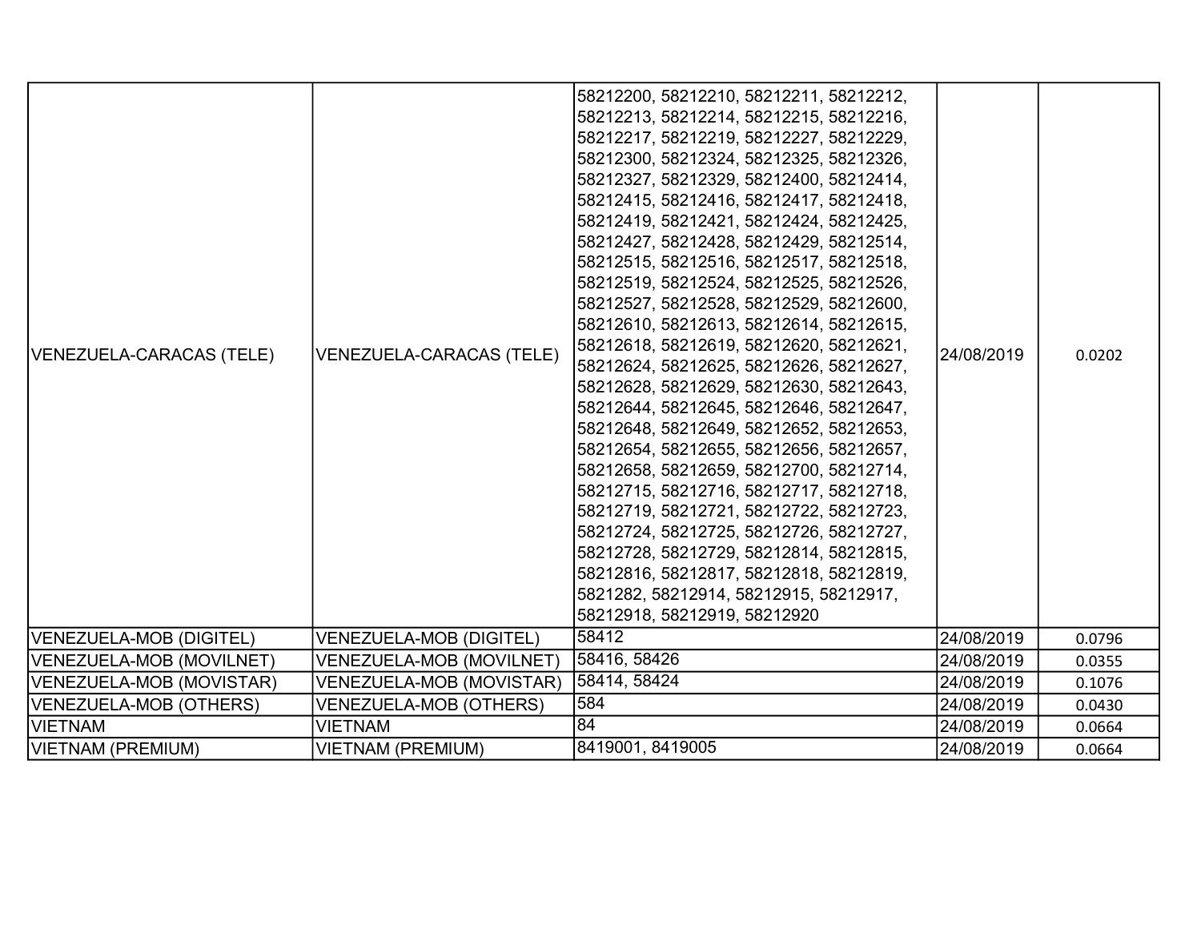| VENEZUELA-CARACAS (TELE) | VENEZUELA-CARACAS (TELE) | 58212200, 58212210, 58212211, 58212212, 58212213, 58212214, 58212215, 58212216, 58212217, 58212219, 58212227, 58212229, 58212300, 58212324, 58212325, 58212326, 58212327, 58212329, 58212400, 58212414, 58212415, 58212416, 58212417, 58212418, 58212419, 58212421, 58212424, 58212425, 58212427, 58212428, 58212429, 58212514, 58212515, 58212516, 58212517, 58212518, 58212519, 58212524, 58212525, 58212526, 58212527, 58212528, 58212529, 58212600, 58212610, 58212613, 58212614, 58212615, 58212618, 58212619, 58212620, 58212621, 58212624, 58212625, 58212626, 58212627, 58212628, 58212629, 58212630, 58212643, 58212644, 58212645, 58212646, 58212647, 58212648, 58212649, 58212652, 58212653, 58212654, 58212655, 58212656, 58212657, 58212658, 58212659, 58212700, 58212714, 58212715, 58212716, 58212717, 58212718, 58212719, 58212721, 58212722, 58212723, 58212724, 58212725, 58212726, 58212727, 58212728, 58212729, 58212814, 58212815, 58212816, 58212817, 58212818, 58212819, 5821282, 58212914, 58212915, 58212917, 58212918, 58212919, 58212920 | 24/08/2019 | 0.0202 |
|---|---|---|---|---|
| VENEZUELA-MOB (DIGITEL) | VENEZUELA-MOB (DIGITEL) | 58412 | 24/08/2019 | 0.0796 |
| VENEZUELA-MOB (MOVILNET) | VENEZUELA-MOB (MOVILNET) | 58416, 58426 | 24/08/2019 | 0.0355 |
| VENEZUELA-MOB (MOVISTAR) | VENEZUELA-MOB (MOVISTAR) | 58414, 58424 | 24/08/2019 | 0.1076 |
| VENEZUELA-MOB (OTHERS) | VENEZUELA-MOB (OTHERS) | 584 | 24/08/2019 | 0.0430 |
| VIETNAM | VIETNAM | 84 | 24/08/2019 | 0.0664 |
| VIETNAM (PREMIUM) | VIETNAM (PREMIUM) | 8419001, 8419005 | 24/08/2019 | 0.0664 |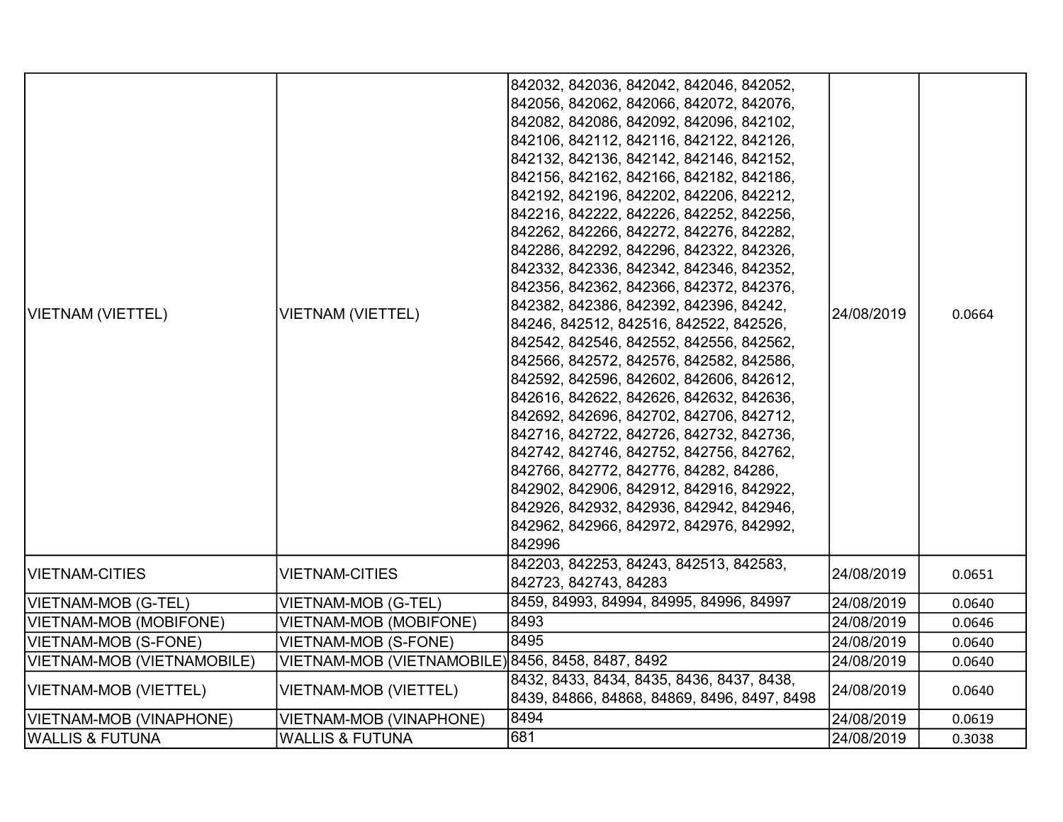| | | | | |
|---|---|---|---|---|
| VIETNAM (VIETTEL) | VIETNAM (VIETTEL) | 842032, 842036, 842042, 842046, 842052, 842056, 842062, 842066, 842072, 842076, 842082, 842086, 842092, 842096, 842102, 842106, 842112, 842116, 842122, 842126, 842132, 842136, 842142, 842146, 842152, 842156, 842162, 842166, 842182, 842186, 842192, 842196, 842202, 842206, 842212, 842216, 842222, 842226, 842252, 842256, 842262, 842266, 842272, 842276, 842282, 842286, 842292, 842296, 842322, 842326, 842332, 842336, 842342, 842346, 842352, 842356, 842362, 842366, 842372, 842376, 842382, 842386, 842392, 842396, 84242, 84246, 842512, 842516, 842522, 842526, 842542, 842546, 842552, 842556, 842562, 842566, 842572, 842576, 842582, 842586, 842592, 842596, 842602, 842606, 842612, 842616, 842622, 842626, 842632, 842636, 842692, 842696, 842702, 842706, 842712, 842716, 842722, 842726, 842732, 842736, 842742, 842746, 842752, 842756, 842762, 842766, 842772, 842776, 84282, 84286, 842902, 842906, 842912, 842916, 842922, 842926, 842932, 842936, 842942, 842946, 842962, 842966, 842972, 842976, 842992, 842996 | 24/08/2019 | 0.0664 |
| VIETNAM-CITIES | VIETNAM-CITIES | 842203, 842253, 84243, 842513, 842583, 842723, 842743, 84283 | 24/08/2019 | 0.0651 |
| VIETNAM-MOB (G-TEL) | VIETNAM-MOB (G-TEL) | 8459, 84993, 84994, 84995, 84996, 84997 | 24/08/2019 | 0.0640 |
| VIETNAM-MOB (MOBIFONE) | VIETNAM-MOB (MOBIFONE) | 8493 | 24/08/2019 | 0.0646 |
| VIETNAM-MOB (S-FONE) | VIETNAM-MOB (S-FONE) | 8495 | 24/08/2019 | 0.0640 |
| VIETNAM-MOB (VIETNAMOBILE) | VIETNAM-MOB (VIETNAMOBILE) | 8456, 8458, 8487, 8492 | 24/08/2019 | 0.0640 |
| VIETNAM-MOB (VIETTEL) | VIETNAM-MOB (VIETTEL) | 8432, 8433, 8434, 8435, 8436, 8437, 8438, 8439, 84866, 84868, 84869, 8496, 8497, 8498 | 24/08/2019 | 0.0640 |
| VIETNAM-MOB (VINAPHONE) | VIETNAM-MOB (VINAPHONE) | 8494 | 24/08/2019 | 0.0619 |
| WALLIS & FUTUNA | WALLIS & FUTUNA | 681 | 24/08/2019 | 0.3038 |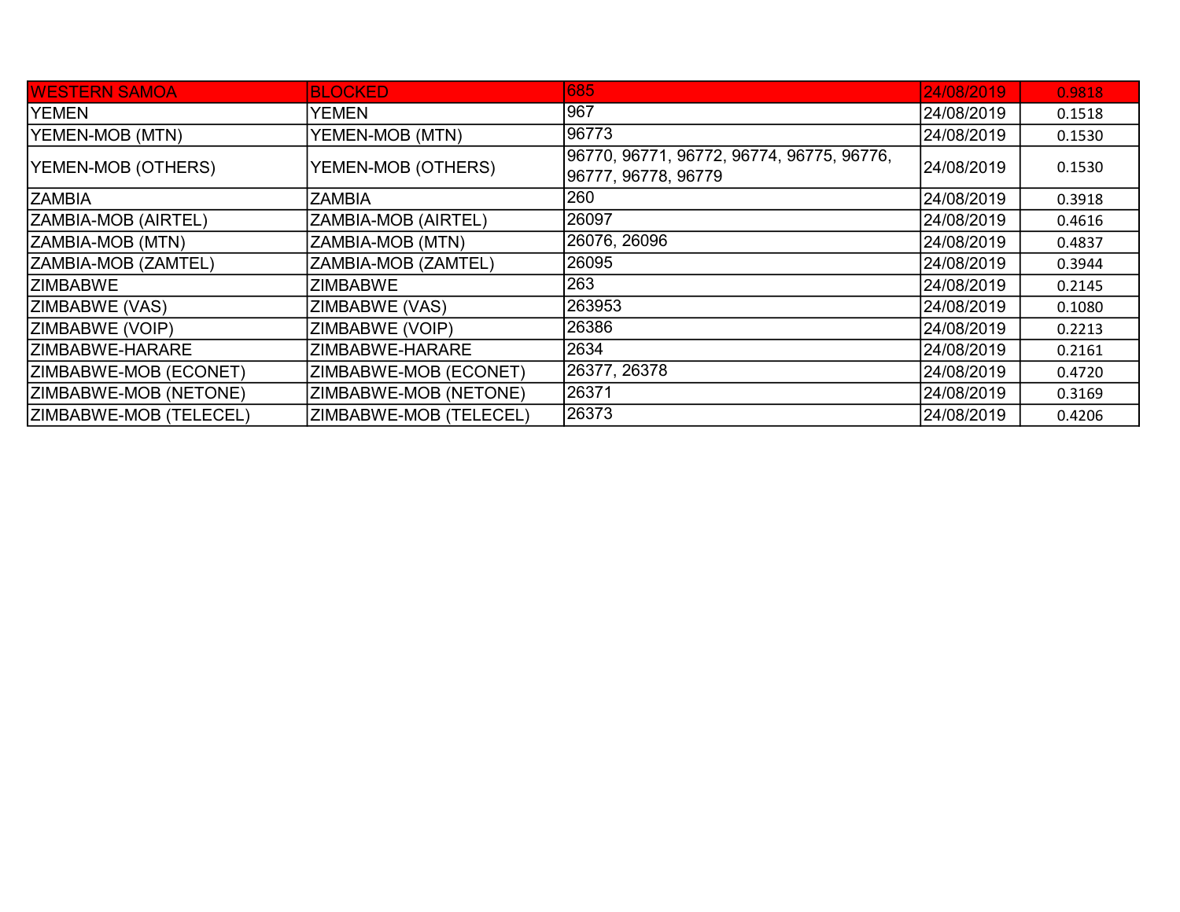| | | | | |
|---|---|---|---|---|
| WESTERN SAMOA | BLOCKED | 685 | 24/08/2019 | 0.9818 |
| YEMEN | YEMEN | 967 | 24/08/2019 | 0.1518 |
| YEMEN-MOB (MTN) | YEMEN-MOB (MTN) | 96773 | 24/08/2019 | 0.1530 |
| YEMEN-MOB (OTHERS) | YEMEN-MOB (OTHERS) | 96770, 96771, 96772, 96774, 96775, 96776, 96777, 96778, 96779 | 24/08/2019 | 0.1530 |
| ZAMBIA | ZAMBIA | 260 | 24/08/2019 | 0.3918 |
| ZAMBIA-MOB (AIRTEL) | ZAMBIA-MOB (AIRTEL) | 26097 | 24/08/2019 | 0.4616 |
| ZAMBIA-MOB (MTN) | ZAMBIA-MOB (MTN) | 26076, 26096 | 24/08/2019 | 0.4837 |
| ZAMBIA-MOB (ZAMTEL) | ZAMBIA-MOB (ZAMTEL) | 26095 | 24/08/2019 | 0.3944 |
| ZIMBABWE | ZIMBABWE | 263 | 24/08/2019 | 0.2145 |
| ZIMBABWE (VAS) | ZIMBABWE (VAS) | 263953 | 24/08/2019 | 0.1080 |
| ZIMBABWE (VOIP) | ZIMBABWE (VOIP) | 26386 | 24/08/2019 | 0.2213 |
| ZIMBABWE-HARARE | ZIMBABWE-HARARE | 2634 | 24/08/2019 | 0.2161 |
| ZIMBABWE-MOB (ECONET) | ZIMBABWE-MOB (ECONET) | 26377, 26378 | 24/08/2019 | 0.4720 |
| ZIMBABWE-MOB (NETONE) | ZIMBABWE-MOB (NETONE) | 26371 | 24/08/2019 | 0.3169 |
| ZIMBABWE-MOB (TELECEL) | ZIMBABWE-MOB (TELECEL) | 26373 | 24/08/2019 | 0.4206 |